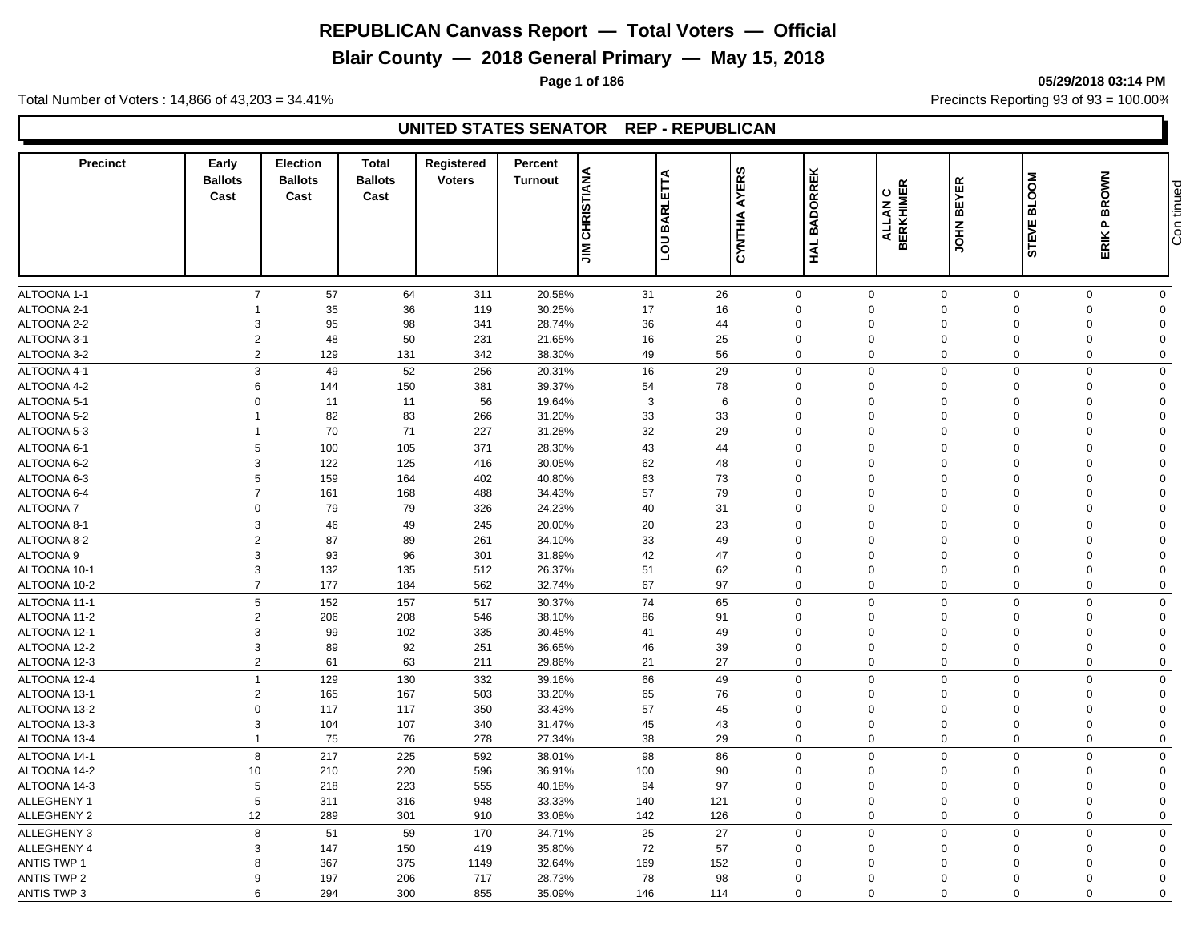# REPUBLICAN Canvass Report — Total Voters — Official

## Blair County — 2018 General Primary — May 15, 2018

05/29/2018 03:14 PM

Total Number of Voters : 14,866 of 43,203 = 34.41%

Precincts Reporting 93 of 93 = 100.00%

### UNITED STATES SENATOR REP - REPUBLICAN

| Precinct | Early Ballots Cast | Election Ballots Cast | Total Ballots Cast | Registered Voters | Percent Turnout | JIM CHRISTIANA | LOU BARLETTA | CYNTHIA AYERS | HAL BADORREK | ALLAN C BERKHIMER | JOHN BEYER | STEVE BLOOM | ERIK P BROWN |
|---|---|---|---|---|---|---|---|---|---|---|---|---|---|
| ALTOONA 1-1 | 7 | 57 | 64 | 311 | 20.58% | 31 | 26 | 0 | 0 | 0 | 0 | 0 | 0 |
| ALTOONA 2-1 | 1 | 35 | 36 | 119 | 30.25% | 17 | 16 | 0 | 0 | 0 | 0 | 0 | 0 |
| ALTOONA 2-2 | 3 | 95 | 98 | 341 | 28.74% | 36 | 44 | 0 | 0 | 0 | 0 | 0 | 0 |
| ALTOONA 3-1 | 2 | 48 | 50 | 231 | 21.65% | 16 | 25 | 0 | 0 | 0 | 0 | 0 | 0 |
| ALTOONA 3-2 | 2 | 129 | 131 | 342 | 38.30% | 49 | 56 | 0 | 0 | 0 | 0 | 0 | 0 |
| ALTOONA 4-1 | 3 | 49 | 52 | 256 | 20.31% | 16 | 29 | 0 | 0 | 0 | 0 | 0 | 0 |
| ALTOONA 4-2 | 6 | 144 | 150 | 381 | 39.37% | 54 | 78 | 0 | 0 | 0 | 0 | 0 | 0 |
| ALTOONA 5-1 | 0 | 11 | 11 | 56 | 19.64% | 3 | 6 | 0 | 0 | 0 | 0 | 0 | 0 |
| ALTOONA 5-2 | 1 | 82 | 83 | 266 | 31.20% | 33 | 33 | 0 | 0 | 0 | 0 | 0 | 0 |
| ALTOONA 5-3 | 1 | 70 | 71 | 227 | 31.28% | 32 | 29 | 0 | 0 | 0 | 0 | 0 | 0 |
| ALTOONA 6-1 | 5 | 100 | 105 | 371 | 28.30% | 43 | 44 | 0 | 0 | 0 | 0 | 0 | 0 |
| ALTOONA 6-2 | 3 | 122 | 125 | 416 | 30.05% | 62 | 48 | 0 | 0 | 0 | 0 | 0 | 0 |
| ALTOONA 6-3 | 5 | 159 | 164 | 402 | 40.80% | 63 | 73 | 0 | 0 | 0 | 0 | 0 | 0 |
| ALTOONA 6-4 | 7 | 161 | 168 | 488 | 34.43% | 57 | 79 | 0 | 0 | 0 | 0 | 0 | 0 |
| ALTOONA 7 | 0 | 79 | 79 | 326 | 24.23% | 40 | 31 | 0 | 0 | 0 | 0 | 0 | 0 |
| ALTOONA 8-1 | 3 | 46 | 49 | 245 | 20.00% | 20 | 23 | 0 | 0 | 0 | 0 | 0 | 0 |
| ALTOONA 8-2 | 2 | 87 | 89 | 261 | 34.10% | 33 | 49 | 0 | 0 | 0 | 0 | 0 | 0 |
| ALTOONA 9 | 3 | 93 | 96 | 301 | 31.89% | 42 | 47 | 0 | 0 | 0 | 0 | 0 | 0 |
| ALTOONA 10-1 | 3 | 132 | 135 | 512 | 26.37% | 51 | 62 | 0 | 0 | 0 | 0 | 0 | 0 |
| ALTOONA 10-2 | 7 | 177 | 184 | 562 | 32.74% | 67 | 97 | 0 | 0 | 0 | 0 | 0 | 0 |
| ALTOONA 11-1 | 5 | 152 | 157 | 517 | 30.37% | 74 | 65 | 0 | 0 | 0 | 0 | 0 | 0 |
| ALTOONA 11-2 | 2 | 206 | 208 | 546 | 38.10% | 86 | 91 | 0 | 0 | 0 | 0 | 0 | 0 |
| ALTOONA 12-1 | 3 | 99 | 102 | 335 | 30.45% | 41 | 49 | 0 | 0 | 0 | 0 | 0 | 0 |
| ALTOONA 12-2 | 3 | 89 | 92 | 251 | 36.65% | 46 | 39 | 0 | 0 | 0 | 0 | 0 | 0 |
| ALTOONA 12-3 | 2 | 61 | 63 | 211 | 29.86% | 21 | 27 | 0 | 0 | 0 | 0 | 0 | 0 |
| ALTOONA 12-4 | 1 | 129 | 130 | 332 | 39.16% | 66 | 49 | 0 | 0 | 0 | 0 | 0 | 0 |
| ALTOONA 13-1 | 2 | 165 | 167 | 503 | 33.20% | 65 | 76 | 0 | 0 | 0 | 0 | 0 | 0 |
| ALTOONA 13-2 | 0 | 117 | 117 | 350 | 33.43% | 57 | 45 | 0 | 0 | 0 | 0 | 0 | 0 |
| ALTOONA 13-3 | 3 | 104 | 107 | 340 | 31.47% | 45 | 43 | 0 | 0 | 0 | 0 | 0 | 0 |
| ALTOONA 13-4 | 1 | 75 | 76 | 278 | 27.34% | 38 | 29 | 0 | 0 | 0 | 0 | 0 | 0 |
| ALTOONA 14-1 | 8 | 217 | 225 | 592 | 38.01% | 98 | 86 | 0 | 0 | 0 | 0 | 0 | 0 |
| ALTOONA 14-2 | 10 | 210 | 220 | 596 | 36.91% | 100 | 90 | 0 | 0 | 0 | 0 | 0 | 0 |
| ALTOONA 14-3 | 5 | 218 | 223 | 555 | 40.18% | 94 | 97 | 0 | 0 | 0 | 0 | 0 | 0 |
| ALLEGHENY 1 | 5 | 311 | 316 | 948 | 33.33% | 140 | 121 | 0 | 0 | 0 | 0 | 0 | 0 |
| ALLEGHENY 2 | 12 | 289 | 301 | 910 | 33.08% | 142 | 126 | 0 | 0 | 0 | 0 | 0 | 0 |
| ALLEGHENY 3 | 8 | 51 | 59 | 170 | 34.71% | 25 | 27 | 0 | 0 | 0 | 0 | 0 | 0 |
| ALLEGHENY 4 | 3 | 147 | 150 | 419 | 35.80% | 72 | 57 | 0 | 0 | 0 | 0 | 0 | 0 |
| ANTIS TWP 1 | 8 | 367 | 375 | 1149 | 32.64% | 169 | 152 | 0 | 0 | 0 | 0 | 0 | 0 |
| ANTIS TWP 2 | 9 | 197 | 206 | 717 | 28.73% | 78 | 98 | 0 | 0 | 0 | 0 | 0 | 0 |
| ANTIS TWP 3 | 6 | 294 | 300 | 855 | 35.09% | 146 | 114 | 0 | 0 | 0 | 0 | 0 | 0 |

Continued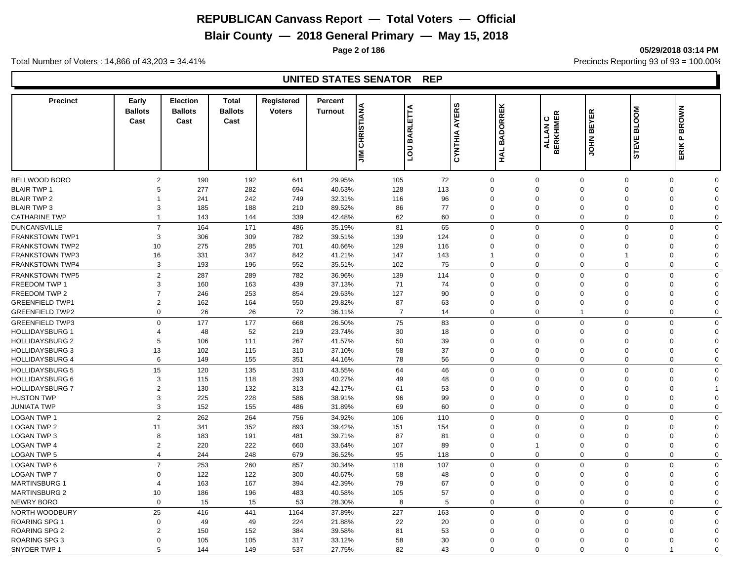# REPUBLICAN Canvass Report — Total Voters — Official

## Blair County — 2018 General Primary — May 15, 2018

Total Number of Voters : 14,866 of 43,203 = 34.41%

Precincts Reporting 93 of 93 = 100.00%

05/29/2018 03:14 PM

### UNITED STATES SENATOR REP

| Precinct | Early Ballots Cast | Election Ballots Cast | Total Ballots Cast | Registered Voters | Percent Turnout | JIM CHRISTIANA | LOU BARLETTA | CYNTHIA AYERS | HAL BADORREK | ALLAN C BERKHIMER | JOHN BEYER | STEVE BLOOM | ERIK P BROWN |
|---|---|---|---|---|---|---|---|---|---|---|---|---|---|
| BELLWOOD BORO | 2 | 190 | 192 | 641 | 29.95% | 105 | 72 | 0 | 0 | 0 | 0 | 0 | 0 |
| BLAIR TWP 1 | 5 | 277 | 282 | 694 | 40.63% | 128 | 113 | 0 | 0 | 0 | 0 | 0 | 0 |
| BLAIR TWP 2 | 1 | 241 | 242 | 749 | 32.31% | 116 | 96 | 0 | 0 | 0 | 0 | 0 | 0 |
| BLAIR TWP 3 | 3 | 185 | 188 | 210 | 89.52% | 86 | 77 | 0 | 0 | 0 | 0 | 0 | 0 |
| CATHARINE TWP | 1 | 143 | 144 | 339 | 42.48% | 62 | 60 | 0 | 0 | 0 | 0 | 0 | 0 |
| DUNCANSVILLE | 7 | 164 | 171 | 486 | 35.19% | 81 | 65 | 0 | 0 | 0 | 0 | 0 | 0 |
| FRANKSTOWN TWP1 | 3 | 306 | 309 | 782 | 39.51% | 139 | 124 | 0 | 0 | 0 | 0 | 0 | 0 |
| FRANKSTOWN TWP2 | 10 | 275 | 285 | 701 | 40.66% | 129 | 116 | 0 | 0 | 0 | 0 | 0 | 0 |
| FRANKSTOWN TWP3 | 16 | 331 | 347 | 842 | 41.21% | 147 | 143 | 1 | 0 | 0 | 1 | 0 | 0 |
| FRANKSTOWN TWP4 | 3 | 193 | 196 | 552 | 35.51% | 102 | 75 | 0 | 0 | 0 | 0 | 0 | 0 |
| FRANKSTOWN TWP5 | 2 | 287 | 289 | 782 | 36.96% | 139 | 114 | 0 | 0 | 0 | 0 | 0 | 0 |
| FREEDOM TWP 1 | 3 | 160 | 163 | 439 | 37.13% | 71 | 74 | 0 | 0 | 0 | 0 | 0 | 0 |
| FREEDOM TWP 2 | 7 | 246 | 253 | 854 | 29.63% | 127 | 90 | 0 | 0 | 0 | 0 | 0 | 0 |
| GREENFIELD TWP1 | 2 | 162 | 164 | 550 | 29.82% | 87 | 63 | 0 | 0 | 0 | 0 | 0 | 0 |
| GREENFIELD TWP2 | 0 | 26 | 26 | 72 | 36.11% | 7 | 14 | 0 | 0 | 1 | 0 | 0 | 0 |
| GREENFIELD TWP3 | 0 | 177 | 177 | 668 | 26.50% | 75 | 83 | 0 | 0 | 0 | 0 | 0 | 0 |
| HOLLIDAYSBURG 1 | 4 | 48 | 52 | 219 | 23.74% | 30 | 18 | 0 | 0 | 0 | 0 | 0 | 0 |
| HOLLIDAYSBURG 2 | 5 | 106 | 111 | 267 | 41.57% | 50 | 39 | 0 | 0 | 0 | 0 | 0 | 0 |
| HOLLIDAYSBURG 3 | 13 | 102 | 115 | 310 | 37.10% | 58 | 37 | 0 | 0 | 0 | 0 | 0 | 0 |
| HOLLIDAYSBURG 4 | 6 | 149 | 155 | 351 | 44.16% | 78 | 56 | 0 | 0 | 0 | 0 | 0 | 0 |
| HOLLIDAYSBURG 5 | 15 | 120 | 135 | 310 | 43.55% | 64 | 46 | 0 | 0 | 0 | 0 | 0 | 0 |
| HOLLIDAYSBURG 6 | 3 | 115 | 118 | 293 | 40.27% | 49 | 48 | 0 | 0 | 0 | 0 | 0 | 0 |
| HOLLIDAYSBURG 7 | 2 | 130 | 132 | 313 | 42.17% | 61 | 53 | 0 | 0 | 0 | 0 | 0 | 1 |
| HUSTON TWP | 3 | 225 | 228 | 586 | 38.91% | 96 | 99 | 0 | 0 | 0 | 0 | 0 | 0 |
| JUNIATA TWP | 3 | 152 | 155 | 486 | 31.89% | 69 | 60 | 0 | 0 | 0 | 0 | 0 | 0 |
| LOGAN TWP 1 | 2 | 262 | 264 | 756 | 34.92% | 106 | 110 | 0 | 0 | 0 | 0 | 0 | 0 |
| LOGAN TWP 2 | 11 | 341 | 352 | 893 | 39.42% | 151 | 154 | 0 | 0 | 0 | 0 | 0 | 0 |
| LOGAN TWP 3 | 8 | 183 | 191 | 481 | 39.71% | 87 | 81 | 0 | 0 | 0 | 0 | 0 | 0 |
| LOGAN TWP 4 | 2 | 220 | 222 | 660 | 33.64% | 107 | 89 | 0 | 1 | 0 | 0 | 0 | 0 |
| LOGAN TWP 5 | 4 | 244 | 248 | 679 | 36.52% | 95 | 118 | 0 | 0 | 0 | 0 | 0 | 0 |
| LOGAN TWP 6 | 7 | 253 | 260 | 857 | 30.34% | 118 | 107 | 0 | 0 | 0 | 0 | 0 | 0 |
| LOGAN TWP 7 | 0 | 122 | 122 | 300 | 40.67% | 58 | 48 | 0 | 0 | 0 | 0 | 0 | 0 |
| MARTINSBURG 1 | 4 | 163 | 167 | 394 | 42.39% | 79 | 67 | 0 | 0 | 0 | 0 | 0 | 0 |
| MARTINSBURG 2 | 10 | 186 | 196 | 483 | 40.58% | 105 | 57 | 0 | 0 | 0 | 0 | 0 | 0 |
| NEWRY BORO | 0 | 15 | 15 | 53 | 28.30% | 8 | 5 | 0 | 0 | 0 | 0 | 0 | 0 |
| NORTH WOODBURY | 25 | 416 | 441 | 1164 | 37.89% | 227 | 163 | 0 | 0 | 0 | 0 | 0 | 0 |
| ROARING SPG 1 | 0 | 49 | 49 | 224 | 21.88% | 22 | 20 | 0 | 0 | 0 | 0 | 0 | 0 |
| ROARING SPG 2 | 2 | 150 | 152 | 384 | 39.58% | 81 | 53 | 0 | 0 | 0 | 0 | 0 | 0 |
| ROARING SPG 3 | 0 | 105 | 105 | 317 | 33.12% | 58 | 30 | 0 | 0 | 0 | 0 | 0 | 0 |
| SNYDER TWP 1 | 5 | 144 | 149 | 537 | 27.75% | 82 | 43 | 0 | 0 | 0 | 0 | 1 | 0 |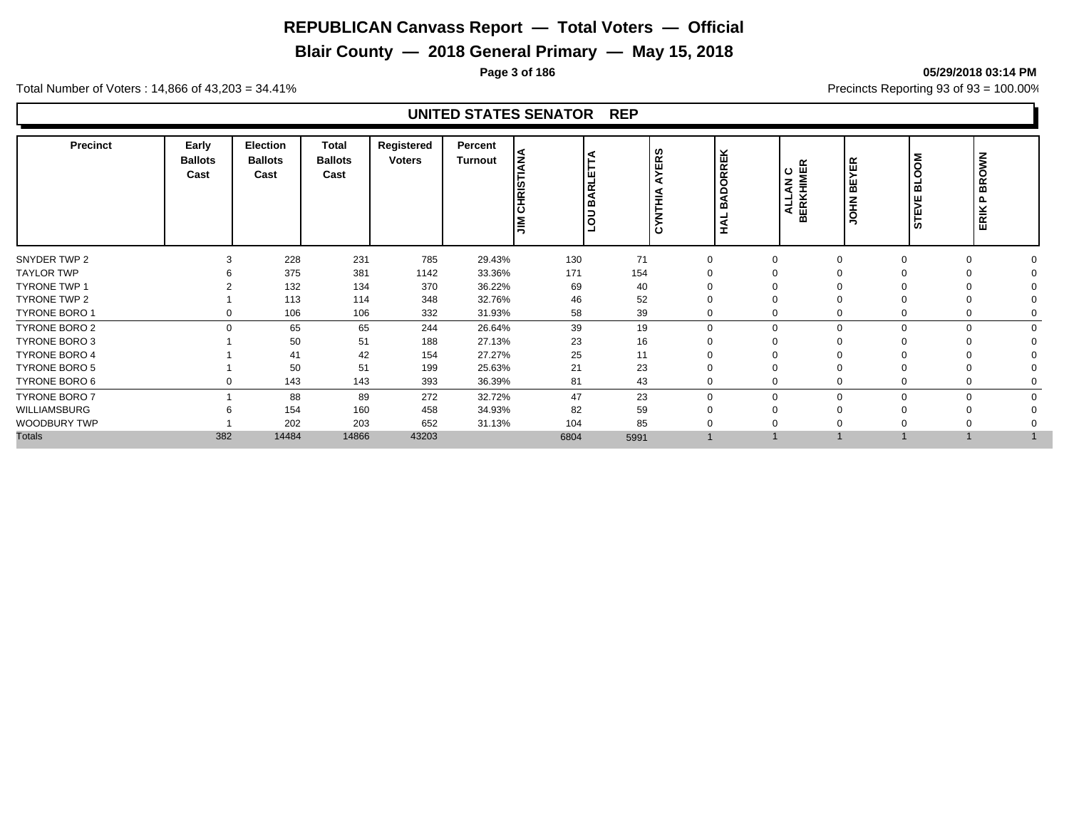# REPUBLICAN Canvass Report — Total Voters — Official

## Blair County — 2018 General Primary — May 15, 2018

05/29/2018 03:14 PM

Total Number of Voters : 14,866 of 43,203 = 34.41%

Precincts Reporting 93 of 93 = 100.00%

### UNITED STATES SENATOR REP

| Precinct | Early Ballots Cast | Election Ballots Cast | Total Ballots Cast | Registered Voters | Percent Turnout | JIM CHRISTIANA | LOU BARLETTA | CYNTHIA AYERS | HAL BADORREK | ALLAN C BERKHIMER | JOHN BEYER | STEVE BLOOM | ERIK P BROWN |
|---|---|---|---|---|---|---|---|---|---|---|---|---|---|
| SNYDER TWP 2 | 3 | 228 | 231 | 785 | 29.43% | 130 | 71 | 0 | 0 | 0 | 0 | 0 | 0 |
| TAYLOR TWP | 6 | 375 | 381 | 1142 | 33.36% | 171 | 154 | 0 | 0 | 0 | 0 | 0 | 0 |
| TYRONE TWP 1 | 2 | 132 | 134 | 370 | 36.22% | 69 | 40 | 0 | 0 | 0 | 0 | 0 | 0 |
| TYRONE TWP 2 | 1 | 113 | 114 | 348 | 32.76% | 46 | 52 | 0 | 0 | 0 | 0 | 0 | 0 |
| TYRONE BORO 1 | 0 | 106 | 106 | 332 | 31.93% | 58 | 39 | 0 | 0 | 0 | 0 | 0 | 0 |
| TYRONE BORO 2 | 0 | 65 | 65 | 244 | 26.64% | 39 | 19 | 0 | 0 | 0 | 0 | 0 | 0 |
| TYRONE BORO 3 | 1 | 50 | 51 | 188 | 27.13% | 23 | 16 | 0 | 0 | 0 | 0 | 0 | 0 |
| TYRONE BORO 4 | 1 | 41 | 42 | 154 | 27.27% | 25 | 11 | 0 | 0 | 0 | 0 | 0 | 0 |
| TYRONE BORO 5 | 1 | 50 | 51 | 199 | 25.63% | 21 | 23 | 0 | 0 | 0 | 0 | 0 | 0 |
| TYRONE BORO 6 | 0 | 143 | 143 | 393 | 36.39% | 81 | 43 | 0 | 0 | 0 | 0 | 0 | 0 |
| TYRONE BORO 7 | 1 | 88 | 89 | 272 | 32.72% | 47 | 23 | 0 | 0 | 0 | 0 | 0 | 0 |
| WILLIAMSBURG | 6 | 154 | 160 | 458 | 34.93% | 82 | 59 | 0 | 0 | 0 | 0 | 0 | 0 |
| WOODBURY TWP | 1 | 202 | 203 | 652 | 31.13% | 104 | 85 | 0 | 0 | 0 | 0 | 0 | 0 |
| Totals | 382 | 14484 | 14866 | 43203 | | 6804 | 5991 | 1 | 1 | 1 | 1 | 1 | 1 |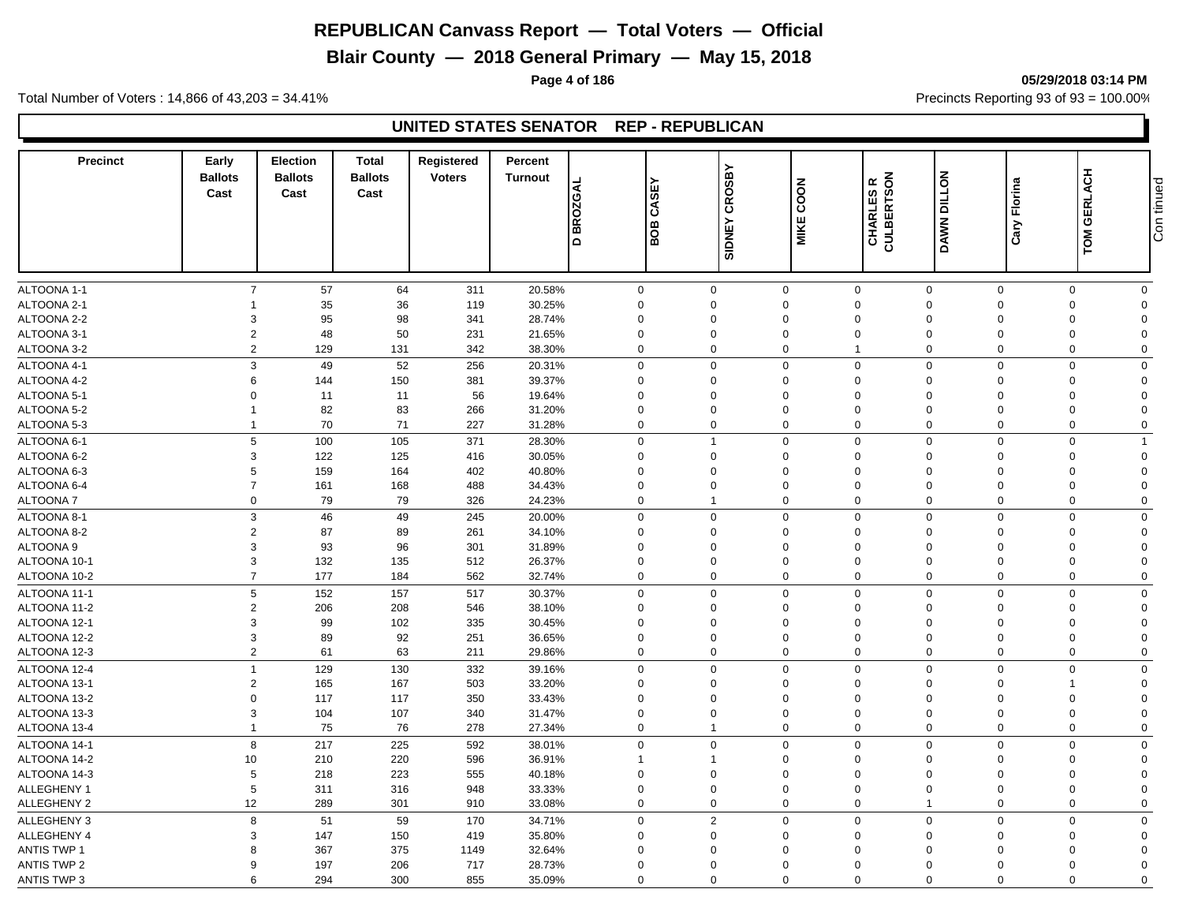# REPUBLICAN Canvass Report — Total Voters — Official

## Blair County — 2018 General Primary — May 15, 2018

Total Number of Voters : 14,866 of 43,203 = 34.41%

Precincts Reporting 93 of 93 = 100.00%

## UNITED STATES SENATOR REP - REPUBLICAN

| Precinct | Early Ballots Cast | Election Ballots Cast | Total Ballots Cast | Registered Voters | Percent Turnout | D BROZGAL | BOB CASEY | SIDNEY CROSBY | MIKE COON | CHARLES R CULBERTSON | DAWN DILLON | Cary Florina | TOM GERLACH |
|---|---|---|---|---|---|---|---|---|---|---|---|---|---|
| ALTOONA 1-1 | 7 | 57 | 64 | 311 | 20.58% | 0 | 0 | 0 | 0 | 0 | 0 | 0 | 0 |
| ALTOONA 2-1 | 1 | 35 | 36 | 119 | 30.25% | 0 | 0 | 0 | 0 | 0 | 0 | 0 | 0 |
| ALTOONA 2-2 | 3 | 95 | 98 | 341 | 28.74% | 0 | 0 | 0 | 0 | 0 | 0 | 0 | 0 |
| ALTOONA 3-1 | 2 | 48 | 50 | 231 | 21.65% | 0 | 0 | 0 | 0 | 0 | 0 | 0 | 0 |
| ALTOONA 3-2 | 2 | 129 | 131 | 342 | 38.30% | 0 | 0 | 0 | 1 | 0 | 0 | 0 | 0 |
| ALTOONA 4-1 | 3 | 49 | 52 | 256 | 20.31% | 0 | 0 | 0 | 0 | 0 | 0 | 0 | 0 |
| ALTOONA 4-2 | 6 | 144 | 150 | 381 | 39.37% | 0 | 0 | 0 | 0 | 0 | 0 | 0 | 0 |
| ALTOONA 5-1 | 0 | 11 | 11 | 56 | 19.64% | 0 | 0 | 0 | 0 | 0 | 0 | 0 | 0 |
| ALTOONA 5-2 | 1 | 82 | 83 | 266 | 31.20% | 0 | 0 | 0 | 0 | 0 | 0 | 0 | 0 |
| ALTOONA 5-3 | 1 | 70 | 71 | 227 | 31.28% | 0 | 0 | 0 | 0 | 0 | 0 | 0 | 0 |
| ALTOONA 6-1 | 5 | 100 | 105 | 371 | 28.30% | 0 | 1 | 0 | 0 | 0 | 0 | 0 | 1 |
| ALTOONA 6-2 | 3 | 122 | 125 | 416 | 30.05% | 0 | 0 | 0 | 0 | 0 | 0 | 0 | 0 |
| ALTOONA 6-3 | 5 | 159 | 164 | 402 | 40.80% | 0 | 0 | 0 | 0 | 0 | 0 | 0 | 0 |
| ALTOONA 6-4 | 7 | 161 | 168 | 488 | 34.43% | 0 | 0 | 0 | 0 | 0 | 0 | 0 | 0 |
| ALTOONA 7 | 0 | 79 | 79 | 326 | 24.23% | 0 | 1 | 0 | 0 | 0 | 0 | 0 | 0 |
| ALTOONA 8-1 | 3 | 46 | 49 | 245 | 20.00% | 0 | 0 | 0 | 0 | 0 | 0 | 0 | 0 |
| ALTOONA 8-2 | 2 | 87 | 89 | 261 | 34.10% | 0 | 0 | 0 | 0 | 0 | 0 | 0 | 0 |
| ALTOONA 9 | 3 | 93 | 96 | 301 | 31.89% | 0 | 0 | 0 | 0 | 0 | 0 | 0 | 0 |
| ALTOONA 10-1 | 3 | 132 | 135 | 512 | 26.37% | 0 | 0 | 0 | 0 | 0 | 0 | 0 | 0 |
| ALTOONA 10-2 | 7 | 177 | 184 | 562 | 32.74% | 0 | 0 | 0 | 0 | 0 | 0 | 0 | 0 |
| ALTOONA 11-1 | 5 | 152 | 157 | 517 | 30.37% | 0 | 0 | 0 | 0 | 0 | 0 | 0 | 0 |
| ALTOONA 11-2 | 2 | 206 | 208 | 546 | 38.10% | 0 | 0 | 0 | 0 | 0 | 0 | 0 | 0 |
| ALTOONA 12-1 | 3 | 99 | 102 | 335 | 30.45% | 0 | 0 | 0 | 0 | 0 | 0 | 0 | 0 |
| ALTOONA 12-2 | 3 | 89 | 92 | 251 | 36.65% | 0 | 0 | 0 | 0 | 0 | 0 | 0 | 0 |
| ALTOONA 12-3 | 2 | 61 | 63 | 211 | 29.86% | 0 | 0 | 0 | 0 | 0 | 0 | 0 | 0 |
| ALTOONA 12-4 | 1 | 129 | 130 | 332 | 39.16% | 0 | 0 | 0 | 0 | 0 | 0 | 0 | 0 |
| ALTOONA 13-1 | 2 | 165 | 167 | 503 | 33.20% | 0 | 0 | 0 | 0 | 0 | 0 | 1 | 0 |
| ALTOONA 13-2 | 0 | 117 | 117 | 350 | 33.43% | 0 | 0 | 0 | 0 | 0 | 0 | 0 | 0 |
| ALTOONA 13-3 | 3 | 104 | 107 | 340 | 31.47% | 0 | 0 | 0 | 0 | 0 | 0 | 0 | 0 |
| ALTOONA 13-4 | 1 | 75 | 76 | 278 | 27.34% | 0 | 1 | 0 | 0 | 0 | 0 | 0 | 0 |
| ALTOONA 14-1 | 8 | 217 | 225 | 592 | 38.01% | 0 | 0 | 0 | 0 | 0 | 0 | 0 | 0 |
| ALTOONA 14-2 | 10 | 210 | 220 | 596 | 36.91% | 1 | 1 | 0 | 0 | 0 | 0 | 0 | 0 |
| ALTOONA 14-3 | 5 | 218 | 223 | 555 | 40.18% | 0 | 0 | 0 | 0 | 0 | 0 | 0 | 0 |
| ALLEGHENY 1 | 5 | 311 | 316 | 948 | 33.33% | 0 | 0 | 0 | 0 | 0 | 0 | 0 | 0 |
| ALLEGHENY 2 | 12 | 289 | 301 | 910 | 33.08% | 0 | 0 | 0 | 0 | 1 | 0 | 0 | 0 |
| ALLEGHENY 3 | 8 | 51 | 59 | 170 | 34.71% | 0 | 2 | 0 | 0 | 0 | 0 | 0 | 0 |
| ALLEGHENY 4 | 3 | 147 | 150 | 419 | 35.80% | 0 | 0 | 0 | 0 | 0 | 0 | 0 | 0 |
| ANTIS TWP 1 | 8 | 367 | 375 | 1149 | 32.64% | 0 | 0 | 0 | 0 | 0 | 0 | 0 | 0 |
| ANTIS TWP 2 | 9 | 197 | 206 | 717 | 28.73% | 0 | 0 | 0 | 0 | 0 | 0 | 0 | 0 |
| ANTIS TWP 3 | 6 | 294 | 300 | 855 | 35.09% | 0 | 0 | 0 | 0 | 0 | 0 | 0 | 0 |

Continued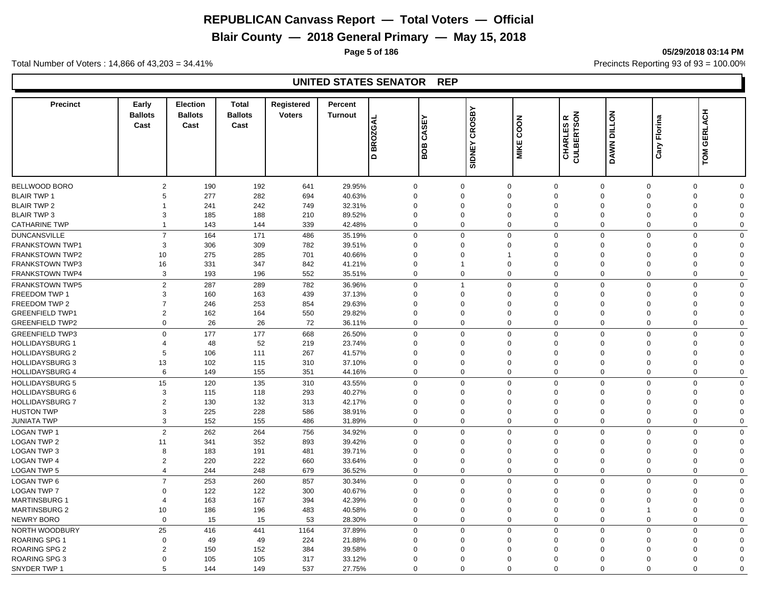# REPUBLICAN Canvass Report — Total Voters — Official

## Blair County — 2018 General Primary — May 15, 2018

05/29/2018 03:14 PM

Total Number of Voters : 14,866 of 43,203 = 34.41%

Precincts Reporting 93 of 93 = 100.00%

### UNITED STATES SENATOR REP

| Precinct | Early Ballots Cast | Election Ballots Cast | Total Ballots Cast | Registered Voters | Percent Turnout | D BROZGAL | BOB CASEY | SIDNEY CROSBY | MIKE COON | CHARLES R CULBERTSON | DAWN DILLON | Cary Florina | TOM GERLACH |
|---|---|---|---|---|---|---|---|---|---|---|---|---|---|
| BELLWOOD BORO | 2 | 190 | 192 | 641 | 29.95% | 0 | 0 | 0 | 0 | 0 | 0 | 0 | 0 |
| BLAIR TWP 1 | 5 | 277 | 282 | 694 | 40.63% | 0 | 0 | 0 | 0 | 0 | 0 | 0 | 0 |
| BLAIR TWP 2 | 1 | 241 | 242 | 749 | 32.31% | 0 | 0 | 0 | 0 | 0 | 0 | 0 | 0 |
| BLAIR TWP 3 | 3 | 185 | 188 | 210 | 89.52% | 0 | 0 | 0 | 0 | 0 | 0 | 0 | 0 |
| CATHARINE TWP | 1 | 143 | 144 | 339 | 42.48% | 0 | 0 | 0 | 0 | 0 | 0 | 0 | 0 |
| DUNCANSVILLE | 7 | 164 | 171 | 486 | 35.19% | 0 | 0 | 0 | 0 | 0 | 0 | 0 | 0 |
| FRANKSTOWN TWP1 | 3 | 306 | 309 | 782 | 39.51% | 0 | 0 | 0 | 0 | 0 | 0 | 0 | 0 |
| FRANKSTOWN TWP2 | 10 | 275 | 285 | 701 | 40.66% | 0 | 0 | 1 | 0 | 0 | 0 | 0 | 0 |
| FRANKSTOWN TWP3 | 16 | 331 | 347 | 842 | 41.21% | 0 | 1 | 0 | 0 | 0 | 0 | 0 | 0 |
| FRANKSTOWN TWP4 | 3 | 193 | 196 | 552 | 35.51% | 0 | 0 | 0 | 0 | 0 | 0 | 0 | 0 |
| FRANKSTOWN TWP5 | 2 | 287 | 289 | 782 | 36.96% | 0 | 1 | 0 | 0 | 0 | 0 | 0 | 0 |
| FREEDOM TWP 1 | 3 | 160 | 163 | 439 | 37.13% | 0 | 0 | 0 | 0 | 0 | 0 | 0 | 0 |
| FREEDOM TWP 2 | 7 | 246 | 253 | 854 | 29.63% | 0 | 0 | 0 | 0 | 0 | 0 | 0 | 0 |
| GREENFIELD TWP1 | 2 | 162 | 164 | 550 | 29.82% | 0 | 0 | 0 | 0 | 0 | 0 | 0 | 0 |
| GREENFIELD TWP2 | 0 | 26 | 26 | 72 | 36.11% | 0 | 0 | 0 | 0 | 0 | 0 | 0 | 0 |
| GREENFIELD TWP3 | 0 | 177 | 177 | 668 | 26.50% | 0 | 0 | 0 | 0 | 0 | 0 | 0 | 0 |
| HOLLIDAYSBURG 1 | 4 | 48 | 52 | 219 | 23.74% | 0 | 0 | 0 | 0 | 0 | 0 | 0 | 0 |
| HOLLIDAYSBURG 2 | 5 | 106 | 111 | 267 | 41.57% | 0 | 0 | 0 | 0 | 0 | 0 | 0 | 0 |
| HOLLIDAYSBURG 3 | 13 | 102 | 115 | 310 | 37.10% | 0 | 0 | 0 | 0 | 0 | 0 | 0 | 0 |
| HOLLIDAYSBURG 4 | 6 | 149 | 155 | 351 | 44.16% | 0 | 0 | 0 | 0 | 0 | 0 | 0 | 0 |
| HOLLIDAYSBURG 5 | 15 | 120 | 135 | 310 | 43.55% | 0 | 0 | 0 | 0 | 0 | 0 | 0 | 0 |
| HOLLIDAYSBURG 6 | 3 | 115 | 118 | 293 | 40.27% | 0 | 0 | 0 | 0 | 0 | 0 | 0 | 0 |
| HOLLIDAYSBURG 7 | 2 | 130 | 132 | 313 | 42.17% | 0 | 0 | 0 | 0 | 0 | 0 | 0 | 0 |
| HUSTON TWP | 3 | 225 | 228 | 586 | 38.91% | 0 | 0 | 0 | 0 | 0 | 0 | 0 | 0 |
| JUNIATA TWP | 3 | 152 | 155 | 486 | 31.89% | 0 | 0 | 0 | 0 | 0 | 0 | 0 | 0 |
| LOGAN TWP 1 | 2 | 262 | 264 | 756 | 34.92% | 0 | 0 | 0 | 0 | 0 | 0 | 0 | 0 |
| LOGAN TWP 2 | 11 | 341 | 352 | 893 | 39.42% | 0 | 0 | 0 | 0 | 0 | 0 | 0 | 0 |
| LOGAN TWP 3 | 8 | 183 | 191 | 481 | 39.71% | 0 | 0 | 0 | 0 | 0 | 0 | 0 | 0 |
| LOGAN TWP 4 | 2 | 220 | 222 | 660 | 33.64% | 0 | 0 | 0 | 0 | 0 | 0 | 0 | 0 |
| LOGAN TWP 5 | 4 | 244 | 248 | 679 | 36.52% | 0 | 0 | 0 | 0 | 0 | 0 | 0 | 0 |
| LOGAN TWP 6 | 7 | 253 | 260 | 857 | 30.34% | 0 | 0 | 0 | 0 | 0 | 0 | 0 | 0 |
| LOGAN TWP 7 | 0 | 122 | 122 | 300 | 40.67% | 0 | 0 | 0 | 0 | 0 | 0 | 0 | 0 |
| MARTINSBURG 1 | 4 | 163 | 167 | 394 | 42.39% | 0 | 0 | 0 | 0 | 0 | 0 | 0 | 0 |
| MARTINSBURG 2 | 10 | 186 | 196 | 483 | 40.58% | 0 | 0 | 0 | 0 | 0 | 1 | 0 | 0 |
| NEWRY BORO | 0 | 15 | 15 | 53 | 28.30% | 0 | 0 | 0 | 0 | 0 | 0 | 0 | 0 |
| NORTH WOODBURY | 25 | 416 | 441 | 1164 | 37.89% | 0 | 0 | 0 | 0 | 0 | 0 | 0 | 0 |
| ROARING SPG 1 | 0 | 49 | 49 | 224 | 21.88% | 0 | 0 | 0 | 0 | 0 | 0 | 0 | 0 |
| ROARING SPG 2 | 2 | 150 | 152 | 384 | 39.58% | 0 | 0 | 0 | 0 | 0 | 0 | 0 | 0 |
| ROARING SPG 3 | 0 | 105 | 105 | 317 | 33.12% | 0 | 0 | 0 | 0 | 0 | 0 | 0 | 0 |
| SNYDER TWP 1 | 5 | 144 | 149 | 537 | 27.75% | 0 | 0 | 0 | 0 | 0 | 0 | 0 | 0 |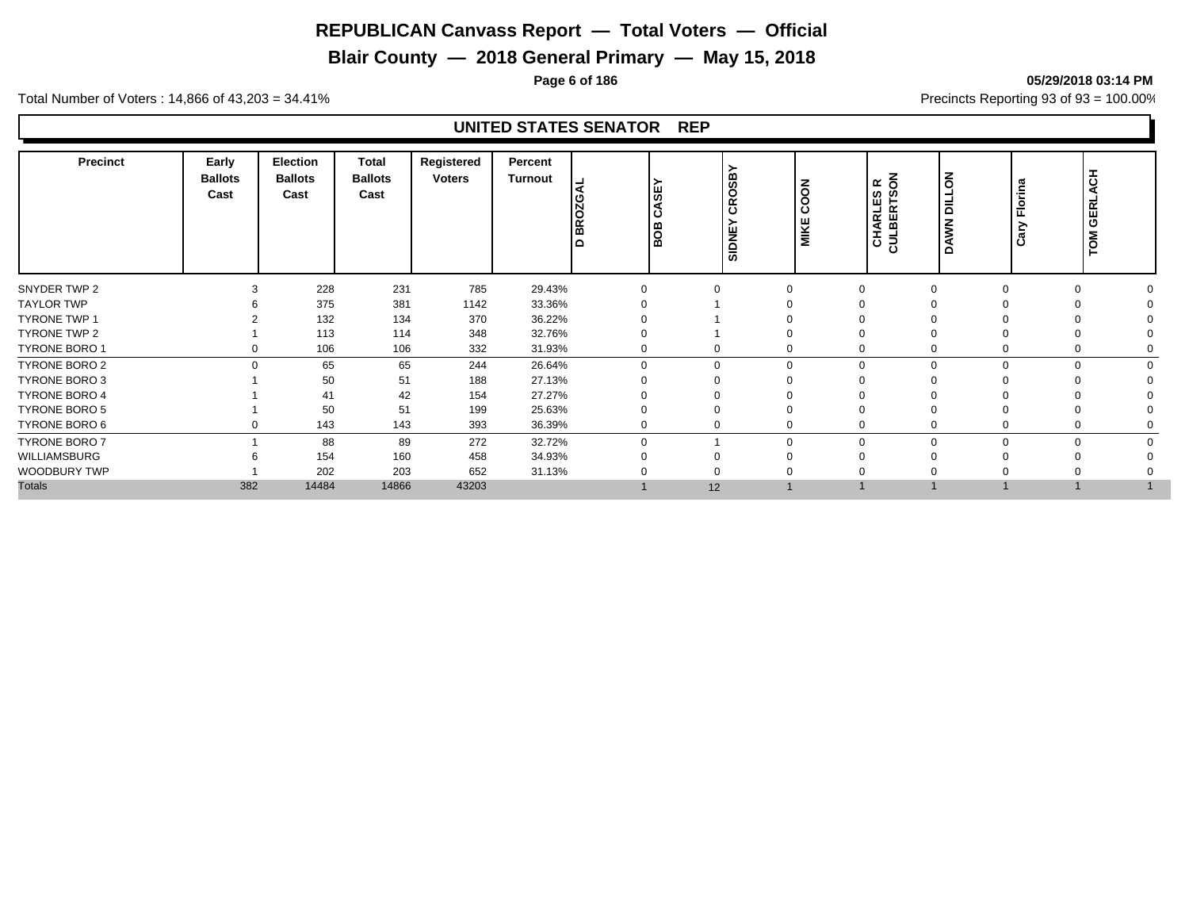# REPUBLICAN Canvass Report — Total Voters — Official

## Blair County — 2018 General Primary — May 15, 2018

**05/29/2018 03:14 PM**

Total Number of Voters : 14,866 of 43,203 = 34.41%

Precincts Reporting 93 of 93 = 100.00%

### UNITED STATES SENATOR REP

| Precinct | Early Ballots Cast | Election Ballots Cast | Total Ballots Cast | Registered Voters | Percent Turnout | D BROZGAL | BOB CASEY | SIDNEY CROSBY | MIKE COON | CHARLES R CULBERTSON | DAWN DILLON | Cary Florina | TOM GERLACH |
|---|---|---|---|---|---|---|---|---|---|---|---|---|---|
| SNYDER TWP 2 | 3 | 228 | 231 | 785 | 29.43% | 0 | 0 | 0 | 0 | 0 | 0 | 0 | 0 |
| TAYLOR TWP | 6 | 375 | 381 | 1142 | 33.36% | 0 | 1 | 0 | 0 | 0 | 0 | 0 | 0 |
| TYRONE TWP 1 | 2 | 132 | 134 | 370 | 36.22% | 0 | 1 | 0 | 0 | 0 | 0 | 0 | 0 |
| TYRONE TWP 2 | 1 | 113 | 114 | 348 | 32.76% | 0 | 1 | 0 | 0 | 0 | 0 | 0 | 0 |
| TYRONE BORO 1 | 0 | 106 | 106 | 332 | 31.93% | 0 | 0 | 0 | 0 | 0 | 0 | 0 | 0 |
| TYRONE BORO 2 | 0 | 65 | 65 | 244 | 26.64% | 0 | 0 | 0 | 0 | 0 | 0 | 0 | 0 |
| TYRONE BORO 3 | 1 | 50 | 51 | 188 | 27.13% | 0 | 0 | 0 | 0 | 0 | 0 | 0 | 0 |
| TYRONE BORO 4 | 1 | 41 | 42 | 154 | 27.27% | 0 | 0 | 0 | 0 | 0 | 0 | 0 | 0 |
| TYRONE BORO 5 | 1 | 50 | 51 | 199 | 25.63% | 0 | 0 | 0 | 0 | 0 | 0 | 0 | 0 |
| TYRONE BORO 6 | 0 | 143 | 143 | 393 | 36.39% | 0 | 0 | 0 | 0 | 0 | 0 | 0 | 0 |
| TYRONE BORO 7 | 1 | 88 | 89 | 272 | 32.72% | 0 | 1 | 0 | 0 | 0 | 0 | 0 | 0 |
| WILLIAMSBURG | 6 | 154 | 160 | 458 | 34.93% | 0 | 0 | 0 | 0 | 0 | 0 | 0 | 0 |
| WOODBURY TWP | 1 | 202 | 203 | 652 | 31.13% | 0 | 0 | 0 | 0 | 0 | 0 | 0 | 0 |
| Totals | 382 | 14484 | 14866 | 43203 | | 1 | 12 | 1 | 1 | 1 | 1 | 1 | 1 |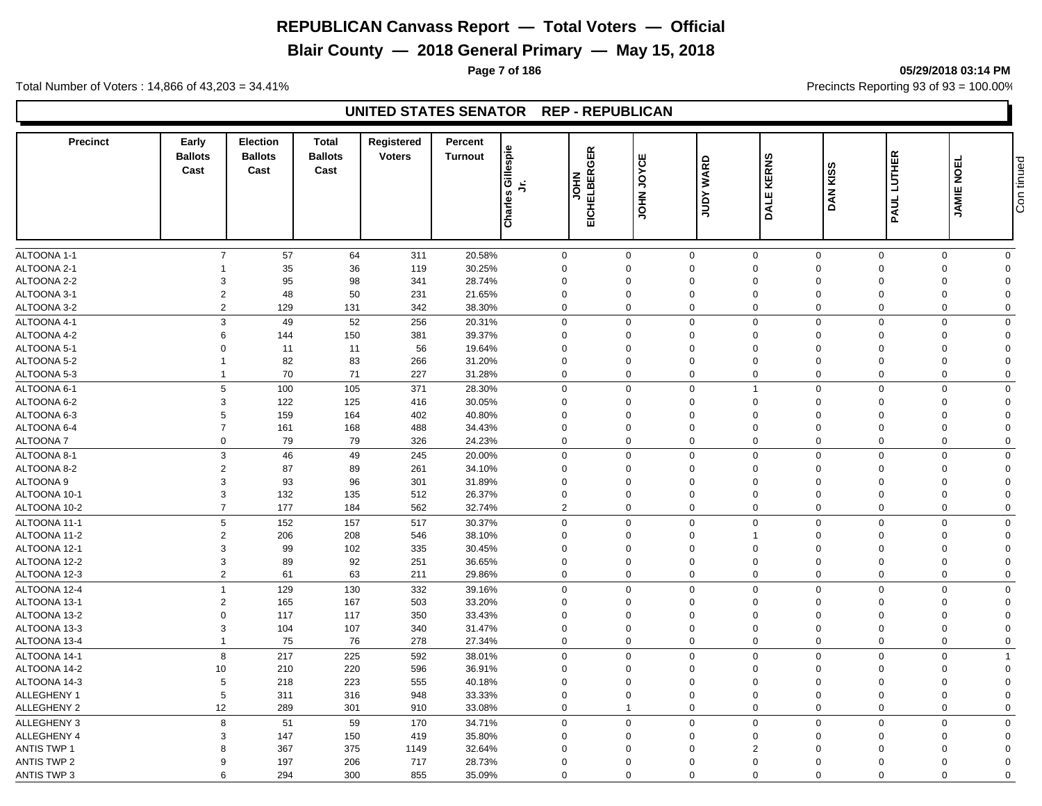# REPUBLICAN Canvass Report — Total Voters — Official

## Blair County — 2018 General Primary — May 15, 2018

Total Number of Voters : 14,866 of 43,203 = 34.41%

Precincts Reporting 93 of 93 = 100.00%

## UNITED STATES SENATOR REP - REPUBLICAN

| Precinct | Early Ballots Cast | Election Ballots Cast | Total Ballots Cast | Registered Voters | Percent Turnout | Charles Gillespie Jr. | JOHN EICHELBERGER | JOHN JOYCE | JUDY WARD | DALE KERNS | DAN KISS | PAUL LUTHER | JAMIE NOEL |
|---|---|---|---|---|---|---|---|---|---|---|---|---|---|
| ALTOONA 1-1 | 7 | 57 | 64 | 311 | 20.58% | 0 | 0 | 0 | 0 | 0 | 0 | 0 | 0 |
| ALTOONA 2-1 | 1 | 35 | 36 | 119 | 30.25% | 0 | 0 | 0 | 0 | 0 | 0 | 0 | 0 |
| ALTOONA 2-2 | 3 | 95 | 98 | 341 | 28.74% | 0 | 0 | 0 | 0 | 0 | 0 | 0 | 0 |
| ALTOONA 3-1 | 2 | 48 | 50 | 231 | 21.65% | 0 | 0 | 0 | 0 | 0 | 0 | 0 | 0 |
| ALTOONA 3-2 | 2 | 129 | 131 | 342 | 38.30% | 0 | 0 | 0 | 0 | 0 | 0 | 0 | 0 |
| ALTOONA 4-1 | 3 | 49 | 52 | 256 | 20.31% | 0 | 0 | 0 | 0 | 0 | 0 | 0 | 0 |
| ALTOONA 4-2 | 6 | 144 | 150 | 381 | 39.37% | 0 | 0 | 0 | 0 | 0 | 0 | 0 | 0 |
| ALTOONA 5-1 | 0 | 11 | 11 | 56 | 19.64% | 0 | 0 | 0 | 0 | 0 | 0 | 0 | 0 |
| ALTOONA 5-2 | 1 | 82 | 83 | 266 | 31.20% | 0 | 0 | 0 | 0 | 0 | 0 | 0 | 0 |
| ALTOONA 5-3 | 1 | 70 | 71 | 227 | 31.28% | 0 | 0 | 0 | 0 | 0 | 0 | 0 | 0 |
| ALTOONA 6-1 | 5 | 100 | 105 | 371 | 28.30% | 0 | 0 | 0 | 1 | 0 | 0 | 0 | 0 |
| ALTOONA 6-2 | 3 | 122 | 125 | 416 | 30.05% | 0 | 0 | 0 | 0 | 0 | 0 | 0 | 0 |
| ALTOONA 6-3 | 5 | 159 | 164 | 402 | 40.80% | 0 | 0 | 0 | 0 | 0 | 0 | 0 | 0 |
| ALTOONA 6-4 | 7 | 161 | 168 | 488 | 34.43% | 0 | 0 | 0 | 0 | 0 | 0 | 0 | 0 |
| ALTOONA 7 | 0 | 79 | 79 | 326 | 24.23% | 0 | 0 | 0 | 0 | 0 | 0 | 0 | 0 |
| ALTOONA 8-1 | 3 | 46 | 49 | 245 | 20.00% | 0 | 0 | 0 | 0 | 0 | 0 | 0 | 0 |
| ALTOONA 8-2 | 2 | 87 | 89 | 261 | 34.10% | 0 | 0 | 0 | 0 | 0 | 0 | 0 | 0 |
| ALTOONA 9 | 3 | 93 | 96 | 301 | 31.89% | 0 | 0 | 0 | 0 | 0 | 0 | 0 | 0 |
| ALTOONA 10-1 | 3 | 132 | 135 | 512 | 26.37% | 0 | 0 | 0 | 0 | 0 | 0 | 0 | 0 |
| ALTOONA 10-2 | 7 | 177 | 184 | 562 | 32.74% | 2 | 0 | 0 | 0 | 0 | 0 | 0 | 0 |
| ALTOONA 11-1 | 5 | 152 | 157 | 517 | 30.37% | 0 | 0 | 0 | 0 | 0 | 0 | 0 | 0 |
| ALTOONA 11-2 | 2 | 206 | 208 | 546 | 38.10% | 0 | 0 | 0 | 1 | 0 | 0 | 0 | 0 |
| ALTOONA 12-1 | 3 | 99 | 102 | 335 | 30.45% | 0 | 0 | 0 | 0 | 0 | 0 | 0 | 0 |
| ALTOONA 12-2 | 3 | 89 | 92 | 251 | 36.65% | 0 | 0 | 0 | 0 | 0 | 0 | 0 | 0 |
| ALTOONA 12-3 | 2 | 61 | 63 | 211 | 29.86% | 0 | 0 | 0 | 0 | 0 | 0 | 0 | 0 |
| ALTOONA 12-4 | 1 | 129 | 130 | 332 | 39.16% | 0 | 0 | 0 | 0 | 0 | 0 | 0 | 0 |
| ALTOONA 13-1 | 2 | 165 | 167 | 503 | 33.20% | 0 | 0 | 0 | 0 | 0 | 0 | 0 | 0 |
| ALTOONA 13-2 | 0 | 117 | 117 | 350 | 33.43% | 0 | 0 | 0 | 0 | 0 | 0 | 0 | 0 |
| ALTOONA 13-3 | 3 | 104 | 107 | 340 | 31.47% | 0 | 0 | 0 | 0 | 0 | 0 | 0 | 0 |
| ALTOONA 13-4 | 1 | 75 | 76 | 278 | 27.34% | 0 | 0 | 0 | 0 | 0 | 0 | 0 | 0 |
| ALTOONA 14-1 | 8 | 217 | 225 | 592 | 38.01% | 0 | 0 | 0 | 0 | 0 | 0 | 0 | 1 |
| ALTOONA 14-2 | 10 | 210 | 220 | 596 | 36.91% | 0 | 0 | 0 | 0 | 0 | 0 | 0 | 0 |
| ALTOONA 14-3 | 5 | 218 | 223 | 555 | 40.18% | 0 | 0 | 0 | 0 | 0 | 0 | 0 | 0 |
| ALLEGHENY 1 | 5 | 311 | 316 | 948 | 33.33% | 0 | 0 | 0 | 0 | 0 | 0 | 0 | 0 |
| ALLEGHENY 2 | 12 | 289 | 301 | 910 | 33.08% | 0 | 1 | 0 | 0 | 0 | 0 | 0 | 0 |
| ALLEGHENY 3 | 8 | 51 | 59 | 170 | 34.71% | 0 | 0 | 0 | 0 | 0 | 0 | 0 | 0 |
| ALLEGHENY 4 | 3 | 147 | 150 | 419 | 35.80% | 0 | 0 | 0 | 0 | 0 | 0 | 0 | 0 |
| ANTIS TWP 1 | 8 | 367 | 375 | 1149 | 32.64% | 0 | 0 | 0 | 2 | 0 | 0 | 0 | 0 |
| ANTIS TWP 2 | 9 | 197 | 206 | 717 | 28.73% | 0 | 0 | 0 | 0 | 0 | 0 | 0 | 0 |
| ANTIS TWP 3 | 6 | 294 | 300 | 855 | 35.09% | 0 | 0 | 0 | 0 | 0 | 0 | 0 | 0 |

Continued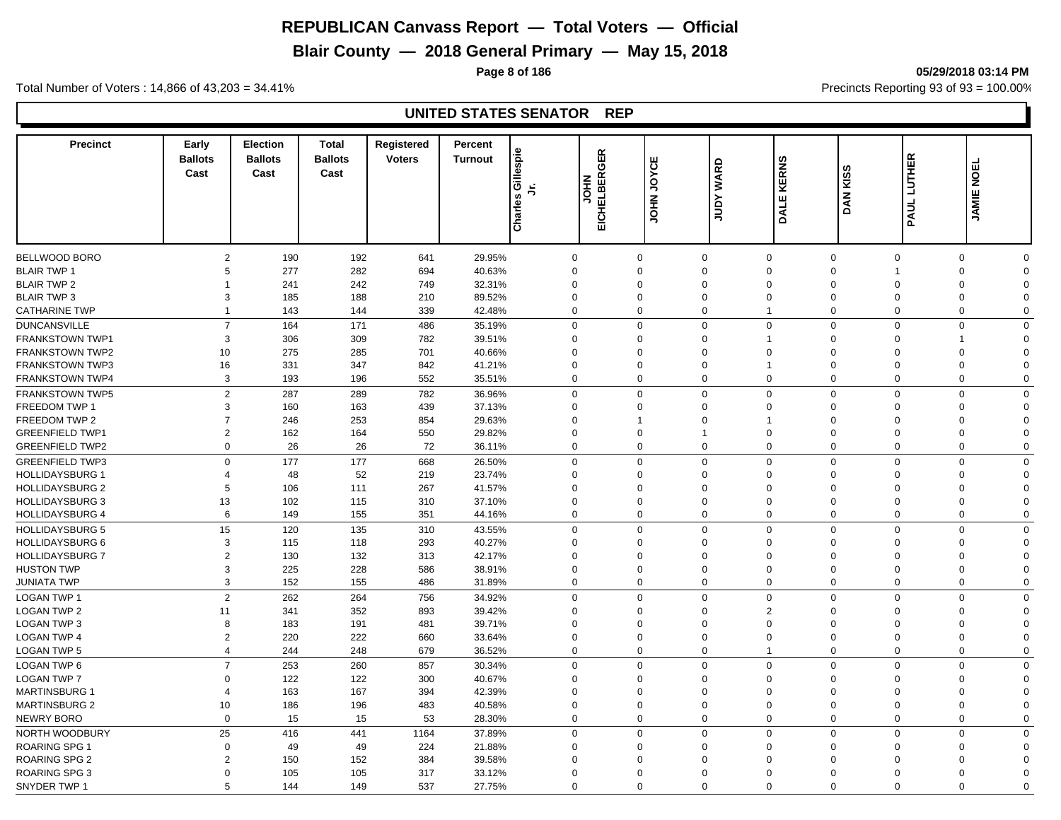# REPUBLICAN Canvass Report — Total Voters — Official

## Blair County — 2018 General Primary — May 15, 2018

05/29/2018 03:14 PM

Total Number of Voters : 14,866 of 43,203 = 34.41%

Precincts Reporting 93 of 93 = 100.00%

## UNITED STATES SENATOR REP

| Precinct | Early Ballots Cast | Election Ballots Cast | Total Ballots Cast | Registered Voters | Percent Turnout | Charles Gillespie Jr. | JOHN EICHELBERGER | JOHN JOYCE | JUDY WARD | DALE KERNS | DAN KISS | PAUL LUTHER | JAMIE NOEL |
|---|---|---|---|---|---|---|---|---|---|---|---|---|---|
| BELLWOOD BORO | 2 | 190 | 192 | 641 | 29.95% | 0 | 0 | 0 | 0 | 0 | 0 | 0 | 0 |
| BLAIR TWP 1 | 5 | 277 | 282 | 694 | 40.63% | 0 | 0 | 0 | 0 | 0 | 1 | 0 | 0 |
| BLAIR TWP 2 | 1 | 241 | 242 | 749 | 32.31% | 0 | 0 | 0 | 0 | 0 | 0 | 0 | 0 |
| BLAIR TWP 3 | 3 | 185 | 188 | 210 | 89.52% | 0 | 0 | 0 | 0 | 0 | 0 | 0 | 0 |
| CATHARINE TWP | 1 | 143 | 144 | 339 | 42.48% | 0 | 0 | 0 | 1 | 0 | 0 | 0 | 0 |
| DUNCANSVILLE | 7 | 164 | 171 | 486 | 35.19% | 0 | 0 | 0 | 0 | 0 | 0 | 0 | 0 |
| FRANKSTOWN TWP1 | 3 | 306 | 309 | 782 | 39.51% | 0 | 0 | 0 | 1 | 0 | 0 | 1 | 0 |
| FRANKSTOWN TWP2 | 10 | 275 | 285 | 701 | 40.66% | 0 | 0 | 0 | 0 | 0 | 0 | 0 | 0 |
| FRANKSTOWN TWP3 | 16 | 331 | 347 | 842 | 41.21% | 0 | 0 | 0 | 1 | 0 | 0 | 0 | 0 |
| FRANKSTOWN TWP4 | 3 | 193 | 196 | 552 | 35.51% | 0 | 0 | 0 | 0 | 0 | 0 | 0 | 0 |
| FRANKSTOWN TWP5 | 2 | 287 | 289 | 782 | 36.96% | 0 | 0 | 0 | 0 | 0 | 0 | 0 | 0 |
| FREEDOM TWP 1 | 3 | 160 | 163 | 439 | 37.13% | 0 | 0 | 0 | 0 | 0 | 0 | 0 | 0 |
| FREEDOM TWP 2 | 7 | 246 | 253 | 854 | 29.63% | 0 | 1 | 0 | 1 | 0 | 0 | 0 | 0 |
| GREENFIELD TWP1 | 2 | 162 | 164 | 550 | 29.82% | 0 | 0 | 1 | 0 | 0 | 0 | 0 | 0 |
| GREENFIELD TWP2 | 0 | 26 | 26 | 72 | 36.11% | 0 | 0 | 0 | 0 | 0 | 0 | 0 | 0 |
| GREENFIELD TWP3 | 0 | 177 | 177 | 668 | 26.50% | 0 | 0 | 0 | 0 | 0 | 0 | 0 | 0 |
| HOLLIDAYSBURG 1 | 4 | 48 | 52 | 219 | 23.74% | 0 | 0 | 0 | 0 | 0 | 0 | 0 | 0 |
| HOLLIDAYSBURG 2 | 5 | 106 | 111 | 267 | 41.57% | 0 | 0 | 0 | 0 | 0 | 0 | 0 | 0 |
| HOLLIDAYSBURG 3 | 13 | 102 | 115 | 310 | 37.10% | 0 | 0 | 0 | 0 | 0 | 0 | 0 | 0 |
| HOLLIDAYSBURG 4 | 6 | 149 | 155 | 351 | 44.16% | 0 | 0 | 0 | 0 | 0 | 0 | 0 | 0 |
| HOLLIDAYSBURG 5 | 15 | 120 | 135 | 310 | 43.55% | 0 | 0 | 0 | 0 | 0 | 0 | 0 | 0 |
| HOLLIDAYSBURG 6 | 3 | 115 | 118 | 293 | 40.27% | 0 | 0 | 0 | 0 | 0 | 0 | 0 | 0 |
| HOLLIDAYSBURG 7 | 2 | 130 | 132 | 313 | 42.17% | 0 | 0 | 0 | 0 | 0 | 0 | 0 | 0 |
| HUSTON TWP | 3 | 225 | 228 | 586 | 38.91% | 0 | 0 | 0 | 0 | 0 | 0 | 0 | 0 |
| JUNIATA TWP | 3 | 152 | 155 | 486 | 31.89% | 0 | 0 | 0 | 0 | 0 | 0 | 0 | 0 |
| LOGAN TWP 1 | 2 | 262 | 264 | 756 | 34.92% | 0 | 0 | 0 | 0 | 0 | 0 | 0 | 0 |
| LOGAN TWP 2 | 11 | 341 | 352 | 893 | 39.42% | 0 | 0 | 0 | 2 | 0 | 0 | 0 | 0 |
| LOGAN TWP 3 | 8 | 183 | 191 | 481 | 39.71% | 0 | 0 | 0 | 0 | 0 | 0 | 0 | 0 |
| LOGAN TWP 4 | 2 | 220 | 222 | 660 | 33.64% | 0 | 0 | 0 | 0 | 0 | 0 | 0 | 0 |
| LOGAN TWP 5 | 4 | 244 | 248 | 679 | 36.52% | 0 | 0 | 0 | 1 | 0 | 0 | 0 | 0 |
| LOGAN TWP 6 | 7 | 253 | 260 | 857 | 30.34% | 0 | 0 | 0 | 0 | 0 | 0 | 0 | 0 |
| LOGAN TWP 7 | 0 | 122 | 122 | 300 | 40.67% | 0 | 0 | 0 | 0 | 0 | 0 | 0 | 0 |
| MARTINSBURG 1 | 4 | 163 | 167 | 394 | 42.39% | 0 | 0 | 0 | 0 | 0 | 0 | 0 | 0 |
| MARTINSBURG 2 | 10 | 186 | 196 | 483 | 40.58% | 0 | 0 | 0 | 0 | 0 | 0 | 0 | 0 |
| NEWRY BORO | 0 | 15 | 15 | 53 | 28.30% | 0 | 0 | 0 | 0 | 0 | 0 | 0 | 0 |
| NORTH WOODBURY | 25 | 416 | 441 | 1164 | 37.89% | 0 | 0 | 0 | 0 | 0 | 0 | 0 | 0 |
| ROARING SPG 1 | 0 | 49 | 49 | 224 | 21.88% | 0 | 0 | 0 | 0 | 0 | 0 | 0 | 0 |
| ROARING SPG 2 | 2 | 150 | 152 | 384 | 39.58% | 0 | 0 | 0 | 0 | 0 | 0 | 0 | 0 |
| ROARING SPG 3 | 0 | 105 | 105 | 317 | 33.12% | 0 | 0 | 0 | 0 | 0 | 0 | 0 | 0 |
| SNYDER TWP 1 | 5 | 144 | 149 | 537 | 27.75% | 0 | 0 | 0 | 0 | 0 | 0 | 0 | 0 |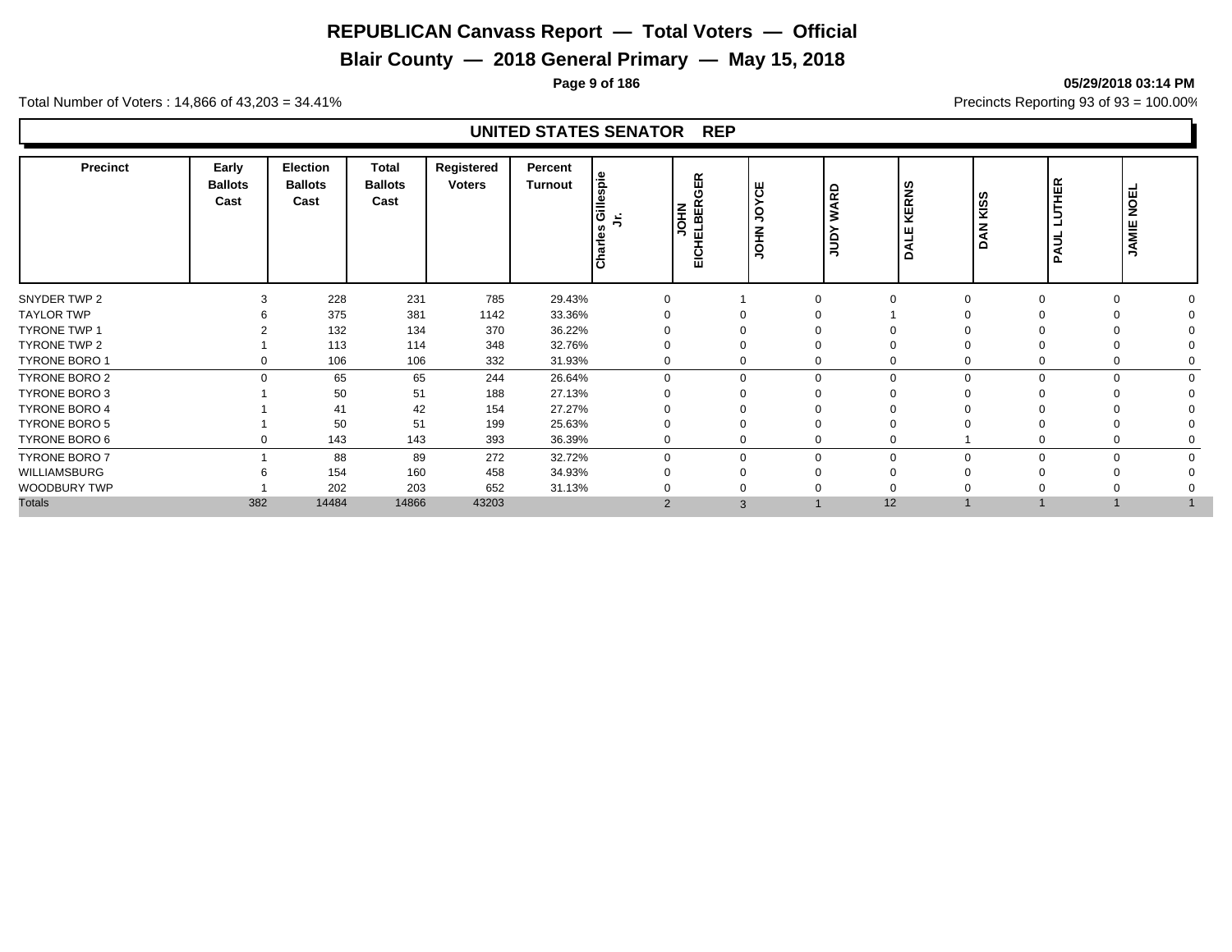# REPUBLICAN Canvass Report — Total Voters — Official

## Blair County — 2018 General Primary — May 15, 2018

**05/29/2018 03:14 PM**

Total Number of Voters : 14,866 of 43,203 = 34.41%

Precincts Reporting 93 of 93 = 100.00%

### UNITED STATES SENATOR REP

| Precinct | Early Ballots Cast | Election Ballots Cast | Total Ballots Cast | Registered Voters | Percent Turnout | Charles Gillespie Jr. | JOHN EICHELBERGER | JOHN JOYCE | JUDY WARD | DALE KERNS | DAN KISS | PAUL LUTHER | JAMIE NOEL |
|---|---|---|---|---|---|---|---|---|---|---|---|---|---|
| SNYDER TWP 2 | 3 | 228 | 231 | 785 | 29.43% | 0 | 1 | 0 | 0 | 0 | 0 | 0 | 0 |
| TAYLOR TWP | 6 | 375 | 381 | 1142 | 33.36% | 0 | 0 | 0 | 1 | 0 | 0 | 0 | 0 |
| TYRONE TWP 1 | 2 | 132 | 134 | 370 | 36.22% | 0 | 0 | 0 | 0 | 0 | 0 | 0 | 0 |
| TYRONE TWP 2 | 1 | 113 | 114 | 348 | 32.76% | 0 | 0 | 0 | 0 | 0 | 0 | 0 | 0 |
| TYRONE BORO 1 | 0 | 106 | 106 | 332 | 31.93% | 0 | 0 | 0 | 0 | 0 | 0 | 0 | 0 |
| TYRONE BORO 2 | 0 | 65 | 65 | 244 | 26.64% | 0 | 0 | 0 | 0 | 0 | 0 | 0 | 0 |
| TYRONE BORO 3 | 1 | 50 | 51 | 188 | 27.13% | 0 | 0 | 0 | 0 | 0 | 0 | 0 | 0 |
| TYRONE BORO 4 | 1 | 41 | 42 | 154 | 27.27% | 0 | 0 | 0 | 0 | 0 | 0 | 0 | 0 |
| TYRONE BORO 5 | 1 | 50 | 51 | 199 | 25.63% | 0 | 0 | 0 | 0 | 0 | 0 | 0 | 0 |
| TYRONE BORO 6 | 0 | 143 | 143 | 393 | 36.39% | 0 | 0 | 0 | 0 | 1 | 0 | 0 | 0 |
| TYRONE BORO 7 | 1 | 88 | 89 | 272 | 32.72% | 0 | 0 | 0 | 0 | 0 | 0 | 0 | 0 |
| WILLIAMSBURG | 6 | 154 | 160 | 458 | 34.93% | 0 | 0 | 0 | 0 | 0 | 0 | 0 | 0 |
| WOODBURY TWP | 1 | 202 | 203 | 652 | 31.13% | 0 | 0 | 0 | 0 | 0 | 0 | 0 | 0 |
| Totals | 382 | 14484 | 14866 | 43203 | | 2 | 3 | 1 | 12 | 1 | 1 | 1 | 1 |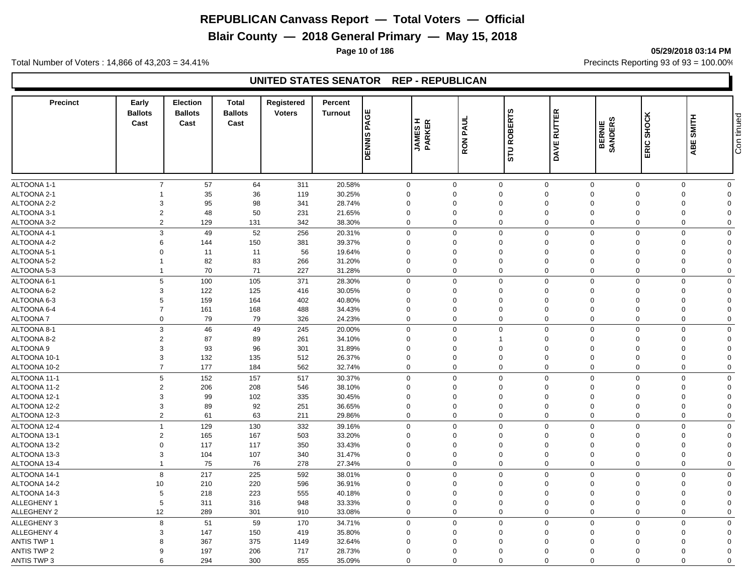# REPUBLICAN Canvass Report — Total Voters — Official

## Blair County — 2018 General Primary — May 15, 2018

05/29/2018 03:14 PM

Total Number of Voters : 14,866 of 43,203 = 34.41%

Precincts Reporting 93 of 93 = 100.00%

### UNITED STATES SENATOR REP - REPUBLICAN

| Precinct | Early Ballots Cast | Election Ballots Cast | Total Ballots Cast | Registered Voters | Percent Turnout | DENNIS PAGE | JAMES H PARKER | RON PAUL | STU ROBERTS | DAVE RUTTER | BERNIE SANDERS | ERIC SHOCK | ABE SMITH |
|---|---|---|---|---|---|---|---|---|---|---|---|---|---|
| ALTOONA 1-1 | 7 | 57 | 64 | 311 | 20.58% | 0 | 0 | 0 | 0 | 0 | 0 | 0 | 0 |
| ALTOONA 2-1 | 1 | 35 | 36 | 119 | 30.25% | 0 | 0 | 0 | 0 | 0 | 0 | 0 | 0 |
| ALTOONA 2-2 | 3 | 95 | 98 | 341 | 28.74% | 0 | 0 | 0 | 0 | 0 | 0 | 0 | 0 |
| ALTOONA 3-1 | 2 | 48 | 50 | 231 | 21.65% | 0 | 0 | 0 | 0 | 0 | 0 | 0 | 0 |
| ALTOONA 3-2 | 2 | 129 | 131 | 342 | 38.30% | 0 | 0 | 0 | 0 | 0 | 0 | 0 | 0 |
| ALTOONA 4-1 | 3 | 49 | 52 | 256 | 20.31% | 0 | 0 | 0 | 0 | 0 | 0 | 0 | 0 |
| ALTOONA 4-2 | 6 | 144 | 150 | 381 | 39.37% | 0 | 0 | 0 | 0 | 0 | 0 | 0 | 0 |
| ALTOONA 5-1 | 0 | 11 | 11 | 56 | 19.64% | 0 | 0 | 0 | 0 | 0 | 0 | 0 | 0 |
| ALTOONA 5-2 | 1 | 82 | 83 | 266 | 31.20% | 0 | 0 | 0 | 0 | 0 | 0 | 0 | 0 |
| ALTOONA 5-3 | 1 | 70 | 71 | 227 | 31.28% | 0 | 0 | 0 | 0 | 0 | 0 | 0 | 0 |
| ALTOONA 6-1 | 5 | 100 | 105 | 371 | 28.30% | 0 | 0 | 0 | 0 | 0 | 0 | 0 | 0 |
| ALTOONA 6-2 | 3 | 122 | 125 | 416 | 30.05% | 0 | 0 | 0 | 0 | 0 | 0 | 0 | 0 |
| ALTOONA 6-3 | 5 | 159 | 164 | 402 | 40.80% | 0 | 0 | 0 | 0 | 0 | 0 | 0 | 0 |
| ALTOONA 6-4 | 7 | 161 | 168 | 488 | 34.43% | 0 | 0 | 0 | 0 | 0 | 0 | 0 | 0 |
| ALTOONA 7 | 0 | 79 | 79 | 326 | 24.23% | 0 | 0 | 0 | 0 | 0 | 0 | 0 | 0 |
| ALTOONA 8-1 | 3 | 46 | 49 | 245 | 20.00% | 0 | 0 | 0 | 0 | 0 | 0 | 0 | 0 |
| ALTOONA 8-2 | 2 | 87 | 89 | 261 | 34.10% | 0 | 0 | 1 | 0 | 0 | 0 | 0 | 0 |
| ALTOONA 9 | 3 | 93 | 96 | 301 | 31.89% | 0 | 0 | 0 | 0 | 0 | 0 | 0 | 0 |
| ALTOONA 10-1 | 3 | 132 | 135 | 512 | 26.37% | 0 | 0 | 0 | 0 | 0 | 0 | 0 | 0 |
| ALTOONA 10-2 | 7 | 177 | 184 | 562 | 32.74% | 0 | 0 | 0 | 0 | 0 | 0 | 0 | 0 |
| ALTOONA 11-1 | 5 | 152 | 157 | 517 | 30.37% | 0 | 0 | 0 | 0 | 0 | 0 | 0 | 0 |
| ALTOONA 11-2 | 2 | 206 | 208 | 546 | 38.10% | 0 | 0 | 0 | 0 | 0 | 0 | 0 | 0 |
| ALTOONA 12-1 | 3 | 99 | 102 | 335 | 30.45% | 0 | 0 | 0 | 0 | 0 | 0 | 0 | 0 |
| ALTOONA 12-2 | 3 | 89 | 92 | 251 | 36.65% | 0 | 0 | 0 | 0 | 0 | 0 | 0 | 0 |
| ALTOONA 12-3 | 2 | 61 | 63 | 211 | 29.86% | 0 | 0 | 0 | 0 | 0 | 0 | 0 | 0 |
| ALTOONA 12-4 | 1 | 129 | 130 | 332 | 39.16% | 0 | 0 | 0 | 0 | 0 | 0 | 0 | 0 |
| ALTOONA 13-1 | 2 | 165 | 167 | 503 | 33.20% | 0 | 0 | 0 | 0 | 0 | 0 | 0 | 0 |
| ALTOONA 13-2 | 0 | 117 | 117 | 350 | 33.43% | 0 | 0 | 0 | 0 | 0 | 0 | 0 | 0 |
| ALTOONA 13-3 | 3 | 104 | 107 | 340 | 31.47% | 0 | 0 | 0 | 0 | 0 | 0 | 0 | 0 |
| ALTOONA 13-4 | 1 | 75 | 76 | 278 | 27.34% | 0 | 0 | 0 | 0 | 0 | 0 | 0 | 0 |
| ALTOONA 14-1 | 8 | 217 | 225 | 592 | 38.01% | 0 | 0 | 0 | 0 | 0 | 0 | 0 | 0 |
| ALTOONA 14-2 | 10 | 210 | 220 | 596 | 36.91% | 0 | 0 | 0 | 0 | 0 | 0 | 0 | 0 |
| ALTOONA 14-3 | 5 | 218 | 223 | 555 | 40.18% | 0 | 0 | 0 | 0 | 0 | 0 | 0 | 0 |
| ALLEGHENY 1 | 5 | 311 | 316 | 948 | 33.33% | 0 | 0 | 0 | 0 | 0 | 0 | 0 | 0 |
| ALLEGHENY 2 | 12 | 289 | 301 | 910 | 33.08% | 0 | 0 | 0 | 0 | 0 | 0 | 0 | 0 |
| ALLEGHENY 3 | 8 | 51 | 59 | 170 | 34.71% | 0 | 0 | 0 | 0 | 0 | 0 | 0 | 0 |
| ALLEGHENY 4 | 3 | 147 | 150 | 419 | 35.80% | 0 | 0 | 0 | 0 | 0 | 0 | 0 | 0 |
| ANTIS TWP 1 | 8 | 367 | 375 | 1149 | 32.64% | 0 | 0 | 0 | 0 | 0 | 0 | 0 | 0 |
| ANTIS TWP 2 | 9 | 197 | 206 | 717 | 28.73% | 0 | 0 | 0 | 0 | 0 | 0 | 0 | 0 |
| ANTIS TWP 3 | 6 | 294 | 300 | 855 | 35.09% | 0 | 0 | 0 | 0 | 0 | 0 | 0 | 0 |

Continued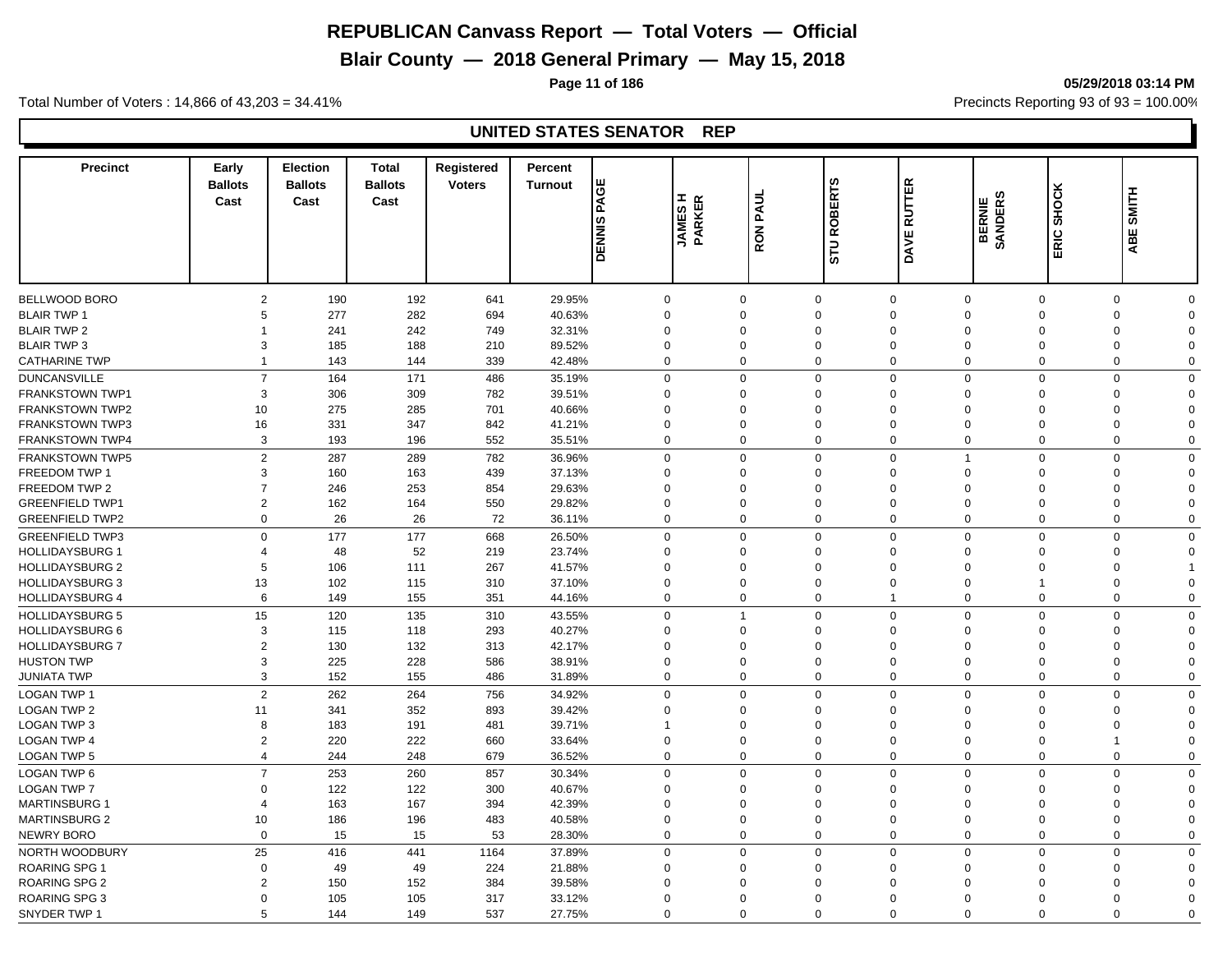# REPUBLICAN Canvass Report — Total Voters — Official

## Blair County — 2018 General Primary — May 15, 2018

05/29/2018 03:14 PM

Total Number of Voters : 14,866 of 43,203 = 34.41%

Precincts Reporting 93 of 93 = 100.00%

### UNITED STATES SENATOR REP

| Precinct | Early Ballots Cast | Election Ballots Cast | Total Ballots Cast | Registered Voters | Percent Turnout | DENNIS PAGE | JAMES H PARKER | RON PAUL | STU ROBERTS | DAVE RUTTER | BERNIE SANDERS | ERIC SHOCK | ABE SMITH |
|---|---|---|---|---|---|---|---|---|---|---|---|---|---|
| BELLWOOD BORO | 2 | 190 | 192 | 641 | 29.95% | 0 | 0 | 0 | 0 | 0 | 0 | 0 | 0 |
| BLAIR TWP 1 | 5 | 277 | 282 | 694 | 40.63% | 0 | 0 | 0 | 0 | 0 | 0 | 0 | 0 |
| BLAIR TWP 2 | 1 | 241 | 242 | 749 | 32.31% | 0 | 0 | 0 | 0 | 0 | 0 | 0 | 0 |
| BLAIR TWP 3 | 3 | 185 | 188 | 210 | 89.52% | 0 | 0 | 0 | 0 | 0 | 0 | 0 | 0 |
| CATHARINE TWP | 1 | 143 | 144 | 339 | 42.48% | 0 | 0 | 0 | 0 | 0 | 0 | 0 | 0 |
| DUNCANSVILLE | 7 | 164 | 171 | 486 | 35.19% | 0 | 0 | 0 | 0 | 0 | 0 | 0 | 0 |
| FRANKSTOWN TWP1 | 3 | 306 | 309 | 782 | 39.51% | 0 | 0 | 0 | 0 | 0 | 0 | 0 | 0 |
| FRANKSTOWN TWP2 | 10 | 275 | 285 | 701 | 40.66% | 0 | 0 | 0 | 0 | 0 | 0 | 0 | 0 |
| FRANKSTOWN TWP3 | 16 | 331 | 347 | 842 | 41.21% | 0 | 0 | 0 | 0 | 0 | 0 | 0 | 0 |
| FRANKSTOWN TWP4 | 3 | 193 | 196 | 552 | 35.51% | 0 | 0 | 0 | 0 | 0 | 0 | 0 | 0 |
| FRANKSTOWN TWP5 | 2 | 287 | 289 | 782 | 36.96% | 0 | 0 | 0 | 0 | 1 | 0 | 0 | 0 |
| FREEDOM TWP 1 | 3 | 160 | 163 | 439 | 37.13% | 0 | 0 | 0 | 0 | 0 | 0 | 0 | 0 |
| FREEDOM TWP 2 | 7 | 246 | 253 | 854 | 29.63% | 0 | 0 | 0 | 0 | 0 | 0 | 0 | 0 |
| GREENFIELD TWP1 | 2 | 162 | 164 | 550 | 29.82% | 0 | 0 | 0 | 0 | 0 | 0 | 0 | 0 |
| GREENFIELD TWP2 | 0 | 26 | 26 | 72 | 36.11% | 0 | 0 | 0 | 0 | 0 | 0 | 0 | 0 |
| GREENFIELD TWP3 | 0 | 177 | 177 | 668 | 26.50% | 0 | 0 | 0 | 0 | 0 | 0 | 0 | 0 |
| HOLLIDAYSBURG 1 | 4 | 48 | 52 | 219 | 23.74% | 0 | 0 | 0 | 0 | 0 | 0 | 0 | 0 |
| HOLLIDAYSBURG 2 | 5 | 106 | 111 | 267 | 41.57% | 0 | 0 | 0 | 0 | 0 | 0 | 0 | 1 |
| HOLLIDAYSBURG 3 | 13 | 102 | 115 | 310 | 37.10% | 0 | 0 | 0 | 0 | 0 | 1 | 0 | 0 |
| HOLLIDAYSBURG 4 | 6 | 149 | 155 | 351 | 44.16% | 0 | 0 | 0 | 1 | 0 | 0 | 0 | 0 |
| HOLLIDAYSBURG 5 | 15 | 120 | 135 | 310 | 43.55% | 0 | 1 | 0 | 0 | 0 | 0 | 0 | 0 |
| HOLLIDAYSBURG 6 | 3 | 115 | 118 | 293 | 40.27% | 0 | 0 | 0 | 0 | 0 | 0 | 0 | 0 |
| HOLLIDAYSBURG 7 | 2 | 130 | 132 | 313 | 42.17% | 0 | 0 | 0 | 0 | 0 | 0 | 0 | 0 |
| HUSTON TWP | 3 | 225 | 228 | 586 | 38.91% | 0 | 0 | 0 | 0 | 0 | 0 | 0 | 0 |
| JUNIATA TWP | 3 | 152 | 155 | 486 | 31.89% | 0 | 0 | 0 | 0 | 0 | 0 | 0 | 0 |
| LOGAN TWP 1 | 2 | 262 | 264 | 756 | 34.92% | 0 | 0 | 0 | 0 | 0 | 0 | 0 | 0 |
| LOGAN TWP 2 | 11 | 341 | 352 | 893 | 39.42% | 0 | 0 | 0 | 0 | 0 | 0 | 0 | 0 |
| LOGAN TWP 3 | 8 | 183 | 191 | 481 | 39.71% | 1 | 0 | 0 | 0 | 0 | 0 | 0 | 0 |
| LOGAN TWP 4 | 2 | 220 | 222 | 660 | 33.64% | 0 | 0 | 0 | 0 | 0 | 0 | 1 | 0 |
| LOGAN TWP 5 | 4 | 244 | 248 | 679 | 36.52% | 0 | 0 | 0 | 0 | 0 | 0 | 0 | 0 |
| LOGAN TWP 6 | 7 | 253 | 260 | 857 | 30.34% | 0 | 0 | 0 | 0 | 0 | 0 | 0 | 0 |
| LOGAN TWP 7 | 0 | 122 | 122 | 300 | 40.67% | 0 | 0 | 0 | 0 | 0 | 0 | 0 | 0 |
| MARTINSBURG 1 | 4 | 163 | 167 | 394 | 42.39% | 0 | 0 | 0 | 0 | 0 | 0 | 0 | 0 |
| MARTINSBURG 2 | 10 | 186 | 196 | 483 | 40.58% | 0 | 0 | 0 | 0 | 0 | 0 | 0 | 0 |
| NEWRY BORO | 0 | 15 | 15 | 53 | 28.30% | 0 | 0 | 0 | 0 | 0 | 0 | 0 | 0 |
| NORTH WOODBURY | 25 | 416 | 441 | 1164 | 37.89% | 0 | 0 | 0 | 0 | 0 | 0 | 0 | 0 |
| ROARING SPG 1 | 0 | 49 | 49 | 224 | 21.88% | 0 | 0 | 0 | 0 | 0 | 0 | 0 | 0 |
| ROARING SPG 2 | 2 | 150 | 152 | 384 | 39.58% | 0 | 0 | 0 | 0 | 0 | 0 | 0 | 0 |
| ROARING SPG 3 | 0 | 105 | 105 | 317 | 33.12% | 0 | 0 | 0 | 0 | 0 | 0 | 0 | 0 |
| SNYDER TWP 1 | 5 | 144 | 149 | 537 | 27.75% | 0 | 0 | 0 | 0 | 0 | 0 | 0 | 0 |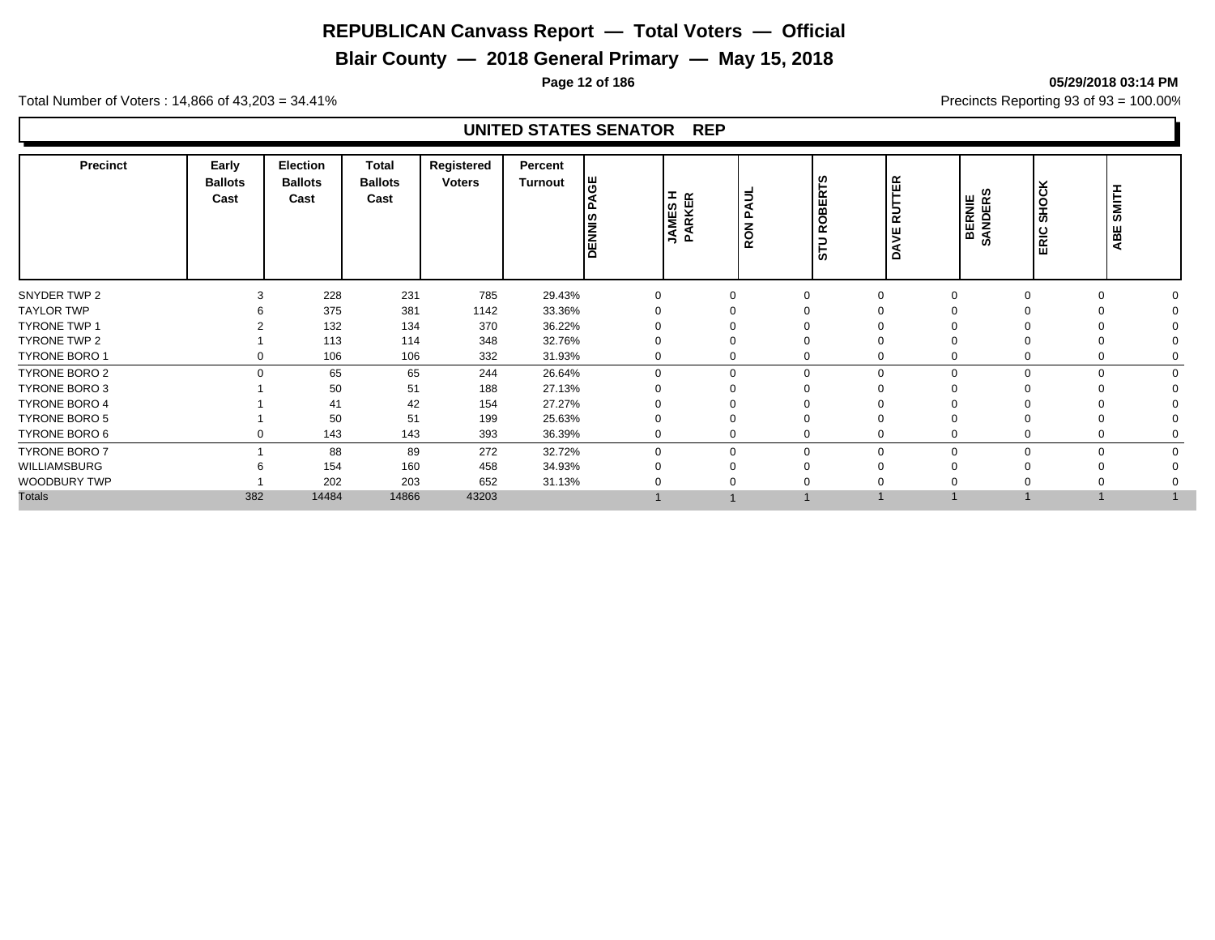# REPUBLICAN Canvass Report — Total Voters — Official

## Blair County — 2018 General Primary — May 15, 2018

05/29/2018 03:14 PM

Total Number of Voters : 14,866 of 43,203 = 34.41%

Precincts Reporting 93 of 93 = 100.00%

### UNITED STATES SENATOR REP

| Precinct | Early Ballots Cast | Election Ballots Cast | Total Ballots Cast | Registered Voters | Percent Turnout | DENNIS PAGE | JAMES H PARKER | RON PAUL | STU ROBERTS | DAVE RUTTER | BERNIE SANDERS | ERIC SHOCK | ABE SMITH |
|---|---|---|---|---|---|---|---|---|---|---|---|---|---|
| SNYDER TWP 2 | 3 | 228 | 231 | 785 | 29.43% | 0 | 0 | 0 | 0 | 0 | 0 | 0 | 0 |
| TAYLOR TWP | 6 | 375 | 381 | 1142 | 33.36% | 0 | 0 | 0 | 0 | 0 | 0 | 0 | 0 |
| TYRONE TWP 1 | 2 | 132 | 134 | 370 | 36.22% | 0 | 0 | 0 | 0 | 0 | 0 | 0 | 0 |
| TYRONE TWP 2 | 1 | 113 | 114 | 348 | 32.76% | 0 | 0 | 0 | 0 | 0 | 0 | 0 | 0 |
| TYRONE BORO 1 | 0 | 106 | 106 | 332 | 31.93% | 0 | 0 | 0 | 0 | 0 | 0 | 0 | 0 |
| TYRONE BORO 2 | 0 | 65 | 65 | 244 | 26.64% | 0 | 0 | 0 | 0 | 0 | 0 | 0 | 0 |
| TYRONE BORO 3 | 1 | 50 | 51 | 188 | 27.13% | 0 | 0 | 0 | 0 | 0 | 0 | 0 | 0 |
| TYRONE BORO 4 | 1 | 41 | 42 | 154 | 27.27% | 0 | 0 | 0 | 0 | 0 | 0 | 0 | 0 |
| TYRONE BORO 5 | 1 | 50 | 51 | 199 | 25.63% | 0 | 0 | 0 | 0 | 0 | 0 | 0 | 0 |
| TYRONE BORO 6 | 0 | 143 | 143 | 393 | 36.39% | 0 | 0 | 0 | 0 | 0 | 0 | 0 | 0 |
| TYRONE BORO 7 | 1 | 88 | 89 | 272 | 32.72% | 0 | 0 | 0 | 0 | 0 | 0 | 0 | 0 |
| WILLIAMSBURG | 6 | 154 | 160 | 458 | 34.93% | 0 | 0 | 0 | 0 | 0 | 0 | 0 | 0 |
| WOODBURY TWP | 1 | 202 | 203 | 652 | 31.13% | 0 | 0 | 0 | 0 | 0 | 0 | 0 | 0 |
| Totals | 382 | 14484 | 14866 | 43203 | | 1 | 1 | 1 | 1 | 1 | 1 | 1 | 1 |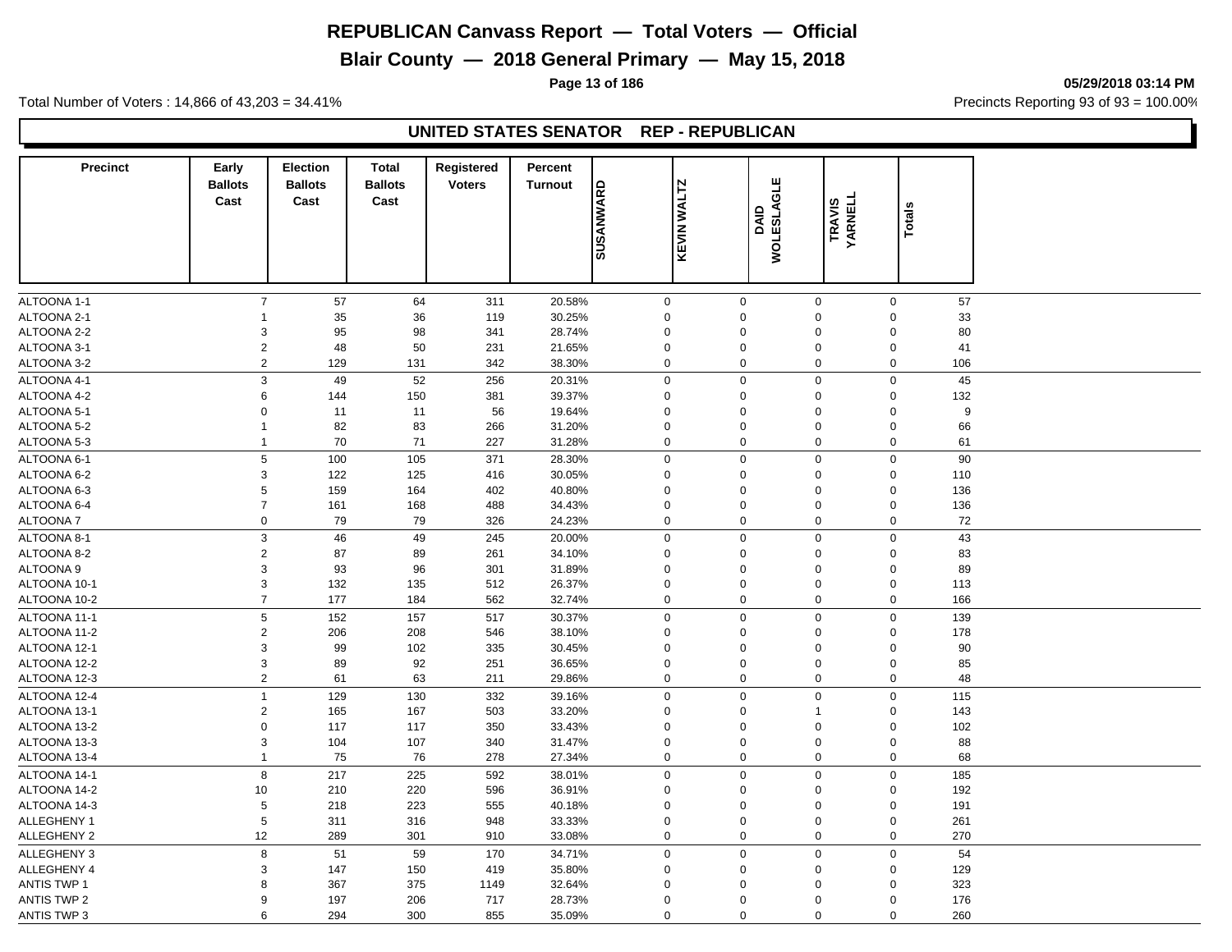# REPUBLICAN Canvass Report — Total Voters — Official

## Blair County — 2018 General Primary — May 15, 2018

05/29/2018 03:14 PM

Total Number of Voters : 14,866 of 43,203 = 34.41%

Precincts Reporting 93 of 93 = 100.00%

### UNITED STATES SENATOR REP - REPUBLICAN

| Precinct | Early Ballots Cast | Election Ballots Cast | Total Ballots Cast | Registered Voters | Percent Turnout | SUSANWARD | KEVIN WALTZ | DAID WOLESLAGLE | TRAVIS YARNELL | Totals |
|---|---|---|---|---|---|---|---|---|---|---|
| ALTOONA 1-1 | 7 | 57 | 64 | 311 | 20.58% | 0 | 0 | 0 | 0 | 57 |
| ALTOONA 2-1 | 1 | 35 | 36 | 119 | 30.25% | 0 | 0 | 0 | 0 | 33 |
| ALTOONA 2-2 | 3 | 95 | 98 | 341 | 28.74% | 0 | 0 | 0 | 0 | 80 |
| ALTOONA 3-1 | 2 | 48 | 50 | 231 | 21.65% | 0 | 0 | 0 | 0 | 41 |
| ALTOONA 3-2 | 2 | 129 | 131 | 342 | 38.30% | 0 | 0 | 0 | 0 | 106 |
| ALTOONA 4-1 | 3 | 49 | 52 | 256 | 20.31% | 0 | 0 | 0 | 0 | 45 |
| ALTOONA 4-2 | 6 | 144 | 150 | 381 | 39.37% | 0 | 0 | 0 | 0 | 132 |
| ALTOONA 5-1 | 0 | 11 | 11 | 56 | 19.64% | 0 | 0 | 0 | 0 | 9 |
| ALTOONA 5-2 | 1 | 82 | 83 | 266 | 31.20% | 0 | 0 | 0 | 0 | 66 |
| ALTOONA 5-3 | 1 | 70 | 71 | 227 | 31.28% | 0 | 0 | 0 | 0 | 61 |
| ALTOONA 6-1 | 5 | 100 | 105 | 371 | 28.30% | 0 | 0 | 0 | 0 | 90 |
| ALTOONA 6-2 | 3 | 122 | 125 | 416 | 30.05% | 0 | 0 | 0 | 0 | 110 |
| ALTOONA 6-3 | 5 | 159 | 164 | 402 | 40.80% | 0 | 0 | 0 | 0 | 136 |
| ALTOONA 6-4 | 7 | 161 | 168 | 488 | 34.43% | 0 | 0 | 0 | 0 | 136 |
| ALTOONA 7 | 0 | 79 | 79 | 326 | 24.23% | 0 | 0 | 0 | 0 | 72 |
| ALTOONA 8-1 | 3 | 46 | 49 | 245 | 20.00% | 0 | 0 | 0 | 0 | 43 |
| ALTOONA 8-2 | 2 | 87 | 89 | 261 | 34.10% | 0 | 0 | 0 | 0 | 83 |
| ALTOONA 9 | 3 | 93 | 96 | 301 | 31.89% | 0 | 0 | 0 | 0 | 89 |
| ALTOONA 10-1 | 3 | 132 | 135 | 512 | 26.37% | 0 | 0 | 0 | 0 | 113 |
| ALTOONA 10-2 | 7 | 177 | 184 | 562 | 32.74% | 0 | 0 | 0 | 0 | 166 |
| ALTOONA 11-1 | 5 | 152 | 157 | 517 | 30.37% | 0 | 0 | 0 | 0 | 139 |
| ALTOONA 11-2 | 2 | 206 | 208 | 546 | 38.10% | 0 | 0 | 0 | 0 | 178 |
| ALTOONA 12-1 | 3 | 99 | 102 | 335 | 30.45% | 0 | 0 | 0 | 0 | 90 |
| ALTOONA 12-2 | 3 | 89 | 92 | 251 | 36.65% | 0 | 0 | 0 | 0 | 85 |
| ALTOONA 12-3 | 2 | 61 | 63 | 211 | 29.86% | 0 | 0 | 0 | 0 | 48 |
| ALTOONA 12-4 | 1 | 129 | 130 | 332 | 39.16% | 0 | 0 | 0 | 0 | 115 |
| ALTOONA 13-1 | 2 | 165 | 167 | 503 | 33.20% | 0 | 0 | 1 | 0 | 143 |
| ALTOONA 13-2 | 0 | 117 | 117 | 350 | 33.43% | 0 | 0 | 0 | 0 | 102 |
| ALTOONA 13-3 | 3 | 104 | 107 | 340 | 31.47% | 0 | 0 | 0 | 0 | 88 |
| ALTOONA 13-4 | 1 | 75 | 76 | 278 | 27.34% | 0 | 0 | 0 | 0 | 68 |
| ALTOONA 14-1 | 8 | 217 | 225 | 592 | 38.01% | 0 | 0 | 0 | 0 | 185 |
| ALTOONA 14-2 | 10 | 210 | 220 | 596 | 36.91% | 0 | 0 | 0 | 0 | 192 |
| ALTOONA 14-3 | 5 | 218 | 223 | 555 | 40.18% | 0 | 0 | 0 | 0 | 191 |
| ALLEGHENY 1 | 5 | 311 | 316 | 948 | 33.33% | 0 | 0 | 0 | 0 | 261 |
| ALLEGHENY 2 | 12 | 289 | 301 | 910 | 33.08% | 0 | 0 | 0 | 0 | 270 |
| ALLEGHENY 3 | 8 | 51 | 59 | 170 | 34.71% | 0 | 0 | 0 | 0 | 54 |
| ALLEGHENY 4 | 3 | 147 | 150 | 419 | 35.80% | 0 | 0 | 0 | 0 | 129 |
| ANTIS TWP 1 | 8 | 367 | 375 | 1149 | 32.64% | 0 | 0 | 0 | 0 | 323 |
| ANTIS TWP 2 | 9 | 197 | 206 | 717 | 28.73% | 0 | 0 | 0 | 0 | 176 |
| ANTIS TWP 3 | 6 | 294 | 300 | 855 | 35.09% | 0 | 0 | 0 | 0 | 260 |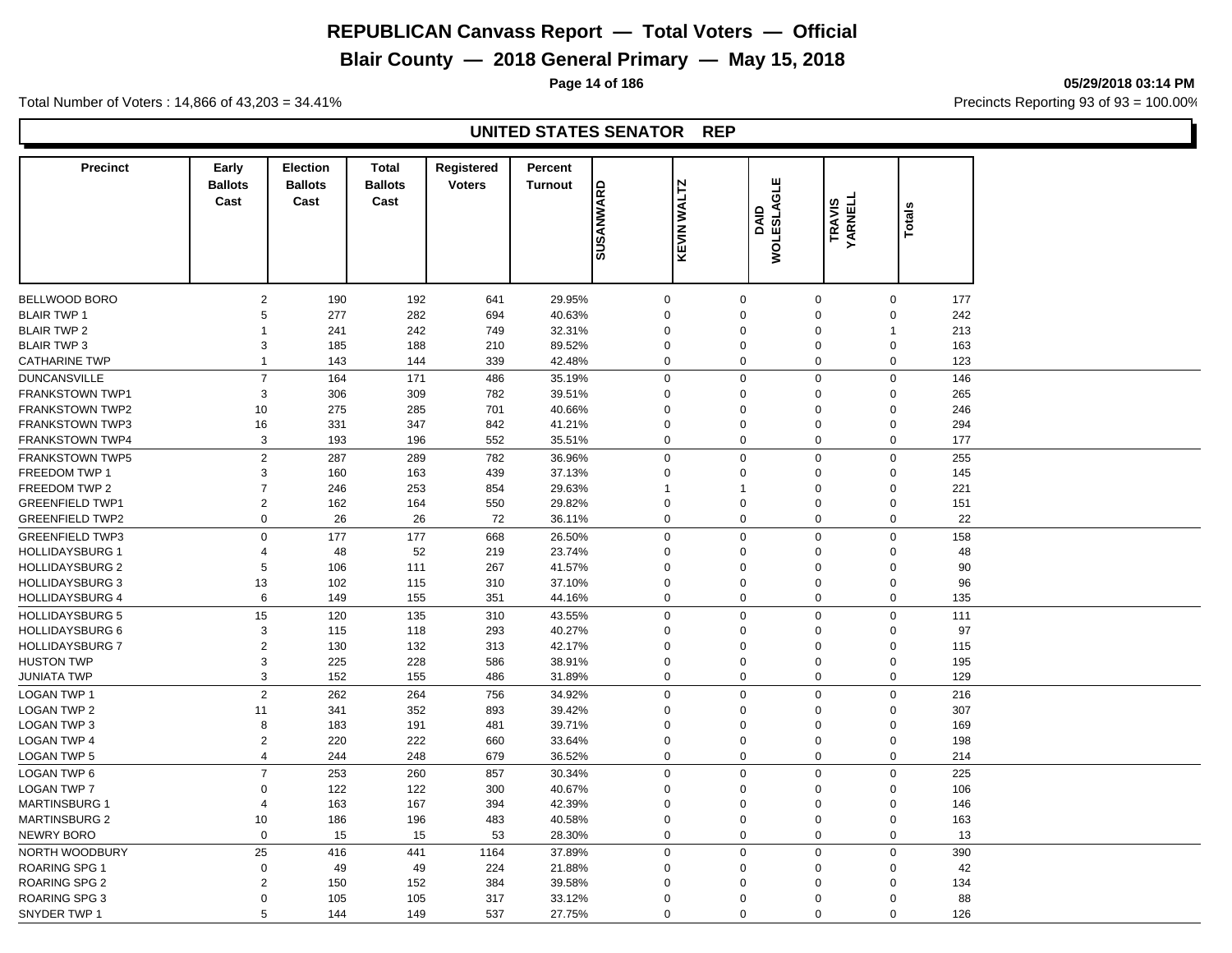# REPUBLICAN Canvass Report — Total Voters — Official

## Blair County — 2018 General Primary — May 15, 2018

Total Number of Voters : 14,866 of 43,203 = 34.41%

Precincts Reporting 93 of 93 = 100.00%

### UNITED STATES SENATOR REP

| Precinct | Early Ballots Cast | Election Ballots Cast | Total Ballots Cast | Registered Voters | Percent Turnout | SUSANWARD | KEVIN WALTZ | DAID WOLESLAGLE | TRAVIS YARNELL | Totals |
|---|---|---|---|---|---|---|---|---|---|---|
| BELLWOOD BORO | 2 | 190 | 192 | 641 | 29.95% | 0 | 0 | 0 | 0 | 177 |
| BLAIR TWP 1 | 5 | 277 | 282 | 694 | 40.63% | 0 | 0 | 0 | 0 | 242 |
| BLAIR TWP 2 | 1 | 241 | 242 | 749 | 32.31% | 0 | 0 | 0 | 1 | 213 |
| BLAIR TWP 3 | 3 | 185 | 188 | 210 | 89.52% | 0 | 0 | 0 | 0 | 163 |
| CATHARINE TWP | 1 | 143 | 144 | 339 | 42.48% | 0 | 0 | 0 | 0 | 123 |
| DUNCANSVILLE | 7 | 164 | 171 | 486 | 35.19% | 0 | 0 | 0 | 0 | 146 |
| FRANKSTOWN TWP1 | 3 | 306 | 309 | 782 | 39.51% | 0 | 0 | 0 | 0 | 265 |
| FRANKSTOWN TWP2 | 10 | 275 | 285 | 701 | 40.66% | 0 | 0 | 0 | 0 | 246 |
| FRANKSTOWN TWP3 | 16 | 331 | 347 | 842 | 41.21% | 0 | 0 | 0 | 0 | 294 |
| FRANKSTOWN TWP4 | 3 | 193 | 196 | 552 | 35.51% | 0 | 0 | 0 | 0 | 177 |
| FRANKSTOWN TWP5 | 2 | 287 | 289 | 782 | 36.96% | 0 | 0 | 0 | 0 | 255 |
| FREEDOM TWP 1 | 3 | 160 | 163 | 439 | 37.13% | 0 | 0 | 0 | 0 | 145 |
| FREEDOM TWP 2 | 7 | 246 | 253 | 854 | 29.63% | 1 | 1 | 0 | 0 | 221 |
| GREENFIELD TWP1 | 2 | 162 | 164 | 550 | 29.82% | 0 | 0 | 0 | 0 | 151 |
| GREENFIELD TWP2 | 0 | 26 | 26 | 72 | 36.11% | 0 | 0 | 0 | 0 | 22 |
| GREENFIELD TWP3 | 0 | 177 | 177 | 668 | 26.50% | 0 | 0 | 0 | 0 | 158 |
| HOLLIDAYSBURG 1 | 4 | 48 | 52 | 219 | 23.74% | 0 | 0 | 0 | 0 | 48 |
| HOLLIDAYSBURG 2 | 5 | 106 | 111 | 267 | 41.57% | 0 | 0 | 0 | 0 | 90 |
| HOLLIDAYSBURG 3 | 13 | 102 | 115 | 310 | 37.10% | 0 | 0 | 0 | 0 | 96 |
| HOLLIDAYSBURG 4 | 6 | 149 | 155 | 351 | 44.16% | 0 | 0 | 0 | 0 | 135 |
| HOLLIDAYSBURG 5 | 15 | 120 | 135 | 310 | 43.55% | 0 | 0 | 0 | 0 | 111 |
| HOLLIDAYSBURG 6 | 3 | 115 | 118 | 293 | 40.27% | 0 | 0 | 0 | 0 | 97 |
| HOLLIDAYSBURG 7 | 2 | 130 | 132 | 313 | 42.17% | 0 | 0 | 0 | 0 | 115 |
| HUSTON TWP | 3 | 225 | 228 | 586 | 38.91% | 0 | 0 | 0 | 0 | 195 |
| JUNIATA TWP | 3 | 152 | 155 | 486 | 31.89% | 0 | 0 | 0 | 0 | 129 |
| LOGAN TWP 1 | 2 | 262 | 264 | 756 | 34.92% | 0 | 0 | 0 | 0 | 216 |
| LOGAN TWP 2 | 11 | 341 | 352 | 893 | 39.42% | 0 | 0 | 0 | 0 | 307 |
| LOGAN TWP 3 | 8 | 183 | 191 | 481 | 39.71% | 0 | 0 | 0 | 0 | 169 |
| LOGAN TWP 4 | 2 | 220 | 222 | 660 | 33.64% | 0 | 0 | 0 | 0 | 198 |
| LOGAN TWP 5 | 4 | 244 | 248 | 679 | 36.52% | 0 | 0 | 0 | 0 | 214 |
| LOGAN TWP 6 | 7 | 253 | 260 | 857 | 30.34% | 0 | 0 | 0 | 0 | 225 |
| LOGAN TWP 7 | 0 | 122 | 122 | 300 | 40.67% | 0 | 0 | 0 | 0 | 106 |
| MARTINSBURG 1 | 4 | 163 | 167 | 394 | 42.39% | 0 | 0 | 0 | 0 | 146 |
| MARTINSBURG 2 | 10 | 186 | 196 | 483 | 40.58% | 0 | 0 | 0 | 0 | 163 |
| NEWRY BORO | 0 | 15 | 15 | 53 | 28.30% | 0 | 0 | 0 | 0 | 13 |
| NORTH WOODBURY | 25 | 416 | 441 | 1164 | 37.89% | 0 | 0 | 0 | 0 | 390 |
| ROARING SPG 1 | 0 | 49 | 49 | 224 | 21.88% | 0 | 0 | 0 | 0 | 42 |
| ROARING SPG 2 | 2 | 150 | 152 | 384 | 39.58% | 0 | 0 | 0 | 0 | 134 |
| ROARING SPG 3 | 0 | 105 | 105 | 317 | 33.12% | 0 | 0 | 0 | 0 | 88 |
| SNYDER TWP 1 | 5 | 144 | 149 | 537 | 27.75% | 0 | 0 | 0 | 0 | 126 |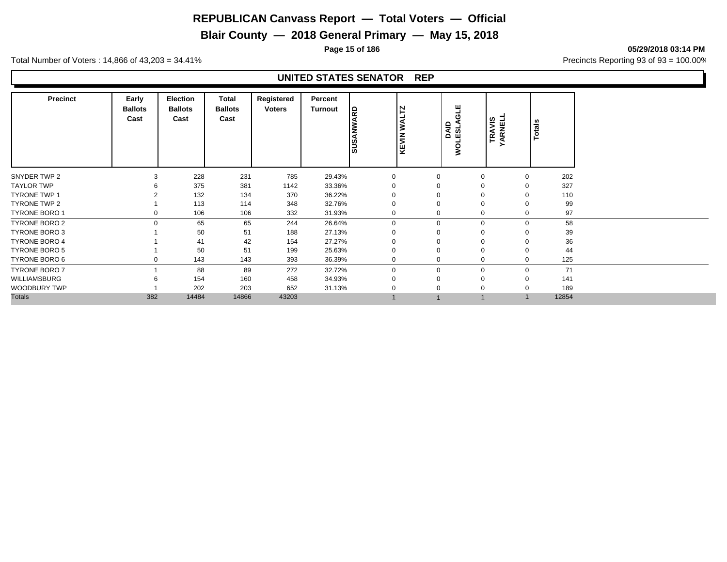# REPUBLICAN Canvass Report — Total Voters — Official

## Blair County — 2018 General Primary — May 15, 2018

**05/29/2018 03:14 PM**

Total Number of Voters : 14,866 of 43,203 = 34.41%

Precincts Reporting 93 of 93 = 100.00%

### UNITED STATES SENATOR REP

| Precinct | Early Ballots Cast | Election Ballots Cast | Total Ballots Cast | Registered Voters | Percent Turnout | SUSANWARD | KEVIN WALTZ | DAID WOLESLAGLE | TRAVIS YARNELL | Totals |
|---|---|---|---|---|---|---|---|---|---|---|
| SNYDER TWP 2 | 3 | 228 | 231 | 785 | 29.43% | 0 | 0 | 0 | 0 | 202 |
| TAYLOR TWP | 6 | 375 | 381 | 1142 | 33.36% | 0 | 0 | 0 | 0 | 327 |
| TYRONE TWP 1 | 2 | 132 | 134 | 370 | 36.22% | 0 | 0 | 0 | 0 | 110 |
| TYRONE TWP 2 | 1 | 113 | 114 | 348 | 32.76% | 0 | 0 | 0 | 0 | 99 |
| TYRONE BORO 1 | 0 | 106 | 106 | 332 | 31.93% | 0 | 0 | 0 | 0 | 97 |
| TYRONE BORO 2 | 0 | 65 | 65 | 244 | 26.64% | 0 | 0 | 0 | 0 | 58 |
| TYRONE BORO 3 | 1 | 50 | 51 | 188 | 27.13% | 0 | 0 | 0 | 0 | 39 |
| TYRONE BORO 4 | 1 | 41 | 42 | 154 | 27.27% | 0 | 0 | 0 | 0 | 36 |
| TYRONE BORO 5 | 1 | 50 | 51 | 199 | 25.63% | 0 | 0 | 0 | 0 | 44 |
| TYRONE BORO 6 | 0 | 143 | 143 | 393 | 36.39% | 0 | 0 | 0 | 0 | 125 |
| TYRONE BORO 7 | 1 | 88 | 89 | 272 | 32.72% | 0 | 0 | 0 | 0 | 71 |
| WILLIAMSBURG | 6 | 154 | 160 | 458 | 34.93% | 0 | 0 | 0 | 0 | 141 |
| WOODBURY TWP | 1 | 202 | 203 | 652 | 31.13% | 0 | 0 | 0 | 0 | 189 |
| Totals | 382 | 14484 | 14866 | 43203 | | 1 | 1 | 1 | 1 | 12854 |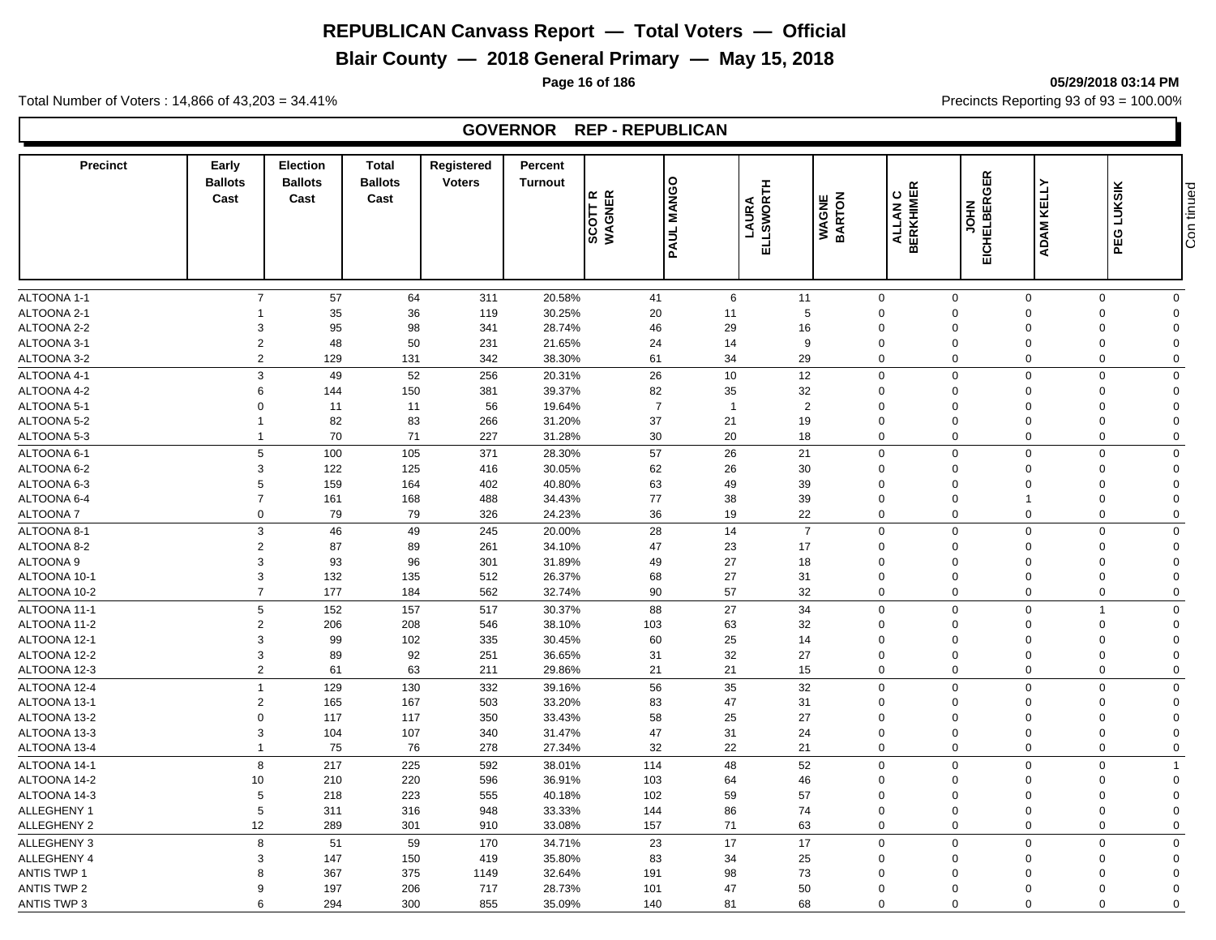# REPUBLICAN Canvass Report — Total Voters — Official

## Blair County — 2018 General Primary — May 15, 2018

05/29/2018 03:14 PM

Total Number of Voters : 14,866 of 43,203 = 34.41%

Precincts Reporting 93 of 93 = 100.00%

## GOVERNOR REP - REPUBLICAN

| Precinct | Early Ballots Cast | Election Ballots Cast | Total Ballots Cast | Registered Voters | Percent Turnout | SCOTT R WAGNER | PAUL MANGO | LAURA ELLSWORTH | WAGNE BARTON | ALLAN C BERKHIMER | JOHN EICHELBERGER | ADAM KELLY | PEG LUKSIK | Continued |
|---|---|---|---|---|---|---|---|---|---|---|---|---|---|---|
| ALTOONA 1-1 | 7 | 57 | 64 | 311 | 20.58% | 41 | 6 | 11 | 0 | 0 | 0 | 0 | 0 | |
| ALTOONA 2-1 | 1 | 35 | 36 | 119 | 30.25% | 20 | 11 | 5 | 0 | 0 | 0 | 0 | 0 | |
| ALTOONA 2-2 | 3 | 95 | 98 | 341 | 28.74% | 46 | 29 | 16 | 0 | 0 | 0 | 0 | 0 | |
| ALTOONA 3-1 | 2 | 48 | 50 | 231 | 21.65% | 24 | 14 | 9 | 0 | 0 | 0 | 0 | 0 | |
| ALTOONA 3-2 | 2 | 129 | 131 | 342 | 38.30% | 61 | 34 | 29 | 0 | 0 | 0 | 0 | 0 | |
| ALTOONA 4-1 | 3 | 49 | 52 | 256 | 20.31% | 26 | 10 | 12 | 0 | 0 | 0 | 0 | 0 | |
| ALTOONA 4-2 | 6 | 144 | 150 | 381 | 39.37% | 82 | 35 | 32 | 0 | 0 | 0 | 0 | 0 | |
| ALTOONA 5-1 | 0 | 11 | 11 | 56 | 19.64% | 7 | 1 | 2 | 0 | 0 | 0 | 0 | 0 | |
| ALTOONA 5-2 | 1 | 82 | 83 | 266 | 31.20% | 37 | 21 | 19 | 0 | 0 | 0 | 0 | 0 | |
| ALTOONA 5-3 | 1 | 70 | 71 | 227 | 31.28% | 30 | 20 | 18 | 0 | 0 | 0 | 0 | 0 | |
| ALTOONA 6-1 | 5 | 100 | 105 | 371 | 28.30% | 57 | 26 | 21 | 0 | 0 | 0 | 0 | 0 | |
| ALTOONA 6-2 | 3 | 122 | 125 | 416 | 30.05% | 62 | 26 | 30 | 0 | 0 | 0 | 0 | 0 | |
| ALTOONA 6-3 | 5 | 159 | 164 | 402 | 40.80% | 63 | 49 | 39 | 0 | 0 | 0 | 0 | 0 | |
| ALTOONA 6-4 | 7 | 161 | 168 | 488 | 34.43% | 77 | 38 | 39 | 0 | 0 | 1 | 0 | 0 | |
| ALTOONA 7 | 0 | 79 | 79 | 326 | 24.23% | 36 | 19 | 22 | 0 | 0 | 0 | 0 | 0 | |
| ALTOONA 8-1 | 3 | 46 | 49 | 245 | 20.00% | 28 | 14 | 7 | 0 | 0 | 0 | 0 | 0 | |
| ALTOONA 8-2 | 2 | 87 | 89 | 261 | 34.10% | 47 | 23 | 17 | 0 | 0 | 0 | 0 | 0 | |
| ALTOONA 9 | 3 | 93 | 96 | 301 | 31.89% | 49 | 27 | 18 | 0 | 0 | 0 | 0 | 0 | |
| ALTOONA 10-1 | 3 | 132 | 135 | 512 | 26.37% | 68 | 27 | 31 | 0 | 0 | 0 | 0 | 0 | |
| ALTOONA 10-2 | 7 | 177 | 184 | 562 | 32.74% | 90 | 57 | 32 | 0 | 0 | 0 | 0 | 0 | |
| ALTOONA 11-1 | 5 | 152 | 157 | 517 | 30.37% | 88 | 27 | 34 | 0 | 0 | 0 | 1 | 0 | |
| ALTOONA 11-2 | 2 | 206 | 208 | 546 | 38.10% | 103 | 63 | 32 | 0 | 0 | 0 | 0 | 0 | |
| ALTOONA 12-1 | 3 | 99 | 102 | 335 | 30.45% | 60 | 25 | 14 | 0 | 0 | 0 | 0 | 0 | |
| ALTOONA 12-2 | 3 | 89 | 92 | 251 | 36.65% | 31 | 32 | 27 | 0 | 0 | 0 | 0 | 0 | |
| ALTOONA 12-3 | 2 | 61 | 63 | 211 | 29.86% | 21 | 21 | 15 | 0 | 0 | 0 | 0 | 0 | |
| ALTOONA 12-4 | 1 | 129 | 130 | 332 | 39.16% | 56 | 35 | 32 | 0 | 0 | 0 | 0 | 0 | |
| ALTOONA 13-1 | 2 | 165 | 167 | 503 | 33.20% | 83 | 47 | 31 | 0 | 0 | 0 | 0 | 0 | |
| ALTOONA 13-2 | 0 | 117 | 117 | 350 | 33.43% | 58 | 25 | 27 | 0 | 0 | 0 | 0 | 0 | |
| ALTOONA 13-3 | 3 | 104 | 107 | 340 | 31.47% | 47 | 31 | 24 | 0 | 0 | 0 | 0 | 0 | |
| ALTOONA 13-4 | 1 | 75 | 76 | 278 | 27.34% | 32 | 22 | 21 | 0 | 0 | 0 | 0 | 0 | |
| ALTOONA 14-1 | 8 | 217 | 225 | 592 | 38.01% | 114 | 48 | 52 | 0 | 0 | 0 | 0 | 1 | |
| ALTOONA 14-2 | 10 | 210 | 220 | 596 | 36.91% | 103 | 64 | 46 | 0 | 0 | 0 | 0 | 0 | |
| ALTOONA 14-3 | 5 | 218 | 223 | 555 | 40.18% | 102 | 59 | 57 | 0 | 0 | 0 | 0 | 0 | |
| ALLEGHENY 1 | 5 | 311 | 316 | 948 | 33.33% | 144 | 86 | 74 | 0 | 0 | 0 | 0 | 0 | |
| ALLEGHENY 2 | 12 | 289 | 301 | 910 | 33.08% | 157 | 71 | 63 | 0 | 0 | 0 | 0 | 0 | |
| ALLEGHENY 3 | 8 | 51 | 59 | 170 | 34.71% | 23 | 17 | 17 | 0 | 0 | 0 | 0 | 0 | |
| ALLEGHENY 4 | 3 | 147 | 150 | 419 | 35.80% | 83 | 34 | 25 | 0 | 0 | 0 | 0 | 0 | |
| ANTIS TWP 1 | 8 | 367 | 375 | 1149 | 32.64% | 191 | 98 | 73 | 0 | 0 | 0 | 0 | 0 | |
| ANTIS TWP 2 | 9 | 197 | 206 | 717 | 28.73% | 101 | 47 | 50 | 0 | 0 | 0 | 0 | 0 | |
| ANTIS TWP 3 | 6 | 294 | 300 | 855 | 35.09% | 140 | 81 | 68 | 0 | 0 | 0 | 0 | 0 | |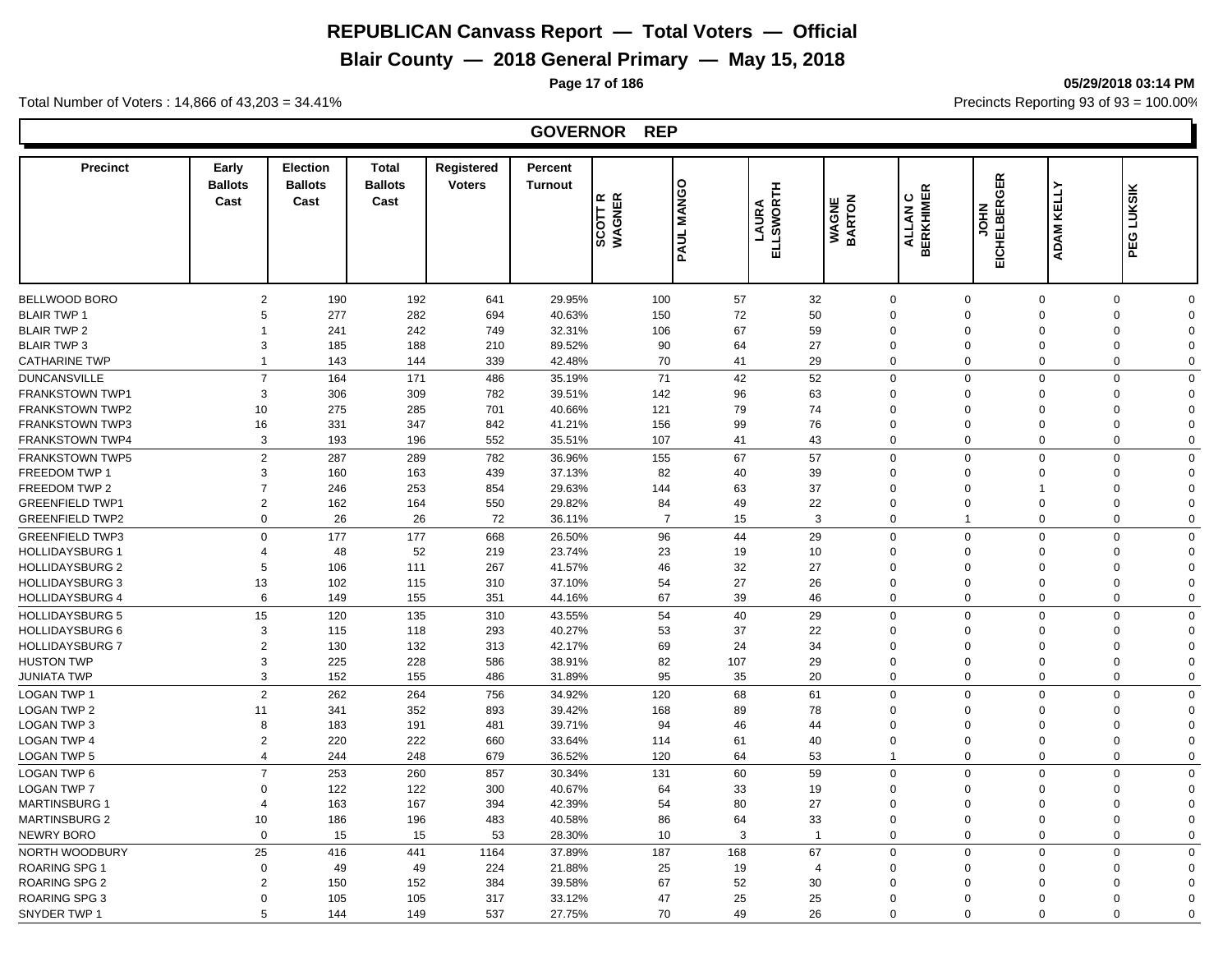# REPUBLICAN Canvass Report — Total Voters — Official

## Blair County — 2018 General Primary — May 15, 2018

Total Number of Voters : 14,866 of 43,203 = 34.41%

Precincts Reporting 93 of 93 = 100.00%

### GOVERNOR REP

| Precinct | Early Ballots Cast | Election Ballots Cast | Total Ballots Cast | Registered Voters | Percent Turnout | SCOTT R WAGNER | PAUL MANGO | LAURA ELLSWORTH | WAGNE BARTON | ALLAN C BERKHIMER | JOHN EICHELBERGER | ADAM KELLY | PEG LUKSIK |
|---|---|---|---|---|---|---|---|---|---|---|---|---|---|
| BELLWOOD BORO | 2 | 190 | 192 | 641 | 29.95% | 100 | 57 | 32 | 0 | 0 | 0 | 0 | 0 |
| BLAIR TWP 1 | 5 | 277 | 282 | 694 | 40.63% | 150 | 72 | 50 | 0 | 0 | 0 | 0 | 0 |
| BLAIR TWP 2 | 1 | 241 | 242 | 749 | 32.31% | 106 | 67 | 59 | 0 | 0 | 0 | 0 | 0 |
| BLAIR TWP 3 | 3 | 185 | 188 | 210 | 89.52% | 90 | 64 | 27 | 0 | 0 | 0 | 0 | 0 |
| CATHARINE TWP | 1 | 143 | 144 | 339 | 42.48% | 70 | 41 | 29 | 0 | 0 | 0 | 0 | 0 |
| DUNCANSVILLE | 7 | 164 | 171 | 486 | 35.19% | 71 | 42 | 52 | 0 | 0 | 0 | 0 | 0 |
| FRANKSTOWN TWP1 | 3 | 306 | 309 | 782 | 39.51% | 142 | 96 | 63 | 0 | 0 | 0 | 0 | 0 |
| FRANKSTOWN TWP2 | 10 | 275 | 285 | 701 | 40.66% | 121 | 79 | 74 | 0 | 0 | 0 | 0 | 0 |
| FRANKSTOWN TWP3 | 16 | 331 | 347 | 842 | 41.21% | 156 | 99 | 76 | 0 | 0 | 0 | 0 | 0 |
| FRANKSTOWN TWP4 | 3 | 193 | 196 | 552 | 35.51% | 107 | 41 | 43 | 0 | 0 | 0 | 0 | 0 |
| FRANKSTOWN TWP5 | 2 | 287 | 289 | 782 | 36.96% | 155 | 67 | 57 | 0 | 0 | 0 | 0 | 0 |
| FREEDOM TWP 1 | 3 | 160 | 163 | 439 | 37.13% | 82 | 40 | 39 | 0 | 0 | 0 | 0 | 0 |
| FREEDOM TWP 2 | 7 | 246 | 253 | 854 | 29.63% | 144 | 63 | 37 | 0 | 0 | 1 | 0 | 0 |
| GREENFIELD TWP1 | 2 | 162 | 164 | 550 | 29.82% | 84 | 49 | 22 | 0 | 0 | 0 | 0 | 0 |
| GREENFIELD TWP2 | 0 | 26 | 26 | 72 | 36.11% | 7 | 15 | 3 | 0 | 1 | 0 | 0 | 0 |
| GREENFIELD TWP3 | 0 | 177 | 177 | 668 | 26.50% | 96 | 44 | 29 | 0 | 0 | 0 | 0 | 0 |
| HOLLIDAYSBURG 1 | 4 | 48 | 52 | 219 | 23.74% | 23 | 19 | 10 | 0 | 0 | 0 | 0 | 0 |
| HOLLIDAYSBURG 2 | 5 | 106 | 111 | 267 | 41.57% | 46 | 32 | 27 | 0 | 0 | 0 | 0 | 0 |
| HOLLIDAYSBURG 3 | 13 | 102 | 115 | 310 | 37.10% | 54 | 27 | 26 | 0 | 0 | 0 | 0 | 0 |
| HOLLIDAYSBURG 4 | 6 | 149 | 155 | 351 | 44.16% | 67 | 39 | 46 | 0 | 0 | 0 | 0 | 0 |
| HOLLIDAYSBURG 5 | 15 | 120 | 135 | 310 | 43.55% | 54 | 40 | 29 | 0 | 0 | 0 | 0 | 0 |
| HOLLIDAYSBURG 6 | 3 | 115 | 118 | 293 | 40.27% | 53 | 37 | 22 | 0 | 0 | 0 | 0 | 0 |
| HOLLIDAYSBURG 7 | 2 | 130 | 132 | 313 | 42.17% | 69 | 24 | 34 | 0 | 0 | 0 | 0 | 0 |
| HUSTON TWP | 3 | 225 | 228 | 586 | 38.91% | 82 | 107 | 29 | 0 | 0 | 0 | 0 | 0 |
| JUNIATA TWP | 3 | 152 | 155 | 486 | 31.89% | 95 | 35 | 20 | 0 | 0 | 0 | 0 | 0 |
| LOGAN TWP 1 | 2 | 262 | 264 | 756 | 34.92% | 120 | 68 | 61 | 0 | 0 | 0 | 0 | 0 |
| LOGAN TWP 2 | 11 | 341 | 352 | 893 | 39.42% | 168 | 89 | 78 | 0 | 0 | 0 | 0 | 0 |
| LOGAN TWP 3 | 8 | 183 | 191 | 481 | 39.71% | 94 | 46 | 44 | 0 | 0 | 0 | 0 | 0 |
| LOGAN TWP 4 | 2 | 220 | 222 | 660 | 33.64% | 114 | 61 | 40 | 0 | 0 | 0 | 0 | 0 |
| LOGAN TWP 5 | 4 | 244 | 248 | 679 | 36.52% | 120 | 64 | 53 | 1 | 0 | 0 | 0 | 0 |
| LOGAN TWP 6 | 7 | 253 | 260 | 857 | 30.34% | 131 | 60 | 59 | 0 | 0 | 0 | 0 | 0 |
| LOGAN TWP 7 | 0 | 122 | 122 | 300 | 40.67% | 64 | 33 | 19 | 0 | 0 | 0 | 0 | 0 |
| MARTINSBURG 1 | 4 | 163 | 167 | 394 | 42.39% | 54 | 80 | 27 | 0 | 0 | 0 | 0 | 0 |
| MARTINSBURG 2 | 10 | 186 | 196 | 483 | 40.58% | 86 | 64 | 33 | 0 | 0 | 0 | 0 | 0 |
| NEWRY BORO | 0 | 15 | 15 | 53 | 28.30% | 10 | 3 | 1 | 0 | 0 | 0 | 0 | 0 |
| NORTH WOODBURY | 25 | 416 | 441 | 1164 | 37.89% | 187 | 168 | 67 | 0 | 0 | 0 | 0 | 0 |
| ROARING SPG 1 | 0 | 49 | 49 | 224 | 21.88% | 25 | 19 | 4 | 0 | 0 | 0 | 0 | 0 |
| ROARING SPG 2 | 2 | 150 | 152 | 384 | 39.58% | 67 | 52 | 30 | 0 | 0 | 0 | 0 | 0 |
| ROARING SPG 3 | 0 | 105 | 105 | 317 | 33.12% | 47 | 25 | 25 | 0 | 0 | 0 | 0 | 0 |
| SNYDER TWP 1 | 5 | 144 | 149 | 537 | 27.75% | 70 | 49 | 26 | 0 | 0 | 0 | 0 | 0 |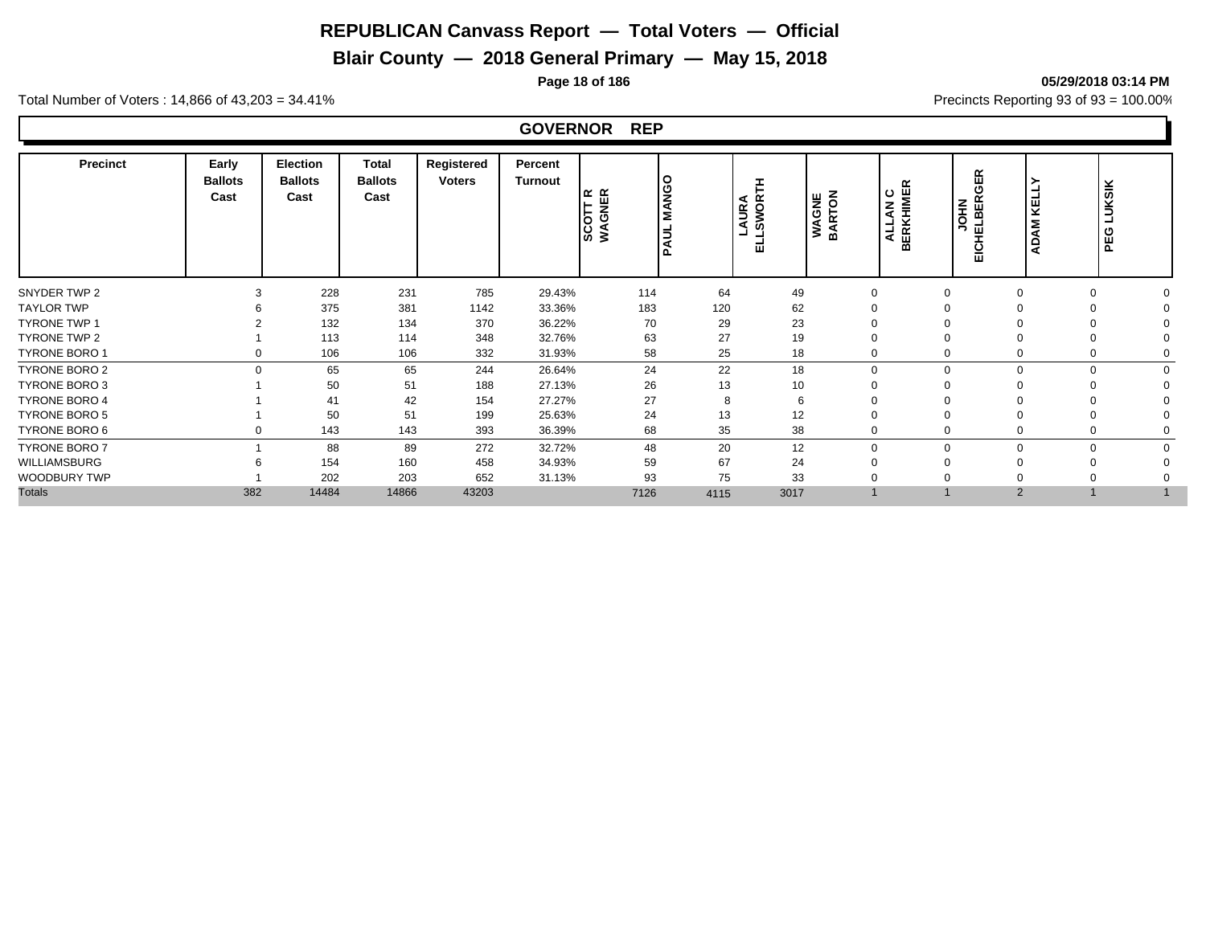# REPUBLICAN Canvass Report — Total Voters — Official

## Blair County — 2018 General Primary — May 15, 2018

**05/29/2018 03:14 PM**

Total Number of Voters : 14,866 of 43,203 = 34.41%

Precincts Reporting 93 of 93 = 100.00%

### GOVERNOR REP

| Precinct | Early Ballots Cast | Election Ballots Cast | Total Ballots Cast | Registered Voters | Percent Turnout | SCOTT R WAGNER | PAUL MANGO | LAURA ELLSWORTH | WAGNE BARTON | ALLAN C BERKHIMER | JOHN EICHELBERGER | ADAM KELLY | PEG LUKSIK |
|---|---|---|---|---|---|---|---|---|---|---|---|---|---|
| SNYDER TWP 2 | 3 | 228 | 231 | 785 | 29.43% | 114 | 64 | 49 | 0 | 0 | 0 | 0 | 0 |
| TAYLOR TWP | 6 | 375 | 381 | 1142 | 33.36% | 183 | 120 | 62 | 0 | 0 | 0 | 0 | 0 |
| TYRONE TWP 1 | 2 | 132 | 134 | 370 | 36.22% | 70 | 29 | 23 | 0 | 0 | 0 | 0 | 0 |
| TYRONE TWP 2 | 1 | 113 | 114 | 348 | 32.76% | 63 | 27 | 19 | 0 | 0 | 0 | 0 | 0 |
| TYRONE BORO 1 | 0 | 106 | 106 | 332 | 31.93% | 58 | 25 | 18 | 0 | 0 | 0 | 0 | 0 |
| TYRONE BORO 2 | 0 | 65 | 65 | 244 | 26.64% | 24 | 22 | 18 | 0 | 0 | 0 | 0 | 0 |
| TYRONE BORO 3 | 1 | 50 | 51 | 188 | 27.13% | 26 | 13 | 10 | 0 | 0 | 0 | 0 | 0 |
| TYRONE BORO 4 | 1 | 41 | 42 | 154 | 27.27% | 27 | 8 | 6 | 0 | 0 | 0 | 0 | 0 |
| TYRONE BORO 5 | 1 | 50 | 51 | 199 | 25.63% | 24 | 13 | 12 | 0 | 0 | 0 | 0 | 0 |
| TYRONE BORO 6 | 0 | 143 | 143 | 393 | 36.39% | 68 | 35 | 38 | 0 | 0 | 0 | 0 | 0 |
| TYRONE BORO 7 | 1 | 88 | 89 | 272 | 32.72% | 48 | 20 | 12 | 0 | 0 | 0 | 0 | 0 |
| WILLIAMSBURG | 6 | 154 | 160 | 458 | 34.93% | 59 | 67 | 24 | 0 | 0 | 0 | 0 | 0 |
| WOODBURY TWP | 1 | 202 | 203 | 652 | 31.13% | 93 | 75 | 33 | 0 | 0 | 0 | 0 | 0 |
| Totals | 382 | 14484 | 14866 | 43203 | | 7126 | 4115 | 3017 | 1 | 1 | 2 | 1 | 1 |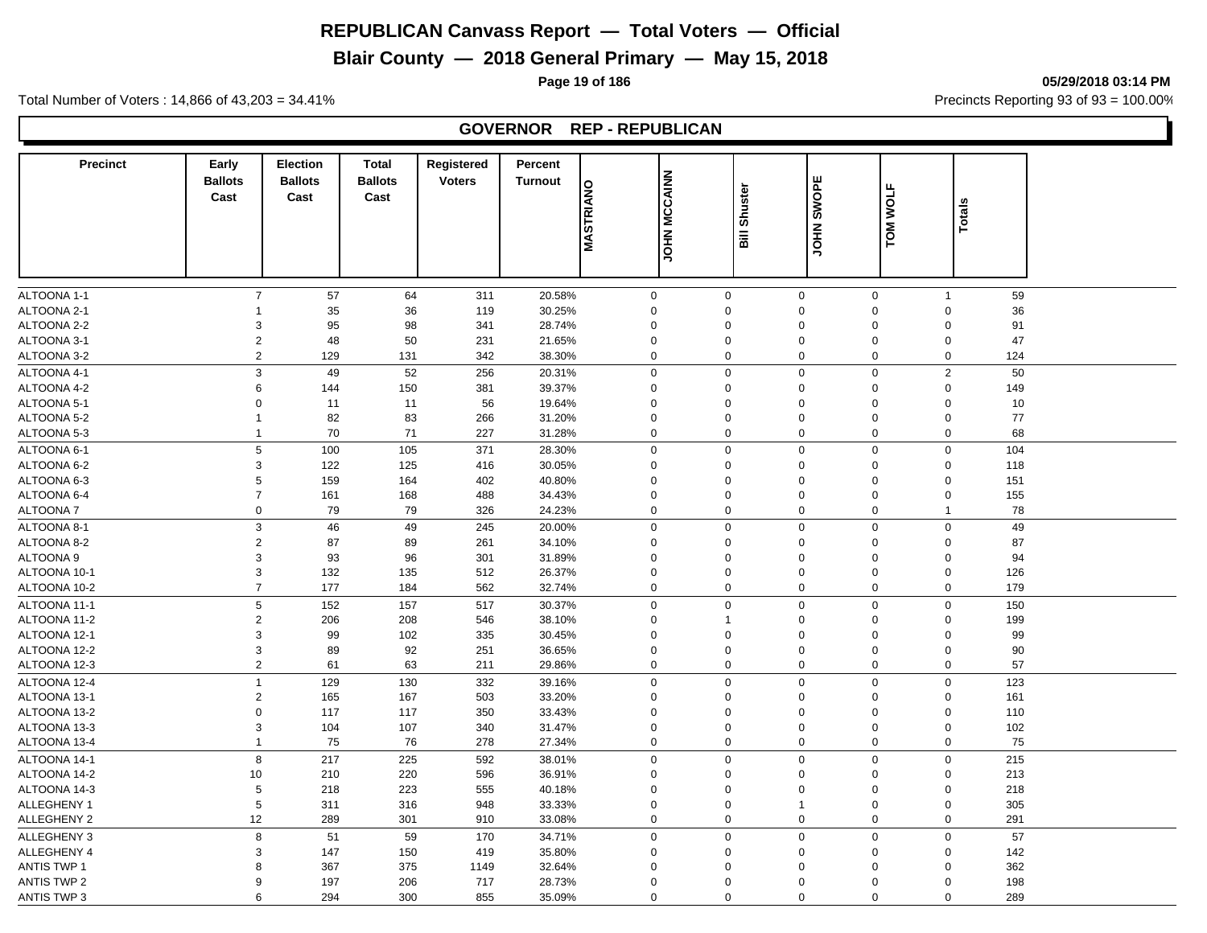# REPUBLICAN Canvass Report — Total Voters — Official

## Blair County — 2018 General Primary — May 15, 2018

05/29/2018 03:14 PM

Total Number of Voters : 14,866 of 43,203 = 34.41%

Precincts Reporting 93 of 93 = 100.00%

### GOVERNOR REP - REPUBLICAN

| Precinct | Early Ballots Cast | Election Ballots Cast | Total Ballots Cast | Registered Voters | Percent Turnout | MASTRIANO | JOHN MCCAINN | Bill Shuster | JOHN SWOPE | TOM WOLF | Totals |
|---|---|---|---|---|---|---|---|---|---|---|---|
| ALTOONA 1-1 | 7 | 57 | 64 | 311 | 20.58% | 0 | 0 | 0 | 0 | 1 | 59 |
| ALTOONA 2-1 | 1 | 35 | 36 | 119 | 30.25% | 0 | 0 | 0 | 0 | 0 | 36 |
| ALTOONA 2-2 | 3 | 95 | 98 | 341 | 28.74% | 0 | 0 | 0 | 0 | 0 | 91 |
| ALTOONA 3-1 | 2 | 48 | 50 | 231 | 21.65% | 0 | 0 | 0 | 0 | 0 | 47 |
| ALTOONA 3-2 | 2 | 129 | 131 | 342 | 38.30% | 0 | 0 | 0 | 0 | 0 | 124 |
| ALTOONA 4-1 | 3 | 49 | 52 | 256 | 20.31% | 0 | 0 | 0 | 0 | 2 | 50 |
| ALTOONA 4-2 | 6 | 144 | 150 | 381 | 39.37% | 0 | 0 | 0 | 0 | 0 | 149 |
| ALTOONA 5-1 | 0 | 11 | 11 | 56 | 19.64% | 0 | 0 | 0 | 0 | 0 | 10 |
| ALTOONA 5-2 | 1 | 82 | 83 | 266 | 31.20% | 0 | 0 | 0 | 0 | 0 | 77 |
| ALTOONA 5-3 | 1 | 70 | 71 | 227 | 31.28% | 0 | 0 | 0 | 0 | 0 | 68 |
| ALTOONA 6-1 | 5 | 100 | 105 | 371 | 28.30% | 0 | 0 | 0 | 0 | 0 | 104 |
| ALTOONA 6-2 | 3 | 122 | 125 | 416 | 30.05% | 0 | 0 | 0 | 0 | 0 | 118 |
| ALTOONA 6-3 | 5 | 159 | 164 | 402 | 40.80% | 0 | 0 | 0 | 0 | 0 | 151 |
| ALTOONA 6-4 | 7 | 161 | 168 | 488 | 34.43% | 0 | 0 | 0 | 0 | 0 | 155 |
| ALTOONA 7 | 0 | 79 | 79 | 326 | 24.23% | 0 | 0 | 0 | 0 | 1 | 78 |
| ALTOONA 8-1 | 3 | 46 | 49 | 245 | 20.00% | 0 | 0 | 0 | 0 | 0 | 49 |
| ALTOONA 8-2 | 2 | 87 | 89 | 261 | 34.10% | 0 | 0 | 0 | 0 | 0 | 87 |
| ALTOONA 9 | 3 | 93 | 96 | 301 | 31.89% | 0 | 0 | 0 | 0 | 0 | 94 |
| ALTOONA 10-1 | 3 | 132 | 135 | 512 | 26.37% | 0 | 0 | 0 | 0 | 0 | 126 |
| ALTOONA 10-2 | 7 | 177 | 184 | 562 | 32.74% | 0 | 0 | 0 | 0 | 0 | 179 |
| ALTOONA 11-1 | 5 | 152 | 157 | 517 | 30.37% | 0 | 0 | 0 | 0 | 0 | 150 |
| ALTOONA 11-2 | 2 | 206 | 208 | 546 | 38.10% | 0 | 1 | 0 | 0 | 0 | 199 |
| ALTOONA 12-1 | 3 | 99 | 102 | 335 | 30.45% | 0 | 0 | 0 | 0 | 0 | 99 |
| ALTOONA 12-2 | 3 | 89 | 92 | 251 | 36.65% | 0 | 0 | 0 | 0 | 0 | 90 |
| ALTOONA 12-3 | 2 | 61 | 63 | 211 | 29.86% | 0 | 0 | 0 | 0 | 0 | 57 |
| ALTOONA 12-4 | 1 | 129 | 130 | 332 | 39.16% | 0 | 0 | 0 | 0 | 0 | 123 |
| ALTOONA 13-1 | 2 | 165 | 167 | 503 | 33.20% | 0 | 0 | 0 | 0 | 0 | 161 |
| ALTOONA 13-2 | 0 | 117 | 117 | 350 | 33.43% | 0 | 0 | 0 | 0 | 0 | 110 |
| ALTOONA 13-3 | 3 | 104 | 107 | 340 | 31.47% | 0 | 0 | 0 | 0 | 0 | 102 |
| ALTOONA 13-4 | 1 | 75 | 76 | 278 | 27.34% | 0 | 0 | 0 | 0 | 0 | 75 |
| ALTOONA 14-1 | 8 | 217 | 225 | 592 | 38.01% | 0 | 0 | 0 | 0 | 0 | 215 |
| ALTOONA 14-2 | 10 | 210 | 220 | 596 | 36.91% | 0 | 0 | 0 | 0 | 0 | 213 |
| ALTOONA 14-3 | 5 | 218 | 223 | 555 | 40.18% | 0 | 0 | 0 | 0 | 0 | 218 |
| ALLEGHENY 1 | 5 | 311 | 316 | 948 | 33.33% | 0 | 0 | 1 | 0 | 0 | 305 |
| ALLEGHENY 2 | 12 | 289 | 301 | 910 | 33.08% | 0 | 0 | 0 | 0 | 0 | 291 |
| ALLEGHENY 3 | 8 | 51 | 59 | 170 | 34.71% | 0 | 0 | 0 | 0 | 0 | 57 |
| ALLEGHENY 4 | 3 | 147 | 150 | 419 | 35.80% | 0 | 0 | 0 | 0 | 0 | 142 |
| ANTIS TWP 1 | 8 | 367 | 375 | 1149 | 32.64% | 0 | 0 | 0 | 0 | 0 | 362 |
| ANTIS TWP 2 | 9 | 197 | 206 | 717 | 28.73% | 0 | 0 | 0 | 0 | 0 | 198 |
| ANTIS TWP 3 | 6 | 294 | 300 | 855 | 35.09% | 0 | 0 | 0 | 0 | 0 | 289 |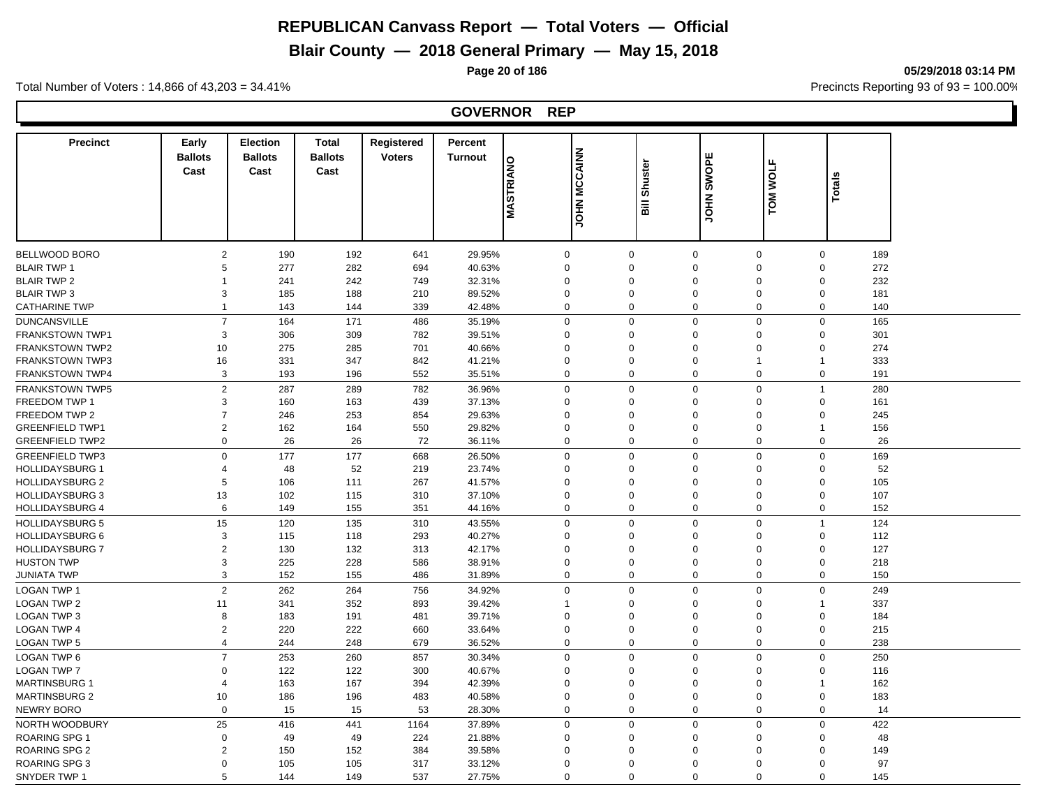# REPUBLICAN Canvass Report — Total Voters — Official

## Blair County — 2018 General Primary — May 15, 2018

05/29/2018 03:14 PM

Total Number of Voters : 14,866 of 43,203 = 34.41%

Precincts Reporting 93 of 93 = 100.00%

### GOVERNOR REP

| Precinct | Early Ballots Cast | Election Ballots Cast | Total Ballots Cast | Registered Voters | Percent Turnout | MASTRIANO | JOHN MCCAINN | Bill Shuster | JOHN SWOPE | TOM WOLF | Totals |
|---|---|---|---|---|---|---|---|---|---|---|---|
| BELLWOOD BORO | 2 | 190 | 192 | 641 | 29.95% | 0 | 0 | 0 | 0 | 0 | 189 |
| BLAIR TWP 1 | 5 | 277 | 282 | 694 | 40.63% | 0 | 0 | 0 | 0 | 0 | 272 |
| BLAIR TWP 2 | 1 | 241 | 242 | 749 | 32.31% | 0 | 0 | 0 | 0 | 0 | 232 |
| BLAIR TWP 3 | 3 | 185 | 188 | 210 | 89.52% | 0 | 0 | 0 | 0 | 0 | 181 |
| CATHARINE TWP | 1 | 143 | 144 | 339 | 42.48% | 0 | 0 | 0 | 0 | 0 | 140 |
| DUNCANSVILLE | 7 | 164 | 171 | 486 | 35.19% | 0 | 0 | 0 | 0 | 0 | 165 |
| FRANKSTOWN TWP1 | 3 | 306 | 309 | 782 | 39.51% | 0 | 0 | 0 | 0 | 0 | 301 |
| FRANKSTOWN TWP2 | 10 | 275 | 285 | 701 | 40.66% | 0 | 0 | 0 | 0 | 0 | 274 |
| FRANKSTOWN TWP3 | 16 | 331 | 347 | 842 | 41.21% | 0 | 0 | 0 | 1 | 1 | 333 |
| FRANKSTOWN TWP4 | 3 | 193 | 196 | 552 | 35.51% | 0 | 0 | 0 | 0 | 0 | 191 |
| FRANKSTOWN TWP5 | 2 | 287 | 289 | 782 | 36.96% | 0 | 0 | 0 | 0 | 1 | 280 |
| FREEDOM TWP 1 | 3 | 160 | 163 | 439 | 37.13% | 0 | 0 | 0 | 0 | 0 | 161 |
| FREEDOM TWP 2 | 7 | 246 | 253 | 854 | 29.63% | 0 | 0 | 0 | 0 | 0 | 245 |
| GREENFIELD TWP1 | 2 | 162 | 164 | 550 | 29.82% | 0 | 0 | 0 | 0 | 1 | 156 |
| GREENFIELD TWP2 | 0 | 26 | 26 | 72 | 36.11% | 0 | 0 | 0 | 0 | 0 | 26 |
| GREENFIELD TWP3 | 0 | 177 | 177 | 668 | 26.50% | 0 | 0 | 0 | 0 | 0 | 169 |
| HOLLIDAYSBURG 1 | 4 | 48 | 52 | 219 | 23.74% | 0 | 0 | 0 | 0 | 0 | 52 |
| HOLLIDAYSBURG 2 | 5 | 106 | 111 | 267 | 41.57% | 0 | 0 | 0 | 0 | 0 | 105 |
| HOLLIDAYSBURG 3 | 13 | 102 | 115 | 310 | 37.10% | 0 | 0 | 0 | 0 | 0 | 107 |
| HOLLIDAYSBURG 4 | 6 | 149 | 155 | 351 | 44.16% | 0 | 0 | 0 | 0 | 0 | 152 |
| HOLLIDAYSBURG 5 | 15 | 120 | 135 | 310 | 43.55% | 0 | 0 | 0 | 0 | 1 | 124 |
| HOLLIDAYSBURG 6 | 3 | 115 | 118 | 293 | 40.27% | 0 | 0 | 0 | 0 | 0 | 112 |
| HOLLIDAYSBURG 7 | 2 | 130 | 132 | 313 | 42.17% | 0 | 0 | 0 | 0 | 0 | 127 |
| HUSTON TWP | 3 | 225 | 228 | 586 | 38.91% | 0 | 0 | 0 | 0 | 0 | 218 |
| JUNIATA TWP | 3 | 152 | 155 | 486 | 31.89% | 0 | 0 | 0 | 0 | 0 | 150 |
| LOGAN TWP 1 | 2 | 262 | 264 | 756 | 34.92% | 0 | 0 | 0 | 0 | 0 | 249 |
| LOGAN TWP 2 | 11 | 341 | 352 | 893 | 39.42% | 1 | 0 | 0 | 0 | 1 | 337 |
| LOGAN TWP 3 | 8 | 183 | 191 | 481 | 39.71% | 0 | 0 | 0 | 0 | 0 | 184 |
| LOGAN TWP 4 | 2 | 220 | 222 | 660 | 33.64% | 0 | 0 | 0 | 0 | 0 | 215 |
| LOGAN TWP 5 | 4 | 244 | 248 | 679 | 36.52% | 0 | 0 | 0 | 0 | 0 | 238 |
| LOGAN TWP 6 | 7 | 253 | 260 | 857 | 30.34% | 0 | 0 | 0 | 0 | 0 | 250 |
| LOGAN TWP 7 | 0 | 122 | 122 | 300 | 40.67% | 0 | 0 | 0 | 0 | 0 | 116 |
| MARTINSBURG 1 | 4 | 163 | 167 | 394 | 42.39% | 0 | 0 | 0 | 0 | 1 | 162 |
| MARTINSBURG 2 | 10 | 186 | 196 | 483 | 40.58% | 0 | 0 | 0 | 0 | 0 | 183 |
| NEWRY BORO | 0 | 15 | 15 | 53 | 28.30% | 0 | 0 | 0 | 0 | 0 | 14 |
| NORTH WOODBURY | 25 | 416 | 441 | 1164 | 37.89% | 0 | 0 | 0 | 0 | 0 | 422 |
| ROARING SPG 1 | 0 | 49 | 49 | 224 | 21.88% | 0 | 0 | 0 | 0 | 0 | 48 |
| ROARING SPG 2 | 2 | 150 | 152 | 384 | 39.58% | 0 | 0 | 0 | 0 | 0 | 149 |
| ROARING SPG 3 | 0 | 105 | 105 | 317 | 33.12% | 0 | 0 | 0 | 0 | 0 | 97 |
| SNYDER TWP 1 | 5 | 144 | 149 | 537 | 27.75% | 0 | 0 | 0 | 0 | 0 | 145 |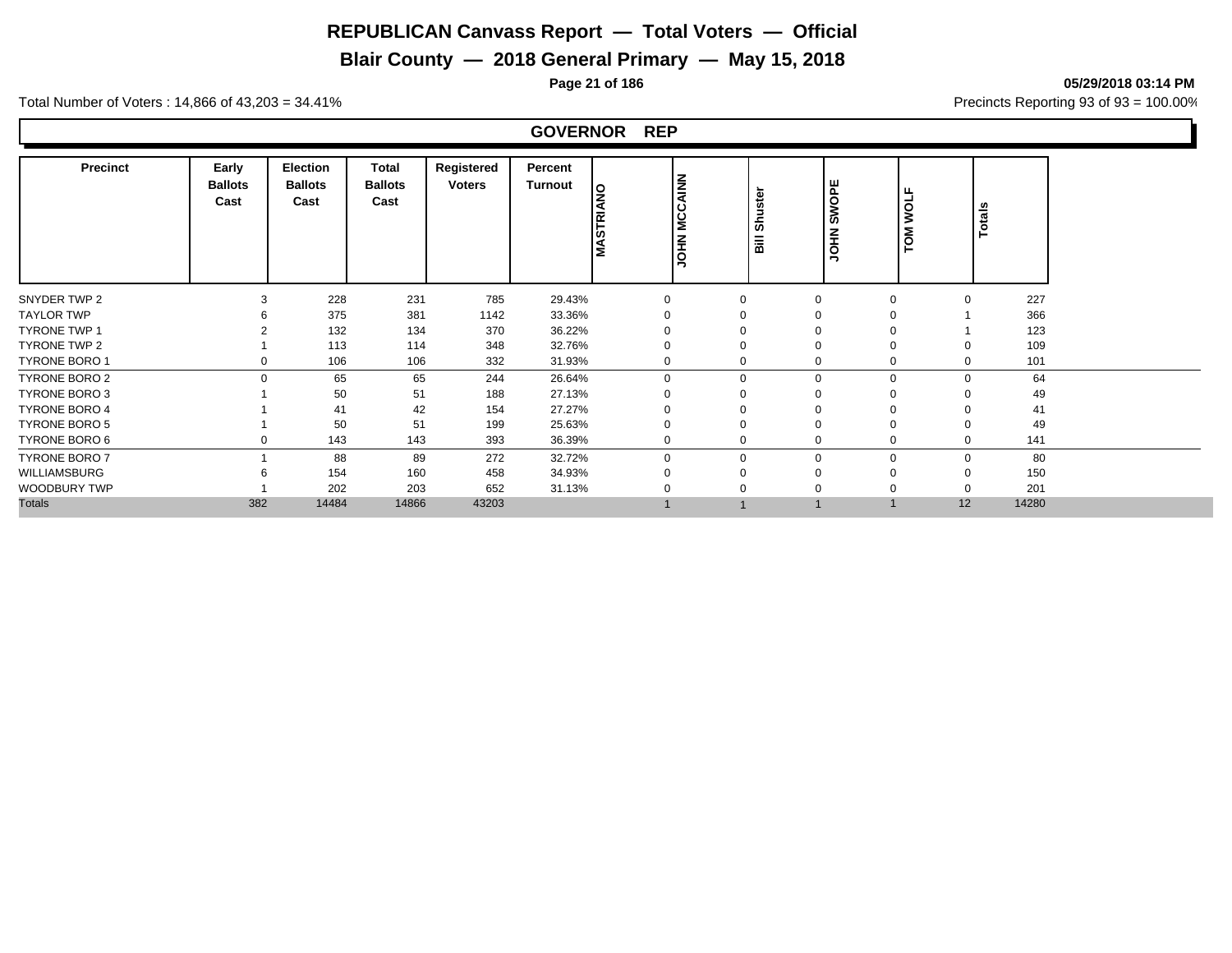# REPUBLICAN Canvass Report — Total Voters — Official

## Blair County — 2018 General Primary — May 15, 2018

**05/29/2018 03:14 PM**

Total Number of Voters : 14,866 of 43,203 = 34.41%

Precincts Reporting 93 of 93 = 100.00%

### GOVERNOR REP

| Precinct | Early Ballots Cast | Election Ballots Cast | Total Ballots Cast | Registered Voters | Percent Turnout | MASTRIANO | JOHN MCCAINN | Bill Shuster | JOHN SWOPE | TOM WOLF | Totals |
|---|---|---|---|---|---|---|---|---|---|---|---|
| SNYDER TWP 2 | 3 | 228 | 231 | 785 | 29.43% | 0 | 0 | 0 | 0 | 0 | 227 |
| TAYLOR TWP | 6 | 375 | 381 | 1142 | 33.36% | 0 | 0 | 0 | 0 | 1 | 366 |
| TYRONE TWP 1 | 2 | 132 | 134 | 370 | 36.22% | 0 | 0 | 0 | 0 | 1 | 123 |
| TYRONE TWP 2 | 1 | 113 | 114 | 348 | 32.76% | 0 | 0 | 0 | 0 | 0 | 109 |
| TYRONE BORO 1 | 0 | 106 | 106 | 332 | 31.93% | 0 | 0 | 0 | 0 | 0 | 101 |
| TYRONE BORO 2 | 0 | 65 | 65 | 244 | 26.64% | 0 | 0 | 0 | 0 | 0 | 64 |
| TYRONE BORO 3 | 1 | 50 | 51 | 188 | 27.13% | 0 | 0 | 0 | 0 | 0 | 49 |
| TYRONE BORO 4 | 1 | 41 | 42 | 154 | 27.27% | 0 | 0 | 0 | 0 | 0 | 41 |
| TYRONE BORO 5 | 1 | 50 | 51 | 199 | 25.63% | 0 | 0 | 0 | 0 | 0 | 49 |
| TYRONE BORO 6 | 0 | 143 | 143 | 393 | 36.39% | 0 | 0 | 0 | 0 | 0 | 141 |
| TYRONE BORO 7 | 1 | 88 | 89 | 272 | 32.72% | 0 | 0 | 0 | 0 | 0 | 80 |
| WILLIAMSBURG | 6 | 154 | 160 | 458 | 34.93% | 0 | 0 | 0 | 0 | 0 | 150 |
| WOODBURY TWP | 1 | 202 | 203 | 652 | 31.13% | 0 | 0 | 0 | 0 | 0 | 201 |
| Totals | 382 | 14484 | 14866 | 43203 | | 1 | 1 | 1 | 1 | 12 | 14280 |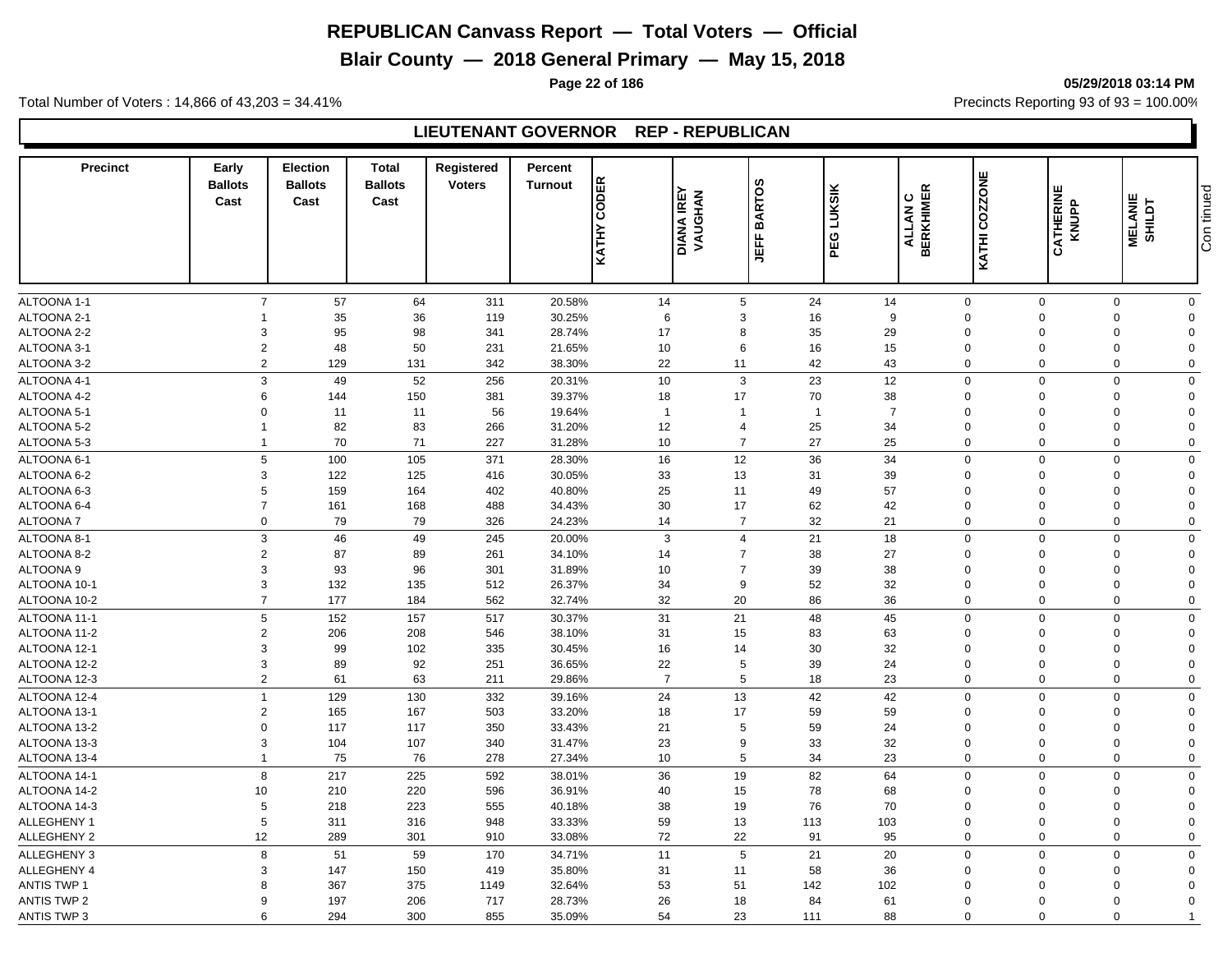# REPUBLICAN Canvass Report — Total Voters — Official

## Blair County — 2018 General Primary — May 15, 2018

Total Number of Voters : 14,866 of 43,203 = 34.41%

Precincts Reporting 93 of 93 = 100.00%

### LIEUTENANT GOVERNOR REP - REPUBLICAN

| Precinct | Early Ballots Cast | Election Ballots Cast | Total Ballots Cast | Registered Voters | Percent Turnout | KATHY CODER | DIANA IREY VAUGHAN | JEFF BARTOS | PEG LUKSIK | ALLAN C BERKHIMER | KATHI COZZONE | CATHERINE KNUPP | MELANIE SHILDT |
|---|---|---|---|---|---|---|---|---|---|---|---|---|---|
| ALTOONA 1-1 | 7 | 57 | 64 | 311 | 20.58% | 14 | 5 | 24 | 14 | 0 | 0 | 0 | 0 |
| ALTOONA 2-1 | 1 | 35 | 36 | 119 | 30.25% | 6 | 3 | 16 | 9 | 0 | 0 | 0 | 0 |
| ALTOONA 2-2 | 3 | 95 | 98 | 341 | 28.74% | 17 | 8 | 35 | 29 | 0 | 0 | 0 | 0 |
| ALTOONA 3-1 | 2 | 48 | 50 | 231 | 21.65% | 10 | 6 | 16 | 15 | 0 | 0 | 0 | 0 |
| ALTOONA 3-2 | 2 | 129 | 131 | 342 | 38.30% | 22 | 11 | 42 | 43 | 0 | 0 | 0 | 0 |
| ALTOONA 4-1 | 3 | 49 | 52 | 256 | 20.31% | 10 | 3 | 23 | 12 | 0 | 0 | 0 | 0 |
| ALTOONA 4-2 | 6 | 144 | 150 | 381 | 39.37% | 18 | 17 | 70 | 38 | 0 | 0 | 0 | 0 |
| ALTOONA 5-1 | 0 | 11 | 11 | 56 | 19.64% | 1 | 1 | 1 | 7 | 0 | 0 | 0 | 0 |
| ALTOONA 5-2 | 1 | 82 | 83 | 266 | 31.20% | 12 | 4 | 25 | 34 | 0 | 0 | 0 | 0 |
| ALTOONA 5-3 | 1 | 70 | 71 | 227 | 31.28% | 10 | 7 | 27 | 25 | 0 | 0 | 0 | 0 |
| ALTOONA 6-1 | 5 | 100 | 105 | 371 | 28.30% | 16 | 12 | 36 | 34 | 0 | 0 | 0 | 0 |
| ALTOONA 6-2 | 3 | 122 | 125 | 416 | 30.05% | 33 | 13 | 31 | 39 | 0 | 0 | 0 | 0 |
| ALTOONA 6-3 | 5 | 159 | 164 | 402 | 40.80% | 25 | 11 | 49 | 57 | 0 | 0 | 0 | 0 |
| ALTOONA 6-4 | 7 | 161 | 168 | 488 | 34.43% | 30 | 17 | 62 | 42 | 0 | 0 | 0 | 0 |
| ALTOONA 7 | 0 | 79 | 79 | 326 | 24.23% | 14 | 7 | 32 | 21 | 0 | 0 | 0 | 0 |
| ALTOONA 8-1 | 3 | 46 | 49 | 245 | 20.00% | 3 | 4 | 21 | 18 | 0 | 0 | 0 | 0 |
| ALTOONA 8-2 | 2 | 87 | 89 | 261 | 34.10% | 14 | 7 | 38 | 27 | 0 | 0 | 0 | 0 |
| ALTOONA 9 | 3 | 93 | 96 | 301 | 31.89% | 10 | 7 | 39 | 38 | 0 | 0 | 0 | 0 |
| ALTOONA 10-1 | 3 | 132 | 135 | 512 | 26.37% | 34 | 9 | 52 | 32 | 0 | 0 | 0 | 0 |
| ALTOONA 10-2 | 7 | 177 | 184 | 562 | 32.74% | 32 | 20 | 86 | 36 | 0 | 0 | 0 | 0 |
| ALTOONA 11-1 | 5 | 152 | 157 | 517 | 30.37% | 31 | 21 | 48 | 45 | 0 | 0 | 0 | 0 |
| ALTOONA 11-2 | 2 | 206 | 208 | 546 | 38.10% | 31 | 15 | 83 | 63 | 0 | 0 | 0 | 0 |
| ALTOONA 12-1 | 3 | 99 | 102 | 335 | 30.45% | 16 | 14 | 30 | 32 | 0 | 0 | 0 | 0 |
| ALTOONA 12-2 | 3 | 89 | 92 | 251 | 36.65% | 22 | 5 | 39 | 24 | 0 | 0 | 0 | 0 |
| ALTOONA 12-3 | 2 | 61 | 63 | 211 | 29.86% | 7 | 5 | 18 | 23 | 0 | 0 | 0 | 0 |
| ALTOONA 12-4 | 1 | 129 | 130 | 332 | 39.16% | 24 | 13 | 42 | 42 | 0 | 0 | 0 | 0 |
| ALTOONA 13-1 | 2 | 165 | 167 | 503 | 33.20% | 18 | 17 | 59 | 59 | 0 | 0 | 0 | 0 |
| ALTOONA 13-2 | 0 | 117 | 117 | 350 | 33.43% | 21 | 5 | 59 | 24 | 0 | 0 | 0 | 0 |
| ALTOONA 13-3 | 3 | 104 | 107 | 340 | 31.47% | 23 | 9 | 33 | 32 | 0 | 0 | 0 | 0 |
| ALTOONA 13-4 | 1 | 75 | 76 | 278 | 27.34% | 10 | 5 | 34 | 23 | 0 | 0 | 0 | 0 |
| ALTOONA 14-1 | 8 | 217 | 225 | 592 | 38.01% | 36 | 19 | 82 | 64 | 0 | 0 | 0 | 0 |
| ALTOONA 14-2 | 10 | 210 | 220 | 596 | 36.91% | 40 | 15 | 78 | 68 | 0 | 0 | 0 | 0 |
| ALTOONA 14-3 | 5 | 218 | 223 | 555 | 40.18% | 38 | 19 | 76 | 70 | 0 | 0 | 0 | 0 |
| ALLEGHENY 1 | 5 | 311 | 316 | 948 | 33.33% | 59 | 13 | 113 | 103 | 0 | 0 | 0 | 0 |
| ALLEGHENY 2 | 12 | 289 | 301 | 910 | 33.08% | 72 | 22 | 91 | 95 | 0 | 0 | 0 | 0 |
| ALLEGHENY 3 | 8 | 51 | 59 | 170 | 34.71% | 11 | 5 | 21 | 20 | 0 | 0 | 0 | 0 |
| ALLEGHENY 4 | 3 | 147 | 150 | 419 | 35.80% | 31 | 11 | 58 | 36 | 0 | 0 | 0 | 0 |
| ANTIS TWP 1 | 8 | 367 | 375 | 1149 | 32.64% | 53 | 51 | 142 | 102 | 0 | 0 | 0 | 0 |
| ANTIS TWP 2 | 9 | 197 | 206 | 717 | 28.73% | 26 | 18 | 84 | 61 | 0 | 0 | 0 | 0 |
| ANTIS TWP 3 | 6 | 294 | 300 | 855 | 35.09% | 54 | 23 | 111 | 88 | 0 | 0 | 0 | 1 |

Continued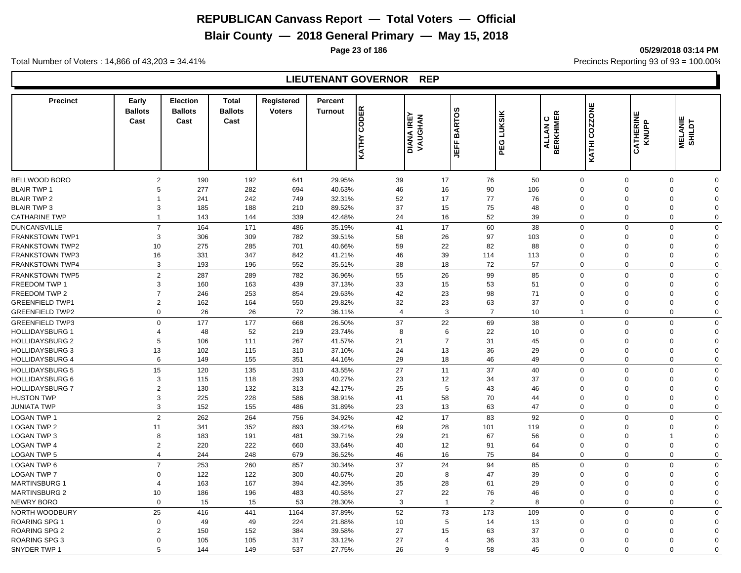# REPUBLICAN Canvass Report — Total Voters — Official

## Blair County — 2018 General Primary — May 15, 2018

05/29/2018 03:14 PM

Total Number of Voters : 14,866 of 43,203 = 34.41%

Precincts Reporting 93 of 93 = 100.00%

### LIEUTENANT GOVERNOR REP

| Precinct | Early Ballots Cast | Election Ballots Cast | Total Ballots Cast | Registered Voters | Percent Turnout | KATHY CODER | DIANA IREY VAUGHAN | JEFF BARTOS | PEG LUKSIK | ALLAN C BERKHIMER | KATHI COZZONE | CATHERINE KNUPP | MELANIE SHILDT |
|---|---|---|---|---|---|---|---|---|---|---|---|---|---|
| BELLWOOD BORO | 2 | 190 | 192 | 641 | 29.95% | 39 | 17 | 76 | 50 | 0 | 0 | 0 | 0 |
| BLAIR TWP 1 | 5 | 277 | 282 | 694 | 40.63% | 46 | 16 | 90 | 106 | 0 | 0 | 0 | 0 |
| BLAIR TWP 2 | 1 | 241 | 242 | 749 | 32.31% | 52 | 17 | 77 | 76 | 0 | 0 | 0 | 0 |
| BLAIR TWP 3 | 3 | 185 | 188 | 210 | 89.52% | 37 | 15 | 75 | 48 | 0 | 0 | 0 | 0 |
| CATHARINE TWP | 1 | 143 | 144 | 339 | 42.48% | 24 | 16 | 52 | 39 | 0 | 0 | 0 | 0 |
| DUNCANSVILLE | 7 | 164 | 171 | 486 | 35.19% | 41 | 17 | 60 | 38 | 0 | 0 | 0 | 0 |
| FRANKSTOWN TWP1 | 3 | 306 | 309 | 782 | 39.51% | 58 | 26 | 97 | 103 | 0 | 0 | 0 | 0 |
| FRANKSTOWN TWP2 | 10 | 275 | 285 | 701 | 40.66% | 59 | 22 | 82 | 88 | 0 | 0 | 0 | 0 |
| FRANKSTOWN TWP3 | 16 | 331 | 347 | 842 | 41.21% | 46 | 39 | 114 | 113 | 0 | 0 | 0 | 0 |
| FRANKSTOWN TWP4 | 3 | 193 | 196 | 552 | 35.51% | 38 | 18 | 72 | 57 | 0 | 0 | 0 | 0 |
| FRANKSTOWN TWP5 | 2 | 287 | 289 | 782 | 36.96% | 55 | 26 | 99 | 85 | 0 | 0 | 0 | 0 |
| FREEDOM TWP 1 | 3 | 160 | 163 | 439 | 37.13% | 33 | 15 | 53 | 51 | 0 | 0 | 0 | 0 |
| FREEDOM TWP 2 | 7 | 246 | 253 | 854 | 29.63% | 42 | 23 | 98 | 71 | 0 | 0 | 0 | 0 |
| GREENFIELD TWP1 | 2 | 162 | 164 | 550 | 29.82% | 32 | 23 | 63 | 37 | 0 | 0 | 0 | 0 |
| GREENFIELD TWP2 | 0 | 26 | 26 | 72 | 36.11% | 4 | 3 | 7 | 10 | 1 | 0 | 0 | 0 |
| GREENFIELD TWP3 | 0 | 177 | 177 | 668 | 26.50% | 37 | 22 | 69 | 38 | 0 | 0 | 0 | 0 |
| HOLLIDAYSBURG 1 | 4 | 48 | 52 | 219 | 23.74% | 8 | 6 | 22 | 10 | 0 | 0 | 0 | 0 |
| HOLLIDAYSBURG 2 | 5 | 106 | 111 | 267 | 41.57% | 21 | 7 | 31 | 45 | 0 | 0 | 0 | 0 |
| HOLLIDAYSBURG 3 | 13 | 102 | 115 | 310 | 37.10% | 24 | 13 | 36 | 29 | 0 | 0 | 0 | 0 |
| HOLLIDAYSBURG 4 | 6 | 149 | 155 | 351 | 44.16% | 29 | 18 | 46 | 49 | 0 | 0 | 0 | 0 |
| HOLLIDAYSBURG 5 | 15 | 120 | 135 | 310 | 43.55% | 27 | 11 | 37 | 40 | 0 | 0 | 0 | 0 |
| HOLLIDAYSBURG 6 | 3 | 115 | 118 | 293 | 40.27% | 23 | 12 | 34 | 37 | 0 | 0 | 0 | 0 |
| HOLLIDAYSBURG 7 | 2 | 130 | 132 | 313 | 42.17% | 25 | 5 | 43 | 46 | 0 | 0 | 0 | 0 |
| HUSTON TWP | 3 | 225 | 228 | 586 | 38.91% | 41 | 58 | 70 | 44 | 0 | 0 | 0 | 0 |
| JUNIATA TWP | 3 | 152 | 155 | 486 | 31.89% | 23 | 13 | 63 | 47 | 0 | 0 | 0 | 0 |
| LOGAN TWP 1 | 2 | 262 | 264 | 756 | 34.92% | 42 | 17 | 83 | 92 | 0 | 0 | 0 | 0 |
| LOGAN TWP 2 | 11 | 341 | 352 | 893 | 39.42% | 69 | 28 | 101 | 119 | 0 | 0 | 0 | 0 |
| LOGAN TWP 3 | 8 | 183 | 191 | 481 | 39.71% | 29 | 21 | 67 | 56 | 0 | 0 | 1 | 0 |
| LOGAN TWP 4 | 2 | 220 | 222 | 660 | 33.64% | 40 | 12 | 91 | 64 | 0 | 0 | 0 | 0 |
| LOGAN TWP 5 | 4 | 244 | 248 | 679 | 36.52% | 46 | 16 | 75 | 84 | 0 | 0 | 0 | 0 |
| LOGAN TWP 6 | 7 | 253 | 260 | 857 | 30.34% | 37 | 24 | 94 | 85 | 0 | 0 | 0 | 0 |
| LOGAN TWP 7 | 0 | 122 | 122 | 300 | 40.67% | 20 | 8 | 47 | 39 | 0 | 0 | 0 | 0 |
| MARTINSBURG 1 | 4 | 163 | 167 | 394 | 42.39% | 35 | 28 | 61 | 29 | 0 | 0 | 0 | 0 |
| MARTINSBURG 2 | 10 | 186 | 196 | 483 | 40.58% | 27 | 22 | 76 | 46 | 0 | 0 | 0 | 0 |
| NEWRY BORO | 0 | 15 | 15 | 53 | 28.30% | 3 | 1 | 2 | 8 | 0 | 0 | 0 | 0 |
| NORTH WOODBURY | 25 | 416 | 441 | 1164 | 37.89% | 52 | 73 | 173 | 109 | 0 | 0 | 0 | 0 |
| ROARING SPG 1 | 0 | 49 | 49 | 224 | 21.88% | 10 | 5 | 14 | 13 | 0 | 0 | 0 | 0 |
| ROARING SPG 2 | 2 | 150 | 152 | 384 | 39.58% | 27 | 15 | 63 | 37 | 0 | 0 | 0 | 0 |
| ROARING SPG 3 | 0 | 105 | 105 | 317 | 33.12% | 27 | 4 | 36 | 33 | 0 | 0 | 0 | 0 |
| SNYDER TWP 1 | 5 | 144 | 149 | 537 | 27.75% | 26 | 9 | 58 | 45 | 0 | 0 | 0 | 0 |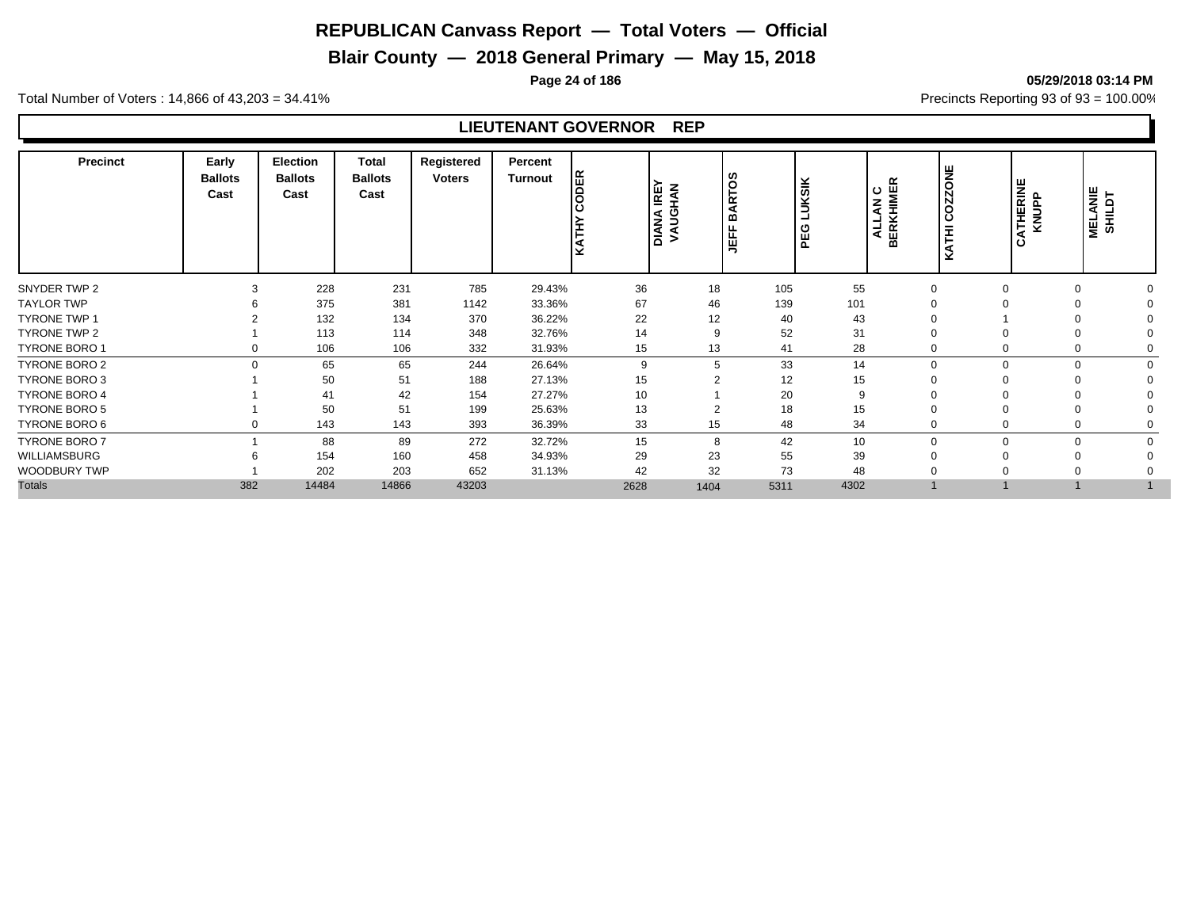# REPUBLICAN Canvass Report — Total Voters — Official

## Blair County — 2018 General Primary — May 15, 2018

05/29/2018 03:14 PM

Total Number of Voters : 14,866 of 43,203 = 34.41%

Precincts Reporting 93 of 93 = 100.00%

### LIEUTENANT GOVERNOR REP

| Precinct | Early Ballots Cast | Election Ballots Cast | Total Ballots Cast | Registered Voters | Percent Turnout | KATHY CODER | DIANA IREY VAUGHAN | JEFF BARTOS | PEG LUKSIK | ALLAN C BERKHIMER | KATHI COZZONE | CATHERINE KNUPP | MELANIE SHILDT |
|---|---|---|---|---|---|---|---|---|---|---|---|---|---|
| SNYDER TWP 2 | 3 | 228 | 231 | 785 | 29.43% | 36 | 18 | 105 | 55 | 0 | 0 | 0 | 0 |
| TAYLOR TWP | 6 | 375 | 381 | 1142 | 33.36% | 67 | 46 | 139 | 101 | 0 | 0 | 0 | 0 |
| TYRONE TWP 1 | 2 | 132 | 134 | 370 | 36.22% | 22 | 12 | 40 | 43 | 0 | 1 | 0 | 0 |
| TYRONE TWP 2 | 1 | 113 | 114 | 348 | 32.76% | 14 | 9 | 52 | 31 | 0 | 0 | 0 | 0 |
| TYRONE BORO 1 | 0 | 106 | 106 | 332 | 31.93% | 15 | 13 | 41 | 28 | 0 | 0 | 0 | 0 |
| TYRONE BORO 2 | 0 | 65 | 65 | 244 | 26.64% | 9 | 5 | 33 | 14 | 0 | 0 | 0 | 0 |
| TYRONE BORO 3 | 1 | 50 | 51 | 188 | 27.13% | 15 | 2 | 12 | 15 | 0 | 0 | 0 | 0 |
| TYRONE BORO 4 | 1 | 41 | 42 | 154 | 27.27% | 10 | 1 | 20 | 9 | 0 | 0 | 0 | 0 |
| TYRONE BORO 5 | 1 | 50 | 51 | 199 | 25.63% | 13 | 2 | 18 | 15 | 0 | 0 | 0 | 0 |
| TYRONE BORO 6 | 0 | 143 | 143 | 393 | 36.39% | 33 | 15 | 48 | 34 | 0 | 0 | 0 | 0 |
| TYRONE BORO 7 | 1 | 88 | 89 | 272 | 32.72% | 15 | 8 | 42 | 10 | 0 | 0 | 0 | 0 |
| WILLIAMSBURG | 6 | 154 | 160 | 458 | 34.93% | 29 | 23 | 55 | 39 | 0 | 0 | 0 | 0 |
| WOODBURY TWP | 1 | 202 | 203 | 652 | 31.13% | 42 | 32 | 73 | 48 | 0 | 0 | 0 | 0 |
| Totals | 382 | 14484 | 14866 | 43203 | | 2628 | 1404 | 5311 | 4302 | 1 | 1 | 1 | 1 |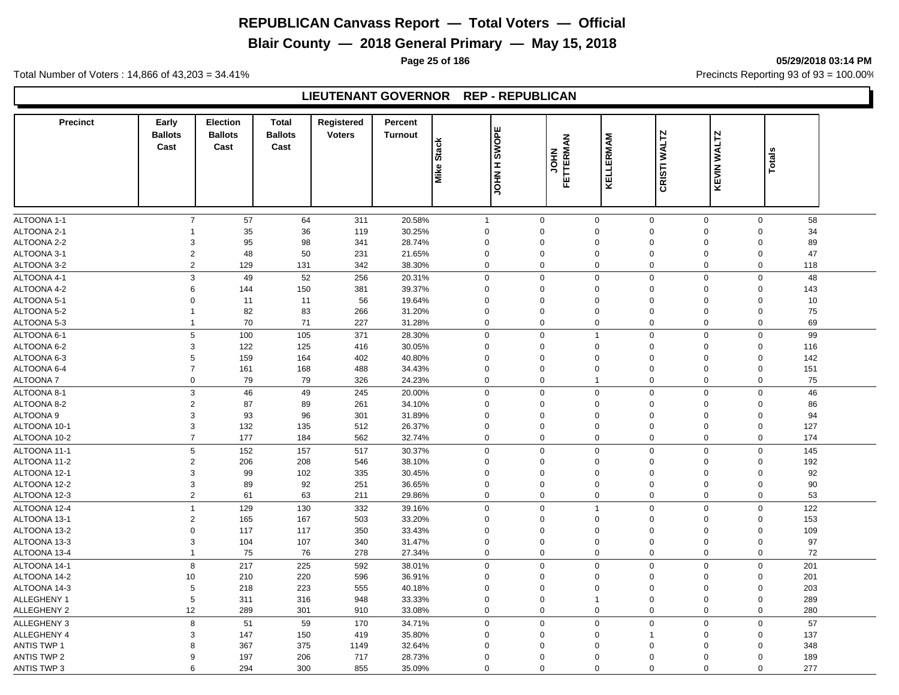# REPUBLICAN Canvass Report — Total Voters — Official

## Blair County — 2018 General Primary — May 15, 2018

05/29/2018 03:14 PM

Total Number of Voters : 14,866 of 43,203 = 34.41%

Precincts Reporting 93 of 93 = 100.00%

### LIEUTENANT GOVERNOR REP - REPUBLICAN

| Precinct | Early Ballots Cast | Election Ballots Cast | Total Ballots Cast | Registered Voters | Percent Turnout | Mike Stack | JOHN H SWOPE | JOHN FETTERMAN | KELLERMAM | CRISTI WALTZ | KEVIN WALTZ | Totals |
|---|---|---|---|---|---|---|---|---|---|---|---|---|
| ALTOONA 1-1 | 7 | 57 | 64 | 311 | 20.58% | 1 | 0 | 0 | 0 | 0 | 0 | 58 |
| ALTOONA 2-1 | 1 | 35 | 36 | 119 | 30.25% | 0 | 0 | 0 | 0 | 0 | 0 | 34 |
| ALTOONA 2-2 | 3 | 95 | 98 | 341 | 28.74% | 0 | 0 | 0 | 0 | 0 | 0 | 89 |
| ALTOONA 3-1 | 2 | 48 | 50 | 231 | 21.65% | 0 | 0 | 0 | 0 | 0 | 0 | 47 |
| ALTOONA 3-2 | 2 | 129 | 131 | 342 | 38.30% | 0 | 0 | 0 | 0 | 0 | 0 | 118 |
| ALTOONA 4-1 | 3 | 49 | 52 | 256 | 20.31% | 0 | 0 | 0 | 0 | 0 | 0 | 48 |
| ALTOONA 4-2 | 6 | 144 | 150 | 381 | 39.37% | 0 | 0 | 0 | 0 | 0 | 0 | 143 |
| ALTOONA 5-1 | 0 | 11 | 11 | 56 | 19.64% | 0 | 0 | 0 | 0 | 0 | 0 | 10 |
| ALTOONA 5-2 | 1 | 82 | 83 | 266 | 31.20% | 0 | 0 | 0 | 0 | 0 | 0 | 75 |
| ALTOONA 5-3 | 1 | 70 | 71 | 227 | 31.28% | 0 | 0 | 0 | 0 | 0 | 0 | 69 |
| ALTOONA 6-1 | 5 | 100 | 105 | 371 | 28.30% | 0 | 0 | 1 | 0 | 0 | 0 | 99 |
| ALTOONA 6-2 | 3 | 122 | 125 | 416 | 30.05% | 0 | 0 | 0 | 0 | 0 | 0 | 116 |
| ALTOONA 6-3 | 5 | 159 | 164 | 402 | 40.80% | 0 | 0 | 0 | 0 | 0 | 0 | 142 |
| ALTOONA 6-4 | 7 | 161 | 168 | 488 | 34.43% | 0 | 0 | 0 | 0 | 0 | 0 | 151 |
| ALTOONA 7 | 0 | 79 | 79 | 326 | 24.23% | 0 | 0 | 1 | 0 | 0 | 0 | 75 |
| ALTOONA 8-1 | 3 | 46 | 49 | 245 | 20.00% | 0 | 0 | 0 | 0 | 0 | 0 | 46 |
| ALTOONA 8-2 | 2 | 87 | 89 | 261 | 34.10% | 0 | 0 | 0 | 0 | 0 | 0 | 86 |
| ALTOONA 9 | 3 | 93 | 96 | 301 | 31.89% | 0 | 0 | 0 | 0 | 0 | 0 | 94 |
| ALTOONA 10-1 | 3 | 132 | 135 | 512 | 26.37% | 0 | 0 | 0 | 0 | 0 | 0 | 127 |
| ALTOONA 10-2 | 7 | 177 | 184 | 562 | 32.74% | 0 | 0 | 0 | 0 | 0 | 0 | 174 |
| ALTOONA 11-1 | 5 | 152 | 157 | 517 | 30.37% | 0 | 0 | 0 | 0 | 0 | 0 | 145 |
| ALTOONA 11-2 | 2 | 206 | 208 | 546 | 38.10% | 0 | 0 | 0 | 0 | 0 | 0 | 192 |
| ALTOONA 12-1 | 3 | 99 | 102 | 335 | 30.45% | 0 | 0 | 0 | 0 | 0 | 0 | 92 |
| ALTOONA 12-2 | 3 | 89 | 92 | 251 | 36.65% | 0 | 0 | 0 | 0 | 0 | 0 | 90 |
| ALTOONA 12-3 | 2 | 61 | 63 | 211 | 29.86% | 0 | 0 | 0 | 0 | 0 | 0 | 53 |
| ALTOONA 12-4 | 1 | 129 | 130 | 332 | 39.16% | 0 | 0 | 1 | 0 | 0 | 0 | 122 |
| ALTOONA 13-1 | 2 | 165 | 167 | 503 | 33.20% | 0 | 0 | 0 | 0 | 0 | 0 | 153 |
| ALTOONA 13-2 | 0 | 117 | 117 | 350 | 33.43% | 0 | 0 | 0 | 0 | 0 | 0 | 109 |
| ALTOONA 13-3 | 3 | 104 | 107 | 340 | 31.47% | 0 | 0 | 0 | 0 | 0 | 0 | 97 |
| ALTOONA 13-4 | 1 | 75 | 76 | 278 | 27.34% | 0 | 0 | 0 | 0 | 0 | 0 | 72 |
| ALTOONA 14-1 | 8 | 217 | 225 | 592 | 38.01% | 0 | 0 | 0 | 0 | 0 | 0 | 201 |
| ALTOONA 14-2 | 10 | 210 | 220 | 596 | 36.91% | 0 | 0 | 0 | 0 | 0 | 0 | 201 |
| ALTOONA 14-3 | 5 | 218 | 223 | 555 | 40.18% | 0 | 0 | 0 | 0 | 0 | 0 | 203 |
| ALLEGHENY 1 | 5 | 311 | 316 | 948 | 33.33% | 0 | 0 | 1 | 0 | 0 | 0 | 289 |
| ALLEGHENY 2 | 12 | 289 | 301 | 910 | 33.08% | 0 | 0 | 0 | 0 | 0 | 0 | 280 |
| ALLEGHENY 3 | 8 | 51 | 59 | 170 | 34.71% | 0 | 0 | 0 | 0 | 0 | 0 | 57 |
| ALLEGHENY 4 | 3 | 147 | 150 | 419 | 35.80% | 0 | 0 | 0 | 1 | 0 | 0 | 137 |
| ANTIS TWP 1 | 8 | 367 | 375 | 1149 | 32.64% | 0 | 0 | 0 | 0 | 0 | 0 | 348 |
| ANTIS TWP 2 | 9 | 197 | 206 | 717 | 28.73% | 0 | 0 | 0 | 0 | 0 | 0 | 189 |
| ANTIS TWP 3 | 6 | 294 | 300 | 855 | 35.09% | 0 | 0 | 0 | 0 | 0 | 0 | 277 |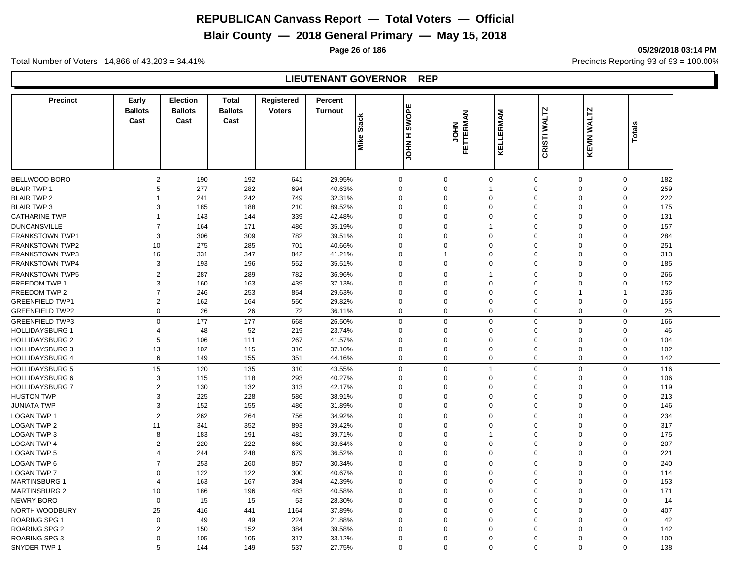# REPUBLICAN Canvass Report — Total Voters — Official

## Blair County — 2018 General Primary — May 15, 2018

05/29/2018 03:14 PM

Total Number of Voters : 14,866 of 43,203 = 34.41%

Precincts Reporting 93 of 93 = 100.00%

### LIEUTENANT GOVERNOR REP

| Precinct | Early Ballots Cast | Election Ballots Cast | Total Ballots Cast | Registered Voters | Percent Turnout | Mike Stack | JOHN H SWOPE | JOHN FETTERMAN | KELLERMAM | CRISTI WALTZ | KEVIN WALTZ | Totals |
|---|---|---|---|---|---|---|---|---|---|---|---|---|
| BELLWOOD BORO | 2 | 190 | 192 | 641 | 29.95% | 0 | 0 | 0 | 0 | 0 | 0 | 182 |
| BLAIR TWP 1 | 5 | 277 | 282 | 694 | 40.63% | 0 | 0 | 1 | 0 | 0 | 0 | 259 |
| BLAIR TWP 2 | 1 | 241 | 242 | 749 | 32.31% | 0 | 0 | 0 | 0 | 0 | 0 | 222 |
| BLAIR TWP 3 | 3 | 185 | 188 | 210 | 89.52% | 0 | 0 | 0 | 0 | 0 | 0 | 175 |
| CATHARINE TWP | 1 | 143 | 144 | 339 | 42.48% | 0 | 0 | 0 | 0 | 0 | 0 | 131 |
| DUNCANSVILLE | 7 | 164 | 171 | 486 | 35.19% | 0 | 0 | 1 | 0 | 0 | 0 | 157 |
| FRANKSTOWN TWP1 | 3 | 306 | 309 | 782 | 39.51% | 0 | 0 | 0 | 0 | 0 | 0 | 284 |
| FRANKSTOWN TWP2 | 10 | 275 | 285 | 701 | 40.66% | 0 | 0 | 0 | 0 | 0 | 0 | 251 |
| FRANKSTOWN TWP3 | 16 | 331 | 347 | 842 | 41.21% | 0 | 1 | 0 | 0 | 0 | 0 | 313 |
| FRANKSTOWN TWP4 | 3 | 193 | 196 | 552 | 35.51% | 0 | 0 | 0 | 0 | 0 | 0 | 185 |
| FRANKSTOWN TWP5 | 2 | 287 | 289 | 782 | 36.96% | 0 | 0 | 1 | 0 | 0 | 0 | 266 |
| FREEDOM TWP 1 | 3 | 160 | 163 | 439 | 37.13% | 0 | 0 | 0 | 0 | 0 | 0 | 152 |
| FREEDOM TWP 2 | 7 | 246 | 253 | 854 | 29.63% | 0 | 0 | 0 | 0 | 1 | 1 | 236 |
| GREENFIELD TWP1 | 2 | 162 | 164 | 550 | 29.82% | 0 | 0 | 0 | 0 | 0 | 0 | 155 |
| GREENFIELD TWP2 | 0 | 26 | 26 | 72 | 36.11% | 0 | 0 | 0 | 0 | 0 | 0 | 25 |
| GREENFIELD TWP3 | 0 | 177 | 177 | 668 | 26.50% | 0 | 0 | 0 | 0 | 0 | 0 | 166 |
| HOLLIDAYSBURG 1 | 4 | 48 | 52 | 219 | 23.74% | 0 | 0 | 0 | 0 | 0 | 0 | 46 |
| HOLLIDAYSBURG 2 | 5 | 106 | 111 | 267 | 41.57% | 0 | 0 | 0 | 0 | 0 | 0 | 104 |
| HOLLIDAYSBURG 3 | 13 | 102 | 115 | 310 | 37.10% | 0 | 0 | 0 | 0 | 0 | 0 | 102 |
| HOLLIDAYSBURG 4 | 6 | 149 | 155 | 351 | 44.16% | 0 | 0 | 0 | 0 | 0 | 0 | 142 |
| HOLLIDAYSBURG 5 | 15 | 120 | 135 | 310 | 43.55% | 0 | 0 | 1 | 0 | 0 | 0 | 116 |
| HOLLIDAYSBURG 6 | 3 | 115 | 118 | 293 | 40.27% | 0 | 0 | 0 | 0 | 0 | 0 | 106 |
| HOLLIDAYSBURG 7 | 2 | 130 | 132 | 313 | 42.17% | 0 | 0 | 0 | 0 | 0 | 0 | 119 |
| HUSTON TWP | 3 | 225 | 228 | 586 | 38.91% | 0 | 0 | 0 | 0 | 0 | 0 | 213 |
| JUNIATA TWP | 3 | 152 | 155 | 486 | 31.89% | 0 | 0 | 0 | 0 | 0 | 0 | 146 |
| LOGAN TWP 1 | 2 | 262 | 264 | 756 | 34.92% | 0 | 0 | 0 | 0 | 0 | 0 | 234 |
| LOGAN TWP 2 | 11 | 341 | 352 | 893 | 39.42% | 0 | 0 | 0 | 0 | 0 | 0 | 317 |
| LOGAN TWP 3 | 8 | 183 | 191 | 481 | 39.71% | 0 | 0 | 1 | 0 | 0 | 0 | 175 |
| LOGAN TWP 4 | 2 | 220 | 222 | 660 | 33.64% | 0 | 0 | 0 | 0 | 0 | 0 | 207 |
| LOGAN TWP 5 | 4 | 244 | 248 | 679 | 36.52% | 0 | 0 | 0 | 0 | 0 | 0 | 221 |
| LOGAN TWP 6 | 7 | 253 | 260 | 857 | 30.34% | 0 | 0 | 0 | 0 | 0 | 0 | 240 |
| LOGAN TWP 7 | 0 | 122 | 122 | 300 | 40.67% | 0 | 0 | 0 | 0 | 0 | 0 | 114 |
| MARTINSBURG 1 | 4 | 163 | 167 | 394 | 42.39% | 0 | 0 | 0 | 0 | 0 | 0 | 153 |
| MARTINSBURG 2 | 10 | 186 | 196 | 483 | 40.58% | 0 | 0 | 0 | 0 | 0 | 0 | 171 |
| NEWRY BORO | 0 | 15 | 15 | 53 | 28.30% | 0 | 0 | 0 | 0 | 0 | 0 | 14 |
| NORTH WOODBURY | 25 | 416 | 441 | 1164 | 37.89% | 0 | 0 | 0 | 0 | 0 | 0 | 407 |
| ROARING SPG 1 | 0 | 49 | 49 | 224 | 21.88% | 0 | 0 | 0 | 0 | 0 | 0 | 42 |
| ROARING SPG 2 | 2 | 150 | 152 | 384 | 39.58% | 0 | 0 | 0 | 0 | 0 | 0 | 142 |
| ROARING SPG 3 | 0 | 105 | 105 | 317 | 33.12% | 0 | 0 | 0 | 0 | 0 | 0 | 100 |
| SNYDER TWP 1 | 5 | 144 | 149 | 537 | 27.75% | 0 | 0 | 0 | 0 | 0 | 0 | 138 |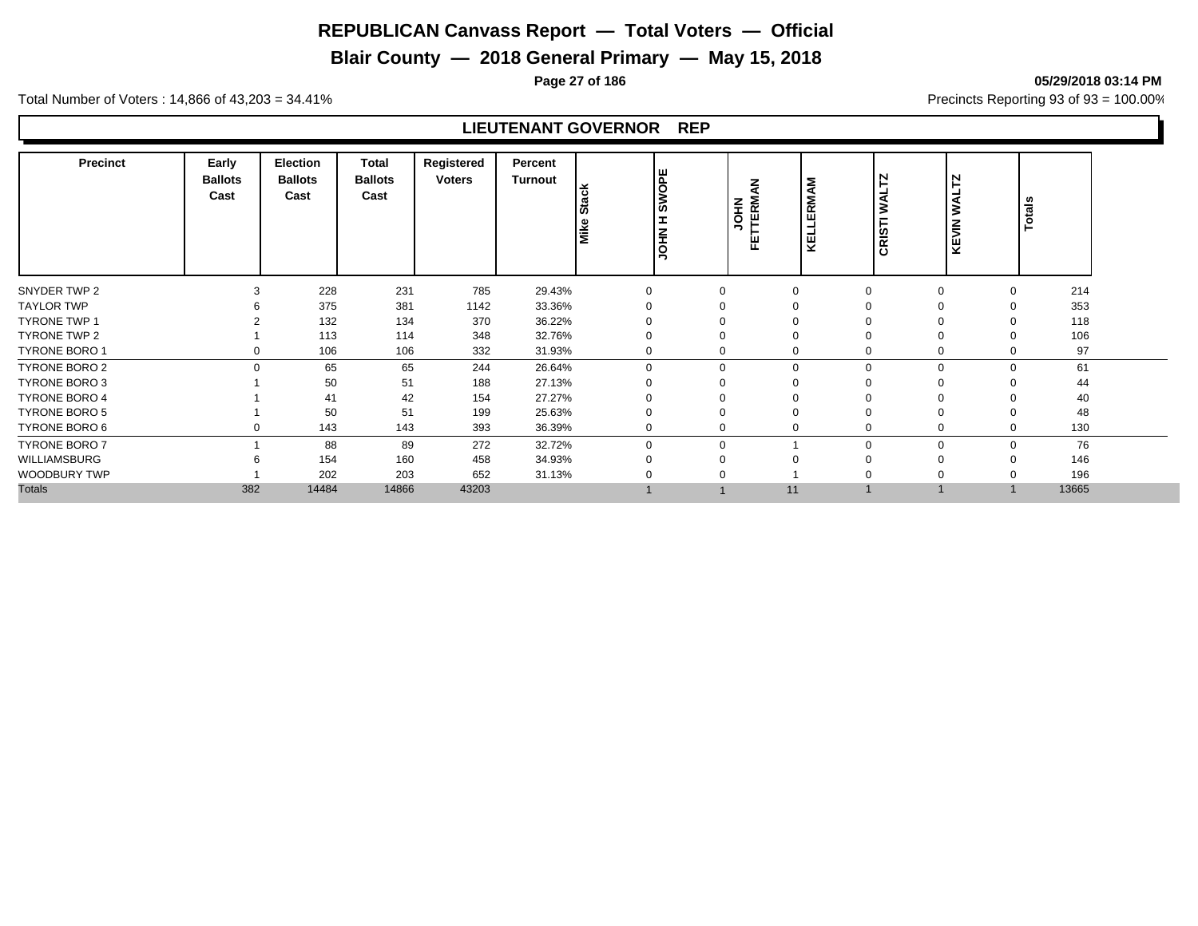# REPUBLICAN Canvass Report — Total Voters — Official

## Blair County — 2018 General Primary — May 15, 2018

**05/29/2018 03:14 PM**

Total Number of Voters : 14,866 of 43,203 = 34.41%

Precincts Reporting 93 of 93 = 100.00%

### LIEUTENANT GOVERNOR REP

| Precinct | Early Ballots Cast | Election Ballots Cast | Total Ballots Cast | Registered Voters | Percent Turnout | Mike Stack | JOHN H SWOPE | JOHN FETTERMAN | KELLERMAM | CRISTI WALTZ | KEVIN WALTZ | Totals |
|---|---|---|---|---|---|---|---|---|---|---|---|---|
| SNYDER TWP 2 | 3 | 228 | 231 | 785 | 29.43% | 0 | 0 | 0 | 0 | 0 | 0 | 214 |
| TAYLOR TWP | 6 | 375 | 381 | 1142 | 33.36% | 0 | 0 | 0 | 0 | 0 | 0 | 353 |
| TYRONE TWP 1 | 2 | 132 | 134 | 370 | 36.22% | 0 | 0 | 0 | 0 | 0 | 0 | 118 |
| TYRONE TWP 2 | 1 | 113 | 114 | 348 | 32.76% | 0 | 0 | 0 | 0 | 0 | 0 | 106 |
| TYRONE BORO 1 | 0 | 106 | 106 | 332 | 31.93% | 0 | 0 | 0 | 0 | 0 | 0 | 97 |
| TYRONE BORO 2 | 0 | 65 | 65 | 244 | 26.64% | 0 | 0 | 0 | 0 | 0 | 0 | 61 |
| TYRONE BORO 3 | 1 | 50 | 51 | 188 | 27.13% | 0 | 0 | 0 | 0 | 0 | 0 | 44 |
| TYRONE BORO 4 | 1 | 41 | 42 | 154 | 27.27% | 0 | 0 | 0 | 0 | 0 | 0 | 40 |
| TYRONE BORO 5 | 1 | 50 | 51 | 199 | 25.63% | 0 | 0 | 0 | 0 | 0 | 0 | 48 |
| TYRONE BORO 6 | 0 | 143 | 143 | 393 | 36.39% | 0 | 0 | 0 | 0 | 0 | 0 | 130 |
| TYRONE BORO 7 | 1 | 88 | 89 | 272 | 32.72% | 0 | 0 | 1 | 0 | 0 | 0 | 76 |
| WILLIAMSBURG | 6 | 154 | 160 | 458 | 34.93% | 0 | 0 | 0 | 0 | 0 | 0 | 146 |
| WOODBURY TWP | 1 | 202 | 203 | 652 | 31.13% | 0 | 0 | 1 | 0 | 0 | 0 | 196 |
| Totals | 382 | 14484 | 14866 | 43203 | | 1 | 1 | 11 | 1 | 1 | 1 | 13665 |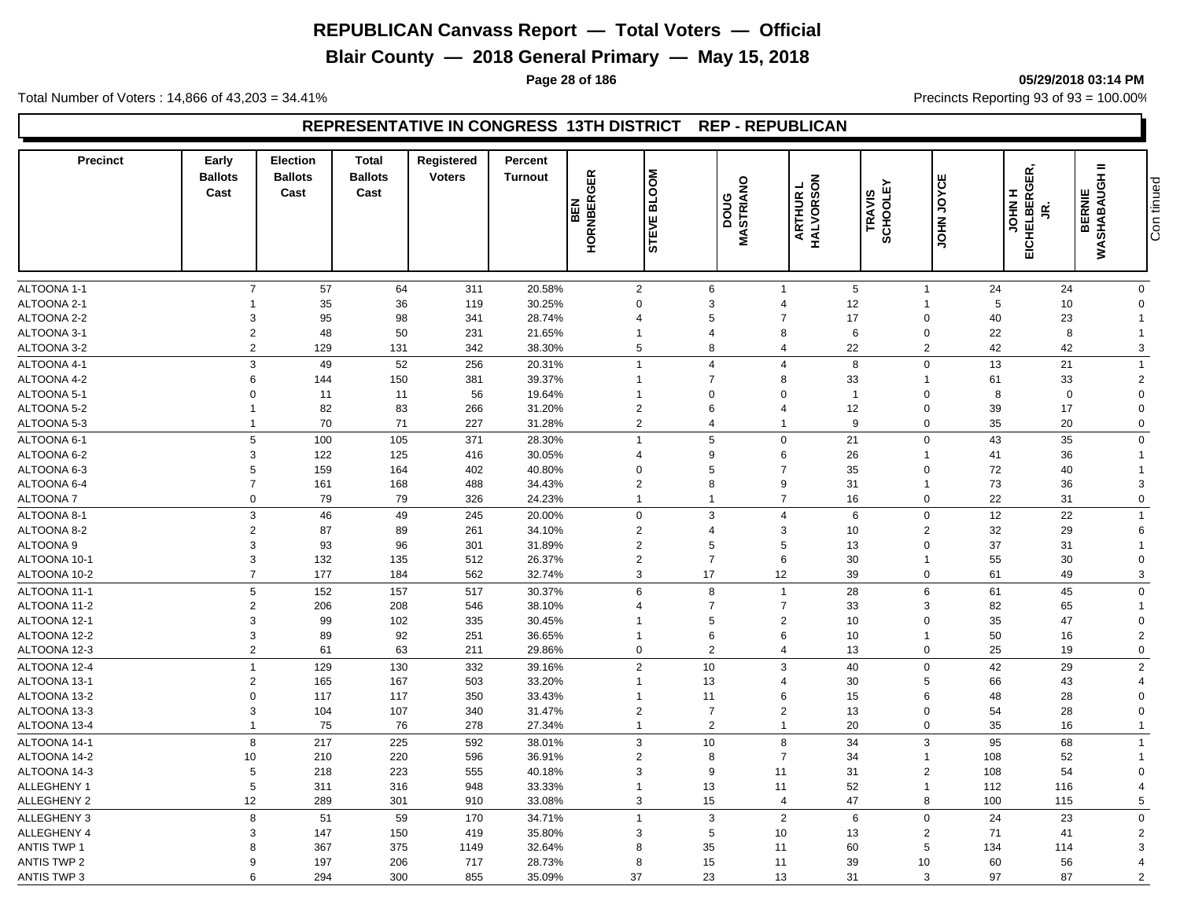# REPUBLICAN Canvass Report — Total Voters — Official

## Blair County — 2018 General Primary — May 15, 2018

Total Number of Voters : 14,866 of 43,203 = 34.41%

Precincts Reporting 93 of 93 = 100.00%

05/29/2018 03:14 PM

### REPRESENTATIVE IN CONGRESS 13TH DISTRICT REP - REPUBLICAN

| Precinct | Early Ballots Cast | Election Ballots Cast | Total Ballots Cast | Registered Voters | Percent Turnout | BEN HORNBERGER | STEVE BLOOM | DOUG MASTRIANO | ARTHUR L HALVORSON | TRAVIS SCHOOLEY | JOHN JOYCE | JOHN H EICHELBERGER, JR. | BERNIE WASHABAUGH II |
|---|---|---|---|---|---|---|---|---|---|---|---|---|---|
| ALTOONA 1-1 | 7 | 57 | 64 | 311 | 20.58% | 2 | 6 | 1 | 5 | 1 | 24 | 24 | 0 |
| ALTOONA 2-1 | 1 | 35 | 36 | 119 | 30.25% | 0 | 3 | 4 | 12 | 1 | 5 | 10 | 0 |
| ALTOONA 2-2 | 3 | 95 | 98 | 341 | 28.74% | 4 | 5 | 7 | 17 | 0 | 40 | 23 | 1 |
| ALTOONA 3-1 | 2 | 48 | 50 | 231 | 21.65% | 1 | 4 | 8 | 6 | 0 | 22 | 8 | 1 |
| ALTOONA 3-2 | 2 | 129 | 131 | 342 | 38.30% | 5 | 8 | 4 | 22 | 2 | 42 | 42 | 3 |
| ALTOONA 4-1 | 3 | 49 | 52 | 256 | 20.31% | 1 | 4 | 4 | 8 | 0 | 13 | 21 | 1 |
| ALTOONA 4-2 | 6 | 144 | 150 | 381 | 39.37% | 1 | 7 | 8 | 33 | 1 | 61 | 33 | 2 |
| ALTOONA 5-1 | 0 | 11 | 11 | 56 | 19.64% | 1 | 0 | 0 | 1 | 0 | 8 | 0 | 0 |
| ALTOONA 5-2 | 1 | 82 | 83 | 266 | 31.20% | 2 | 6 | 4 | 12 | 0 | 39 | 17 | 0 |
| ALTOONA 5-3 | 1 | 70 | 71 | 227 | 31.28% | 2 | 4 | 1 | 9 | 0 | 35 | 20 | 0 |
| ALTOONA 6-1 | 5 | 100 | 105 | 371 | 28.30% | 1 | 5 | 0 | 21 | 0 | 43 | 35 | 0 |
| ALTOONA 6-2 | 3 | 122 | 125 | 416 | 30.05% | 4 | 9 | 6 | 26 | 1 | 41 | 36 | 1 |
| ALTOONA 6-3 | 5 | 159 | 164 | 402 | 40.80% | 0 | 5 | 7 | 35 | 0 | 72 | 40 | 1 |
| ALTOONA 6-4 | 7 | 161 | 168 | 488 | 34.43% | 2 | 8 | 9 | 31 | 1 | 73 | 36 | 3 |
| ALTOONA 7 | 0 | 79 | 79 | 326 | 24.23% | 1 | 1 | 7 | 16 | 0 | 22 | 31 | 0 |
| ALTOONA 8-1 | 3 | 46 | 49 | 245 | 20.00% | 0 | 3 | 4 | 6 | 0 | 12 | 22 | 1 |
| ALTOONA 8-2 | 2 | 87 | 89 | 261 | 34.10% | 2 | 4 | 3 | 10 | 2 | 32 | 29 | 6 |
| ALTOONA 9 | 3 | 93 | 96 | 301 | 31.89% | 2 | 5 | 5 | 13 | 0 | 37 | 31 | 1 |
| ALTOONA 10-1 | 3 | 132 | 135 | 512 | 26.37% | 2 | 7 | 6 | 30 | 1 | 55 | 30 | 0 |
| ALTOONA 10-2 | 7 | 177 | 184 | 562 | 32.74% | 3 | 17 | 12 | 39 | 0 | 61 | 49 | 3 |
| ALTOONA 11-1 | 5 | 152 | 157 | 517 | 30.37% | 6 | 8 | 1 | 28 | 6 | 61 | 45 | 0 |
| ALTOONA 11-2 | 2 | 206 | 208 | 546 | 38.10% | 4 | 7 | 7 | 33 | 3 | 82 | 65 | 1 |
| ALTOONA 12-1 | 3 | 99 | 102 | 335 | 30.45% | 1 | 5 | 2 | 10 | 0 | 35 | 47 | 0 |
| ALTOONA 12-2 | 3 | 89 | 92 | 251 | 36.65% | 1 | 6 | 6 | 10 | 1 | 50 | 16 | 2 |
| ALTOONA 12-3 | 2 | 61 | 63 | 211 | 29.86% | 0 | 2 | 4 | 13 | 0 | 25 | 19 | 0 |
| ALTOONA 12-4 | 1 | 129 | 130 | 332 | 39.16% | 2 | 10 | 3 | 40 | 0 | 42 | 29 | 2 |
| ALTOONA 13-1 | 2 | 165 | 167 | 503 | 33.20% | 1 | 13 | 4 | 30 | 5 | 66 | 43 | 4 |
| ALTOONA 13-2 | 0 | 117 | 117 | 350 | 33.43% | 1 | 11 | 6 | 15 | 6 | 48 | 28 | 0 |
| ALTOONA 13-3 | 3 | 104 | 107 | 340 | 31.47% | 2 | 7 | 2 | 13 | 0 | 54 | 28 | 0 |
| ALTOONA 13-4 | 1 | 75 | 76 | 278 | 27.34% | 1 | 2 | 1 | 20 | 0 | 35 | 16 | 1 |
| ALTOONA 14-1 | 8 | 217 | 225 | 592 | 38.01% | 3 | 10 | 8 | 34 | 3 | 95 | 68 | 1 |
| ALTOONA 14-2 | 10 | 210 | 220 | 596 | 36.91% | 2 | 8 | 7 | 34 | 1 | 108 | 52 | 1 |
| ALTOONA 14-3 | 5 | 218 | 223 | 555 | 40.18% | 3 | 9 | 11 | 31 | 2 | 108 | 54 | 0 |
| ALLEGHENY 1 | 5 | 311 | 316 | 948 | 33.33% | 1 | 13 | 11 | 52 | 1 | 112 | 116 | 4 |
| ALLEGHENY 2 | 12 | 289 | 301 | 910 | 33.08% | 3 | 15 | 4 | 47 | 8 | 100 | 115 | 5 |
| ALLEGHENY 3 | 8 | 51 | 59 | 170 | 34.71% | 1 | 3 | 2 | 6 | 0 | 24 | 23 | 0 |
| ALLEGHENY 4 | 3 | 147 | 150 | 419 | 35.80% | 3 | 5 | 10 | 13 | 2 | 71 | 41 | 2 |
| ANTIS TWP 1 | 8 | 367 | 375 | 1149 | 32.64% | 8 | 35 | 11 | 60 | 5 | 134 | 114 | 3 |
| ANTIS TWP 2 | 9 | 197 | 206 | 717 | 28.73% | 8 | 15 | 11 | 39 | 10 | 60 | 56 | 4 |
| ANTIS TWP 3 | 6 | 294 | 300 | 855 | 35.09% | 37 | 23 | 13 | 31 | 3 | 97 | 87 | 2 |

Continued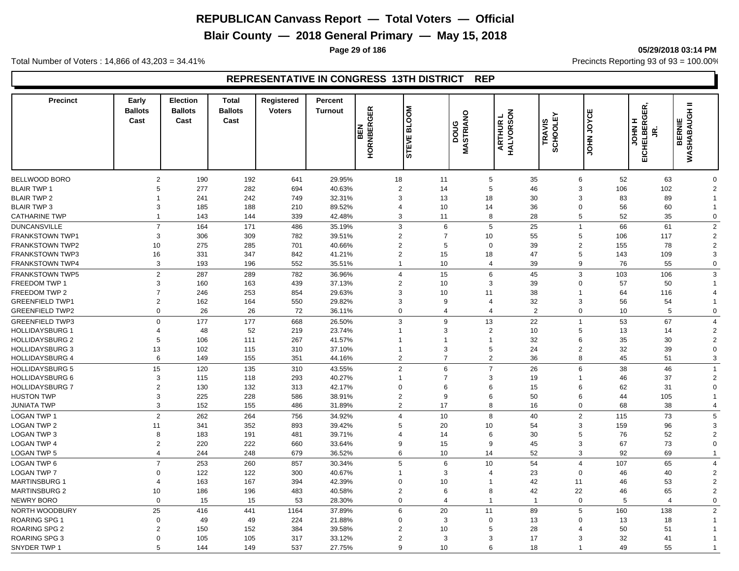# REPUBLICAN Canvass Report — Total Voters — Official

## Blair County — 2018 General Primary — May 15, 2018

05/29/2018 03:14 PM

Total Number of Voters : 14,866 of 43,203 = 34.41%

Precincts Reporting 93 of 93 = 100.00%

### REPRESENTATIVE IN CONGRESS 13TH DISTRICT REP

| Precinct | Early Ballots Cast | Election Ballots Cast | Total Ballots Cast | Registered Voters | Percent Turnout | BEN HORNBERGER | STEVE BLOOM | DOUG MASTRIANO | ARTHUR L HALVORSON | TRAVIS SCHOOLEY | JOHN JOYCE | JOHN H EICHELBERGER, JR. | BERNIE WASHABAUGH II |
|---|---|---|---|---|---|---|---|---|---|---|---|---|---|
| BELLWOOD BORO | 2 | 190 | 192 | 641 | 29.95% | 18 | 11 | 5 | 35 | 6 | 52 | 63 | 0 |
| BLAIR TWP 1 | 5 | 277 | 282 | 694 | 40.63% | 2 | 14 | 5 | 46 | 3 | 106 | 102 | 2 |
| BLAIR TWP 2 | 1 | 241 | 242 | 749 | 32.31% | 3 | 13 | 18 | 30 | 3 | 83 | 89 | 1 |
| BLAIR TWP 3 | 3 | 185 | 188 | 210 | 89.52% | 4 | 10 | 14 | 36 | 0 | 56 | 60 | 1 |
| CATHARINE TWP | 1 | 143 | 144 | 339 | 42.48% | 3 | 11 | 8 | 28 | 5 | 52 | 35 | 0 |
| DUNCANSVILLE | 7 | 164 | 171 | 486 | 35.19% | 3 | 6 | 5 | 25 | 1 | 66 | 61 | 2 |
| FRANKSTOWN TWP1 | 3 | 306 | 309 | 782 | 39.51% | 2 | 7 | 10 | 55 | 5 | 106 | 117 | 2 |
| FRANKSTOWN TWP2 | 10 | 275 | 285 | 701 | 40.66% | 2 | 5 | 0 | 39 | 2 | 155 | 78 | 2 |
| FRANKSTOWN TWP3 | 16 | 331 | 347 | 842 | 41.21% | 2 | 15 | 18 | 47 | 5 | 143 | 109 | 3 |
| FRANKSTOWN TWP4 | 3 | 193 | 196 | 552 | 35.51% | 1 | 10 | 4 | 39 | 9 | 76 | 55 | 0 |
| FRANKSTOWN TWP5 | 2 | 287 | 289 | 782 | 36.96% | 4 | 15 | 6 | 45 | 3 | 103 | 106 | 3 |
| FREEDOM TWP 1 | 3 | 160 | 163 | 439 | 37.13% | 2 | 10 | 3 | 39 | 0 | 57 | 50 | 1 |
| FREEDOM TWP 2 | 7 | 246 | 253 | 854 | 29.63% | 3 | 10 | 11 | 38 | 1 | 64 | 116 | 4 |
| GREENFIELD TWP1 | 2 | 162 | 164 | 550 | 29.82% | 3 | 9 | 4 | 32 | 3 | 56 | 54 | 1 |
| GREENFIELD TWP2 | 0 | 26 | 26 | 72 | 36.11% | 0 | 4 | 4 | 2 | 0 | 10 | 5 | 0 |
| GREENFIELD TWP3 | 0 | 177 | 177 | 668 | 26.50% | 3 | 9 | 13 | 22 | 1 | 53 | 67 | 4 |
| HOLLIDAYSBURG 1 | 4 | 48 | 52 | 219 | 23.74% | 1 | 3 | 2 | 10 | 5 | 13 | 14 | 2 |
| HOLLIDAYSBURG 2 | 5 | 106 | 111 | 267 | 41.57% | 1 | 1 | 1 | 32 | 6 | 35 | 30 | 2 |
| HOLLIDAYSBURG 3 | 13 | 102 | 115 | 310 | 37.10% | 1 | 3 | 5 | 24 | 2 | 32 | 39 | 0 |
| HOLLIDAYSBURG 4 | 6 | 149 | 155 | 351 | 44.16% | 2 | 7 | 2 | 36 | 8 | 45 | 51 | 3 |
| HOLLIDAYSBURG 5 | 15 | 120 | 135 | 310 | 43.55% | 2 | 6 | 7 | 26 | 6 | 38 | 46 | 1 |
| HOLLIDAYSBURG 6 | 3 | 115 | 118 | 293 | 40.27% | 1 | 7 | 3 | 19 | 1 | 46 | 37 | 2 |
| HOLLIDAYSBURG 7 | 2 | 130 | 132 | 313 | 42.17% | 0 | 6 | 6 | 15 | 6 | 62 | 31 | 0 |
| HUSTON TWP | 3 | 225 | 228 | 586 | 38.91% | 2 | 9 | 6 | 50 | 6 | 44 | 105 | 1 |
| JUNIATA TWP | 3 | 152 | 155 | 486 | 31.89% | 2 | 17 | 8 | 16 | 0 | 68 | 38 | 4 |
| LOGAN TWP 1 | 2 | 262 | 264 | 756 | 34.92% | 4 | 10 | 8 | 40 | 2 | 115 | 73 | 5 |
| LOGAN TWP 2 | 11 | 341 | 352 | 893 | 39.42% | 5 | 20 | 10 | 54 | 3 | 159 | 96 | 3 |
| LOGAN TWP 3 | 8 | 183 | 191 | 481 | 39.71% | 4 | 14 | 6 | 30 | 5 | 76 | 52 | 2 |
| LOGAN TWP 4 | 2 | 220 | 222 | 660 | 33.64% | 9 | 15 | 9 | 45 | 3 | 67 | 73 | 0 |
| LOGAN TWP 5 | 4 | 244 | 248 | 679 | 36.52% | 6 | 10 | 14 | 52 | 3 | 92 | 69 | 1 |
| LOGAN TWP 6 | 7 | 253 | 260 | 857 | 30.34% | 5 | 6 | 10 | 54 | 4 | 107 | 65 | 4 |
| LOGAN TWP 7 | 0 | 122 | 122 | 300 | 40.67% | 1 | 3 | 4 | 23 | 0 | 46 | 40 | 2 |
| MARTINSBURG 1 | 4 | 163 | 167 | 394 | 42.39% | 0 | 10 | 1 | 42 | 11 | 46 | 53 | 2 |
| MARTINSBURG 2 | 10 | 186 | 196 | 483 | 40.58% | 2 | 6 | 8 | 42 | 22 | 46 | 65 | 2 |
| NEWRY BORO | 0 | 15 | 15 | 53 | 28.30% | 0 | 4 | 1 | 1 | 0 | 5 | 4 | 0 |
| NORTH WOODBURY | 25 | 416 | 441 | 1164 | 37.89% | 6 | 20 | 11 | 89 | 5 | 160 | 138 | 2 |
| ROARING SPG 1 | 0 | 49 | 49 | 224 | 21.88% | 0 | 3 | 0 | 13 | 0 | 13 | 18 | 1 |
| ROARING SPG 2 | 2 | 150 | 152 | 384 | 39.58% | 2 | 10 | 5 | 28 | 4 | 50 | 51 | 1 |
| ROARING SPG 3 | 0 | 105 | 105 | 317 | 33.12% | 2 | 3 | 3 | 17 | 3 | 32 | 41 | 1 |
| SNYDER TWP 1 | 5 | 144 | 149 | 537 | 27.75% | 9 | 10 | 6 | 18 | 1 | 49 | 55 | 1 |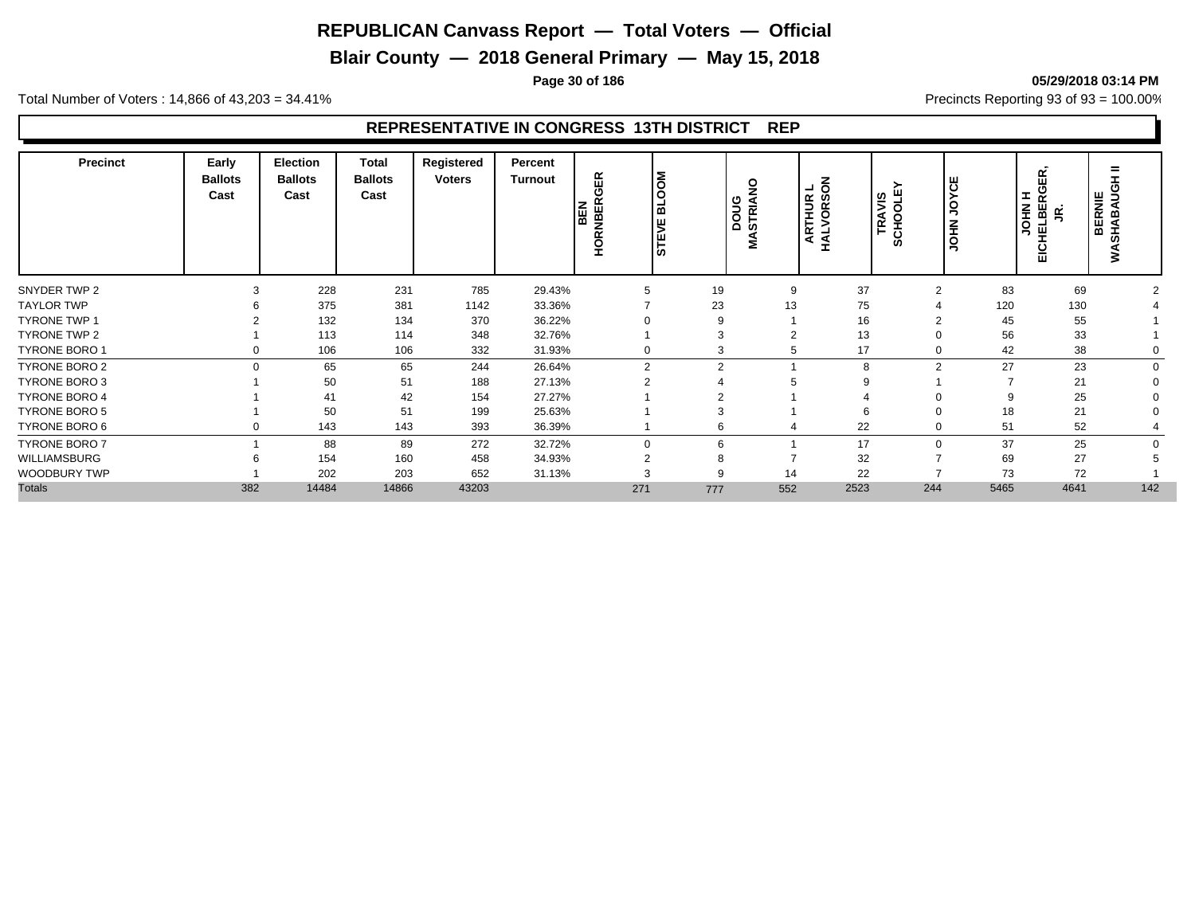# REPUBLICAN Canvass Report — Total Voters — Official

## Blair County — 2018 General Primary — May 15, 2018

05/29/2018 03:14 PM

Total Number of Voters : 14,866 of 43,203 = 34.41%

Precincts Reporting 93 of 93 = 100.00%

### REPRESENTATIVE IN CONGRESS 13TH DISTRICT REP

| Precinct | Early Ballots Cast | Election Ballots Cast | Total Ballots Cast | Registered Voters | Percent Turnout | BEN HORNBERGER | STEVE BLOOM | DOUG MASTRIANO | ARTHUR L HALVORSON | TRAVIS SCHOOLEY | JOHN JOYCE | JOHN H EICHELBERGER, JR. | BERNIE WASHABAUGH II |
|---|---|---|---|---|---|---|---|---|---|---|---|---|---|
| SNYDER TWP 2 | 3 | 228 | 231 | 785 | 29.43% | 5 | 19 | 9 | 37 | 2 | 83 | 69 | 2 |
| TAYLOR TWP | 6 | 375 | 381 | 1142 | 33.36% | 7 | 23 | 13 | 75 | 4 | 120 | 130 | 4 |
| TYRONE TWP 1 | 2 | 132 | 134 | 370 | 36.22% | 0 | 9 | 1 | 16 | 2 | 45 | 55 | 1 |
| TYRONE TWP 2 | 1 | 113 | 114 | 348 | 32.76% | 1 | 3 | 2 | 13 | 0 | 56 | 33 | 1 |
| TYRONE BORO 1 | 0 | 106 | 106 | 332 | 31.93% | 0 | 3 | 5 | 17 | 0 | 42 | 38 | 0 |
| TYRONE BORO 2 | 0 | 65 | 65 | 244 | 26.64% | 2 | 2 | 1 | 8 | 2 | 27 | 23 | 0 |
| TYRONE BORO 3 | 1 | 50 | 51 | 188 | 27.13% | 2 | 4 | 5 | 9 | 1 | 7 | 21 | 0 |
| TYRONE BORO 4 | 1 | 41 | 42 | 154 | 27.27% | 1 | 2 | 1 | 4 | 0 | 9 | 25 | 0 |
| TYRONE BORO 5 | 1 | 50 | 51 | 199 | 25.63% | 1 | 3 | 1 | 6 | 0 | 18 | 21 | 0 |
| TYRONE BORO 6 | 0 | 143 | 143 | 393 | 36.39% | 1 | 6 | 4 | 22 | 0 | 51 | 52 | 4 |
| TYRONE BORO 7 | 1 | 88 | 89 | 272 | 32.72% | 0 | 6 | 1 | 17 | 0 | 37 | 25 | 0 |
| WILLIAMSBURG | 6 | 154 | 160 | 458 | 34.93% | 2 | 8 | 7 | 32 | 7 | 69 | 27 | 5 |
| WOODBURY TWP | 1 | 202 | 203 | 652 | 31.13% | 3 | 9 | 14 | 22 | 7 | 73 | 72 | 1 |
| Totals | 382 | 14484 | 14866 | 43203 | | 271 | 777 | 552 | 2523 | 244 | 5465 | 4641 | 142 |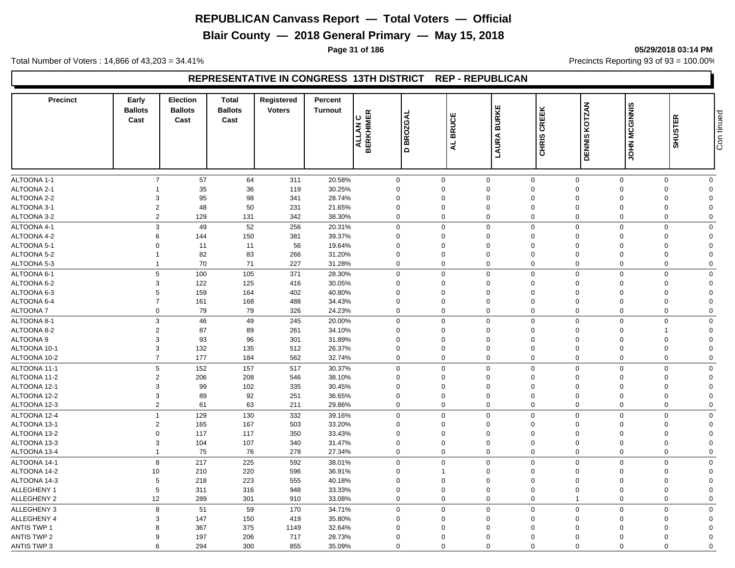# REPUBLICAN Canvass Report — Total Voters — Official

## Blair County — 2018 General Primary — May 15, 2018

Total Number of Voters : 14,866 of 43,203 = 34.41%

Precincts Reporting 93 of 93 = 100.00%

### REPRESENTATIVE IN CONGRESS 13TH DISTRICT REP - REPUBLICAN

| Precinct | Early Ballots Cast | Election Ballots Cast | Total Ballots Cast | Registered Voters | Percent Turnout | ALLAN C BERKHIMER | D BROZGAL | AL BRUCE | LAURA BURKE | CHRIS CREEK | DENNIS KOTZAN | JOHN MCGINNIS | SHUSTER | Continued |
|---|---|---|---|---|---|---|---|---|---|---|---|---|---|---|
| ALTOONA 1-1 | 7 | 57 | 64 | 311 | 20.58% | 0 | 0 | 0 | 0 | 0 | 0 | 0 | 0 | |
| ALTOONA 2-1 | 1 | 35 | 36 | 119 | 30.25% | 0 | 0 | 0 | 0 | 0 | 0 | 0 | 0 | |
| ALTOONA 2-2 | 3 | 95 | 98 | 341 | 28.74% | 0 | 0 | 0 | 0 | 0 | 0 | 0 | 0 | |
| ALTOONA 3-1 | 2 | 48 | 50 | 231 | 21.65% | 0 | 0 | 0 | 0 | 0 | 0 | 0 | 0 | |
| ALTOONA 3-2 | 2 | 129 | 131 | 342 | 38.30% | 0 | 0 | 0 | 0 | 0 | 0 | 0 | 0 | |
| ALTOONA 4-1 | 3 | 49 | 52 | 256 | 20.31% | 0 | 0 | 0 | 0 | 0 | 0 | 0 | 0 | |
| ALTOONA 4-2 | 6 | 144 | 150 | 381 | 39.37% | 0 | 0 | 0 | 0 | 0 | 0 | 0 | 0 | |
| ALTOONA 5-1 | 0 | 11 | 11 | 56 | 19.64% | 0 | 0 | 0 | 0 | 0 | 0 | 0 | 0 | |
| ALTOONA 5-2 | 1 | 82 | 83 | 266 | 31.20% | 0 | 0 | 0 | 0 | 0 | 0 | 0 | 0 | |
| ALTOONA 5-3 | 1 | 70 | 71 | 227 | 31.28% | 0 | 0 | 0 | 0 | 0 | 0 | 0 | 0 | |
| ALTOONA 6-1 | 5 | 100 | 105 | 371 | 28.30% | 0 | 0 | 0 | 0 | 0 | 0 | 0 | 0 | |
| ALTOONA 6-2 | 3 | 122 | 125 | 416 | 30.05% | 0 | 0 | 0 | 0 | 0 | 0 | 0 | 0 | |
| ALTOONA 6-3 | 5 | 159 | 164 | 402 | 40.80% | 0 | 0 | 0 | 0 | 0 | 0 | 0 | 0 | |
| ALTOONA 6-4 | 7 | 161 | 168 | 488 | 34.43% | 0 | 0 | 0 | 0 | 0 | 0 | 0 | 0 | |
| ALTOONA 7 | 0 | 79 | 79 | 326 | 24.23% | 0 | 0 | 0 | 0 | 0 | 0 | 0 | 0 | |
| ALTOONA 8-1 | 3 | 46 | 49 | 245 | 20.00% | 0 | 0 | 0 | 0 | 0 | 0 | 0 | 0 | |
| ALTOONA 8-2 | 2 | 87 | 89 | 261 | 34.10% | 0 | 0 | 0 | 0 | 0 | 0 | 1 | 0 | |
| ALTOONA 9 | 3 | 93 | 96 | 301 | 31.89% | 0 | 0 | 0 | 0 | 0 | 0 | 0 | 0 | |
| ALTOONA 10-1 | 3 | 132 | 135 | 512 | 26.37% | 0 | 0 | 0 | 0 | 0 | 0 | 0 | 0 | |
| ALTOONA 10-2 | 7 | 177 | 184 | 562 | 32.74% | 0 | 0 | 0 | 0 | 0 | 0 | 0 | 0 | |
| ALTOONA 11-1 | 5 | 152 | 157 | 517 | 30.37% | 0 | 0 | 0 | 0 | 0 | 0 | 0 | 0 | |
| ALTOONA 11-2 | 2 | 206 | 208 | 546 | 38.10% | 0 | 0 | 0 | 0 | 0 | 0 | 0 | 0 | |
| ALTOONA 12-1 | 3 | 99 | 102 | 335 | 30.45% | 0 | 0 | 0 | 0 | 0 | 0 | 0 | 0 | |
| ALTOONA 12-2 | 3 | 89 | 92 | 251 | 36.65% | 0 | 0 | 0 | 0 | 0 | 0 | 0 | 0 | |
| ALTOONA 12-3 | 2 | 61 | 63 | 211 | 29.86% | 0 | 0 | 0 | 0 | 0 | 0 | 0 | 0 | |
| ALTOONA 12-4 | 1 | 129 | 130 | 332 | 39.16% | 0 | 0 | 0 | 0 | 0 | 0 | 0 | 0 | |
| ALTOONA 13-1 | 2 | 165 | 167 | 503 | 33.20% | 0 | 0 | 0 | 0 | 0 | 0 | 0 | 0 | |
| ALTOONA 13-2 | 0 | 117 | 117 | 350 | 33.43% | 0 | 0 | 0 | 0 | 0 | 0 | 0 | 0 | |
| ALTOONA 13-3 | 3 | 104 | 107 | 340 | 31.47% | 0 | 0 | 0 | 0 | 0 | 0 | 0 | 0 | |
| ALTOONA 13-4 | 1 | 75 | 76 | 278 | 27.34% | 0 | 0 | 0 | 0 | 0 | 0 | 0 | 0 | |
| ALTOONA 14-1 | 8 | 217 | 225 | 592 | 38.01% | 0 | 0 | 0 | 0 | 0 | 0 | 0 | 0 | |
| ALTOONA 14-2 | 10 | 210 | 220 | 596 | 36.91% | 0 | 1 | 0 | 0 | 0 | 0 | 0 | 0 | |
| ALTOONA 14-3 | 5 | 218 | 223 | 555 | 40.18% | 0 | 0 | 0 | 0 | 0 | 0 | 0 | 0 | |
| ALLEGHENY 1 | 5 | 311 | 316 | 948 | 33.33% | 0 | 0 | 0 | 0 | 0 | 0 | 0 | 0 | |
| ALLEGHENY 2 | 12 | 289 | 301 | 910 | 33.08% | 0 | 0 | 0 | 0 | 1 | 0 | 0 | 0 | |
| ALLEGHENY 3 | 8 | 51 | 59 | 170 | 34.71% | 0 | 0 | 0 | 0 | 0 | 0 | 0 | 0 | |
| ALLEGHENY 4 | 3 | 147 | 150 | 419 | 35.80% | 0 | 0 | 0 | 0 | 0 | 0 | 0 | 0 | |
| ANTIS TWP 1 | 8 | 367 | 375 | 1149 | 32.64% | 0 | 0 | 0 | 0 | 0 | 0 | 0 | 0 | |
| ANTIS TWP 2 | 9 | 197 | 206 | 717 | 28.73% | 0 | 0 | 0 | 0 | 0 | 0 | 0 | 0 | |
| ANTIS TWP 3 | 6 | 294 | 300 | 855 | 35.09% | 0 | 0 | 0 | 0 | 0 | 0 | 0 | 0 | |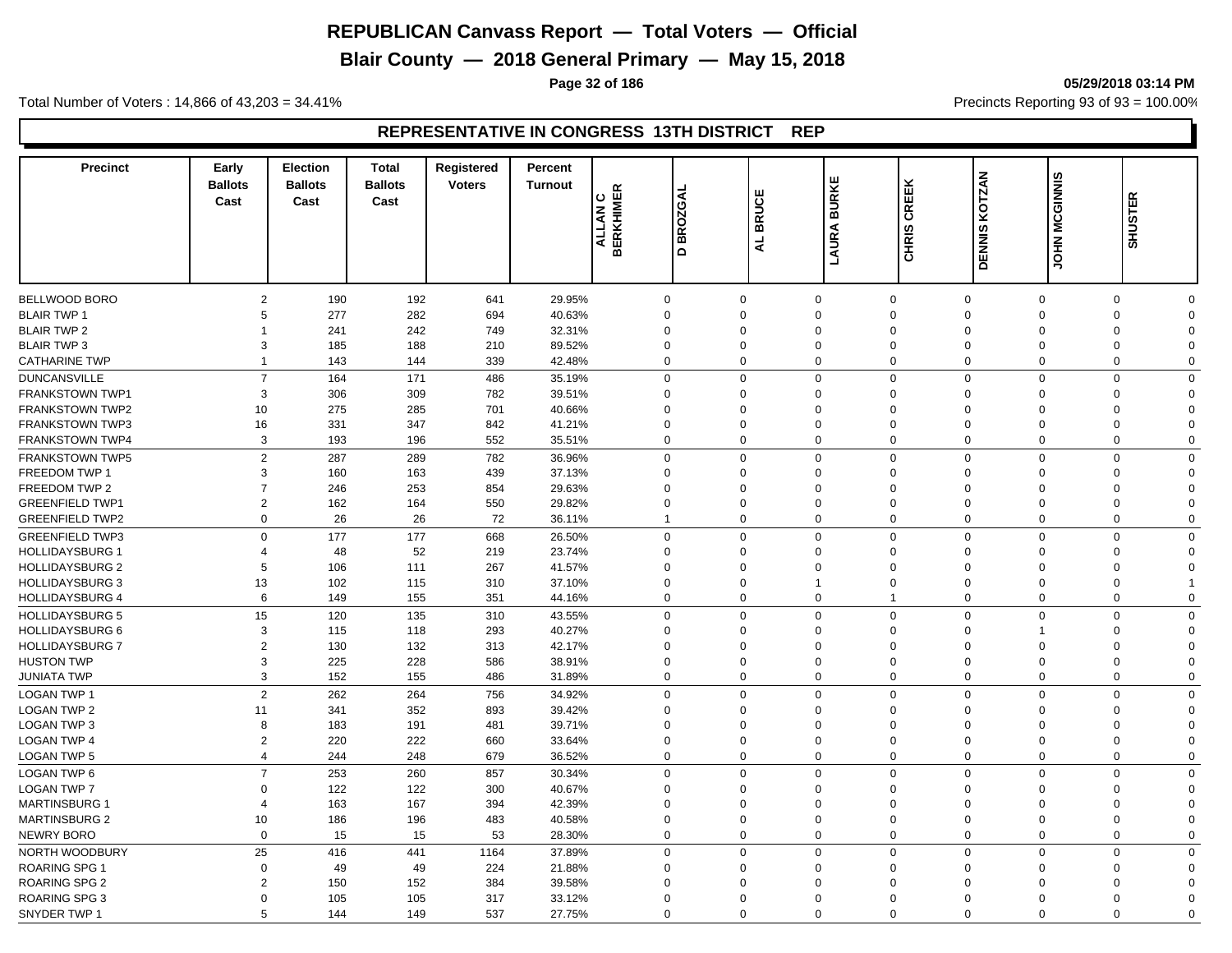# REPUBLICAN Canvass Report — Total Voters — Official

## Blair County — 2018 General Primary — May 15, 2018

05/29/2018 03:14 PM

Total Number of Voters : 14,866 of 43,203 = 34.41%

Precincts Reporting 93 of 93 = 100.00%

### REPRESENTATIVE IN CONGRESS 13TH DISTRICT REP

| Precinct | Early Ballots Cast | Election Ballots Cast | Total Ballots Cast | Registered Voters | Percent Turnout | ALLAN C BERKHIMER | D BROZGAL | AL BRUCE | LAURA BURKE | CHRIS CREEK | DENNIS KOTZAN | JOHN MCGINNIS | SHUSTER |
|---|---|---|---|---|---|---|---|---|---|---|---|---|---|
| BELLWOOD BORO | 2 | 190 | 192 | 641 | 29.95% | 0 | 0 | 0 | 0 | 0 | 0 | 0 | 0 |
| BLAIR TWP 1 | 5 | 277 | 282 | 694 | 40.63% | 0 | 0 | 0 | 0 | 0 | 0 | 0 | 0 |
| BLAIR TWP 2 | 1 | 241 | 242 | 749 | 32.31% | 0 | 0 | 0 | 0 | 0 | 0 | 0 | 0 |
| BLAIR TWP 3 | 3 | 185 | 188 | 210 | 89.52% | 0 | 0 | 0 | 0 | 0 | 0 | 0 | 0 |
| CATHARINE TWP | 1 | 143 | 144 | 339 | 42.48% | 0 | 0 | 0 | 0 | 0 | 0 | 0 | 0 |
| DUNCANSVILLE | 7 | 164 | 171 | 486 | 35.19% | 0 | 0 | 0 | 0 | 0 | 0 | 0 | 0 |
| FRANKSTOWN TWP1 | 3 | 306 | 309 | 782 | 39.51% | 0 | 0 | 0 | 0 | 0 | 0 | 0 | 0 |
| FRANKSTOWN TWP2 | 10 | 275 | 285 | 701 | 40.66% | 0 | 0 | 0 | 0 | 0 | 0 | 0 | 0 |
| FRANKSTOWN TWP3 | 16 | 331 | 347 | 842 | 41.21% | 0 | 0 | 0 | 0 | 0 | 0 | 0 | 0 |
| FRANKSTOWN TWP4 | 3 | 193 | 196 | 552 | 35.51% | 0 | 0 | 0 | 0 | 0 | 0 | 0 | 0 |
| FRANKSTOWN TWP5 | 2 | 287 | 289 | 782 | 36.96% | 0 | 0 | 0 | 0 | 0 | 0 | 0 | 0 |
| FREEDOM TWP 1 | 3 | 160 | 163 | 439 | 37.13% | 0 | 0 | 0 | 0 | 0 | 0 | 0 | 0 |
| FREEDOM TWP 2 | 7 | 246 | 253 | 854 | 29.63% | 0 | 0 | 0 | 0 | 0 | 0 | 0 | 0 |
| GREENFIELD TWP1 | 2 | 162 | 164 | 550 | 29.82% | 0 | 0 | 0 | 0 | 0 | 0 | 0 | 0 |
| GREENFIELD TWP2 | 0 | 26 | 26 | 72 | 36.11% | 1 | 0 | 0 | 0 | 0 | 0 | 0 | 0 |
| GREENFIELD TWP3 | 0 | 177 | 177 | 668 | 26.50% | 0 | 0 | 0 | 0 | 0 | 0 | 0 | 0 |
| HOLLIDAYSBURG 1 | 4 | 48 | 52 | 219 | 23.74% | 0 | 0 | 0 | 0 | 0 | 0 | 0 | 0 |
| HOLLIDAYSBURG 2 | 5 | 106 | 111 | 267 | 41.57% | 0 | 0 | 0 | 0 | 0 | 0 | 0 | 0 |
| HOLLIDAYSBURG 3 | 13 | 102 | 115 | 310 | 37.10% | 0 | 0 | 1 | 0 | 0 | 0 | 0 | 1 |
| HOLLIDAYSBURG 4 | 6 | 149 | 155 | 351 | 44.16% | 0 | 0 | 0 | 1 | 0 | 0 | 0 | 0 |
| HOLLIDAYSBURG 5 | 15 | 120 | 135 | 310 | 43.55% | 0 | 0 | 0 | 0 | 0 | 0 | 0 | 0 |
| HOLLIDAYSBURG 6 | 3 | 115 | 118 | 293 | 40.27% | 0 | 0 | 0 | 0 | 0 | 1 | 0 | 0 |
| HOLLIDAYSBURG 7 | 2 | 130 | 132 | 313 | 42.17% | 0 | 0 | 0 | 0 | 0 | 0 | 0 | 0 |
| HUSTON TWP | 3 | 225 | 228 | 586 | 38.91% | 0 | 0 | 0 | 0 | 0 | 0 | 0 | 0 |
| JUNIATA TWP | 3 | 152 | 155 | 486 | 31.89% | 0 | 0 | 0 | 0 | 0 | 0 | 0 | 0 |
| LOGAN TWP 1 | 2 | 262 | 264 | 756 | 34.92% | 0 | 0 | 0 | 0 | 0 | 0 | 0 | 0 |
| LOGAN TWP 2 | 11 | 341 | 352 | 893 | 39.42% | 0 | 0 | 0 | 0 | 0 | 0 | 0 | 0 |
| LOGAN TWP 3 | 8 | 183 | 191 | 481 | 39.71% | 0 | 0 | 0 | 0 | 0 | 0 | 0 | 0 |
| LOGAN TWP 4 | 2 | 220 | 222 | 660 | 33.64% | 0 | 0 | 0 | 0 | 0 | 0 | 0 | 0 |
| LOGAN TWP 5 | 4 | 244 | 248 | 679 | 36.52% | 0 | 0 | 0 | 0 | 0 | 0 | 0 | 0 |
| LOGAN TWP 6 | 7 | 253 | 260 | 857 | 30.34% | 0 | 0 | 0 | 0 | 0 | 0 | 0 | 0 |
| LOGAN TWP 7 | 0 | 122 | 122 | 300 | 40.67% | 0 | 0 | 0 | 0 | 0 | 0 | 0 | 0 |
| MARTINSBURG 1 | 4 | 163 | 167 | 394 | 42.39% | 0 | 0 | 0 | 0 | 0 | 0 | 0 | 0 |
| MARTINSBURG 2 | 10 | 186 | 196 | 483 | 40.58% | 0 | 0 | 0 | 0 | 0 | 0 | 0 | 0 |
| NEWRY BORO | 0 | 15 | 15 | 53 | 28.30% | 0 | 0 | 0 | 0 | 0 | 0 | 0 | 0 |
| NORTH WOODBURY | 25 | 416 | 441 | 1164 | 37.89% | 0 | 0 | 0 | 0 | 0 | 0 | 0 | 0 |
| ROARING SPG 1 | 0 | 49 | 49 | 224 | 21.88% | 0 | 0 | 0 | 0 | 0 | 0 | 0 | 0 |
| ROARING SPG 2 | 2 | 150 | 152 | 384 | 39.58% | 0 | 0 | 0 | 0 | 0 | 0 | 0 | 0 |
| ROARING SPG 3 | 0 | 105 | 105 | 317 | 33.12% | 0 | 0 | 0 | 0 | 0 | 0 | 0 | 0 |
| SNYDER TWP 1 | 5 | 144 | 149 | 537 | 27.75% | 0 | 0 | 0 | 0 | 0 | 0 | 0 | 0 |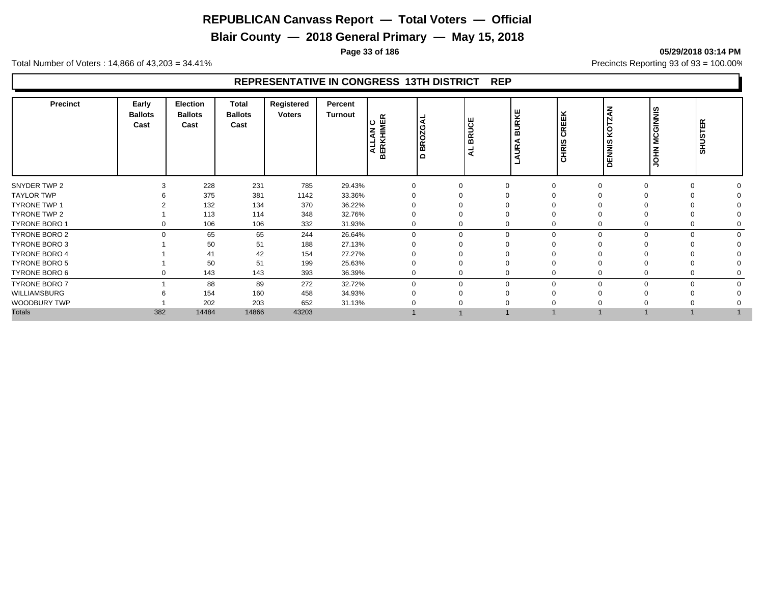# REPUBLICAN Canvass Report — Total Voters — Official

## Blair County — 2018 General Primary — May 15, 2018

**05/29/2018 03:14 PM**

Total Number of Voters : 14,866 of 43,203 = 34.41%

Precincts Reporting 93 of 93 = 100.00%

### REPRESENTATIVE IN CONGRESS 13TH DISTRICT REP

| Precinct | Early Ballots Cast | Election Ballots Cast | Total Ballots Cast | Registered Voters | Percent Turnout | ALLAN C BERKHIMER | D BROZGAL | AL BRUCE | LAURA BURKE | CHRIS CREEK | DENNIS KOTZAN | JOHN MCGINNIS | SHUSTER |
|---|---|---|---|---|---|---|---|---|---|---|---|---|---|
| SNYDER TWP 2 | 3 | 228 | 231 | 785 | 29.43% | 0 | 0 | 0 | 0 | 0 | 0 | 0 | 0 |
| TAYLOR TWP | 6 | 375 | 381 | 1142 | 33.36% | 0 | 0 | 0 | 0 | 0 | 0 | 0 | 0 |
| TYRONE TWP 1 | 2 | 132 | 134 | 370 | 36.22% | 0 | 0 | 0 | 0 | 0 | 0 | 0 | 0 |
| TYRONE TWP 2 | 1 | 113 | 114 | 348 | 32.76% | 0 | 0 | 0 | 0 | 0 | 0 | 0 | 0 |
| TYRONE BORO 1 | 0 | 106 | 106 | 332 | 31.93% | 0 | 0 | 0 | 0 | 0 | 0 | 0 | 0 |
| TYRONE BORO 2 | 0 | 65 | 65 | 244 | 26.64% | 0 | 0 | 0 | 0 | 0 | 0 | 0 | 0 |
| TYRONE BORO 3 | 1 | 50 | 51 | 188 | 27.13% | 0 | 0 | 0 | 0 | 0 | 0 | 0 | 0 |
| TYRONE BORO 4 | 1 | 41 | 42 | 154 | 27.27% | 0 | 0 | 0 | 0 | 0 | 0 | 0 | 0 |
| TYRONE BORO 5 | 1 | 50 | 51 | 199 | 25.63% | 0 | 0 | 0 | 0 | 0 | 0 | 0 | 0 |
| TYRONE BORO 6 | 0 | 143 | 143 | 393 | 36.39% | 0 | 0 | 0 | 0 | 0 | 0 | 0 | 0 |
| TYRONE BORO 7 | 1 | 88 | 89 | 272 | 32.72% | 0 | 0 | 0 | 0 | 0 | 0 | 0 | 0 |
| WILLIAMSBURG | 6 | 154 | 160 | 458 | 34.93% | 0 | 0 | 0 | 0 | 0 | 0 | 0 | 0 |
| WOODBURY TWP | 1 | 202 | 203 | 652 | 31.13% | 0 | 0 | 0 | 0 | 0 | 0 | 0 | 0 |
| Totals | 382 | 14484 | 14866 | 43203 | | 1 | 1 | 1 | 1 | 1 | 1 | 1 | 1 |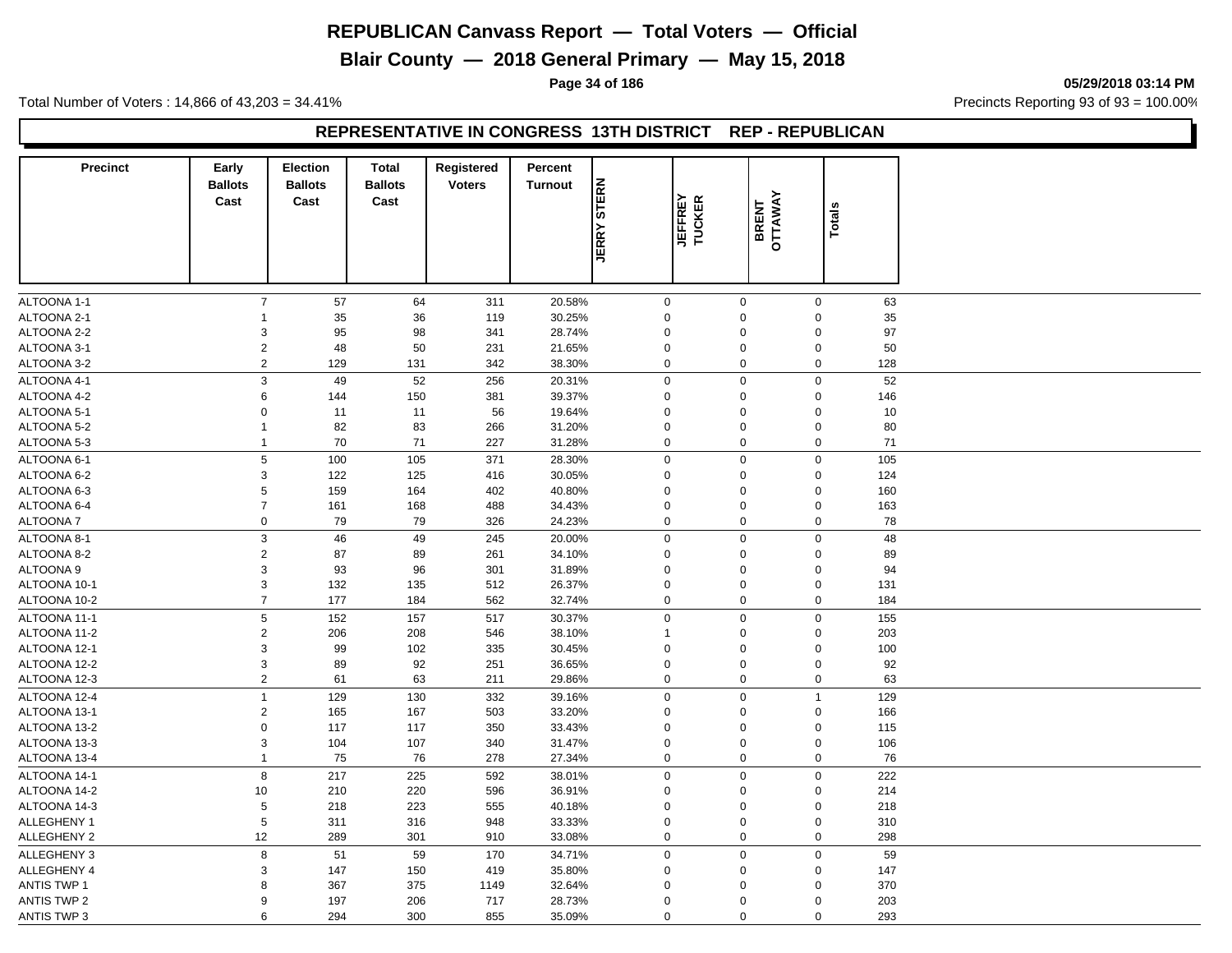# REPUBLICAN Canvass Report — Total Voters — Official

## Blair County — 2018 General Primary — May 15, 2018

05/29/2018 03:14 PM

Total Number of Voters : 14,866 of 43,203 = 34.41%

Precincts Reporting 93 of 93 = 100.00%

### REPRESENTATIVE IN CONGRESS 13TH DISTRICT REP - REPUBLICAN

| Precinct | Early Ballots Cast | Election Ballots Cast | Total Ballots Cast | Registered Voters | Percent Turnout | JERRY STERN | JEFFREY TUCKER | BRENT OTTAWAY | Totals |
|---|---|---|---|---|---|---|---|---|---|
| ALTOONA 1-1 | 7 | 57 | 64 | 311 | 20.58% | 0 | 0 | 0 | 63 |
| ALTOONA 2-1 | 1 | 35 | 36 | 119 | 30.25% | 0 | 0 | 0 | 35 |
| ALTOONA 2-2 | 3 | 95 | 98 | 341 | 28.74% | 0 | 0 | 0 | 97 |
| ALTOONA 3-1 | 2 | 48 | 50 | 231 | 21.65% | 0 | 0 | 0 | 50 |
| ALTOONA 3-2 | 2 | 129 | 131 | 342 | 38.30% | 0 | 0 | 0 | 128 |
| ALTOONA 4-1 | 3 | 49 | 52 | 256 | 20.31% | 0 | 0 | 0 | 52 |
| ALTOONA 4-2 | 6 | 144 | 150 | 381 | 39.37% | 0 | 0 | 0 | 146 |
| ALTOONA 5-1 | 0 | 11 | 11 | 56 | 19.64% | 0 | 0 | 0 | 10 |
| ALTOONA 5-2 | 1 | 82 | 83 | 266 | 31.20% | 0 | 0 | 0 | 80 |
| ALTOONA 5-3 | 1 | 70 | 71 | 227 | 31.28% | 0 | 0 | 0 | 71 |
| ALTOONA 6-1 | 5 | 100 | 105 | 371 | 28.30% | 0 | 0 | 0 | 105 |
| ALTOONA 6-2 | 3 | 122 | 125 | 416 | 30.05% | 0 | 0 | 0 | 124 |
| ALTOONA 6-3 | 5 | 159 | 164 | 402 | 40.80% | 0 | 0 | 0 | 160 |
| ALTOONA 6-4 | 7 | 161 | 168 | 488 | 34.43% | 0 | 0 | 0 | 163 |
| ALTOONA 7 | 0 | 79 | 79 | 326 | 24.23% | 0 | 0 | 0 | 78 |
| ALTOONA 8-1 | 3 | 46 | 49 | 245 | 20.00% | 0 | 0 | 0 | 48 |
| ALTOONA 8-2 | 2 | 87 | 89 | 261 | 34.10% | 0 | 0 | 0 | 89 |
| ALTOONA 9 | 3 | 93 | 96 | 301 | 31.89% | 0 | 0 | 0 | 94 |
| ALTOONA 10-1 | 3 | 132 | 135 | 512 | 26.37% | 0 | 0 | 0 | 131 |
| ALTOONA 10-2 | 7 | 177 | 184 | 562 | 32.74% | 0 | 0 | 0 | 184 |
| ALTOONA 11-1 | 5 | 152 | 157 | 517 | 30.37% | 0 | 0 | 0 | 155 |
| ALTOONA 11-2 | 2 | 206 | 208 | 546 | 38.10% | 1 | 0 | 0 | 203 |
| ALTOONA 12-1 | 3 | 99 | 102 | 335 | 30.45% | 0 | 0 | 0 | 100 |
| ALTOONA 12-2 | 3 | 89 | 92 | 251 | 36.65% | 0 | 0 | 0 | 92 |
| ALTOONA 12-3 | 2 | 61 | 63 | 211 | 29.86% | 0 | 0 | 0 | 63 |
| ALTOONA 12-4 | 1 | 129 | 130 | 332 | 39.16% | 0 | 0 | 1 | 129 |
| ALTOONA 13-1 | 2 | 165 | 167 | 503 | 33.20% | 0 | 0 | 0 | 166 |
| ALTOONA 13-2 | 0 | 117 | 117 | 350 | 33.43% | 0 | 0 | 0 | 115 |
| ALTOONA 13-3 | 3 | 104 | 107 | 340 | 31.47% | 0 | 0 | 0 | 106 |
| ALTOONA 13-4 | 1 | 75 | 76 | 278 | 27.34% | 0 | 0 | 0 | 76 |
| ALTOONA 14-1 | 8 | 217 | 225 | 592 | 38.01% | 0 | 0 | 0 | 222 |
| ALTOONA 14-2 | 10 | 210 | 220 | 596 | 36.91% | 0 | 0 | 0 | 214 |
| ALTOONA 14-3 | 5 | 218 | 223 | 555 | 40.18% | 0 | 0 | 0 | 218 |
| ALLEGHENY 1 | 5 | 311 | 316 | 948 | 33.33% | 0 | 0 | 0 | 310 |
| ALLEGHENY 2 | 12 | 289 | 301 | 910 | 33.08% | 0 | 0 | 0 | 298 |
| ALLEGHENY 3 | 8 | 51 | 59 | 170 | 34.71% | 0 | 0 | 0 | 59 |
| ALLEGHENY 4 | 3 | 147 | 150 | 419 | 35.80% | 0 | 0 | 0 | 147 |
| ANTIS TWP 1 | 8 | 367 | 375 | 1149 | 32.64% | 0 | 0 | 0 | 370 |
| ANTIS TWP 2 | 9 | 197 | 206 | 717 | 28.73% | 0 | 0 | 0 | 203 |
| ANTIS TWP 3 | 6 | 294 | 300 | 855 | 35.09% | 0 | 0 | 0 | 293 |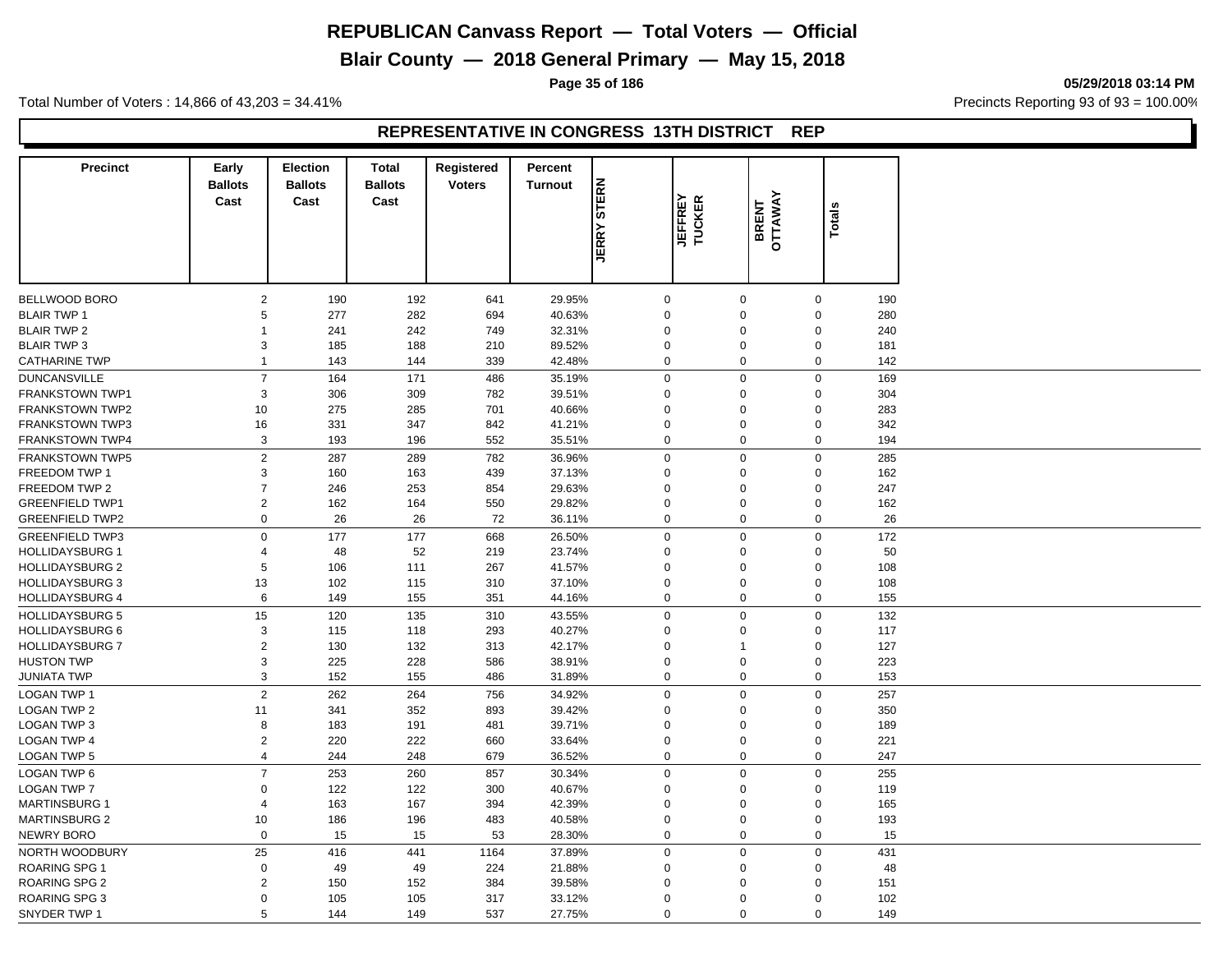# REPUBLICAN Canvass Report — Total Voters — Official

## Blair County — 2018 General Primary — May 15, 2018

05/29/2018 03:14 PM

Total Number of Voters : 14,866 of 43,203 = 34.41%

Precincts Reporting 93 of 93 = 100.00%

### REPRESENTATIVE IN CONGRESS 13TH DISTRICT REP

| Precinct | Early Ballots Cast | Election Ballots Cast | Total Ballots Cast | Registered Voters | Percent Turnout | JERRY STERN | JEFFREY TUCKER | BRENT OTTAWAY | Totals |
|---|---|---|---|---|---|---|---|---|---|
| BELLWOOD BORO | 2 | 190 | 192 | 641 | 29.95% | 0 | 0 | 0 | 190 |
| BLAIR TWP 1 | 5 | 277 | 282 | 694 | 40.63% | 0 | 0 | 0 | 280 |
| BLAIR TWP 2 | 1 | 241 | 242 | 749 | 32.31% | 0 | 0 | 0 | 240 |
| BLAIR TWP 3 | 3 | 185 | 188 | 210 | 89.52% | 0 | 0 | 0 | 181 |
| CATHARINE TWP | 1 | 143 | 144 | 339 | 42.48% | 0 | 0 | 0 | 142 |
| DUNCANSVILLE | 7 | 164 | 171 | 486 | 35.19% | 0 | 0 | 0 | 169 |
| FRANKSTOWN TWP1 | 3 | 306 | 309 | 782 | 39.51% | 0 | 0 | 0 | 304 |
| FRANKSTOWN TWP2 | 10 | 275 | 285 | 701 | 40.66% | 0 | 0 | 0 | 283 |
| FRANKSTOWN TWP3 | 16 | 331 | 347 | 842 | 41.21% | 0 | 0 | 0 | 342 |
| FRANKSTOWN TWP4 | 3 | 193 | 196 | 552 | 35.51% | 0 | 0 | 0 | 194 |
| FRANKSTOWN TWP5 | 2 | 287 | 289 | 782 | 36.96% | 0 | 0 | 0 | 285 |
| FREEDOM TWP 1 | 3 | 160 | 163 | 439 | 37.13% | 0 | 0 | 0 | 162 |
| FREEDOM TWP 2 | 7 | 246 | 253 | 854 | 29.63% | 0 | 0 | 0 | 247 |
| GREENFIELD TWP1 | 2 | 162 | 164 | 550 | 29.82% | 0 | 0 | 0 | 162 |
| GREENFIELD TWP2 | 0 | 26 | 26 | 72 | 36.11% | 0 | 0 | 0 | 26 |
| GREENFIELD TWP3 | 0 | 177 | 177 | 668 | 26.50% | 0 | 0 | 0 | 172 |
| HOLLIDAYSBURG 1 | 4 | 48 | 52 | 219 | 23.74% | 0 | 0 | 0 | 50 |
| HOLLIDAYSBURG 2 | 5 | 106 | 111 | 267 | 41.57% | 0 | 0 | 0 | 108 |
| HOLLIDAYSBURG 3 | 13 | 102 | 115 | 310 | 37.10% | 0 | 0 | 0 | 108 |
| HOLLIDAYSBURG 4 | 6 | 149 | 155 | 351 | 44.16% | 0 | 0 | 0 | 155 |
| HOLLIDAYSBURG 5 | 15 | 120 | 135 | 310 | 43.55% | 0 | 0 | 0 | 132 |
| HOLLIDAYSBURG 6 | 3 | 115 | 118 | 293 | 40.27% | 0 | 0 | 0 | 117 |
| HOLLIDAYSBURG 7 | 2 | 130 | 132 | 313 | 42.17% | 0 | 1 | 0 | 127 |
| HUSTON TWP | 3 | 225 | 228 | 586 | 38.91% | 0 | 0 | 0 | 223 |
| JUNIATA TWP | 3 | 152 | 155 | 486 | 31.89% | 0 | 0 | 0 | 153 |
| LOGAN TWP 1 | 2 | 262 | 264 | 756 | 34.92% | 0 | 0 | 0 | 257 |
| LOGAN TWP 2 | 11 | 341 | 352 | 893 | 39.42% | 0 | 0 | 0 | 350 |
| LOGAN TWP 3 | 8 | 183 | 191 | 481 | 39.71% | 0 | 0 | 0 | 189 |
| LOGAN TWP 4 | 2 | 220 | 222 | 660 | 33.64% | 0 | 0 | 0 | 221 |
| LOGAN TWP 5 | 4 | 244 | 248 | 679 | 36.52% | 0 | 0 | 0 | 247 |
| LOGAN TWP 6 | 7 | 253 | 260 | 857 | 30.34% | 0 | 0 | 0 | 255 |
| LOGAN TWP 7 | 0 | 122 | 122 | 300 | 40.67% | 0 | 0 | 0 | 119 |
| MARTINSBURG 1 | 4 | 163 | 167 | 394 | 42.39% | 0 | 0 | 0 | 165 |
| MARTINSBURG 2 | 10 | 186 | 196 | 483 | 40.58% | 0 | 0 | 0 | 193 |
| NEWRY BORO | 0 | 15 | 15 | 53 | 28.30% | 0 | 0 | 0 | 15 |
| NORTH WOODBURY | 25 | 416 | 441 | 1164 | 37.89% | 0 | 0 | 0 | 431 |
| ROARING SPG 1 | 0 | 49 | 49 | 224 | 21.88% | 0 | 0 | 0 | 48 |
| ROARING SPG 2 | 2 | 150 | 152 | 384 | 39.58% | 0 | 0 | 0 | 151 |
| ROARING SPG 3 | 0 | 105 | 105 | 317 | 33.12% | 0 | 0 | 0 | 102 |
| SNYDER TWP 1 | 5 | 144 | 149 | 537 | 27.75% | 0 | 0 | 0 | 149 |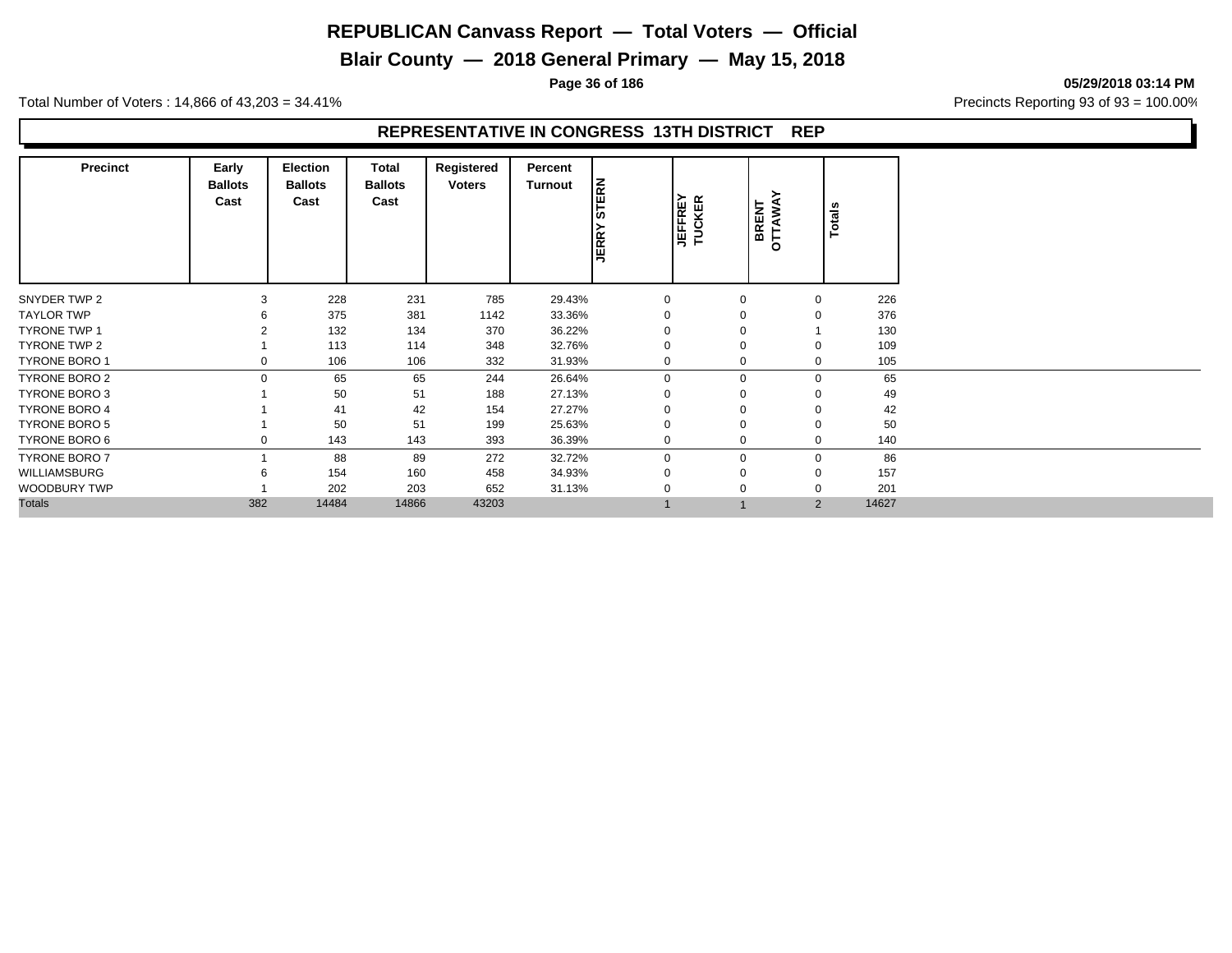# REPUBLICAN Canvass Report — Total Voters — Official

## Blair County — 2018 General Primary — May 15, 2018

05/29/2018 03:14 PM

Total Number of Voters : 14,866 of 43,203 = 34.41%

Precincts Reporting 93 of 93 = 100.00%

### REPRESENTATIVE IN CONGRESS 13TH DISTRICT REP

| Precinct | Early Ballots Cast | Election Ballots Cast | Total Ballots Cast | Registered Voters | Percent Turnout | JERRY STERN | JEFFREY TUCKER | BRENT OTTAWAY | Totals |
|---|---|---|---|---|---|---|---|---|---|
| SNYDER TWP 2 | 3 | 228 | 231 | 785 | 29.43% | 0 | 0 | 0 | 226 |
| TAYLOR TWP | 6 | 375 | 381 | 1142 | 33.36% | 0 | 0 | 0 | 376 |
| TYRONE TWP 1 | 2 | 132 | 134 | 370 | 36.22% | 0 | 0 | 1 | 130 |
| TYRONE TWP 2 | 1 | 113 | 114 | 348 | 32.76% | 0 | 0 | 0 | 109 |
| TYRONE BORO 1 | 0 | 106 | 106 | 332 | 31.93% | 0 | 0 | 0 | 105 |
| TYRONE BORO 2 | 0 | 65 | 65 | 244 | 26.64% | 0 | 0 | 0 | 65 |
| TYRONE BORO 3 | 1 | 50 | 51 | 188 | 27.13% | 0 | 0 | 0 | 49 |
| TYRONE BORO 4 | 1 | 41 | 42 | 154 | 27.27% | 0 | 0 | 0 | 42 |
| TYRONE BORO 5 | 1 | 50 | 51 | 199 | 25.63% | 0 | 0 | 0 | 50 |
| TYRONE BORO 6 | 0 | 143 | 143 | 393 | 36.39% | 0 | 0 | 0 | 140 |
| TYRONE BORO 7 | 1 | 88 | 89 | 272 | 32.72% | 0 | 0 | 0 | 86 |
| WILLIAMSBURG | 6 | 154 | 160 | 458 | 34.93% | 0 | 0 | 0 | 157 |
| WOODBURY TWP | 1 | 202 | 203 | 652 | 31.13% | 0 | 0 | 0 | 201 |
| Totals | 382 | 14484 | 14866 | 43203 | | 1 | 1 | 2 | 14627 |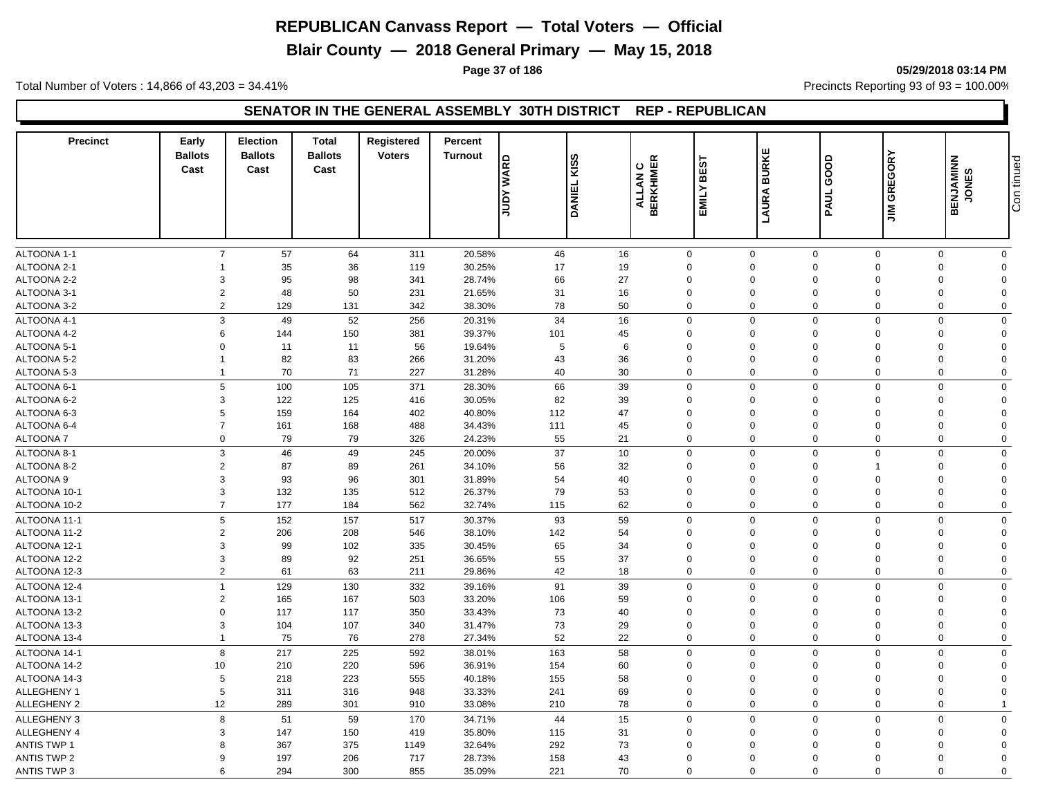# REPUBLICAN Canvass Report — Total Voters — Official

## Blair County — 2018 General Primary — May 15, 2018

05/29/2018 03:14 PM

Total Number of Voters : 14,866 of 43,203 = 34.41%

Precincts Reporting 93 of 93 = 100.00%

### SENATOR IN THE GENERAL ASSEMBLY 30TH DISTRICT REP - REPUBLICAN

| Precinct | Early Ballots Cast | Election Ballots Cast | Total Ballots Cast | Registered Voters | Percent Turnout | JUDY WARD | DANIEL KISS | ALLAN C BERKHIMER | EMILY BEST | LAURA BURKE | PAUL GOOD | JIM GREGORY | BENJAMINN JONES |
|---|---|---|---|---|---|---|---|---|---|---|---|---|---|
| ALTOONA 1-1 | 7 | 57 | 64 | 311 | 20.58% | 46 | 16 | 0 | 0 | 0 | 0 | 0 | 0 |
| ALTOONA 2-1 | 1 | 35 | 36 | 119 | 30.25% | 17 | 19 | 0 | 0 | 0 | 0 | 0 | 0 |
| ALTOONA 2-2 | 3 | 95 | 98 | 341 | 28.74% | 66 | 27 | 0 | 0 | 0 | 0 | 0 | 0 |
| ALTOONA 3-1 | 2 | 48 | 50 | 231 | 21.65% | 31 | 16 | 0 | 0 | 0 | 0 | 0 | 0 |
| ALTOONA 3-2 | 2 | 129 | 131 | 342 | 38.30% | 78 | 50 | 0 | 0 | 0 | 0 | 0 | 0 |
| ALTOONA 4-1 | 3 | 49 | 52 | 256 | 20.31% | 34 | 16 | 0 | 0 | 0 | 0 | 0 | 0 |
| ALTOONA 4-2 | 6 | 144 | 150 | 381 | 39.37% | 101 | 45 | 0 | 0 | 0 | 0 | 0 | 0 |
| ALTOONA 5-1 | 0 | 11 | 11 | 56 | 19.64% | 5 | 6 | 0 | 0 | 0 | 0 | 0 | 0 |
| ALTOONA 5-2 | 1 | 82 | 83 | 266 | 31.20% | 43 | 36 | 0 | 0 | 0 | 0 | 0 | 0 |
| ALTOONA 5-3 | 1 | 70 | 71 | 227 | 31.28% | 40 | 30 | 0 | 0 | 0 | 0 | 0 | 0 |
| ALTOONA 6-1 | 5 | 100 | 105 | 371 | 28.30% | 66 | 39 | 0 | 0 | 0 | 0 | 0 | 0 |
| ALTOONA 6-2 | 3 | 122 | 125 | 416 | 30.05% | 82 | 39 | 0 | 0 | 0 | 0 | 0 | 0 |
| ALTOONA 6-3 | 5 | 159 | 164 | 402 | 40.80% | 112 | 47 | 0 | 0 | 0 | 0 | 0 | 0 |
| ALTOONA 6-4 | 7 | 161 | 168 | 488 | 34.43% | 111 | 45 | 0 | 0 | 0 | 0 | 0 | 0 |
| ALTOONA 7 | 0 | 79 | 79 | 326 | 24.23% | 55 | 21 | 0 | 0 | 0 | 0 | 0 | 0 |
| ALTOONA 8-1 | 3 | 46 | 49 | 245 | 20.00% | 37 | 10 | 0 | 0 | 0 | 0 | 0 | 0 |
| ALTOONA 8-2 | 2 | 87 | 89 | 261 | 34.10% | 56 | 32 | 0 | 0 | 0 | 1 | 0 | 0 |
| ALTOONA 9 | 3 | 93 | 96 | 301 | 31.89% | 54 | 40 | 0 | 0 | 0 | 0 | 0 | 0 |
| ALTOONA 10-1 | 3 | 132 | 135 | 512 | 26.37% | 79 | 53 | 0 | 0 | 0 | 0 | 0 | 0 |
| ALTOONA 10-2 | 7 | 177 | 184 | 562 | 32.74% | 115 | 62 | 0 | 0 | 0 | 0 | 0 | 0 |
| ALTOONA 11-1 | 5 | 152 | 157 | 517 | 30.37% | 93 | 59 | 0 | 0 | 0 | 0 | 0 | 0 |
| ALTOONA 11-2 | 2 | 206 | 208 | 546 | 38.10% | 142 | 54 | 0 | 0 | 0 | 0 | 0 | 0 |
| ALTOONA 12-1 | 3 | 99 | 102 | 335 | 30.45% | 65 | 34 | 0 | 0 | 0 | 0 | 0 | 0 |
| ALTOONA 12-2 | 3 | 89 | 92 | 251 | 36.65% | 55 | 37 | 0 | 0 | 0 | 0 | 0 | 0 |
| ALTOONA 12-3 | 2 | 61 | 63 | 211 | 29.86% | 42 | 18 | 0 | 0 | 0 | 0 | 0 | 0 |
| ALTOONA 12-4 | 1 | 129 | 130 | 332 | 39.16% | 91 | 39 | 0 | 0 | 0 | 0 | 0 | 0 |
| ALTOONA 13-1 | 2 | 165 | 167 | 503 | 33.20% | 106 | 59 | 0 | 0 | 0 | 0 | 0 | 0 |
| ALTOONA 13-2 | 0 | 117 | 117 | 350 | 33.43% | 73 | 40 | 0 | 0 | 0 | 0 | 0 | 0 |
| ALTOONA 13-3 | 3 | 104 | 107 | 340 | 31.47% | 73 | 29 | 0 | 0 | 0 | 0 | 0 | 0 |
| ALTOONA 13-4 | 1 | 75 | 76 | 278 | 27.34% | 52 | 22 | 0 | 0 | 0 | 0 | 0 | 0 |
| ALTOONA 14-1 | 8 | 217 | 225 | 592 | 38.01% | 163 | 58 | 0 | 0 | 0 | 0 | 0 | 0 |
| ALTOONA 14-2 | 10 | 210 | 220 | 596 | 36.91% | 154 | 60 | 0 | 0 | 0 | 0 | 0 | 0 |
| ALTOONA 14-3 | 5 | 218 | 223 | 555 | 40.18% | 155 | 58 | 0 | 0 | 0 | 0 | 0 | 0 |
| ALLEGHENY 1 | 5 | 311 | 316 | 948 | 33.33% | 241 | 69 | 0 | 0 | 0 | 0 | 0 | 0 |
| ALLEGHENY 2 | 12 | 289 | 301 | 910 | 33.08% | 210 | 78 | 0 | 0 | 0 | 0 | 0 | 1 |
| ALLEGHENY 3 | 8 | 51 | 59 | 170 | 34.71% | 44 | 15 | 0 | 0 | 0 | 0 | 0 | 0 |
| ALLEGHENY 4 | 3 | 147 | 150 | 419 | 35.80% | 115 | 31 | 0 | 0 | 0 | 0 | 0 | 0 |
| ANTIS TWP 1 | 8 | 367 | 375 | 1149 | 32.64% | 292 | 73 | 0 | 0 | 0 | 0 | 0 | 0 |
| ANTIS TWP 2 | 9 | 197 | 206 | 717 | 28.73% | 158 | 43 | 0 | 0 | 0 | 0 | 0 | 0 |
| ANTIS TWP 3 | 6 | 294 | 300 | 855 | 35.09% | 221 | 70 | 0 | 0 | 0 | 0 | 0 | 0 |

Continued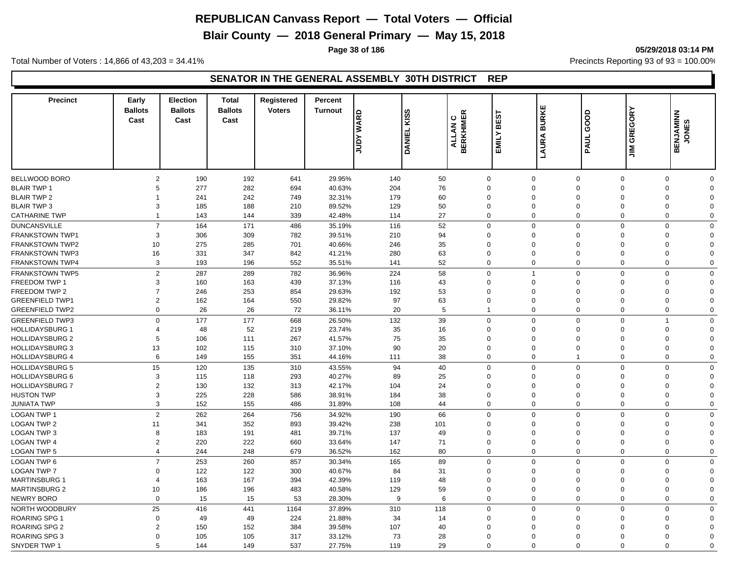# REPUBLICAN Canvass Report — Total Voters — Official

## Blair County — 2018 General Primary — May 15, 2018

Total Number of Voters : 14,866 of 43,203 = 34.41%

Precincts Reporting 93 of 93 = 100.00%

### SENATOR IN THE GENERAL ASSEMBLY 30TH DISTRICT REP

| Precinct | Early Ballots Cast | Election Ballots Cast | Total Ballots Cast | Registered Voters | Percent Turnout | JUDY WARD | DANIEL KISS | ALLAN C BERKHIMER | EMILY BEST | LAURA BURKE | PAUL GOOD | JIM GREGORY | BENJAMINN JONES |
|---|---|---|---|---|---|---|---|---|---|---|---|---|---|
| BELLWOOD BORO | 2 | 190 | 192 | 641 | 29.95% | 140 | 50 | 0 | 0 | 0 | 0 | 0 | 0 |
| BLAIR TWP 1 | 5 | 277 | 282 | 694 | 40.63% | 204 | 76 | 0 | 0 | 0 | 0 | 0 | 0 |
| BLAIR TWP 2 | 1 | 241 | 242 | 749 | 32.31% | 179 | 60 | 0 | 0 | 0 | 0 | 0 | 0 |
| BLAIR TWP 3 | 3 | 185 | 188 | 210 | 89.52% | 129 | 50 | 0 | 0 | 0 | 0 | 0 | 0 |
| CATHARINE TWP | 1 | 143 | 144 | 339 | 42.48% | 114 | 27 | 0 | 0 | 0 | 0 | 0 | 0 |
| DUNCANSVILLE | 7 | 164 | 171 | 486 | 35.19% | 116 | 52 | 0 | 0 | 0 | 0 | 0 | 0 |
| FRANKSTOWN TWP1 | 3 | 306 | 309 | 782 | 39.51% | 210 | 94 | 0 | 0 | 0 | 0 | 0 | 0 |
| FRANKSTOWN TWP2 | 10 | 275 | 285 | 701 | 40.66% | 246 | 35 | 0 | 0 | 0 | 0 | 0 | 0 |
| FRANKSTOWN TWP3 | 16 | 331 | 347 | 842 | 41.21% | 280 | 63 | 0 | 0 | 0 | 0 | 0 | 0 |
| FRANKSTOWN TWP4 | 3 | 193 | 196 | 552 | 35.51% | 141 | 52 | 0 | 0 | 0 | 0 | 0 | 0 |
| FRANKSTOWN TWP5 | 2 | 287 | 289 | 782 | 36.96% | 224 | 58 | 0 | 1 | 0 | 0 | 0 | 0 |
| FREEDOM TWP 1 | 3 | 160 | 163 | 439 | 37.13% | 116 | 43 | 0 | 0 | 0 | 0 | 0 | 0 |
| FREEDOM TWP 2 | 7 | 246 | 253 | 854 | 29.63% | 192 | 53 | 0 | 0 | 0 | 0 | 0 | 0 |
| GREENFIELD TWP1 | 2 | 162 | 164 | 550 | 29.82% | 97 | 63 | 0 | 0 | 0 | 0 | 0 | 0 |
| GREENFIELD TWP2 | 0 | 26 | 26 | 72 | 36.11% | 20 | 5 | 1 | 0 | 0 | 0 | 0 | 0 |
| GREENFIELD TWP3 | 0 | 177 | 177 | 668 | 26.50% | 132 | 39 | 0 | 0 | 0 | 0 | 1 | 0 |
| HOLLIDAYSBURG 1 | 4 | 48 | 52 | 219 | 23.74% | 35 | 16 | 0 | 0 | 0 | 0 | 0 | 0 |
| HOLLIDAYSBURG 2 | 5 | 106 | 111 | 267 | 41.57% | 75 | 35 | 0 | 0 | 0 | 0 | 0 | 0 |
| HOLLIDAYSBURG 3 | 13 | 102 | 115 | 310 | 37.10% | 90 | 20 | 0 | 0 | 0 | 0 | 0 | 0 |
| HOLLIDAYSBURG 4 | 6 | 149 | 155 | 351 | 44.16% | 111 | 38 | 0 | 0 | 1 | 0 | 0 | 0 |
| HOLLIDAYSBURG 5 | 15 | 120 | 135 | 310 | 43.55% | 94 | 40 | 0 | 0 | 0 | 0 | 0 | 0 |
| HOLLIDAYSBURG 6 | 3 | 115 | 118 | 293 | 40.27% | 89 | 25 | 0 | 0 | 0 | 0 | 0 | 0 |
| HOLLIDAYSBURG 7 | 2 | 130 | 132 | 313 | 42.17% | 104 | 24 | 0 | 0 | 0 | 0 | 0 | 0 |
| HUSTON TWP | 3 | 225 | 228 | 586 | 38.91% | 184 | 38 | 0 | 0 | 0 | 0 | 0 | 0 |
| JUNIATA TWP | 3 | 152 | 155 | 486 | 31.89% | 108 | 44 | 0 | 0 | 0 | 0 | 0 | 0 |
| LOGAN TWP 1 | 2 | 262 | 264 | 756 | 34.92% | 190 | 66 | 0 | 0 | 0 | 0 | 0 | 0 |
| LOGAN TWP 2 | 11 | 341 | 352 | 893 | 39.42% | 238 | 101 | 0 | 0 | 0 | 0 | 0 | 0 |
| LOGAN TWP 3 | 8 | 183 | 191 | 481 | 39.71% | 137 | 49 | 0 | 0 | 0 | 0 | 0 | 0 |
| LOGAN TWP 4 | 2 | 220 | 222 | 660 | 33.64% | 147 | 71 | 0 | 0 | 0 | 0 | 0 | 0 |
| LOGAN TWP 5 | 4 | 244 | 248 | 679 | 36.52% | 162 | 80 | 0 | 0 | 0 | 0 | 0 | 0 |
| LOGAN TWP 6 | 7 | 253 | 260 | 857 | 30.34% | 165 | 89 | 0 | 0 | 0 | 0 | 0 | 0 |
| LOGAN TWP 7 | 0 | 122 | 122 | 300 | 40.67% | 84 | 31 | 0 | 0 | 0 | 0 | 0 | 0 |
| MARTINSBURG 1 | 4 | 163 | 167 | 394 | 42.39% | 119 | 48 | 0 | 0 | 0 | 0 | 0 | 0 |
| MARTINSBURG 2 | 10 | 186 | 196 | 483 | 40.58% | 129 | 59 | 0 | 0 | 0 | 0 | 0 | 0 |
| NEWRY BORO | 0 | 15 | 15 | 53 | 28.30% | 9 | 6 | 0 | 0 | 0 | 0 | 0 | 0 |
| NORTH WOODBURY | 25 | 416 | 441 | 1164 | 37.89% | 310 | 118 | 0 | 0 | 0 | 0 | 0 | 0 |
| ROARING SPG 1 | 0 | 49 | 49 | 224 | 21.88% | 34 | 14 | 0 | 0 | 0 | 0 | 0 | 0 |
| ROARING SPG 2 | 2 | 150 | 152 | 384 | 39.58% | 107 | 40 | 0 | 0 | 0 | 0 | 0 | 0 |
| ROARING SPG 3 | 0 | 105 | 105 | 317 | 33.12% | 73 | 28 | 0 | 0 | 0 | 0 | 0 | 0 |
| SNYDER TWP 1 | 5 | 144 | 149 | 537 | 27.75% | 119 | 29 | 0 | 0 | 0 | 0 | 0 | 0 |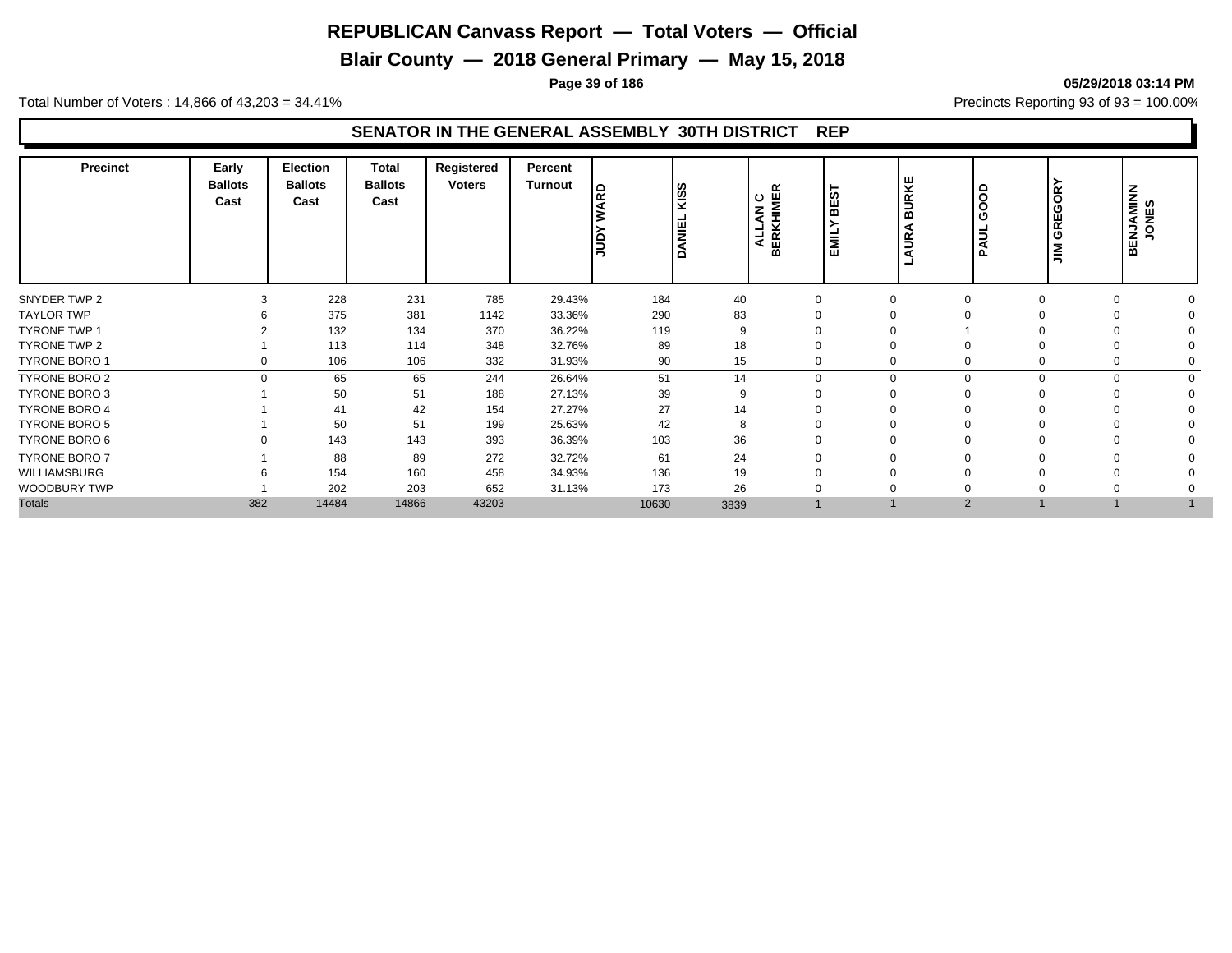# REPUBLICAN Canvass Report — Total Voters — Official

## Blair County — 2018 General Primary — May 15, 2018

**05/29/2018 03:14 PM**

Total Number of Voters : 14,866 of 43,203 = 34.41%

Precincts Reporting 93 of 93 = 100.00%

### SENATOR IN THE GENERAL ASSEMBLY 30TH DISTRICT REP

| Precinct | Early Ballots Cast | Election Ballots Cast | Total Ballots Cast | Registered Voters | Percent Turnout | JUDY WARD | DANIEL KISS | ALLAN C BERKHIMER | EMILY BEST | LAURA BURKE | PAUL GOOD | JIM GREGORY | BENJAMINN JONES |
|---|---|---|---|---|---|---|---|---|---|---|---|---|---|
| SNYDER TWP 2 | 3 | 228 | 231 | 785 | 29.43% | 184 | 40 | 0 | 0 | 0 | 0 | 0 | 0 |
| TAYLOR TWP | 6 | 375 | 381 | 1142 | 33.36% | 290 | 83 | 0 | 0 | 0 | 0 | 0 | 0 |
| TYRONE TWP 1 | 2 | 132 | 134 | 370 | 36.22% | 119 | 9 | 0 | 0 | 1 | 0 | 0 | 0 |
| TYRONE TWP 2 | 1 | 113 | 114 | 348 | 32.76% | 89 | 18 | 0 | 0 | 0 | 0 | 0 | 0 |
| TYRONE BORO 1 | 0 | 106 | 106 | 332 | 31.93% | 90 | 15 | 0 | 0 | 0 | 0 | 0 | 0 |
| TYRONE BORO 2 | 0 | 65 | 65 | 244 | 26.64% | 51 | 14 | 0 | 0 | 0 | 0 | 0 | 0 |
| TYRONE BORO 3 | 1 | 50 | 51 | 188 | 27.13% | 39 | 9 | 0 | 0 | 0 | 0 | 0 | 0 |
| TYRONE BORO 4 | 1 | 41 | 42 | 154 | 27.27% | 27 | 14 | 0 | 0 | 0 | 0 | 0 | 0 |
| TYRONE BORO 5 | 1 | 50 | 51 | 199 | 25.63% | 42 | 8 | 0 | 0 | 0 | 0 | 0 | 0 |
| TYRONE BORO 6 | 0 | 143 | 143 | 393 | 36.39% | 103 | 36 | 0 | 0 | 0 | 0 | 0 | 0 |
| TYRONE BORO 7 | 1 | 88 | 89 | 272 | 32.72% | 61 | 24 | 0 | 0 | 0 | 0 | 0 | 0 |
| WILLIAMSBURG | 6 | 154 | 160 | 458 | 34.93% | 136 | 19 | 0 | 0 | 0 | 0 | 0 | 0 |
| WOODBURY TWP | 1 | 202 | 203 | 652 | 31.13% | 173 | 26 | 0 | 0 | 0 | 0 | 0 | 0 |
| Totals | 382 | 14484 | 14866 | 43203 | | 10630 | 3839 | 1 | 1 | 2 | 1 | 1 | 1 |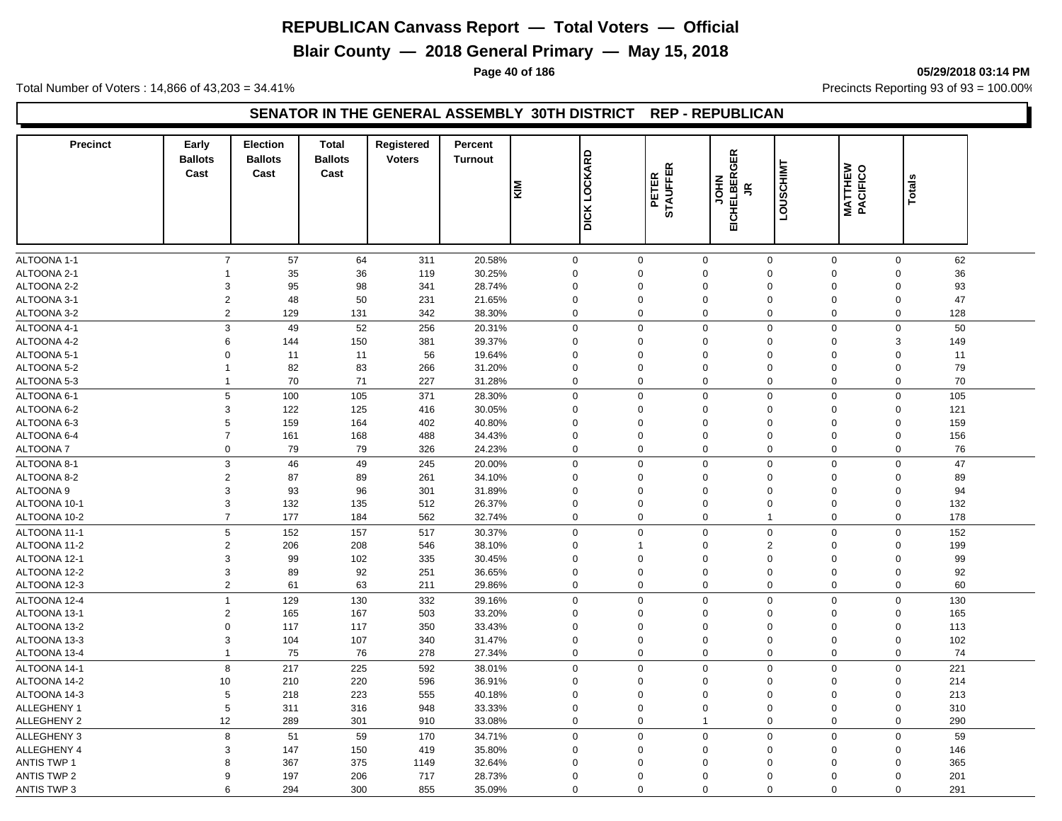# REPUBLICAN Canvass Report — Total Voters — Official

## Blair County — 2018 General Primary — May 15, 2018

Total Number of Voters : 14,866 of 43,203 = 34.41%

Precincts Reporting 93 of 93 = 100.00%

### SENATOR IN THE GENERAL ASSEMBLY 30TH DISTRICT REP - REPUBLICAN

| Precinct | Early Ballots Cast | Election Ballots Cast | Total Ballots Cast | Registered Voters | Percent Turnout | KIM | DICK LOCKARD | PETER STAUFFER | JOHN EICHELBERGER JR | LOUSCHIMT | MATTHEW PACIFICO | Totals |
|---|---|---|---|---|---|---|---|---|---|---|---|---|
| ALTOONA 1-1 | 7 | 57 | 64 | 311 | 20.58% | 0 | 0 | 0 | 0 | 0 | 0 | 62 |
| ALTOONA 2-1 | 1 | 35 | 36 | 119 | 30.25% | 0 | 0 | 0 | 0 | 0 | 0 | 36 |
| ALTOONA 2-2 | 3 | 95 | 98 | 341 | 28.74% | 0 | 0 | 0 | 0 | 0 | 0 | 93 |
| ALTOONA 3-1 | 2 | 48 | 50 | 231 | 21.65% | 0 | 0 | 0 | 0 | 0 | 0 | 47 |
| ALTOONA 3-2 | 2 | 129 | 131 | 342 | 38.30% | 0 | 0 | 0 | 0 | 0 | 0 | 128 |
| ALTOONA 4-1 | 3 | 49 | 52 | 256 | 20.31% | 0 | 0 | 0 | 0 | 0 | 0 | 50 |
| ALTOONA 4-2 | 6 | 144 | 150 | 381 | 39.37% | 0 | 0 | 0 | 0 | 0 | 3 | 149 |
| ALTOONA 5-1 | 0 | 11 | 11 | 56 | 19.64% | 0 | 0 | 0 | 0 | 0 | 0 | 11 |
| ALTOONA 5-2 | 1 | 82 | 83 | 266 | 31.20% | 0 | 0 | 0 | 0 | 0 | 0 | 79 |
| ALTOONA 5-3 | 1 | 70 | 71 | 227 | 31.28% | 0 | 0 | 0 | 0 | 0 | 0 | 70 |
| ALTOONA 6-1 | 5 | 100 | 105 | 371 | 28.30% | 0 | 0 | 0 | 0 | 0 | 0 | 105 |
| ALTOONA 6-2 | 3 | 122 | 125 | 416 | 30.05% | 0 | 0 | 0 | 0 | 0 | 0 | 121 |
| ALTOONA 6-3 | 5 | 159 | 164 | 402 | 40.80% | 0 | 0 | 0 | 0 | 0 | 0 | 159 |
| ALTOONA 6-4 | 7 | 161 | 168 | 488 | 34.43% | 0 | 0 | 0 | 0 | 0 | 0 | 156 |
| ALTOONA 7 | 0 | 79 | 79 | 326 | 24.23% | 0 | 0 | 0 | 0 | 0 | 0 | 76 |
| ALTOONA 8-1 | 3 | 46 | 49 | 245 | 20.00% | 0 | 0 | 0 | 0 | 0 | 0 | 47 |
| ALTOONA 8-2 | 2 | 87 | 89 | 261 | 34.10% | 0 | 0 | 0 | 0 | 0 | 0 | 89 |
| ALTOONA 9 | 3 | 93 | 96 | 301 | 31.89% | 0 | 0 | 0 | 0 | 0 | 0 | 94 |
| ALTOONA 10-1 | 3 | 132 | 135 | 512 | 26.37% | 0 | 0 | 0 | 0 | 0 | 0 | 132 |
| ALTOONA 10-2 | 7 | 177 | 184 | 562 | 32.74% | 0 | 0 | 0 | 1 | 0 | 0 | 178 |
| ALTOONA 11-1 | 5 | 152 | 157 | 517 | 30.37% | 0 | 0 | 0 | 0 | 0 | 0 | 152 |
| ALTOONA 11-2 | 2 | 206 | 208 | 546 | 38.10% | 0 | 1 | 0 | 2 | 0 | 0 | 199 |
| ALTOONA 12-1 | 3 | 99 | 102 | 335 | 30.45% | 0 | 0 | 0 | 0 | 0 | 0 | 99 |
| ALTOONA 12-2 | 3 | 89 | 92 | 251 | 36.65% | 0 | 0 | 0 | 0 | 0 | 0 | 92 |
| ALTOONA 12-3 | 2 | 61 | 63 | 211 | 29.86% | 0 | 0 | 0 | 0 | 0 | 0 | 60 |
| ALTOONA 12-4 | 1 | 129 | 130 | 332 | 39.16% | 0 | 0 | 0 | 0 | 0 | 0 | 130 |
| ALTOONA 13-1 | 2 | 165 | 167 | 503 | 33.20% | 0 | 0 | 0 | 0 | 0 | 0 | 165 |
| ALTOONA 13-2 | 0 | 117 | 117 | 350 | 33.43% | 0 | 0 | 0 | 0 | 0 | 0 | 113 |
| ALTOONA 13-3 | 3 | 104 | 107 | 340 | 31.47% | 0 | 0 | 0 | 0 | 0 | 0 | 102 |
| ALTOONA 13-4 | 1 | 75 | 76 | 278 | 27.34% | 0 | 0 | 0 | 0 | 0 | 0 | 74 |
| ALTOONA 14-1 | 8 | 217 | 225 | 592 | 38.01% | 0 | 0 | 0 | 0 | 0 | 0 | 221 |
| ALTOONA 14-2 | 10 | 210 | 220 | 596 | 36.91% | 0 | 0 | 0 | 0 | 0 | 0 | 214 |
| ALTOONA 14-3 | 5 | 218 | 223 | 555 | 40.18% | 0 | 0 | 0 | 0 | 0 | 0 | 213 |
| ALLEGHENY 1 | 5 | 311 | 316 | 948 | 33.33% | 0 | 0 | 0 | 0 | 0 | 0 | 310 |
| ALLEGHENY 2 | 12 | 289 | 301 | 910 | 33.08% | 0 | 0 | 1 | 0 | 0 | 0 | 290 |
| ALLEGHENY 3 | 8 | 51 | 59 | 170 | 34.71% | 0 | 0 | 0 | 0 | 0 | 0 | 59 |
| ALLEGHENY 4 | 3 | 147 | 150 | 419 | 35.80% | 0 | 0 | 0 | 0 | 0 | 0 | 146 |
| ANTIS TWP 1 | 8 | 367 | 375 | 1149 | 32.64% | 0 | 0 | 0 | 0 | 0 | 0 | 365 |
| ANTIS TWP 2 | 9 | 197 | 206 | 717 | 28.73% | 0 | 0 | 0 | 0 | 0 | 0 | 201 |
| ANTIS TWP 3 | 6 | 294 | 300 | 855 | 35.09% | 0 | 0 | 0 | 0 | 0 | 0 | 291 |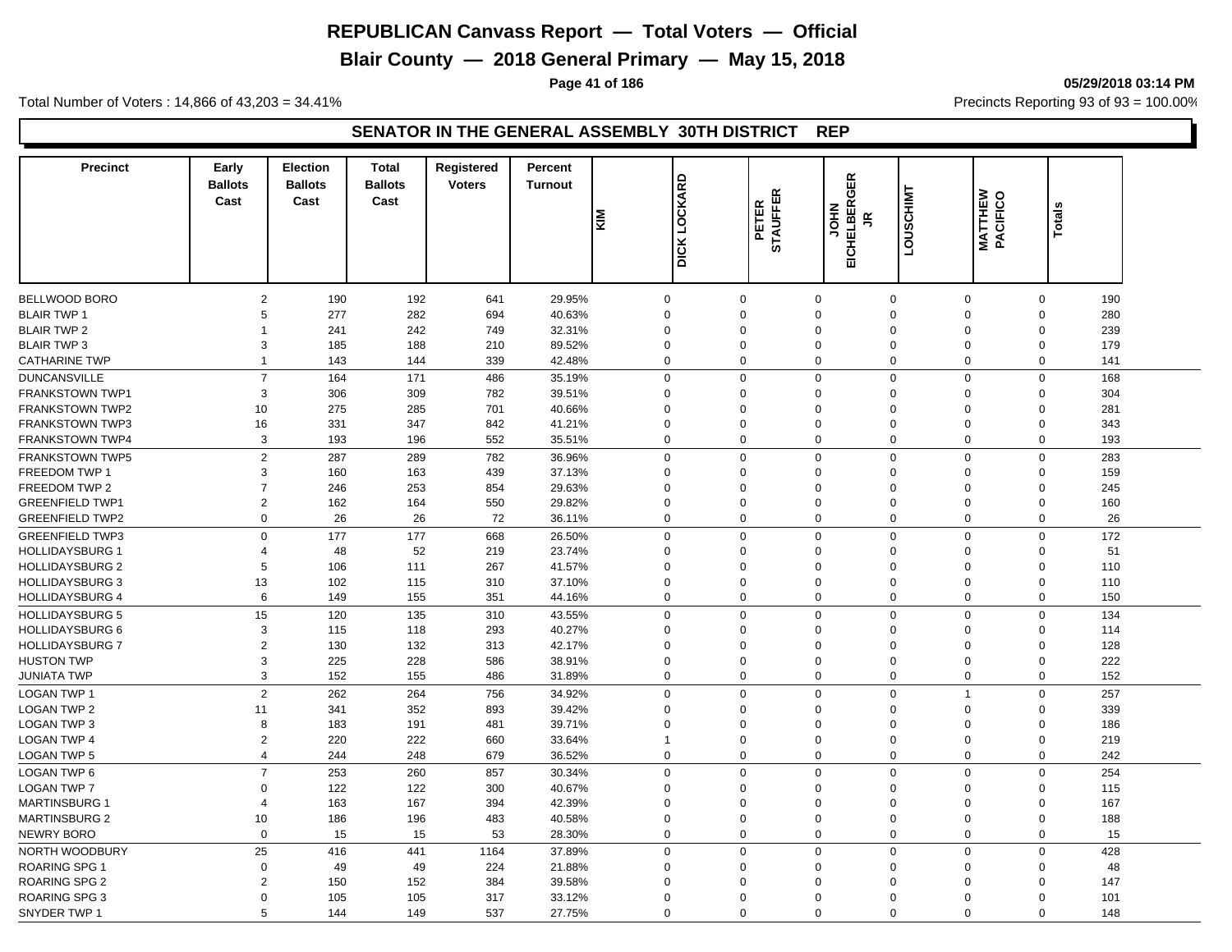# REPUBLICAN Canvass Report — Total Voters — Official

## Blair County — 2018 General Primary — May 15, 2018

Total Number of Voters : 14,866 of 43,203 = 34.41%

Precincts Reporting 93 of 93 = 100.00%

### SENATOR IN THE GENERAL ASSEMBLY 30TH DISTRICT REP

| Precinct | Early Ballots Cast | Election Ballots Cast | Total Ballots Cast | Registered Voters | Percent Turnout | KIM | DICK LOCKARD | PETER STAUFFER | JOHN EICHELBERGER JR | LOUSCHIMT | MATTHEW PACIFICO | Totals |
|---|---|---|---|---|---|---|---|---|---|---|---|---|
| BELLWOOD BORO | 2 | 190 | 192 | 641 | 29.95% | 0 | 0 | 0 | 0 | 0 | 0 | 190 |
| BLAIR TWP 1 | 5 | 277 | 282 | 694 | 40.63% | 0 | 0 | 0 | 0 | 0 | 0 | 280 |
| BLAIR TWP 2 | 1 | 241 | 242 | 749 | 32.31% | 0 | 0 | 0 | 0 | 0 | 0 | 239 |
| BLAIR TWP 3 | 3 | 185 | 188 | 210 | 89.52% | 0 | 0 | 0 | 0 | 0 | 0 | 179 |
| CATHARINE TWP | 1 | 143 | 144 | 339 | 42.48% | 0 | 0 | 0 | 0 | 0 | 0 | 141 |
| DUNCANSVILLE | 7 | 164 | 171 | 486 | 35.19% | 0 | 0 | 0 | 0 | 0 | 0 | 168 |
| FRANKSTOWN TWP1 | 3 | 306 | 309 | 782 | 39.51% | 0 | 0 | 0 | 0 | 0 | 0 | 304 |
| FRANKSTOWN TWP2 | 10 | 275 | 285 | 701 | 40.66% | 0 | 0 | 0 | 0 | 0 | 0 | 281 |
| FRANKSTOWN TWP3 | 16 | 331 | 347 | 842 | 41.21% | 0 | 0 | 0 | 0 | 0 | 0 | 343 |
| FRANKSTOWN TWP4 | 3 | 193 | 196 | 552 | 35.51% | 0 | 0 | 0 | 0 | 0 | 0 | 193 |
| FRANKSTOWN TWP5 | 2 | 287 | 289 | 782 | 36.96% | 0 | 0 | 0 | 0 | 0 | 0 | 283 |
| FREEDOM TWP 1 | 3 | 160 | 163 | 439 | 37.13% | 0 | 0 | 0 | 0 | 0 | 0 | 159 |
| FREEDOM TWP 2 | 7 | 246 | 253 | 854 | 29.63% | 0 | 0 | 0 | 0 | 0 | 0 | 245 |
| GREENFIELD TWP1 | 2 | 162 | 164 | 550 | 29.82% | 0 | 0 | 0 | 0 | 0 | 0 | 160 |
| GREENFIELD TWP2 | 0 | 26 | 26 | 72 | 36.11% | 0 | 0 | 0 | 0 | 0 | 0 | 26 |
| GREENFIELD TWP3 | 0 | 177 | 177 | 668 | 26.50% | 0 | 0 | 0 | 0 | 0 | 0 | 172 |
| HOLLIDAYSBURG 1 | 4 | 48 | 52 | 219 | 23.74% | 0 | 0 | 0 | 0 | 0 | 0 | 51 |
| HOLLIDAYSBURG 2 | 5 | 106 | 111 | 267 | 41.57% | 0 | 0 | 0 | 0 | 0 | 0 | 110 |
| HOLLIDAYSBURG 3 | 13 | 102 | 115 | 310 | 37.10% | 0 | 0 | 0 | 0 | 0 | 0 | 110 |
| HOLLIDAYSBURG 4 | 6 | 149 | 155 | 351 | 44.16% | 0 | 0 | 0 | 0 | 0 | 0 | 150 |
| HOLLIDAYSBURG 5 | 15 | 120 | 135 | 310 | 43.55% | 0 | 0 | 0 | 0 | 0 | 0 | 134 |
| HOLLIDAYSBURG 6 | 3 | 115 | 118 | 293 | 40.27% | 0 | 0 | 0 | 0 | 0 | 0 | 114 |
| HOLLIDAYSBURG 7 | 2 | 130 | 132 | 313 | 42.17% | 0 | 0 | 0 | 0 | 0 | 0 | 128 |
| HUSTON TWP | 3 | 225 | 228 | 586 | 38.91% | 0 | 0 | 0 | 0 | 0 | 0 | 222 |
| JUNIATA TWP | 3 | 152 | 155 | 486 | 31.89% | 0 | 0 | 0 | 0 | 0 | 0 | 152 |
| LOGAN TWP 1 | 2 | 262 | 264 | 756 | 34.92% | 0 | 0 | 0 | 0 | 1 | 0 | 257 |
| LOGAN TWP 2 | 11 | 341 | 352 | 893 | 39.42% | 0 | 0 | 0 | 0 | 0 | 0 | 339 |
| LOGAN TWP 3 | 8 | 183 | 191 | 481 | 39.71% | 0 | 0 | 0 | 0 | 0 | 0 | 186 |
| LOGAN TWP 4 | 2 | 220 | 222 | 660 | 33.64% | 1 | 0 | 0 | 0 | 0 | 0 | 219 |
| LOGAN TWP 5 | 4 | 244 | 248 | 679 | 36.52% | 0 | 0 | 0 | 0 | 0 | 0 | 242 |
| LOGAN TWP 6 | 7 | 253 | 260 | 857 | 30.34% | 0 | 0 | 0 | 0 | 0 | 0 | 254 |
| LOGAN TWP 7 | 0 | 122 | 122 | 300 | 40.67% | 0 | 0 | 0 | 0 | 0 | 0 | 115 |
| MARTINSBURG 1 | 4 | 163 | 167 | 394 | 42.39% | 0 | 0 | 0 | 0 | 0 | 0 | 167 |
| MARTINSBURG 2 | 10 | 186 | 196 | 483 | 40.58% | 0 | 0 | 0 | 0 | 0 | 0 | 188 |
| NEWRY BORO | 0 | 15 | 15 | 53 | 28.30% | 0 | 0 | 0 | 0 | 0 | 0 | 15 |
| NORTH WOODBURY | 25 | 416 | 441 | 1164 | 37.89% | 0 | 0 | 0 | 0 | 0 | 0 | 428 |
| ROARING SPG 1 | 0 | 49 | 49 | 224 | 21.88% | 0 | 0 | 0 | 0 | 0 | 0 | 48 |
| ROARING SPG 2 | 2 | 150 | 152 | 384 | 39.58% | 0 | 0 | 0 | 0 | 0 | 0 | 147 |
| ROARING SPG 3 | 0 | 105 | 105 | 317 | 33.12% | 0 | 0 | 0 | 0 | 0 | 0 | 101 |
| SNYDER TWP 1 | 5 | 144 | 149 | 537 | 27.75% | 0 | 0 | 0 | 0 | 0 | 0 | 148 |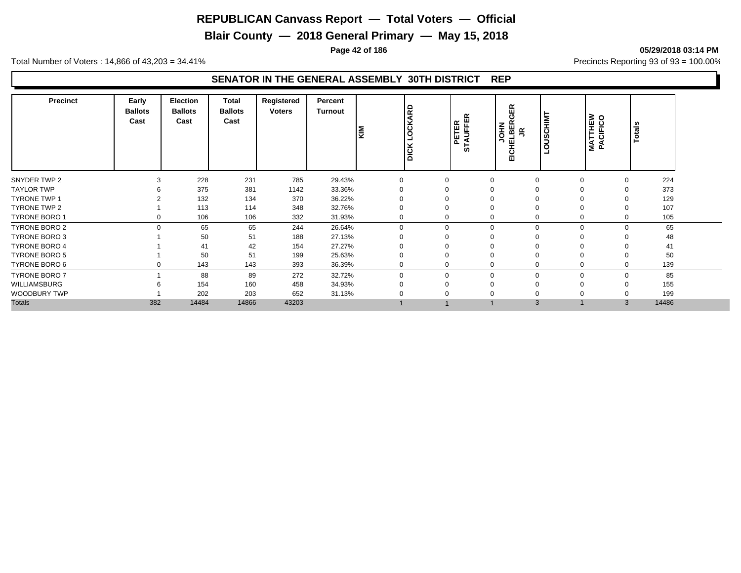# REPUBLICAN Canvass Report — Total Voters — Official

## Blair County — 2018 General Primary — May 15, 2018

05/29/2018 03:14 PM

Total Number of Voters : 14,866 of 43,203 = 34.41%

Precincts Reporting 93 of 93 = 100.00%

### SENATOR IN THE GENERAL ASSEMBLY 30TH DISTRICT REP

| Precinct | Early Ballots Cast | Election Ballots Cast | Total Ballots Cast | Registered Voters | Percent Turnout | KIM | DICK LOCKARD | PETER STAUFFER | JOHN EICHELBERGER JR | LOUSCHIMT | MATTHEW PACIFICO | Totals |
|---|---|---|---|---|---|---|---|---|---|---|---|---|
| SNYDER TWP 2 | 3 | 228 | 231 | 785 | 29.43% | 0 | 0 | 0 | 0 | 0 | 0 | 224 |
| TAYLOR TWP | 6 | 375 | 381 | 1142 | 33.36% | 0 | 0 | 0 | 0 | 0 | 0 | 373 |
| TYRONE TWP 1 | 2 | 132 | 134 | 370 | 36.22% | 0 | 0 | 0 | 0 | 0 | 0 | 129 |
| TYRONE TWP 2 | 1 | 113 | 114 | 348 | 32.76% | 0 | 0 | 0 | 0 | 0 | 0 | 107 |
| TYRONE BORO 1 | 0 | 106 | 106 | 332 | 31.93% | 0 | 0 | 0 | 0 | 0 | 0 | 105 |
| TYRONE BORO 2 | 0 | 65 | 65 | 244 | 26.64% | 0 | 0 | 0 | 0 | 0 | 0 | 65 |
| TYRONE BORO 3 | 1 | 50 | 51 | 188 | 27.13% | 0 | 0 | 0 | 0 | 0 | 0 | 48 |
| TYRONE BORO 4 | 1 | 41 | 42 | 154 | 27.27% | 0 | 0 | 0 | 0 | 0 | 0 | 41 |
| TYRONE BORO 5 | 1 | 50 | 51 | 199 | 25.63% | 0 | 0 | 0 | 0 | 0 | 0 | 50 |
| TYRONE BORO 6 | 0 | 143 | 143 | 393 | 36.39% | 0 | 0 | 0 | 0 | 0 | 0 | 139 |
| TYRONE BORO 7 | 1 | 88 | 89 | 272 | 32.72% | 0 | 0 | 0 | 0 | 0 | 0 | 85 |
| WILLIAMSBURG | 6 | 154 | 160 | 458 | 34.93% | 0 | 0 | 0 | 0 | 0 | 0 | 155 |
| WOODBURY TWP | 1 | 202 | 203 | 652 | 31.13% | 0 | 0 | 0 | 0 | 0 | 0 | 199 |
| Totals | 382 | 14484 | 14866 | 43203 | | 1 | 1 | 1 | 3 | 1 | 3 | 14486 |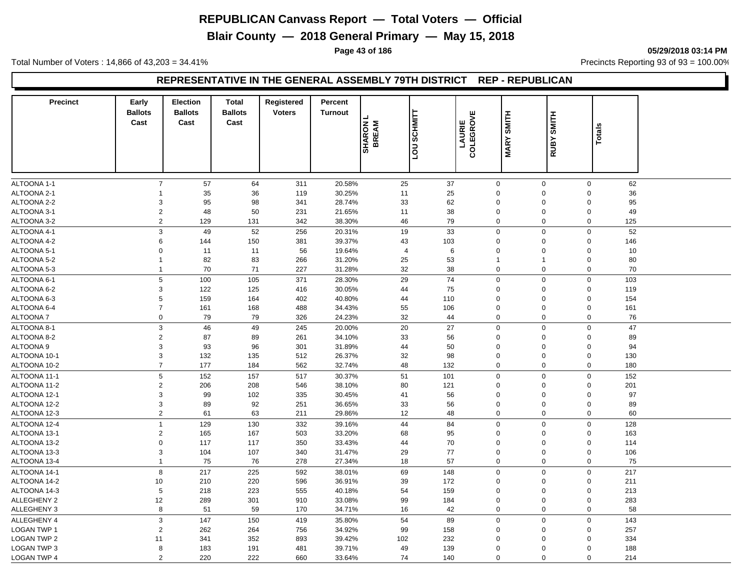# REPUBLICAN Canvass Report — Total Voters — Official

## Blair County — 2018 General Primary — May 15, 2018

05/29/2018 03:14 PM

Total Number of Voters : 14,866 of 43,203 = 34.41%

Precincts Reporting 93 of 93 = 100.00%

### REPRESENTATIVE IN THE GENERAL ASSEMBLY 79TH DISTRICT REP - REPUBLICAN

| Precinct | Early Ballots Cast | Election Ballots Cast | Total Ballots Cast | Registered Voters | Percent Turnout | SHARON L BREAM | LOU SCHMITT | LAURIE COLEGROVE | MARY SMITH | RUBY SMITH | Totals |
|---|---|---|---|---|---|---|---|---|---|---|---|
| ALTOONA 1-1 | 7 | 57 | 64 | 311 | 20.58% | 25 | 37 | 0 | 0 | 0 | 62 |
| ALTOONA 2-1 | 1 | 35 | 36 | 119 | 30.25% | 11 | 25 | 0 | 0 | 0 | 36 |
| ALTOONA 2-2 | 3 | 95 | 98 | 341 | 28.74% | 33 | 62 | 0 | 0 | 0 | 95 |
| ALTOONA 3-1 | 2 | 48 | 50 | 231 | 21.65% | 11 | 38 | 0 | 0 | 0 | 49 |
| ALTOONA 3-2 | 2 | 129 | 131 | 342 | 38.30% | 46 | 79 | 0 | 0 | 0 | 125 |
| ALTOONA 4-1 | 3 | 49 | 52 | 256 | 20.31% | 19 | 33 | 0 | 0 | 0 | 52 |
| ALTOONA 4-2 | 6 | 144 | 150 | 381 | 39.37% | 43 | 103 | 0 | 0 | 0 | 146 |
| ALTOONA 5-1 | 0 | 11 | 11 | 56 | 19.64% | 4 | 6 | 0 | 0 | 0 | 10 |
| ALTOONA 5-2 | 1 | 82 | 83 | 266 | 31.20% | 25 | 53 | 1 | 1 | 0 | 80 |
| ALTOONA 5-3 | 1 | 70 | 71 | 227 | 31.28% | 32 | 38 | 0 | 0 | 0 | 70 |
| ALTOONA 6-1 | 5 | 100 | 105 | 371 | 28.30% | 29 | 74 | 0 | 0 | 0 | 103 |
| ALTOONA 6-2 | 3 | 122 | 125 | 416 | 30.05% | 44 | 75 | 0 | 0 | 0 | 119 |
| ALTOONA 6-3 | 5 | 159 | 164 | 402 | 40.80% | 44 | 110 | 0 | 0 | 0 | 154 |
| ALTOONA 6-4 | 7 | 161 | 168 | 488 | 34.43% | 55 | 106 | 0 | 0 | 0 | 161 |
| ALTOONA 7 | 0 | 79 | 79 | 326 | 24.23% | 32 | 44 | 0 | 0 | 0 | 76 |
| ALTOONA 8-1 | 3 | 46 | 49 | 245 | 20.00% | 20 | 27 | 0 | 0 | 0 | 47 |
| ALTOONA 8-2 | 2 | 87 | 89 | 261 | 34.10% | 33 | 56 | 0 | 0 | 0 | 89 |
| ALTOONA 9 | 3 | 93 | 96 | 301 | 31.89% | 44 | 50 | 0 | 0 | 0 | 94 |
| ALTOONA 10-1 | 3 | 132 | 135 | 512 | 26.37% | 32 | 98 | 0 | 0 | 0 | 130 |
| ALTOONA 10-2 | 7 | 177 | 184 | 562 | 32.74% | 48 | 132 | 0 | 0 | 0 | 180 |
| ALTOONA 11-1 | 5 | 152 | 157 | 517 | 30.37% | 51 | 101 | 0 | 0 | 0 | 152 |
| ALTOONA 11-2 | 2 | 206 | 208 | 546 | 38.10% | 80 | 121 | 0 | 0 | 0 | 201 |
| ALTOONA 12-1 | 3 | 99 | 102 | 335 | 30.45% | 41 | 56 | 0 | 0 | 0 | 97 |
| ALTOONA 12-2 | 3 | 89 | 92 | 251 | 36.65% | 33 | 56 | 0 | 0 | 0 | 89 |
| ALTOONA 12-3 | 2 | 61 | 63 | 211 | 29.86% | 12 | 48 | 0 | 0 | 0 | 60 |
| ALTOONA 12-4 | 1 | 129 | 130 | 332 | 39.16% | 44 | 84 | 0 | 0 | 0 | 128 |
| ALTOONA 13-1 | 2 | 165 | 167 | 503 | 33.20% | 68 | 95 | 0 | 0 | 0 | 163 |
| ALTOONA 13-2 | 0 | 117 | 117 | 350 | 33.43% | 44 | 70 | 0 | 0 | 0 | 114 |
| ALTOONA 13-3 | 3 | 104 | 107 | 340 | 31.47% | 29 | 77 | 0 | 0 | 0 | 106 |
| ALTOONA 13-4 | 1 | 75 | 76 | 278 | 27.34% | 18 | 57 | 0 | 0 | 0 | 75 |
| ALTOONA 14-1 | 8 | 217 | 225 | 592 | 38.01% | 69 | 148 | 0 | 0 | 0 | 217 |
| ALTOONA 14-2 | 10 | 210 | 220 | 596 | 36.91% | 39 | 172 | 0 | 0 | 0 | 211 |
| ALTOONA 14-3 | 5 | 218 | 223 | 555 | 40.18% | 54 | 159 | 0 | 0 | 0 | 213 |
| ALLEGHENY 2 | 12 | 289 | 301 | 910 | 33.08% | 99 | 184 | 0 | 0 | 0 | 283 |
| ALLEGHENY 3 | 8 | 51 | 59 | 170 | 34.71% | 16 | 42 | 0 | 0 | 0 | 58 |
| ALLEGHENY 4 | 3 | 147 | 150 | 419 | 35.80% | 54 | 89 | 0 | 0 | 0 | 143 |
| LOGAN TWP 1 | 2 | 262 | 264 | 756 | 34.92% | 99 | 158 | 0 | 0 | 0 | 257 |
| LOGAN TWP 2 | 11 | 341 | 352 | 893 | 39.42% | 102 | 232 | 0 | 0 | 0 | 334 |
| LOGAN TWP 3 | 8 | 183 | 191 | 481 | 39.71% | 49 | 139 | 0 | 0 | 0 | 188 |
| LOGAN TWP 4 | 2 | 220 | 222 | 660 | 33.64% | 74 | 140 | 0 | 0 | 0 | 214 |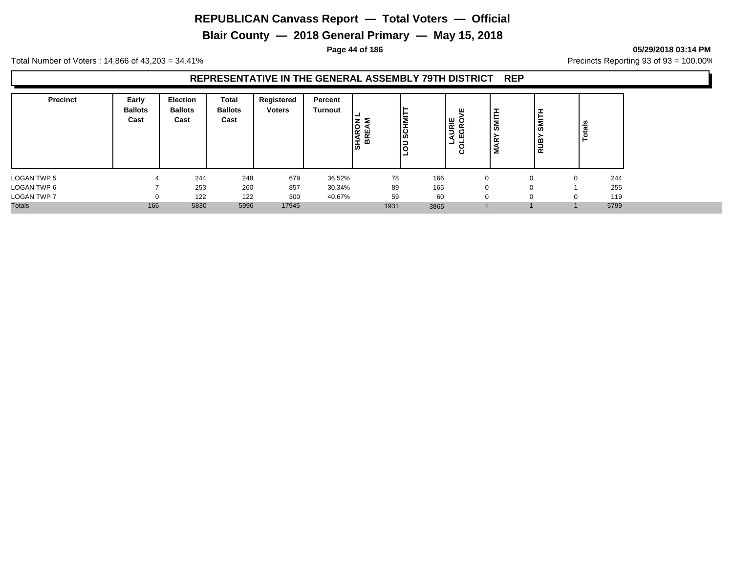# REPUBLICAN Canvass Report — Total Voters — Official

## Blair County — 2018 General Primary — May 15, 2018

**05/29/2018 03:14 PM**

Total Number of Voters : 14,866 of 43,203 = 34.41%

Precincts Reporting 93 of 93 = 100.00%

### REPRESENTATIVE IN THE GENERAL ASSEMBLY 79TH DISTRICT REP

| Precinct | Early Ballots Cast | Election Ballots Cast | Total Ballots Cast | Registered Voters | Percent Turnout | SHARON L BREAM | LOU SCHMITT | LAURIE COLEGROVE | MARY SMITH | RUBY SMITH | Totals |
|---|---|---|---|---|---|---|---|---|---|---|---|
| LOGAN TWP 5 | 4 | 244 | 248 | 679 | 36.52% | 78 | 166 | 0 | 0 | 0 | 244 |
| LOGAN TWP 6 | 7 | 253 | 260 | 857 | 30.34% | 89 | 165 | 0 | 0 | 1 | 255 |
| LOGAN TWP 7 | 0 | 122 | 122 | 300 | 40.67% | 59 | 60 | 0 | 0 | 0 | 119 |
| Totals | 166 | 5830 | 5996 | 17945 | | 1931 | 3865 | 1 | 1 | 1 | 5799 |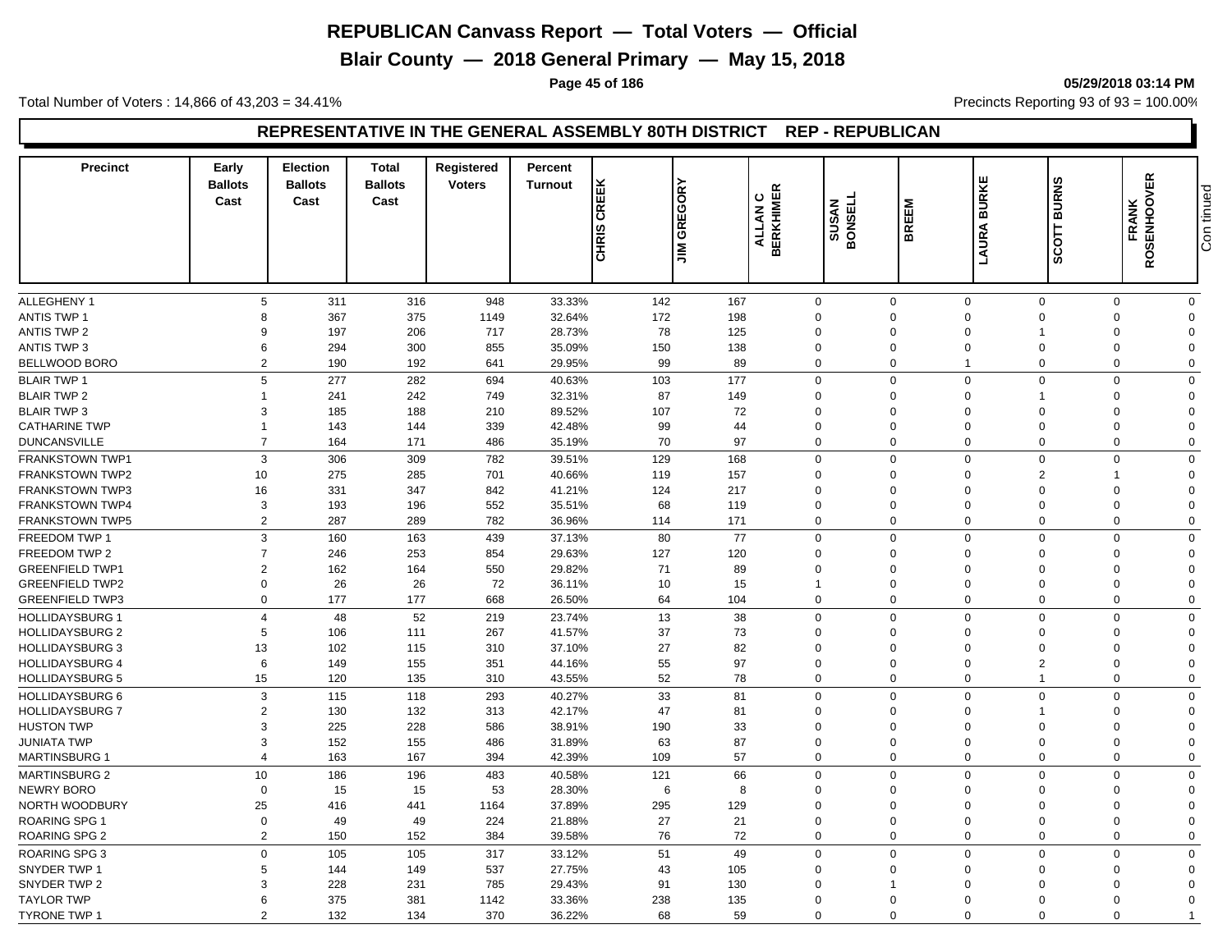# REPUBLICAN Canvass Report — Total Voters — Official

## Blair County — 2018 General Primary — May 15, 2018

Total Number of Voters : 14,866 of 43,203 = 34.41%

Precincts Reporting 93 of 93 = 100.00%

## REPRESENTATIVE IN THE GENERAL ASSEMBLY 80TH DISTRICT REP - REPUBLICAN

| Precinct | Early Ballots Cast | Election Ballots Cast | Total Ballots Cast | Registered Voters | Percent Turnout | CHRIS CREEK | JIM GREGORY | ALLAN C BERKHIMER | SUSAN BONSELL | BREEM | LAURA BURKE | SCOTT BURNS | FRANK ROSENHOOVER |
|---|---|---|---|---|---|---|---|---|---|---|---|---|---|
| ALLEGHENY 1 | 5 | 311 | 316 | 948 | 33.33% | 142 | 167 | 0 | 0 | 0 | 0 | 0 | 0 |
| ANTIS TWP 1 | 8 | 367 | 375 | 1149 | 32.64% | 172 | 198 | 0 | 0 | 0 | 0 | 0 | 0 |
| ANTIS TWP 2 | 9 | 197 | 206 | 717 | 28.73% | 78 | 125 | 0 | 0 | 0 | 1 | 0 | 0 |
| ANTIS TWP 3 | 6 | 294 | 300 | 855 | 35.09% | 150 | 138 | 0 | 0 | 0 | 0 | 0 | 0 |
| BELLWOOD BORO | 2 | 190 | 192 | 641 | 29.95% | 99 | 89 | 0 | 0 | 1 | 0 | 0 | 0 |
| BLAIR TWP 1 | 5 | 277 | 282 | 694 | 40.63% | 103 | 177 | 0 | 0 | 0 | 0 | 0 | 0 |
| BLAIR TWP 2 | 1 | 241 | 242 | 749 | 32.31% | 87 | 149 | 0 | 0 | 0 | 1 | 0 | 0 |
| BLAIR TWP 3 | 3 | 185 | 188 | 210 | 89.52% | 107 | 72 | 0 | 0 | 0 | 0 | 0 | 0 |
| CATHARINE TWP | 1 | 143 | 144 | 339 | 42.48% | 99 | 44 | 0 | 0 | 0 | 0 | 0 | 0 |
| DUNCANSVILLE | 7 | 164 | 171 | 486 | 35.19% | 70 | 97 | 0 | 0 | 0 | 0 | 0 | 0 |
| FRANKSTOWN TWP1 | 3 | 306 | 309 | 782 | 39.51% | 129 | 168 | 0 | 0 | 0 | 0 | 0 | 0 |
| FRANKSTOWN TWP2 | 10 | 275 | 285 | 701 | 40.66% | 119 | 157 | 0 | 0 | 0 | 2 | 1 | 0 |
| FRANKSTOWN TWP3 | 16 | 331 | 347 | 842 | 41.21% | 124 | 217 | 0 | 0 | 0 | 0 | 0 | 0 |
| FRANKSTOWN TWP4 | 3 | 193 | 196 | 552 | 35.51% | 68 | 119 | 0 | 0 | 0 | 0 | 0 | 0 |
| FRANKSTOWN TWP5 | 2 | 287 | 289 | 782 | 36.96% | 114 | 171 | 0 | 0 | 0 | 0 | 0 | 0 |
| FREEDOM TWP 1 | 3 | 160 | 163 | 439 | 37.13% | 80 | 77 | 0 | 0 | 0 | 0 | 0 | 0 |
| FREEDOM TWP 2 | 7 | 246 | 253 | 854 | 29.63% | 127 | 120 | 0 | 0 | 0 | 0 | 0 | 0 |
| GREENFIELD TWP1 | 2 | 162 | 164 | 550 | 29.82% | 71 | 89 | 0 | 0 | 0 | 0 | 0 | 0 |
| GREENFIELD TWP2 | 0 | 26 | 26 | 72 | 36.11% | 10 | 15 | 1 | 0 | 0 | 0 | 0 | 0 |
| GREENFIELD TWP3 | 0 | 177 | 177 | 668 | 26.50% | 64 | 104 | 0 | 0 | 0 | 0 | 0 | 0 |
| HOLLIDAYSBURG 1 | 4 | 48 | 52 | 219 | 23.74% | 13 | 38 | 0 | 0 | 0 | 0 | 0 | 0 |
| HOLLIDAYSBURG 2 | 5 | 106 | 111 | 267 | 41.57% | 37 | 73 | 0 | 0 | 0 | 0 | 0 | 0 |
| HOLLIDAYSBURG 3 | 13 | 102 | 115 | 310 | 37.10% | 27 | 82 | 0 | 0 | 0 | 0 | 0 | 0 |
| HOLLIDAYSBURG 4 | 6 | 149 | 155 | 351 | 44.16% | 55 | 97 | 0 | 0 | 0 | 2 | 0 | 0 |
| HOLLIDAYSBURG 5 | 15 | 120 | 135 | 310 | 43.55% | 52 | 78 | 0 | 0 | 0 | 1 | 0 | 0 |
| HOLLIDAYSBURG 6 | 3 | 115 | 118 | 293 | 40.27% | 33 | 81 | 0 | 0 | 0 | 0 | 0 | 0 |
| HOLLIDAYSBURG 7 | 2 | 130 | 132 | 313 | 42.17% | 47 | 81 | 0 | 0 | 0 | 1 | 0 | 0 |
| HUSTON TWP | 3 | 225 | 228 | 586 | 38.91% | 190 | 33 | 0 | 0 | 0 | 0 | 0 | 0 |
| JUNIATA TWP | 3 | 152 | 155 | 486 | 31.89% | 63 | 87 | 0 | 0 | 0 | 0 | 0 | 0 |
| MARTINSBURG 1 | 4 | 163 | 167 | 394 | 42.39% | 109 | 57 | 0 | 0 | 0 | 0 | 0 | 0 |
| MARTINSBURG 2 | 10 | 186 | 196 | 483 | 40.58% | 121 | 66 | 0 | 0 | 0 | 0 | 0 | 0 |
| NEWRY BORO | 0 | 15 | 15 | 53 | 28.30% | 6 | 8 | 0 | 0 | 0 | 0 | 0 | 0 |
| NORTH WOODBURY | 25 | 416 | 441 | 1164 | 37.89% | 295 | 129 | 0 | 0 | 0 | 0 | 0 | 0 |
| ROARING SPG 1 | 0 | 49 | 49 | 224 | 21.88% | 27 | 21 | 0 | 0 | 0 | 0 | 0 | 0 |
| ROARING SPG 2 | 2 | 150 | 152 | 384 | 39.58% | 76 | 72 | 0 | 0 | 0 | 0 | 0 | 0 |
| ROARING SPG 3 | 0 | 105 | 105 | 317 | 33.12% | 51 | 49 | 0 | 0 | 0 | 0 | 0 | 0 |
| SNYDER TWP 1 | 5 | 144 | 149 | 537 | 27.75% | 43 | 105 | 0 | 0 | 0 | 0 | 0 | 0 |
| SNYDER TWP 2 | 3 | 228 | 231 | 785 | 29.43% | 91 | 130 | 0 | 1 | 0 | 0 | 0 | 0 |
| TAYLOR TWP | 6 | 375 | 381 | 1142 | 33.36% | 238 | 135 | 0 | 0 | 0 | 0 | 0 | 0 |
| TYRONE TWP 1 | 2 | 132 | 134 | 370 | 36.22% | 68 | 59 | 0 | 0 | 0 | 0 | 0 | 1 |

Continued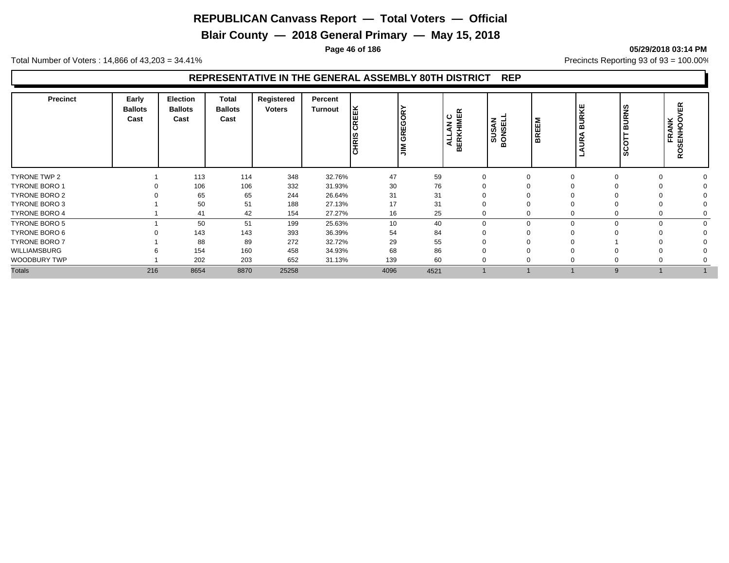# REPUBLICAN Canvass Report — Total Voters — Official

## Blair County — 2018 General Primary — May 15, 2018

05/29/2018 03:14 PM

Total Number of Voters : 14,866 of 43,203 = 34.41%

Precincts Reporting 93 of 93 = 100.00%

### REPRESENTATIVE IN THE GENERAL ASSEMBLY 80TH DISTRICT REP

| Precinct | Early Ballots Cast | Election Ballots Cast | Total Ballots Cast | Registered Voters | Percent Turnout | CHRIS CREEK | JIM GREGORY | ALLAN C BERKHIMER | SUSAN BONSELL | BREEM | LAURA BURKE | SCOTT BURNS | FRANK ROSENHOOVER |
|---|---|---|---|---|---|---|---|---|---|---|---|---|---|
| TYRONE TWP 2 | 1 | 113 | 114 | 348 | 32.76% | 47 | 59 | 0 | 0 | 0 | 0 | 0 | 0 |
| TYRONE BORO 1 | 0 | 106 | 106 | 332 | 31.93% | 30 | 76 | 0 | 0 | 0 | 0 | 0 | 0 |
| TYRONE BORO 2 | 0 | 65 | 65 | 244 | 26.64% | 31 | 31 | 0 | 0 | 0 | 0 | 0 | 0 |
| TYRONE BORO 3 | 1 | 50 | 51 | 188 | 27.13% | 17 | 31 | 0 | 0 | 0 | 0 | 0 | 0 |
| TYRONE BORO 4 | 1 | 41 | 42 | 154 | 27.27% | 16 | 25 | 0 | 0 | 0 | 0 | 0 | 0 |
| TYRONE BORO 5 | 1 | 50 | 51 | 199 | 25.63% | 10 | 40 | 0 | 0 | 0 | 0 | 0 | 0 |
| TYRONE BORO 6 | 0 | 143 | 143 | 393 | 36.39% | 54 | 84 | 0 | 0 | 0 | 0 | 0 | 0 |
| TYRONE BORO 7 | 1 | 88 | 89 | 272 | 32.72% | 29 | 55 | 0 | 0 | 0 | 1 | 0 | 0 |
| WILLIAMSBURG | 6 | 154 | 160 | 458 | 34.93% | 68 | 86 | 0 | 0 | 0 | 0 | 0 | 0 |
| WOODBURY TWP | 1 | 202 | 203 | 652 | 31.13% | 139 | 60 | 0 | 0 | 0 | 0 | 0 | 0 |
| Totals | 216 | 8654 | 8870 | 25258 | | 4096 | 4521 | 1 | 1 | 1 | 9 | 1 | 1 |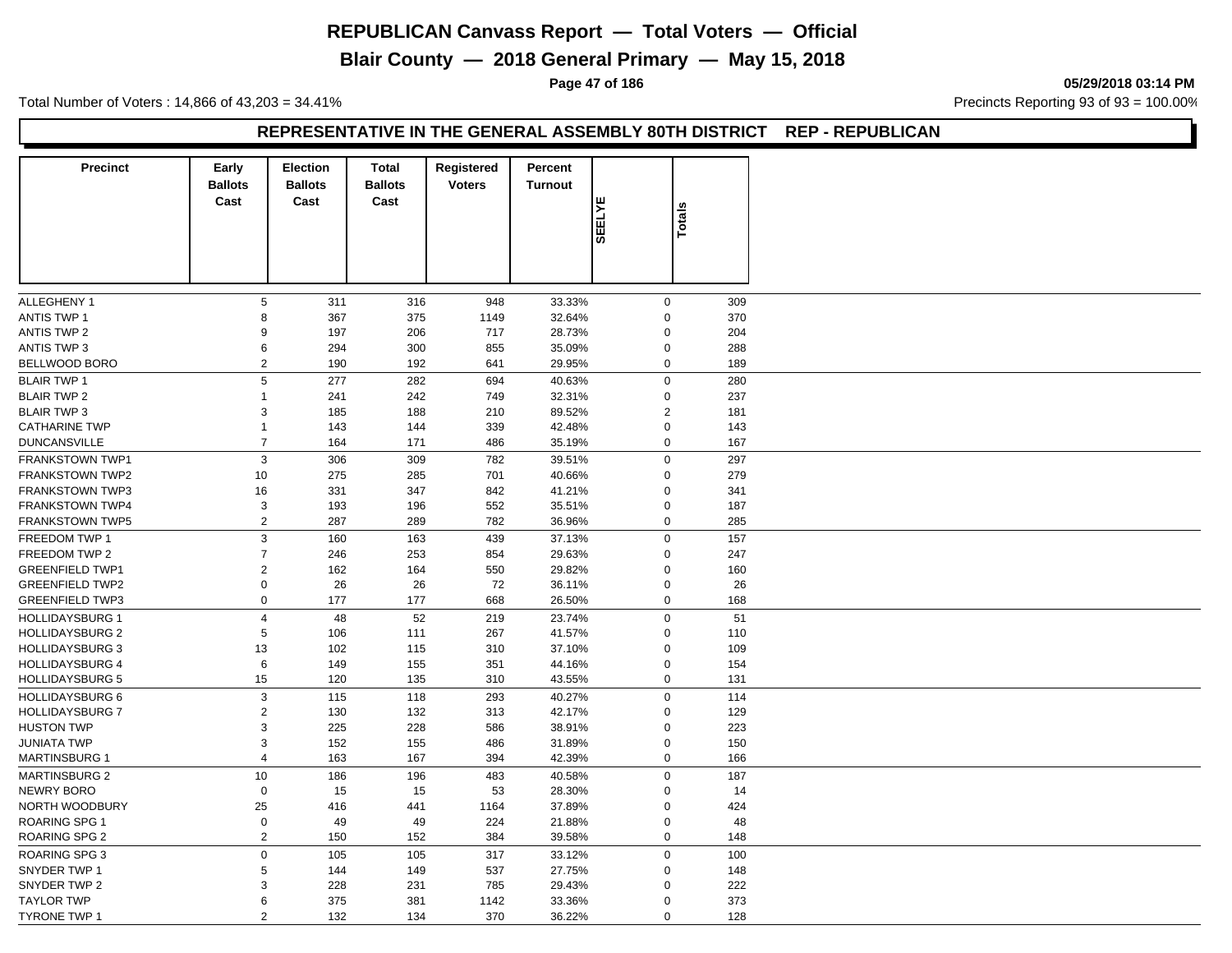# REPUBLICAN Canvass Report — Total Voters — Official

## Blair County — 2018 General Primary — May 15, 2018

Total Number of Voters : 14,866 of 43,203 = 34.41%

Precincts Reporting 93 of 93 = 100.00%

### REPRESENTATIVE IN THE GENERAL ASSEMBLY 80TH DISTRICT REP - REPUBLICAN

| Precinct | Early Ballots Cast | Election Ballots Cast | Total Ballots Cast | Registered Voters | Percent Turnout | SEELYE | Totals |
|---|---|---|---|---|---|---|---|
| ALLEGHENY 1 | 5 | 311 | 316 | 948 | 33.33% | 0 | 309 |
| ANTIS TWP 1 | 8 | 367 | 375 | 1149 | 32.64% | 0 | 370 |
| ANTIS TWP 2 | 9 | 197 | 206 | 717 | 28.73% | 0 | 204 |
| ANTIS TWP 3 | 6 | 294 | 300 | 855 | 35.09% | 0 | 288 |
| BELLWOOD BORO | 2 | 190 | 192 | 641 | 29.95% | 0 | 189 |
| BLAIR TWP 1 | 5 | 277 | 282 | 694 | 40.63% | 0 | 280 |
| BLAIR TWP 2 | 1 | 241 | 242 | 749 | 32.31% | 0 | 237 |
| BLAIR TWP 3 | 3 | 185 | 188 | 210 | 89.52% | 2 | 181 |
| CATHARINE TWP | 1 | 143 | 144 | 339 | 42.48% | 0 | 143 |
| DUNCANSVILLE | 7 | 164 | 171 | 486 | 35.19% | 0 | 167 |
| FRANKSTOWN TWP1 | 3 | 306 | 309 | 782 | 39.51% | 0 | 297 |
| FRANKSTOWN TWP2 | 10 | 275 | 285 | 701 | 40.66% | 0 | 279 |
| FRANKSTOWN TWP3 | 16 | 331 | 347 | 842 | 41.21% | 0 | 341 |
| FRANKSTOWN TWP4 | 3 | 193 | 196 | 552 | 35.51% | 0 | 187 |
| FRANKSTOWN TWP5 | 2 | 287 | 289 | 782 | 36.96% | 0 | 285 |
| FREEDOM TWP 1 | 3 | 160 | 163 | 439 | 37.13% | 0 | 157 |
| FREEDOM TWP 2 | 7 | 246 | 253 | 854 | 29.63% | 0 | 247 |
| GREENFIELD TWP1 | 2 | 162 | 164 | 550 | 29.82% | 0 | 160 |
| GREENFIELD TWP2 | 0 | 26 | 26 | 72 | 36.11% | 0 | 26 |
| GREENFIELD TWP3 | 0 | 177 | 177 | 668 | 26.50% | 0 | 168 |
| HOLLIDAYSBURG 1 | 4 | 48 | 52 | 219 | 23.74% | 0 | 51 |
| HOLLIDAYSBURG 2 | 5 | 106 | 111 | 267 | 41.57% | 0 | 110 |
| HOLLIDAYSBURG 3 | 13 | 102 | 115 | 310 | 37.10% | 0 | 109 |
| HOLLIDAYSBURG 4 | 6 | 149 | 155 | 351 | 44.16% | 0 | 154 |
| HOLLIDAYSBURG 5 | 15 | 120 | 135 | 310 | 43.55% | 0 | 131 |
| HOLLIDAYSBURG 6 | 3 | 115 | 118 | 293 | 40.27% | 0 | 114 |
| HOLLIDAYSBURG 7 | 2 | 130 | 132 | 313 | 42.17% | 0 | 129 |
| HUSTON TWP | 3 | 225 | 228 | 586 | 38.91% | 0 | 223 |
| JUNIATA TWP | 3 | 152 | 155 | 486 | 31.89% | 0 | 150 |
| MARTINSBURG 1 | 4 | 163 | 167 | 394 | 42.39% | 0 | 166 |
| MARTINSBURG 2 | 10 | 186 | 196 | 483 | 40.58% | 0 | 187 |
| NEWRY BORO | 0 | 15 | 15 | 53 | 28.30% | 0 | 14 |
| NORTH WOODBURY | 25 | 416 | 441 | 1164 | 37.89% | 0 | 424 |
| ROARING SPG 1 | 0 | 49 | 49 | 224 | 21.88% | 0 | 48 |
| ROARING SPG 2 | 2 | 150 | 152 | 384 | 39.58% | 0 | 148 |
| ROARING SPG 3 | 0 | 105 | 105 | 317 | 33.12% | 0 | 100 |
| SNYDER TWP 1 | 5 | 144 | 149 | 537 | 27.75% | 0 | 148 |
| SNYDER TWP 2 | 3 | 228 | 231 | 785 | 29.43% | 0 | 222 |
| TAYLOR TWP | 6 | 375 | 381 | 1142 | 33.36% | 0 | 373 |
| TYRONE TWP 1 | 2 | 132 | 134 | 370 | 36.22% | 0 | 128 |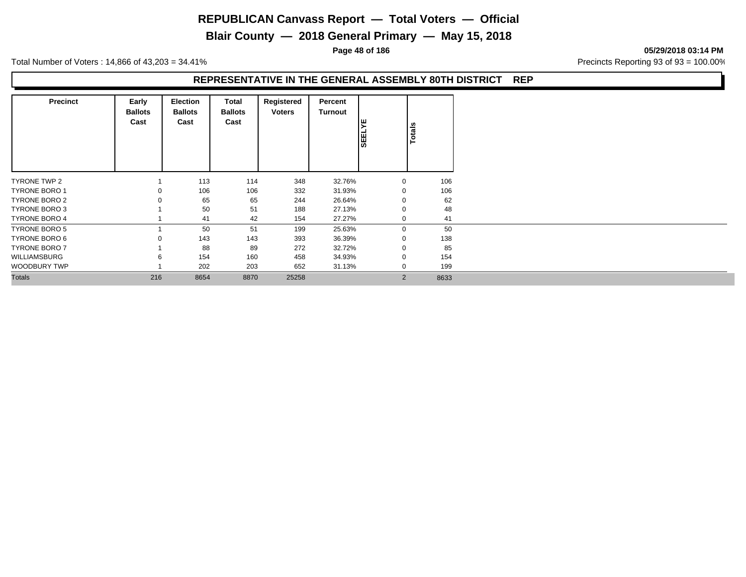# REPUBLICAN Canvass Report — Total Voters — Official

## Blair County — 2018 General Primary — May 15, 2018

**05/29/2018 03:14 PM**

Total Number of Voters : 14,866 of 43,203 = 34.41%

Precincts Reporting 93 of 93 = 100.00%

### REPRESENTATIVE IN THE GENERAL ASSEMBLY 80TH DISTRICT REP

| Precinct | Early Ballots Cast | Election Ballots Cast | Total Ballots Cast | Registered Voters | Percent Turnout | SEELYE | Totals |
|---|---|---|---|---|---|---|---|
| TYRONE TWP 2 | 1 | 113 | 114 | 348 | 32.76% | 0 | 106 |
| TYRONE BORO 1 | 0 | 106 | 106 | 332 | 31.93% | 0 | 106 |
| TYRONE BORO 2 | 0 | 65 | 65 | 244 | 26.64% | 0 | 62 |
| TYRONE BORO 3 | 1 | 50 | 51 | 188 | 27.13% | 0 | 48 |
| TYRONE BORO 4 | 1 | 41 | 42 | 154 | 27.27% | 0 | 41 |
| TYRONE BORO 5 | 1 | 50 | 51 | 199 | 25.63% | 0 | 50 |
| TYRONE BORO 6 | 0 | 143 | 143 | 393 | 36.39% | 0 | 138 |
| TYRONE BORO 7 | 1 | 88 | 89 | 272 | 32.72% | 0 | 85 |
| WILLIAMSBURG | 6 | 154 | 160 | 458 | 34.93% | 0 | 154 |
| WOODBURY TWP | 1 | 202 | 203 | 652 | 31.13% | 0 | 199 |
| Totals | 216 | 8654 | 8870 | 25258 | | 2 | 8633 |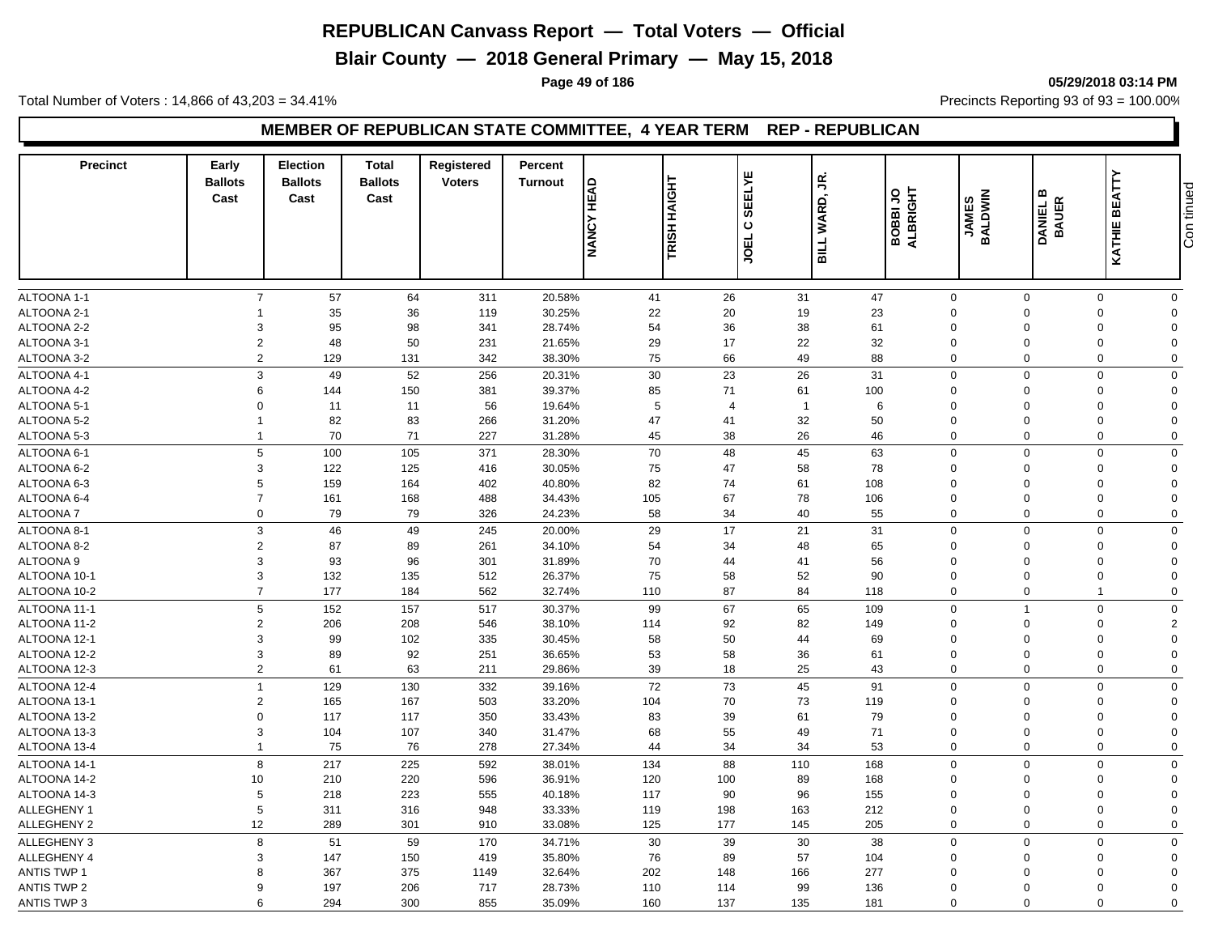# REPUBLICAN Canvass Report — Total Voters — Official

## Blair County — 2018 General Primary — May 15, 2018

Total Number of Voters : 14,866 of 43,203 = 34.41%

Precincts Reporting 93 of 93 = 100.00%

### MEMBER OF REPUBLICAN STATE COMMITTEE, 4 YEAR TERM REP - REPUBLICAN

| Precinct | Early Ballots Cast | Election Ballots Cast | Total Ballots Cast | Registered Voters | Percent Turnout | NANCY HEAD | TRISH HAIGHT | JOEL C SEELYE | BILL WARD, JR. | BOBBI JO ALBRIGHT | JAMES BALDWIN | DANIEL B BAUER | KATHIE BEATTY |
|---|---|---|---|---|---|---|---|---|---|---|---|---|---|
| ALTOONA 1-1 | 7 | 57 | 64 | 311 | 20.58% | 41 | 26 | 31 | 47 | 0 | 0 | 0 | 0 |
| ALTOONA 2-1 | 1 | 35 | 36 | 119 | 30.25% | 22 | 20 | 19 | 23 | 0 | 0 | 0 | 0 |
| ALTOONA 2-2 | 3 | 95 | 98 | 341 | 28.74% | 54 | 36 | 38 | 61 | 0 | 0 | 0 | 0 |
| ALTOONA 3-1 | 2 | 48 | 50 | 231 | 21.65% | 29 | 17 | 22 | 32 | 0 | 0 | 0 | 0 |
| ALTOONA 3-2 | 2 | 129 | 131 | 342 | 38.30% | 75 | 66 | 49 | 88 | 0 | 0 | 0 | 0 |
| ALTOONA 4-1 | 3 | 49 | 52 | 256 | 20.31% | 30 | 23 | 26 | 31 | 0 | 0 | 0 | 0 |
| ALTOONA 4-2 | 6 | 144 | 150 | 381 | 39.37% | 85 | 71 | 61 | 100 | 0 | 0 | 0 | 0 |
| ALTOONA 5-1 | 0 | 11 | 11 | 56 | 19.64% | 5 | 4 | 1 | 6 | 0 | 0 | 0 | 0 |
| ALTOONA 5-2 | 1 | 82 | 83 | 266 | 31.20% | 47 | 41 | 32 | 50 | 0 | 0 | 0 | 0 |
| ALTOONA 5-3 | 1 | 70 | 71 | 227 | 31.28% | 45 | 38 | 26 | 46 | 0 | 0 | 0 | 0 |
| ALTOONA 6-1 | 5 | 100 | 105 | 371 | 28.30% | 70 | 48 | 45 | 63 | 0 | 0 | 0 | 0 |
| ALTOONA 6-2 | 3 | 122 | 125 | 416 | 30.05% | 75 | 47 | 58 | 78 | 0 | 0 | 0 | 0 |
| ALTOONA 6-3 | 5 | 159 | 164 | 402 | 40.80% | 82 | 74 | 61 | 108 | 0 | 0 | 0 | 0 |
| ALTOONA 6-4 | 7 | 161 | 168 | 488 | 34.43% | 105 | 67 | 78 | 106 | 0 | 0 | 0 | 0 |
| ALTOONA 7 | 0 | 79 | 79 | 326 | 24.23% | 58 | 34 | 40 | 55 | 0 | 0 | 0 | 0 |
| ALTOONA 8-1 | 3 | 46 | 49 | 245 | 20.00% | 29 | 17 | 21 | 31 | 0 | 0 | 0 | 0 |
| ALTOONA 8-2 | 2 | 87 | 89 | 261 | 34.10% | 54 | 34 | 48 | 65 | 0 | 0 | 0 | 0 |
| ALTOONA 9 | 3 | 93 | 96 | 301 | 31.89% | 70 | 44 | 41 | 56 | 0 | 0 | 0 | 0 |
| ALTOONA 10-1 | 3 | 132 | 135 | 512 | 26.37% | 75 | 58 | 52 | 90 | 0 | 0 | 0 | 0 |
| ALTOONA 10-2 | 7 | 177 | 184 | 562 | 32.74% | 110 | 87 | 84 | 118 | 0 | 0 | 1 | 0 |
| ALTOONA 11-1 | 5 | 152 | 157 | 517 | 30.37% | 99 | 67 | 65 | 109 | 0 | 1 | 0 | 0 |
| ALTOONA 11-2 | 2 | 206 | 208 | 546 | 38.10% | 114 | 92 | 82 | 149 | 0 | 0 | 0 | 2 |
| ALTOONA 12-1 | 3 | 99 | 102 | 335 | 30.45% | 58 | 50 | 44 | 69 | 0 | 0 | 0 | 0 |
| ALTOONA 12-2 | 3 | 89 | 92 | 251 | 36.65% | 53 | 58 | 36 | 61 | 0 | 0 | 0 | 0 |
| ALTOONA 12-3 | 2 | 61 | 63 | 211 | 29.86% | 39 | 18 | 25 | 43 | 0 | 0 | 0 | 0 |
| ALTOONA 12-4 | 1 | 129 | 130 | 332 | 39.16% | 72 | 73 | 45 | 91 | 0 | 0 | 0 | 0 |
| ALTOONA 13-1 | 2 | 165 | 167 | 503 | 33.20% | 104 | 70 | 73 | 119 | 0 | 0 | 0 | 0 |
| ALTOONA 13-2 | 0 | 117 | 117 | 350 | 33.43% | 83 | 39 | 61 | 79 | 0 | 0 | 0 | 0 |
| ALTOONA 13-3 | 3 | 104 | 107 | 340 | 31.47% | 68 | 55 | 49 | 71 | 0 | 0 | 0 | 0 |
| ALTOONA 13-4 | 1 | 75 | 76 | 278 | 27.34% | 44 | 34 | 34 | 53 | 0 | 0 | 0 | 0 |
| ALTOONA 14-1 | 8 | 217 | 225 | 592 | 38.01% | 134 | 88 | 110 | 168 | 0 | 0 | 0 | 0 |
| ALTOONA 14-2 | 10 | 210 | 220 | 596 | 36.91% | 120 | 100 | 89 | 168 | 0 | 0 | 0 | 0 |
| ALTOONA 14-3 | 5 | 218 | 223 | 555 | 40.18% | 117 | 90 | 96 | 155 | 0 | 0 | 0 | 0 |
| ALLEGHENY 1 | 5 | 311 | 316 | 948 | 33.33% | 119 | 198 | 163 | 212 | 0 | 0 | 0 | 0 |
| ALLEGHENY 2 | 12 | 289 | 301 | 910 | 33.08% | 125 | 177 | 145 | 205 | 0 | 0 | 0 | 0 |
| ALLEGHENY 3 | 8 | 51 | 59 | 170 | 34.71% | 30 | 39 | 30 | 38 | 0 | 0 | 0 | 0 |
| ALLEGHENY 4 | 3 | 147 | 150 | 419 | 35.80% | 76 | 89 | 57 | 104 | 0 | 0 | 0 | 0 |
| ANTIS TWP 1 | 8 | 367 | 375 | 1149 | 32.64% | 202 | 148 | 166 | 277 | 0 | 0 | 0 | 0 |
| ANTIS TWP 2 | 9 | 197 | 206 | 717 | 28.73% | 110 | 114 | 99 | 136 | 0 | 0 | 0 | 0 |
| ANTIS TWP 3 | 6 | 294 | 300 | 855 | 35.09% | 160 | 137 | 135 | 181 | 0 | 0 | 0 | 0 |

Continued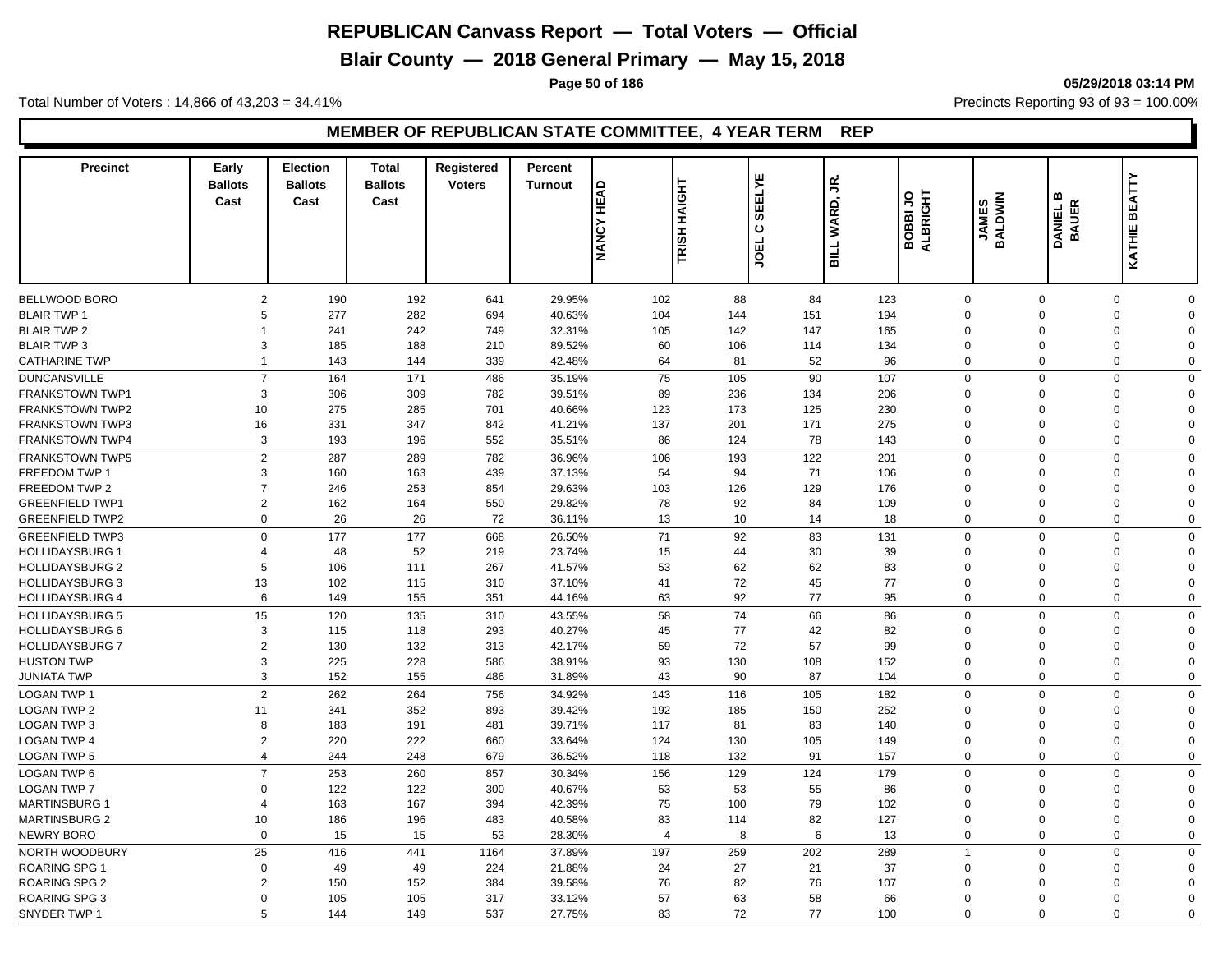# REPUBLICAN Canvass Report — Total Voters — Official

## Blair County — 2018 General Primary — May 15, 2018

Total Number of Voters : 14,866 of 43,203 = 34.41%

Precincts Reporting 93 of 93 = 100.00%

### MEMBER OF REPUBLICAN STATE COMMITTEE, 4 YEAR TERM REP

| Precinct | Early Ballots Cast | Election Ballots Cast | Total Ballots Cast | Registered Voters | Percent Turnout | NANCY HEAD | TRISH HAIGHT | JOEL C SEELYE | BILL WARD, JR. | BOBBI JO ALBRIGHT | JAMES BALDWIN | DANIEL B BAUER | KATHIE BEATTY |
|---|---|---|---|---|---|---|---|---|---|---|---|---|---|
| BELLWOOD BORO | 2 | 190 | 192 | 641 | 29.95% | 102 | 88 | 84 | 123 | 0 | 0 | 0 | 0 |
| BLAIR TWP 1 | 5 | 277 | 282 | 694 | 40.63% | 104 | 144 | 151 | 194 | 0 | 0 | 0 | 0 |
| BLAIR TWP 2 | 1 | 241 | 242 | 749 | 32.31% | 105 | 142 | 147 | 165 | 0 | 0 | 0 | 0 |
| BLAIR TWP 3 | 3 | 185 | 188 | 210 | 89.52% | 60 | 106 | 114 | 134 | 0 | 0 | 0 | 0 |
| CATHARINE TWP | 1 | 143 | 144 | 339 | 42.48% | 64 | 81 | 52 | 96 | 0 | 0 | 0 | 0 |
| DUNCANSVILLE | 7 | 164 | 171 | 486 | 35.19% | 75 | 105 | 90 | 107 | 0 | 0 | 0 | 0 |
| FRANKSTOWN TWP1 | 3 | 306 | 309 | 782 | 39.51% | 89 | 236 | 134 | 206 | 0 | 0 | 0 | 0 |
| FRANKSTOWN TWP2 | 10 | 275 | 285 | 701 | 40.66% | 123 | 173 | 125 | 230 | 0 | 0 | 0 | 0 |
| FRANKSTOWN TWP3 | 16 | 331 | 347 | 842 | 41.21% | 137 | 201 | 171 | 275 | 0 | 0 | 0 | 0 |
| FRANKSTOWN TWP4 | 3 | 193 | 196 | 552 | 35.51% | 86 | 124 | 78 | 143 | 0 | 0 | 0 | 0 |
| FRANKSTOWN TWP5 | 2 | 287 | 289 | 782 | 36.96% | 106 | 193 | 122 | 201 | 0 | 0 | 0 | 0 |
| FREEDOM TWP 1 | 3 | 160 | 163 | 439 | 37.13% | 54 | 94 | 71 | 106 | 0 | 0 | 0 | 0 |
| FREEDOM TWP 2 | 7 | 246 | 253 | 854 | 29.63% | 103 | 126 | 129 | 176 | 0 | 0 | 0 | 0 |
| GREENFIELD TWP1 | 2 | 162 | 164 | 550 | 29.82% | 78 | 92 | 84 | 109 | 0 | 0 | 0 | 0 |
| GREENFIELD TWP2 | 0 | 26 | 26 | 72 | 36.11% | 13 | 10 | 14 | 18 | 0 | 0 | 0 | 0 |
| GREENFIELD TWP3 | 0 | 177 | 177 | 668 | 26.50% | 71 | 92 | 83 | 131 | 0 | 0 | 0 | 0 |
| HOLLIDAYSBURG 1 | 4 | 48 | 52 | 219 | 23.74% | 15 | 44 | 30 | 39 | 0 | 0 | 0 | 0 |
| HOLLIDAYSBURG 2 | 5 | 106 | 111 | 267 | 41.57% | 53 | 62 | 62 | 83 | 0 | 0 | 0 | 0 |
| HOLLIDAYSBURG 3 | 13 | 102 | 115 | 310 | 37.10% | 41 | 72 | 45 | 77 | 0 | 0 | 0 | 0 |
| HOLLIDAYSBURG 4 | 6 | 149 | 155 | 351 | 44.16% | 63 | 92 | 77 | 95 | 0 | 0 | 0 | 0 |
| HOLLIDAYSBURG 5 | 15 | 120 | 135 | 310 | 43.55% | 58 | 74 | 66 | 86 | 0 | 0 | 0 | 0 |
| HOLLIDAYSBURG 6 | 3 | 115 | 118 | 293 | 40.27% | 45 | 77 | 42 | 82 | 0 | 0 | 0 | 0 |
| HOLLIDAYSBURG 7 | 2 | 130 | 132 | 313 | 42.17% | 59 | 72 | 57 | 99 | 0 | 0 | 0 | 0 |
| HUSTON TWP | 3 | 225 | 228 | 586 | 38.91% | 93 | 130 | 108 | 152 | 0 | 0 | 0 | 0 |
| JUNIATA TWP | 3 | 152 | 155 | 486 | 31.89% | 43 | 90 | 87 | 104 | 0 | 0 | 0 | 0 |
| LOGAN TWP 1 | 2 | 262 | 264 | 756 | 34.92% | 143 | 116 | 105 | 182 | 0 | 0 | 0 | 0 |
| LOGAN TWP 2 | 11 | 341 | 352 | 893 | 39.42% | 192 | 185 | 150 | 252 | 0 | 0 | 0 | 0 |
| LOGAN TWP 3 | 8 | 183 | 191 | 481 | 39.71% | 117 | 81 | 83 | 140 | 0 | 0 | 0 | 0 |
| LOGAN TWP 4 | 2 | 220 | 222 | 660 | 33.64% | 124 | 130 | 105 | 149 | 0 | 0 | 0 | 0 |
| LOGAN TWP 5 | 4 | 244 | 248 | 679 | 36.52% | 118 | 132 | 91 | 157 | 0 | 0 | 0 | 0 |
| LOGAN TWP 6 | 7 | 253 | 260 | 857 | 30.34% | 156 | 129 | 124 | 179 | 0 | 0 | 0 | 0 |
| LOGAN TWP 7 | 0 | 122 | 122 | 300 | 40.67% | 53 | 53 | 55 | 86 | 0 | 0 | 0 | 0 |
| MARTINSBURG 1 | 4 | 163 | 167 | 394 | 42.39% | 75 | 100 | 79 | 102 | 0 | 0 | 0 | 0 |
| MARTINSBURG 2 | 10 | 186 | 196 | 483 | 40.58% | 83 | 114 | 82 | 127 | 0 | 0 | 0 | 0 |
| NEWRY BORO | 0 | 15 | 15 | 53 | 28.30% | 4 | 8 | 6 | 13 | 0 | 0 | 0 | 0 |
| NORTH WOODBURY | 25 | 416 | 441 | 1164 | 37.89% | 197 | 259 | 202 | 289 | 1 | 0 | 0 | 0 |
| ROARING SPG 1 | 0 | 49 | 49 | 224 | 21.88% | 24 | 27 | 21 | 37 | 0 | 0 | 0 | 0 |
| ROARING SPG 2 | 2 | 150 | 152 | 384 | 39.58% | 76 | 82 | 76 | 107 | 0 | 0 | 0 | 0 |
| ROARING SPG 3 | 0 | 105 | 105 | 317 | 33.12% | 57 | 63 | 58 | 66 | 0 | 0 | 0 | 0 |
| SNYDER TWP 1 | 5 | 144 | 149 | 537 | 27.75% | 83 | 72 | 77 | 100 | 0 | 0 | 0 | 0 |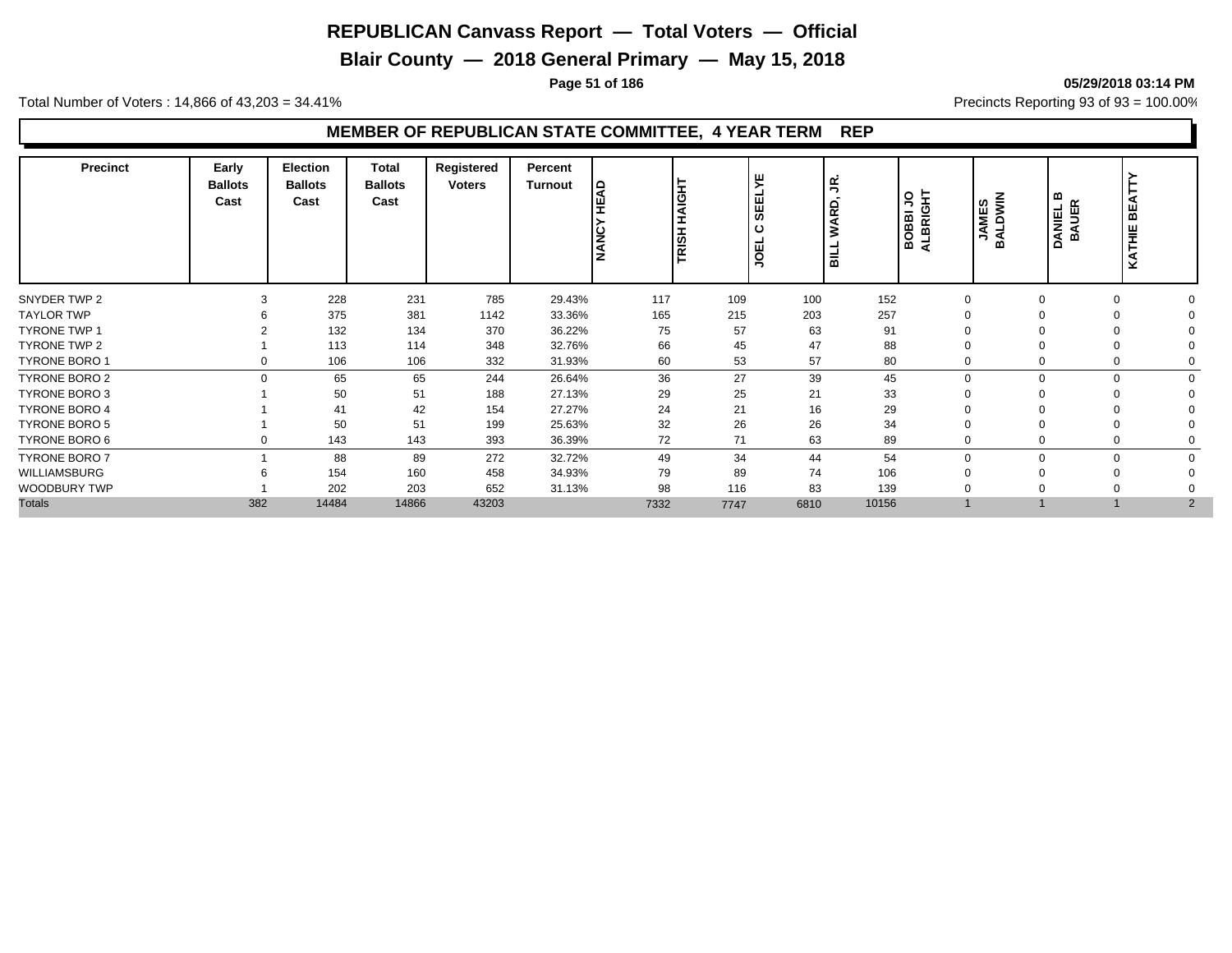# REPUBLICAN Canvass Report — Total Voters — Official

## Blair County — 2018 General Primary — May 15, 2018

05/29/2018 03:14 PM

Total Number of Voters : 14,866 of 43,203 = 34.41%

Precincts Reporting 93 of 93 = 100.00%

### MEMBER OF REPUBLICAN STATE COMMITTEE, 4 YEAR TERM REP

| Precinct | Early Ballots Cast | Election Ballots Cast | Total Ballots Cast | Registered Voters | Percent Turnout | NANCY HEAD | TRISH HAIGHT | JOEL C SEELYE | BILL WARD, JR. | BOBBI JO ALBRIGHT | JAMES BALDWIN | DANIEL B BAUER | KATHIE BEATTY |
|---|---|---|---|---|---|---|---|---|---|---|---|---|---|
| SNYDER TWP 2 | 3 | 228 | 231 | 785 | 29.43% | 117 | 109 | 100 | 152 | 0 | 0 | 0 | 0 |
| TAYLOR TWP | 6 | 375 | 381 | 1142 | 33.36% | 165 | 215 | 203 | 257 | 0 | 0 | 0 | 0 |
| TYRONE TWP 1 | 2 | 132 | 134 | 370 | 36.22% | 75 | 57 | 63 | 91 | 0 | 0 | 0 | 0 |
| TYRONE TWP 2 | 1 | 113 | 114 | 348 | 32.76% | 66 | 45 | 47 | 88 | 0 | 0 | 0 | 0 |
| TYRONE BORO 1 | 0 | 106 | 106 | 332 | 31.93% | 60 | 53 | 57 | 80 | 0 | 0 | 0 | 0 |
| TYRONE BORO 2 | 0 | 65 | 65 | 244 | 26.64% | 36 | 27 | 39 | 45 | 0 | 0 | 0 | 0 |
| TYRONE BORO 3 | 1 | 50 | 51 | 188 | 27.13% | 29 | 25 | 21 | 33 | 0 | 0 | 0 | 0 |
| TYRONE BORO 4 | 1 | 41 | 42 | 154 | 27.27% | 24 | 21 | 16 | 29 | 0 | 0 | 0 | 0 |
| TYRONE BORO 5 | 1 | 50 | 51 | 199 | 25.63% | 32 | 26 | 26 | 34 | 0 | 0 | 0 | 0 |
| TYRONE BORO 6 | 0 | 143 | 143 | 393 | 36.39% | 72 | 71 | 63 | 89 | 0 | 0 | 0 | 0 |
| TYRONE BORO 7 | 1 | 88 | 89 | 272 | 32.72% | 49 | 34 | 44 | 54 | 0 | 0 | 0 | 0 |
| WILLIAMSBURG | 6 | 154 | 160 | 458 | 34.93% | 79 | 89 | 74 | 106 | 0 | 0 | 0 | 0 |
| WOODBURY TWP | 1 | 202 | 203 | 652 | 31.13% | 98 | 116 | 83 | 139 | 0 | 0 | 0 | 0 |
| Totals | 382 | 14484 | 14866 | 43203 | | 7332 | 7747 | 6810 | 10156 | 1 | 1 | 1 | 2 |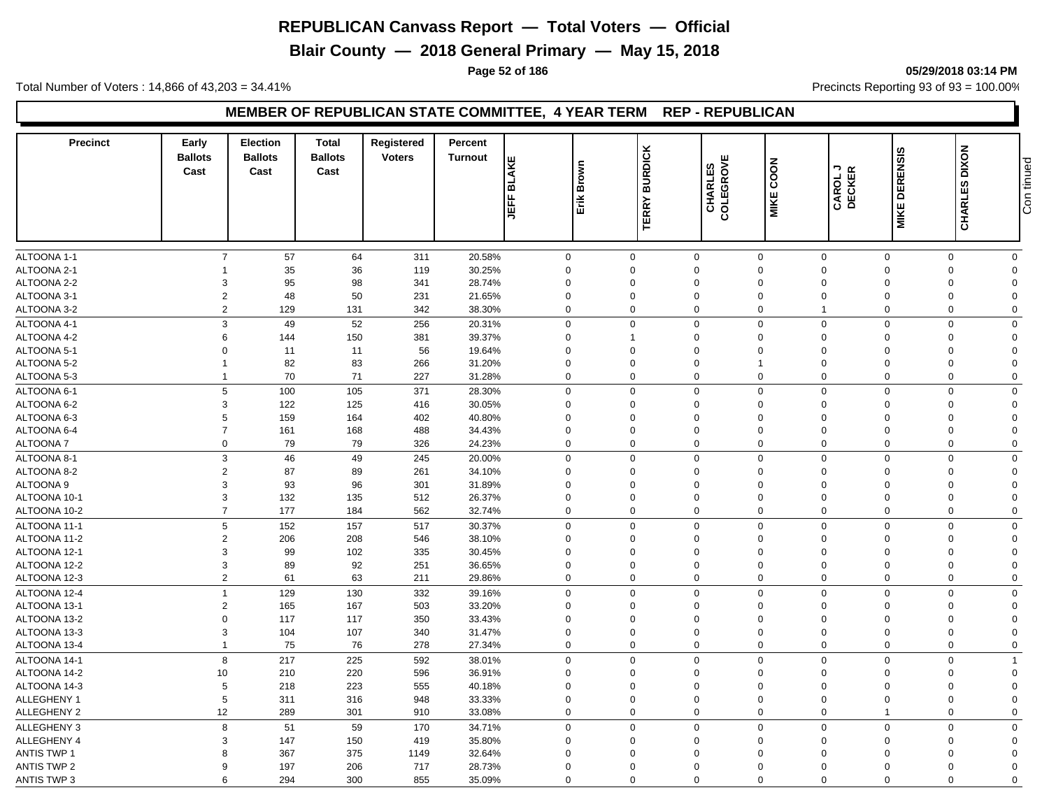# REPUBLICAN Canvass Report — Total Voters — Official

## Blair County — 2018 General Primary — May 15, 2018

Total Number of Voters : 14,866 of 43,203 = 34.41%

Precincts Reporting 93 of 93 = 100.00%

## MEMBER OF REPUBLICAN STATE COMMITTEE, 4 YEAR TERM REP - REPUBLICAN

| Precinct | Early Ballots Cast | Election Ballots Cast | Total Ballots Cast | Registered Voters | Percent Turnout | JEFF BLAKE | Erik Brown | TERRY BURDICK | CHARLES COLEGROVE | MIKE COON | CAROL J DECKER | MIKE DERENSIS | CHARLES DIXON | Continued |
|---|---|---|---|---|---|---|---|---|---|---|---|---|---|---|
| ALTOONA 1-1 | 7 | 57 | 64 | 311 | 20.58% | 0 | 0 | 0 | 0 | 0 | 0 | 0 | 0 | |
| ALTOONA 2-1 | 1 | 35 | 36 | 119 | 30.25% | 0 | 0 | 0 | 0 | 0 | 0 | 0 | 0 | |
| ALTOONA 2-2 | 3 | 95 | 98 | 341 | 28.74% | 0 | 0 | 0 | 0 | 0 | 0 | 0 | 0 | |
| ALTOONA 3-1 | 2 | 48 | 50 | 231 | 21.65% | 0 | 0 | 0 | 0 | 0 | 0 | 0 | 0 | |
| ALTOONA 3-2 | 2 | 129 | 131 | 342 | 38.30% | 0 | 0 | 0 | 0 | 1 | 0 | 0 | 0 | |
| ALTOONA 4-1 | 3 | 49 | 52 | 256 | 20.31% | 0 | 0 | 0 | 0 | 0 | 0 | 0 | 0 | |
| ALTOONA 4-2 | 6 | 144 | 150 | 381 | 39.37% | 0 | 1 | 0 | 0 | 0 | 0 | 0 | 0 | |
| ALTOONA 5-1 | 0 | 11 | 11 | 56 | 19.64% | 0 | 0 | 0 | 0 | 0 | 0 | 0 | 0 | |
| ALTOONA 5-2 | 1 | 82 | 83 | 266 | 31.20% | 0 | 0 | 0 | 1 | 0 | 0 | 0 | 0 | |
| ALTOONA 5-3 | 1 | 70 | 71 | 227 | 31.28% | 0 | 0 | 0 | 0 | 0 | 0 | 0 | 0 | |
| ALTOONA 6-1 | 5 | 100 | 105 | 371 | 28.30% | 0 | 0 | 0 | 0 | 0 | 0 | 0 | 0 | |
| ALTOONA 6-2 | 3 | 122 | 125 | 416 | 30.05% | 0 | 0 | 0 | 0 | 0 | 0 | 0 | 0 | |
| ALTOONA 6-3 | 5 | 159 | 164 | 402 | 40.80% | 0 | 0 | 0 | 0 | 0 | 0 | 0 | 0 | |
| ALTOONA 6-4 | 7 | 161 | 168 | 488 | 34.43% | 0 | 0 | 0 | 0 | 0 | 0 | 0 | 0 | |
| ALTOONA 7 | 0 | 79 | 79 | 326 | 24.23% | 0 | 0 | 0 | 0 | 0 | 0 | 0 | 0 | |
| ALTOONA 8-1 | 3 | 46 | 49 | 245 | 20.00% | 0 | 0 | 0 | 0 | 0 | 0 | 0 | 0 | |
| ALTOONA 8-2 | 2 | 87 | 89 | 261 | 34.10% | 0 | 0 | 0 | 0 | 0 | 0 | 0 | 0 | |
| ALTOONA 9 | 3 | 93 | 96 | 301 | 31.89% | 0 | 0 | 0 | 0 | 0 | 0 | 0 | 0 | |
| ALTOONA 10-1 | 3 | 132 | 135 | 512 | 26.37% | 0 | 0 | 0 | 0 | 0 | 0 | 0 | 0 | |
| ALTOONA 10-2 | 7 | 177 | 184 | 562 | 32.74% | 0 | 0 | 0 | 0 | 0 | 0 | 0 | 0 | |
| ALTOONA 11-1 | 5 | 152 | 157 | 517 | 30.37% | 0 | 0 | 0 | 0 | 0 | 0 | 0 | 0 | |
| ALTOONA 11-2 | 2 | 206 | 208 | 546 | 38.10% | 0 | 0 | 0 | 0 | 0 | 0 | 0 | 0 | |
| ALTOONA 12-1 | 3 | 99 | 102 | 335 | 30.45% | 0 | 0 | 0 | 0 | 0 | 0 | 0 | 0 | |
| ALTOONA 12-2 | 3 | 89 | 92 | 251 | 36.65% | 0 | 0 | 0 | 0 | 0 | 0 | 0 | 0 | |
| ALTOONA 12-3 | 2 | 61 | 63 | 211 | 29.86% | 0 | 0 | 0 | 0 | 0 | 0 | 0 | 0 | |
| ALTOONA 12-4 | 1 | 129 | 130 | 332 | 39.16% | 0 | 0 | 0 | 0 | 0 | 0 | 0 | 0 | |
| ALTOONA 13-1 | 2 | 165 | 167 | 503 | 33.20% | 0 | 0 | 0 | 0 | 0 | 0 | 0 | 0 | |
| ALTOONA 13-2 | 0 | 117 | 117 | 350 | 33.43% | 0 | 0 | 0 | 0 | 0 | 0 | 0 | 0 | |
| ALTOONA 13-3 | 3 | 104 | 107 | 340 | 31.47% | 0 | 0 | 0 | 0 | 0 | 0 | 0 | 0 | |
| ALTOONA 13-4 | 1 | 75 | 76 | 278 | 27.34% | 0 | 0 | 0 | 0 | 0 | 0 | 0 | 0 | |
| ALTOONA 14-1 | 8 | 217 | 225 | 592 | 38.01% | 0 | 0 | 0 | 0 | 0 | 0 | 0 | 1 | |
| ALTOONA 14-2 | 10 | 210 | 220 | 596 | 36.91% | 0 | 0 | 0 | 0 | 0 | 0 | 0 | 0 | |
| ALTOONA 14-3 | 5 | 218 | 223 | 555 | 40.18% | 0 | 0 | 0 | 0 | 0 | 0 | 0 | 0 | |
| ALLEGHENY 1 | 5 | 311 | 316 | 948 | 33.33% | 0 | 0 | 0 | 0 | 0 | 0 | 0 | 0 | |
| ALLEGHENY 2 | 12 | 289 | 301 | 910 | 33.08% | 0 | 0 | 0 | 0 | 0 | 1 | 0 | 0 | |
| ALLEGHENY 3 | 8 | 51 | 59 | 170 | 34.71% | 0 | 0 | 0 | 0 | 0 | 0 | 0 | 0 | |
| ALLEGHENY 4 | 3 | 147 | 150 | 419 | 35.80% | 0 | 0 | 0 | 0 | 0 | 0 | 0 | 0 | |
| ANTIS TWP 1 | 8 | 367 | 375 | 1149 | 32.64% | 0 | 0 | 0 | 0 | 0 | 0 | 0 | 0 | |
| ANTIS TWP 2 | 9 | 197 | 206 | 717 | 28.73% | 0 | 0 | 0 | 0 | 0 | 0 | 0 | 0 | |
| ANTIS TWP 3 | 6 | 294 | 300 | 855 | 35.09% | 0 | 0 | 0 | 0 | 0 | 0 | 0 | 0 | |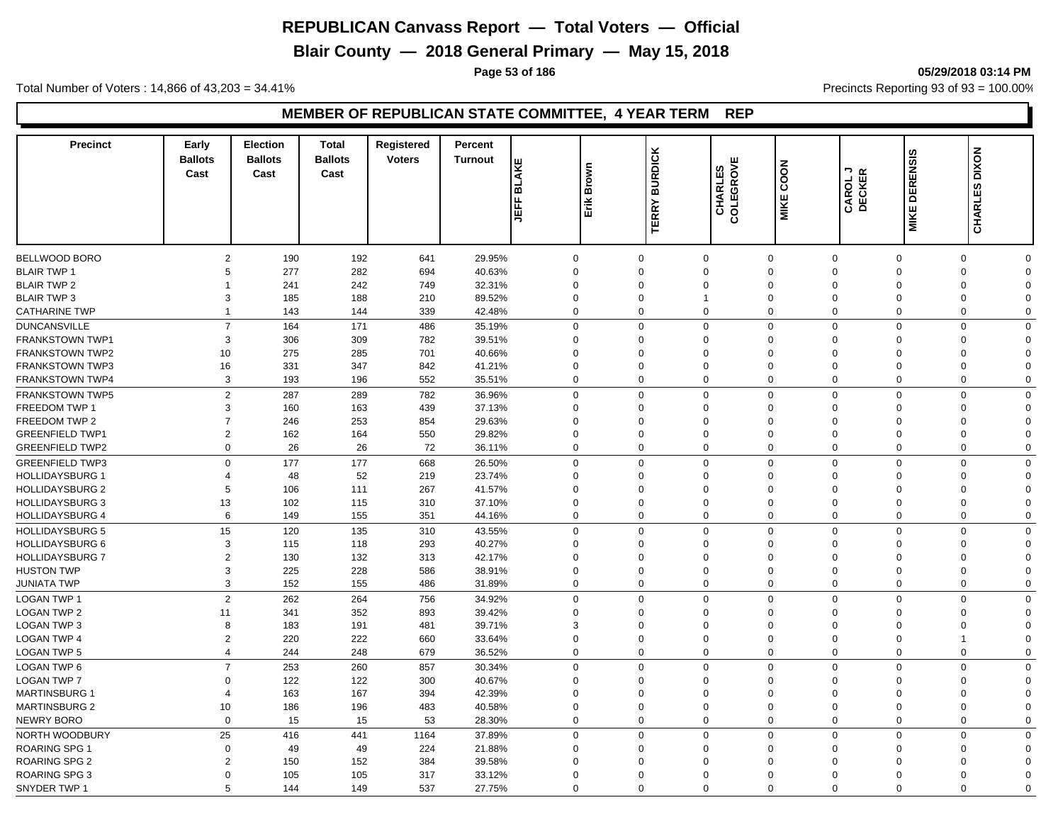# REPUBLICAN Canvass Report — Total Voters — Official

## Blair County — 2018 General Primary — May 15, 2018

Total Number of Voters : 14,866 of 43,203 = 34.41%

Precincts Reporting 93 of 93 = 100.00%

### MEMBER OF REPUBLICAN STATE COMMITTEE, 4 YEAR TERM REP

| Precinct | Early Ballots Cast | Election Ballots Cast | Total Ballots Cast | Registered Voters | Percent Turnout | JEFF BLAKE | Erik Brown | TERRY BURDICK | CHARLES COLEGROVE | MIKE COON | CAROL J DECKER | MIKE DERENSIS | CHARLES DIXON |
|---|---|---|---|---|---|---|---|---|---|---|---|---|---|
| BELLWOOD BORO | 2 | 190 | 192 | 641 | 29.95% | 0 | 0 | 0 | 0 | 0 | 0 | 0 | 0 |
| BLAIR TWP 1 | 5 | 277 | 282 | 694 | 40.63% | 0 | 0 | 0 | 0 | 0 | 0 | 0 | 0 |
| BLAIR TWP 2 | 1 | 241 | 242 | 749 | 32.31% | 0 | 0 | 0 | 0 | 0 | 0 | 0 | 0 |
| BLAIR TWP 3 | 3 | 185 | 188 | 210 | 89.52% | 0 | 0 | 1 | 0 | 0 | 0 | 0 | 0 |
| CATHARINE TWP | 1 | 143 | 144 | 339 | 42.48% | 0 | 0 | 0 | 0 | 0 | 0 | 0 | 0 |
| DUNCANSVILLE | 7 | 164 | 171 | 486 | 35.19% | 0 | 0 | 0 | 0 | 0 | 0 | 0 | 0 |
| FRANKSTOWN TWP1 | 3 | 306 | 309 | 782 | 39.51% | 0 | 0 | 0 | 0 | 0 | 0 | 0 | 0 |
| FRANKSTOWN TWP2 | 10 | 275 | 285 | 701 | 40.66% | 0 | 0 | 0 | 0 | 0 | 0 | 0 | 0 |
| FRANKSTOWN TWP3 | 16 | 331 | 347 | 842 | 41.21% | 0 | 0 | 0 | 0 | 0 | 0 | 0 | 0 |
| FRANKSTOWN TWP4 | 3 | 193 | 196 | 552 | 35.51% | 0 | 0 | 0 | 0 | 0 | 0 | 0 | 0 |
| FRANKSTOWN TWP5 | 2 | 287 | 289 | 782 | 36.96% | 0 | 0 | 0 | 0 | 0 | 0 | 0 | 0 |
| FREEDOM TWP 1 | 3 | 160 | 163 | 439 | 37.13% | 0 | 0 | 0 | 0 | 0 | 0 | 0 | 0 |
| FREEDOM TWP 2 | 7 | 246 | 253 | 854 | 29.63% | 0 | 0 | 0 | 0 | 0 | 0 | 0 | 0 |
| GREENFIELD TWP1 | 2 | 162 | 164 | 550 | 29.82% | 0 | 0 | 0 | 0 | 0 | 0 | 0 | 0 |
| GREENFIELD TWP2 | 0 | 26 | 26 | 72 | 36.11% | 0 | 0 | 0 | 0 | 0 | 0 | 0 | 0 |
| GREENFIELD TWP3 | 0 | 177 | 177 | 668 | 26.50% | 0 | 0 | 0 | 0 | 0 | 0 | 0 | 0 |
| HOLLIDAYSBURG 1 | 4 | 48 | 52 | 219 | 23.74% | 0 | 0 | 0 | 0 | 0 | 0 | 0 | 0 |
| HOLLIDAYSBURG 2 | 5 | 106 | 111 | 267 | 41.57% | 0 | 0 | 0 | 0 | 0 | 0 | 0 | 0 |
| HOLLIDAYSBURG 3 | 13 | 102 | 115 | 310 | 37.10% | 0 | 0 | 0 | 0 | 0 | 0 | 0 | 0 |
| HOLLIDAYSBURG 4 | 6 | 149 | 155 | 351 | 44.16% | 0 | 0 | 0 | 0 | 0 | 0 | 0 | 0 |
| HOLLIDAYSBURG 5 | 15 | 120 | 135 | 310 | 43.55% | 0 | 0 | 0 | 0 | 0 | 0 | 0 | 0 |
| HOLLIDAYSBURG 6 | 3 | 115 | 118 | 293 | 40.27% | 0 | 0 | 0 | 0 | 0 | 0 | 0 | 0 |
| HOLLIDAYSBURG 7 | 2 | 130 | 132 | 313 | 42.17% | 0 | 0 | 0 | 0 | 0 | 0 | 0 | 0 |
| HUSTON TWP | 3 | 225 | 228 | 586 | 38.91% | 0 | 0 | 0 | 0 | 0 | 0 | 0 | 0 |
| JUNIATA TWP | 3 | 152 | 155 | 486 | 31.89% | 0 | 0 | 0 | 0 | 0 | 0 | 0 | 0 |
| LOGAN TWP 1 | 2 | 262 | 264 | 756 | 34.92% | 0 | 0 | 0 | 0 | 0 | 0 | 0 | 0 |
| LOGAN TWP 2 | 11 | 341 | 352 | 893 | 39.42% | 0 | 0 | 0 | 0 | 0 | 0 | 0 | 0 |
| LOGAN TWP 3 | 8 | 183 | 191 | 481 | 39.71% | 3 | 0 | 0 | 0 | 0 | 0 | 0 | 0 |
| LOGAN TWP 4 | 2 | 220 | 222 | 660 | 33.64% | 0 | 0 | 0 | 0 | 0 | 0 | 1 | 0 |
| LOGAN TWP 5 | 4 | 244 | 248 | 679 | 36.52% | 0 | 0 | 0 | 0 | 0 | 0 | 0 | 0 |
| LOGAN TWP 6 | 7 | 253 | 260 | 857 | 30.34% | 0 | 0 | 0 | 0 | 0 | 0 | 0 | 0 |
| LOGAN TWP 7 | 0 | 122 | 122 | 300 | 40.67% | 0 | 0 | 0 | 0 | 0 | 0 | 0 | 0 |
| MARTINSBURG 1 | 4 | 163 | 167 | 394 | 42.39% | 0 | 0 | 0 | 0 | 0 | 0 | 0 | 0 |
| MARTINSBURG 2 | 10 | 186 | 196 | 483 | 40.58% | 0 | 0 | 0 | 0 | 0 | 0 | 0 | 0 |
| NEWRY BORO | 0 | 15 | 15 | 53 | 28.30% | 0 | 0 | 0 | 0 | 0 | 0 | 0 | 0 |
| NORTH WOODBURY | 25 | 416 | 441 | 1164 | 37.89% | 0 | 0 | 0 | 0 | 0 | 0 | 0 | 0 |
| ROARING SPG 1 | 0 | 49 | 49 | 224 | 21.88% | 0 | 0 | 0 | 0 | 0 | 0 | 0 | 0 |
| ROARING SPG 2 | 2 | 150 | 152 | 384 | 39.58% | 0 | 0 | 0 | 0 | 0 | 0 | 0 | 0 |
| ROARING SPG 3 | 0 | 105 | 105 | 317 | 33.12% | 0 | 0 | 0 | 0 | 0 | 0 | 0 | 0 |
| SNYDER TWP 1 | 5 | 144 | 149 | 537 | 27.75% | 0 | 0 | 0 | 0 | 0 | 0 | 0 | 0 |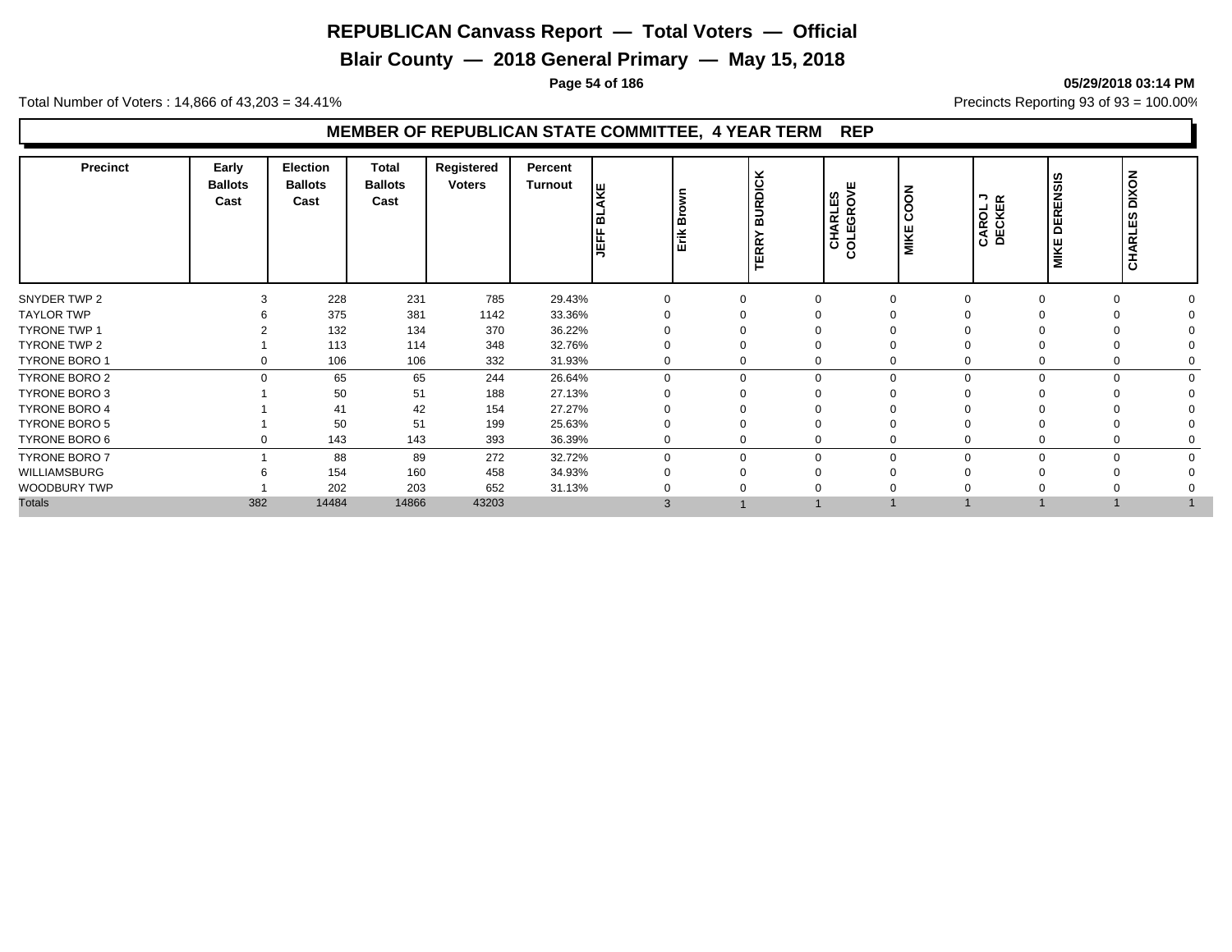# REPUBLICAN Canvass Report — Total Voters — Official

## Blair County — 2018 General Primary — May 15, 2018

05/29/2018 03:14 PM

Total Number of Voters : 14,866 of 43,203 = 34.41%

Precincts Reporting 93 of 93 = 100.00%

### MEMBER OF REPUBLICAN STATE COMMITTEE, 4 YEAR TERM REP

| Precinct | Early Ballots Cast | Election Ballots Cast | Total Ballots Cast | Registered Voters | Percent Turnout | JEFF BLAKE | Erik Brown | TERRY BURDICK | CHARLES COLEGROVE | MIKE COON | CAROL J DECKER | MIKE DERENSIS | CHARLES DIXON |
|---|---|---|---|---|---|---|---|---|---|---|---|---|---|
| SNYDER TWP 2 | 3 | 228 | 231 | 785 | 29.43% | 0 | 0 | 0 | 0 | 0 | 0 | 0 | 0 |
| TAYLOR TWP | 6 | 375 | 381 | 1142 | 33.36% | 0 | 0 | 0 | 0 | 0 | 0 | 0 | 0 |
| TYRONE TWP 1 | 2 | 132 | 134 | 370 | 36.22% | 0 | 0 | 0 | 0 | 0 | 0 | 0 | 0 |
| TYRONE TWP 2 | 1 | 113 | 114 | 348 | 32.76% | 0 | 0 | 0 | 0 | 0 | 0 | 0 | 0 |
| TYRONE BORO 1 | 0 | 106 | 106 | 332 | 31.93% | 0 | 0 | 0 | 0 | 0 | 0 | 0 | 0 |
| TYRONE BORO 2 | 0 | 65 | 65 | 244 | 26.64% | 0 | 0 | 0 | 0 | 0 | 0 | 0 | 0 |
| TYRONE BORO 3 | 1 | 50 | 51 | 188 | 27.13% | 0 | 0 | 0 | 0 | 0 | 0 | 0 | 0 |
| TYRONE BORO 4 | 1 | 41 | 42 | 154 | 27.27% | 0 | 0 | 0 | 0 | 0 | 0 | 0 | 0 |
| TYRONE BORO 5 | 1 | 50 | 51 | 199 | 25.63% | 0 | 0 | 0 | 0 | 0 | 0 | 0 | 0 |
| TYRONE BORO 6 | 0 | 143 | 143 | 393 | 36.39% | 0 | 0 | 0 | 0 | 0 | 0 | 0 | 0 |
| TYRONE BORO 7 | 1 | 88 | 89 | 272 | 32.72% | 0 | 0 | 0 | 0 | 0 | 0 | 0 | 0 |
| WILLIAMSBURG | 6 | 154 | 160 | 458 | 34.93% | 0 | 0 | 0 | 0 | 0 | 0 | 0 | 0 |
| WOODBURY TWP | 1 | 202 | 203 | 652 | 31.13% | 0 | 0 | 0 | 0 | 0 | 0 | 0 | 0 |
| Totals | 382 | 14484 | 14866 | 43203 | | 3 | 1 | 1 | 1 | 1 | 1 | 1 | 1 |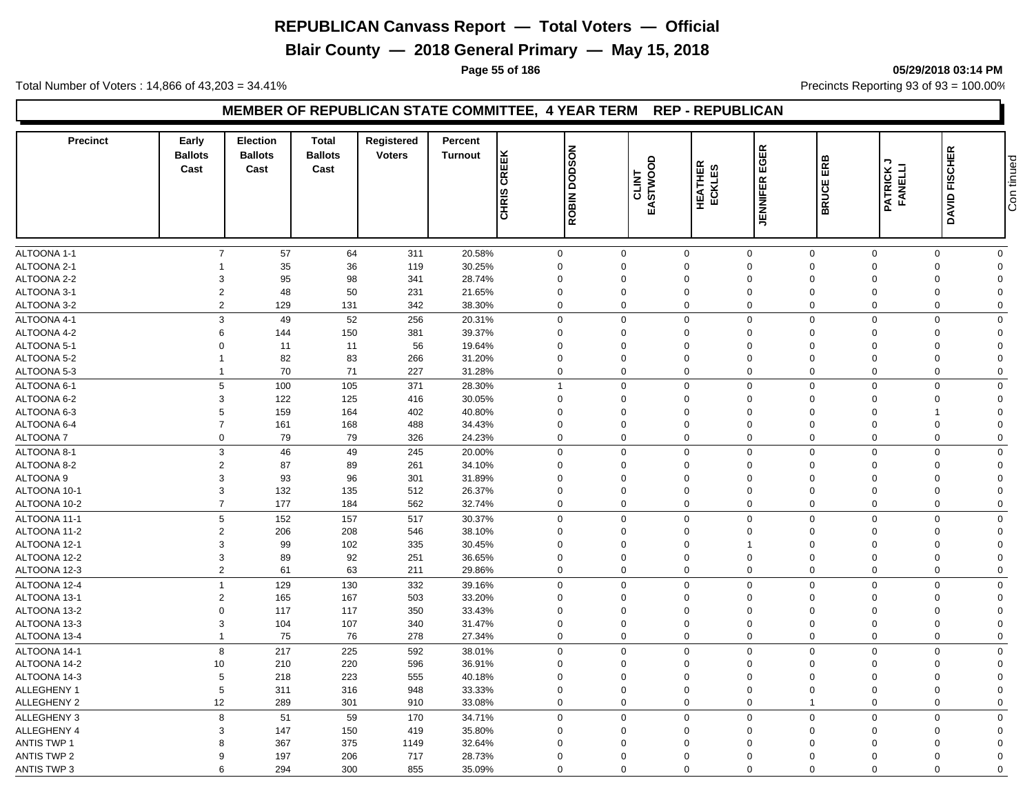# REPUBLICAN Canvass Report — Total Voters — Official

## Blair County — 2018 General Primary — May 15, 2018

Total Number of Voters : 14,866 of 43,203 = 34.41%

Precincts Reporting 93 of 93 = 100.00%

### MEMBER OF REPUBLICAN STATE COMMITTEE, 4 YEAR TERM REP - REPUBLICAN

| Precinct | Early Ballots Cast | Election Ballots Cast | Total Ballots Cast | Registered Voters | Percent Turnout | CHRIS CREEK | ROBIN DODSON | CLINT EASTWOOD | HEATHER ECKLES | JENNIFER EGER | BRUCE ERB | PATRICK J FANELLI | DAVID FISCHER | Continued |
|---|---|---|---|---|---|---|---|---|---|---|---|---|---|---|
| ALTOONA 1-1 | 7 | 57 | 64 | 311 | 20.58% | 0 | 0 | 0 | 0 | 0 | 0 | 0 | 0 | |
| ALTOONA 2-1 | 1 | 35 | 36 | 119 | 30.25% | 0 | 0 | 0 | 0 | 0 | 0 | 0 | 0 | |
| ALTOONA 2-2 | 3 | 95 | 98 | 341 | 28.74% | 0 | 0 | 0 | 0 | 0 | 0 | 0 | 0 | |
| ALTOONA 3-1 | 2 | 48 | 50 | 231 | 21.65% | 0 | 0 | 0 | 0 | 0 | 0 | 0 | 0 | |
| ALTOONA 3-2 | 2 | 129 | 131 | 342 | 38.30% | 0 | 0 | 0 | 0 | 0 | 0 | 0 | 0 | |
| ALTOONA 4-1 | 3 | 49 | 52 | 256 | 20.31% | 0 | 0 | 0 | 0 | 0 | 0 | 0 | 0 | |
| ALTOONA 4-2 | 6 | 144 | 150 | 381 | 39.37% | 0 | 0 | 0 | 0 | 0 | 0 | 0 | 0 | |
| ALTOONA 5-1 | 0 | 11 | 11 | 56 | 19.64% | 0 | 0 | 0 | 0 | 0 | 0 | 0 | 0 | |
| ALTOONA 5-2 | 1 | 82 | 83 | 266 | 31.20% | 0 | 0 | 0 | 0 | 0 | 0 | 0 | 0 | |
| ALTOONA 5-3 | 1 | 70 | 71 | 227 | 31.28% | 0 | 0 | 0 | 0 | 0 | 0 | 0 | 0 | |
| ALTOONA 6-1 | 5 | 100 | 105 | 371 | 28.30% | 1 | 0 | 0 | 0 | 0 | 0 | 0 | 0 | |
| ALTOONA 6-2 | 3 | 122 | 125 | 416 | 30.05% | 0 | 0 | 0 | 0 | 0 | 0 | 0 | 0 | |
| ALTOONA 6-3 | 5 | 159 | 164 | 402 | 40.80% | 0 | 0 | 0 | 0 | 0 | 0 | 1 | 0 | |
| ALTOONA 6-4 | 7 | 161 | 168 | 488 | 34.43% | 0 | 0 | 0 | 0 | 0 | 0 | 0 | 0 | |
| ALTOONA 7 | 0 | 79 | 79 | 326 | 24.23% | 0 | 0 | 0 | 0 | 0 | 0 | 0 | 0 | |
| ALTOONA 8-1 | 3 | 46 | 49 | 245 | 20.00% | 0 | 0 | 0 | 0 | 0 | 0 | 0 | 0 | |
| ALTOONA 8-2 | 2 | 87 | 89 | 261 | 34.10% | 0 | 0 | 0 | 0 | 0 | 0 | 0 | 0 | |
| ALTOONA 9 | 3 | 93 | 96 | 301 | 31.89% | 0 | 0 | 0 | 0 | 0 | 0 | 0 | 0 | |
| ALTOONA 10-1 | 3 | 132 | 135 | 512 | 26.37% | 0 | 0 | 0 | 0 | 0 | 0 | 0 | 0 | |
| ALTOONA 10-2 | 7 | 177 | 184 | 562 | 32.74% | 0 | 0 | 0 | 0 | 0 | 0 | 0 | 0 | |
| ALTOONA 11-1 | 5 | 152 | 157 | 517 | 30.37% | 0 | 0 | 0 | 0 | 0 | 0 | 0 | 0 | |
| ALTOONA 11-2 | 2 | 206 | 208 | 546 | 38.10% | 0 | 0 | 0 | 0 | 0 | 0 | 0 | 0 | |
| ALTOONA 12-1 | 3 | 99 | 102 | 335 | 30.45% | 0 | 0 | 0 | 1 | 0 | 0 | 0 | 0 | |
| ALTOONA 12-2 | 3 | 89 | 92 | 251 | 36.65% | 0 | 0 | 0 | 0 | 0 | 0 | 0 | 0 | |
| ALTOONA 12-3 | 2 | 61 | 63 | 211 | 29.86% | 0 | 0 | 0 | 0 | 0 | 0 | 0 | 0 | |
| ALTOONA 12-4 | 1 | 129 | 130 | 332 | 39.16% | 0 | 0 | 0 | 0 | 0 | 0 | 0 | 0 | |
| ALTOONA 13-1 | 2 | 165 | 167 | 503 | 33.20% | 0 | 0 | 0 | 0 | 0 | 0 | 0 | 0 | |
| ALTOONA 13-2 | 0 | 117 | 117 | 350 | 33.43% | 0 | 0 | 0 | 0 | 0 | 0 | 0 | 0 | |
| ALTOONA 13-3 | 3 | 104 | 107 | 340 | 31.47% | 0 | 0 | 0 | 0 | 0 | 0 | 0 | 0 | |
| ALTOONA 13-4 | 1 | 75 | 76 | 278 | 27.34% | 0 | 0 | 0 | 0 | 0 | 0 | 0 | 0 | |
| ALTOONA 14-1 | 8 | 217 | 225 | 592 | 38.01% | 0 | 0 | 0 | 0 | 0 | 0 | 0 | 0 | |
| ALTOONA 14-2 | 10 | 210 | 220 | 596 | 36.91% | 0 | 0 | 0 | 0 | 0 | 0 | 0 | 0 | |
| ALTOONA 14-3 | 5 | 218 | 223 | 555 | 40.18% | 0 | 0 | 0 | 0 | 0 | 0 | 0 | 0 | |
| ALLEGHENY 1 | 5 | 311 | 316 | 948 | 33.33% | 0 | 0 | 0 | 0 | 0 | 0 | 0 | 0 | |
| ALLEGHENY 2 | 12 | 289 | 301 | 910 | 33.08% | 0 | 0 | 0 | 0 | 1 | 0 | 0 | 0 | |
| ALLEGHENY 3 | 8 | 51 | 59 | 170 | 34.71% | 0 | 0 | 0 | 0 | 0 | 0 | 0 | 0 | |
| ALLEGHENY 4 | 3 | 147 | 150 | 419 | 35.80% | 0 | 0 | 0 | 0 | 0 | 0 | 0 | 0 | |
| ANTIS TWP 1 | 8 | 367 | 375 | 1149 | 32.64% | 0 | 0 | 0 | 0 | 0 | 0 | 0 | 0 | |
| ANTIS TWP 2 | 9 | 197 | 206 | 717 | 28.73% | 0 | 0 | 0 | 0 | 0 | 0 | 0 | 0 | |
| ANTIS TWP 3 | 6 | 294 | 300 | 855 | 35.09% | 0 | 0 | 0 | 0 | 0 | 0 | 0 | 0 | |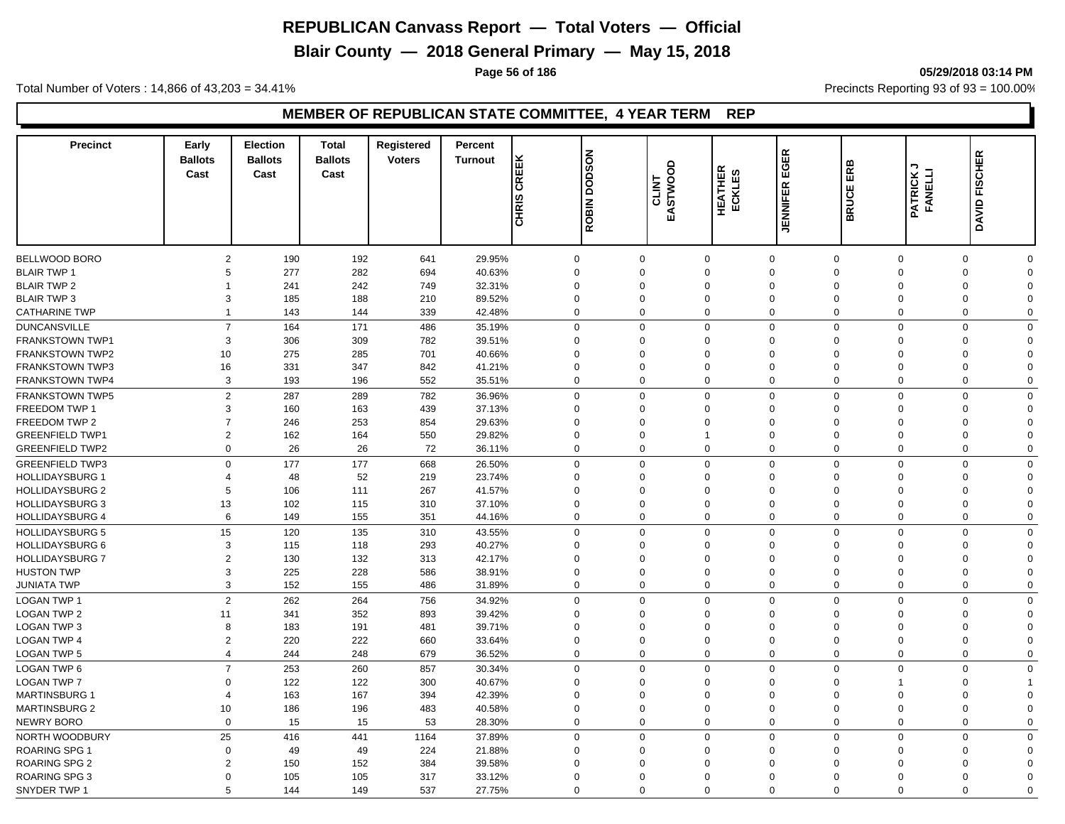# REPUBLICAN Canvass Report — Total Voters — Official

## Blair County — 2018 General Primary — May 15, 2018

05/29/2018 03:14 PM

Total Number of Voters : 14,866 of 43,203 = 34.41%

Precincts Reporting 93 of 93 = 100.00%

### MEMBER OF REPUBLICAN STATE COMMITTEE, 4 YEAR TERM REP

| Precinct | Early Ballots Cast | Election Ballots Cast | Total Ballots Cast | Registered Voters | Percent Turnout | CHRIS CREEK | ROBIN DODSON | CLINT EASTWOOD | HEATHER ECKLES | JENNIFER EGER | BRUCE ERB | PATRICK J FANELLI | DAVID FISCHER |
|---|---|---|---|---|---|---|---|---|---|---|---|---|---|
| BELLWOOD BORO | 2 | 190 | 192 | 641 | 29.95% | 0 | 0 | 0 | 0 | 0 | 0 | 0 | 0 |
| BLAIR TWP 1 | 5 | 277 | 282 | 694 | 40.63% | 0 | 0 | 0 | 0 | 0 | 0 | 0 | 0 |
| BLAIR TWP 2 | 1 | 241 | 242 | 749 | 32.31% | 0 | 0 | 0 | 0 | 0 | 0 | 0 | 0 |
| BLAIR TWP 3 | 3 | 185 | 188 | 210 | 89.52% | 0 | 0 | 0 | 0 | 0 | 0 | 0 | 0 |
| CATHARINE TWP | 1 | 143 | 144 | 339 | 42.48% | 0 | 0 | 0 | 0 | 0 | 0 | 0 | 0 |
| DUNCANSVILLE | 7 | 164 | 171 | 486 | 35.19% | 0 | 0 | 0 | 0 | 0 | 0 | 0 | 0 |
| FRANKSTOWN TWP1 | 3 | 306 | 309 | 782 | 39.51% | 0 | 0 | 0 | 0 | 0 | 0 | 0 | 0 |
| FRANKSTOWN TWP2 | 10 | 275 | 285 | 701 | 40.66% | 0 | 0 | 0 | 0 | 0 | 0 | 0 | 0 |
| FRANKSTOWN TWP3 | 16 | 331 | 347 | 842 | 41.21% | 0 | 0 | 0 | 0 | 0 | 0 | 0 | 0 |
| FRANKSTOWN TWP4 | 3 | 193 | 196 | 552 | 35.51% | 0 | 0 | 0 | 0 | 0 | 0 | 0 | 0 |
| FRANKSTOWN TWP5 | 2 | 287 | 289 | 782 | 36.96% | 0 | 0 | 0 | 0 | 0 | 0 | 0 | 0 |
| FREEDOM TWP 1 | 3 | 160 | 163 | 439 | 37.13% | 0 | 0 | 0 | 0 | 0 | 0 | 0 | 0 |
| FREEDOM TWP 2 | 7 | 246 | 253 | 854 | 29.63% | 0 | 0 | 0 | 0 | 0 | 0 | 0 | 0 |
| GREENFIELD TWP1 | 2 | 162 | 164 | 550 | 29.82% | 0 | 0 | 1 | 0 | 0 | 0 | 0 | 0 |
| GREENFIELD TWP2 | 0 | 26 | 26 | 72 | 36.11% | 0 | 0 | 0 | 0 | 0 | 0 | 0 | 0 |
| GREENFIELD TWP3 | 0 | 177 | 177 | 668 | 26.50% | 0 | 0 | 0 | 0 | 0 | 0 | 0 | 0 |
| HOLLIDAYSBURG 1 | 4 | 48 | 52 | 219 | 23.74% | 0 | 0 | 0 | 0 | 0 | 0 | 0 | 0 |
| HOLLIDAYSBURG 2 | 5 | 106 | 111 | 267 | 41.57% | 0 | 0 | 0 | 0 | 0 | 0 | 0 | 0 |
| HOLLIDAYSBURG 3 | 13 | 102 | 115 | 310 | 37.10% | 0 | 0 | 0 | 0 | 0 | 0 | 0 | 0 |
| HOLLIDAYSBURG 4 | 6 | 149 | 155 | 351 | 44.16% | 0 | 0 | 0 | 0 | 0 | 0 | 0 | 0 |
| HOLLIDAYSBURG 5 | 15 | 120 | 135 | 310 | 43.55% | 0 | 0 | 0 | 0 | 0 | 0 | 0 | 0 |
| HOLLIDAYSBURG 6 | 3 | 115 | 118 | 293 | 40.27% | 0 | 0 | 0 | 0 | 0 | 0 | 0 | 0 |
| HOLLIDAYSBURG 7 | 2 | 130 | 132 | 313 | 42.17% | 0 | 0 | 0 | 0 | 0 | 0 | 0 | 0 |
| HUSTON TWP | 3 | 225 | 228 | 586 | 38.91% | 0 | 0 | 0 | 0 | 0 | 0 | 0 | 0 |
| JUNIATA TWP | 3 | 152 | 155 | 486 | 31.89% | 0 | 0 | 0 | 0 | 0 | 0 | 0 | 0 |
| LOGAN TWP 1 | 2 | 262 | 264 | 756 | 34.92% | 0 | 0 | 0 | 0 | 0 | 0 | 0 | 0 |
| LOGAN TWP 2 | 11 | 341 | 352 | 893 | 39.42% | 0 | 0 | 0 | 0 | 0 | 0 | 0 | 0 |
| LOGAN TWP 3 | 8 | 183 | 191 | 481 | 39.71% | 0 | 0 | 0 | 0 | 0 | 0 | 0 | 0 |
| LOGAN TWP 4 | 2 | 220 | 222 | 660 | 33.64% | 0 | 0 | 0 | 0 | 0 | 0 | 0 | 0 |
| LOGAN TWP 5 | 4 | 244 | 248 | 679 | 36.52% | 0 | 0 | 0 | 0 | 0 | 0 | 0 | 0 |
| LOGAN TWP 6 | 7 | 253 | 260 | 857 | 30.34% | 0 | 0 | 0 | 0 | 0 | 0 | 0 | 0 |
| LOGAN TWP 7 | 0 | 122 | 122 | 300 | 40.67% | 0 | 0 | 0 | 0 | 0 | 1 | 0 | 1 |
| MARTINSBURG 1 | 4 | 163 | 167 | 394 | 42.39% | 0 | 0 | 0 | 0 | 0 | 0 | 0 | 0 |
| MARTINSBURG 2 | 10 | 186 | 196 | 483 | 40.58% | 0 | 0 | 0 | 0 | 0 | 0 | 0 | 0 |
| NEWRY BORO | 0 | 15 | 15 | 53 | 28.30% | 0 | 0 | 0 | 0 | 0 | 0 | 0 | 0 |
| NORTH WOODBURY | 25 | 416 | 441 | 1164 | 37.89% | 0 | 0 | 0 | 0 | 0 | 0 | 0 | 0 |
| ROARING SPG 1 | 0 | 49 | 49 | 224 | 21.88% | 0 | 0 | 0 | 0 | 0 | 0 | 0 | 0 |
| ROARING SPG 2 | 2 | 150 | 152 | 384 | 39.58% | 0 | 0 | 0 | 0 | 0 | 0 | 0 | 0 |
| ROARING SPG 3 | 0 | 105 | 105 | 317 | 33.12% | 0 | 0 | 0 | 0 | 0 | 0 | 0 | 0 |
| SNYDER TWP 1 | 5 | 144 | 149 | 537 | 27.75% | 0 | 0 | 0 | 0 | 0 | 0 | 0 | 0 |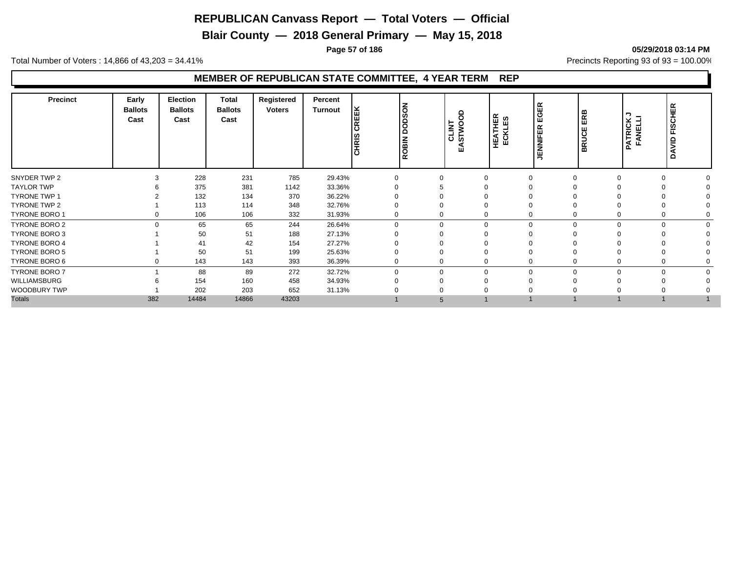# REPUBLICAN Canvass Report — Total Voters — Official

## Blair County — 2018 General Primary — May 15, 2018

Total Number of Voters : 14,866 of 43,203 = 34.41%

Precincts Reporting 93 of 93 = 100.00%

### MEMBER OF REPUBLICAN STATE COMMITTEE, 4 YEAR TERM REP

| Precinct | Early Ballots Cast | Election Ballots Cast | Total Ballots Cast | Registered Voters | Percent Turnout | CHRIS CREEK | ROBIN DODSON | CLINT EASTWOOD | HEATHER ECKLES | JENNIFER EGER | BRUCE ERB | PATRICK J FANELLI | DAVID FISCHER |
|---|---|---|---|---|---|---|---|---|---|---|---|---|---|
| SNYDER TWP 2 | 3 | 228 | 231 | 785 | 29.43% | 0 | 0 | 0 | 0 | 0 | 0 | 0 | 0 |
| TAYLOR TWP | 6 | 375 | 381 | 1142 | 33.36% | 0 | 5 | 0 | 0 | 0 | 0 | 0 | 0 |
| TYRONE TWP 1 | 2 | 132 | 134 | 370 | 36.22% | 0 | 0 | 0 | 0 | 0 | 0 | 0 | 0 |
| TYRONE TWP 2 | 1 | 113 | 114 | 348 | 32.76% | 0 | 0 | 0 | 0 | 0 | 0 | 0 | 0 |
| TYRONE BORO 1 | 0 | 106 | 106 | 332 | 31.93% | 0 | 0 | 0 | 0 | 0 | 0 | 0 | 0 |
| TYRONE BORO 2 | 0 | 65 | 65 | 244 | 26.64% | 0 | 0 | 0 | 0 | 0 | 0 | 0 | 0 |
| TYRONE BORO 3 | 1 | 50 | 51 | 188 | 27.13% | 0 | 0 | 0 | 0 | 0 | 0 | 0 | 0 |
| TYRONE BORO 4 | 1 | 41 | 42 | 154 | 27.27% | 0 | 0 | 0 | 0 | 0 | 0 | 0 | 0 |
| TYRONE BORO 5 | 1 | 50 | 51 | 199 | 25.63% | 0 | 0 | 0 | 0 | 0 | 0 | 0 | 0 |
| TYRONE BORO 6 | 0 | 143 | 143 | 393 | 36.39% | 0 | 0 | 0 | 0 | 0 | 0 | 0 | 0 |
| TYRONE BORO 7 | 1 | 88 | 89 | 272 | 32.72% | 0 | 0 | 0 | 0 | 0 | 0 | 0 | 0 |
| WILLIAMSBURG | 6 | 154 | 160 | 458 | 34.93% | 0 | 0 | 0 | 0 | 0 | 0 | 0 | 0 |
| WOODBURY TWP | 1 | 202 | 203 | 652 | 31.13% | 0 | 0 | 0 | 0 | 0 | 0 | 0 | 0 |
| Totals | 382 | 14484 | 14866 | 43203 | | 1 | 5 | 1 | 1 | 1 | 1 | 1 | 1 |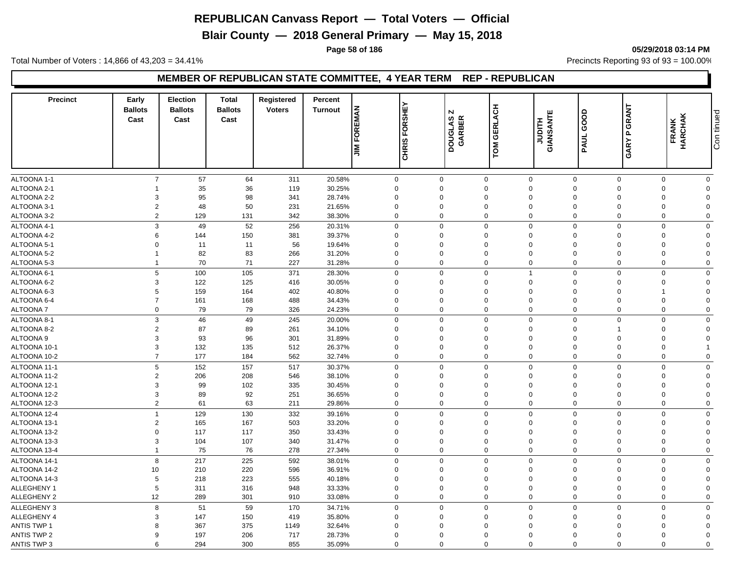# REPUBLICAN Canvass Report — Total Voters — Official

## Blair County — 2018 General Primary — May 15, 2018

05/29/2018 03:14 PM

Total Number of Voters : 14,866 of 43,203 = 34.41%

Precincts Reporting 93 of 93 = 100.00%

### MEMBER OF REPUBLICAN STATE COMMITTEE, 4 YEAR TERM REP - REPUBLICAN

| Precinct | Early Ballots Cast | Election Ballots Cast | Total Ballots Cast | Registered Voters | Percent Turnout | JIM FOREMAN | CHRIS FORSHEY | DOUGLAS Z GARBER | TOM GERLACH | JUDITH GIANSANTE | PAUL GOOD | GARY P GRANT | FRANK HARCHAK |
|---|---|---|---|---|---|---|---|---|---|---|---|---|---|
| ALTOONA 1-1 | 7 | 57 | 64 | 311 | 20.58% | 0 | 0 | 0 | 0 | 0 | 0 | 0 | 0 |
| ALTOONA 2-1 | 1 | 35 | 36 | 119 | 30.25% | 0 | 0 | 0 | 0 | 0 | 0 | 0 | 0 |
| ALTOONA 2-2 | 3 | 95 | 98 | 341 | 28.74% | 0 | 0 | 0 | 0 | 0 | 0 | 0 | 0 |
| ALTOONA 3-1 | 2 | 48 | 50 | 231 | 21.65% | 0 | 0 | 0 | 0 | 0 | 0 | 0 | 0 |
| ALTOONA 3-2 | 2 | 129 | 131 | 342 | 38.30% | 0 | 0 | 0 | 0 | 0 | 0 | 0 | 0 |
| ALTOONA 4-1 | 3 | 49 | 52 | 256 | 20.31% | 0 | 0 | 0 | 0 | 0 | 0 | 0 | 0 |
| ALTOONA 4-2 | 6 | 144 | 150 | 381 | 39.37% | 0 | 0 | 0 | 0 | 0 | 0 | 0 | 0 |
| ALTOONA 5-1 | 0 | 11 | 11 | 56 | 19.64% | 0 | 0 | 0 | 0 | 0 | 0 | 0 | 0 |
| ALTOONA 5-2 | 1 | 82 | 83 | 266 | 31.20% | 0 | 0 | 0 | 0 | 0 | 0 | 0 | 0 |
| ALTOONA 5-3 | 1 | 70 | 71 | 227 | 31.28% | 0 | 0 | 0 | 0 | 0 | 0 | 0 | 0 |
| ALTOONA 6-1 | 5 | 100 | 105 | 371 | 28.30% | 0 | 0 | 0 | 1 | 0 | 0 | 0 | 0 |
| ALTOONA 6-2 | 3 | 122 | 125 | 416 | 30.05% | 0 | 0 | 0 | 0 | 0 | 0 | 0 | 0 |
| ALTOONA 6-3 | 5 | 159 | 164 | 402 | 40.80% | 0 | 0 | 0 | 0 | 0 | 0 | 1 | 0 |
| ALTOONA 6-4 | 7 | 161 | 168 | 488 | 34.43% | 0 | 0 | 0 | 0 | 0 | 0 | 0 | 0 |
| ALTOONA 7 | 0 | 79 | 79 | 326 | 24.23% | 0 | 0 | 0 | 0 | 0 | 0 | 0 | 0 |
| ALTOONA 8-1 | 3 | 46 | 49 | 245 | 20.00% | 0 | 0 | 0 | 0 | 0 | 0 | 0 | 0 |
| ALTOONA 8-2 | 2 | 87 | 89 | 261 | 34.10% | 0 | 0 | 0 | 0 | 0 | 1 | 0 | 0 |
| ALTOONA 9 | 3 | 93 | 96 | 301 | 31.89% | 0 | 0 | 0 | 0 | 0 | 0 | 0 | 0 |
| ALTOONA 10-1 | 3 | 132 | 135 | 512 | 26.37% | 0 | 0 | 0 | 0 | 0 | 0 | 0 | 1 |
| ALTOONA 10-2 | 7 | 177 | 184 | 562 | 32.74% | 0 | 0 | 0 | 0 | 0 | 0 | 0 | 0 |
| ALTOONA 11-1 | 5 | 152 | 157 | 517 | 30.37% | 0 | 0 | 0 | 0 | 0 | 0 | 0 | 0 |
| ALTOONA 11-2 | 2 | 206 | 208 | 546 | 38.10% | 0 | 0 | 0 | 0 | 0 | 0 | 0 | 0 |
| ALTOONA 12-1 | 3 | 99 | 102 | 335 | 30.45% | 0 | 0 | 0 | 0 | 0 | 0 | 0 | 0 |
| ALTOONA 12-2 | 3 | 89 | 92 | 251 | 36.65% | 0 | 0 | 0 | 0 | 0 | 0 | 0 | 0 |
| ALTOONA 12-3 | 2 | 61 | 63 | 211 | 29.86% | 0 | 0 | 0 | 0 | 0 | 0 | 0 | 0 |
| ALTOONA 12-4 | 1 | 129 | 130 | 332 | 39.16% | 0 | 0 | 0 | 0 | 0 | 0 | 0 | 0 |
| ALTOONA 13-1 | 2 | 165 | 167 | 503 | 33.20% | 0 | 0 | 0 | 0 | 0 | 0 | 0 | 0 |
| ALTOONA 13-2 | 0 | 117 | 117 | 350 | 33.43% | 0 | 0 | 0 | 0 | 0 | 0 | 0 | 0 |
| ALTOONA 13-3 | 3 | 104 | 107 | 340 | 31.47% | 0 | 0 | 0 | 0 | 0 | 0 | 0 | 0 |
| ALTOONA 13-4 | 1 | 75 | 76 | 278 | 27.34% | 0 | 0 | 0 | 0 | 0 | 0 | 0 | 0 |
| ALTOONA 14-1 | 8 | 217 | 225 | 592 | 38.01% | 0 | 0 | 0 | 0 | 0 | 0 | 0 | 0 |
| ALTOONA 14-2 | 10 | 210 | 220 | 596 | 36.91% | 0 | 0 | 0 | 0 | 0 | 0 | 0 | 0 |
| ALTOONA 14-3 | 5 | 218 | 223 | 555 | 40.18% | 0 | 0 | 0 | 0 | 0 | 0 | 0 | 0 |
| ALLEGHENY 1 | 5 | 311 | 316 | 948 | 33.33% | 0 | 0 | 0 | 0 | 0 | 0 | 0 | 0 |
| ALLEGHENY 2 | 12 | 289 | 301 | 910 | 33.08% | 0 | 0 | 0 | 0 | 0 | 0 | 0 | 0 |
| ALLEGHENY 3 | 8 | 51 | 59 | 170 | 34.71% | 0 | 0 | 0 | 0 | 0 | 0 | 0 | 0 |
| ALLEGHENY 4 | 3 | 147 | 150 | 419 | 35.80% | 0 | 0 | 0 | 0 | 0 | 0 | 0 | 0 |
| ANTIS TWP 1 | 8 | 367 | 375 | 1149 | 32.64% | 0 | 0 | 0 | 0 | 0 | 0 | 0 | 0 |
| ANTIS TWP 2 | 9 | 197 | 206 | 717 | 28.73% | 0 | 0 | 0 | 0 | 0 | 0 | 0 | 0 |
| ANTIS TWP 3 | 6 | 294 | 300 | 855 | 35.09% | 0 | 0 | 0 | 0 | 0 | 0 | 0 | 0 |

Continued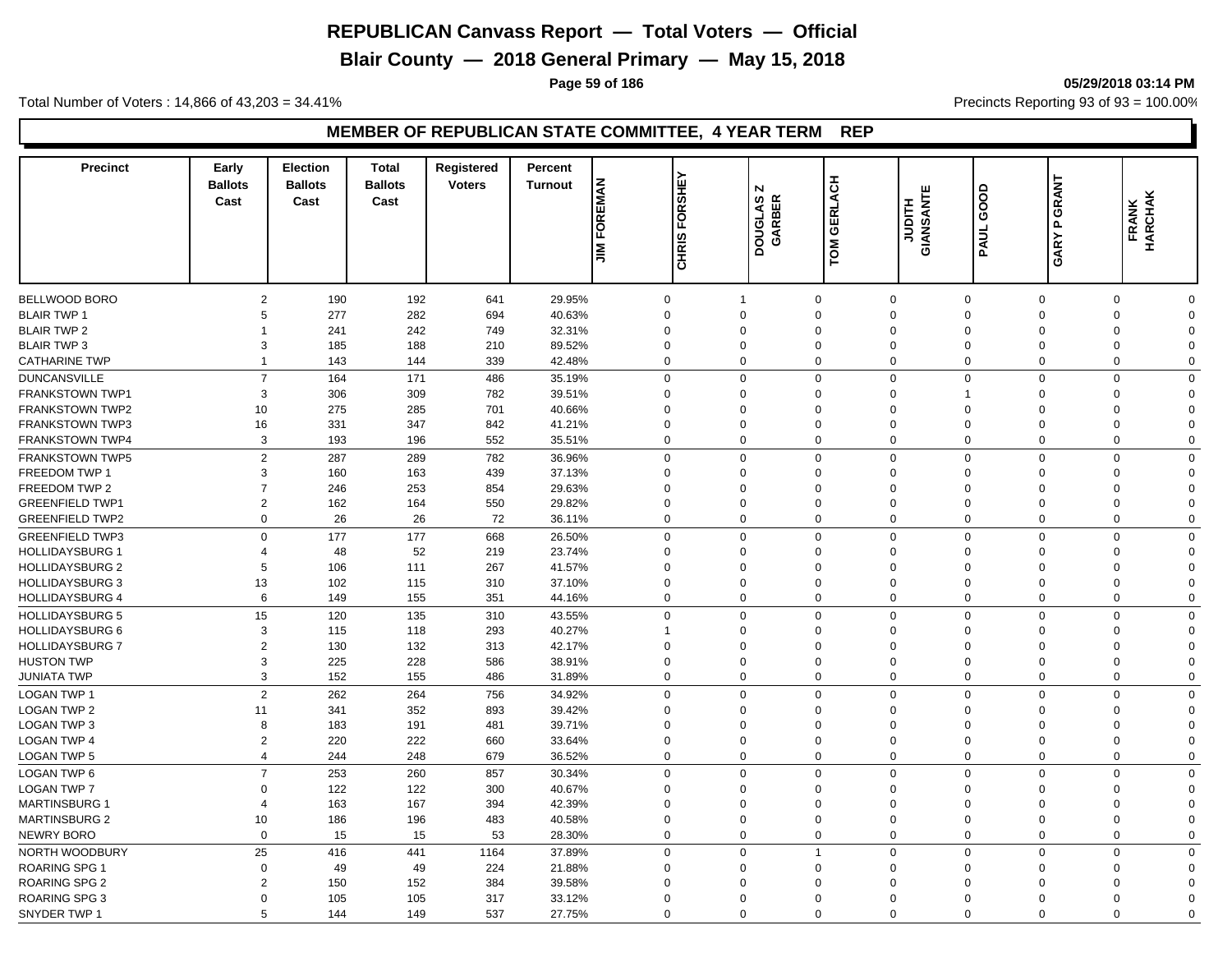# REPUBLICAN Canvass Report — Total Voters — Official

## Blair County — 2018 General Primary — May 15, 2018

05/29/2018 03:14 PM

Total Number of Voters : 14,866 of 43,203 = 34.41%

Precincts Reporting 93 of 93 = 100.00%

### MEMBER OF REPUBLICAN STATE COMMITTEE, 4 YEAR TERM REP

| Precinct | Early Ballots Cast | Election Ballots Cast | Total Ballots Cast | Registered Voters | Percent Turnout | JIM FOREMAN | CHRIS FORSHEY | DOUGLAS N GARBER | TOM GERLACH | JUDITH GIANSANTE | PAUL GOOD | GARY P GRANT | FRANK HARCHAK |
|---|---|---|---|---|---|---|---|---|---|---|---|---|---|
| BELLWOOD BORO | 2 | 190 | 192 | 641 | 29.95% | 0 | 1 | 0 | 0 | 0 | 0 | 0 | 0 |
| BLAIR TWP 1 | 5 | 277 | 282 | 694 | 40.63% | 0 | 0 | 0 | 0 | 0 | 0 | 0 | 0 |
| BLAIR TWP 2 | 1 | 241 | 242 | 749 | 32.31% | 0 | 0 | 0 | 0 | 0 | 0 | 0 | 0 |
| BLAIR TWP 3 | 3 | 185 | 188 | 210 | 89.52% | 0 | 0 | 0 | 0 | 0 | 0 | 0 | 0 |
| CATHARINE TWP | 1 | 143 | 144 | 339 | 42.48% | 0 | 0 | 0 | 0 | 0 | 0 | 0 | 0 |
| DUNCANSVILLE | 7 | 164 | 171 | 486 | 35.19% | 0 | 0 | 0 | 0 | 0 | 0 | 0 | 0 |
| FRANKSTOWN TWP1 | 3 | 306 | 309 | 782 | 39.51% | 0 | 0 | 0 | 0 | 1 | 0 | 0 | 0 |
| FRANKSTOWN TWP2 | 10 | 275 | 285 | 701 | 40.66% | 0 | 0 | 0 | 0 | 0 | 0 | 0 | 0 |
| FRANKSTOWN TWP3 | 16 | 331 | 347 | 842 | 41.21% | 0 | 0 | 0 | 0 | 0 | 0 | 0 | 0 |
| FRANKSTOWN TWP4 | 3 | 193 | 196 | 552 | 35.51% | 0 | 0 | 0 | 0 | 0 | 0 | 0 | 0 |
| FRANKSTOWN TWP5 | 2 | 287 | 289 | 782 | 36.96% | 0 | 0 | 0 | 0 | 0 | 0 | 0 | 0 |
| FREEDOM TWP 1 | 3 | 160 | 163 | 439 | 37.13% | 0 | 0 | 0 | 0 | 0 | 0 | 0 | 0 |
| FREEDOM TWP 2 | 7 | 246 | 253 | 854 | 29.63% | 0 | 0 | 0 | 0 | 0 | 0 | 0 | 0 |
| GREENFIELD TWP1 | 2 | 162 | 164 | 550 | 29.82% | 0 | 0 | 0 | 0 | 0 | 0 | 0 | 0 |
| GREENFIELD TWP2 | 0 | 26 | 26 | 72 | 36.11% | 0 | 0 | 0 | 0 | 0 | 0 | 0 | 0 |
| GREENFIELD TWP3 | 0 | 177 | 177 | 668 | 26.50% | 0 | 0 | 0 | 0 | 0 | 0 | 0 | 0 |
| HOLLIDAYSBURG 1 | 4 | 48 | 52 | 219 | 23.74% | 0 | 0 | 0 | 0 | 0 | 0 | 0 | 0 |
| HOLLIDAYSBURG 2 | 5 | 106 | 111 | 267 | 41.57% | 0 | 0 | 0 | 0 | 0 | 0 | 0 | 0 |
| HOLLIDAYSBURG 3 | 13 | 102 | 115 | 310 | 37.10% | 0 | 0 | 0 | 0 | 0 | 0 | 0 | 0 |
| HOLLIDAYSBURG 4 | 6 | 149 | 155 | 351 | 44.16% | 0 | 0 | 0 | 0 | 0 | 0 | 0 | 0 |
| HOLLIDAYSBURG 5 | 15 | 120 | 135 | 310 | 43.55% | 0 | 0 | 0 | 0 | 0 | 0 | 0 | 0 |
| HOLLIDAYSBURG 6 | 3 | 115 | 118 | 293 | 40.27% | 1 | 0 | 0 | 0 | 0 | 0 | 0 | 0 |
| HOLLIDAYSBURG 7 | 2 | 130 | 132 | 313 | 42.17% | 0 | 0 | 0 | 0 | 0 | 0 | 0 | 0 |
| HUSTON TWP | 3 | 225 | 228 | 586 | 38.91% | 0 | 0 | 0 | 0 | 0 | 0 | 0 | 0 |
| JUNIATA TWP | 3 | 152 | 155 | 486 | 31.89% | 0 | 0 | 0 | 0 | 0 | 0 | 0 | 0 |
| LOGAN TWP 1 | 2 | 262 | 264 | 756 | 34.92% | 0 | 0 | 0 | 0 | 0 | 0 | 0 | 0 |
| LOGAN TWP 2 | 11 | 341 | 352 | 893 | 39.42% | 0 | 0 | 0 | 0 | 0 | 0 | 0 | 0 |
| LOGAN TWP 3 | 8 | 183 | 191 | 481 | 39.71% | 0 | 0 | 0 | 0 | 0 | 0 | 0 | 0 |
| LOGAN TWP 4 | 2 | 220 | 222 | 660 | 33.64% | 0 | 0 | 0 | 0 | 0 | 0 | 0 | 0 |
| LOGAN TWP 5 | 4 | 244 | 248 | 679 | 36.52% | 0 | 0 | 0 | 0 | 0 | 0 | 0 | 0 |
| LOGAN TWP 6 | 7 | 253 | 260 | 857 | 30.34% | 0 | 0 | 0 | 0 | 0 | 0 | 0 | 0 |
| LOGAN TWP 7 | 0 | 122 | 122 | 300 | 40.67% | 0 | 0 | 0 | 0 | 0 | 0 | 0 | 0 |
| MARTINSBURG 1 | 4 | 163 | 167 | 394 | 42.39% | 0 | 0 | 0 | 0 | 0 | 0 | 0 | 0 |
| MARTINSBURG 2 | 10 | 186 | 196 | 483 | 40.58% | 0 | 0 | 0 | 0 | 0 | 0 | 0 | 0 |
| NEWRY BORO | 0 | 15 | 15 | 53 | 28.30% | 0 | 0 | 0 | 0 | 0 | 0 | 0 | 0 |
| NORTH WOODBURY | 25 | 416 | 441 | 1164 | 37.89% | 0 | 0 | 1 | 0 | 0 | 0 | 0 | 0 |
| ROARING SPG 1 | 0 | 49 | 49 | 224 | 21.88% | 0 | 0 | 0 | 0 | 0 | 0 | 0 | 0 |
| ROARING SPG 2 | 2 | 150 | 152 | 384 | 39.58% | 0 | 0 | 0 | 0 | 0 | 0 | 0 | 0 |
| ROARING SPG 3 | 0 | 105 | 105 | 317 | 33.12% | 0 | 0 | 0 | 0 | 0 | 0 | 0 | 0 |
| SNYDER TWP 1 | 5 | 144 | 149 | 537 | 27.75% | 0 | 0 | 0 | 0 | 0 | 0 | 0 | 0 |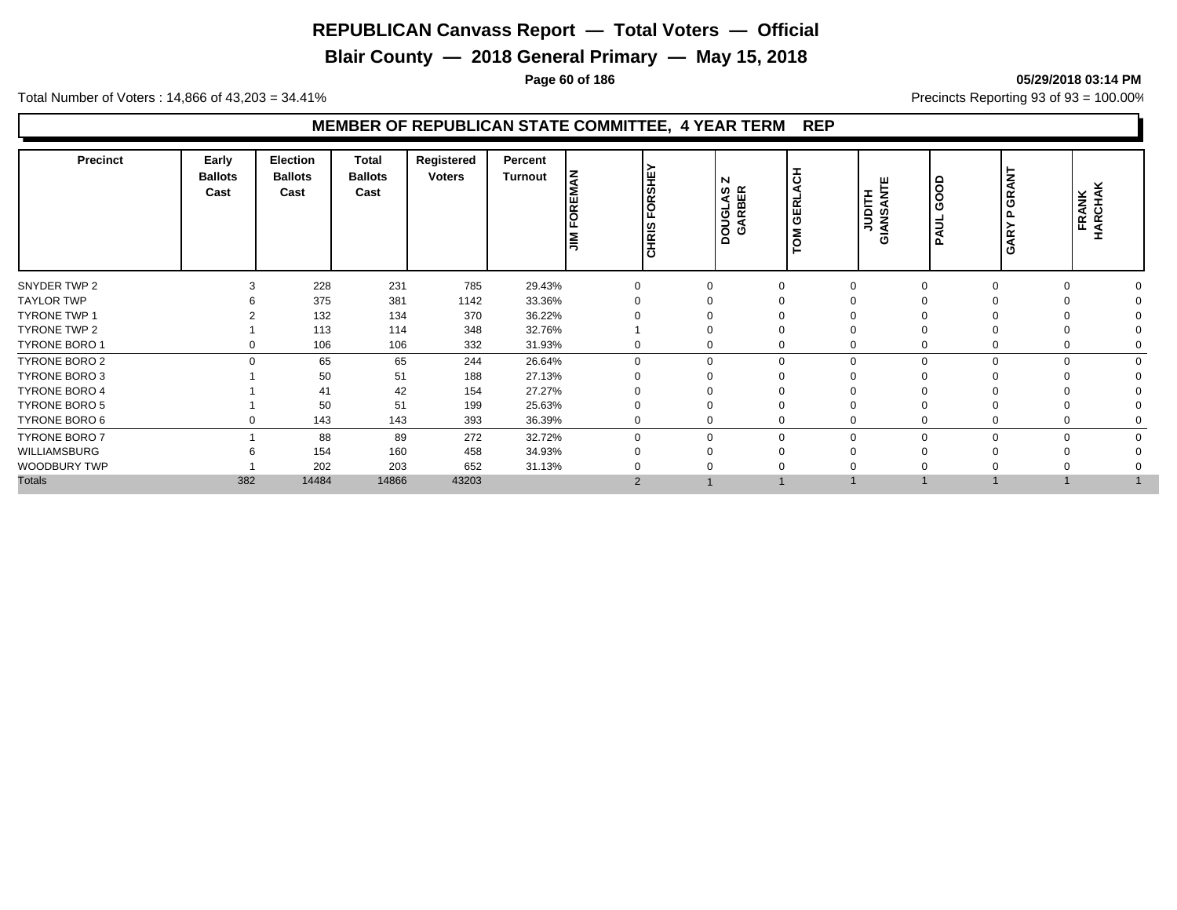# REPUBLICAN Canvass Report — Total Voters — Official

## Blair County — 2018 General Primary — May 15, 2018

05/29/2018 03:14 PM

Total Number of Voters : 14,866 of 43,203 = 34.41%

Precincts Reporting 93 of 93 = 100.00%

### MEMBER OF REPUBLICAN STATE COMMITTEE, 4 YEAR TERM REP

| Precinct | Early Ballots Cast | Election Ballots Cast | Total Ballots Cast | Registered Voters | Percent Turnout | JIM FOREMAN | CHRIS FORSHEY | DOUGLAS Z GARBER | TOM GERLACH | JUDITH GIANSANTE | PAUL GOOD | GARY P GRANT | FRANK HARCHAK |
|---|---|---|---|---|---|---|---|---|---|---|---|---|---|
| SNYDER TWP 2 | 3 | 228 | 231 | 785 | 29.43% | 0 | 0 | 0 | 0 | 0 | 0 | 0 | 0 |
| TAYLOR TWP | 6 | 375 | 381 | 1142 | 33.36% | 0 | 0 | 0 | 0 | 0 | 0 | 0 | 0 |
| TYRONE TWP 1 | 2 | 132 | 134 | 370 | 36.22% | 0 | 0 | 0 | 0 | 0 | 0 | 0 | 0 |
| TYRONE TWP 2 | 1 | 113 | 114 | 348 | 32.76% | 1 | 0 | 0 | 0 | 0 | 0 | 0 | 0 |
| TYRONE BORO 1 | 0 | 106 | 106 | 332 | 31.93% | 0 | 0 | 0 | 0 | 0 | 0 | 0 | 0 |
| TYRONE BORO 2 | 0 | 65 | 65 | 244 | 26.64% | 0 | 0 | 0 | 0 | 0 | 0 | 0 | 0 |
| TYRONE BORO 3 | 1 | 50 | 51 | 188 | 27.13% | 0 | 0 | 0 | 0 | 0 | 0 | 0 | 0 |
| TYRONE BORO 4 | 1 | 41 | 42 | 154 | 27.27% | 0 | 0 | 0 | 0 | 0 | 0 | 0 | 0 |
| TYRONE BORO 5 | 1 | 50 | 51 | 199 | 25.63% | 0 | 0 | 0 | 0 | 0 | 0 | 0 | 0 |
| TYRONE BORO 6 | 0 | 143 | 143 | 393 | 36.39% | 0 | 0 | 0 | 0 | 0 | 0 | 0 | 0 |
| TYRONE BORO 7 | 1 | 88 | 89 | 272 | 32.72% | 0 | 0 | 0 | 0 | 0 | 0 | 0 | 0 |
| WILLIAMSBURG | 6 | 154 | 160 | 458 | 34.93% | 0 | 0 | 0 | 0 | 0 | 0 | 0 | 0 |
| WOODBURY TWP | 1 | 202 | 203 | 652 | 31.13% | 0 | 0 | 0 | 0 | 0 | 0 | 0 | 0 |
| Totals | 382 | 14484 | 14866 | 43203 | | 2 | 1 | 1 | 1 | 1 | 1 | 1 | 1 |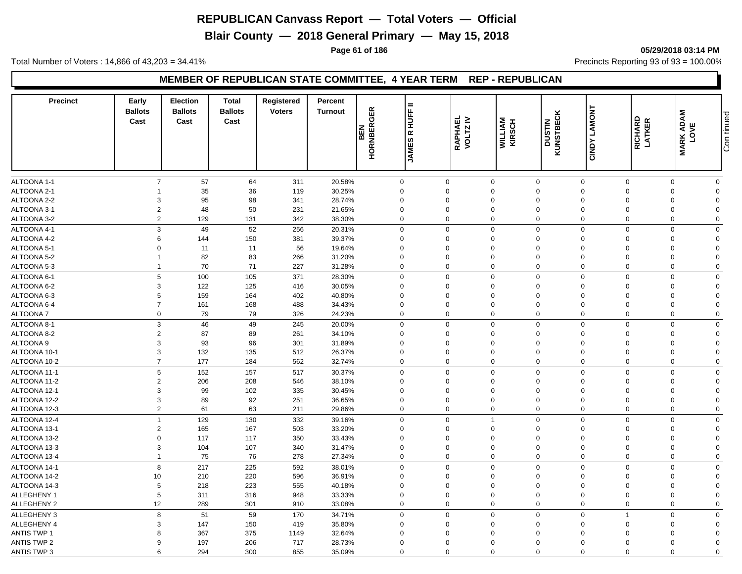# REPUBLICAN Canvass Report — Total Voters — Official

## Blair County — 2018 General Primary — May 15, 2018

05/29/2018 03:14 PM

Total Number of Voters : 14,866 of 43,203 = 34.41%

Precincts Reporting 93 of 93 = 100.00%

### MEMBER OF REPUBLICAN STATE COMMITTEE, 4 YEAR TERM REP - REPUBLICAN

| Precinct | Early Ballots Cast | Election Ballots Cast | Total Ballots Cast | Registered Voters | Percent Turnout | BEN HORNBERGER | JAMES R HUFF II | RAPHAEL VOLTZ IV | WILLIAM KIRSCH | DUSTIN KUNSTBECK | CINDY LAMONT | RICHARD LATKER | MARK ADAM LOVE |
|---|---|---|---|---|---|---|---|---|---|---|---|---|---|
| ALTOONA 1-1 | 7 | 57 | 64 | 311 | 20.58% | 0 | 0 | 0 | 0 | 0 | 0 | 0 | 0 |
| ALTOONA 2-1 | 1 | 35 | 36 | 119 | 30.25% | 0 | 0 | 0 | 0 | 0 | 0 | 0 | 0 |
| ALTOONA 2-2 | 3 | 95 | 98 | 341 | 28.74% | 0 | 0 | 0 | 0 | 0 | 0 | 0 | 0 |
| ALTOONA 3-1 | 2 | 48 | 50 | 231 | 21.65% | 0 | 0 | 0 | 0 | 0 | 0 | 0 | 0 |
| ALTOONA 3-2 | 2 | 129 | 131 | 342 | 38.30% | 0 | 0 | 0 | 0 | 0 | 0 | 0 | 0 |
| ALTOONA 4-1 | 3 | 49 | 52 | 256 | 20.31% | 0 | 0 | 0 | 0 | 0 | 0 | 0 | 0 |
| ALTOONA 4-2 | 6 | 144 | 150 | 381 | 39.37% | 0 | 0 | 0 | 0 | 0 | 0 | 0 | 0 |
| ALTOONA 5-1 | 0 | 11 | 11 | 56 | 19.64% | 0 | 0 | 0 | 0 | 0 | 0 | 0 | 0 |
| ALTOONA 5-2 | 1 | 82 | 83 | 266 | 31.20% | 0 | 0 | 0 | 0 | 0 | 0 | 0 | 0 |
| ALTOONA 5-3 | 1 | 70 | 71 | 227 | 31.28% | 0 | 0 | 0 | 0 | 0 | 0 | 0 | 0 |
| ALTOONA 6-1 | 5 | 100 | 105 | 371 | 28.30% | 0 | 0 | 0 | 0 | 0 | 0 | 0 | 0 |
| ALTOONA 6-2 | 3 | 122 | 125 | 416 | 30.05% | 0 | 0 | 0 | 0 | 0 | 0 | 0 | 0 |
| ALTOONA 6-3 | 5 | 159 | 164 | 402 | 40.80% | 0 | 0 | 0 | 0 | 0 | 0 | 0 | 0 |
| ALTOONA 6-4 | 7 | 161 | 168 | 488 | 34.43% | 0 | 0 | 0 | 0 | 0 | 0 | 0 | 0 |
| ALTOONA 7 | 0 | 79 | 79 | 326 | 24.23% | 0 | 0 | 0 | 0 | 0 | 0 | 0 | 0 |
| ALTOONA 8-1 | 3 | 46 | 49 | 245 | 20.00% | 0 | 0 | 0 | 0 | 0 | 0 | 0 | 0 |
| ALTOONA 8-2 | 2 | 87 | 89 | 261 | 34.10% | 0 | 0 | 0 | 0 | 0 | 0 | 0 | 0 |
| ALTOONA 9 | 3 | 93 | 96 | 301 | 31.89% | 0 | 0 | 0 | 0 | 0 | 0 | 0 | 0 |
| ALTOONA 10-1 | 3 | 132 | 135 | 512 | 26.37% | 0 | 0 | 0 | 0 | 0 | 0 | 0 | 0 |
| ALTOONA 10-2 | 7 | 177 | 184 | 562 | 32.74% | 0 | 0 | 0 | 0 | 0 | 0 | 0 | 0 |
| ALTOONA 11-1 | 5 | 152 | 157 | 517 | 30.37% | 0 | 0 | 0 | 0 | 0 | 0 | 0 | 0 |
| ALTOONA 11-2 | 2 | 206 | 208 | 546 | 38.10% | 0 | 0 | 0 | 0 | 0 | 0 | 0 | 0 |
| ALTOONA 12-1 | 3 | 99 | 102 | 335 | 30.45% | 0 | 0 | 0 | 0 | 0 | 0 | 0 | 0 |
| ALTOONA 12-2 | 3 | 89 | 92 | 251 | 36.65% | 0 | 0 | 0 | 0 | 0 | 0 | 0 | 0 |
| ALTOONA 12-3 | 2 | 61 | 63 | 211 | 29.86% | 0 | 0 | 0 | 0 | 0 | 0 | 0 | 0 |
| ALTOONA 12-4 | 1 | 129 | 130 | 332 | 39.16% | 0 | 0 | 1 | 0 | 0 | 0 | 0 | 0 |
| ALTOONA 13-1 | 2 | 165 | 167 | 503 | 33.20% | 0 | 0 | 0 | 0 | 0 | 0 | 0 | 0 |
| ALTOONA 13-2 | 0 | 117 | 117 | 350 | 33.43% | 0 | 0 | 0 | 0 | 0 | 0 | 0 | 0 |
| ALTOONA 13-3 | 3 | 104 | 107 | 340 | 31.47% | 0 | 0 | 0 | 0 | 0 | 0 | 0 | 0 |
| ALTOONA 13-4 | 1 | 75 | 76 | 278 | 27.34% | 0 | 0 | 0 | 0 | 0 | 0 | 0 | 0 |
| ALTOONA 14-1 | 8 | 217 | 225 | 592 | 38.01% | 0 | 0 | 0 | 0 | 0 | 0 | 0 | 0 |
| ALTOONA 14-2 | 10 | 210 | 220 | 596 | 36.91% | 0 | 0 | 0 | 0 | 0 | 0 | 0 | 0 |
| ALTOONA 14-3 | 5 | 218 | 223 | 555 | 40.18% | 0 | 0 | 0 | 0 | 0 | 0 | 0 | 0 |
| ALLEGHENY 1 | 5 | 311 | 316 | 948 | 33.33% | 0 | 0 | 0 | 0 | 0 | 0 | 0 | 0 |
| ALLEGHENY 2 | 12 | 289 | 301 | 910 | 33.08% | 0 | 0 | 0 | 0 | 0 | 0 | 0 | 0 |
| ALLEGHENY 3 | 8 | 51 | 59 | 170 | 34.71% | 0 | 0 | 0 | 0 | 0 | 1 | 0 | 0 |
| ALLEGHENY 4 | 3 | 147 | 150 | 419 | 35.80% | 0 | 0 | 0 | 0 | 0 | 0 | 0 | 0 |
| ANTIS TWP 1 | 8 | 367 | 375 | 1149 | 32.64% | 0 | 0 | 0 | 0 | 0 | 0 | 0 | 0 |
| ANTIS TWP 2 | 9 | 197 | 206 | 717 | 28.73% | 0 | 0 | 0 | 0 | 0 | 0 | 0 | 0 |
| ANTIS TWP 3 | 6 | 294 | 300 | 855 | 35.09% | 0 | 0 | 0 | 0 | 0 | 0 | 0 | 0 |

Continued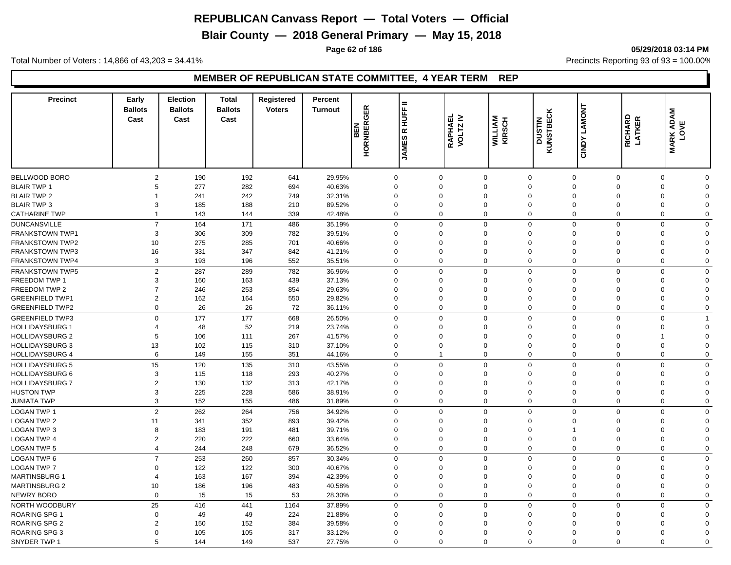# REPUBLICAN Canvass Report — Total Voters — Official

## Blair County — 2018 General Primary — May 15, 2018

05/29/2018 03:14 PM

Total Number of Voters : 14,866 of 43,203 = 34.41%

Precincts Reporting 93 of 93 = 100.00%

### MEMBER OF REPUBLICAN STATE COMMITTEE, 4 YEAR TERM REP

| Precinct | Early Ballots Cast | Election Ballots Cast | Total Ballots Cast | Registered Voters | Percent Turnout | BEN HORNBERGER | JAMES R HUFF II | RAPHAEL VOLTZ IV | WILLIAM KIRSCH | DUSTIN KUNSTBECK | CINDY LAMONT | RICHARD LATKER | MARK ADAM LOVE |
|---|---|---|---|---|---|---|---|---|---|---|---|---|---|
| BELLWOOD BORO | 2 | 190 | 192 | 641 | 29.95% | 0 | 0 | 0 | 0 | 0 | 0 | 0 | 0 |
| BLAIR TWP 1 | 5 | 277 | 282 | 694 | 40.63% | 0 | 0 | 0 | 0 | 0 | 0 | 0 | 0 |
| BLAIR TWP 2 | 1 | 241 | 242 | 749 | 32.31% | 0 | 0 | 0 | 0 | 0 | 0 | 0 | 0 |
| BLAIR TWP 3 | 3 | 185 | 188 | 210 | 89.52% | 0 | 0 | 0 | 0 | 0 | 0 | 0 | 0 |
| CATHARINE TWP | 1 | 143 | 144 | 339 | 42.48% | 0 | 0 | 0 | 0 | 0 | 0 | 0 | 0 |
| DUNCANSVILLE | 7 | 164 | 171 | 486 | 35.19% | 0 | 0 | 0 | 0 | 0 | 0 | 0 | 0 |
| FRANKSTOWN TWP1 | 3 | 306 | 309 | 782 | 39.51% | 0 | 0 | 0 | 0 | 0 | 0 | 0 | 0 |
| FRANKSTOWN TWP2 | 10 | 275 | 285 | 701 | 40.66% | 0 | 0 | 0 | 0 | 0 | 0 | 0 | 0 |
| FRANKSTOWN TWP3 | 16 | 331 | 347 | 842 | 41.21% | 0 | 0 | 0 | 0 | 0 | 0 | 0 | 0 |
| FRANKSTOWN TWP4 | 3 | 193 | 196 | 552 | 35.51% | 0 | 0 | 0 | 0 | 0 | 0 | 0 | 0 |
| FRANKSTOWN TWP5 | 2 | 287 | 289 | 782 | 36.96% | 0 | 0 | 0 | 0 | 0 | 0 | 0 | 0 |
| FREEDOM TWP 1 | 3 | 160 | 163 | 439 | 37.13% | 0 | 0 | 0 | 0 | 0 | 0 | 0 | 0 |
| FREEDOM TWP 2 | 7 | 246 | 253 | 854 | 29.63% | 0 | 0 | 0 | 0 | 0 | 0 | 0 | 0 |
| GREENFIELD TWP1 | 2 | 162 | 164 | 550 | 29.82% | 0 | 0 | 0 | 0 | 0 | 0 | 0 | 0 |
| GREENFIELD TWP2 | 0 | 26 | 26 | 72 | 36.11% | 0 | 0 | 0 | 0 | 0 | 0 | 0 | 0 |
| GREENFIELD TWP3 | 0 | 177 | 177 | 668 | 26.50% | 0 | 0 | 0 | 0 | 0 | 0 | 0 | 1 |
| HOLLIDAYSBURG 1 | 4 | 48 | 52 | 219 | 23.74% | 0 | 0 | 0 | 0 | 0 | 0 | 0 | 0 |
| HOLLIDAYSBURG 2 | 5 | 106 | 111 | 267 | 41.57% | 0 | 0 | 0 | 0 | 0 | 0 | 1 | 0 |
| HOLLIDAYSBURG 3 | 13 | 102 | 115 | 310 | 37.10% | 0 | 0 | 0 | 0 | 0 | 0 | 0 | 0 |
| HOLLIDAYSBURG 4 | 6 | 149 | 155 | 351 | 44.16% | 0 | 1 | 0 | 0 | 0 | 0 | 0 | 0 |
| HOLLIDAYSBURG 5 | 15 | 120 | 135 | 310 | 43.55% | 0 | 0 | 0 | 0 | 0 | 0 | 0 | 0 |
| HOLLIDAYSBURG 6 | 3 | 115 | 118 | 293 | 40.27% | 0 | 0 | 0 | 0 | 0 | 0 | 0 | 0 |
| HOLLIDAYSBURG 7 | 2 | 130 | 132 | 313 | 42.17% | 0 | 0 | 0 | 0 | 0 | 0 | 0 | 0 |
| HUSTON TWP | 3 | 225 | 228 | 586 | 38.91% | 0 | 0 | 0 | 0 | 0 | 0 | 0 | 0 |
| JUNIATA TWP | 3 | 152 | 155 | 486 | 31.89% | 0 | 0 | 0 | 0 | 0 | 0 | 0 | 0 |
| LOGAN TWP 1 | 2 | 262 | 264 | 756 | 34.92% | 0 | 0 | 0 | 0 | 0 | 0 | 0 | 0 |
| LOGAN TWP 2 | 11 | 341 | 352 | 893 | 39.42% | 0 | 0 | 0 | 0 | 0 | 0 | 0 | 0 |
| LOGAN TWP 3 | 8 | 183 | 191 | 481 | 39.71% | 0 | 0 | 0 | 0 | 1 | 0 | 0 | 0 |
| LOGAN TWP 4 | 2 | 220 | 222 | 660 | 33.64% | 0 | 0 | 0 | 0 | 0 | 0 | 0 | 0 |
| LOGAN TWP 5 | 4 | 244 | 248 | 679 | 36.52% | 0 | 0 | 0 | 0 | 0 | 0 | 0 | 0 |
| LOGAN TWP 6 | 7 | 253 | 260 | 857 | 30.34% | 0 | 0 | 0 | 0 | 0 | 0 | 0 | 0 |
| LOGAN TWP 7 | 0 | 122 | 122 | 300 | 40.67% | 0 | 0 | 0 | 0 | 0 | 0 | 0 | 0 |
| MARTINSBURG 1 | 4 | 163 | 167 | 394 | 42.39% | 0 | 0 | 0 | 0 | 0 | 0 | 0 | 0 |
| MARTINSBURG 2 | 10 | 186 | 196 | 483 | 40.58% | 0 | 0 | 0 | 0 | 0 | 0 | 0 | 0 |
| NEWRY BORO | 0 | 15 | 15 | 53 | 28.30% | 0 | 0 | 0 | 0 | 0 | 0 | 0 | 0 |
| NORTH WOODBURY | 25 | 416 | 441 | 1164 | 37.89% | 0 | 0 | 0 | 0 | 0 | 0 | 0 | 0 |
| ROARING SPG 1 | 0 | 49 | 49 | 224 | 21.88% | 0 | 0 | 0 | 0 | 0 | 0 | 0 | 0 |
| ROARING SPG 2 | 2 | 150 | 152 | 384 | 39.58% | 0 | 0 | 0 | 0 | 0 | 0 | 0 | 0 |
| ROARING SPG 3 | 0 | 105 | 105 | 317 | 33.12% | 0 | 0 | 0 | 0 | 0 | 0 | 0 | 0 |
| SNYDER TWP 1 | 5 | 144 | 149 | 537 | 27.75% | 0 | 0 | 0 | 0 | 0 | 0 | 0 | 0 |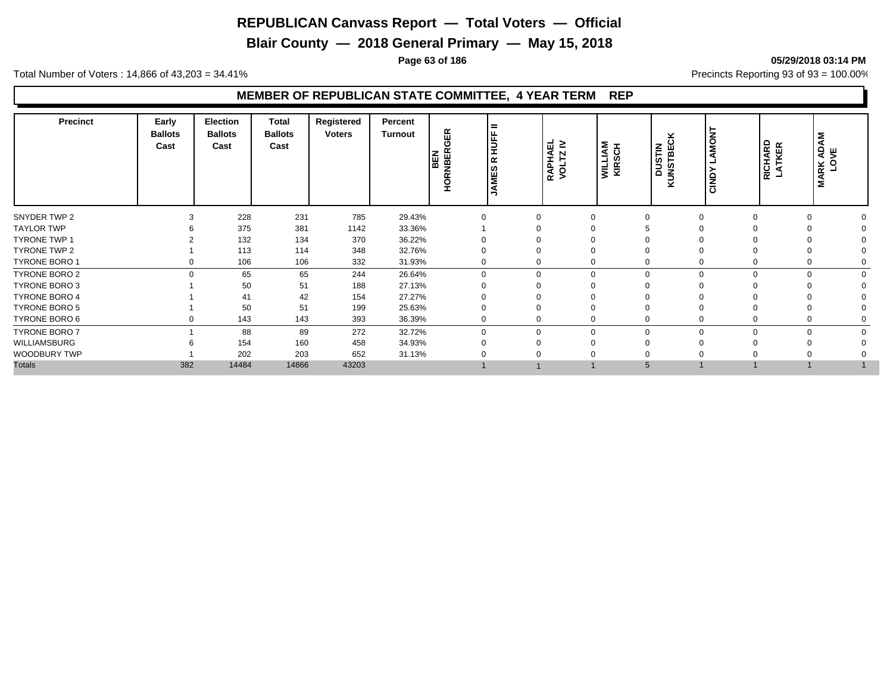# REPUBLICAN Canvass Report — Total Voters — Official

## Blair County — 2018 General Primary — May 15, 2018

**05/29/2018 03:14 PM**

Total Number of Voters : 14,866 of 43,203 = 34.41%

Precincts Reporting 93 of 93 = 100.00%

### MEMBER OF REPUBLICAN STATE COMMITTEE, 4 YEAR TERM REP

| Precinct | Early Ballots Cast | Election Ballots Cast | Total Ballots Cast | Registered Voters | Percent Turnout | BEN HORNBERGER | JAMES R HUFF II | RAPHAEL VOLTZ IV | WILLIAM KIRSCH | DUSTIN KUNSTBECK | CINDY LAMONT | RICHARD LATKER | MARK ADAM LOVE |
|---|---|---|---|---|---|---|---|---|---|---|---|---|---|
| SNYDER TWP 2 | 3 | 228 | 231 | 785 | 29.43% | 0 | 0 | 0 | 0 | 0 | 0 | 0 | 0 |
| TAYLOR TWP | 6 | 375 | 381 | 1142 | 33.36% | 1 | 0 | 0 | 5 | 0 | 0 | 0 | 0 |
| TYRONE TWP 1 | 2 | 132 | 134 | 370 | 36.22% | 0 | 0 | 0 | 0 | 0 | 0 | 0 | 0 |
| TYRONE TWP 2 | 1 | 113 | 114 | 348 | 32.76% | 0 | 0 | 0 | 0 | 0 | 0 | 0 | 0 |
| TYRONE BORO 1 | 0 | 106 | 106 | 332 | 31.93% | 0 | 0 | 0 | 0 | 0 | 0 | 0 | 0 |
| TYRONE BORO 2 | 0 | 65 | 65 | 244 | 26.64% | 0 | 0 | 0 | 0 | 0 | 0 | 0 | 0 |
| TYRONE BORO 3 | 1 | 50 | 51 | 188 | 27.13% | 0 | 0 | 0 | 0 | 0 | 0 | 0 | 0 |
| TYRONE BORO 4 | 1 | 41 | 42 | 154 | 27.27% | 0 | 0 | 0 | 0 | 0 | 0 | 0 | 0 |
| TYRONE BORO 5 | 1 | 50 | 51 | 199 | 25.63% | 0 | 0 | 0 | 0 | 0 | 0 | 0 | 0 |
| TYRONE BORO 6 | 0 | 143 | 143 | 393 | 36.39% | 0 | 0 | 0 | 0 | 0 | 0 | 0 | 0 |
| TYRONE BORO 7 | 1 | 88 | 89 | 272 | 32.72% | 0 | 0 | 0 | 0 | 0 | 0 | 0 | 0 |
| WILLIAMSBURG | 6 | 154 | 160 | 458 | 34.93% | 0 | 0 | 0 | 0 | 0 | 0 | 0 | 0 |
| WOODBURY TWP | 1 | 202 | 203 | 652 | 31.13% | 0 | 0 | 0 | 0 | 0 | 0 | 0 | 0 |
| Totals | 382 | 14484 | 14866 | 43203 | | 1 | 1 | 1 | 5 | 1 | 1 | 1 | 1 |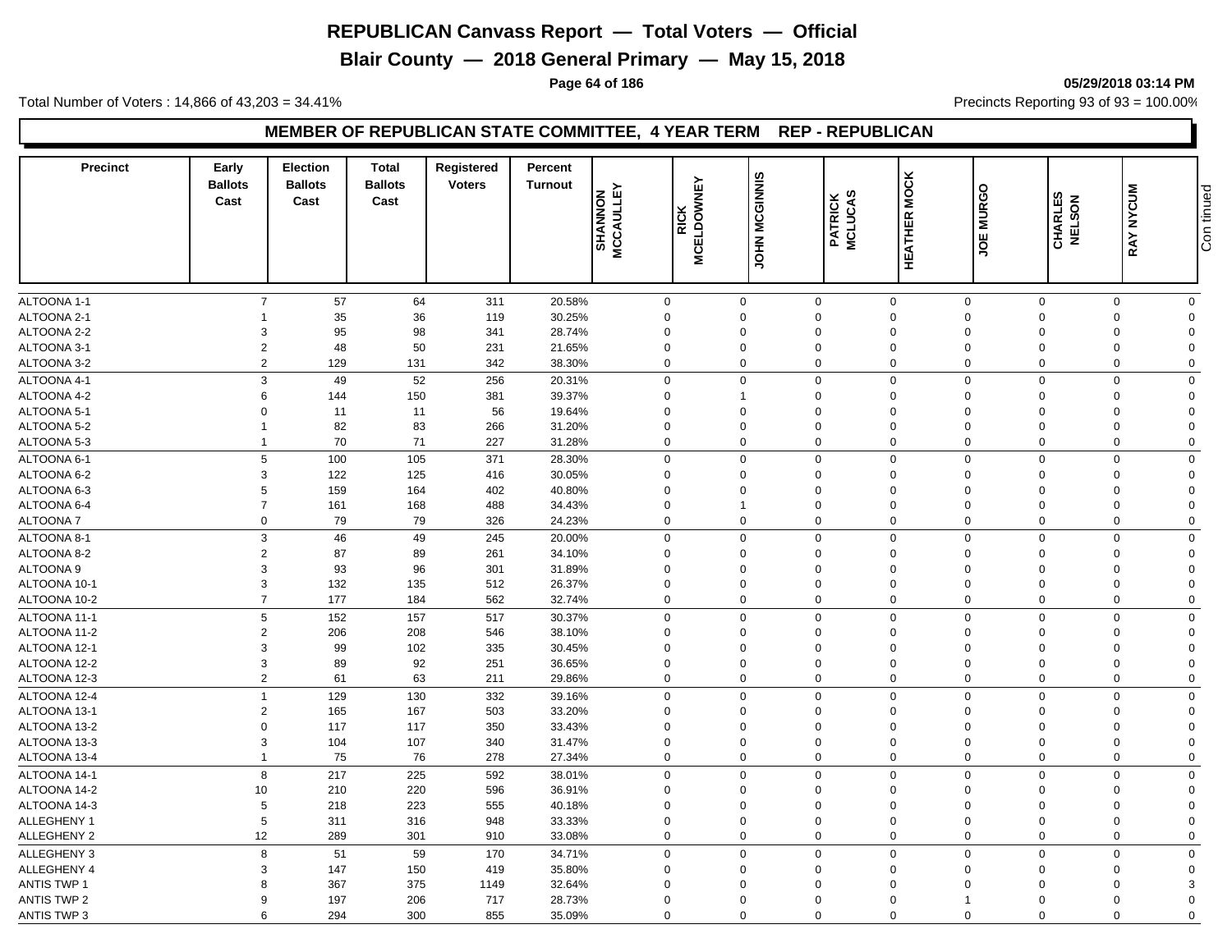# REPUBLICAN Canvass Report — Total Voters — Official

## Blair County — 2018 General Primary — May 15, 2018

05/29/2018 03:14 PM

Total Number of Voters : 14,866 of 43,203 = 34.41%

Precincts Reporting 93 of 93 = 100.00%

### MEMBER OF REPUBLICAN STATE COMMITTEE, 4 YEAR TERM REP - REPUBLICAN

| Precinct | Early Ballots Cast | Election Ballots Cast | Total Ballots Cast | Registered Voters | Percent Turnout | SHANNON MCCAULLEY | RICK MCELDOWNEY | JOHN MCGINNIS | PATRICK MCLUCAS | HEATHER MOCK | JOE MURGO | CHARLES NELSON | RAY NYCUM | Continued |
|---|---|---|---|---|---|---|---|---|---|---|---|---|---|---|
| ALTOONA 1-1 | 7 | 57 | 64 | 311 | 20.58% | 0 | 0 | 0 | 0 | 0 | 0 | 0 | 0 | |
| ALTOONA 2-1 | 1 | 35 | 36 | 119 | 30.25% | 0 | 0 | 0 | 0 | 0 | 0 | 0 | 0 | |
| ALTOONA 2-2 | 3 | 95 | 98 | 341 | 28.74% | 0 | 0 | 0 | 0 | 0 | 0 | 0 | 0 | |
| ALTOONA 3-1 | 2 | 48 | 50 | 231 | 21.65% | 0 | 0 | 0 | 0 | 0 | 0 | 0 | 0 | |
| ALTOONA 3-2 | 2 | 129 | 131 | 342 | 38.30% | 0 | 0 | 0 | 0 | 0 | 0 | 0 | 0 | |
| ALTOONA 4-1 | 3 | 49 | 52 | 256 | 20.31% | 0 | 0 | 0 | 0 | 0 | 0 | 0 | 0 | |
| ALTOONA 4-2 | 6 | 144 | 150 | 381 | 39.37% | 0 | 1 | 0 | 0 | 0 | 0 | 0 | 0 | |
| ALTOONA 5-1 | 0 | 11 | 11 | 56 | 19.64% | 0 | 0 | 0 | 0 | 0 | 0 | 0 | 0 | |
| ALTOONA 5-2 | 1 | 82 | 83 | 266 | 31.20% | 0 | 0 | 0 | 0 | 0 | 0 | 0 | 0 | |
| ALTOONA 5-3 | 1 | 70 | 71 | 227 | 31.28% | 0 | 0 | 0 | 0 | 0 | 0 | 0 | 0 | |
| ALTOONA 6-1 | 5 | 100 | 105 | 371 | 28.30% | 0 | 0 | 0 | 0 | 0 | 0 | 0 | 0 | |
| ALTOONA 6-2 | 3 | 122 | 125 | 416 | 30.05% | 0 | 0 | 0 | 0 | 0 | 0 | 0 | 0 | |
| ALTOONA 6-3 | 5 | 159 | 164 | 402 | 40.80% | 0 | 0 | 0 | 0 | 0 | 0 | 0 | 0 | |
| ALTOONA 6-4 | 7 | 161 | 168 | 488 | 34.43% | 0 | 1 | 0 | 0 | 0 | 0 | 0 | 0 | |
| ALTOONA 7 | 0 | 79 | 79 | 326 | 24.23% | 0 | 0 | 0 | 0 | 0 | 0 | 0 | 0 | |
| ALTOONA 8-1 | 3 | 46 | 49 | 245 | 20.00% | 0 | 0 | 0 | 0 | 0 | 0 | 0 | 0 | |
| ALTOONA 8-2 | 2 | 87 | 89 | 261 | 34.10% | 0 | 0 | 0 | 0 | 0 | 0 | 0 | 0 | |
| ALTOONA 9 | 3 | 93 | 96 | 301 | 31.89% | 0 | 0 | 0 | 0 | 0 | 0 | 0 | 0 | |
| ALTOONA 10-1 | 3 | 132 | 135 | 512 | 26.37% | 0 | 0 | 0 | 0 | 0 | 0 | 0 | 0 | |
| ALTOONA 10-2 | 7 | 177 | 184 | 562 | 32.74% | 0 | 0 | 0 | 0 | 0 | 0 | 0 | 0 | |
| ALTOONA 11-1 | 5 | 152 | 157 | 517 | 30.37% | 0 | 0 | 0 | 0 | 0 | 0 | 0 | 0 | |
| ALTOONA 11-2 | 2 | 206 | 208 | 546 | 38.10% | 0 | 0 | 0 | 0 | 0 | 0 | 0 | 0 | |
| ALTOONA 12-1 | 3 | 99 | 102 | 335 | 30.45% | 0 | 0 | 0 | 0 | 0 | 0 | 0 | 0 | |
| ALTOONA 12-2 | 3 | 89 | 92 | 251 | 36.65% | 0 | 0 | 0 | 0 | 0 | 0 | 0 | 0 | |
| ALTOONA 12-3 | 2 | 61 | 63 | 211 | 29.86% | 0 | 0 | 0 | 0 | 0 | 0 | 0 | 0 | |
| ALTOONA 12-4 | 1 | 129 | 130 | 332 | 39.16% | 0 | 0 | 0 | 0 | 0 | 0 | 0 | 0 | |
| ALTOONA 13-1 | 2 | 165 | 167 | 503 | 33.20% | 0 | 0 | 0 | 0 | 0 | 0 | 0 | 0 | |
| ALTOONA 13-2 | 0 | 117 | 117 | 350 | 33.43% | 0 | 0 | 0 | 0 | 0 | 0 | 0 | 0 | |
| ALTOONA 13-3 | 3 | 104 | 107 | 340 | 31.47% | 0 | 0 | 0 | 0 | 0 | 0 | 0 | 0 | |
| ALTOONA 13-4 | 1 | 75 | 76 | 278 | 27.34% | 0 | 0 | 0 | 0 | 0 | 0 | 0 | 0 | |
| ALTOONA 14-1 | 8 | 217 | 225 | 592 | 38.01% | 0 | 0 | 0 | 0 | 0 | 0 | 0 | 0 | |
| ALTOONA 14-2 | 10 | 210 | 220 | 596 | 36.91% | 0 | 0 | 0 | 0 | 0 | 0 | 0 | 0 | |
| ALTOONA 14-3 | 5 | 218 | 223 | 555 | 40.18% | 0 | 0 | 0 | 0 | 0 | 0 | 0 | 0 | |
| ALLEGHENY 1 | 5 | 311 | 316 | 948 | 33.33% | 0 | 0 | 0 | 0 | 0 | 0 | 0 | 0 | |
| ALLEGHENY 2 | 12 | 289 | 301 | 910 | 33.08% | 0 | 0 | 0 | 0 | 0 | 0 | 0 | 0 | |
| ALLEGHENY 3 | 8 | 51 | 59 | 170 | 34.71% | 0 | 0 | 0 | 0 | 0 | 0 | 0 | 0 | |
| ALLEGHENY 4 | 3 | 147 | 150 | 419 | 35.80% | 0 | 0 | 0 | 0 | 0 | 0 | 0 | 0 | |
| ANTIS TWP 1 | 8 | 367 | 375 | 1149 | 32.64% | 0 | 0 | 0 | 0 | 0 | 0 | 0 | 3 | |
| ANTIS TWP 2 | 9 | 197 | 206 | 717 | 28.73% | 0 | 0 | 0 | 0 | 1 | 0 | 0 | 0 | |
| ANTIS TWP 3 | 6 | 294 | 300 | 855 | 35.09% | 0 | 0 | 0 | 0 | 0 | 0 | 0 | 0 | |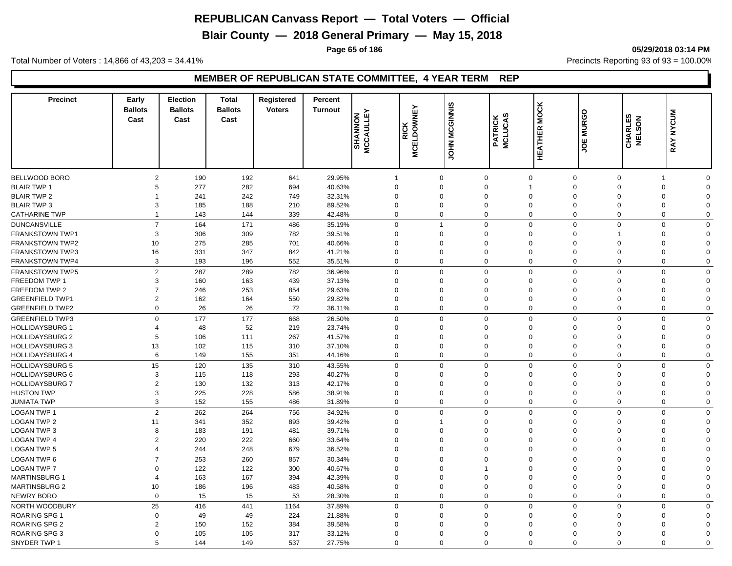# REPUBLICAN Canvass Report — Total Voters — Official

## Blair County — 2018 General Primary — May 15, 2018

Total Number of Voters : 14,866 of 43,203 = 34.41%

Precincts Reporting 93 of 93 = 100.00%

### MEMBER OF REPUBLICAN STATE COMMITTEE, 4 YEAR TERM REP

| Precinct | Early Ballots Cast | Election Ballots Cast | Total Ballots Cast | Registered Voters | Percent Turnout | SHANNON MCCAULLEY | RICK MCELDOWNEY | JOHN MCGINNIS | PATRICK MCLUCAS | HEATHER MOCK | JOE MURGO | CHARLES NELSON | RAY NYCUM |
|---|---|---|---|---|---|---|---|---|---|---|---|---|---|
| BELLWOOD BORO | 2 | 190 | 192 | 641 | 29.95% | 1 | 0 | 0 | 0 | 0 | 0 | 1 | 0 |
| BLAIR TWP 1 | 5 | 277 | 282 | 694 | 40.63% | 0 | 0 | 0 | 1 | 0 | 0 | 0 | 0 |
| BLAIR TWP 2 | 1 | 241 | 242 | 749 | 32.31% | 0 | 0 | 0 | 0 | 0 | 0 | 0 | 0 |
| BLAIR TWP 3 | 3 | 185 | 188 | 210 | 89.52% | 0 | 0 | 0 | 0 | 0 | 0 | 0 | 0 |
| CATHARINE TWP | 1 | 143 | 144 | 339 | 42.48% | 0 | 0 | 0 | 0 | 0 | 0 | 0 | 0 |
| DUNCANSVILLE | 7 | 164 | 171 | 486 | 35.19% | 0 | 1 | 0 | 0 | 0 | 0 | 0 | 0 |
| FRANKSTOWN TWP1 | 3 | 306 | 309 | 782 | 39.51% | 0 | 0 | 0 | 0 | 0 | 1 | 0 | 0 |
| FRANKSTOWN TWP2 | 10 | 275 | 285 | 701 | 40.66% | 0 | 0 | 0 | 0 | 0 | 0 | 0 | 0 |
| FRANKSTOWN TWP3 | 16 | 331 | 347 | 842 | 41.21% | 0 | 0 | 0 | 0 | 0 | 0 | 0 | 0 |
| FRANKSTOWN TWP4 | 3 | 193 | 196 | 552 | 35.51% | 0 | 0 | 0 | 0 | 0 | 0 | 0 | 0 |
| FRANKSTOWN TWP5 | 2 | 287 | 289 | 782 | 36.96% | 0 | 0 | 0 | 0 | 0 | 0 | 0 | 0 |
| FREEDOM TWP 1 | 3 | 160 | 163 | 439 | 37.13% | 0 | 0 | 0 | 0 | 0 | 0 | 0 | 0 |
| FREEDOM TWP 2 | 7 | 246 | 253 | 854 | 29.63% | 0 | 0 | 0 | 0 | 0 | 0 | 0 | 0 |
| GREENFIELD TWP1 | 2 | 162 | 164 | 550 | 29.82% | 0 | 0 | 0 | 0 | 0 | 0 | 0 | 0 |
| GREENFIELD TWP2 | 0 | 26 | 26 | 72 | 36.11% | 0 | 0 | 0 | 0 | 0 | 0 | 0 | 0 |
| GREENFIELD TWP3 | 0 | 177 | 177 | 668 | 26.50% | 0 | 0 | 0 | 0 | 0 | 0 | 0 | 0 |
| HOLLIDAYSBURG 1 | 4 | 48 | 52 | 219 | 23.74% | 0 | 0 | 0 | 0 | 0 | 0 | 0 | 0 |
| HOLLIDAYSBURG 2 | 5 | 106 | 111 | 267 | 41.57% | 0 | 0 | 0 | 0 | 0 | 0 | 0 | 0 |
| HOLLIDAYSBURG 3 | 13 | 102 | 115 | 310 | 37.10% | 0 | 0 | 0 | 0 | 0 | 0 | 0 | 0 |
| HOLLIDAYSBURG 4 | 6 | 149 | 155 | 351 | 44.16% | 0 | 0 | 0 | 0 | 0 | 0 | 0 | 0 |
| HOLLIDAYSBURG 5 | 15 | 120 | 135 | 310 | 43.55% | 0 | 0 | 0 | 0 | 0 | 0 | 0 | 0 |
| HOLLIDAYSBURG 6 | 3 | 115 | 118 | 293 | 40.27% | 0 | 0 | 0 | 0 | 0 | 0 | 0 | 0 |
| HOLLIDAYSBURG 7 | 2 | 130 | 132 | 313 | 42.17% | 0 | 0 | 0 | 0 | 0 | 0 | 0 | 0 |
| HUSTON TWP | 3 | 225 | 228 | 586 | 38.91% | 0 | 0 | 0 | 0 | 0 | 0 | 0 | 0 |
| JUNIATA TWP | 3 | 152 | 155 | 486 | 31.89% | 0 | 0 | 0 | 0 | 0 | 0 | 0 | 0 |
| LOGAN TWP 1 | 2 | 262 | 264 | 756 | 34.92% | 0 | 0 | 0 | 0 | 0 | 0 | 0 | 0 |
| LOGAN TWP 2 | 11 | 341 | 352 | 893 | 39.42% | 0 | 1 | 0 | 0 | 0 | 0 | 0 | 0 |
| LOGAN TWP 3 | 8 | 183 | 191 | 481 | 39.71% | 0 | 0 | 0 | 0 | 0 | 0 | 0 | 0 |
| LOGAN TWP 4 | 2 | 220 | 222 | 660 | 33.64% | 0 | 0 | 0 | 0 | 0 | 0 | 0 | 0 |
| LOGAN TWP 5 | 4 | 244 | 248 | 679 | 36.52% | 0 | 0 | 0 | 0 | 0 | 0 | 0 | 0 |
| LOGAN TWP 6 | 7 | 253 | 260 | 857 | 30.34% | 0 | 0 | 0 | 0 | 0 | 0 | 0 | 0 |
| LOGAN TWP 7 | 0 | 122 | 122 | 300 | 40.67% | 0 | 0 | 1 | 0 | 0 | 0 | 0 | 0 |
| MARTINSBURG 1 | 4 | 163 | 167 | 394 | 42.39% | 0 | 0 | 0 | 0 | 0 | 0 | 0 | 0 |
| MARTINSBURG 2 | 10 | 186 | 196 | 483 | 40.58% | 0 | 0 | 0 | 0 | 0 | 0 | 0 | 0 |
| NEWRY BORO | 0 | 15 | 15 | 53 | 28.30% | 0 | 0 | 0 | 0 | 0 | 0 | 0 | 0 |
| NORTH WOODBURY | 25 | 416 | 441 | 1164 | 37.89% | 0 | 0 | 0 | 0 | 0 | 0 | 0 | 0 |
| ROARING SPG 1 | 0 | 49 | 49 | 224 | 21.88% | 0 | 0 | 0 | 0 | 0 | 0 | 0 | 0 |
| ROARING SPG 2 | 2 | 150 | 152 | 384 | 39.58% | 0 | 0 | 0 | 0 | 0 | 0 | 0 | 0 |
| ROARING SPG 3 | 0 | 105 | 105 | 317 | 33.12% | 0 | 0 | 0 | 0 | 0 | 0 | 0 | 0 |
| SNYDER TWP 1 | 5 | 144 | 149 | 537 | 27.75% | 0 | 0 | 0 | 0 | 0 | 0 | 0 | 0 |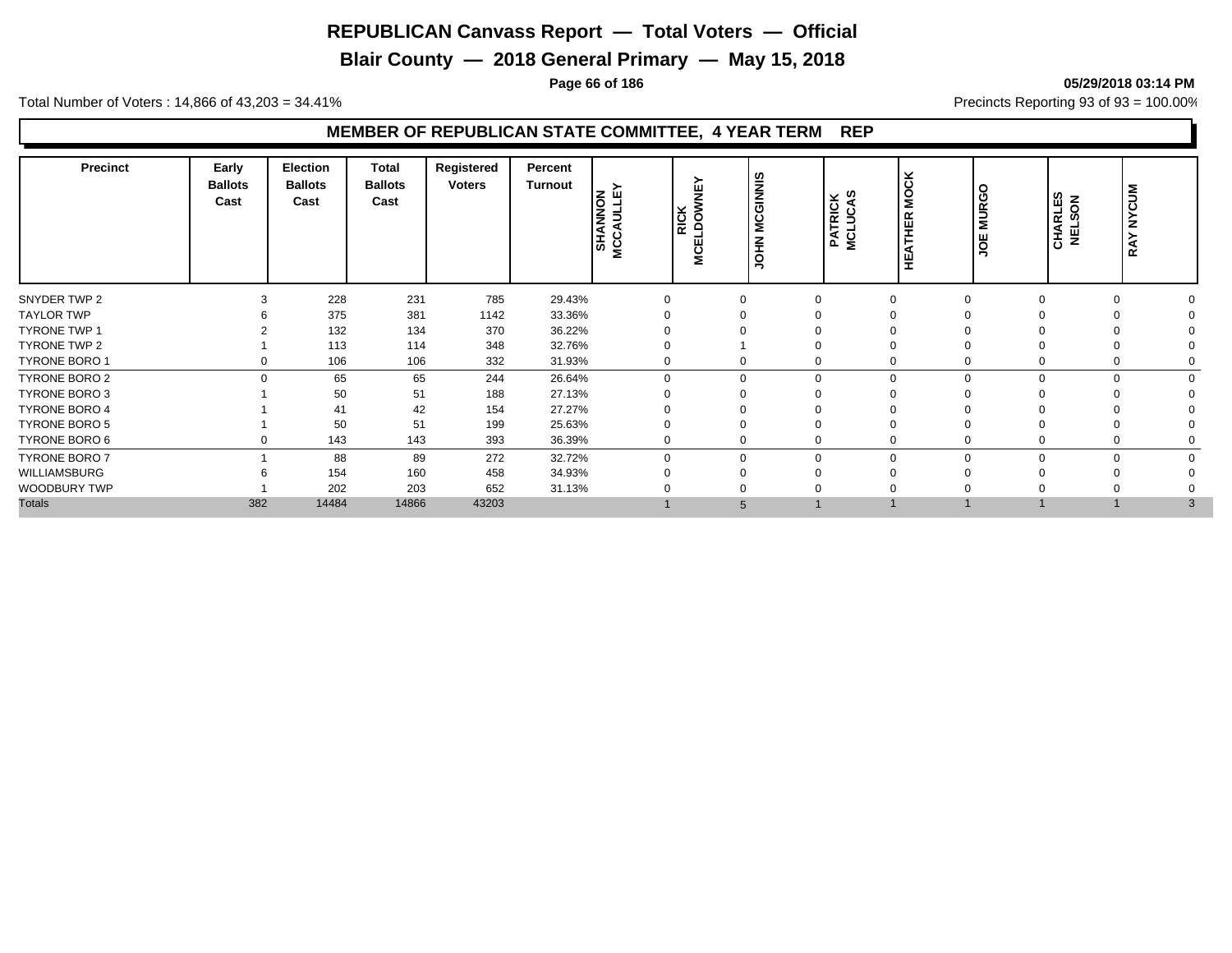# REPUBLICAN Canvass Report — Total Voters — Official

## Blair County — 2018 General Primary — May 15, 2018

Total Number of Voters : 14,866 of 43,203 = 34.41%

Precincts Reporting 93 of 93 = 100.00%

### MEMBER OF REPUBLICAN STATE COMMITTEE, 4 YEAR TERM REP

| Precinct | Early Ballots Cast | Election Ballots Cast | Total Ballots Cast | Registered Voters | Percent Turnout | SHANNON MCCAULLEY | RICK MCELDOWNEY | JOHN MCGINNIS | PATRICK MCLUCAS | HEATHER MOCK | JOE MURGO | CHARLES NELSON | RAY NYCUM |
|---|---|---|---|---|---|---|---|---|---|---|---|---|---|
| SNYDER TWP 2 | 3 | 228 | 231 | 785 | 29.43% | 0 | 0 | 0 | 0 | 0 | 0 | 0 | 0 |
| TAYLOR TWP | 6 | 375 | 381 | 1142 | 33.36% | 0 | 0 | 0 | 0 | 0 | 0 | 0 | 0 |
| TYRONE TWP 1 | 2 | 132 | 134 | 370 | 36.22% | 0 | 0 | 0 | 0 | 0 | 0 | 0 | 0 |
| TYRONE TWP 2 | 1 | 113 | 114 | 348 | 32.76% | 0 | 1 | 0 | 0 | 0 | 0 | 0 | 0 |
| TYRONE BORO 1 | 0 | 106 | 106 | 332 | 31.93% | 0 | 0 | 0 | 0 | 0 | 0 | 0 | 0 |
| TYRONE BORO 2 | 0 | 65 | 65 | 244 | 26.64% | 0 | 0 | 0 | 0 | 0 | 0 | 0 | 0 |
| TYRONE BORO 3 | 1 | 50 | 51 | 188 | 27.13% | 0 | 0 | 0 | 0 | 0 | 0 | 0 | 0 |
| TYRONE BORO 4 | 1 | 41 | 42 | 154 | 27.27% | 0 | 0 | 0 | 0 | 0 | 0 | 0 | 0 |
| TYRONE BORO 5 | 1 | 50 | 51 | 199 | 25.63% | 0 | 0 | 0 | 0 | 0 | 0 | 0 | 0 |
| TYRONE BORO 6 | 0 | 143 | 143 | 393 | 36.39% | 0 | 0 | 0 | 0 | 0 | 0 | 0 | 0 |
| TYRONE BORO 7 | 1 | 88 | 89 | 272 | 32.72% | 0 | 0 | 0 | 0 | 0 | 0 | 0 | 0 |
| WILLIAMSBURG | 6 | 154 | 160 | 458 | 34.93% | 0 | 0 | 0 | 0 | 0 | 0 | 0 | 0 |
| WOODBURY TWP | 1 | 202 | 203 | 652 | 31.13% | 0 | 0 | 0 | 0 | 0 | 0 | 0 | 0 |
| Totals | 382 | 14484 | 14866 | 43203 | | 1 | 5 | 1 | 1 | 1 | 1 | 1 | 3 |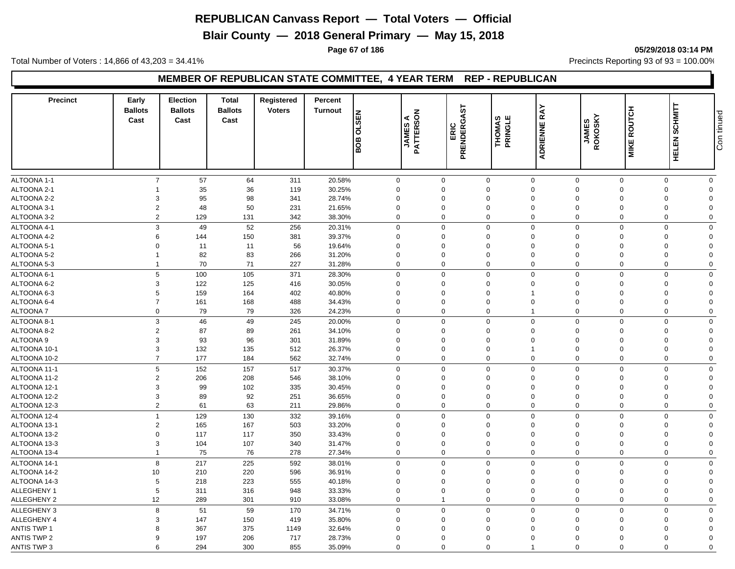# REPUBLICAN Canvass Report — Total Voters — Official

## Blair County — 2018 General Primary — May 15, 2018

Total Number of Voters : 14,866 of 43,203 = 34.41%

Precincts Reporting 93 of 93 = 100.00%

### MEMBER OF REPUBLICAN STATE COMMITTEE, 4 YEAR TERM REP - REPUBLICAN

| Precinct | Early Ballots Cast | Election Ballots Cast | Total Ballots Cast | Registered Voters | Percent Turnout | BOB OLSEN | JAMES A PATTERSON | ERIC PRENDERGAST | THOMAS PRINGLE | ADRIENNE RAY | JAMES ROKOSKY | MIKE ROUTCH | HELEN SCHMITT |
|---|---|---|---|---|---|---|---|---|---|---|---|---|---|
| ALTOONA 1-1 | 7 | 57 | 64 | 311 | 20.58% | 0 | 0 | 0 | 0 | 0 | 0 | 0 | 0 |
| ALTOONA 2-1 | 1 | 35 | 36 | 119 | 30.25% | 0 | 0 | 0 | 0 | 0 | 0 | 0 | 0 |
| ALTOONA 2-2 | 3 | 95 | 98 | 341 | 28.74% | 0 | 0 | 0 | 0 | 0 | 0 | 0 | 0 |
| ALTOONA 3-1 | 2 | 48 | 50 | 231 | 21.65% | 0 | 0 | 0 | 0 | 0 | 0 | 0 | 0 |
| ALTOONA 3-2 | 2 | 129 | 131 | 342 | 38.30% | 0 | 0 | 0 | 0 | 0 | 0 | 0 | 0 |
| ALTOONA 4-1 | 3 | 49 | 52 | 256 | 20.31% | 0 | 0 | 0 | 0 | 0 | 0 | 0 | 0 |
| ALTOONA 4-2 | 6 | 144 | 150 | 381 | 39.37% | 0 | 0 | 0 | 0 | 0 | 0 | 0 | 0 |
| ALTOONA 5-1 | 0 | 11 | 11 | 56 | 19.64% | 0 | 0 | 0 | 0 | 0 | 0 | 0 | 0 |
| ALTOONA 5-2 | 1 | 82 | 83 | 266 | 31.20% | 0 | 0 | 0 | 0 | 0 | 0 | 0 | 0 |
| ALTOONA 5-3 | 1 | 70 | 71 | 227 | 31.28% | 0 | 0 | 0 | 0 | 0 | 0 | 0 | 0 |
| ALTOONA 6-1 | 5 | 100 | 105 | 371 | 28.30% | 0 | 0 | 0 | 0 | 0 | 0 | 0 | 0 |
| ALTOONA 6-2 | 3 | 122 | 125 | 416 | 30.05% | 0 | 0 | 0 | 0 | 0 | 0 | 0 | 0 |
| ALTOONA 6-3 | 5 | 159 | 164 | 402 | 40.80% | 0 | 0 | 0 | 1 | 0 | 0 | 0 | 0 |
| ALTOONA 6-4 | 7 | 161 | 168 | 488 | 34.43% | 0 | 0 | 0 | 0 | 0 | 0 | 0 | 0 |
| ALTOONA 7 | 0 | 79 | 79 | 326 | 24.23% | 0 | 0 | 0 | 1 | 0 | 0 | 0 | 0 |
| ALTOONA 8-1 | 3 | 46 | 49 | 245 | 20.00% | 0 | 0 | 0 | 0 | 0 | 0 | 0 | 0 |
| ALTOONA 8-2 | 2 | 87 | 89 | 261 | 34.10% | 0 | 0 | 0 | 0 | 0 | 0 | 0 | 0 |
| ALTOONA 9 | 3 | 93 | 96 | 301 | 31.89% | 0 | 0 | 0 | 0 | 0 | 0 | 0 | 0 |
| ALTOONA 10-1 | 3 | 132 | 135 | 512 | 26.37% | 0 | 0 | 0 | 1 | 0 | 0 | 0 | 0 |
| ALTOONA 10-2 | 7 | 177 | 184 | 562 | 32.74% | 0 | 0 | 0 | 0 | 0 | 0 | 0 | 0 |
| ALTOONA 11-1 | 5 | 152 | 157 | 517 | 30.37% | 0 | 0 | 0 | 0 | 0 | 0 | 0 | 0 |
| ALTOONA 11-2 | 2 | 206 | 208 | 546 | 38.10% | 0 | 0 | 0 | 0 | 0 | 0 | 0 | 0 |
| ALTOONA 12-1 | 3 | 99 | 102 | 335 | 30.45% | 0 | 0 | 0 | 0 | 0 | 0 | 0 | 0 |
| ALTOONA 12-2 | 3 | 89 | 92 | 251 | 36.65% | 0 | 0 | 0 | 0 | 0 | 0 | 0 | 0 |
| ALTOONA 12-3 | 2 | 61 | 63 | 211 | 29.86% | 0 | 0 | 0 | 0 | 0 | 0 | 0 | 0 |
| ALTOONA 12-4 | 1 | 129 | 130 | 332 | 39.16% | 0 | 0 | 0 | 0 | 0 | 0 | 0 | 0 |
| ALTOONA 13-1 | 2 | 165 | 167 | 503 | 33.20% | 0 | 0 | 0 | 0 | 0 | 0 | 0 | 0 |
| ALTOONA 13-2 | 0 | 117 | 117 | 350 | 33.43% | 0 | 0 | 0 | 0 | 0 | 0 | 0 | 0 |
| ALTOONA 13-3 | 3 | 104 | 107 | 340 | 31.47% | 0 | 0 | 0 | 0 | 0 | 0 | 0 | 0 |
| ALTOONA 13-4 | 1 | 75 | 76 | 278 | 27.34% | 0 | 0 | 0 | 0 | 0 | 0 | 0 | 0 |
| ALTOONA 14-1 | 8 | 217 | 225 | 592 | 38.01% | 0 | 0 | 0 | 0 | 0 | 0 | 0 | 0 |
| ALTOONA 14-2 | 10 | 210 | 220 | 596 | 36.91% | 0 | 0 | 0 | 0 | 0 | 0 | 0 | 0 |
| ALTOONA 14-3 | 5 | 218 | 223 | 555 | 40.18% | 0 | 0 | 0 | 0 | 0 | 0 | 0 | 0 |
| ALLEGHENY 1 | 5 | 311 | 316 | 948 | 33.33% | 0 | 0 | 0 | 0 | 0 | 0 | 0 | 0 |
| ALLEGHENY 2 | 12 | 289 | 301 | 910 | 33.08% | 0 | 1 | 0 | 0 | 0 | 0 | 0 | 0 |
| ALLEGHENY 3 | 8 | 51 | 59 | 170 | 34.71% | 0 | 0 | 0 | 0 | 0 | 0 | 0 | 0 |
| ALLEGHENY 4 | 3 | 147 | 150 | 419 | 35.80% | 0 | 0 | 0 | 0 | 0 | 0 | 0 | 0 |
| ANTIS TWP 1 | 8 | 367 | 375 | 1149 | 32.64% | 0 | 0 | 0 | 0 | 0 | 0 | 0 | 0 |
| ANTIS TWP 2 | 9 | 197 | 206 | 717 | 28.73% | 0 | 0 | 0 | 0 | 0 | 0 | 0 | 0 |
| ANTIS TWP 3 | 6 | 294 | 300 | 855 | 35.09% | 0 | 0 | 0 | 1 | 0 | 0 | 0 | 0 |

Continued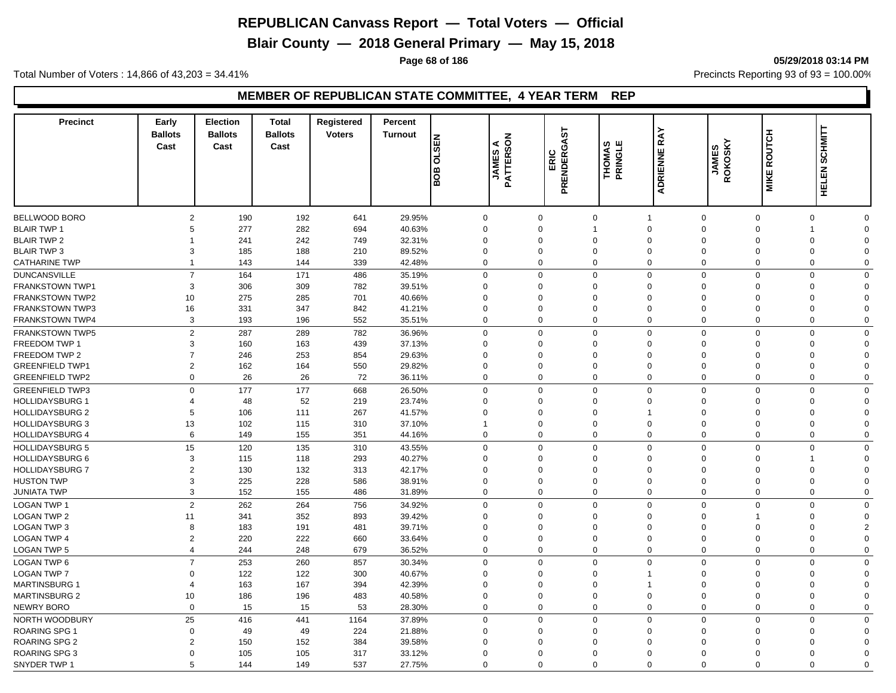# REPUBLICAN Canvass Report — Total Voters — Official

## Blair County — 2018 General Primary — May 15, 2018

05/29/2018 03:14 PM

Total Number of Voters : 14,866 of 43,203 = 34.41%

Precincts Reporting 93 of 93 = 100.00%

### MEMBER OF REPUBLICAN STATE COMMITTEE, 4 YEAR TERM REP

| Precinct | Early Ballots Cast | Election Ballots Cast | Total Ballots Cast | Registered Voters | Percent Turnout | BOB OLSEN | JAMES A PATTERSON | ERIC PRENDERGAST | THOMAS PRINGLE | ADRIENNE RAY | JAMES ROKOSKY | MIKE ROUTCH | HELEN SCHMITT |
|---|---|---|---|---|---|---|---|---|---|---|---|---|---|
| BELLWOOD BORO | 2 | 190 | 192 | 641 | 29.95% | 0 | 0 | 0 | 1 | 0 | 0 | 0 | 0 |
| BLAIR TWP 1 | 5 | 277 | 282 | 694 | 40.63% | 0 | 0 | 1 | 0 | 0 | 0 | 1 | 0 |
| BLAIR TWP 2 | 1 | 241 | 242 | 749 | 32.31% | 0 | 0 | 0 | 0 | 0 | 0 | 0 | 0 |
| BLAIR TWP 3 | 3 | 185 | 188 | 210 | 89.52% | 0 | 0 | 0 | 0 | 0 | 0 | 0 | 0 |
| CATHARINE TWP | 1 | 143 | 144 | 339 | 42.48% | 0 | 0 | 0 | 0 | 0 | 0 | 0 | 0 |
| DUNCANSVILLE | 7 | 164 | 171 | 486 | 35.19% | 0 | 0 | 0 | 0 | 0 | 0 | 0 | 0 |
| FRANKSTOWN TWP1 | 3 | 306 | 309 | 782 | 39.51% | 0 | 0 | 0 | 0 | 0 | 0 | 0 | 0 |
| FRANKSTOWN TWP2 | 10 | 275 | 285 | 701 | 40.66% | 0 | 0 | 0 | 0 | 0 | 0 | 0 | 0 |
| FRANKSTOWN TWP3 | 16 | 331 | 347 | 842 | 41.21% | 0 | 0 | 0 | 0 | 0 | 0 | 0 | 0 |
| FRANKSTOWN TWP4 | 3 | 193 | 196 | 552 | 35.51% | 0 | 0 | 0 | 0 | 0 | 0 | 0 | 0 |
| FRANKSTOWN TWP5 | 2 | 287 | 289 | 782 | 36.96% | 0 | 0 | 0 | 0 | 0 | 0 | 0 | 0 |
| FREEDOM TWP 1 | 3 | 160 | 163 | 439 | 37.13% | 0 | 0 | 0 | 0 | 0 | 0 | 0 | 0 |
| FREEDOM TWP 2 | 7 | 246 | 253 | 854 | 29.63% | 0 | 0 | 0 | 0 | 0 | 0 | 0 | 0 |
| GREENFIELD TWP1 | 2 | 162 | 164 | 550 | 29.82% | 0 | 0 | 0 | 0 | 0 | 0 | 0 | 0 |
| GREENFIELD TWP2 | 0 | 26 | 26 | 72 | 36.11% | 0 | 0 | 0 | 0 | 0 | 0 | 0 | 0 |
| GREENFIELD TWP3 | 0 | 177 | 177 | 668 | 26.50% | 0 | 0 | 0 | 0 | 0 | 0 | 0 | 0 |
| HOLLIDAYSBURG 1 | 4 | 48 | 52 | 219 | 23.74% | 0 | 0 | 0 | 0 | 0 | 0 | 0 | 0 |
| HOLLIDAYSBURG 2 | 5 | 106 | 111 | 267 | 41.57% | 0 | 0 | 0 | 1 | 0 | 0 | 0 | 0 |
| HOLLIDAYSBURG 3 | 13 | 102 | 115 | 310 | 37.10% | 1 | 0 | 0 | 0 | 0 | 0 | 0 | 0 |
| HOLLIDAYSBURG 4 | 6 | 149 | 155 | 351 | 44.16% | 0 | 0 | 0 | 0 | 0 | 0 | 0 | 0 |
| HOLLIDAYSBURG 5 | 15 | 120 | 135 | 310 | 43.55% | 0 | 0 | 0 | 0 | 0 | 0 | 0 | 0 |
| HOLLIDAYSBURG 6 | 3 | 115 | 118 | 293 | 40.27% | 0 | 0 | 0 | 0 | 0 | 0 | 1 | 0 |
| HOLLIDAYSBURG 7 | 2 | 130 | 132 | 313 | 42.17% | 0 | 0 | 0 | 0 | 0 | 0 | 0 | 0 |
| HUSTON TWP | 3 | 225 | 228 | 586 | 38.91% | 0 | 0 | 0 | 0 | 0 | 0 | 0 | 0 |
| JUNIATA TWP | 3 | 152 | 155 | 486 | 31.89% | 0 | 0 | 0 | 0 | 0 | 0 | 0 | 0 |
| LOGAN TWP 1 | 2 | 262 | 264 | 756 | 34.92% | 0 | 0 | 0 | 0 | 0 | 0 | 0 | 0 |
| LOGAN TWP 2 | 11 | 341 | 352 | 893 | 39.42% | 0 | 0 | 0 | 0 | 0 | 1 | 0 | 0 |
| LOGAN TWP 3 | 8 | 183 | 191 | 481 | 39.71% | 0 | 0 | 0 | 0 | 0 | 0 | 0 | 2 |
| LOGAN TWP 4 | 2 | 220 | 222 | 660 | 33.64% | 0 | 0 | 0 | 0 | 0 | 0 | 0 | 0 |
| LOGAN TWP 5 | 4 | 244 | 248 | 679 | 36.52% | 0 | 0 | 0 | 0 | 0 | 0 | 0 | 0 |
| LOGAN TWP 6 | 7 | 253 | 260 | 857 | 30.34% | 0 | 0 | 0 | 0 | 0 | 0 | 0 | 0 |
| LOGAN TWP 7 | 0 | 122 | 122 | 300 | 40.67% | 0 | 0 | 0 | 1 | 0 | 0 | 0 | 0 |
| MARTINSBURG 1 | 4 | 163 | 167 | 394 | 42.39% | 0 | 0 | 0 | 1 | 0 | 0 | 0 | 0 |
| MARTINSBURG 2 | 10 | 186 | 196 | 483 | 40.58% | 0 | 0 | 0 | 0 | 0 | 0 | 0 | 0 |
| NEWRY BORO | 0 | 15 | 15 | 53 | 28.30% | 0 | 0 | 0 | 0 | 0 | 0 | 0 | 0 |
| NORTH WOODBURY | 25 | 416 | 441 | 1164 | 37.89% | 0 | 0 | 0 | 0 | 0 | 0 | 0 | 0 |
| ROARING SPG 1 | 0 | 49 | 49 | 224 | 21.88% | 0 | 0 | 0 | 0 | 0 | 0 | 0 | 0 |
| ROARING SPG 2 | 2 | 150 | 152 | 384 | 39.58% | 0 | 0 | 0 | 0 | 0 | 0 | 0 | 0 |
| ROARING SPG 3 | 0 | 105 | 105 | 317 | 33.12% | 0 | 0 | 0 | 0 | 0 | 0 | 0 | 0 |
| SNYDER TWP 1 | 5 | 144 | 149 | 537 | 27.75% | 0 | 0 | 0 | 0 | 0 | 0 | 0 | 0 |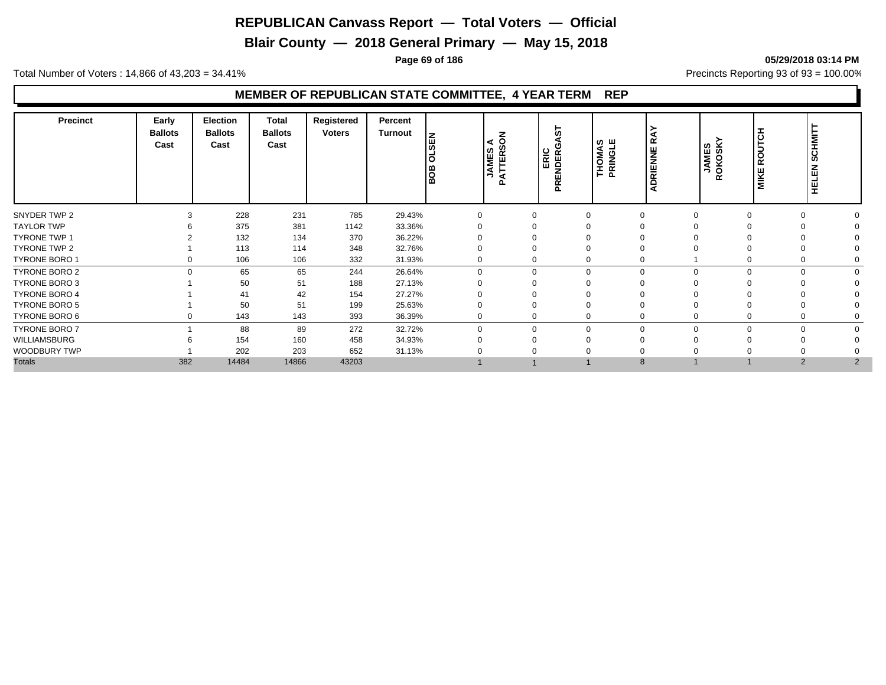# REPUBLICAN Canvass Report — Total Voters — Official

## Blair County — 2018 General Primary — May 15, 2018

Total Number of Voters : 14,866 of 43,203 = 34.41%

05/29/2018 03:14 PM

Precincts Reporting 93 of 93 = 100.00%

### MEMBER OF REPUBLICAN STATE COMMITTEE, 4 YEAR TERM REP

| Precinct | Early Ballots Cast | Election Ballots Cast | Total Ballots Cast | Registered Voters | Percent Turnout | BOB OLSEN | JAMES A PATTERSON | ERIC PRENDERGAST | THOMAS PRINGLE | ADRIENNE RAY | JAMES ROKOSKY | MIKE ROUTCH | HELEN SCHMITT |
|---|---|---|---|---|---|---|---|---|---|---|---|---|---|
| SNYDER TWP 2 | 3 | 228 | 231 | 785 | 29.43% | 0 | 0 | 0 | 0 | 0 | 0 | 0 | 0 |
| TAYLOR TWP | 6 | 375 | 381 | 1142 | 33.36% | 0 | 0 | 0 | 0 | 0 | 0 | 0 | 0 |
| TYRONE TWP 1 | 2 | 132 | 134 | 370 | 36.22% | 0 | 0 | 0 | 0 | 0 | 0 | 0 | 0 |
| TYRONE TWP 2 | 1 | 113 | 114 | 348 | 32.76% | 0 | 0 | 0 | 0 | 0 | 0 | 0 | 0 |
| TYRONE BORO 1 | 0 | 106 | 106 | 332 | 31.93% | 0 | 0 | 0 | 0 | 1 | 0 | 0 | 0 |
| TYRONE BORO 2 | 0 | 65 | 65 | 244 | 26.64% | 0 | 0 | 0 | 0 | 0 | 0 | 0 | 0 |
| TYRONE BORO 3 | 1 | 50 | 51 | 188 | 27.13% | 0 | 0 | 0 | 0 | 0 | 0 | 0 | 0 |
| TYRONE BORO 4 | 1 | 41 | 42 | 154 | 27.27% | 0 | 0 | 0 | 0 | 0 | 0 | 0 | 0 |
| TYRONE BORO 5 | 1 | 50 | 51 | 199 | 25.63% | 0 | 0 | 0 | 0 | 0 | 0 | 0 | 0 |
| TYRONE BORO 6 | 0 | 143 | 143 | 393 | 36.39% | 0 | 0 | 0 | 0 | 0 | 0 | 0 | 0 |
| TYRONE BORO 7 | 1 | 88 | 89 | 272 | 32.72% | 0 | 0 | 0 | 0 | 0 | 0 | 0 | 0 |
| WILLIAMSBURG | 6 | 154 | 160 | 458 | 34.93% | 0 | 0 | 0 | 0 | 0 | 0 | 0 | 0 |
| WOODBURY TWP | 1 | 202 | 203 | 652 | 31.13% | 0 | 0 | 0 | 0 | 0 | 0 | 0 | 0 |
| Totals | 382 | 14484 | 14866 | 43203 | | 1 | 1 | 1 | 8 | 1 | 1 | 2 | 2 |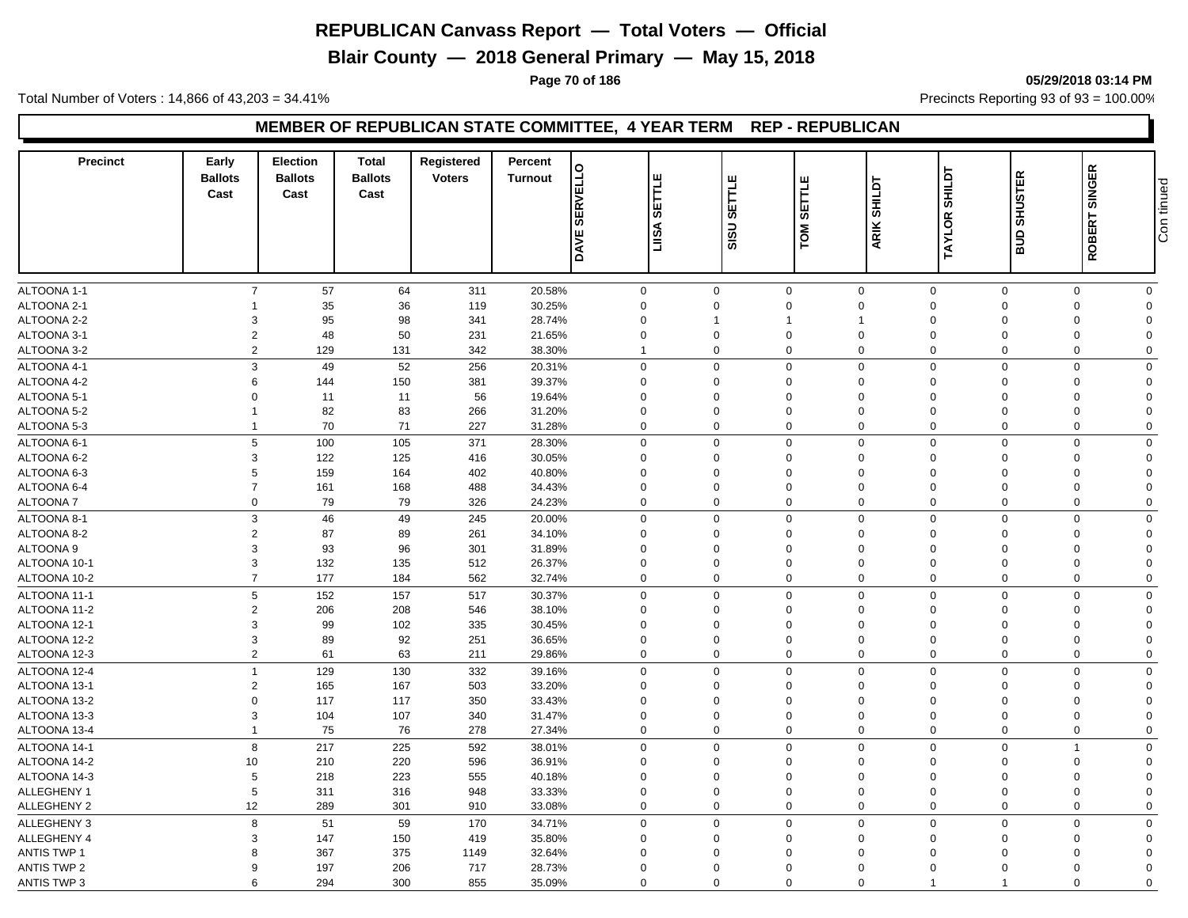# REPUBLICAN Canvass Report — Total Voters — Official

## Blair County — 2018 General Primary — May 15, 2018

Total Number of Voters : 14,866 of 43,203 = 34.41%

Precincts Reporting 93 of 93 = 100.00%

### MEMBER OF REPUBLICAN STATE COMMITTEE, 4 YEAR TERM REP - REPUBLICAN

| Precinct | Early Ballots Cast | Election Ballots Cast | Total Ballots Cast | Registered Voters | Percent Turnout | DAVE SERVELLO | LIISA SETTLE | SISU SETTLE | TOM SETTLE | ARIK SHILDT | TAYLOR SHILDT | BUD SHUSTER | ROBERT SINGER |
|---|---|---|---|---|---|---|---|---|---|---|---|---|---|
| ALTOONA 1-1 | 7 | 57 | 64 | 311 | 20.58% | 0 | 0 | 0 | 0 | 0 | 0 | 0 | 0 |
| ALTOONA 2-1 | 1 | 35 | 36 | 119 | 30.25% | 0 | 0 | 0 | 0 | 0 | 0 | 0 | 0 |
| ALTOONA 2-2 | 3 | 95 | 98 | 341 | 28.74% | 0 | 1 | 1 | 1 | 0 | 0 | 0 | 0 |
| ALTOONA 3-1 | 2 | 48 | 50 | 231 | 21.65% | 0 | 0 | 0 | 0 | 0 | 0 | 0 | 0 |
| ALTOONA 3-2 | 2 | 129 | 131 | 342 | 38.30% | 1 | 0 | 0 | 0 | 0 | 0 | 0 | 0 |
| ALTOONA 4-1 | 3 | 49 | 52 | 256 | 20.31% | 0 | 0 | 0 | 0 | 0 | 0 | 0 | 0 |
| ALTOONA 4-2 | 6 | 144 | 150 | 381 | 39.37% | 0 | 0 | 0 | 0 | 0 | 0 | 0 | 0 |
| ALTOONA 5-1 | 0 | 11 | 11 | 56 | 19.64% | 0 | 0 | 0 | 0 | 0 | 0 | 0 | 0 |
| ALTOONA 5-2 | 1 | 82 | 83 | 266 | 31.20% | 0 | 0 | 0 | 0 | 0 | 0 | 0 | 0 |
| ALTOONA 5-3 | 1 | 70 | 71 | 227 | 31.28% | 0 | 0 | 0 | 0 | 0 | 0 | 0 | 0 |
| ALTOONA 6-1 | 5 | 100 | 105 | 371 | 28.30% | 0 | 0 | 0 | 0 | 0 | 0 | 0 | 0 |
| ALTOONA 6-2 | 3 | 122 | 125 | 416 | 30.05% | 0 | 0 | 0 | 0 | 0 | 0 | 0 | 0 |
| ALTOONA 6-3 | 5 | 159 | 164 | 402 | 40.80% | 0 | 0 | 0 | 0 | 0 | 0 | 0 | 0 |
| ALTOONA 6-4 | 7 | 161 | 168 | 488 | 34.43% | 0 | 0 | 0 | 0 | 0 | 0 | 0 | 0 |
| ALTOONA 7 | 0 | 79 | 79 | 326 | 24.23% | 0 | 0 | 0 | 0 | 0 | 0 | 0 | 0 |
| ALTOONA 8-1 | 3 | 46 | 49 | 245 | 20.00% | 0 | 0 | 0 | 0 | 0 | 0 | 0 | 0 |
| ALTOONA 8-2 | 2 | 87 | 89 | 261 | 34.10% | 0 | 0 | 0 | 0 | 0 | 0 | 0 | 0 |
| ALTOONA 9 | 3 | 93 | 96 | 301 | 31.89% | 0 | 0 | 0 | 0 | 0 | 0 | 0 | 0 |
| ALTOONA 10-1 | 3 | 132 | 135 | 512 | 26.37% | 0 | 0 | 0 | 0 | 0 | 0 | 0 | 0 |
| ALTOONA 10-2 | 7 | 177 | 184 | 562 | 32.74% | 0 | 0 | 0 | 0 | 0 | 0 | 0 | 0 |
| ALTOONA 11-1 | 5 | 152 | 157 | 517 | 30.37% | 0 | 0 | 0 | 0 | 0 | 0 | 0 | 0 |
| ALTOONA 11-2 | 2 | 206 | 208 | 546 | 38.10% | 0 | 0 | 0 | 0 | 0 | 0 | 0 | 0 |
| ALTOONA 12-1 | 3 | 99 | 102 | 335 | 30.45% | 0 | 0 | 0 | 0 | 0 | 0 | 0 | 0 |
| ALTOONA 12-2 | 3 | 89 | 92 | 251 | 36.65% | 0 | 0 | 0 | 0 | 0 | 0 | 0 | 0 |
| ALTOONA 12-3 | 2 | 61 | 63 | 211 | 29.86% | 0 | 0 | 0 | 0 | 0 | 0 | 0 | 0 |
| ALTOONA 12-4 | 1 | 129 | 130 | 332 | 39.16% | 0 | 0 | 0 | 0 | 0 | 0 | 0 | 0 |
| ALTOONA 13-1 | 2 | 165 | 167 | 503 | 33.20% | 0 | 0 | 0 | 0 | 0 | 0 | 0 | 0 |
| ALTOONA 13-2 | 0 | 117 | 117 | 350 | 33.43% | 0 | 0 | 0 | 0 | 0 | 0 | 0 | 0 |
| ALTOONA 13-3 | 3 | 104 | 107 | 340 | 31.47% | 0 | 0 | 0 | 0 | 0 | 0 | 0 | 0 |
| ALTOONA 13-4 | 1 | 75 | 76 | 278 | 27.34% | 0 | 0 | 0 | 0 | 0 | 0 | 0 | 0 |
| ALTOONA 14-1 | 8 | 217 | 225 | 592 | 38.01% | 0 | 0 | 0 | 0 | 0 | 0 | 1 | 0 |
| ALTOONA 14-2 | 10 | 210 | 220 | 596 | 36.91% | 0 | 0 | 0 | 0 | 0 | 0 | 0 | 0 |
| ALTOONA 14-3 | 5 | 218 | 223 | 555 | 40.18% | 0 | 0 | 0 | 0 | 0 | 0 | 0 | 0 |
| ALLEGHENY 1 | 5 | 311 | 316 | 948 | 33.33% | 0 | 0 | 0 | 0 | 0 | 0 | 0 | 0 |
| ALLEGHENY 2 | 12 | 289 | 301 | 910 | 33.08% | 0 | 0 | 0 | 0 | 0 | 0 | 0 | 0 |
| ALLEGHENY 3 | 8 | 51 | 59 | 170 | 34.71% | 0 | 0 | 0 | 0 | 0 | 0 | 0 | 0 |
| ALLEGHENY 4 | 3 | 147 | 150 | 419 | 35.80% | 0 | 0 | 0 | 0 | 0 | 0 | 0 | 0 |
| ANTIS TWP 1 | 8 | 367 | 375 | 1149 | 32.64% | 0 | 0 | 0 | 0 | 0 | 0 | 0 | 0 |
| ANTIS TWP 2 | 9 | 197 | 206 | 717 | 28.73% | 0 | 0 | 0 | 0 | 0 | 0 | 0 | 0 |
| ANTIS TWP 3 | 6 | 294 | 300 | 855 | 35.09% | 0 | 0 | 0 | 0 | 1 | 1 | 0 | 0 |

Continued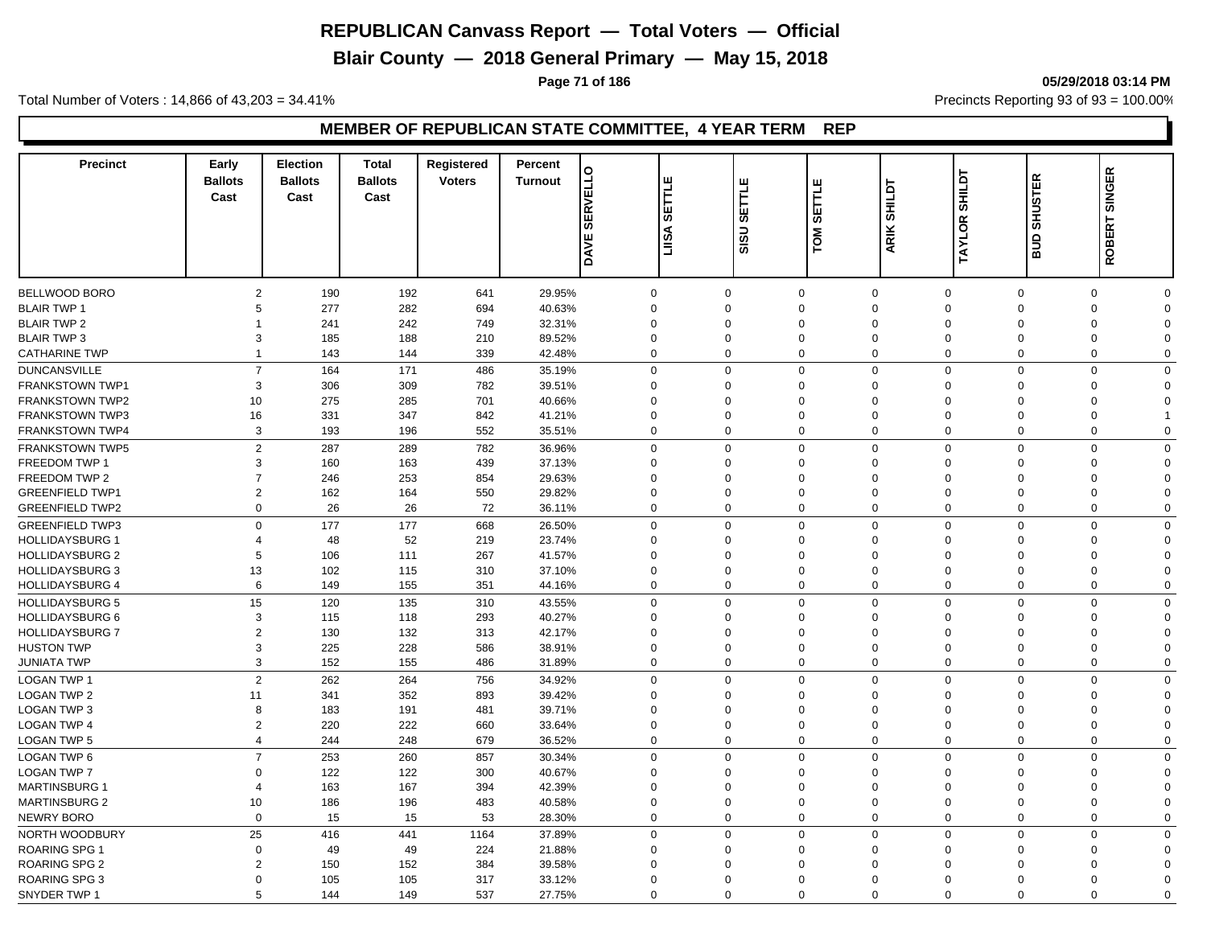# REPUBLICAN Canvass Report — Total Voters — Official

## Blair County — 2018 General Primary — May 15, 2018

Total Number of Voters : 14,866 of 43,203 = 34.41%

Precincts Reporting 93 of 93 = 100.00%

### MEMBER OF REPUBLICAN STATE COMMITTEE, 4 YEAR TERM REP

| Precinct | Early Ballots Cast | Election Ballots Cast | Total Ballots Cast | Registered Voters | Percent Turnout | DAVE SERVELLO | LIISA SETTLE | SISU SETTLE | TOM SETTLE | ARIK SHILDT | TAYLOR SHILDT | BUD SHUSTER | ROBERT SINGER |
|---|---|---|---|---|---|---|---|---|---|---|---|---|---|
| BELLWOOD BORO | 2 | 190 | 192 | 641 | 29.95% | 0 | 0 | 0 | 0 | 0 | 0 | 0 | 0 |
| BLAIR TWP 1 | 5 | 277 | 282 | 694 | 40.63% | 0 | 0 | 0 | 0 | 0 | 0 | 0 | 0 |
| BLAIR TWP 2 | 1 | 241 | 242 | 749 | 32.31% | 0 | 0 | 0 | 0 | 0 | 0 | 0 | 0 |
| BLAIR TWP 3 | 3 | 185 | 188 | 210 | 89.52% | 0 | 0 | 0 | 0 | 0 | 0 | 0 | 0 |
| CATHARINE TWP | 1 | 143 | 144 | 339 | 42.48% | 0 | 0 | 0 | 0 | 0 | 0 | 0 | 0 |
| DUNCANSVILLE | 7 | 164 | 171 | 486 | 35.19% | 0 | 0 | 0 | 0 | 0 | 0 | 0 | 0 |
| FRANKSTOWN TWP1 | 3 | 306 | 309 | 782 | 39.51% | 0 | 0 | 0 | 0 | 0 | 0 | 0 | 0 |
| FRANKSTOWN TWP2 | 10 | 275 | 285 | 701 | 40.66% | 0 | 0 | 0 | 0 | 0 | 0 | 0 | 0 |
| FRANKSTOWN TWP3 | 16 | 331 | 347 | 842 | 41.21% | 0 | 0 | 0 | 0 | 0 | 0 | 0 | 1 |
| FRANKSTOWN TWP4 | 3 | 193 | 196 | 552 | 35.51% | 0 | 0 | 0 | 0 | 0 | 0 | 0 | 0 |
| FRANKSTOWN TWP5 | 2 | 287 | 289 | 782 | 36.96% | 0 | 0 | 0 | 0 | 0 | 0 | 0 | 0 |
| FREEDOM TWP 1 | 3 | 160 | 163 | 439 | 37.13% | 0 | 0 | 0 | 0 | 0 | 0 | 0 | 0 |
| FREEDOM TWP 2 | 7 | 246 | 253 | 854 | 29.63% | 0 | 0 | 0 | 0 | 0 | 0 | 0 | 0 |
| GREENFIELD TWP1 | 2 | 162 | 164 | 550 | 29.82% | 0 | 0 | 0 | 0 | 0 | 0 | 0 | 0 |
| GREENFIELD TWP2 | 0 | 26 | 26 | 72 | 36.11% | 0 | 0 | 0 | 0 | 0 | 0 | 0 | 0 |
| GREENFIELD TWP3 | 0 | 177 | 177 | 668 | 26.50% | 0 | 0 | 0 | 0 | 0 | 0 | 0 | 0 |
| HOLLIDAYSBURG 1 | 4 | 48 | 52 | 219 | 23.74% | 0 | 0 | 0 | 0 | 0 | 0 | 0 | 0 |
| HOLLIDAYSBURG 2 | 5 | 106 | 111 | 267 | 41.57% | 0 | 0 | 0 | 0 | 0 | 0 | 0 | 0 |
| HOLLIDAYSBURG 3 | 13 | 102 | 115 | 310 | 37.10% | 0 | 0 | 0 | 0 | 0 | 0 | 0 | 0 |
| HOLLIDAYSBURG 4 | 6 | 149 | 155 | 351 | 44.16% | 0 | 0 | 0 | 0 | 0 | 0 | 0 | 0 |
| HOLLIDAYSBURG 5 | 15 | 120 | 135 | 310 | 43.55% | 0 | 0 | 0 | 0 | 0 | 0 | 0 | 0 |
| HOLLIDAYSBURG 6 | 3 | 115 | 118 | 293 | 40.27% | 0 | 0 | 0 | 0 | 0 | 0 | 0 | 0 |
| HOLLIDAYSBURG 7 | 2 | 130 | 132 | 313 | 42.17% | 0 | 0 | 0 | 0 | 0 | 0 | 0 | 0 |
| HUSTON TWP | 3 | 225 | 228 | 586 | 38.91% | 0 | 0 | 0 | 0 | 0 | 0 | 0 | 0 |
| JUNIATA TWP | 3 | 152 | 155 | 486 | 31.89% | 0 | 0 | 0 | 0 | 0 | 0 | 0 | 0 |
| LOGAN TWP 1 | 2 | 262 | 264 | 756 | 34.92% | 0 | 0 | 0 | 0 | 0 | 0 | 0 | 0 |
| LOGAN TWP 2 | 11 | 341 | 352 | 893 | 39.42% | 0 | 0 | 0 | 0 | 0 | 0 | 0 | 0 |
| LOGAN TWP 3 | 8 | 183 | 191 | 481 | 39.71% | 0 | 0 | 0 | 0 | 0 | 0 | 0 | 0 |
| LOGAN TWP 4 | 2 | 220 | 222 | 660 | 33.64% | 0 | 0 | 0 | 0 | 0 | 0 | 0 | 0 |
| LOGAN TWP 5 | 4 | 244 | 248 | 679 | 36.52% | 0 | 0 | 0 | 0 | 0 | 0 | 0 | 0 |
| LOGAN TWP 6 | 7 | 253 | 260 | 857 | 30.34% | 0 | 0 | 0 | 0 | 0 | 0 | 0 | 0 |
| LOGAN TWP 7 | 0 | 122 | 122 | 300 | 40.67% | 0 | 0 | 0 | 0 | 0 | 0 | 0 | 0 |
| MARTINSBURG 1 | 4 | 163 | 167 | 394 | 42.39% | 0 | 0 | 0 | 0 | 0 | 0 | 0 | 0 |
| MARTINSBURG 2 | 10 | 186 | 196 | 483 | 40.58% | 0 | 0 | 0 | 0 | 0 | 0 | 0 | 0 |
| NEWRY BORO | 0 | 15 | 15 | 53 | 28.30% | 0 | 0 | 0 | 0 | 0 | 0 | 0 | 0 |
| NORTH WOODBURY | 25 | 416 | 441 | 1164 | 37.89% | 0 | 0 | 0 | 0 | 0 | 0 | 0 | 0 |
| ROARING SPG 1 | 0 | 49 | 49 | 224 | 21.88% | 0 | 0 | 0 | 0 | 0 | 0 | 0 | 0 |
| ROARING SPG 2 | 2 | 150 | 152 | 384 | 39.58% | 0 | 0 | 0 | 0 | 0 | 0 | 0 | 0 |
| ROARING SPG 3 | 0 | 105 | 105 | 317 | 33.12% | 0 | 0 | 0 | 0 | 0 | 0 | 0 | 0 |
| SNYDER TWP 1 | 5 | 144 | 149 | 537 | 27.75% | 0 | 0 | 0 | 0 | 0 | 0 | 0 | 0 |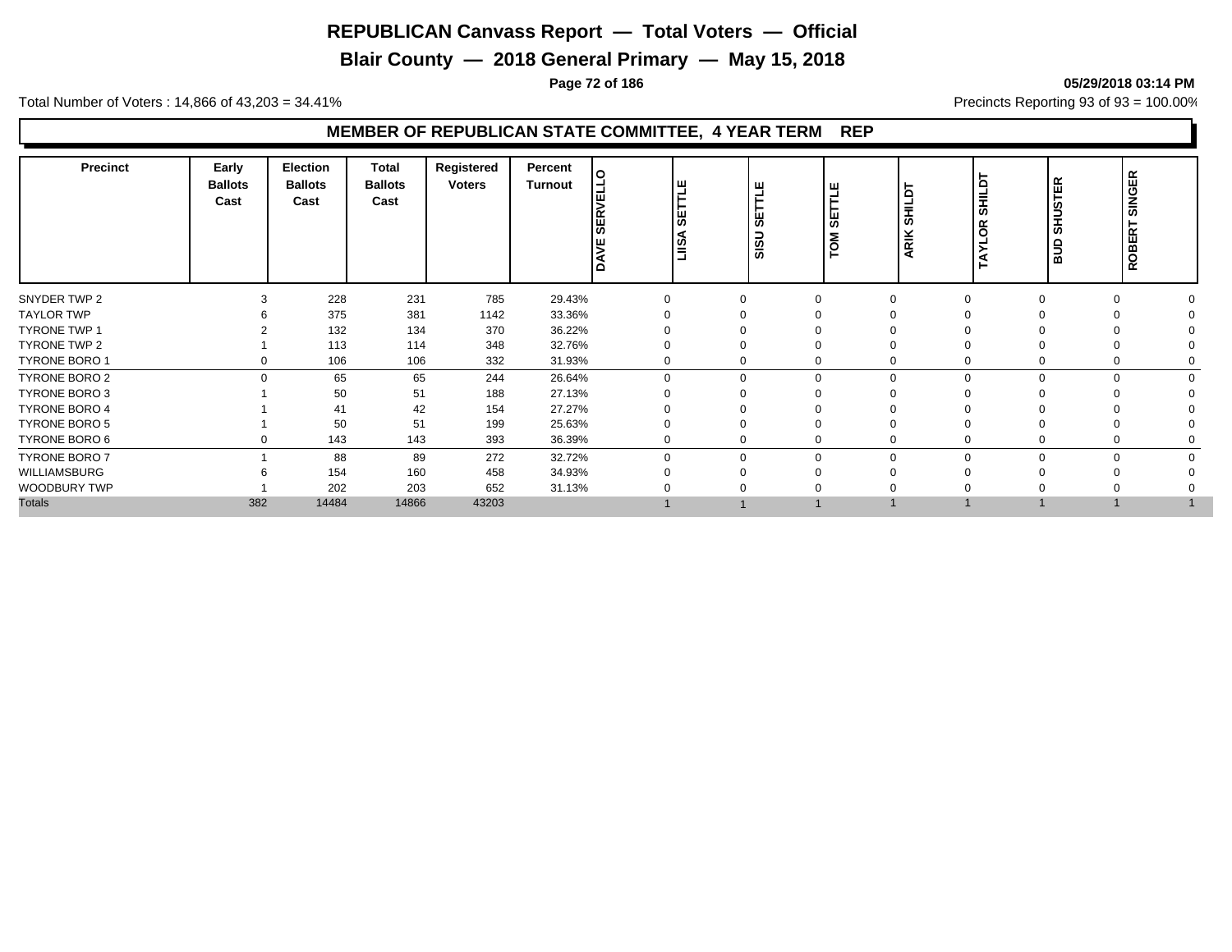# REPUBLICAN Canvass Report — Total Voters — Official

## Blair County — 2018 General Primary — May 15, 2018

**05/29/2018 03:14 PM**

Total Number of Voters : 14,866 of 43,203 = 34.41%

Precincts Reporting 93 of 93 = 100.00%

### MEMBER OF REPUBLICAN STATE COMMITTEE, 4 YEAR TERM REP

| Precinct | Early Ballots Cast | Election Ballots Cast | Total Ballots Cast | Registered Voters | Percent Turnout | DAVE SERVELLO | LIISA SETTLE | SISU SETTLE | TOM SETTLE | ARIK SHILDT | TAYLOR SHILDT | BUD SHUSTER | ROBERT SINGER |
|---|---|---|---|---|---|---|---|---|---|---|---|---|---|
| SNYDER TWP 2 | 3 | 228 | 231 | 785 | 29.43% | 0 | 0 | 0 | 0 | 0 | 0 | 0 | 0 |
| TAYLOR TWP | 6 | 375 | 381 | 1142 | 33.36% | 0 | 0 | 0 | 0 | 0 | 0 | 0 | 0 |
| TYRONE TWP 1 | 2 | 132 | 134 | 370 | 36.22% | 0 | 0 | 0 | 0 | 0 | 0 | 0 | 0 |
| TYRONE TWP 2 | 1 | 113 | 114 | 348 | 32.76% | 0 | 0 | 0 | 0 | 0 | 0 | 0 | 0 |
| TYRONE BORO 1 | 0 | 106 | 106 | 332 | 31.93% | 0 | 0 | 0 | 0 | 0 | 0 | 0 | 0 |
| TYRONE BORO 2 | 0 | 65 | 65 | 244 | 26.64% | 0 | 0 | 0 | 0 | 0 | 0 | 0 | 0 |
| TYRONE BORO 3 | 1 | 50 | 51 | 188 | 27.13% | 0 | 0 | 0 | 0 | 0 | 0 | 0 | 0 |
| TYRONE BORO 4 | 1 | 41 | 42 | 154 | 27.27% | 0 | 0 | 0 | 0 | 0 | 0 | 0 | 0 |
| TYRONE BORO 5 | 1 | 50 | 51 | 199 | 25.63% | 0 | 0 | 0 | 0 | 0 | 0 | 0 | 0 |
| TYRONE BORO 6 | 0 | 143 | 143 | 393 | 36.39% | 0 | 0 | 0 | 0 | 0 | 0 | 0 | 0 |
| TYRONE BORO 7 | 1 | 88 | 89 | 272 | 32.72% | 0 | 0 | 0 | 0 | 0 | 0 | 0 | 0 |
| WILLIAMSBURG | 6 | 154 | 160 | 458 | 34.93% | 0 | 0 | 0 | 0 | 0 | 0 | 0 | 0 |
| WOODBURY TWP | 1 | 202 | 203 | 652 | 31.13% | 0 | 0 | 0 | 0 | 0 | 0 | 0 | 0 |
| Totals | 382 | 14484 | 14866 | 43203 | | 1 | 1 | 1 | 1 | 1 | 1 | 1 | 1 |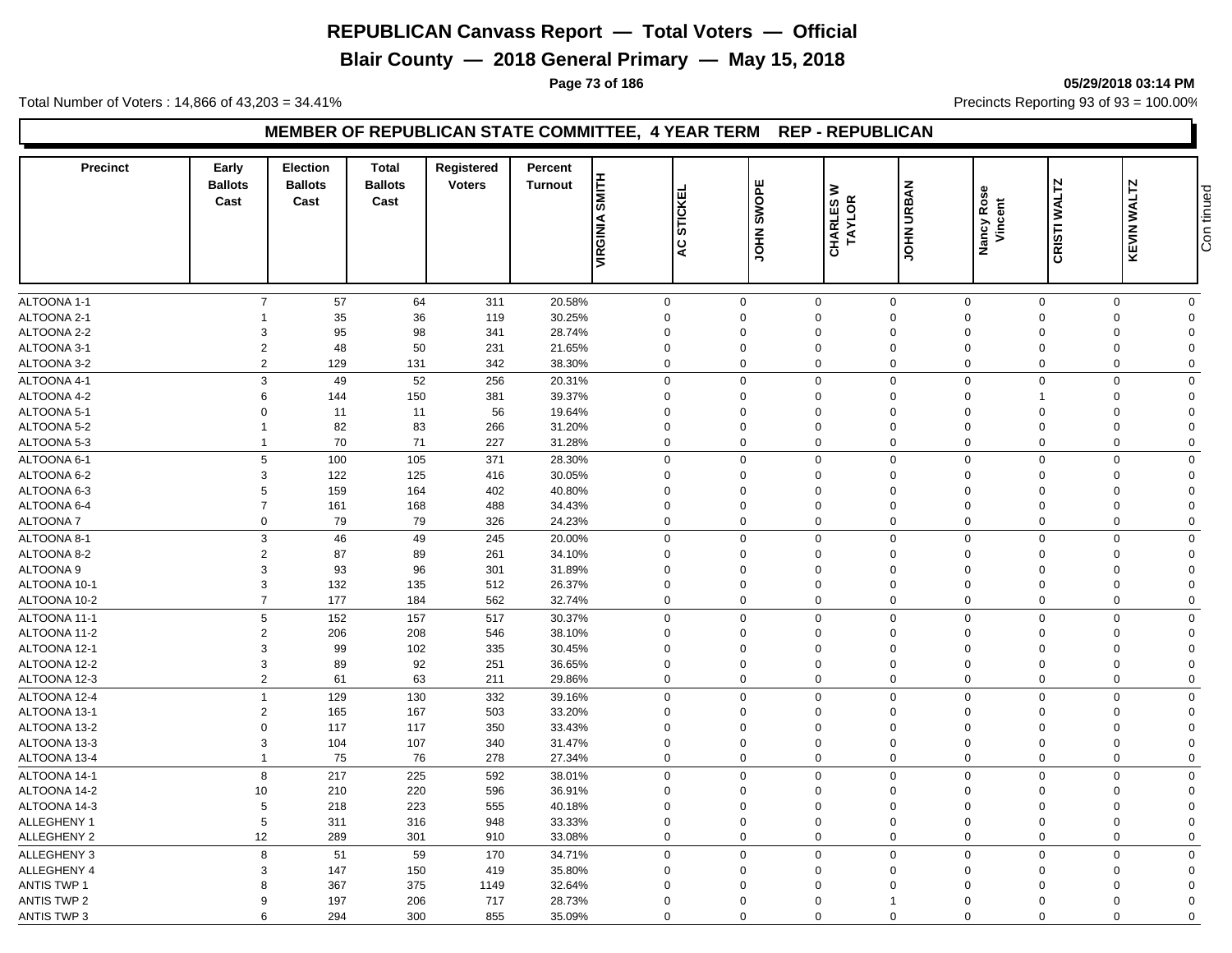# REPUBLICAN Canvass Report — Total Voters — Official

## Blair County — 2018 General Primary — May 15, 2018

Total Number of Voters : 14,866 of 43,203 = 34.41%

Precincts Reporting 93 of 93 = 100.00%

### MEMBER OF REPUBLICAN STATE COMMITTEE, 4 YEAR TERM REP - REPUBLICAN

| Precinct | Early Ballots Cast | Election Ballots Cast | Total Ballots Cast | Registered Voters | Percent Turnout | VIRGINIA SMITH | AC STICKEL | JOHN SWOPE | CHARLES W TAYLOR | JOHN URBAN | Nancy Rose Vincent | CRISTI WALTZ | KEVIN WALTZ | Continued |
|---|---|---|---|---|---|---|---|---|---|---|---|---|---|---|
| ALTOONA 1-1 | 7 | 57 | 64 | 311 | 20.58% | 0 | 0 | 0 | 0 | 0 | 0 | 0 | 0 | |
| ALTOONA 2-1 | 1 | 35 | 36 | 119 | 30.25% | 0 | 0 | 0 | 0 | 0 | 0 | 0 | 0 | |
| ALTOONA 2-2 | 3 | 95 | 98 | 341 | 28.74% | 0 | 0 | 0 | 0 | 0 | 0 | 0 | 0 | |
| ALTOONA 3-1 | 2 | 48 | 50 | 231 | 21.65% | 0 | 0 | 0 | 0 | 0 | 0 | 0 | 0 | |
| ALTOONA 3-2 | 2 | 129 | 131 | 342 | 38.30% | 0 | 0 | 0 | 0 | 0 | 0 | 0 | 0 | |
| ALTOONA 4-1 | 3 | 49 | 52 | 256 | 20.31% | 0 | 0 | 0 | 0 | 0 | 0 | 0 | 0 | |
| ALTOONA 4-2 | 6 | 144 | 150 | 381 | 39.37% | 0 | 0 | 0 | 0 | 0 | 1 | 0 | 0 | |
| ALTOONA 5-1 | 0 | 11 | 11 | 56 | 19.64% | 0 | 0 | 0 | 0 | 0 | 0 | 0 | 0 | |
| ALTOONA 5-2 | 1 | 82 | 83 | 266 | 31.20% | 0 | 0 | 0 | 0 | 0 | 0 | 0 | 0 | |
| ALTOONA 5-3 | 1 | 70 | 71 | 227 | 31.28% | 0 | 0 | 0 | 0 | 0 | 0 | 0 | 0 | |
| ALTOONA 6-1 | 5 | 100 | 105 | 371 | 28.30% | 0 | 0 | 0 | 0 | 0 | 0 | 0 | 0 | |
| ALTOONA 6-2 | 3 | 122 | 125 | 416 | 30.05% | 0 | 0 | 0 | 0 | 0 | 0 | 0 | 0 | |
| ALTOONA 6-3 | 5 | 159 | 164 | 402 | 40.80% | 0 | 0 | 0 | 0 | 0 | 0 | 0 | 0 | |
| ALTOONA 6-4 | 7 | 161 | 168 | 488 | 34.43% | 0 | 0 | 0 | 0 | 0 | 0 | 0 | 0 | |
| ALTOONA 7 | 0 | 79 | 79 | 326 | 24.23% | 0 | 0 | 0 | 0 | 0 | 0 | 0 | 0 | |
| ALTOONA 8-1 | 3 | 46 | 49 | 245 | 20.00% | 0 | 0 | 0 | 0 | 0 | 0 | 0 | 0 | |
| ALTOONA 8-2 | 2 | 87 | 89 | 261 | 34.10% | 0 | 0 | 0 | 0 | 0 | 0 | 0 | 0 | |
| ALTOONA 9 | 3 | 93 | 96 | 301 | 31.89% | 0 | 0 | 0 | 0 | 0 | 0 | 0 | 0 | |
| ALTOONA 10-1 | 3 | 132 | 135 | 512 | 26.37% | 0 | 0 | 0 | 0 | 0 | 0 | 0 | 0 | |
| ALTOONA 10-2 | 7 | 177 | 184 | 562 | 32.74% | 0 | 0 | 0 | 0 | 0 | 0 | 0 | 0 | |
| ALTOONA 11-1 | 5 | 152 | 157 | 517 | 30.37% | 0 | 0 | 0 | 0 | 0 | 0 | 0 | 0 | |
| ALTOONA 11-2 | 2 | 206 | 208 | 546 | 38.10% | 0 | 0 | 0 | 0 | 0 | 0 | 0 | 0 | |
| ALTOONA 12-1 | 3 | 99 | 102 | 335 | 30.45% | 0 | 0 | 0 | 0 | 0 | 0 | 0 | 0 | |
| ALTOONA 12-2 | 3 | 89 | 92 | 251 | 36.65% | 0 | 0 | 0 | 0 | 0 | 0 | 0 | 0 | |
| ALTOONA 12-3 | 2 | 61 | 63 | 211 | 29.86% | 0 | 0 | 0 | 0 | 0 | 0 | 0 | 0 | |
| ALTOONA 12-4 | 1 | 129 | 130 | 332 | 39.16% | 0 | 0 | 0 | 0 | 0 | 0 | 0 | 0 | |
| ALTOONA 13-1 | 2 | 165 | 167 | 503 | 33.20% | 0 | 0 | 0 | 0 | 0 | 0 | 0 | 0 | |
| ALTOONA 13-2 | 0 | 117 | 117 | 350 | 33.43% | 0 | 0 | 0 | 0 | 0 | 0 | 0 | 0 | |
| ALTOONA 13-3 | 3 | 104 | 107 | 340 | 31.47% | 0 | 0 | 0 | 0 | 0 | 0 | 0 | 0 | |
| ALTOONA 13-4 | 1 | 75 | 76 | 278 | 27.34% | 0 | 0 | 0 | 0 | 0 | 0 | 0 | 0 | |
| ALTOONA 14-1 | 8 | 217 | 225 | 592 | 38.01% | 0 | 0 | 0 | 0 | 0 | 0 | 0 | 0 | |
| ALTOONA 14-2 | 10 | 210 | 220 | 596 | 36.91% | 0 | 0 | 0 | 0 | 0 | 0 | 0 | 0 | |
| ALTOONA 14-3 | 5 | 218 | 223 | 555 | 40.18% | 0 | 0 | 0 | 0 | 0 | 0 | 0 | 0 | |
| ALLEGHENY 1 | 5 | 311 | 316 | 948 | 33.33% | 0 | 0 | 0 | 0 | 0 | 0 | 0 | 0 | |
| ALLEGHENY 2 | 12 | 289 | 301 | 910 | 33.08% | 0 | 0 | 0 | 0 | 0 | 0 | 0 | 0 | |
| ALLEGHENY 3 | 8 | 51 | 59 | 170 | 34.71% | 0 | 0 | 0 | 0 | 0 | 0 | 0 | 0 | |
| ALLEGHENY 4 | 3 | 147 | 150 | 419 | 35.80% | 0 | 0 | 0 | 0 | 0 | 0 | 0 | 0 | |
| ANTIS TWP 1 | 8 | 367 | 375 | 1149 | 32.64% | 0 | 0 | 0 | 0 | 0 | 0 | 0 | 0 | |
| ANTIS TWP 2 | 9 | 197 | 206 | 717 | 28.73% | 0 | 0 | 0 | 1 | 0 | 0 | 0 | 0 | |
| ANTIS TWP 3 | 6 | 294 | 300 | 855 | 35.09% | 0 | 0 | 0 | 0 | 0 | 0 | 0 | 0 | |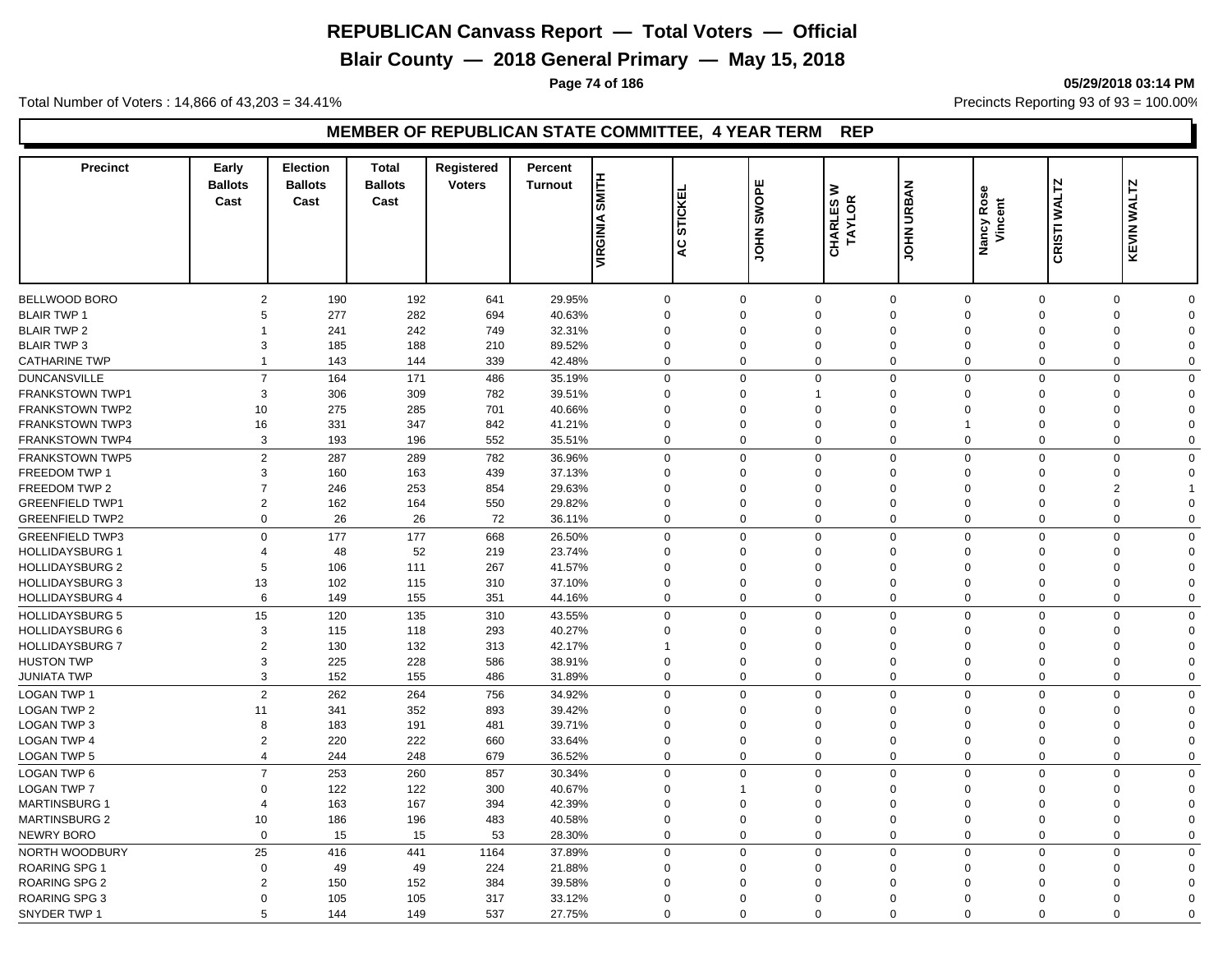# REPUBLICAN Canvass Report — Total Voters — Official

## Blair County — 2018 General Primary — May 15, 2018

05/29/2018 03:14 PM

Total Number of Voters : 14,866 of 43,203 = 34.41%

Precincts Reporting 93 of 93 = 100.00%

### MEMBER OF REPUBLICAN STATE COMMITTEE, 4 YEAR TERM REP

| Precinct | Early Ballots Cast | Election Ballots Cast | Total Ballots Cast | Registered Voters | Percent Turnout | VIRGINIA SMITH | AC STICKEL | JOHN SWOPE | CHARLES W TAYLOR | JOHN URBAN | Nancy Rose Vincent | CRISTI WALTZ | KEVIN WALTZ |
|---|---|---|---|---|---|---|---|---|---|---|---|---|---|
| BELLWOOD BORO | 2 | 190 | 192 | 641 | 29.95% | 0 | 0 | 0 | 0 | 0 | 0 | 0 | 0 |
| BLAIR TWP 1 | 5 | 277 | 282 | 694 | 40.63% | 0 | 0 | 0 | 0 | 0 | 0 | 0 | 0 |
| BLAIR TWP 2 | 1 | 241 | 242 | 749 | 32.31% | 0 | 0 | 0 | 0 | 0 | 0 | 0 | 0 |
| BLAIR TWP 3 | 3 | 185 | 188 | 210 | 89.52% | 0 | 0 | 0 | 0 | 0 | 0 | 0 | 0 |
| CATHARINE TWP | 1 | 143 | 144 | 339 | 42.48% | 0 | 0 | 0 | 0 | 0 | 0 | 0 | 0 |
| DUNCANSVILLE | 7 | 164 | 171 | 486 | 35.19% | 0 | 0 | 0 | 0 | 0 | 0 | 0 | 0 |
| FRANKSTOWN TWP1 | 3 | 306 | 309 | 782 | 39.51% | 0 | 0 | 1 | 0 | 0 | 0 | 0 | 0 |
| FRANKSTOWN TWP2 | 10 | 275 | 285 | 701 | 40.66% | 0 | 0 | 0 | 0 | 0 | 0 | 0 | 0 |
| FRANKSTOWN TWP3 | 16 | 331 | 347 | 842 | 41.21% | 0 | 0 | 0 | 0 | 1 | 0 | 0 | 0 |
| FRANKSTOWN TWP4 | 3 | 193 | 196 | 552 | 35.51% | 0 | 0 | 0 | 0 | 0 | 0 | 0 | 0 |
| FRANKSTOWN TWP5 | 2 | 287 | 289 | 782 | 36.96% | 0 | 0 | 0 | 0 | 0 | 0 | 0 | 0 |
| FREEDOM TWP 1 | 3 | 160 | 163 | 439 | 37.13% | 0 | 0 | 0 | 0 | 0 | 0 | 0 | 0 |
| FREEDOM TWP 2 | 7 | 246 | 253 | 854 | 29.63% | 0 | 0 | 0 | 0 | 0 | 0 | 2 | 1 |
| GREENFIELD TWP1 | 2 | 162 | 164 | 550 | 29.82% | 0 | 0 | 0 | 0 | 0 | 0 | 0 | 0 |
| GREENFIELD TWP2 | 0 | 26 | 26 | 72 | 36.11% | 0 | 0 | 0 | 0 | 0 | 0 | 0 | 0 |
| GREENFIELD TWP3 | 0 | 177 | 177 | 668 | 26.50% | 0 | 0 | 0 | 0 | 0 | 0 | 0 | 0 |
| HOLLIDAYSBURG 1 | 4 | 48 | 52 | 219 | 23.74% | 0 | 0 | 0 | 0 | 0 | 0 | 0 | 0 |
| HOLLIDAYSBURG 2 | 5 | 106 | 111 | 267 | 41.57% | 0 | 0 | 0 | 0 | 0 | 0 | 0 | 0 |
| HOLLIDAYSBURG 3 | 13 | 102 | 115 | 310 | 37.10% | 0 | 0 | 0 | 0 | 0 | 0 | 0 | 0 |
| HOLLIDAYSBURG 4 | 6 | 149 | 155 | 351 | 44.16% | 0 | 0 | 0 | 0 | 0 | 0 | 0 | 0 |
| HOLLIDAYSBURG 5 | 15 | 120 | 135 | 310 | 43.55% | 0 | 0 | 0 | 0 | 0 | 0 | 0 | 0 |
| HOLLIDAYSBURG 6 | 3 | 115 | 118 | 293 | 40.27% | 0 | 0 | 0 | 0 | 0 | 0 | 0 | 0 |
| HOLLIDAYSBURG 7 | 2 | 130 | 132 | 313 | 42.17% | 1 | 0 | 0 | 0 | 0 | 0 | 0 | 0 |
| HUSTON TWP | 3 | 225 | 228 | 586 | 38.91% | 0 | 0 | 0 | 0 | 0 | 0 | 0 | 0 |
| JUNIATA TWP | 3 | 152 | 155 | 486 | 31.89% | 0 | 0 | 0 | 0 | 0 | 0 | 0 | 0 |
| LOGAN TWP 1 | 2 | 262 | 264 | 756 | 34.92% | 0 | 0 | 0 | 0 | 0 | 0 | 0 | 0 |
| LOGAN TWP 2 | 11 | 341 | 352 | 893 | 39.42% | 0 | 0 | 0 | 0 | 0 | 0 | 0 | 0 |
| LOGAN TWP 3 | 8 | 183 | 191 | 481 | 39.71% | 0 | 0 | 0 | 0 | 0 | 0 | 0 | 0 |
| LOGAN TWP 4 | 2 | 220 | 222 | 660 | 33.64% | 0 | 0 | 0 | 0 | 0 | 0 | 0 | 0 |
| LOGAN TWP 5 | 4 | 244 | 248 | 679 | 36.52% | 0 | 0 | 0 | 0 | 0 | 0 | 0 | 0 |
| LOGAN TWP 6 | 7 | 253 | 260 | 857 | 30.34% | 0 | 0 | 0 | 0 | 0 | 0 | 0 | 0 |
| LOGAN TWP 7 | 0 | 122 | 122 | 300 | 40.67% | 0 | 1 | 0 | 0 | 0 | 0 | 0 | 0 |
| MARTINSBURG 1 | 4 | 163 | 167 | 394 | 42.39% | 0 | 0 | 0 | 0 | 0 | 0 | 0 | 0 |
| MARTINSBURG 2 | 10 | 186 | 196 | 483 | 40.58% | 0 | 0 | 0 | 0 | 0 | 0 | 0 | 0 |
| NEWRY BORO | 0 | 15 | 15 | 53 | 28.30% | 0 | 0 | 0 | 0 | 0 | 0 | 0 | 0 |
| NORTH WOODBURY | 25 | 416 | 441 | 1164 | 37.89% | 0 | 0 | 0 | 0 | 0 | 0 | 0 | 0 |
| ROARING SPG 1 | 0 | 49 | 49 | 224 | 21.88% | 0 | 0 | 0 | 0 | 0 | 0 | 0 | 0 |
| ROARING SPG 2 | 2 | 150 | 152 | 384 | 39.58% | 0 | 0 | 0 | 0 | 0 | 0 | 0 | 0 |
| ROARING SPG 3 | 0 | 105 | 105 | 317 | 33.12% | 0 | 0 | 0 | 0 | 0 | 0 | 0 | 0 |
| SNYDER TWP 1 | 5 | 144 | 149 | 537 | 27.75% | 0 | 0 | 0 | 0 | 0 | 0 | 0 | 0 |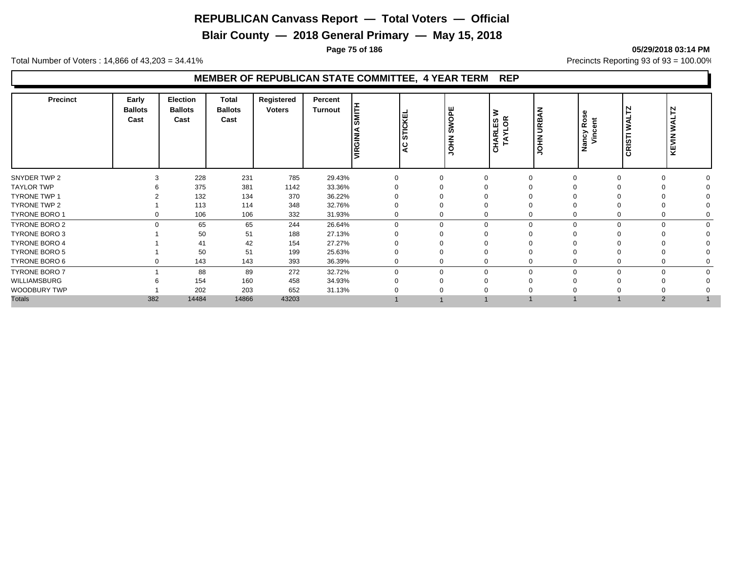# REPUBLICAN Canvass Report — Total Voters — Official

## Blair County — 2018 General Primary — May 15, 2018

Total Number of Voters : 14,866 of 43,203 = 34.41%

Precincts Reporting 93 of 93 = 100.00%

### MEMBER OF REPUBLICAN STATE COMMITTEE, 4 YEAR TERM REP

| Precinct | Early Ballots Cast | Election Ballots Cast | Total Ballots Cast | Registered Voters | Percent Turnout | VIRGINIA SMITH | AC STICKEL | JOHN SWOPE | CHARLES W TAYLOR | JOHN URBAN | Nancy Rose Vincent | CRISTI WALTZ | KEVIN WALTZ |
|---|---|---|---|---|---|---|---|---|---|---|---|---|---|
| SNYDER TWP 2 | 3 | 228 | 231 | 785 | 29.43% | 0 | 0 | 0 | 0 | 0 | 0 | 0 | 0 |
| TAYLOR TWP | 6 | 375 | 381 | 1142 | 33.36% | 0 | 0 | 0 | 0 | 0 | 0 | 0 | 0 |
| TYRONE TWP 1 | 2 | 132 | 134 | 370 | 36.22% | 0 | 0 | 0 | 0 | 0 | 0 | 0 | 0 |
| TYRONE TWP 2 | 1 | 113 | 114 | 348 | 32.76% | 0 | 0 | 0 | 0 | 0 | 0 | 0 | 0 |
| TYRONE BORO 1 | 0 | 106 | 106 | 332 | 31.93% | 0 | 0 | 0 | 0 | 0 | 0 | 0 | 0 |
| TYRONE BORO 2 | 0 | 65 | 65 | 244 | 26.64% | 0 | 0 | 0 | 0 | 0 | 0 | 0 | 0 |
| TYRONE BORO 3 | 1 | 50 | 51 | 188 | 27.13% | 0 | 0 | 0 | 0 | 0 | 0 | 0 | 0 |
| TYRONE BORO 4 | 1 | 41 | 42 | 154 | 27.27% | 0 | 0 | 0 | 0 | 0 | 0 | 0 | 0 |
| TYRONE BORO 5 | 1 | 50 | 51 | 199 | 25.63% | 0 | 0 | 0 | 0 | 0 | 0 | 0 | 0 |
| TYRONE BORO 6 | 0 | 143 | 143 | 393 | 36.39% | 0 | 0 | 0 | 0 | 0 | 0 | 0 | 0 |
| TYRONE BORO 7 | 1 | 88 | 89 | 272 | 32.72% | 0 | 0 | 0 | 0 | 0 | 0 | 0 | 0 |
| WILLIAMSBURG | 6 | 154 | 160 | 458 | 34.93% | 0 | 0 | 0 | 0 | 0 | 0 | 0 | 0 |
| WOODBURY TWP | 1 | 202 | 203 | 652 | 31.13% | 0 | 0 | 0 | 0 | 0 | 0 | 0 | 0 |
| Totals | 382 | 14484 | 14866 | 43203 | | 1 | 1 | 1 | 1 | 1 | 1 | 2 | 1 |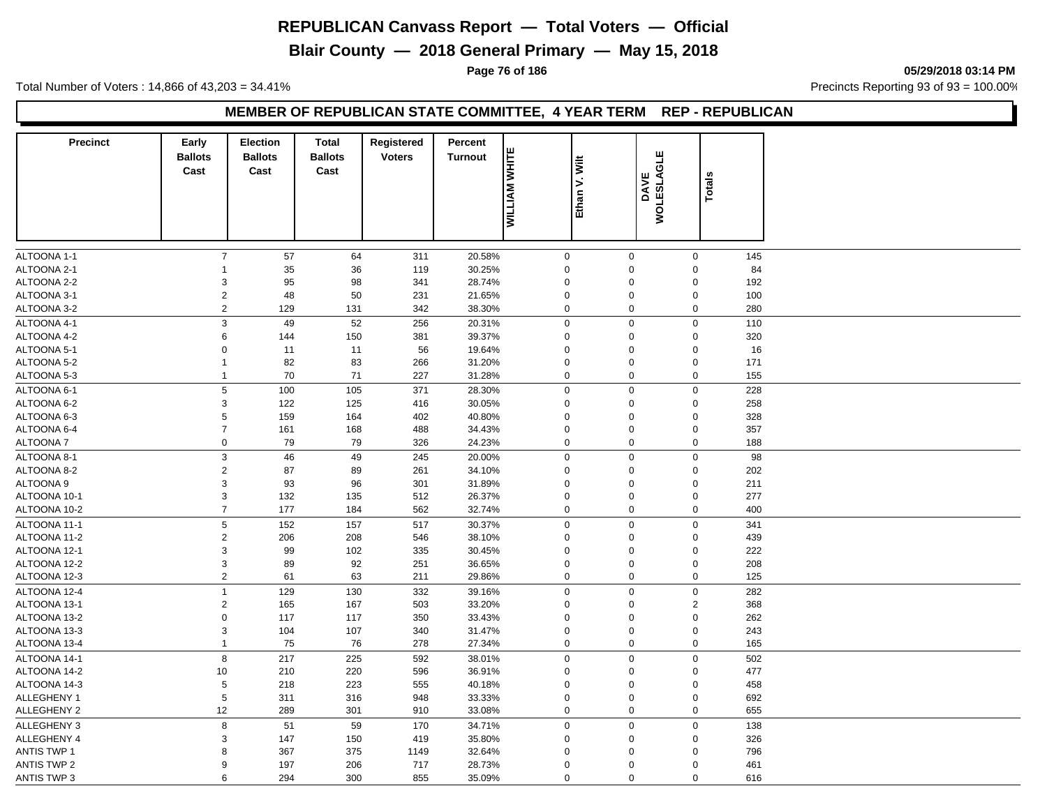# REPUBLICAN Canvass Report — Total Voters — Official

## Blair County — 2018 General Primary — May 15, 2018

Total Number of Voters : 14,866 of 43,203 = 34.41%

Precincts Reporting 93 of 93 = 100.00%

05/29/2018 03:14 PM

### MEMBER OF REPUBLICAN STATE COMMITTEE, 4 YEAR TERM REP - REPUBLICAN

| Precinct | Early Ballots Cast | Election Ballots Cast | Total Ballots Cast | Registered Voters | Percent Turnout | WILLIAM WHITE | Ethan V. Wilt | DAVE WOLESLAGLE | Totals |
|---|---|---|---|---|---|---|---|---|---|
| ALTOONA 1-1 | 7 | 57 | 64 | 311 | 20.58% | 0 | 0 | 0 | 145 |
| ALTOONA 2-1 | 1 | 35 | 36 | 119 | 30.25% | 0 | 0 | 0 | 84 |
| ALTOONA 2-2 | 3 | 95 | 98 | 341 | 28.74% | 0 | 0 | 0 | 192 |
| ALTOONA 3-1 | 2 | 48 | 50 | 231 | 21.65% | 0 | 0 | 0 | 100 |
| ALTOONA 3-2 | 2 | 129 | 131 | 342 | 38.30% | 0 | 0 | 0 | 280 |
| ALTOONA 4-1 | 3 | 49 | 52 | 256 | 20.31% | 0 | 0 | 0 | 110 |
| ALTOONA 4-2 | 6 | 144 | 150 | 381 | 39.37% | 0 | 0 | 0 | 320 |
| ALTOONA 5-1 | 0 | 11 | 11 | 56 | 19.64% | 0 | 0 | 0 | 16 |
| ALTOONA 5-2 | 1 | 82 | 83 | 266 | 31.20% | 0 | 0 | 0 | 171 |
| ALTOONA 5-3 | 1 | 70 | 71 | 227 | 31.28% | 0 | 0 | 0 | 155 |
| ALTOONA 6-1 | 5 | 100 | 105 | 371 | 28.30% | 0 | 0 | 0 | 228 |
| ALTOONA 6-2 | 3 | 122 | 125 | 416 | 30.05% | 0 | 0 | 0 | 258 |
| ALTOONA 6-3 | 5 | 159 | 164 | 402 | 40.80% | 0 | 0 | 0 | 328 |
| ALTOONA 6-4 | 7 | 161 | 168 | 488 | 34.43% | 0 | 0 | 0 | 357 |
| ALTOONA 7 | 0 | 79 | 79 | 326 | 24.23% | 0 | 0 | 0 | 188 |
| ALTOONA 8-1 | 3 | 46 | 49 | 245 | 20.00% | 0 | 0 | 0 | 98 |
| ALTOONA 8-2 | 2 | 87 | 89 | 261 | 34.10% | 0 | 0 | 0 | 202 |
| ALTOONA 9 | 3 | 93 | 96 | 301 | 31.89% | 0 | 0 | 0 | 211 |
| ALTOONA 10-1 | 3 | 132 | 135 | 512 | 26.37% | 0 | 0 | 0 | 277 |
| ALTOONA 10-2 | 7 | 177 | 184 | 562 | 32.74% | 0 | 0 | 0 | 400 |
| ALTOONA 11-1 | 5 | 152 | 157 | 517 | 30.37% | 0 | 0 | 0 | 341 |
| ALTOONA 11-2 | 2 | 206 | 208 | 546 | 38.10% | 0 | 0 | 0 | 439 |
| ALTOONA 12-1 | 3 | 99 | 102 | 335 | 30.45% | 0 | 0 | 0 | 222 |
| ALTOONA 12-2 | 3 | 89 | 92 | 251 | 36.65% | 0 | 0 | 0 | 208 |
| ALTOONA 12-3 | 2 | 61 | 63 | 211 | 29.86% | 0 | 0 | 0 | 125 |
| ALTOONA 12-4 | 1 | 129 | 130 | 332 | 39.16% | 0 | 0 | 0 | 282 |
| ALTOONA 13-1 | 2 | 165 | 167 | 503 | 33.20% | 0 | 0 | 2 | 368 |
| ALTOONA 13-2 | 0 | 117 | 117 | 350 | 33.43% | 0 | 0 | 0 | 262 |
| ALTOONA 13-3 | 3 | 104 | 107 | 340 | 31.47% | 0 | 0 | 0 | 243 |
| ALTOONA 13-4 | 1 | 75 | 76 | 278 | 27.34% | 0 | 0 | 0 | 165 |
| ALTOONA 14-1 | 8 | 217 | 225 | 592 | 38.01% | 0 | 0 | 0 | 502 |
| ALTOONA 14-2 | 10 | 210 | 220 | 596 | 36.91% | 0 | 0 | 0 | 477 |
| ALTOONA 14-3 | 5 | 218 | 223 | 555 | 40.18% | 0 | 0 | 0 | 458 |
| ALLEGHENY 1 | 5 | 311 | 316 | 948 | 33.33% | 0 | 0 | 0 | 692 |
| ALLEGHENY 2 | 12 | 289 | 301 | 910 | 33.08% | 0 | 0 | 0 | 655 |
| ALLEGHENY 3 | 8 | 51 | 59 | 170 | 34.71% | 0 | 0 | 0 | 138 |
| ALLEGHENY 4 | 3 | 147 | 150 | 419 | 35.80% | 0 | 0 | 0 | 326 |
| ANTIS TWP 1 | 8 | 367 | 375 | 1149 | 32.64% | 0 | 0 | 0 | 796 |
| ANTIS TWP 2 | 9 | 197 | 206 | 717 | 28.73% | 0 | 0 | 0 | 461 |
| ANTIS TWP 3 | 6 | 294 | 300 | 855 | 35.09% | 0 | 0 | 0 | 616 |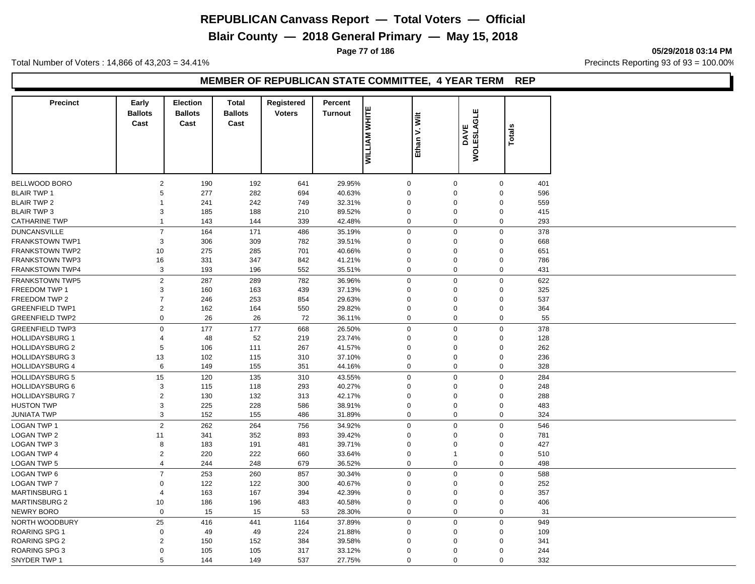# REPUBLICAN Canvass Report — Total Voters — Official

## Blair County — 2018 General Primary — May 15, 2018

Total Number of Voters : 14,866 of 43,203 = 34.41%

Precincts Reporting 93 of 93 = 100.00%

### MEMBER OF REPUBLICAN STATE COMMITTEE, 4 YEAR TERM REP

| Precinct | Early Ballots Cast | Election Ballots Cast | Total Ballots Cast | Registered Voters | Percent Turnout | WILLIAM WHITE | Ethan V. Wilt | DAVE WOLESLAGLE | Totals |
|---|---|---|---|---|---|---|---|---|---|
| BELLWOOD BORO | 2 | 190 | 192 | 641 | 29.95% | 0 | 0 | 0 | 401 |
| BLAIR TWP 1 | 5 | 277 | 282 | 694 | 40.63% | 0 | 0 | 0 | 596 |
| BLAIR TWP 2 | 1 | 241 | 242 | 749 | 32.31% | 0 | 0 | 0 | 559 |
| BLAIR TWP 3 | 3 | 185 | 188 | 210 | 89.52% | 0 | 0 | 0 | 415 |
| CATHARINE TWP | 1 | 143 | 144 | 339 | 42.48% | 0 | 0 | 0 | 293 |
| DUNCANSVILLE | 7 | 164 | 171 | 486 | 35.19% | 0 | 0 | 0 | 378 |
| FRANKSTOWN TWP1 | 3 | 306 | 309 | 782 | 39.51% | 0 | 0 | 0 | 668 |
| FRANKSTOWN TWP2 | 10 | 275 | 285 | 701 | 40.66% | 0 | 0 | 0 | 651 |
| FRANKSTOWN TWP3 | 16 | 331 | 347 | 842 | 41.21% | 0 | 0 | 0 | 786 |
| FRANKSTOWN TWP4 | 3 | 193 | 196 | 552 | 35.51% | 0 | 0 | 0 | 431 |
| FRANKSTOWN TWP5 | 2 | 287 | 289 | 782 | 36.96% | 0 | 0 | 0 | 622 |
| FREEDOM TWP 1 | 3 | 160 | 163 | 439 | 37.13% | 0 | 0 | 0 | 325 |
| FREEDOM TWP 2 | 7 | 246 | 253 | 854 | 29.63% | 0 | 0 | 0 | 537 |
| GREENFIELD TWP1 | 2 | 162 | 164 | 550 | 29.82% | 0 | 0 | 0 | 364 |
| GREENFIELD TWP2 | 0 | 26 | 26 | 72 | 36.11% | 0 | 0 | 0 | 55 |
| GREENFIELD TWP3 | 0 | 177 | 177 | 668 | 26.50% | 0 | 0 | 0 | 378 |
| HOLLIDAYSBURG 1 | 4 | 48 | 52 | 219 | 23.74% | 0 | 0 | 0 | 128 |
| HOLLIDAYSBURG 2 | 5 | 106 | 111 | 267 | 41.57% | 0 | 0 | 0 | 262 |
| HOLLIDAYSBURG 3 | 13 | 102 | 115 | 310 | 37.10% | 0 | 0 | 0 | 236 |
| HOLLIDAYSBURG 4 | 6 | 149 | 155 | 351 | 44.16% | 0 | 0 | 0 | 328 |
| HOLLIDAYSBURG 5 | 15 | 120 | 135 | 310 | 43.55% | 0 | 0 | 0 | 284 |
| HOLLIDAYSBURG 6 | 3 | 115 | 118 | 293 | 40.27% | 0 | 0 | 0 | 248 |
| HOLLIDAYSBURG 7 | 2 | 130 | 132 | 313 | 42.17% | 0 | 0 | 0 | 288 |
| HUSTON TWP | 3 | 225 | 228 | 586 | 38.91% | 0 | 0 | 0 | 483 |
| JUNIATA TWP | 3 | 152 | 155 | 486 | 31.89% | 0 | 0 | 0 | 324 |
| LOGAN TWP 1 | 2 | 262 | 264 | 756 | 34.92% | 0 | 0 | 0 | 546 |
| LOGAN TWP 2 | 11 | 341 | 352 | 893 | 39.42% | 0 | 0 | 0 | 781 |
| LOGAN TWP 3 | 8 | 183 | 191 | 481 | 39.71% | 0 | 0 | 0 | 427 |
| LOGAN TWP 4 | 2 | 220 | 222 | 660 | 33.64% | 0 | 1 | 0 | 510 |
| LOGAN TWP 5 | 4 | 244 | 248 | 679 | 36.52% | 0 | 0 | 0 | 498 |
| LOGAN TWP 6 | 7 | 253 | 260 | 857 | 30.34% | 0 | 0 | 0 | 588 |
| LOGAN TWP 7 | 0 | 122 | 122 | 300 | 40.67% | 0 | 0 | 0 | 252 |
| MARTINSBURG 1 | 4 | 163 | 167 | 394 | 42.39% | 0 | 0 | 0 | 357 |
| MARTINSBURG 2 | 10 | 186 | 196 | 483 | 40.58% | 0 | 0 | 0 | 406 |
| NEWRY BORO | 0 | 15 | 15 | 53 | 28.30% | 0 | 0 | 0 | 31 |
| NORTH WOODBURY | 25 | 416 | 441 | 1164 | 37.89% | 0 | 0 | 0 | 949 |
| ROARING SPG 1 | 0 | 49 | 49 | 224 | 21.88% | 0 | 0 | 0 | 109 |
| ROARING SPG 2 | 2 | 150 | 152 | 384 | 39.58% | 0 | 0 | 0 | 341 |
| ROARING SPG 3 | 0 | 105 | 105 | 317 | 33.12% | 0 | 0 | 0 | 244 |
| SNYDER TWP 1 | 5 | 144 | 149 | 537 | 27.75% | 0 | 0 | 0 | 332 |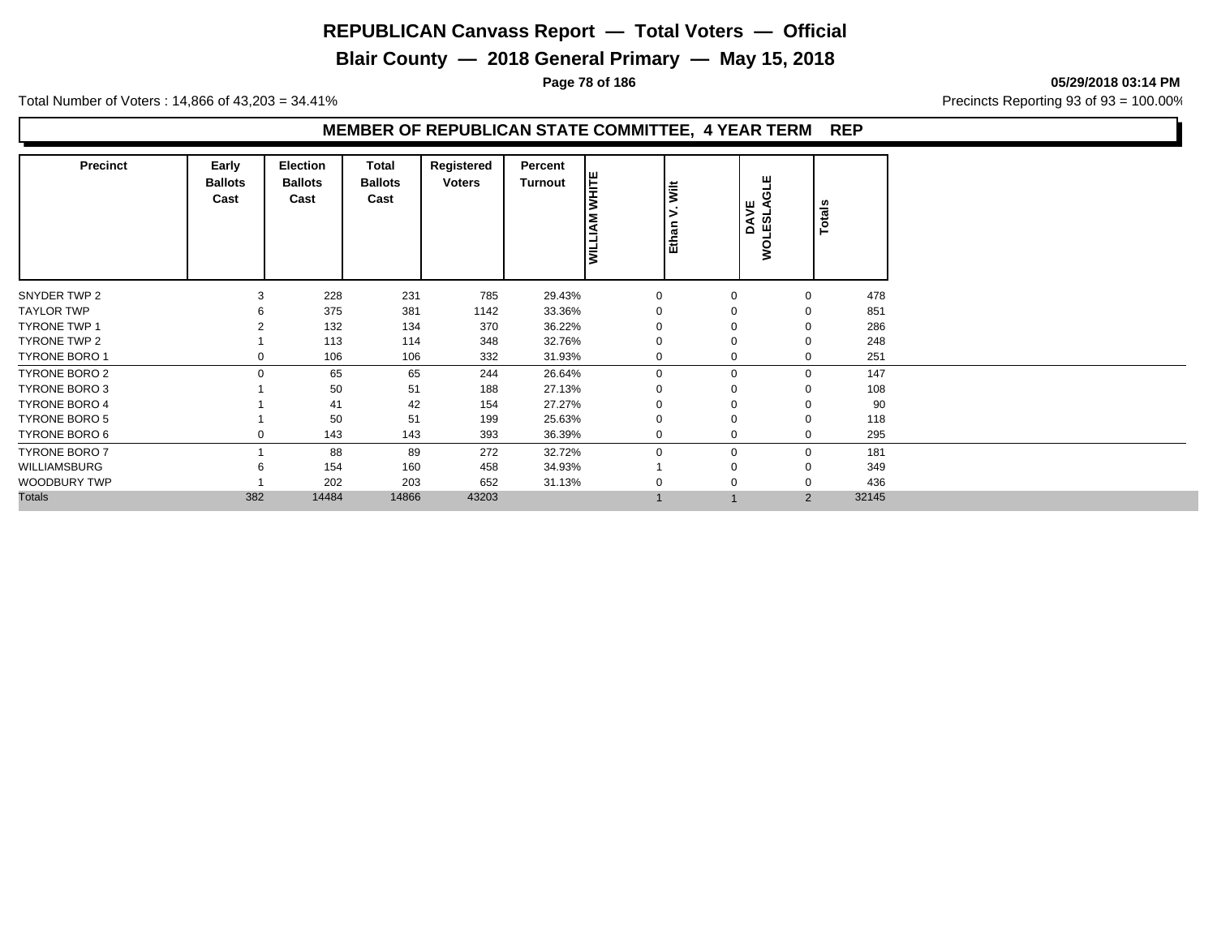# REPUBLICAN Canvass Report — Total Voters — Official

## Blair County — 2018 General Primary — May 15, 2018

**05/29/2018 03:14 PM**

Total Number of Voters : 14,866 of 43,203 = 34.41%

Precincts Reporting 93 of 93 = 100.00%

### MEMBER OF REPUBLICAN STATE COMMITTEE, 4 YEAR TERM REP

| Precinct | Early Ballots Cast | Election Ballots Cast | Total Ballots Cast | Registered Voters | Percent Turnout | WILLIAM WHITE | Ethan V. Wilt | DAVE WOLESLAGLE | Totals |
|---|---|---|---|---|---|---|---|---|---|
| SNYDER TWP 2 | 3 | 228 | 231 | 785 | 29.43% | 0 | 0 | 0 | 478 |
| TAYLOR TWP | 6 | 375 | 381 | 1142 | 33.36% | 0 | 0 | 0 | 851 |
| TYRONE TWP 1 | 2 | 132 | 134 | 370 | 36.22% | 0 | 0 | 0 | 286 |
| TYRONE TWP 2 | 1 | 113 | 114 | 348 | 32.76% | 0 | 0 | 0 | 248 |
| TYRONE BORO 1 | 0 | 106 | 106 | 332 | 31.93% | 0 | 0 | 0 | 251 |
| TYRONE BORO 2 | 0 | 65 | 65 | 244 | 26.64% | 0 | 0 | 0 | 147 |
| TYRONE BORO 3 | 1 | 50 | 51 | 188 | 27.13% | 0 | 0 | 0 | 108 |
| TYRONE BORO 4 | 1 | 41 | 42 | 154 | 27.27% | 0 | 0 | 0 | 90 |
| TYRONE BORO 5 | 1 | 50 | 51 | 199 | 25.63% | 0 | 0 | 0 | 118 |
| TYRONE BORO 6 | 0 | 143 | 143 | 393 | 36.39% | 0 | 0 | 0 | 295 |
| TYRONE BORO 7 | 1 | 88 | 89 | 272 | 32.72% | 0 | 0 | 0 | 181 |
| WILLIAMSBURG | 6 | 154 | 160 | 458 | 34.93% | 1 | 0 | 0 | 349 |
| WOODBURY TWP | 1 | 202 | 203 | 652 | 31.13% | 0 | 0 | 0 | 436 |
| Totals | 382 | 14484 | 14866 | 43203 | | 1 | 1 | 2 | 32145 |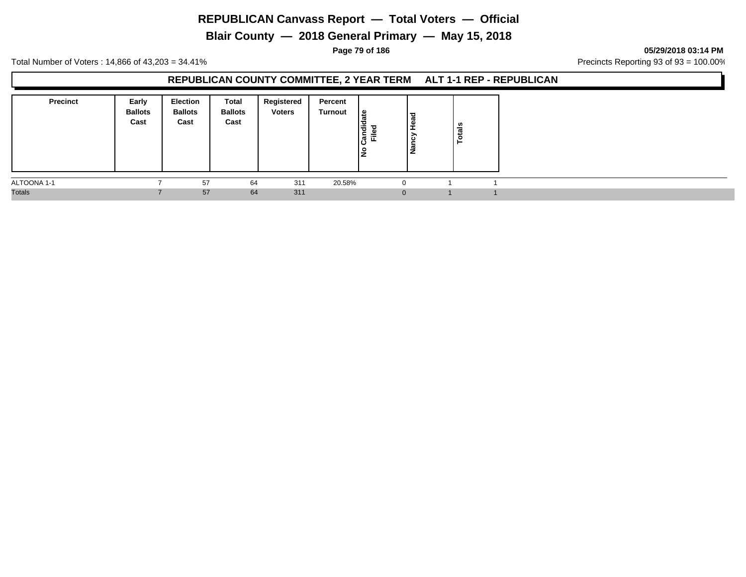# REPUBLICAN Canvass Report — Total Voters — Official

## Blair County — 2018 General Primary — May 15, 2018

05/29/2018 03:14 PM

Total Number of Voters : 14,866 of 43,203 = 34.41%

Precincts Reporting 93 of 93 = 100.00%

### REPUBLICAN COUNTY COMMITTEE, 2 YEAR TERM ALT 1-1 REP - REPUBLICAN

| Precinct | Early Ballots Cast | Election Ballots Cast | Total Ballots Cast | Registered Voters | Percent Turnout | No Candidate Filed | Nancy Head | Totals |
|---|---|---|---|---|---|---|---|---|
| ALTOONA 1-1 | 7 | 57 | 64 | 311 | 20.58% | 0 | 1 | 1 |
| Totals | 7 | 57 | 64 | 311 | | 0 | 1 | 1 |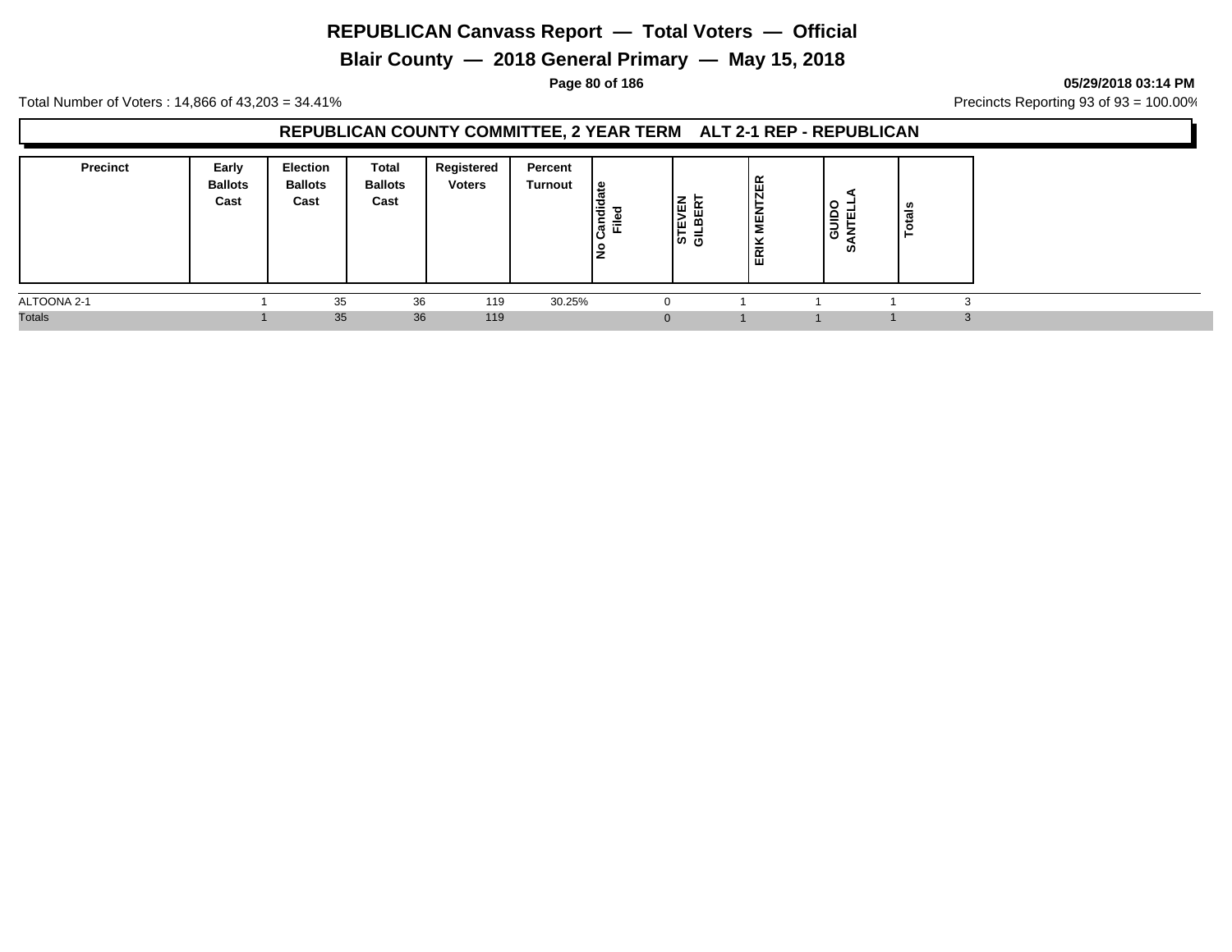# REPUBLICAN Canvass Report — Total Voters — Official

## Blair County — 2018 General Primary — May 15, 2018

05/29/2018 03:14 PM

Total Number of Voters : 14,866 of 43,203 = 34.41%

Precincts Reporting 93 of 93 = 100.00%

### REPUBLICAN COUNTY COMMITTEE, 2 YEAR TERM ALT 2-1 REP - REPUBLICAN

| Precinct | Early Ballots Cast | Election Ballots Cast | Total Ballots Cast | Registered Voters | Percent Turnout | No Candidate Filed | STEVEN GILBERT | ERIK MENTZER | GUIDO SANTELLA | Totals |
|---|---|---|---|---|---|---|---|---|---|---|
| ALTOONA 2-1 | 1 | 35 | 36 | 119 | 30.25% | 0 | 1 | 1 | 1 | 3 |
| Totals | 1 | 35 | 36 | 119 | | 0 | 1 | 1 | 1 | 3 |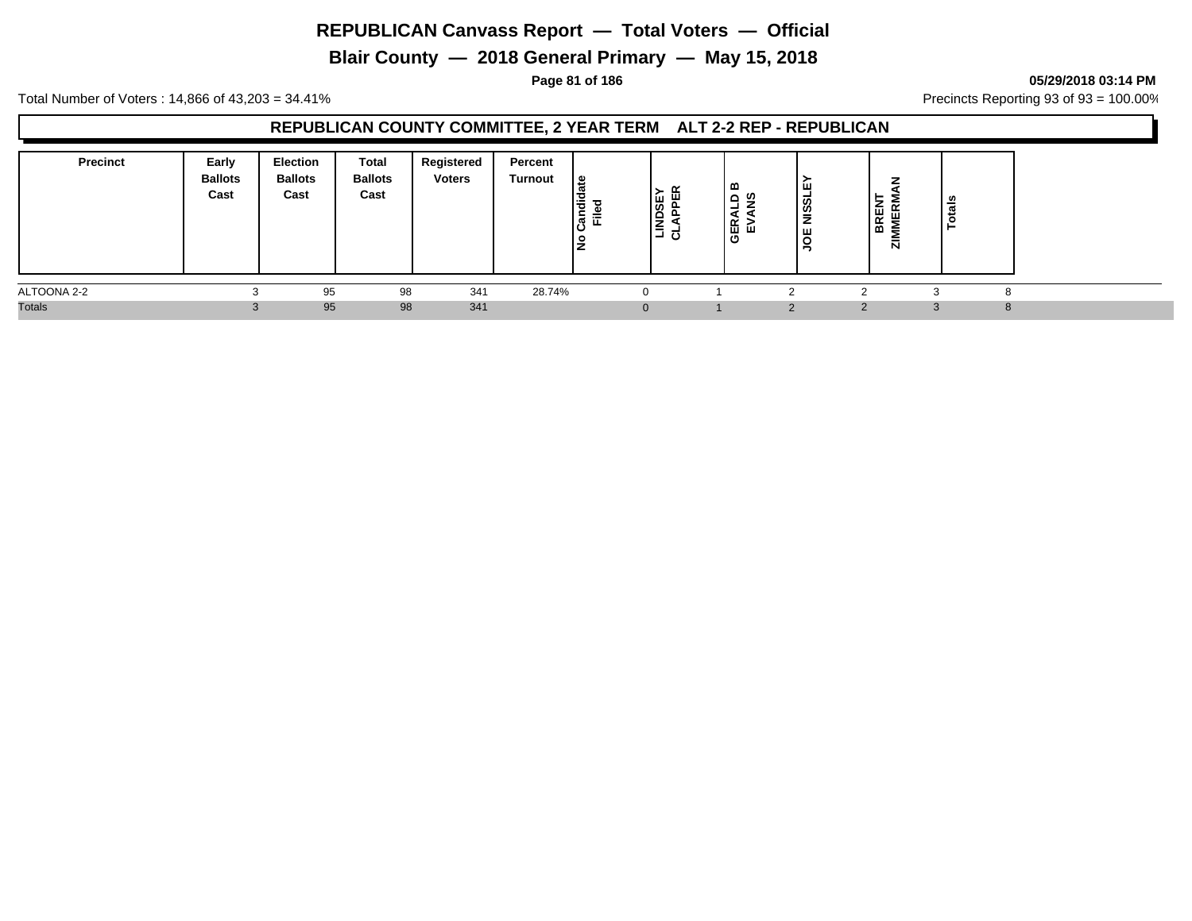# REPUBLICAN Canvass Report — Total Voters — Official

## Blair County — 2018 General Primary — May 15, 2018

05/29/2018 03:14 PM

Total Number of Voters : 14,866 of 43,203 = 34.41%

Precincts Reporting 93 of 93 = 100.00%

### REPUBLICAN COUNTY COMMITTEE, 2 YEAR TERM ALT 2-2 REP - REPUBLICAN

| Precinct | Early Ballots Cast | Election Ballots Cast | Total Ballots Cast | Registered Voters | Percent Turnout | No Candidate Filed | LINDSEY CLAPPER | GERALD B EVANS | JOE NISSLEY | BRENT ZIMMERMAN | Totals |
|---|---|---|---|---|---|---|---|---|---|---|---|
| ALTOONA 2-2 | 3 | 95 | 98 | 341 | 28.74% | 0 | 1 | 2 | 2 | 3 | 8 |
| Totals | 3 | 95 | 98 | 341 | | 0 | 1 | 2 | 2 | 3 | 8 |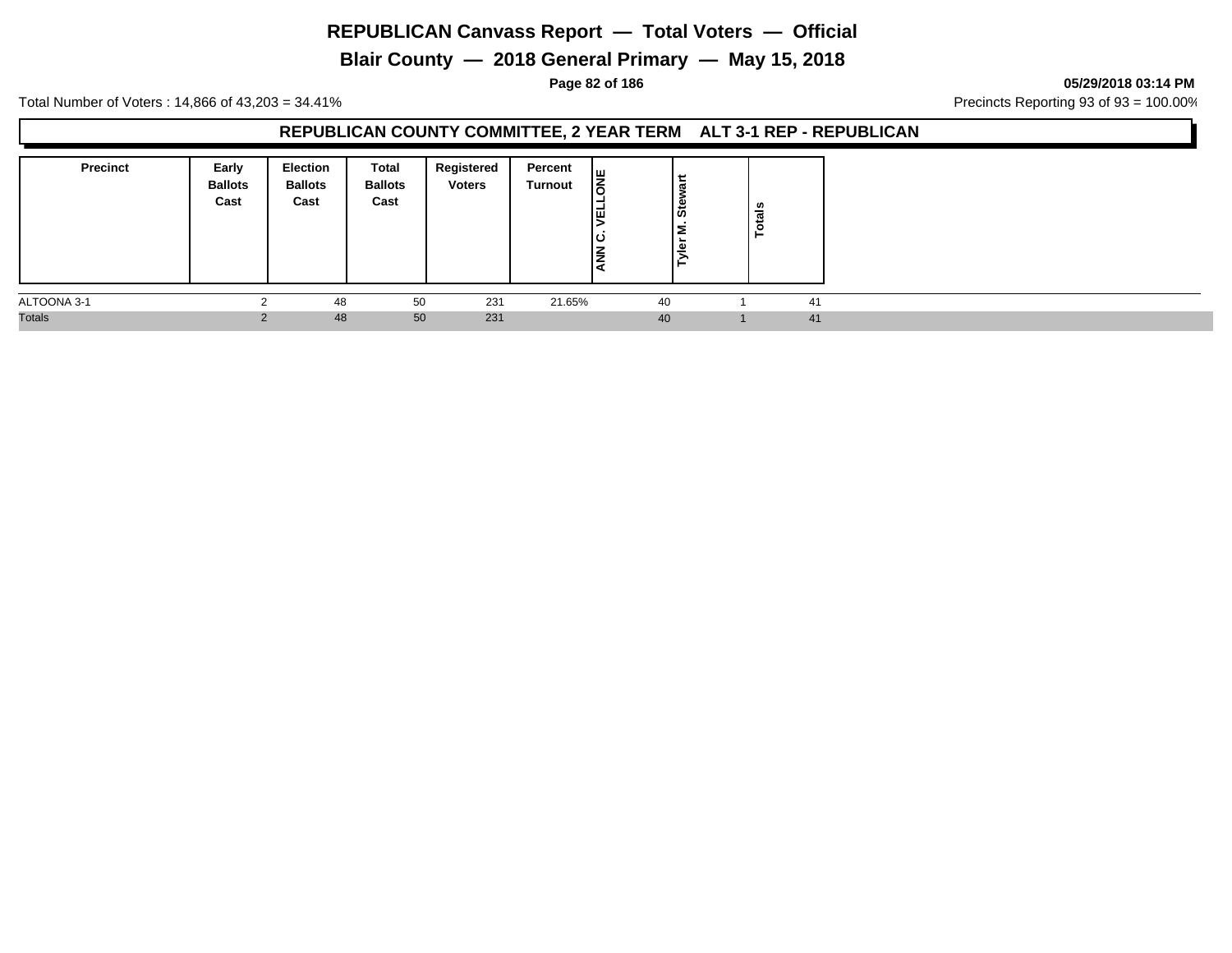# REPUBLICAN Canvass Report — Total Voters — Official

## Blair County — 2018 General Primary — May 15, 2018

Total Number of Voters : 14,866 of 43,203 = 34.41%

Precincts Reporting 93 of 93 = 100.00%

### REPUBLICAN COUNTY COMMITTEE, 2 YEAR TERM ALT 3-1 REP - REPUBLICAN

| Precinct | Early Ballots Cast | Election Ballots Cast | Total Ballots Cast | Registered Voters | Percent Turnout | ANN C. VELLONE | Tyler M. Stewart | Totals |
|---|---|---|---|---|---|---|---|---|
| ALTOONA 3-1 | 2 | 48 | 50 | 231 | 21.65% | 40 | 1 | 41 |
| Totals | 2 | 48 | 50 | 231 | | 40 | 1 | 41 |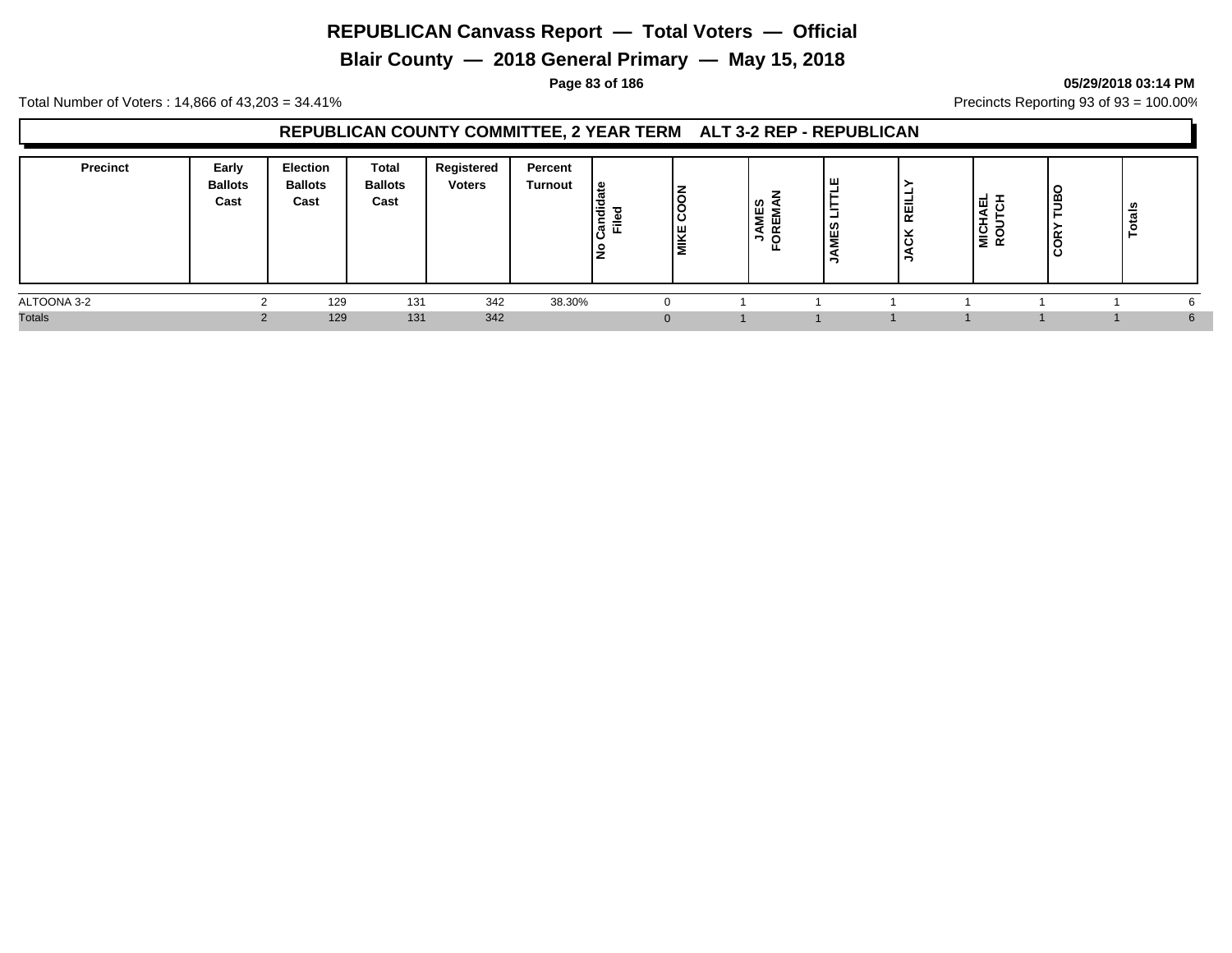# REPUBLICAN Canvass Report — Total Voters — Official

## Blair County — 2018 General Primary — May 15, 2018

**05/29/2018 03:14 PM**

Total Number of Voters : 14,866 of 43,203 = 34.41%

Precincts Reporting 93 of 93 = 100.00%

### REPUBLICAN COUNTY COMMITTEE, 2 YEAR TERM ALT 3-2 REP - REPUBLICAN

| Precinct | Early Ballots Cast | Election Ballots Cast | Total Ballots Cast | Registered Voters | Percent Turnout | No Candidate Filed | MIKE COON | JAMES FOREMAN | JAMES LITTLE | JACK REILLY | MICHAEL ROUTCH | CORY TUBO | Totals |
|---|---|---|---|---|---|---|---|---|---|---|---|---|---|
| ALTOONA 3-2 | 2 | 129 | 131 | 342 | 38.30% | 0 | 1 | 1 | 1 | 1 | 1 | 1 | 6 |
| Totals | 2 | 129 | 131 | 342 | | 0 | 1 | 1 | 1 | 1 | 1 | 1 | 6 |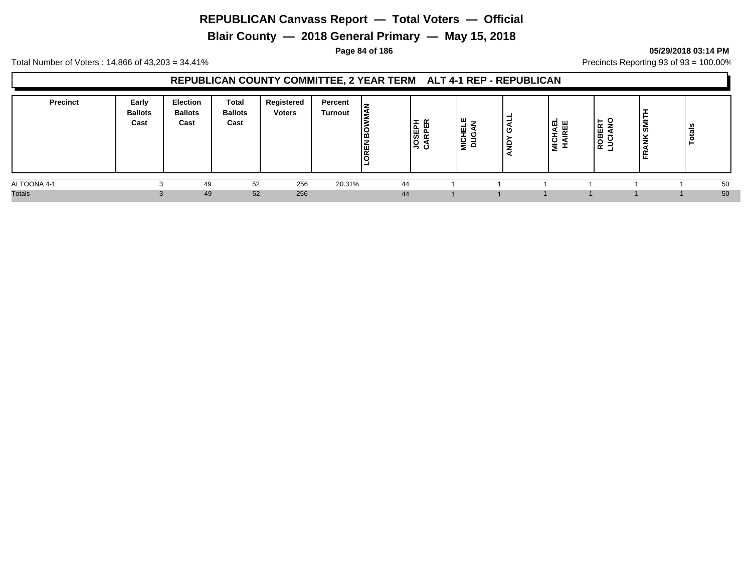# REPUBLICAN Canvass Report — Total Voters — Official

## Blair County — 2018 General Primary — May 15, 2018

**05/29/2018 03:14 PM**

Total Number of Voters : 14,866 of 43,203 = 34.41%

Precincts Reporting 93 of 93 = 100.00%

### REPUBLICAN COUNTY COMMITTEE, 2 YEAR TERM ALT 4-1 REP - REPUBLICAN

| Precinct | Early Ballots Cast | Election Ballots Cast | Total Ballots Cast | Registered Voters | Percent Turnout | LOREN BOWMAN | JOSEPH CARPER | MICHELE DUGAN | ANDY GALL | MICHAEL HAIREE | ROBERT LUCIANO | FRANK SMITH | Totals |
|---|---|---|---|---|---|---|---|---|---|---|---|---|---|
| ALTOONA 4-1 | 3 | 49 | 52 | 256 | 20.31% | 44 | 1 | 1 | 1 | 1 | 1 | 1 | 50 |
| Totals | 3 | 49 | 52 | 256 | | 44 | 1 | 1 | 1 | 1 | 1 | 1 | 50 |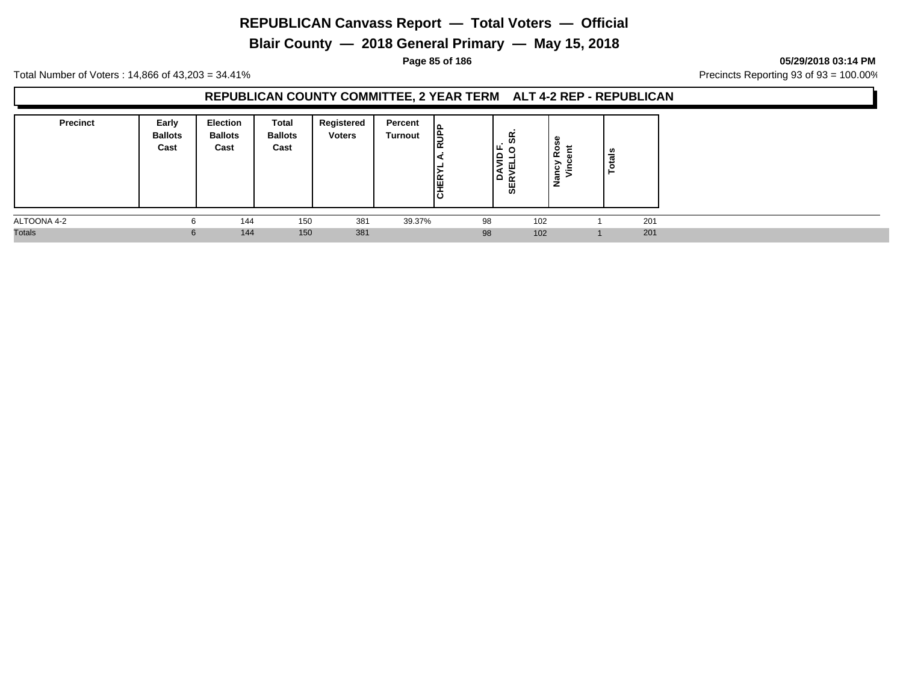# REPUBLICAN Canvass Report — Total Voters — Official

## Blair County — 2018 General Primary — May 15, 2018

05/29/2018 03:14 PM

Total Number of Voters : 14,866 of 43,203 = 34.41%

Precincts Reporting 93 of 93 = 100.00%

### REPUBLICAN COUNTY COMMITTEE, 2 YEAR TERM ALT 4-2 REP - REPUBLICAN

| Precinct | Early Ballots Cast | Election Ballots Cast | Total Ballots Cast | Registered Voters | Percent Turnout | CHERYL A. RUPP | DAVID F. SERVELLO SR. | Nancy Rose Vincent | Totals |
|---|---|---|---|---|---|---|---|---|---|
| ALTOONA 4-2 | 6 | 144 | 150 | 381 | 39.37% | 98 | 102 | 1 | 201 |
| Totals | 6 | 144 | 150 | 381 | | 98 | 102 | 1 | 201 |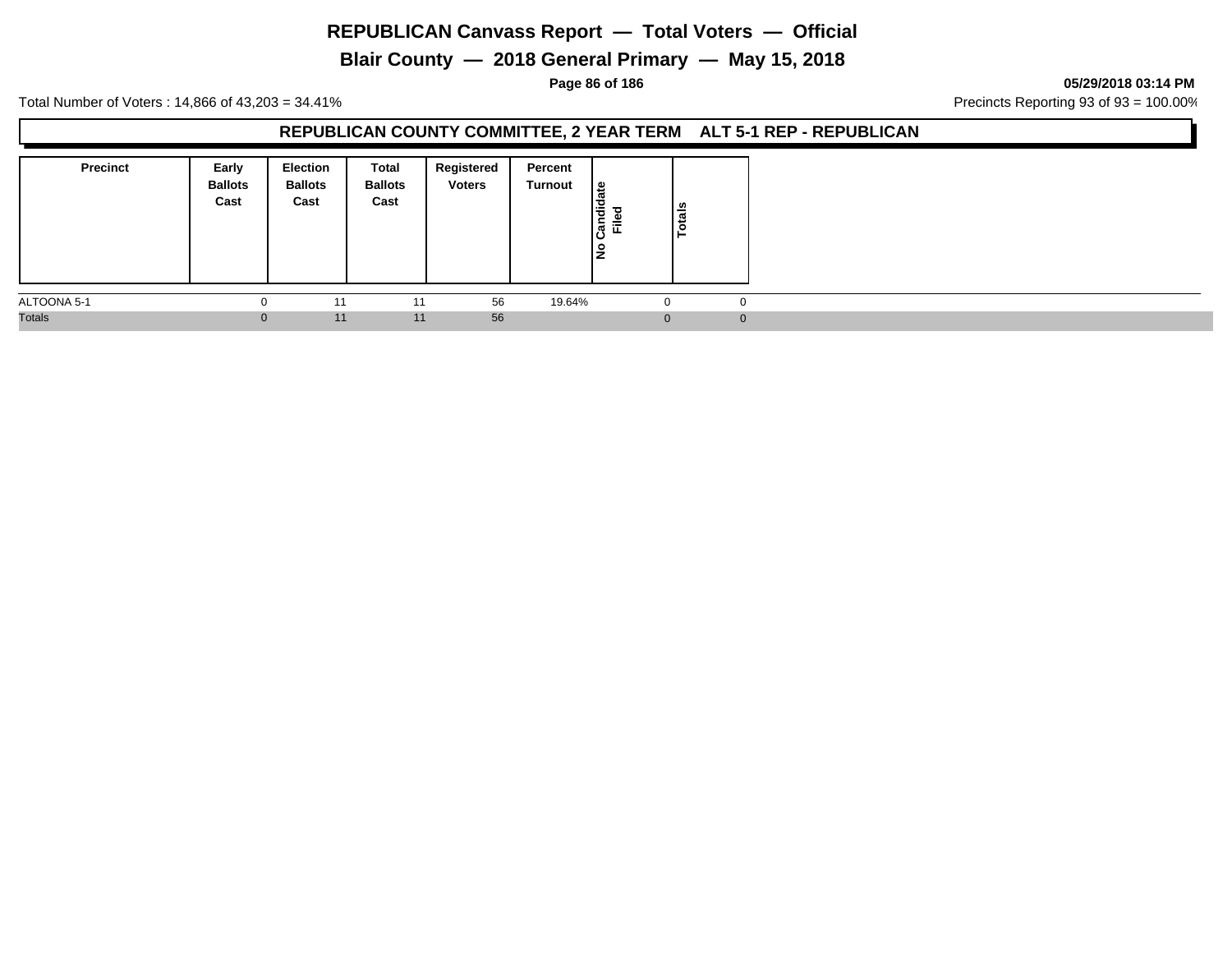# REPUBLICAN Canvass Report — Total Voters — Official

## Blair County — 2018 General Primary — May 15, 2018

Total Number of Voters : 14,866 of 43,203 = 34.41%

Precincts Reporting 93 of 93 = 100.00%

### REPUBLICAN COUNTY COMMITTEE, 2 YEAR TERM ALT 5-1 REP - REPUBLICAN

| Precinct | Early Ballots Cast | Election Ballots Cast | Total Ballots Cast | Registered Voters | Percent Turnout | No Candidate Filed | Totals |
|---|---|---|---|---|---|---|---|
| ALTOONA 5-1 | 0 | 11 | 11 | 56 | 19.64% | 0 | 0 |
| Totals | 0 | 11 | 11 | 56 | | 0 | 0 |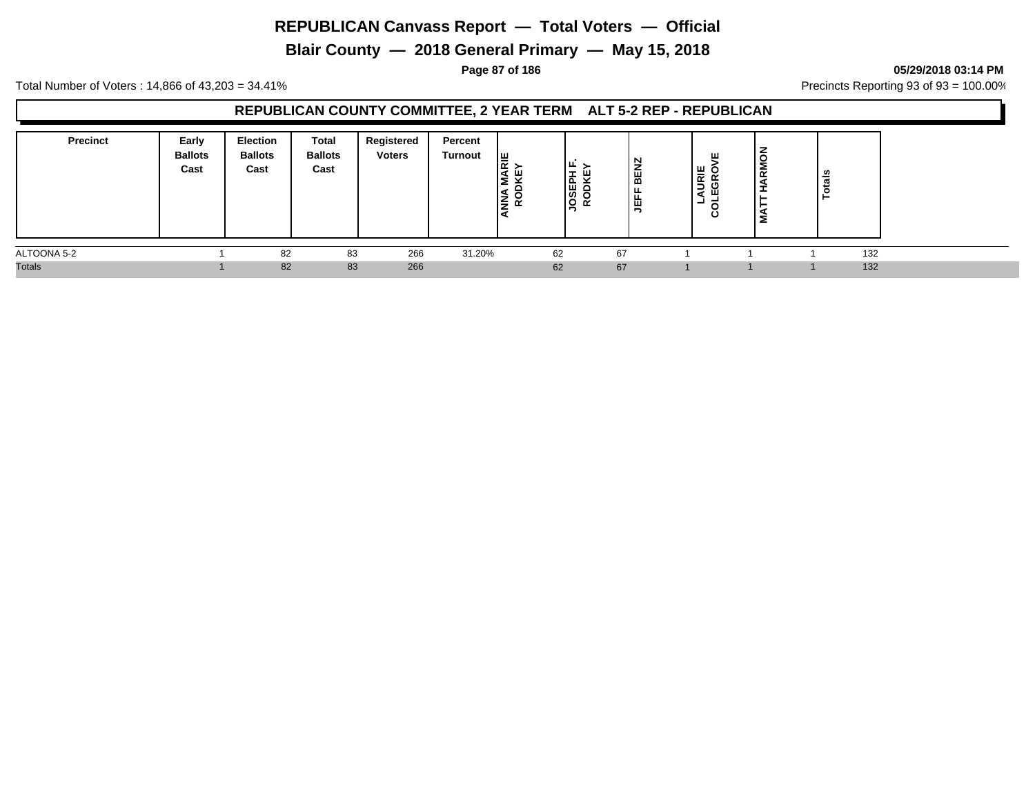# REPUBLICAN Canvass Report — Total Voters — Official

## Blair County — 2018 General Primary — May 15, 2018

05/29/2018 03:14 PM

Total Number of Voters : 14,866 of 43,203 = 34.41%

Precincts Reporting 93 of 93 = 100.00%

### REPUBLICAN COUNTY COMMITTEE, 2 YEAR TERM ALT 5-2 REP - REPUBLICAN

| Precinct | Early Ballots Cast | Election Ballots Cast | Total Ballots Cast | Registered Voters | Percent Turnout | ANNA MARIE RODKEY | JOSEPH F. RODKEY | JEFF BENZ | LAURIE COLEGROVE | MATT HARMON | Totals |
|---|---|---|---|---|---|---|---|---|---|---|---|
| ALTOONA 5-2 | 1 | 82 | 83 | 266 | 31.20% | 62 | 67 | 1 | 1 | 1 | 132 |
| Totals | 1 | 82 | 83 | 266 | | 62 | 67 | 1 | 1 | 1 | 132 |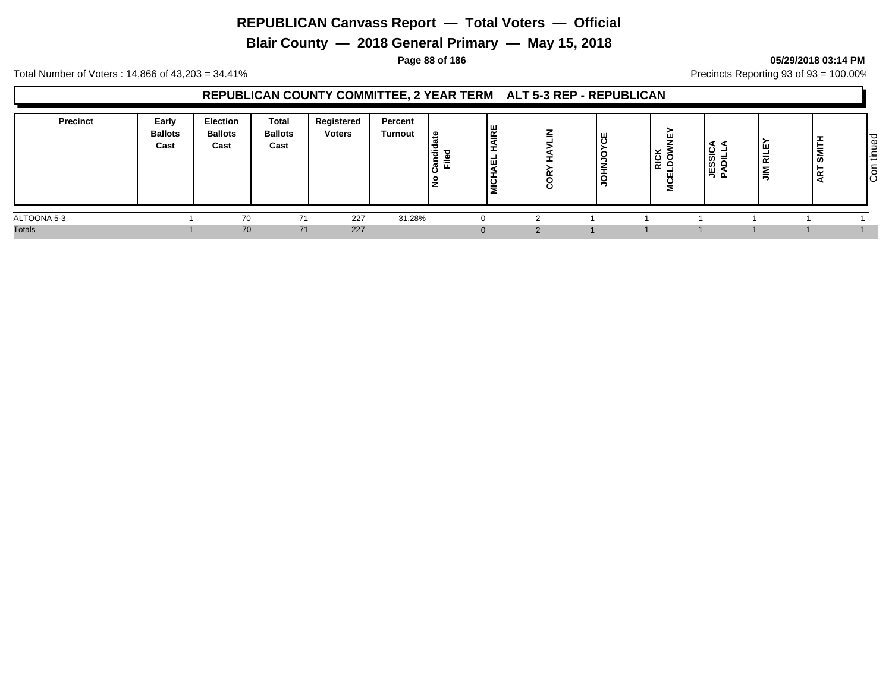# REPUBLICAN Canvass Report — Total Voters — Official

## Blair County — 2018 General Primary — May 15, 2018

**05/29/2018 03:14 PM**

Total Number of Voters : 14,866 of 43,203 = 34.41%

Precincts Reporting 93 of 93 = 100.00%

### REPUBLICAN COUNTY COMMITTEE, 2 YEAR TERM ALT 5-3 REP - REPUBLICAN

| Precinct | Early Ballots Cast | Election Ballots Cast | Total Ballots Cast | Registered Voters | Percent Turnout | No Candidate Filed | MICHAEL HAIRE | CORY HAVLIN | JOHNJOYCE | RICK MCELDOWNEY | JESSICA PADILLA | JIM RILEY | ART SMITH |
|---|---|---|---|---|---|---|---|---|---|---|---|---|---|
| ALTOONA 5-3 | 1 | 70 | 71 | 227 | 31.28% | 0 | 2 | 1 | 1 | 1 | 1 | 1 | 1 |
| Totals | 1 | 70 | 71 | 227 | | 0 | 2 | 1 | 1 | 1 | 1 | 1 | 1 |

Continued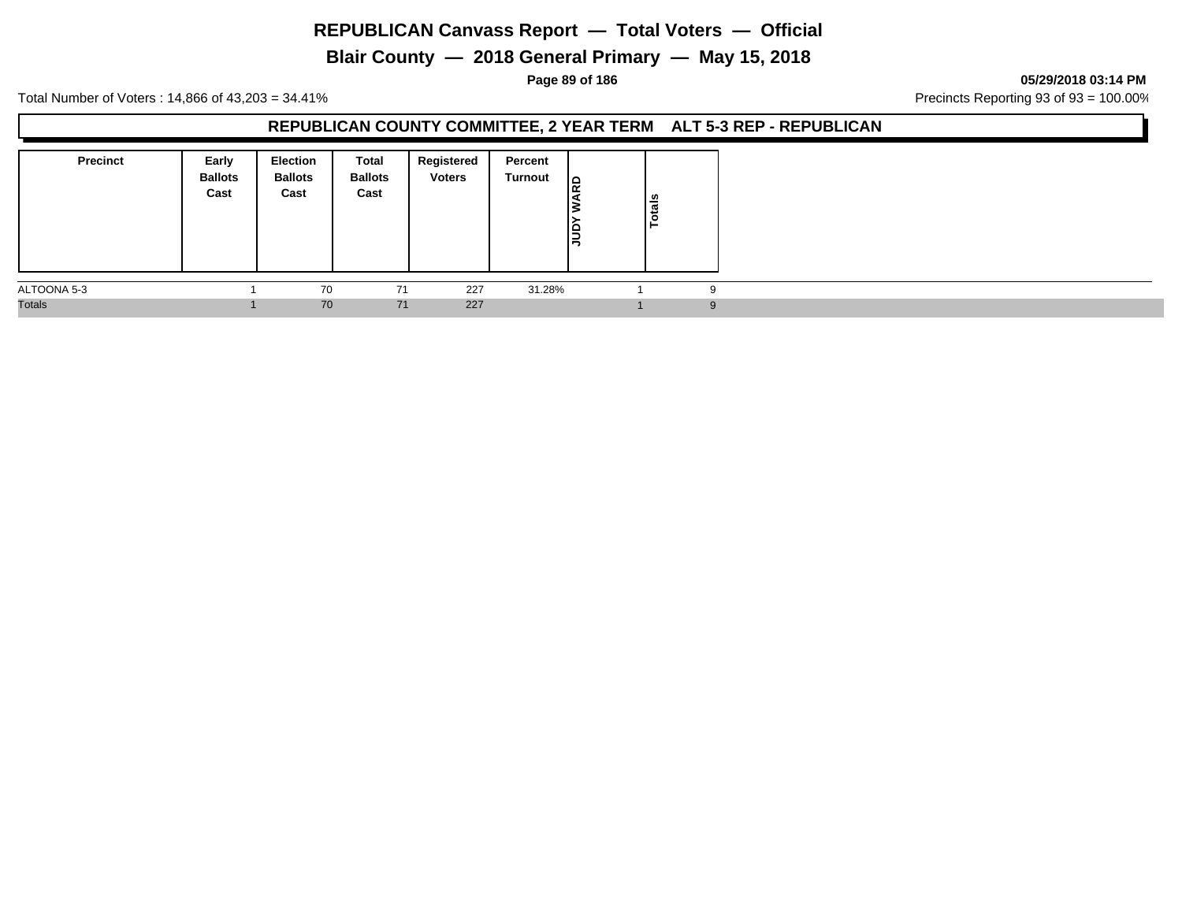# REPUBLICAN Canvass Report — Total Voters — Official

## Blair County — 2018 General Primary — May 15, 2018

05/29/2018 03:14 PM

Total Number of Voters : 14,866 of 43,203 = 34.41%

Precincts Reporting 93 of 93 = 100.00%

### REPUBLICAN COUNTY COMMITTEE, 2 YEAR TERM ALT 5-3 REP - REPUBLICAN

| Precinct | Early Ballots Cast | Election Ballots Cast | Total Ballots Cast | Registered Voters | Percent Turnout | JUDY WARD | Totals |
|---|---|---|---|---|---|---|---|
| ALTOONA 5-3 | 1 | 70 | 71 | 227 | 31.28% | 1 | 9 |
| Totals | 1 | 70 | 71 | 227 | | 1 | 9 |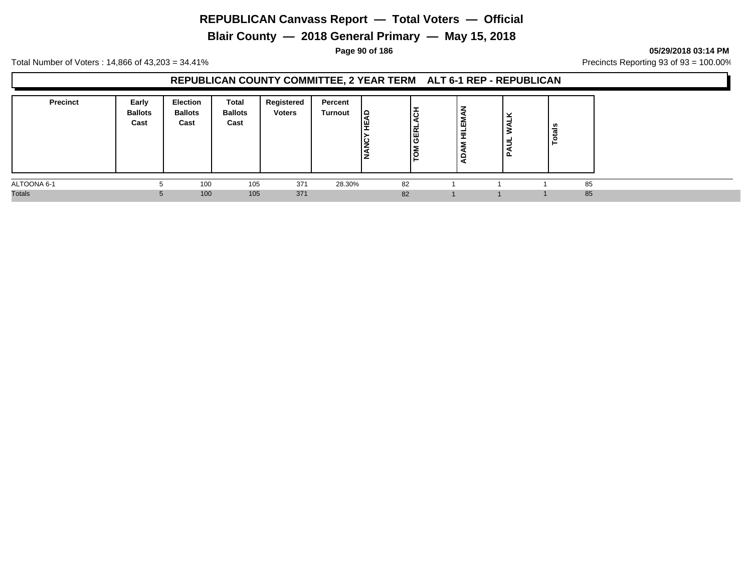# REPUBLICAN Canvass Report — Total Voters — Official

## Blair County — 2018 General Primary — May 15, 2018

05/29/2018 03:14 PM

Total Number of Voters : 14,866 of 43,203 = 34.41%

Precincts Reporting 93 of 93 = 100.00%

### REPUBLICAN COUNTY COMMITTEE, 2 YEAR TERM ALT 6-1 REP - REPUBLICAN

| Precinct | Early Ballots Cast | Election Ballots Cast | Total Ballots Cast | Registered Voters | Percent Turnout | NANCY HEAD | TOM GERLACH | ADAM HILEMAN | PAUL WALK | Totals |
|---|---|---|---|---|---|---|---|---|---|---|
| ALTOONA 6-1 | 5 | 100 | 105 | 371 | 28.30% | 82 | 1 | 1 | 1 | 85 |
| Totals | 5 | 100 | 105 | 371 | | 82 | 1 | 1 | 1 | 85 |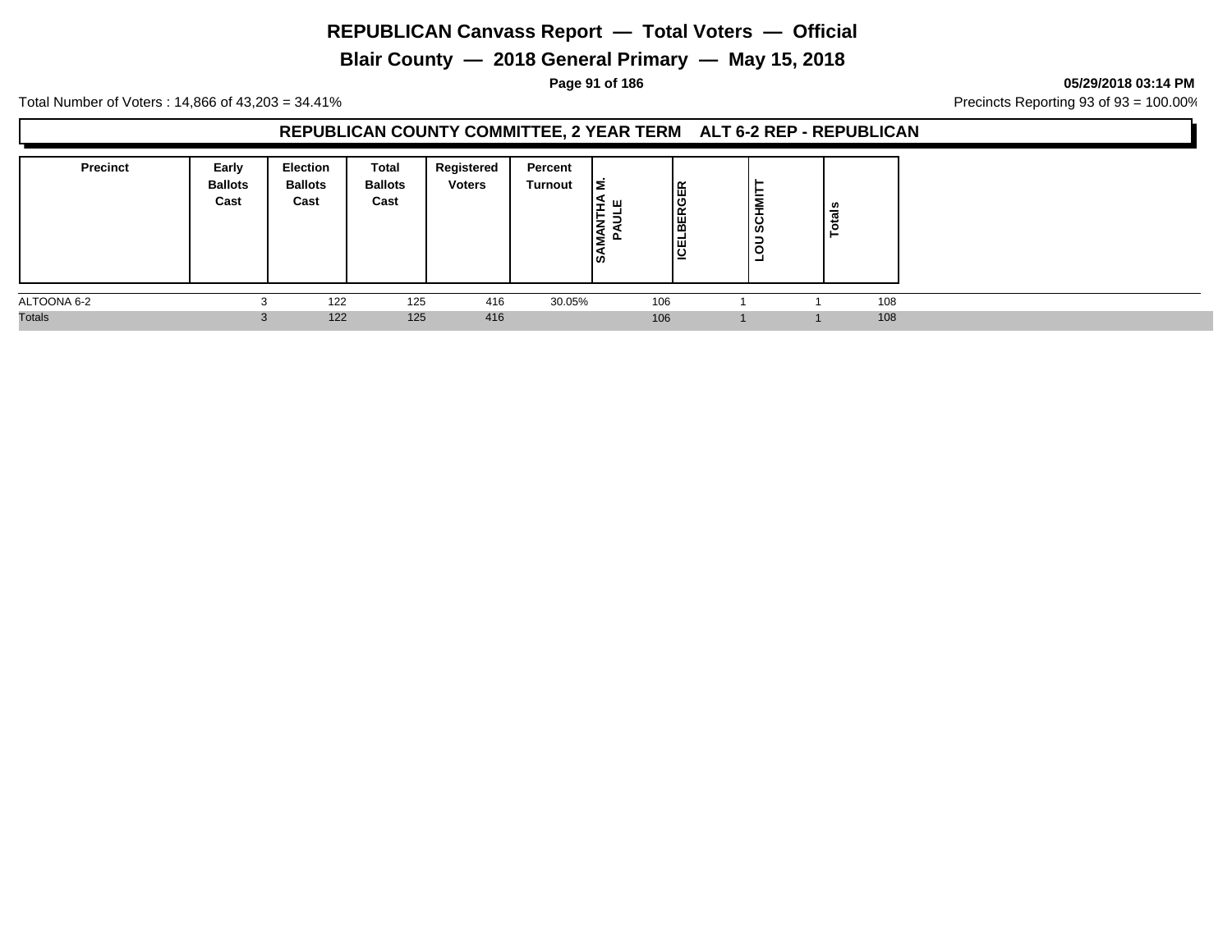# REPUBLICAN Canvass Report — Total Voters — Official

## Blair County — 2018 General Primary — May 15, 2018

**05/29/2018 03:14 PM**

Total Number of Voters : 14,866 of 43,203 = 34.41%

Precincts Reporting 93 of 93 = 100.00%

### REPUBLICAN COUNTY COMMITTEE, 2 YEAR TERM ALT 6-2 REP - REPUBLICAN

| Precinct | Early Ballots Cast | Election Ballots Cast | Total Ballots Cast | Registered Voters | Percent Turnout | SAMANTHA M. PAULE | ICELBERGER | LOU SCHMITT | Totals |
|---|---|---|---|---|---|---|---|---|---|
| ALTOONA 6-2 | 3 | 122 | 125 | 416 | 30.05% | 106 | 1 | 1 | 108 |
| Totals | 3 | 122 | 125 | 416 | | 106 | 1 | 1 | 108 |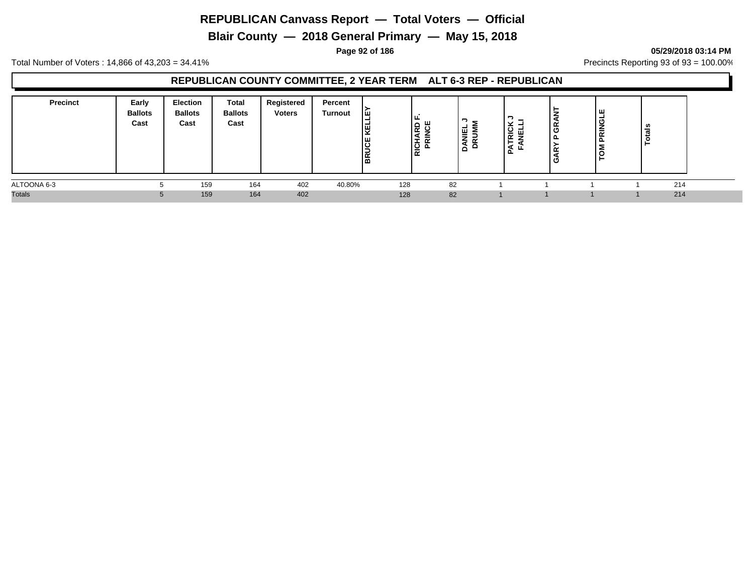# REPUBLICAN Canvass Report — Total Voters — Official

## Blair County — 2018 General Primary — May 15, 2018

**05/29/2018 03:14 PM**

Total Number of Voters : 14,866 of 43,203 = 34.41%

Precincts Reporting 93 of 93 = 100.00%

### REPUBLICAN COUNTY COMMITTEE, 2 YEAR TERM ALT 6-3 REP - REPUBLICAN

| Precinct | Early Ballots Cast | Election Ballots Cast | Total Ballots Cast | Registered Voters | Percent Turnout | BRUCE KELLEY | RICHARD F. PRINCE | DANIEL J DRUMM | PATRICK J FANELLI | GARY P GRANT | TOM PRINGLE | Totals |
|---|---|---|---|---|---|---|---|---|---|---|---|---|
| ALTOONA 6-3 | 5 | 159 | 164 | 402 | 40.80% | 128 | 82 | 1 | 1 | 1 | 1 | 214 |
| Totals | 5 | 159 | 164 | 402 | | 128 | 82 | 1 | 1 | 1 | 1 | 214 |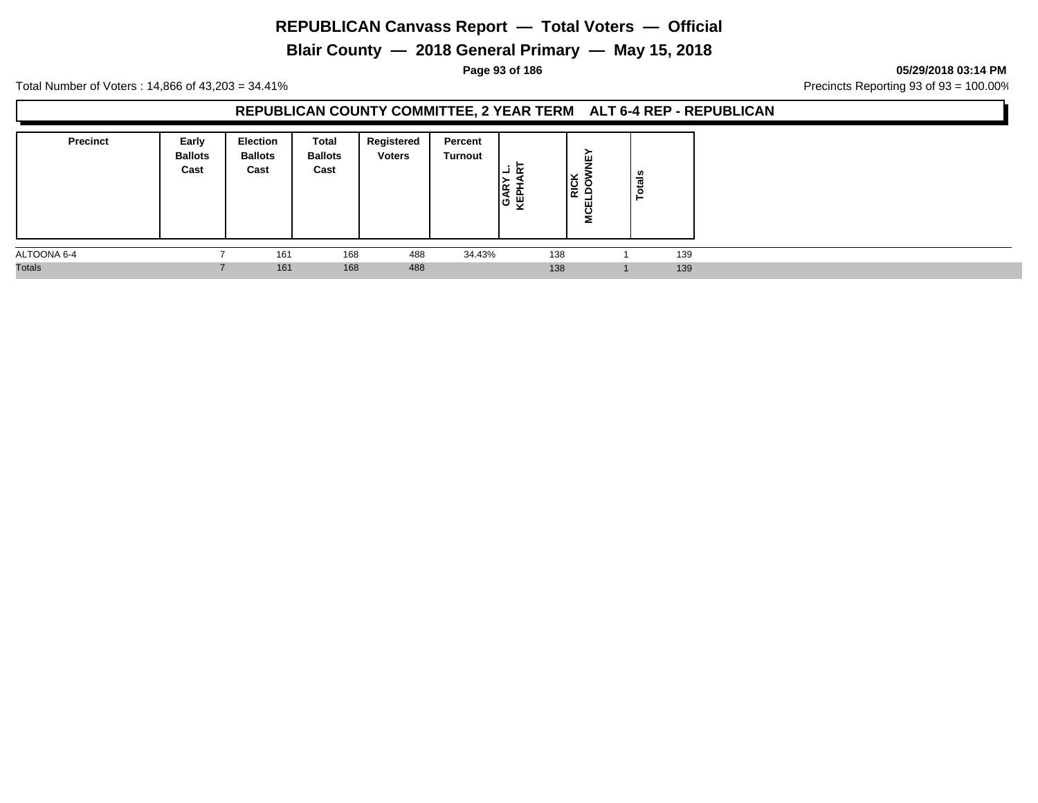# REPUBLICAN Canvass Report — Total Voters — Official

## Blair County — 2018 General Primary — May 15, 2018

Total Number of Voters : 14,866 of 43,203 = 34.41%

Precincts Reporting 93 of 93 = 100.00%

### REPUBLICAN COUNTY COMMITTEE, 2 YEAR TERM ALT 6-4 REP - REPUBLICAN

| Precinct | Early Ballots Cast | Election Ballots Cast | Total Ballots Cast | Registered Voters | Percent Turnout | GARY L. KEPHART | RICK MCELDOWNEY | Totals |
|---|---|---|---|---|---|---|---|---|
| ALTOONA 6-4 | 7 | 161 | 168 | 488 | 34.43% | 138 | 1 | 139 |
| Totals | 7 | 161 | 168 | 488 | | 138 | 1 | 139 |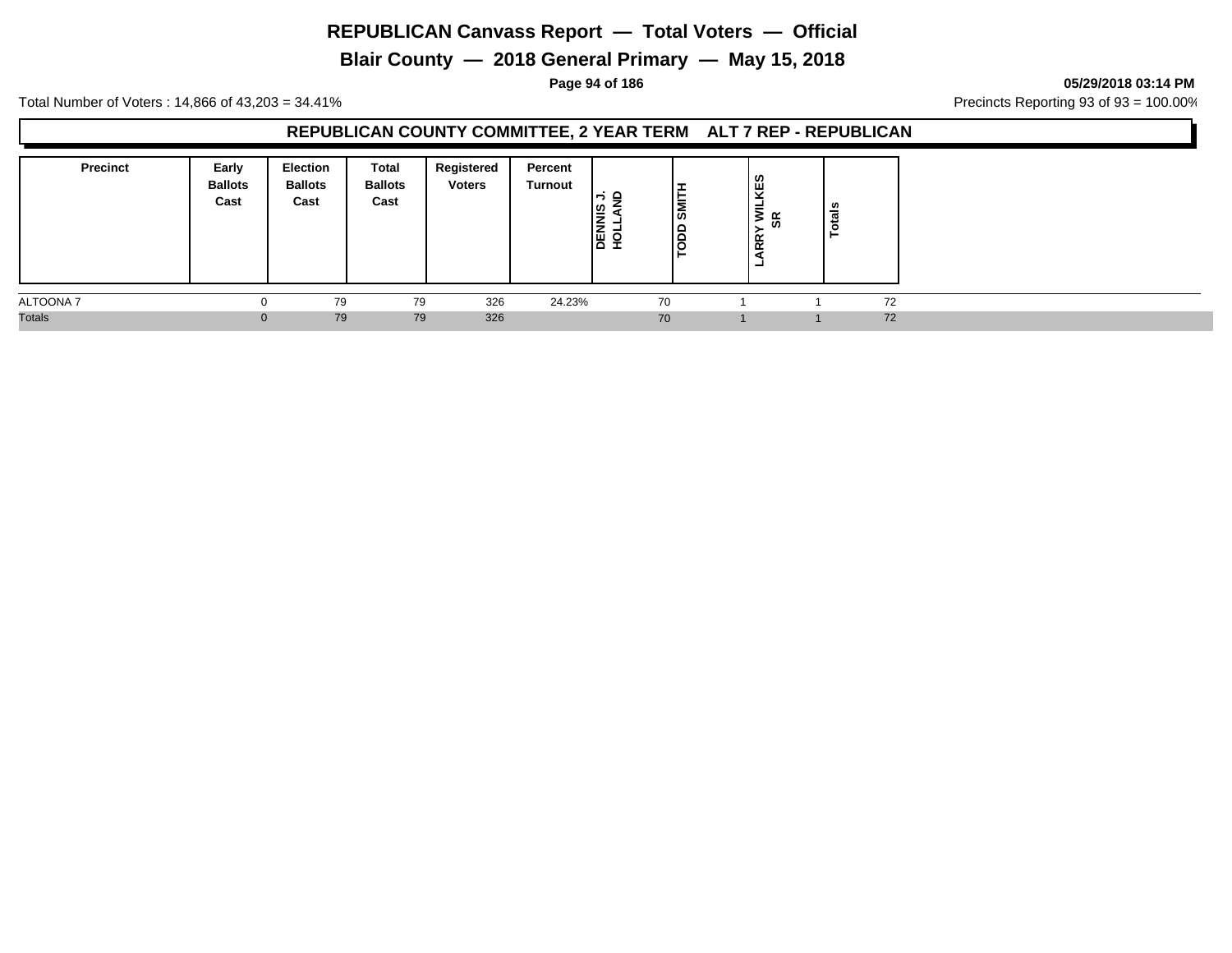# REPUBLICAN Canvass Report — Total Voters — Official

## Blair County — 2018 General Primary — May 15, 2018

Total Number of Voters : 14,866 of 43,203 = 34.41%

Precincts Reporting 93 of 93 = 100.00%

### REPUBLICAN COUNTY COMMITTEE, 2 YEAR TERM ALT 7 REP - REPUBLICAN

| Precinct | Early Ballots Cast | Election Ballots Cast | Total Ballots Cast | Registered Voters | Percent Turnout | DENNIS J. HOLLAND | TODD SMITH | LARRY WILKES SR | Totals |
|---|---|---|---|---|---|---|---|---|---|
| ALTOONA 7 | 0 | 79 | 79 | 326 | 24.23% | 70 | 1 | 1 | 72 |
| Totals | 0 | 79 | 79 | 326 | | 70 | 1 | 1 | 72 |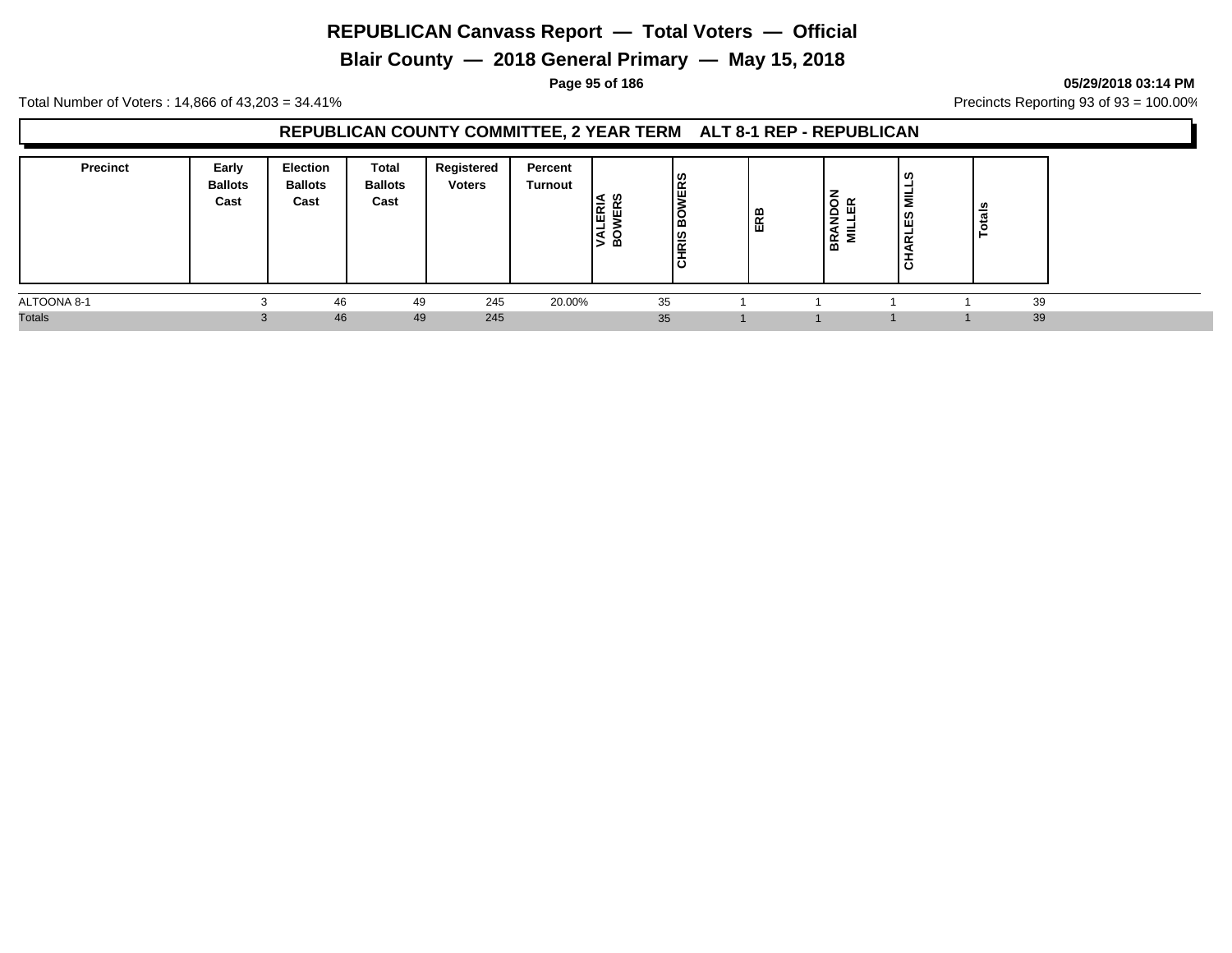# REPUBLICAN Canvass Report — Total Voters — Official

## Blair County — 2018 General Primary — May 15, 2018

**05/29/2018 03:14 PM**

Total Number of Voters : 14,866 of 43,203 = 34.41%

Precincts Reporting 93 of 93 = 100.00%

### REPUBLICAN COUNTY COMMITTEE, 2 YEAR TERM ALT 8-1 REP - REPUBLICAN

| Precinct | Early Ballots Cast | Election Ballots Cast | Total Ballots Cast | Registered Voters | Percent Turnout | VALERIA BOWERS | CHRIS BOWERS | ERB | BRANDON MILLER | CHARLES MILLS | Totals |
|---|---|---|---|---|---|---|---|---|---|---|---|
| ALTOONA 8-1 | 3 | 46 | 49 | 245 | 20.00% | 35 | 1 | 1 | 1 | 1 | 39 |
| Totals | 3 | 46 | 49 | 245 | | 35 | 1 | 1 | 1 | 1 | 39 |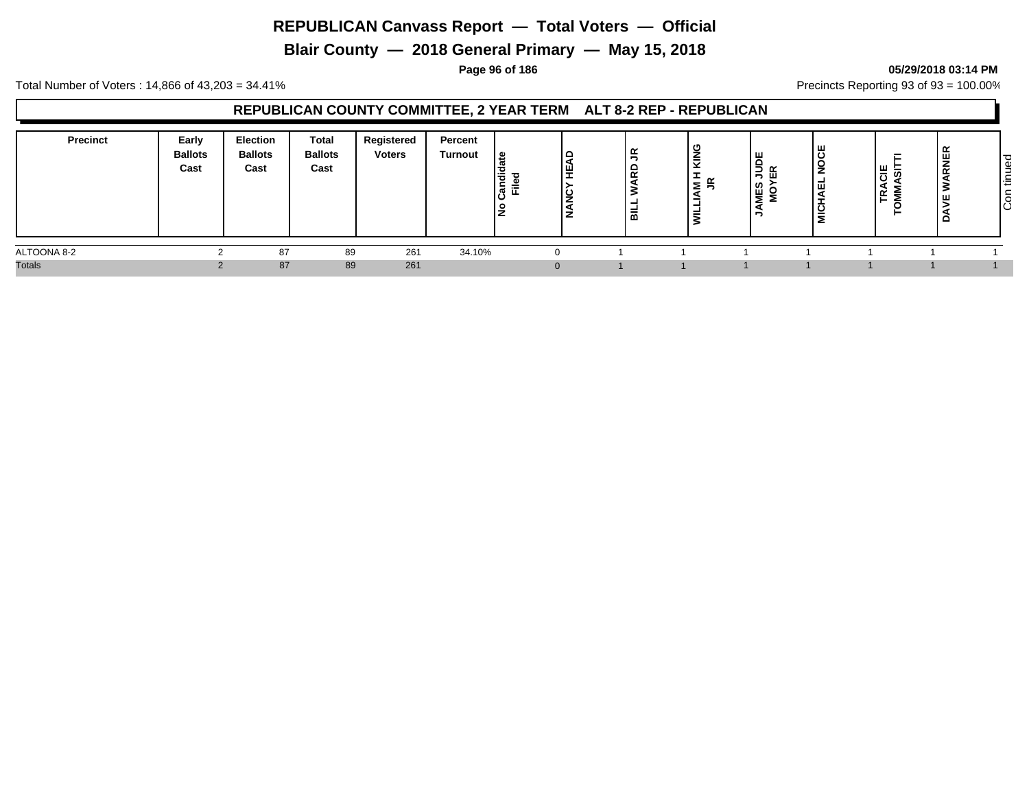# REPUBLICAN Canvass Report — Total Voters — Official

## Blair County — 2018 General Primary — May 15, 2018

**05/29/2018 03:14 PM**

Total Number of Voters : 14,866 of 43,203 = 34.41%

Precincts Reporting 93 of 93 = 100.00%

### REPUBLICAN COUNTY COMMITTEE, 2 YEAR TERM ALT 8-2 REP - REPUBLICAN

| Precinct | Early Ballots Cast | Election Ballots Cast | Total Ballots Cast | Registered Voters | Percent Turnout | No Candidate Filed | NANCY HEAD | BILL WARD JR | WILLIAM H KING JR | JAMES JUDE MOYER | MICHAEL NOCE | TRACIE TOMMASITTI | DAVE WARNER | Continued |
|---|---|---|---|---|---|---|---|---|---|---|---|---|---|---|
| ALTOONA 8-2 | 2 | 87 | 89 | 261 | 34.10% | 0 | 1 | 1 | 1 | 1 | 1 | 1 | 1 | |
| Totals | 2 | 87 | 89 | 261 | | 0 | 1 | 1 | 1 | 1 | 1 | 1 | 1 | |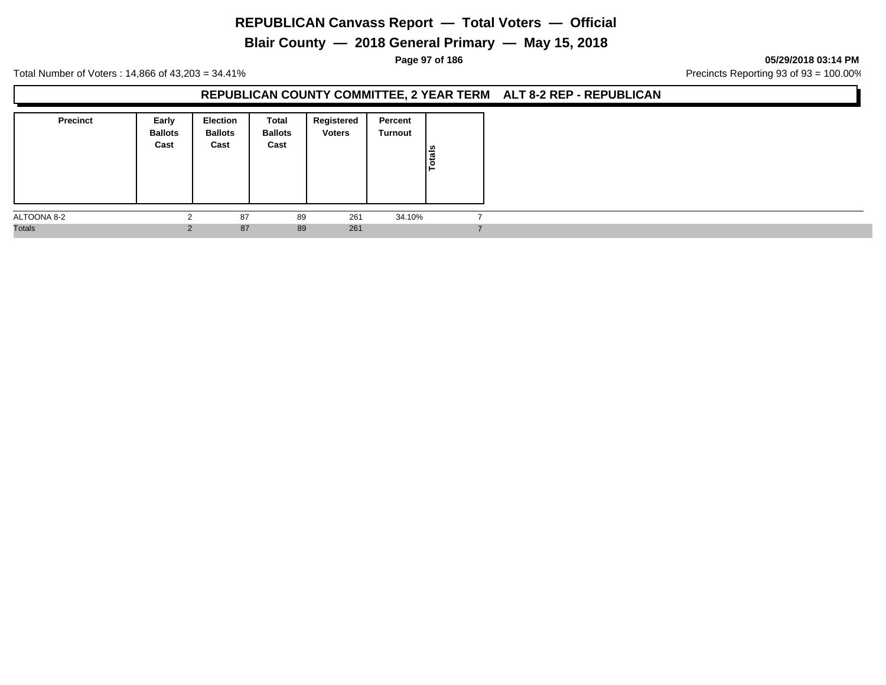# REPUBLICAN Canvass Report — Total Voters — Official

## Blair County — 2018 General Primary — May 15, 2018

05/29/2018 03:14 PM

Total Number of Voters : 14,866 of 43,203 = 34.41%

Precincts Reporting 93 of 93 = 100.00%

### REPUBLICAN COUNTY COMMITTEE, 2 YEAR TERM ALT 8-2 REP - REPUBLICAN

| Precinct | Early Ballots Cast | Election Ballots Cast | Total Ballots Cast | Registered Voters | Percent Turnout | Totals |
|---|---|---|---|---|---|---|
| ALTOONA 8-2 | 2 | 87 | 89 | 261 | 34.10% | 7 |
| Totals | 2 | 87 | 89 | 261 | | 7 |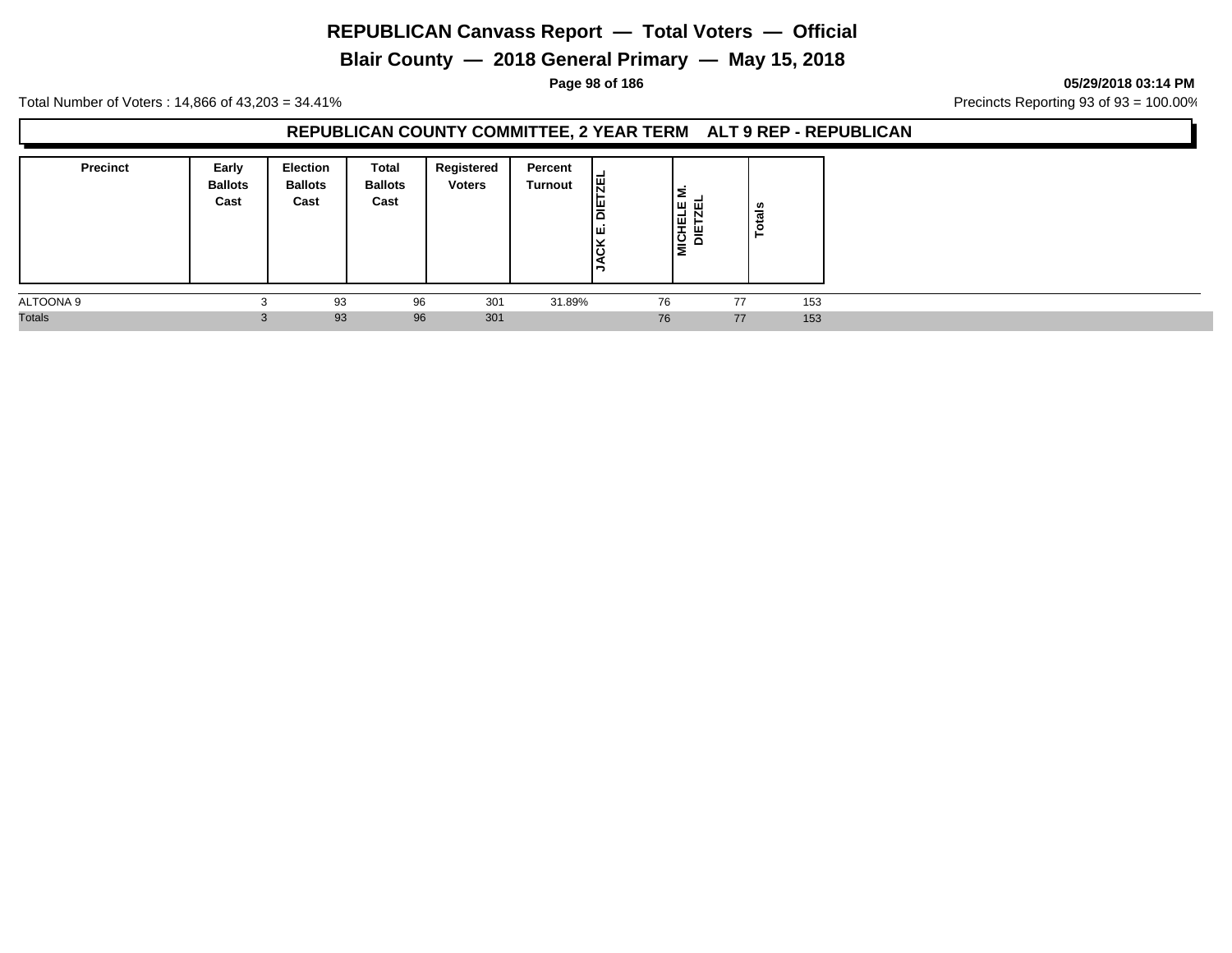# REPUBLICAN Canvass Report — Total Voters — Official

## Blair County — 2018 General Primary — May 15, 2018

Total Number of Voters : 14,866 of 43,203 = 34.41%

Precincts Reporting 93 of 93 = 100.00%

### REPUBLICAN COUNTY COMMITTEE, 2 YEAR TERM ALT 9 REP - REPUBLICAN

| Precinct | Early Ballots Cast | Election Ballots Cast | Total Ballots Cast | Registered Voters | Percent Turnout | JACK E. DIETZEL | MICHELE M. DIETZEL | Totals |
|---|---|---|---|---|---|---|---|---|
| ALTOONA 9 | 3 | 93 | 96 | 301 | 31.89% | 76 | 77 | 153 |
| Totals | 3 | 93 | 96 | 301 | | 76 | 77 | 153 |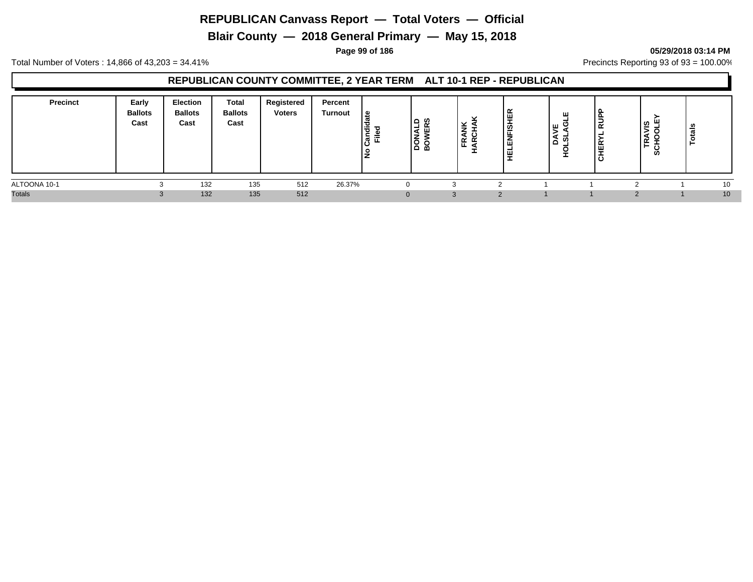# REPUBLICAN Canvass Report — Total Voters — Official

## Blair County — 2018 General Primary — May 15, 2018

**05/29/2018 03:14 PM**

Total Number of Voters : 14,866 of 43,203 = 34.41%

Precincts Reporting 93 of 93 = 100.00%

### REPUBLICAN COUNTY COMMITTEE, 2 YEAR TERM ALT 10-1 REP - REPUBLICAN

| Precinct | Early Ballots Cast | Election Ballots Cast | Total Ballots Cast | Registered Voters | Percent Turnout | No Candidate Filed | DONALD BOWERS | FRANK HARCHAK | HELENFISHER | DAVE HOLSLAGLE | CHERYL RUPP | TRAVIS SCHOOLEY | Totals |
|---|---|---|---|---|---|---|---|---|---|---|---|---|---|
| ALTOONA 10-1 | 3 | 132 | 135 | 512 | 26.37% | 0 | 3 | 2 | 1 | 1 | 2 | 1 | 10 |
| Totals | 3 | 132 | 135 | 512 | | 0 | 3 | 2 | 1 | 1 | 2 | 1 | 10 |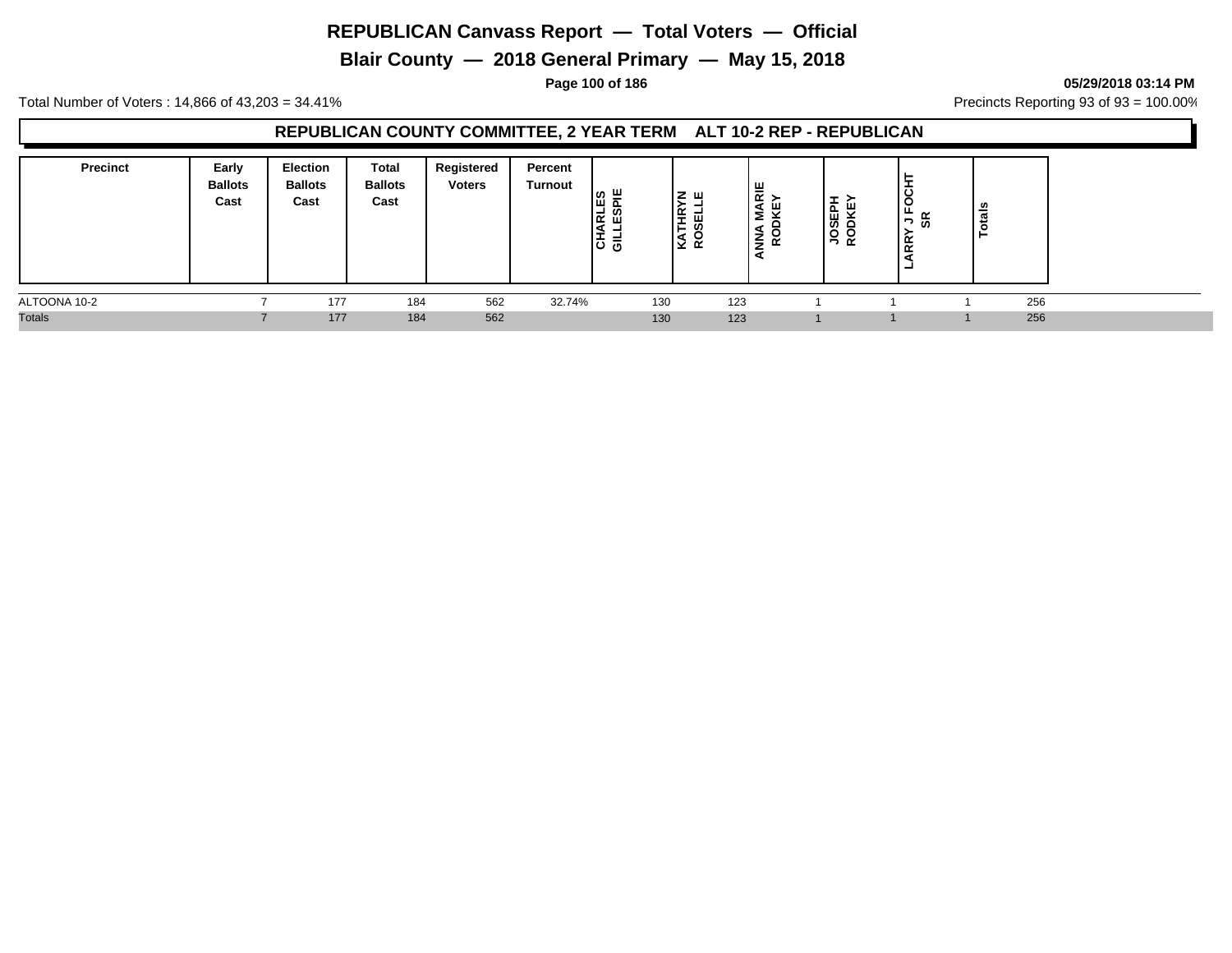# REPUBLICAN Canvass Report — Total Voters — Official

## Blair County — 2018 General Primary — May 15, 2018

**05/29/2018 03:14 PM**

Total Number of Voters : 14,866 of 43,203 = 34.41%

Precincts Reporting 93 of 93 = 100.00%

### REPUBLICAN COUNTY COMMITTEE, 2 YEAR TERM    ALT 10-2 REP - REPUBLICAN

| Precinct | Early Ballots Cast | Election Ballots Cast | Total Ballots Cast | Registered Voters | Percent Turnout | CHARLES GILLESPIE | KATHRYN ROSELLE | ANNA MARIE RODKEY | JOSEPH RODKEY | LARRY J FOCHT SR | Totals |
|---|---|---|---|---|---|---|---|---|---|---|---|
| ALTOONA 10-2 | 7 | 177 | 184 | 562 | 32.74% | 130 | 123 | 1 | 1 | 1 | 256 |
| Totals | 7 | 177 | 184 | 562 | | 130 | 123 | 1 | 1 | 1 | 256 |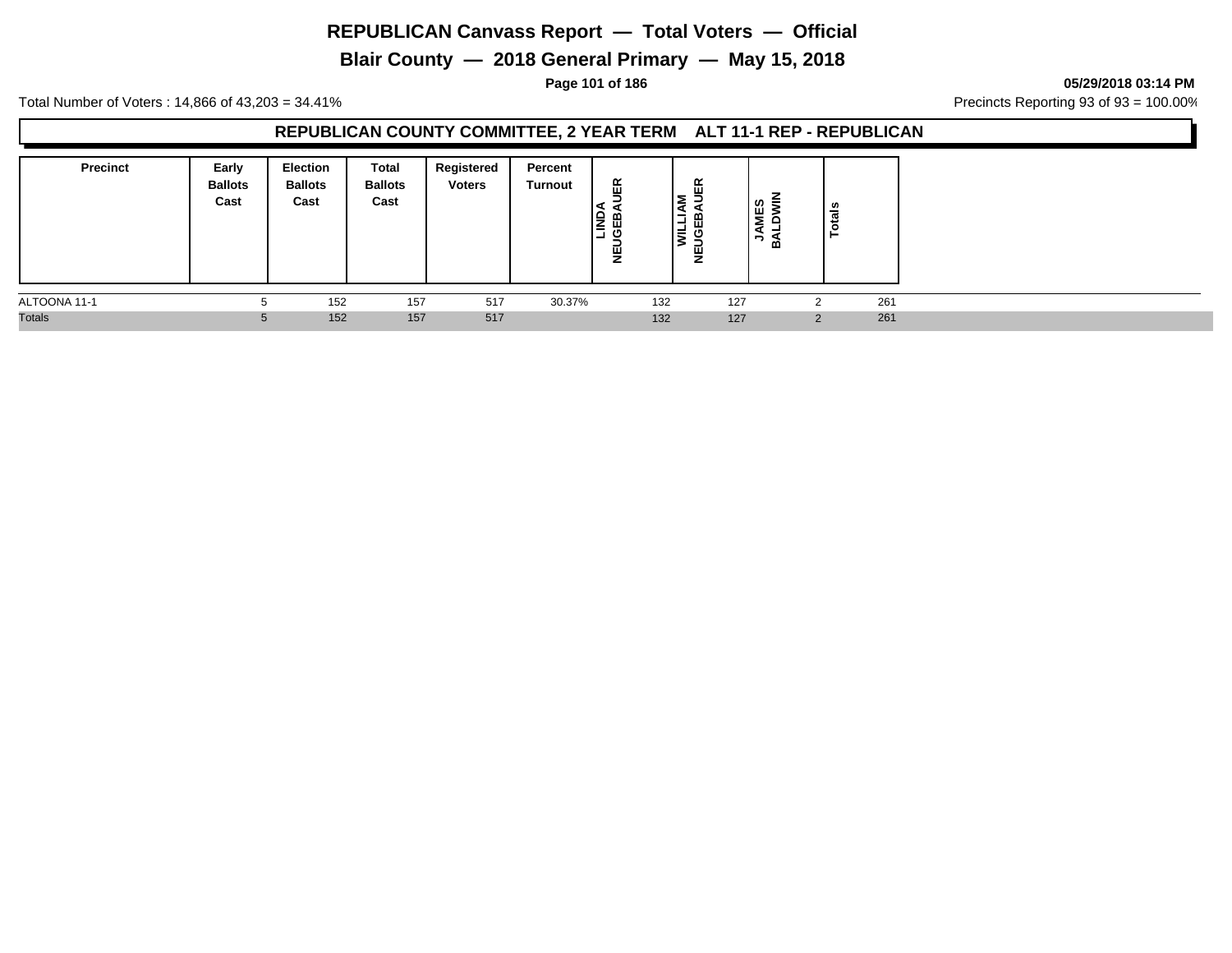# REPUBLICAN Canvass Report — Total Voters — Official

## Blair County — 2018 General Primary — May 15, 2018

05/29/2018 03:14 PM

Total Number of Voters : 14,866 of 43,203 = 34.41%

Precincts Reporting 93 of 93 = 100.00%

### REPUBLICAN COUNTY COMMITTEE, 2 YEAR TERM ALT 11-1 REP - REPUBLICAN

| Precinct | Early Ballots Cast | Election Ballots Cast | Total Ballots Cast | Registered Voters | Percent Turnout | LINDA NEUGEBAUER | WILLIAM NEUGEBAUER | JAMES BALDWIN | Totals |
|---|---|---|---|---|---|---|---|---|---|
| ALTOONA 11-1 | 5 | 152 | 157 | 517 | 30.37% | 132 | 127 | 2 | 261 |
| Totals | 5 | 152 | 157 | 517 | | 132 | 127 | 2 | 261 |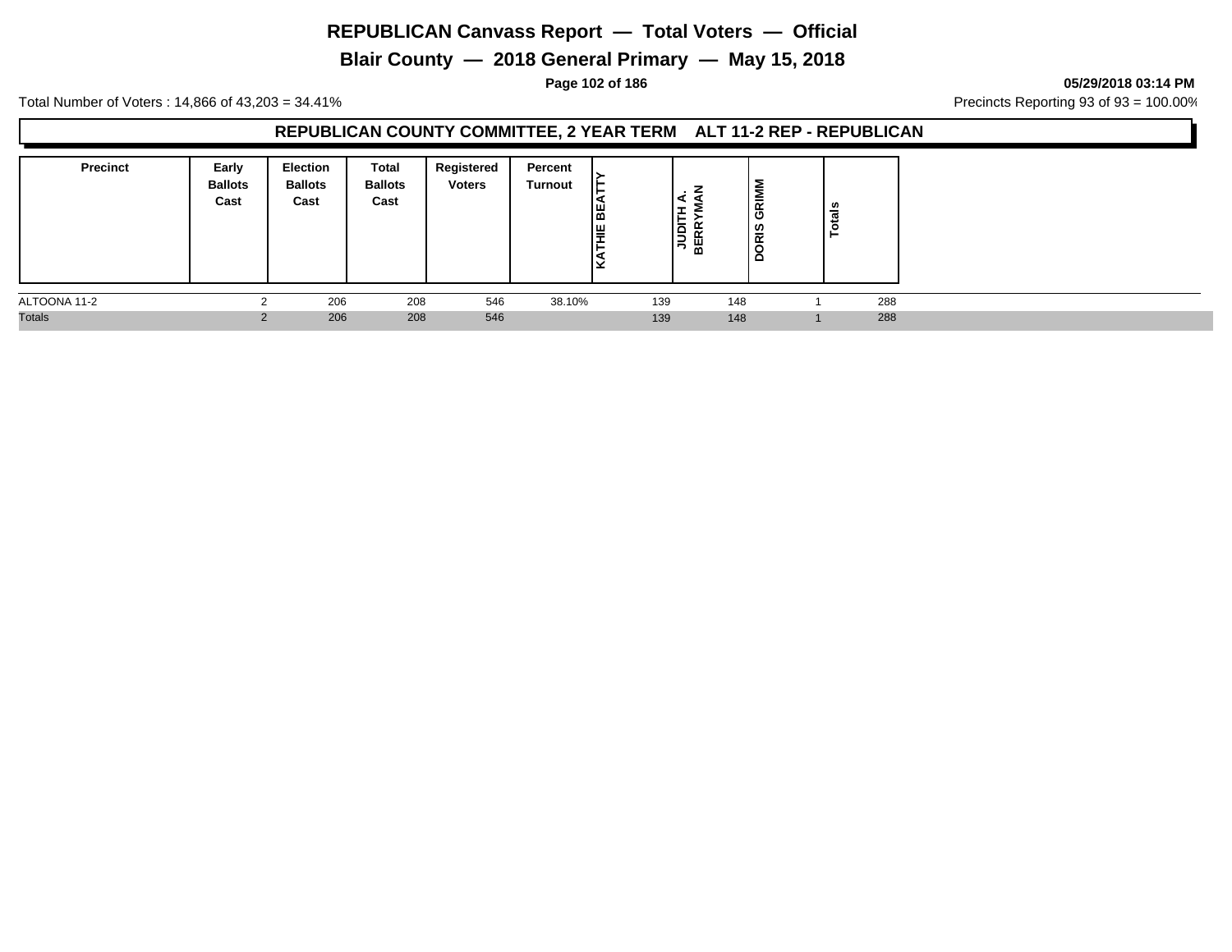# REPUBLICAN Canvass Report — Total Voters — Official

## Blair County — 2018 General Primary — May 15, 2018

05/29/2018 03:14 PM

Total Number of Voters : 14,866 of 43,203 = 34.41%

Precincts Reporting 93 of 93 = 100.00%

### REPUBLICAN COUNTY COMMITTEE, 2 YEAR TERM ALT 11-2 REP - REPUBLICAN

| Precinct | Early Ballots Cast | Election Ballots Cast | Total Ballots Cast | Registered Voters | Percent Turnout | KATHIE BEATTY | JUDITH A. BERRYMAN | DORIS GRIMM | Totals |
|---|---|---|---|---|---|---|---|---|---|
| ALTOONA 11-2 | 2 | 206 | 208 | 546 | 38.10% | 139 | 148 | 1 | 288 |
| Totals | 2 | 206 | 208 | 546 | | 139 | 148 | 1 | 288 |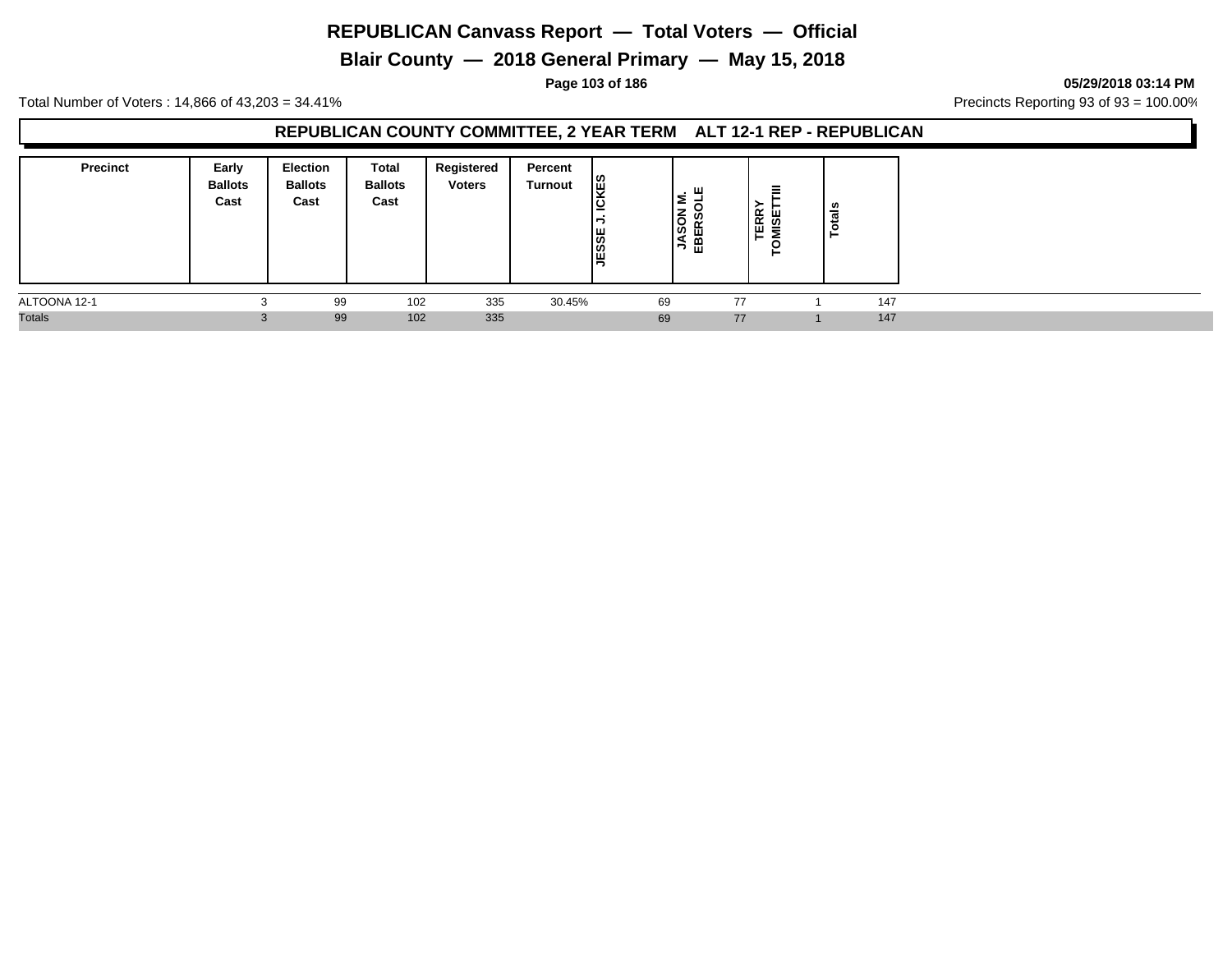# REPUBLICAN Canvass Report — Total Voters — Official

## Blair County — 2018 General Primary — May 15, 2018

**05/29/2018 03:14 PM**

Total Number of Voters : 14,866 of 43,203 = 34.41%

Precincts Reporting 93 of 93 = 100.00%

### REPUBLICAN COUNTY COMMITTEE, 2 YEAR TERM ALT 12-1 REP - REPUBLICAN

| Precinct | Early Ballots Cast | Election Ballots Cast | Total Ballots Cast | Registered Voters | Percent Turnout | JESSE J. ICKES | JASON M. EBERSOLE | TERRY TOMISETTIII | Totals |
|---|---|---|---|---|---|---|---|---|---|
| ALTOONA 12-1 | 3 | 99 | 102 | 335 | 30.45% | 69 | 77 | 1 | 147 |
| Totals | 3 | 99 | 102 | 335 | | 69 | 77 | 1 | 147 |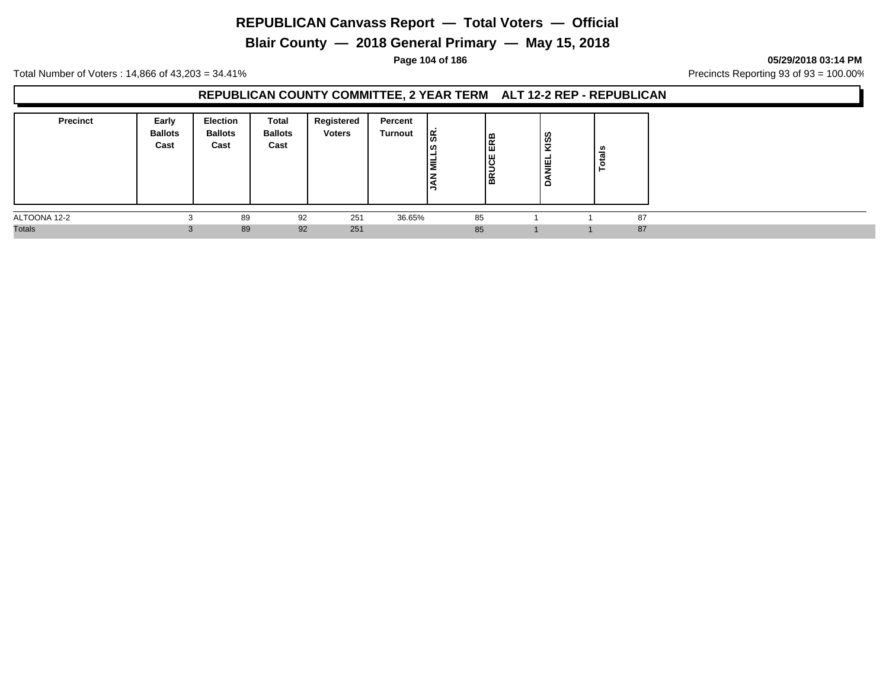# REPUBLICAN Canvass Report — Total Voters — Official

## Blair County — 2018 General Primary — May 15, 2018

05/29/2018 03:14 PM

Total Number of Voters : 14,866 of 43,203 = 34.41%

Precincts Reporting 93 of 93 = 100.00%

### REPUBLICAN COUNTY COMMITTEE, 2 YEAR TERM ALT 12-2 REP - REPUBLICAN

| Precinct | Early Ballots Cast | Election Ballots Cast | Total Ballots Cast | Registered Voters | Percent Turnout | JAN MILLS SR. | BRUCE ERB | DANIEL KISS | Totals |
|---|---|---|---|---|---|---|---|---|---|
| ALTOONA 12-2 | 3 | 89 | 92 | 251 | 36.65% | 85 | 1 | 1 | 87 |
| Totals | 3 | 89 | 92 | 251 | | 85 | 1 | 1 | 87 |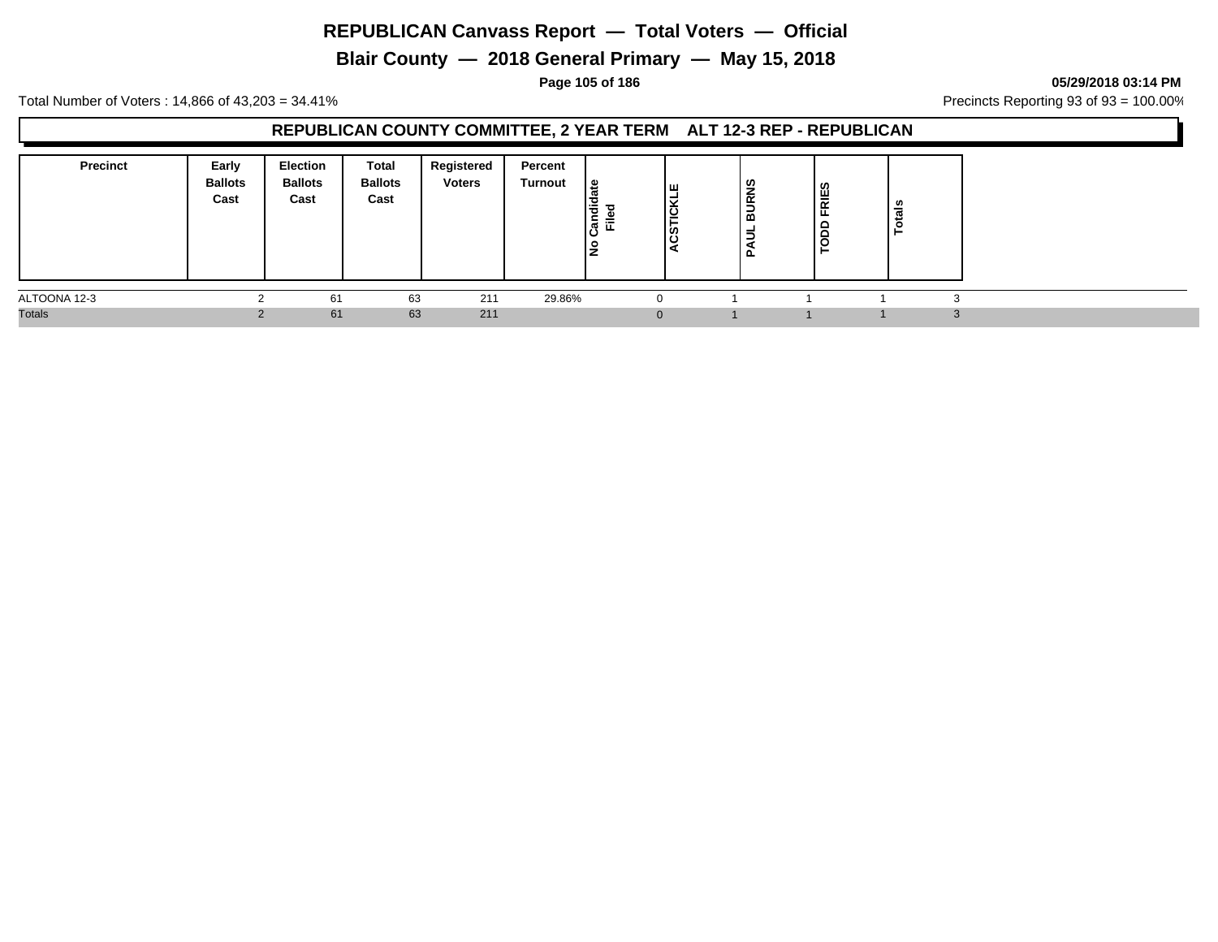# REPUBLICAN Canvass Report — Total Voters — Official

## Blair County — 2018 General Primary — May 15, 2018

05/29/2018 03:14 PM

Total Number of Voters : 14,866 of 43,203 = 34.41%

Precincts Reporting 93 of 93 = 100.00%

### REPUBLICAN COUNTY COMMITTEE, 2 YEAR TERM ALT 12-3 REP - REPUBLICAN

| Precinct | Early Ballots Cast | Election Ballots Cast | Total Ballots Cast | Registered Voters | Percent Turnout | No Candidate Filed | ACSTICKLE | PAUL BURNS | TODD FRIES | Totals |
|---|---|---|---|---|---|---|---|---|---|---|
| ALTOONA 12-3 | 2 | 61 | 63 | 211 | 29.86% | 0 | 1 | 1 | 1 | 3 |
| Totals | 2 | 61 | 63 | 211 | | 0 | 1 | 1 | 1 | 3 |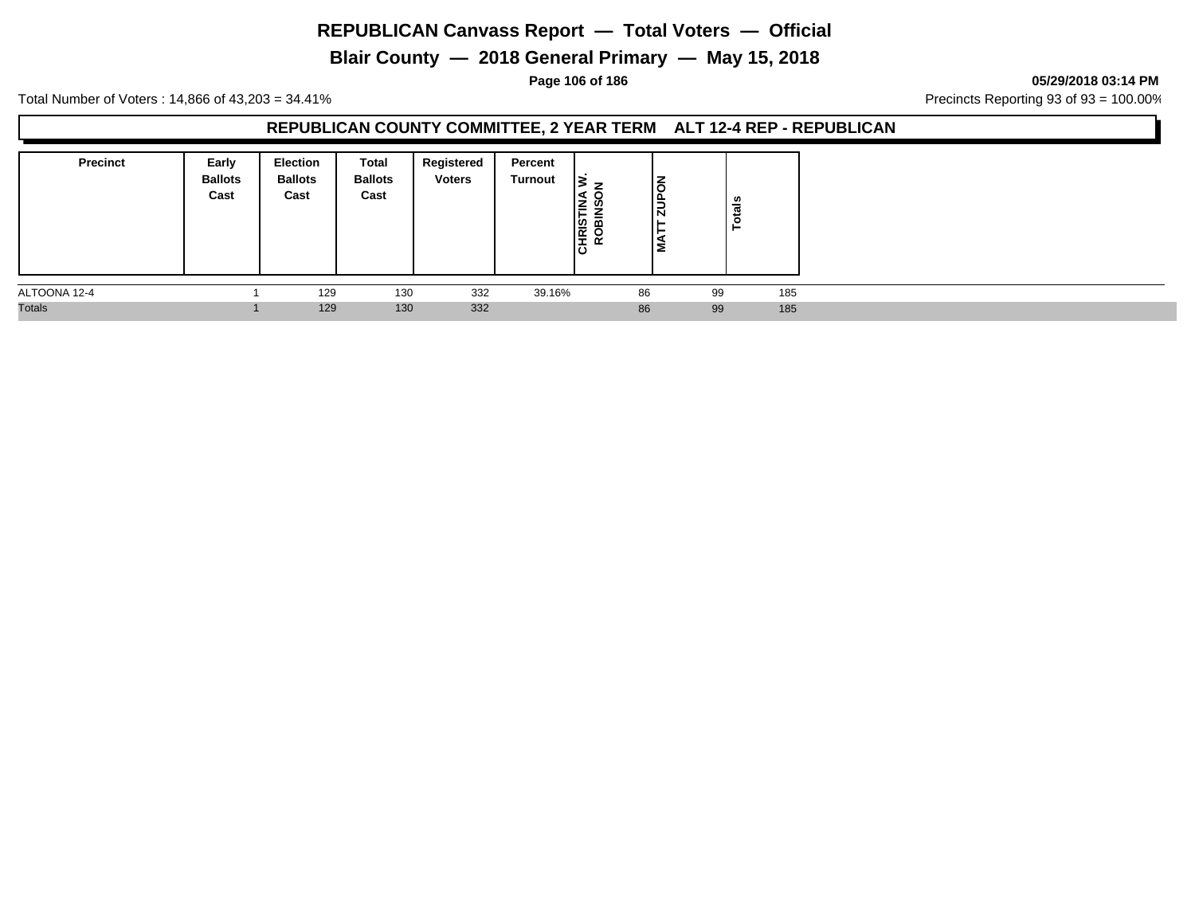# REPUBLICAN Canvass Report — Total Voters — Official

## Blair County — 2018 General Primary — May 15, 2018

05/29/2018 03:14 PM

Total Number of Voters : 14,866 of 43,203 = 34.41%

Precincts Reporting 93 of 93 = 100.00%

### REPUBLICAN COUNTY COMMITTEE, 2 YEAR TERM ALT 12-4 REP - REPUBLICAN

| Precinct | Early Ballots Cast | Election Ballots Cast | Total Ballots Cast | Registered Voters | Percent Turnout | CHRISTINA W. ROBINSON | MATT ZUPON | Totals |
|---|---|---|---|---|---|---|---|---|
| ALTOONA 12-4 | 1 | 129 | 130 | 332 | 39.16% | 86 | 99 | 185 |
| Totals | 1 | 129 | 130 | 332 | | 86 | 99 | 185 |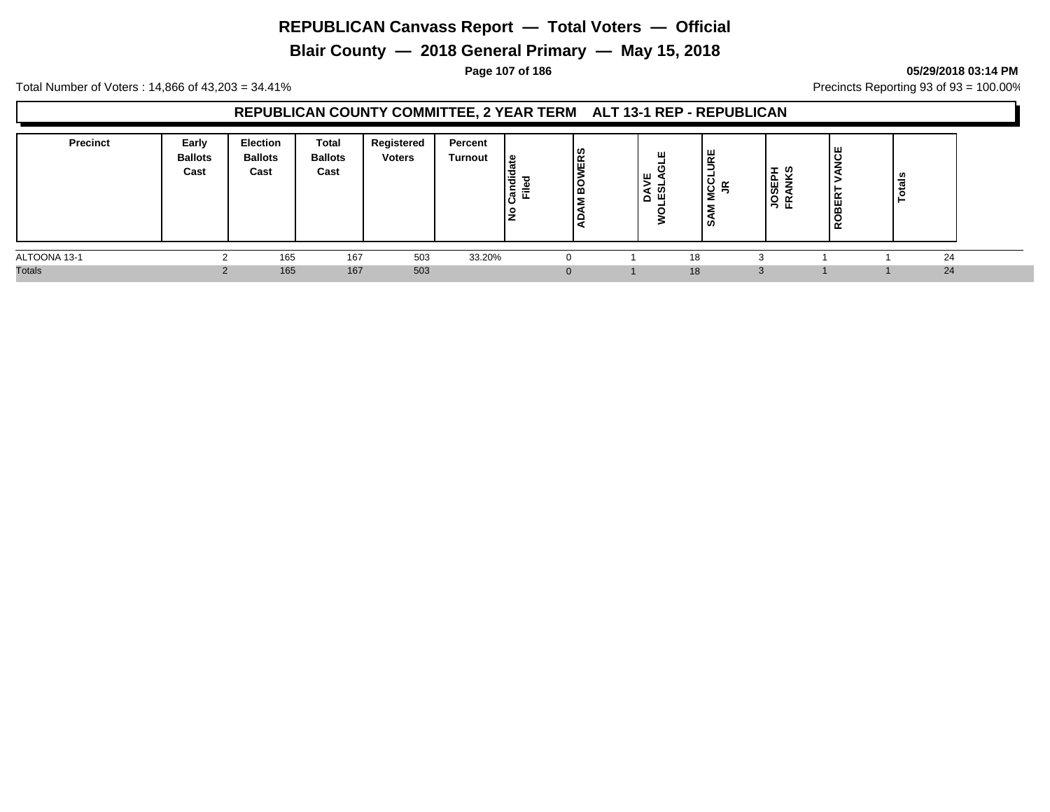# REPUBLICAN Canvass Report — Total Voters — Official

## Blair County — 2018 General Primary — May 15, 2018

**05/29/2018 03:14 PM**

Total Number of Voters : 14,866 of 43,203 = 34.41%

Precincts Reporting 93 of 93 = 100.00%

### REPUBLICAN COUNTY COMMITTEE, 2 YEAR TERM ALT 13-1 REP - REPUBLICAN

| Precinct | Early Ballots Cast | Election Ballots Cast | Total Ballots Cast | Registered Voters | Percent Turnout | No Candidate Filed | ADAM BOWERS | DAVE WOLESLAGLE | SAM MCCLURE JR | JOSEPH FRANKS | ROBERT VANCE | Totals |
|---|---|---|---|---|---|---|---|---|---|---|---|---|
| ALTOONA 13-1 | 2 | 165 | 167 | 503 | 33.20% | 0 | 1 | 18 | 3 | 1 | 1 | 24 |
| Totals | 2 | 165 | 167 | 503 | | 0 | 1 | 18 | 3 | 1 | 1 | 24 |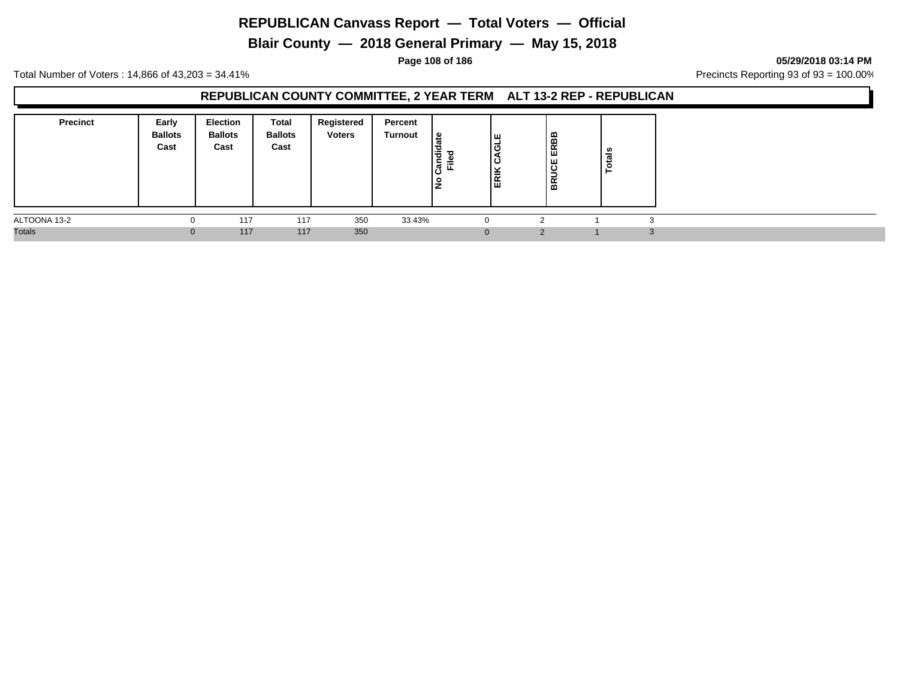# REPUBLICAN Canvass Report — Total Voters — Official

## Blair County — 2018 General Primary — May 15, 2018

**05/29/2018 03:14 PM**

Total Number of Voters : 14,866 of 43,203 = 34.41%

Precincts Reporting 93 of 93 = 100.00%

### REPUBLICAN COUNTY COMMITTEE, 2 YEAR TERM ALT 13-2 REP - REPUBLICAN

| Precinct | Early Ballots Cast | Election Ballots Cast | Total Ballots Cast | Registered Voters | Percent Turnout | No Candidate Filed | ERIK CAGLE | BRUCE ERBB | Totals |
|---|---|---|---|---|---|---|---|---|---|
| ALTOONA 13-2 | 0 | 117 | 117 | 350 | 33.43% | 0 | 2 | 1 | 3 |
| Totals | 0 | 117 | 117 | 350 | | 0 | 2 | 1 | 3 |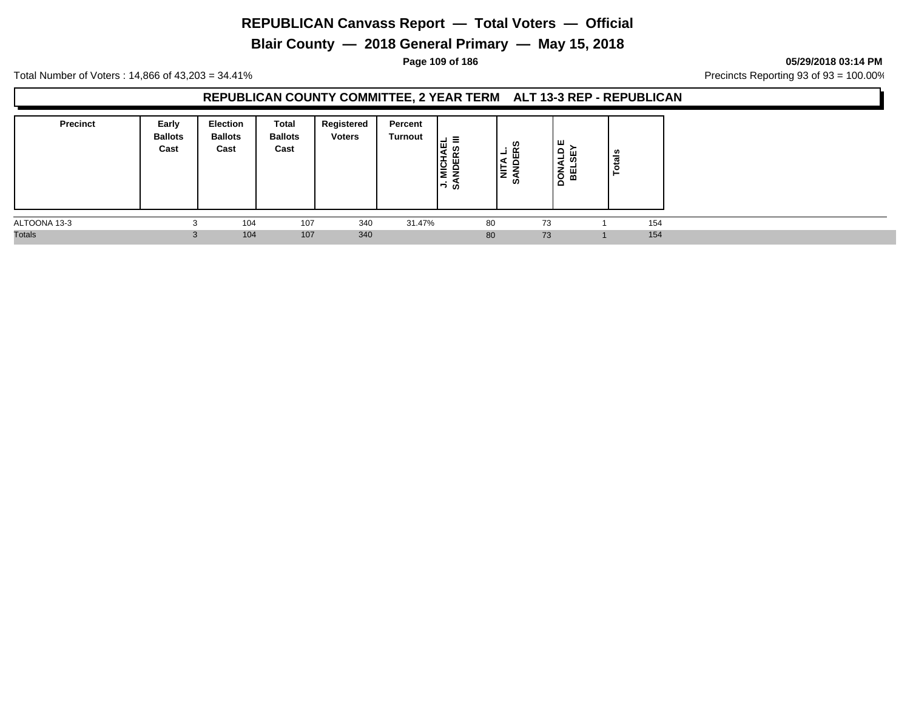# REPUBLICAN Canvass Report — Total Voters — Official

## Blair County — 2018 General Primary — May 15, 2018

05/29/2018 03:14 PM

Total Number of Voters : 14,866 of 43,203 = 34.41%

Precincts Reporting 93 of 93 = 100.00%

### REPUBLICAN COUNTY COMMITTEE, 2 YEAR TERM ALT 13-3 REP - REPUBLICAN

| Precinct | Early Ballots Cast | Election Ballots Cast | Total Ballots Cast | Registered Voters | Percent Turnout | J. MICHAEL SANDERS III | NITA L. SANDERS | DONALD E BELSEY | Totals |
|---|---|---|---|---|---|---|---|---|---|
| ALTOONA 13-3 | 3 | 104 | 107 | 340 | 31.47% | 80 | 73 | 1 | 154 |
| Totals | 3 | 104 | 107 | 340 | | 80 | 73 | 1 | 154 |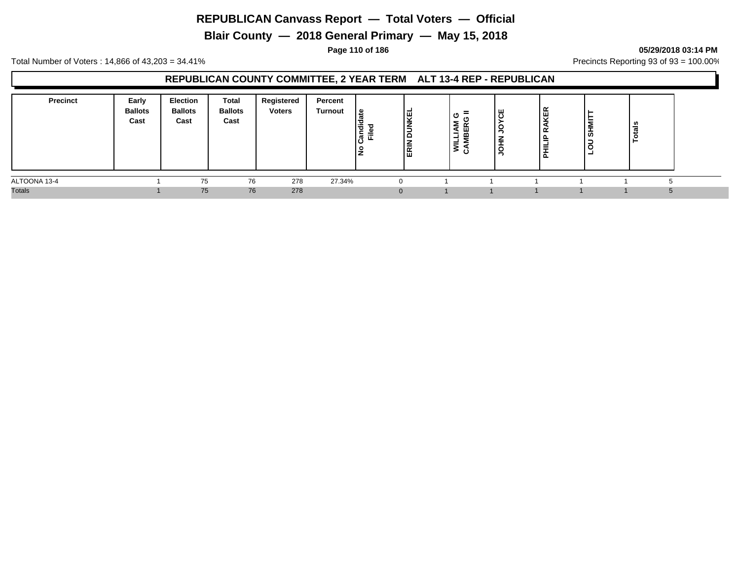# REPUBLICAN Canvass Report — Total Voters — Official

## Blair County — 2018 General Primary — May 15, 2018

**05/29/2018 03:14 PM**

Total Number of Voters : 14,866 of 43,203 = 34.41%

Precincts Reporting 93 of 93 = 100.00%

### REPUBLICAN COUNTY COMMITTEE, 2 YEAR TERM ALT 13-4 REP - REPUBLICAN

| Precinct | Early Ballots Cast | Election Ballots Cast | Total Ballots Cast | Registered Voters | Percent Turnout | No Candidate Filed | ERIN DUNKEL | WILLIAM G CAMBERG II | JOHN JOYCE | PHILIP RAKER | LOU SHMITT | Totals |
|---|---|---|---|---|---|---|---|---|---|---|---|---|
| ALTOONA 13-4 | 1 | 75 | 76 | 278 | 27.34% | 0 | 1 | 1 | 1 | 1 | 1 | 5 |
| Totals | 1 | 75 | 76 | 278 | | 0 | 1 | 1 | 1 | 1 | 1 | 5 |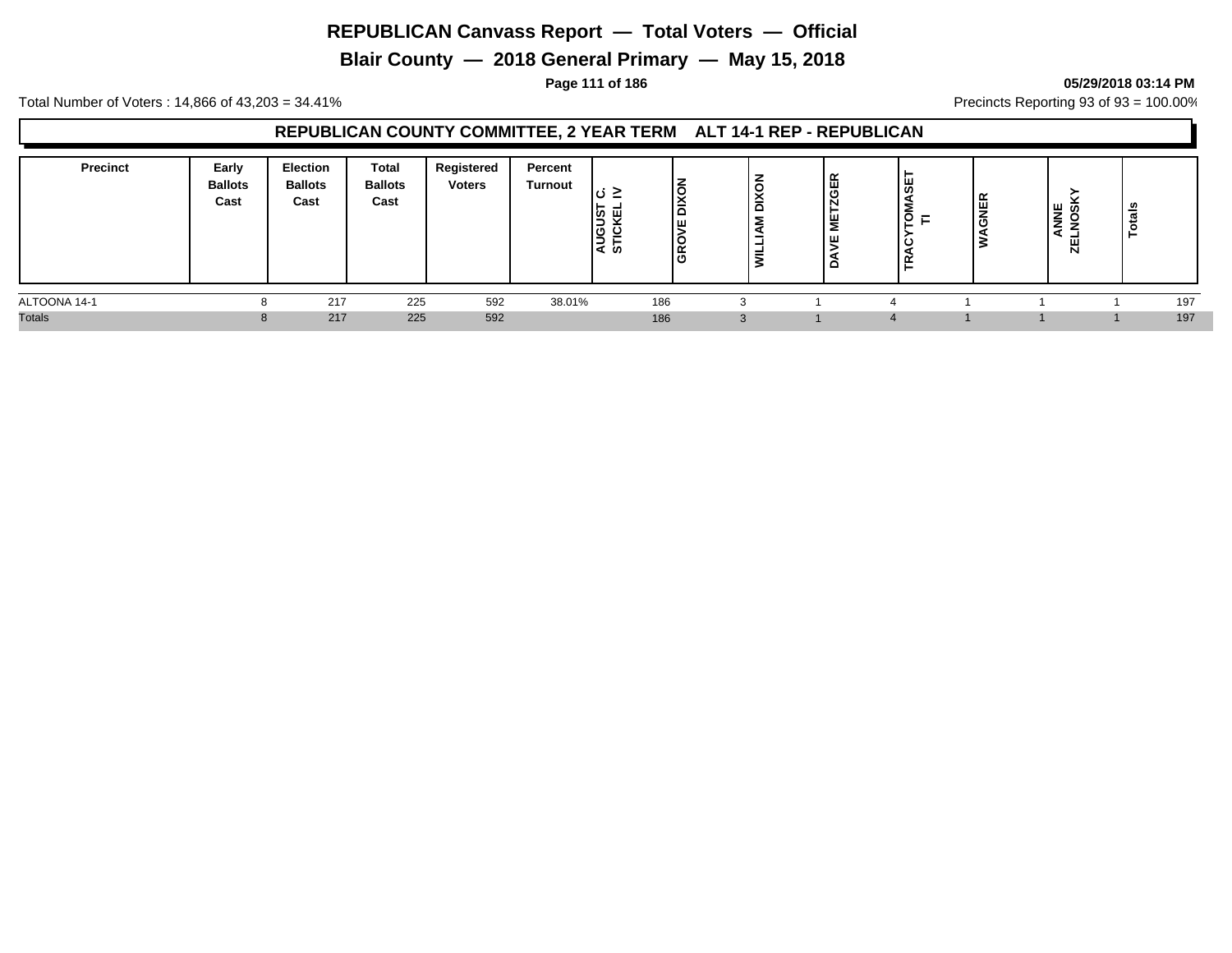# REPUBLICAN Canvass Report — Total Voters — Official

## Blair County — 2018 General Primary — May 15, 2018

05/29/2018 03:14 PM

Total Number of Voters : 14,866 of 43,203 = 34.41%

Precincts Reporting 93 of 93 = 100.00%

### REPUBLICAN COUNTY COMMITTEE, 2 YEAR TERM ALT 14-1 REP - REPUBLICAN

| Precinct | Early Ballots Cast | Election Ballots Cast | Total Ballots Cast | Registered Voters | Percent Turnout | AUGUST C. STICKEL IV | GROVE DIXON | WILLIAM DIXON | DAVE METZGER | TRACYTOMASETTI | WAGNER | ANNE ZELNOSKY | Totals |
|---|---|---|---|---|---|---|---|---|---|---|---|---|---|
| ALTOONA 14-1 | 8 | 217 | 225 | 592 | 38.01% | 186 | 3 | 1 | 4 | 1 | 1 | 1 | 197 |
| Totals | 8 | 217 | 225 | 592 | | 186 | 3 | 1 | 4 | 1 | 1 | 1 | 197 |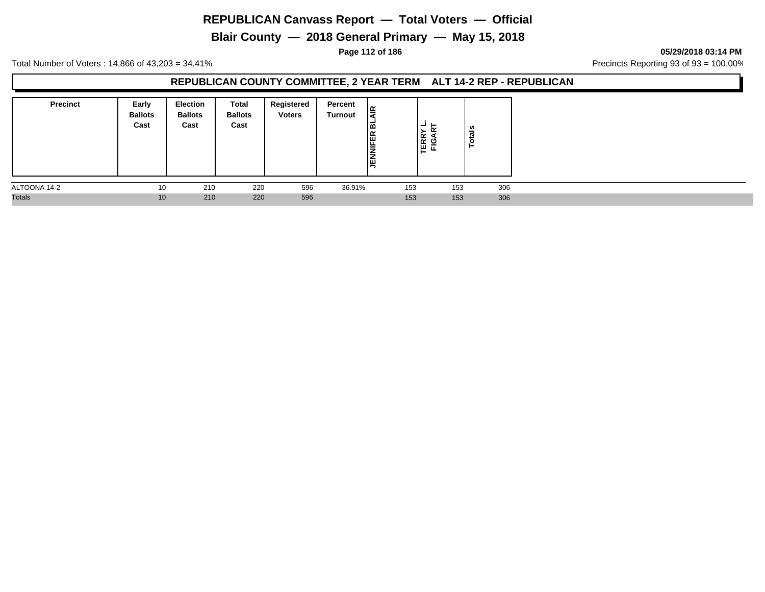# REPUBLICAN Canvass Report — Total Voters — Official

## Blair County — 2018 General Primary — May 15, 2018

05/29/2018 03:14 PM

Total Number of Voters : 14,866 of 43,203 = 34.41%

Precincts Reporting 93 of 93 = 100.00%

### REPUBLICAN COUNTY COMMITTEE, 2 YEAR TERM ALT 14-2 REP - REPUBLICAN

| Precinct | Early Ballots Cast | Election Ballots Cast | Total Ballots Cast | Registered Voters | Percent Turnout | JENNIFER BLAIR | TERRY L. FIGART | Totals |
|---|---|---|---|---|---|---|---|---|
| ALTOONA 14-2 | 10 | 210 | 220 | 596 | 36.91% | 153 | 153 | 306 |
| Totals | 10 | 210 | 220 | 596 | | 153 | 153 | 306 |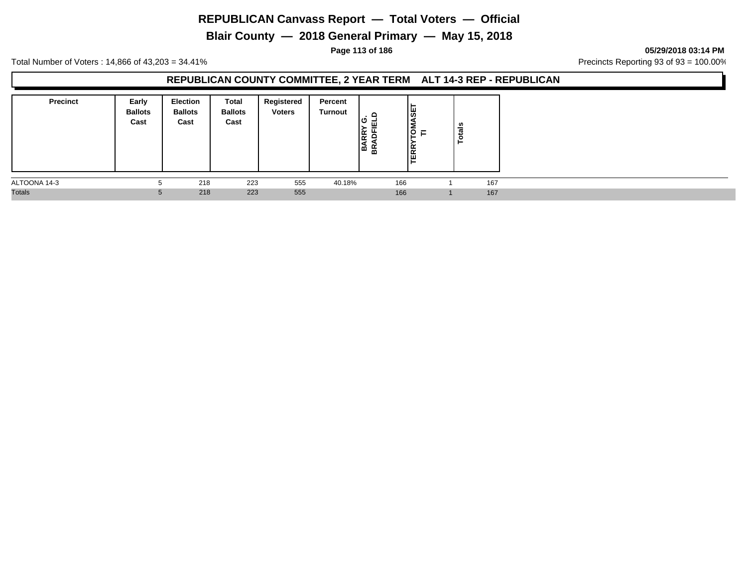# REPUBLICAN Canvass Report — Total Voters — Official

## Blair County — 2018 General Primary — May 15, 2018

05/29/2018 03:14 PM

Total Number of Voters : 14,866 of 43,203 = 34.41%

Precincts Reporting 93 of 93 = 100.00%

### REPUBLICAN COUNTY COMMITTEE, 2 YEAR TERM ALT 14-3 REP - REPUBLICAN

| Precinct | Early Ballots Cast | Election Ballots Cast | Total Ballots Cast | Registered Voters | Percent Turnout | BARRY G. BRADFIELD | TERRYTOMASETTI | Totals |
|---|---|---|---|---|---|---|---|---|
| ALTOONA 14-3 | 5 | 218 | 223 | 555 | 40.18% | 166 | 1 | 167 |
| Totals | 5 | 218 | 223 | 555 | | 166 | 1 | 167 |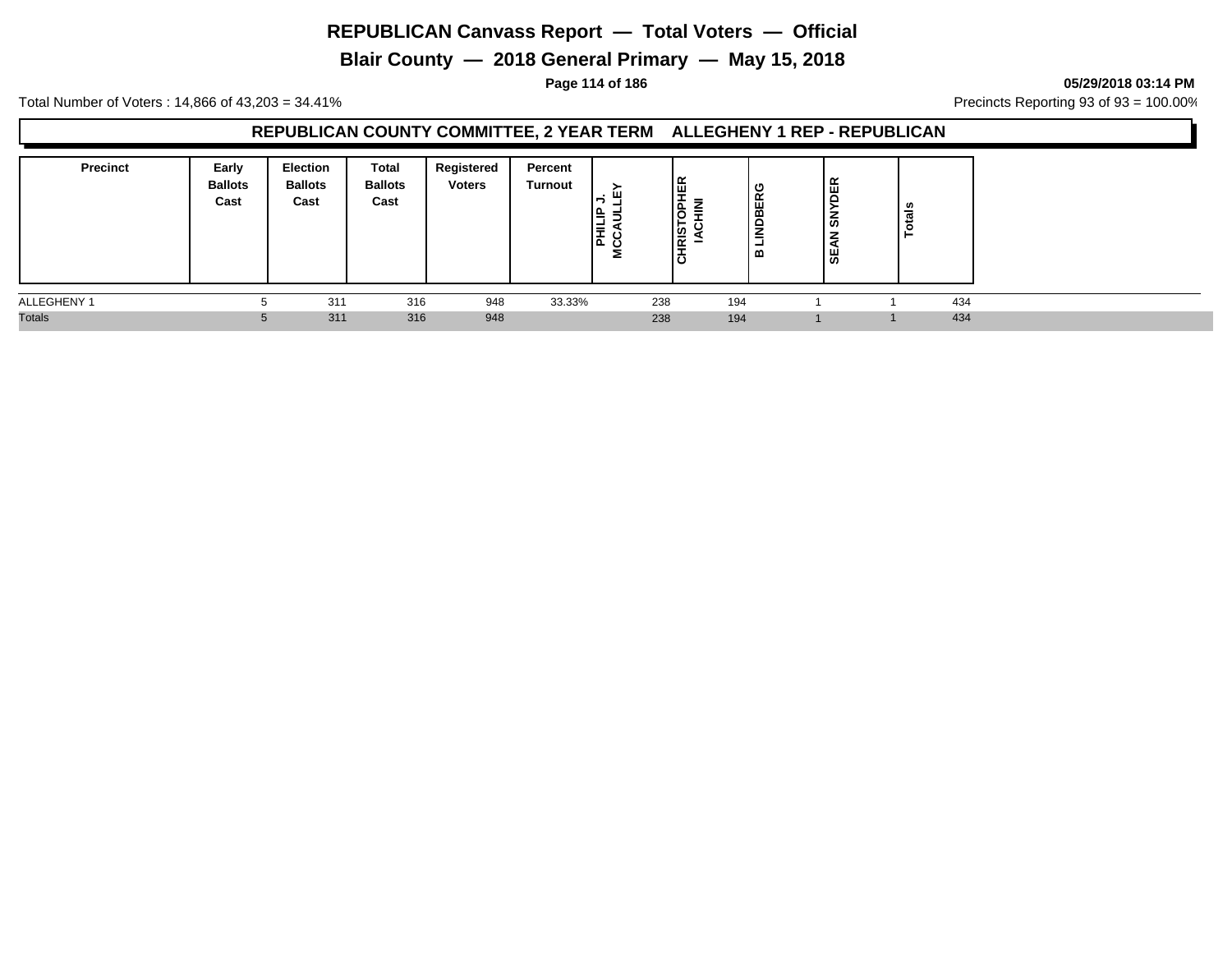# REPUBLICAN Canvass Report — Total Voters — Official

## Blair County — 2018 General Primary — May 15, 2018

05/29/2018 03:14 PM

Total Number of Voters : 14,866 of 43,203 = 34.41%

Precincts Reporting 93 of 93 = 100.00%

### REPUBLICAN COUNTY COMMITTEE, 2 YEAR TERM ALLEGHENY 1 REP - REPUBLICAN

| Precinct | Early Ballots Cast | Election Ballots Cast | Total Ballots Cast | Registered Voters | Percent Turnout | PHILIP J. MCCAULLEY | CHRISTOPHER IACHINI | B LINDBERG | SEAN SNYDER | Totals |
|---|---|---|---|---|---|---|---|---|---|---|
| ALLEGHENY 1 | 5 | 311 | 316 | 948 | 33.33% | 238 | 194 | 1 | 1 | 434 |
| Totals | 5 | 311 | 316 | 948 | | 238 | 194 | 1 | 1 | 434 |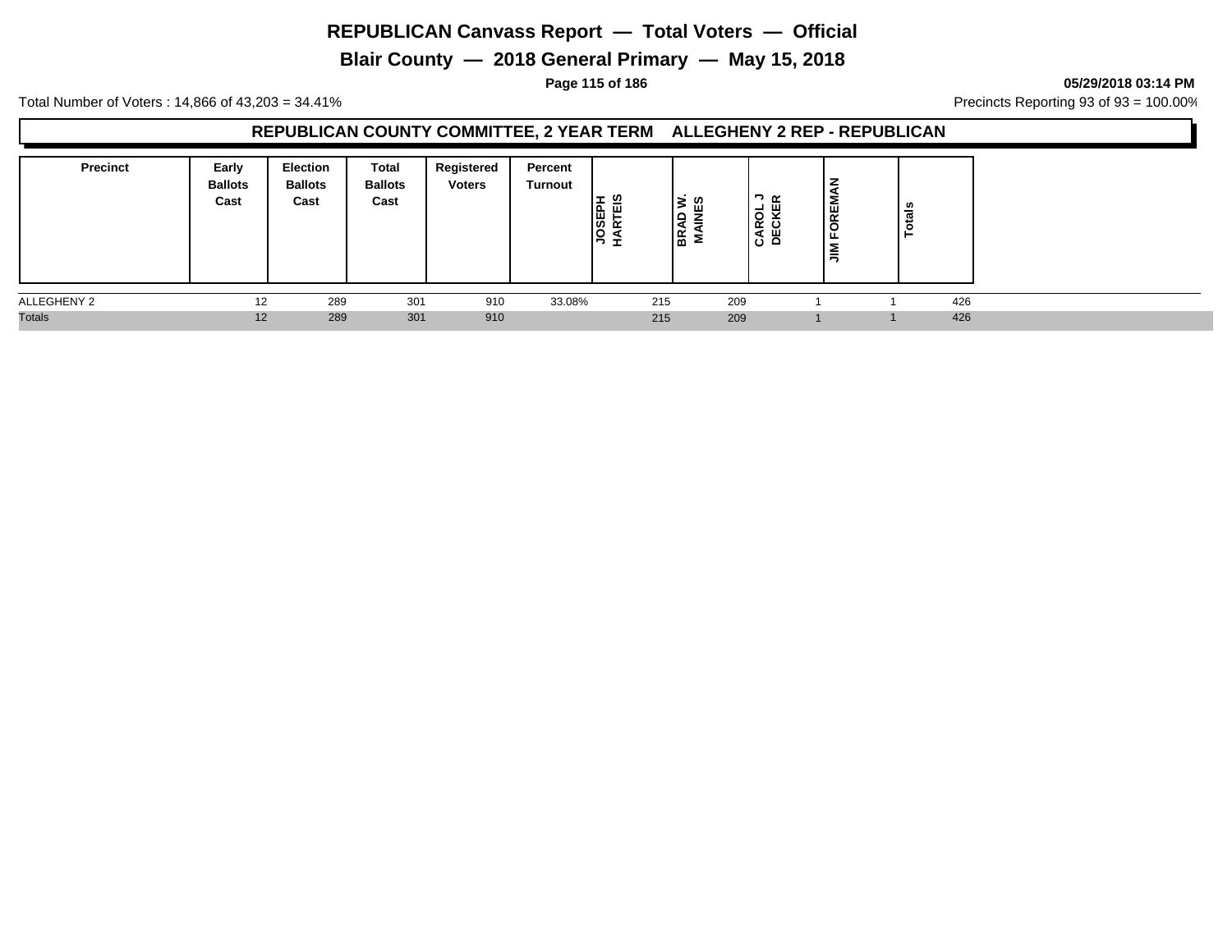# REPUBLICAN Canvass Report — Total Voters — Official

## Blair County — 2018 General Primary — May 15, 2018

05/29/2018 03:14 PM

Total Number of Voters : 14,866 of 43,203 = 34.41%

Precincts Reporting 93 of 93 = 100.00%

### REPUBLICAN COUNTY COMMITTEE, 2 YEAR TERM ALLEGHENY 2 REP - REPUBLICAN

| Precinct | Early Ballots Cast | Election Ballots Cast | Total Ballots Cast | Registered Voters | Percent Turnout | JOSEPH HARTEIS | BRAD W. MAINES | CAROL J DECKER | JIM FOREMAN | Totals |
|---|---|---|---|---|---|---|---|---|---|---|
| ALLEGHENY 2 | 12 | 289 | 301 | 910 | 33.08% | 215 | 209 | 1 | 1 | 426 |
| Totals | 12 | 289 | 301 | 910 | | 215 | 209 | 1 | 1 | 426 |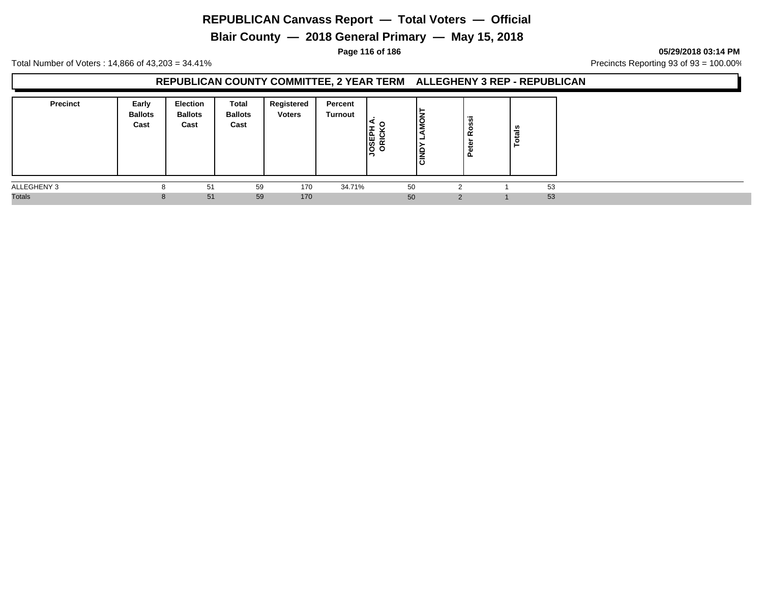# REPUBLICAN Canvass Report — Total Voters — Official

## Blair County — 2018 General Primary — May 15, 2018

05/29/2018 03:14 PM

Total Number of Voters : 14,866 of 43,203 = 34.41%

Precincts Reporting 93 of 93 = 100.00%

### REPUBLICAN COUNTY COMMITTEE, 2 YEAR TERM ALLEGHENY 3 REP - REPUBLICAN

| Precinct | Early Ballots Cast | Election Ballots Cast | Total Ballots Cast | Registered Voters | Percent Turnout | JOSEPH A. ORICKO | CINDY LAMONT | Peter Rossi | Totals |
|---|---|---|---|---|---|---|---|---|---|
| ALLEGHENY 3 | 8 | 51 | 59 | 170 | 34.71% | 50 | 2 | 1 | 53 |
| Totals | 8 | 51 | 59 | 170 | | 50 | 2 | 1 | 53 |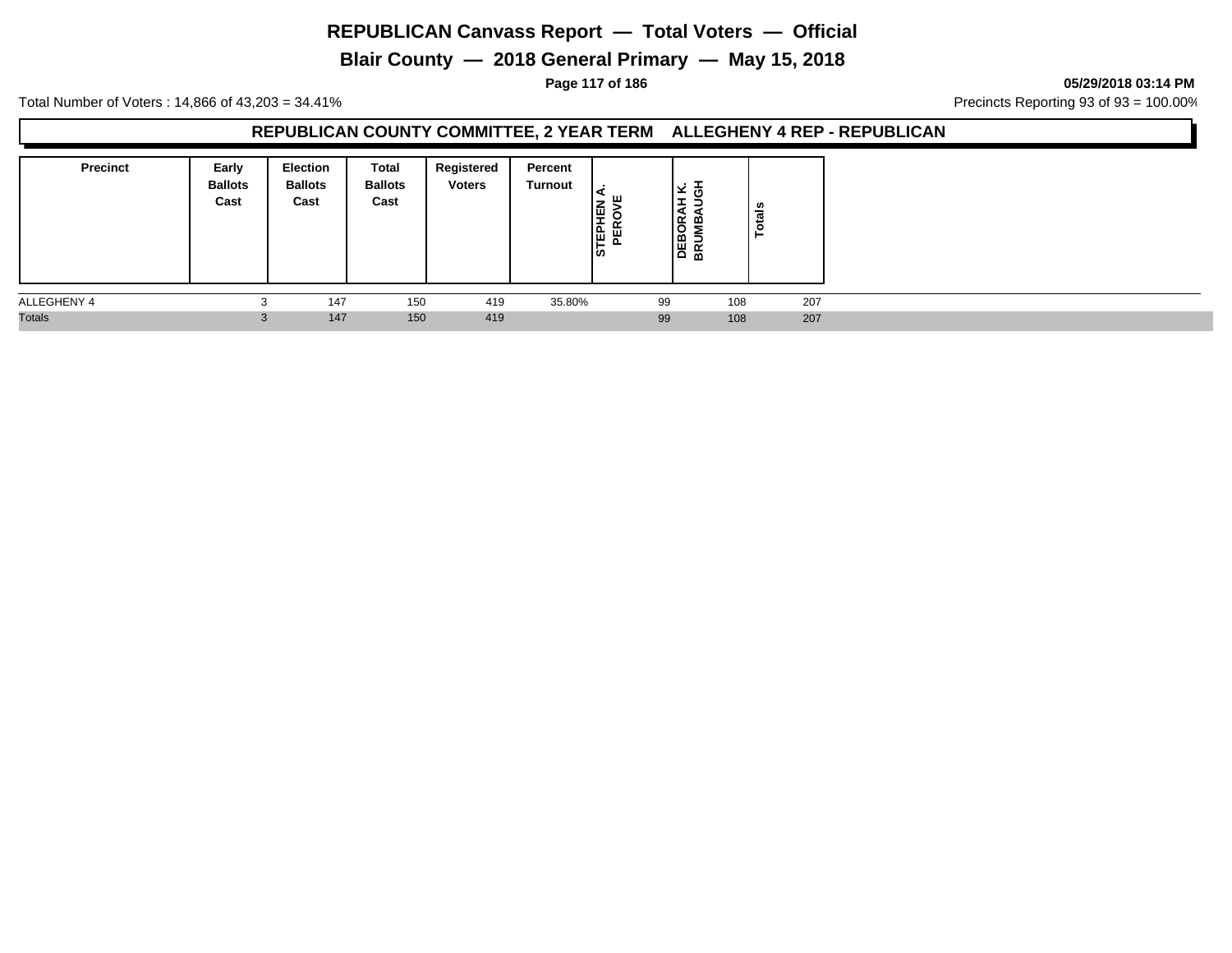# REPUBLICAN Canvass Report — Total Voters — Official

## Blair County — 2018 General Primary — May 15, 2018

**05/29/2018 03:14 PM**

Total Number of Voters : 14,866 of 43,203 = 34.41%

Precincts Reporting 93 of 93 = 100.00%

### REPUBLICAN COUNTY COMMITTEE, 2 YEAR TERM ALLEGHENY 4 REP - REPUBLICAN

| Precinct | Early Ballots Cast | Election Ballots Cast | Total Ballots Cast | Registered Voters | Percent Turnout | STEPHEN A. PEROVE | DEBORAH K. BRUMBAUGH | Totals |
|---|---|---|---|---|---|---|---|---|
| ALLEGHENY 4 | 3 | 147 | 150 | 419 | 35.80% | 99 | 108 | 207 |
| Totals | 3 | 147 | 150 | 419 | | 99 | 108 | 207 |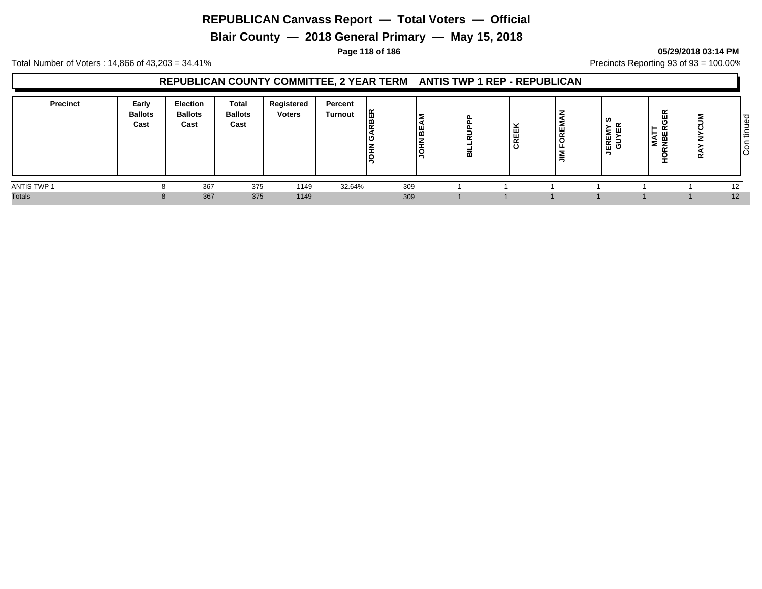# REPUBLICAN Canvass Report — Total Voters — Official

## Blair County — 2018 General Primary — May 15, 2018

**05/29/2018 03:14 PM**

Total Number of Voters : 14,866 of 43,203 = 34.41%

Precincts Reporting 93 of 93 = 100.00%

### REPUBLICAN COUNTY COMMITTEE, 2 YEAR TERM ANTIS TWP 1 REP - REPUBLICAN

| Precinct | Early Ballots Cast | Election Ballots Cast | Total Ballots Cast | Registered Voters | Percent Turnout | JOHN GARBER | JOHN BEAM | BILLRUPP | CREEK | JIM FOREMAN | JEREMY S GUYER | MATT HORNBERGER | RAY NYCUM | Continued |
|---|---|---|---|---|---|---|---|---|---|---|---|---|---|---|
| ANTIS TWP 1 | 8 | 367 | 375 | 1149 | 32.64% | 309 | 1 | 1 | 1 | 1 | 1 | 1 | 1 | 12 |
| Totals | 8 | 367 | 375 | 1149 | | 309 | 1 | 1 | 1 | 1 | 1 | 1 | 1 | 12 |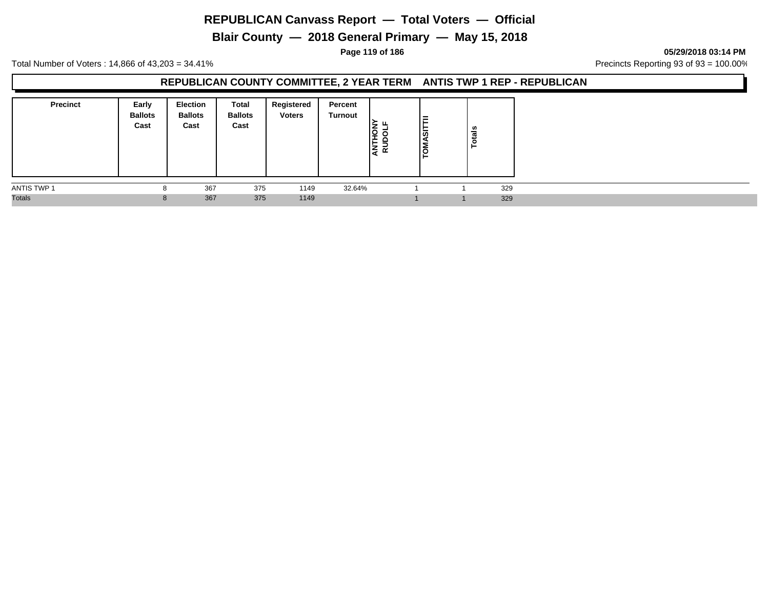# REPUBLICAN Canvass Report — Total Voters — Official

## Blair County — 2018 General Primary — May 15, 2018

**05/29/2018 03:14 PM**

Total Number of Voters : 14,866 of 43,203 = 34.41%

Precincts Reporting 93 of 93 = 100.00%

### REPUBLICAN COUNTY COMMITTEE, 2 YEAR TERM ANTIS TWP 1 REP - REPUBLICAN

| Precinct | Early Ballots Cast | Election Ballots Cast | Total Ballots Cast | Registered Voters | Percent Turnout | ANTHONY RUDOLF | TOMASITTII | Totals |
|---|---|---|---|---|---|---|---|---|
| ANTIS TWP 1 | 8 | 367 | 375 | 1149 | 32.64% | 1 | 1 | 329 |
| Totals | 8 | 367 | 375 | 1149 | | 1 | 1 | 329 |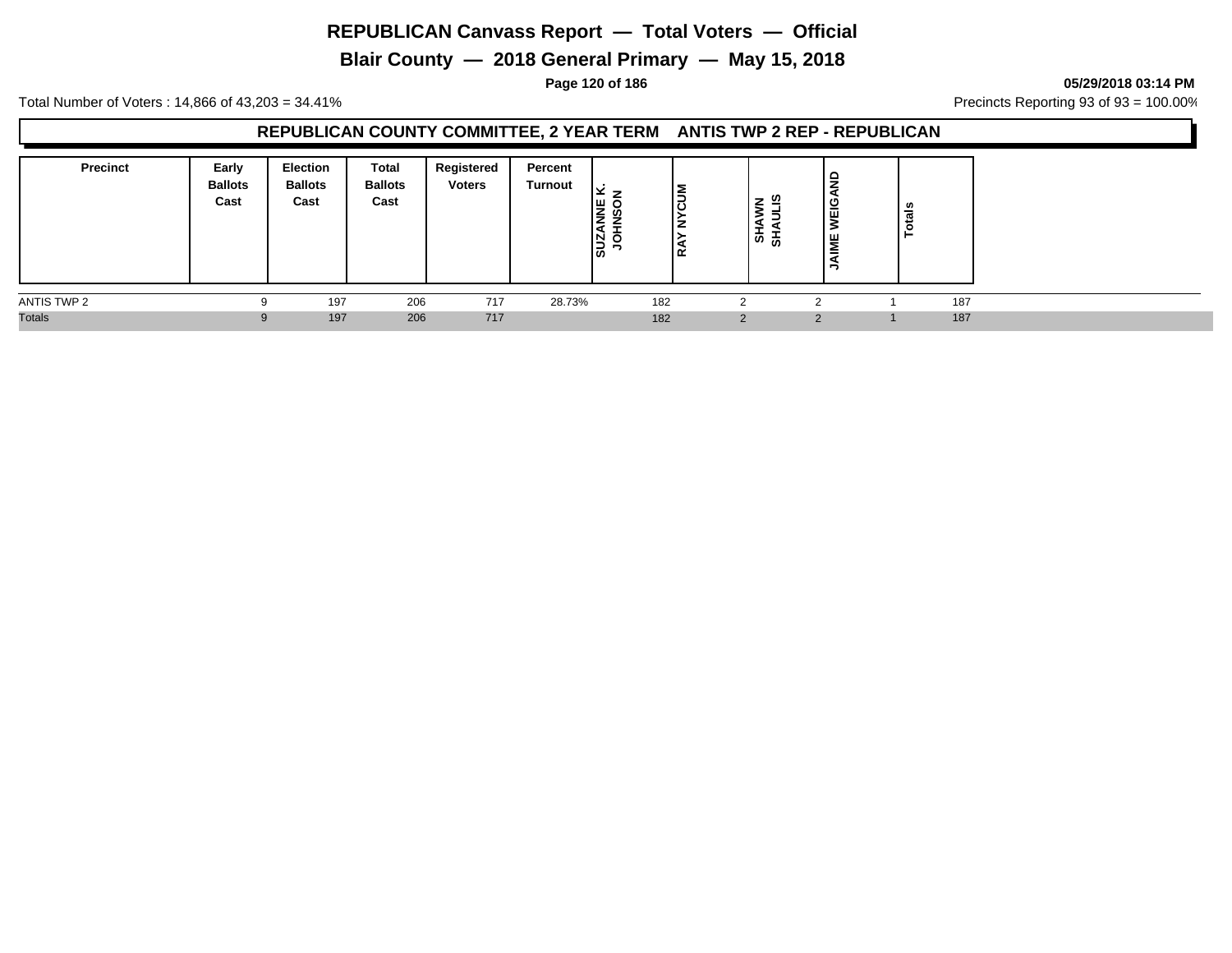# REPUBLICAN Canvass Report — Total Voters — Official

## Blair County — 2018 General Primary — May 15, 2018

Total Number of Voters : 14,866 of 43,203 = 34.41%

Precincts Reporting 93 of 93 = 100.00%

### REPUBLICAN COUNTY COMMITTEE, 2 YEAR TERM ANTIS TWP 2 REP - REPUBLICAN

| Precinct | Early Ballots Cast | Election Ballots Cast | Total Ballots Cast | Registered Voters | Percent Turnout | SUZANNE K. JOHNSON | RAY NYCUM | SHAWN SHAULIS | JAIME WEIGAND | Totals |
|---|---|---|---|---|---|---|---|---|---|---|
| ANTIS TWP 2 | 9 | 197 | 206 | 717 | 28.73% | 182 | 2 | 2 | 1 | 187 |
| Totals | 9 | 197 | 206 | 717 | | 182 | 2 | 2 | 1 | 187 |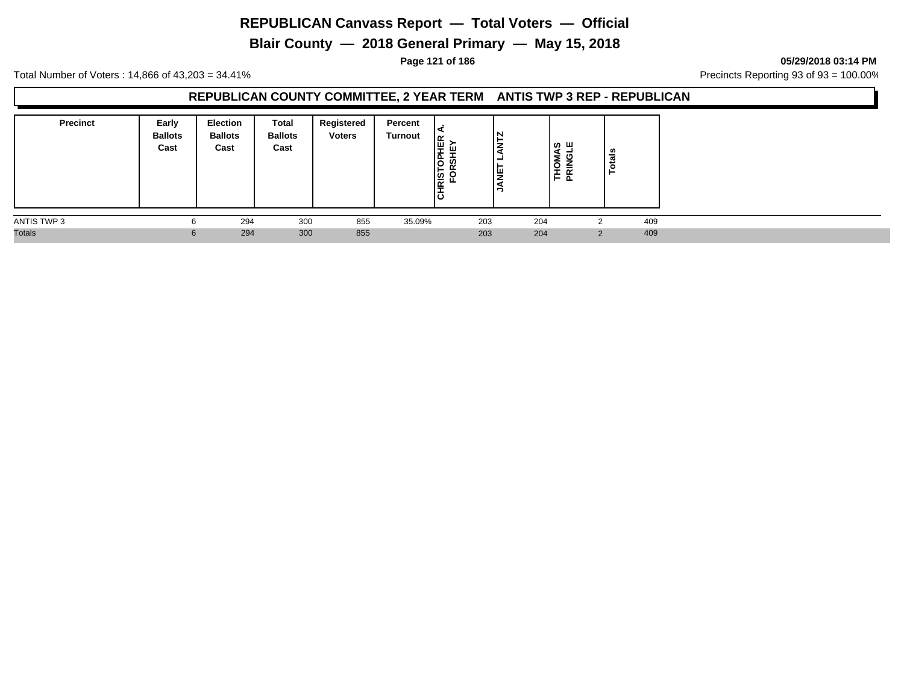# REPUBLICAN Canvass Report — Total Voters — Official

## Blair County — 2018 General Primary — May 15, 2018

05/29/2018 03:14 PM

Total Number of Voters : 14,866 of 43,203 = 34.41%

Precincts Reporting 93 of 93 = 100.00%

### REPUBLICAN COUNTY COMMITTEE, 2 YEAR TERM ANTIS TWP 3 REP - REPUBLICAN

| Precinct | Early Ballots Cast | Election Ballots Cast | Total Ballots Cast | Registered Voters | Percent Turnout | CHRISTOPHER A. FORSHEY | JANET LANTZ | THOMAS PRINGLE | Totals |
|---|---|---|---|---|---|---|---|---|---|
| ANTIS TWP 3 | 6 | 294 | 300 | 855 | 35.09% | 203 | 204 | 2 | 409 |
| Totals | 6 | 294 | 300 | 855 | | 203 | 204 | 2 | 409 |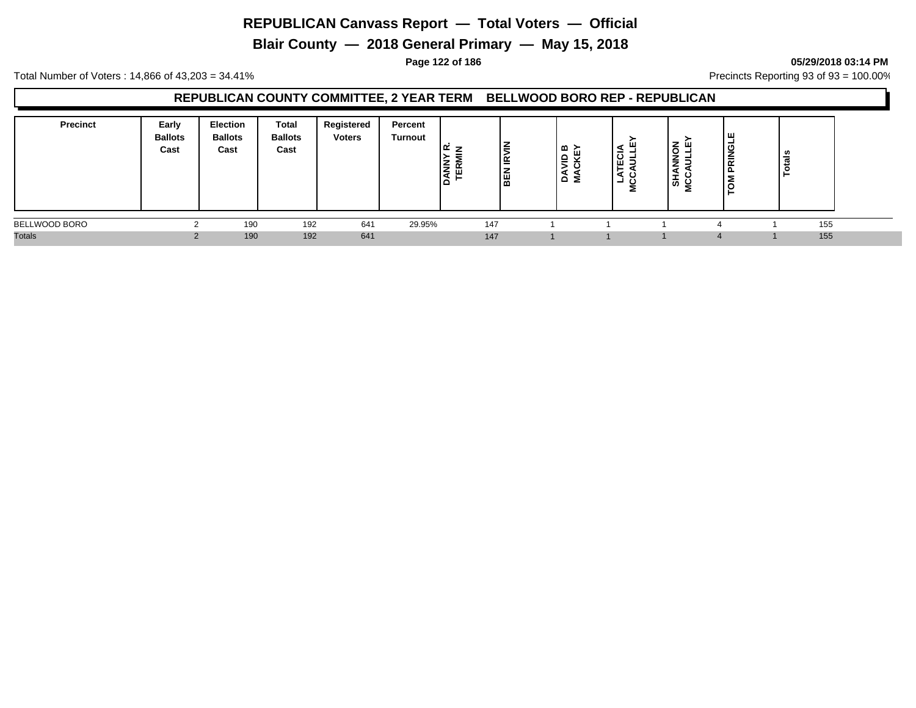# REPUBLICAN Canvass Report — Total Voters — Official

## Blair County — 2018 General Primary — May 15, 2018

05/29/2018 03:14 PM

Total Number of Voters : 14,866 of 43,203 = 34.41%

Precincts Reporting 93 of 93 = 100.00%

### REPUBLICAN COUNTY COMMITTEE, 2 YEAR TERM BELLWOOD BORO REP - REPUBLICAN

| Precinct | Early Ballots Cast | Election Ballots Cast | Total Ballots Cast | Registered Voters | Percent Turnout | DANNY R. TERMIN | BEN IRVIN | DAVID B MACKEY | LATECIA MCCAULLEY | SHANNON MCCAULLEY | TOM PRINGLE | Totals |
|---|---|---|---|---|---|---|---|---|---|---|---|---|
| BELLWOOD BORO | 2 | 190 | 192 | 641 | 29.95% | 147 | 1 | 1 | 1 | 4 | 1 | 155 |
| Totals | 2 | 190 | 192 | 641 | | 147 | 1 | 1 | 1 | 4 | 1 | 155 |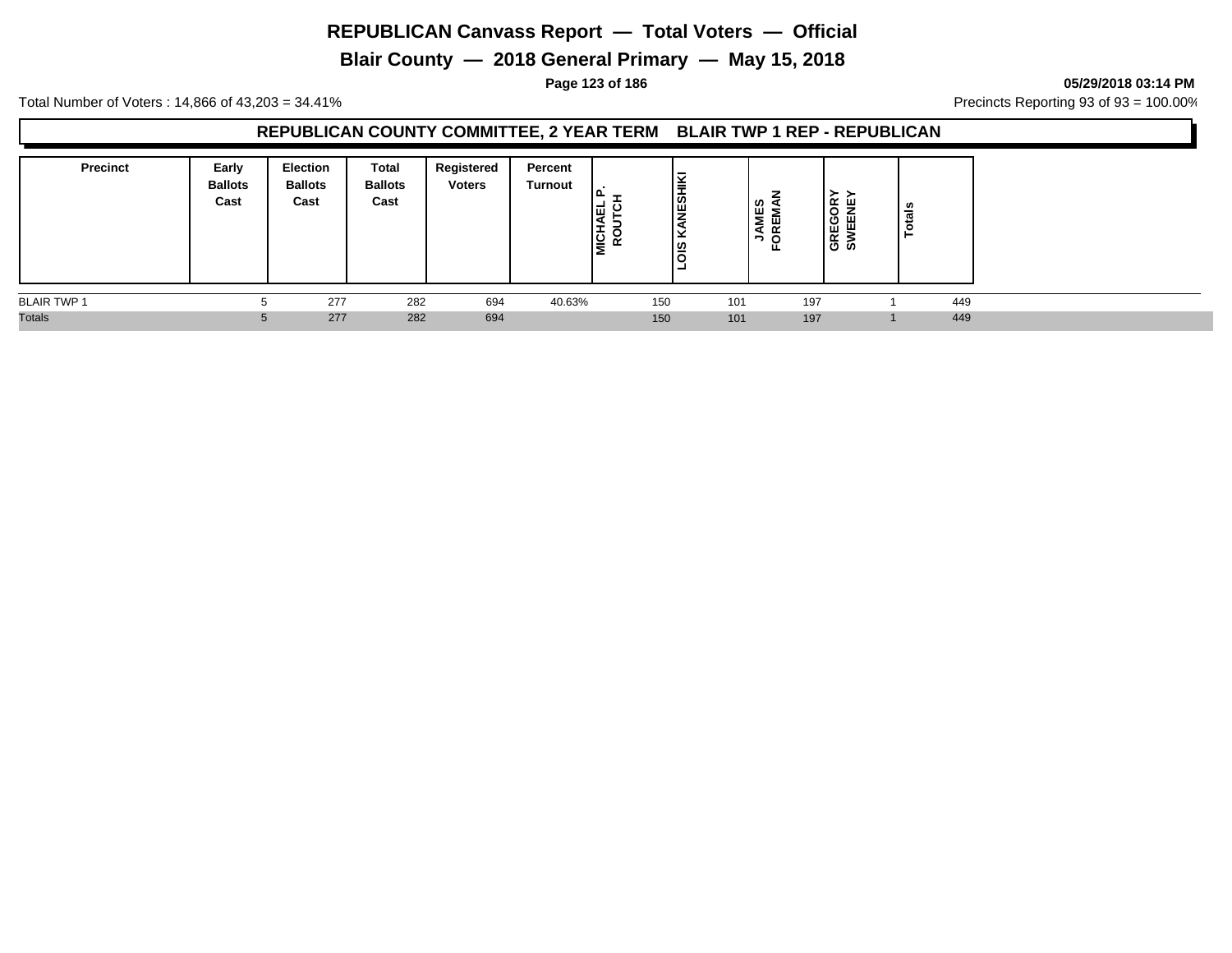# REPUBLICAN Canvass Report — Total Voters — Official

## Blair County — 2018 General Primary — May 15, 2018

05/29/2018 03:14 PM

Total Number of Voters : 14,866 of 43,203 = 34.41%

Precincts Reporting 93 of 93 = 100.00%

### REPUBLICAN COUNTY COMMITTEE, 2 YEAR TERM BLAIR TWP 1 REP - REPUBLICAN

| Precinct | Early Ballots Cast | Election Ballots Cast | Total Ballots Cast | Registered Voters | Percent Turnout | MICHAEL P. ROUTCH | LOIS KANESHIKI | JAMES FOREMAN | GREGORY SWEENEY | Totals |
|---|---|---|---|---|---|---|---|---|---|---|
| BLAIR TWP 1 | 5 | 277 | 282 | 694 | 40.63% | 150 | 101 | 197 | 1 | 449 |
| Totals | 5 | 277 | 282 | 694 | | 150 | 101 | 197 | 1 | 449 |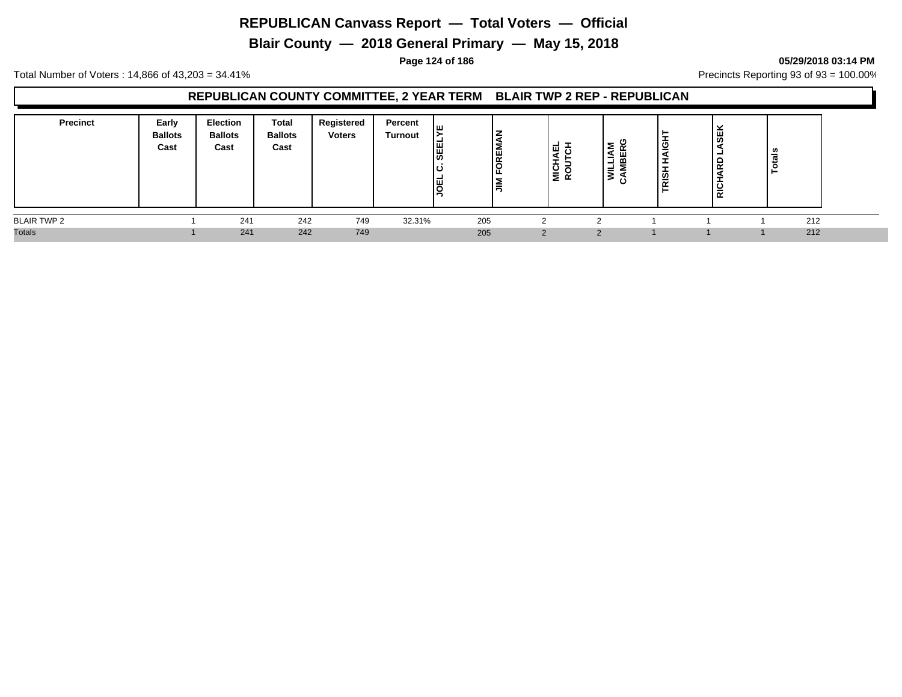# REPUBLICAN Canvass Report — Total Voters — Official

## Blair County — 2018 General Primary — May 15, 2018

**05/29/2018 03:14 PM**

Total Number of Voters : 14,866 of 43,203 = 34.41%

Precincts Reporting 93 of 93 = 100.00%

### REPUBLICAN COUNTY COMMITTEE, 2 YEAR TERM BLAIR TWP 2 REP - REPUBLICAN

| Precinct | Early Ballots Cast | Election Ballots Cast | Total Ballots Cast | Registered Voters | Percent Turnout | JOEL C. SEELYE | JIM FOREMAN | MICHAEL ROUTCH | WILLIAM CAMBERG | TRISH HAIGHT | RICHARD LASEK | Totals |
|---|---|---|---|---|---|---|---|---|---|---|---|---|
| BLAIR TWP 2 | 1 | 241 | 242 | 749 | 32.31% | 205 | 2 | 2 | 1 | 1 | 1 | 212 |
| Totals | 1 | 241 | 242 | 749 | | 205 | 2 | 2 | 1 | 1 | 1 | 212 |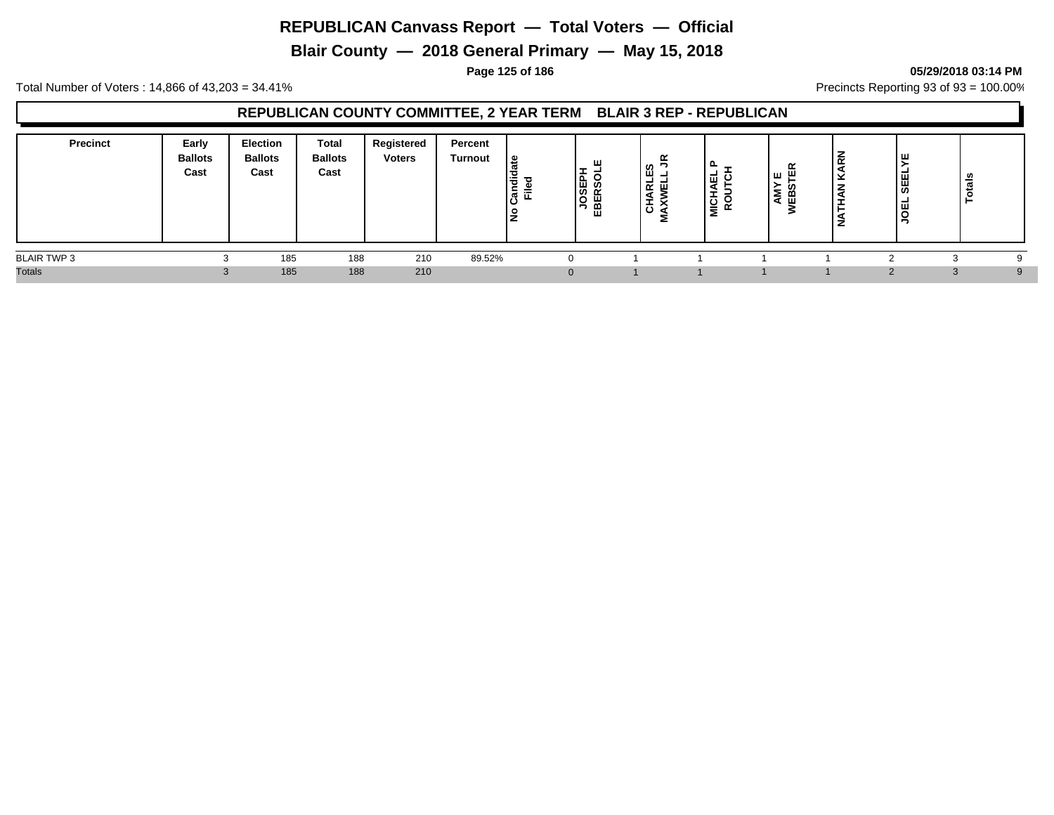# REPUBLICAN Canvass Report — Total Voters — Official

## Blair County — 2018 General Primary — May 15, 2018

Total Number of Voters : 14,866 of 43,203 = 34.41%

Precincts Reporting 93 of 93 = 100.00%

### REPUBLICAN COUNTY COMMITTEE, 2 YEAR TERM BLAIR 3 REP - REPUBLICAN

| Precinct | Early Ballots Cast | Election Ballots Cast | Total Ballots Cast | Registered Voters | Percent Turnout | No Candidate Filed | JOSEPH EBERSOLE | CHARLES MAXWELL JR | MICHAEL P ROUTCH | AMY E WEBSTER | NATHAN KARN | JOEL SEELYE | Totals |
|---|---|---|---|---|---|---|---|---|---|---|---|---|---|
| BLAIR TWP 3 | 3 | 185 | 188 | 210 | 89.52% | 0 | 1 | 1 | 1 | 1 | 2 | 3 | 9 |
| Totals | 3 | 185 | 188 | 210 | | 0 | 1 | 1 | 1 | 1 | 2 | 3 | 9 |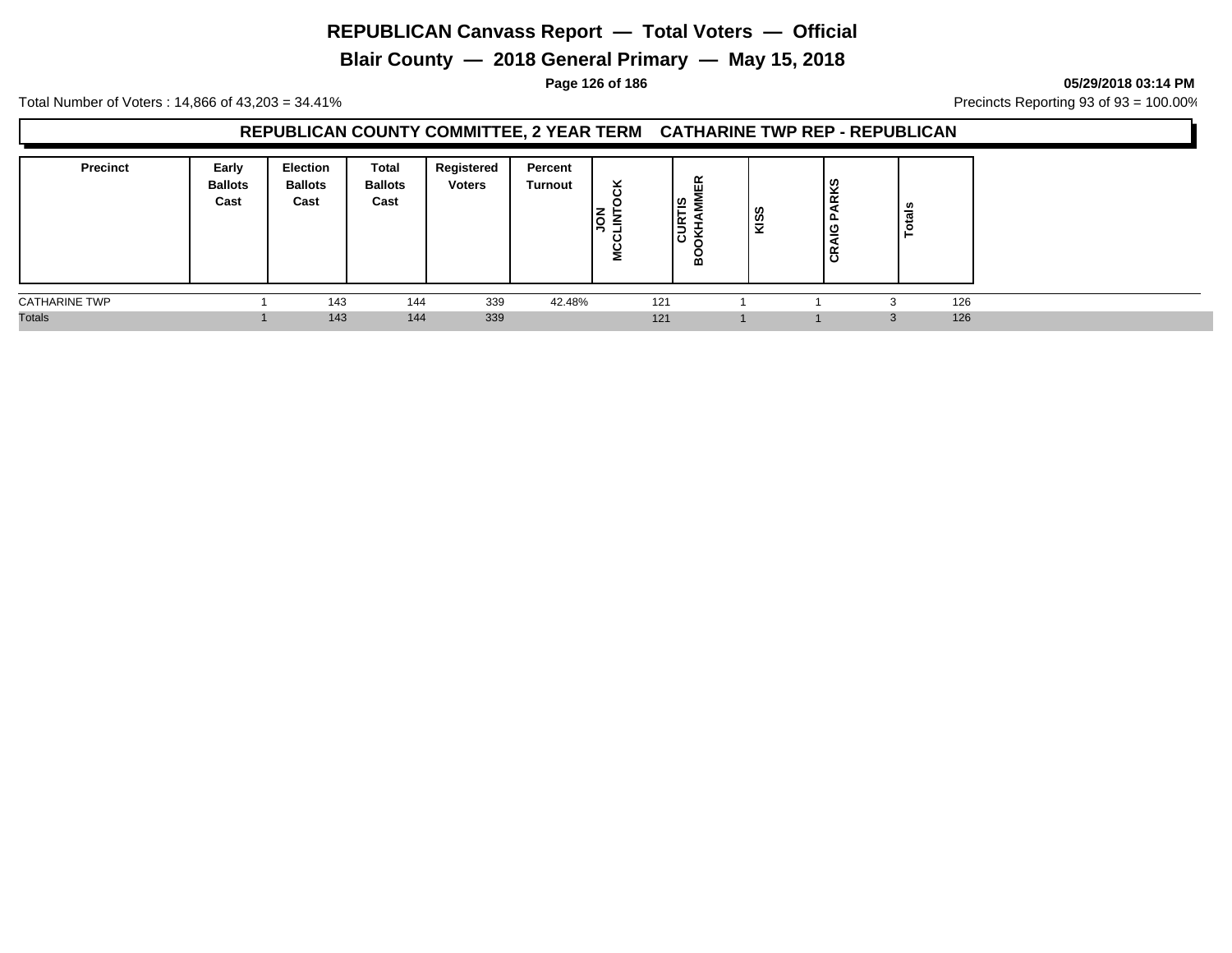# REPUBLICAN Canvass Report — Total Voters — Official

## Blair County — 2018 General Primary — May 15, 2018

05/29/2018 03:14 PM

Total Number of Voters : 14,866 of 43,203 = 34.41%

Precincts Reporting 93 of 93 = 100.00%

### REPUBLICAN COUNTY COMMITTEE, 2 YEAR TERM CATHARINE TWP REP - REPUBLICAN

| Precinct | Early Ballots Cast | Election Ballots Cast | Total Ballots Cast | Registered Voters | Percent Turnout | JON MCCLINTOCK | CURTIS BOOKHAMMER | KISS | CRAIG PARKS | Totals |
|---|---|---|---|---|---|---|---|---|---|---|
| CATHARINE TWP | 1 | 143 | 144 | 339 | 42.48% | 121 | 1 | 1 | 3 | 126 |
| Totals | 1 | 143 | 144 | 339 | | 121 | 1 | 1 | 3 | 126 |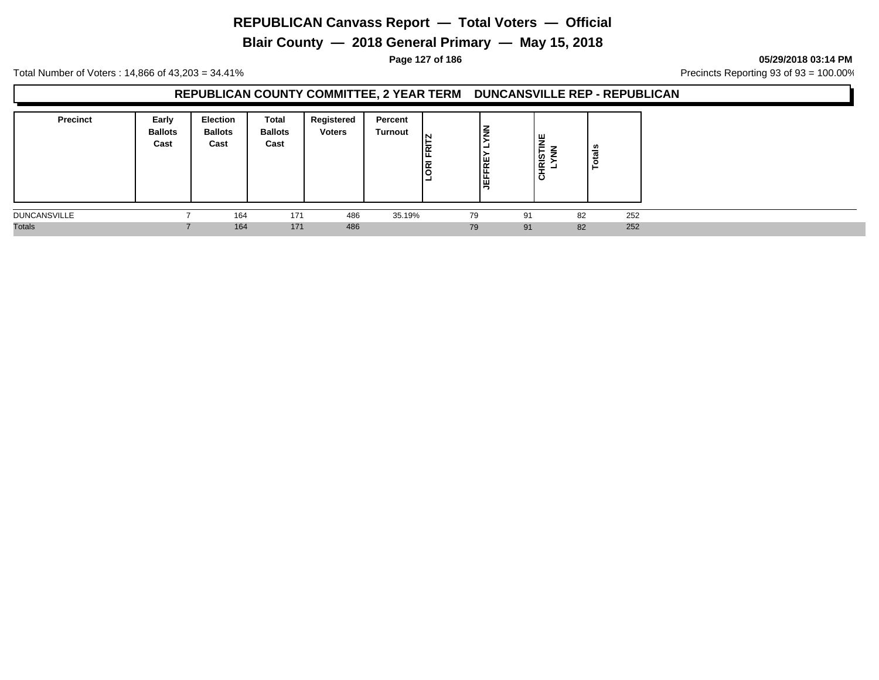# REPUBLICAN Canvass Report — Total Voters — Official

## Blair County — 2018 General Primary — May 15, 2018

05/29/2018 03:14 PM

Total Number of Voters : 14,866 of 43,203 = 34.41%

Precincts Reporting 93 of 93 = 100.00%

### REPUBLICAN COUNTY COMMITTEE, 2 YEAR TERM DUNCANSVILLE REP - REPUBLICAN

| Precinct | Early Ballots Cast | Election Ballots Cast | Total Ballots Cast | Registered Voters | Percent Turnout | LORI FRITZ | JEFFREY LYNN | CHRISTINE LYNN | Totals |
|---|---|---|---|---|---|---|---|---|---|
| DUNCANSVILLE | 7 | 164 | 171 | 486 | 35.19% | 79 | 91 | 82 | 252 |
| Totals | 7 | 164 | 171 | 486 | | 79 | 91 | 82 | 252 |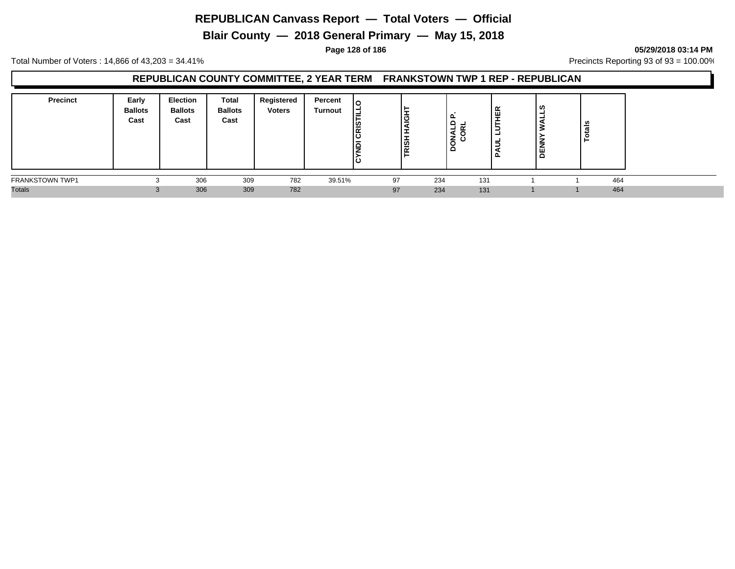# REPUBLICAN Canvass Report — Total Voters — Official

## Blair County — 2018 General Primary — May 15, 2018

05/29/2018 03:14 PM

Total Number of Voters : 14,866 of 43,203 = 34.41%

Precincts Reporting 93 of 93 = 100.00%

### REPUBLICAN COUNTY COMMITTEE, 2 YEAR TERM FRANKSTOWN TWP 1 REP - REPUBLICAN

| Precinct | Early Ballots Cast | Election Ballots Cast | Total Ballots Cast | Registered Voters | Percent Turnout | CYNDI CRISTILLO | TRISH HAIGHT | DONALD P. CORL | PAUL LUTHER | DENNY WALLS | Totals |
|---|---|---|---|---|---|---|---|---|---|---|---|
| FRANKSTOWN TWP1 | 3 | 306 | 309 | 782 | 39.51% | 97 | 234 | 131 | 1 | 1 | 464 |
| Totals | 3 | 306 | 309 | 782 | | 97 | 234 | 131 | 1 | 1 | 464 |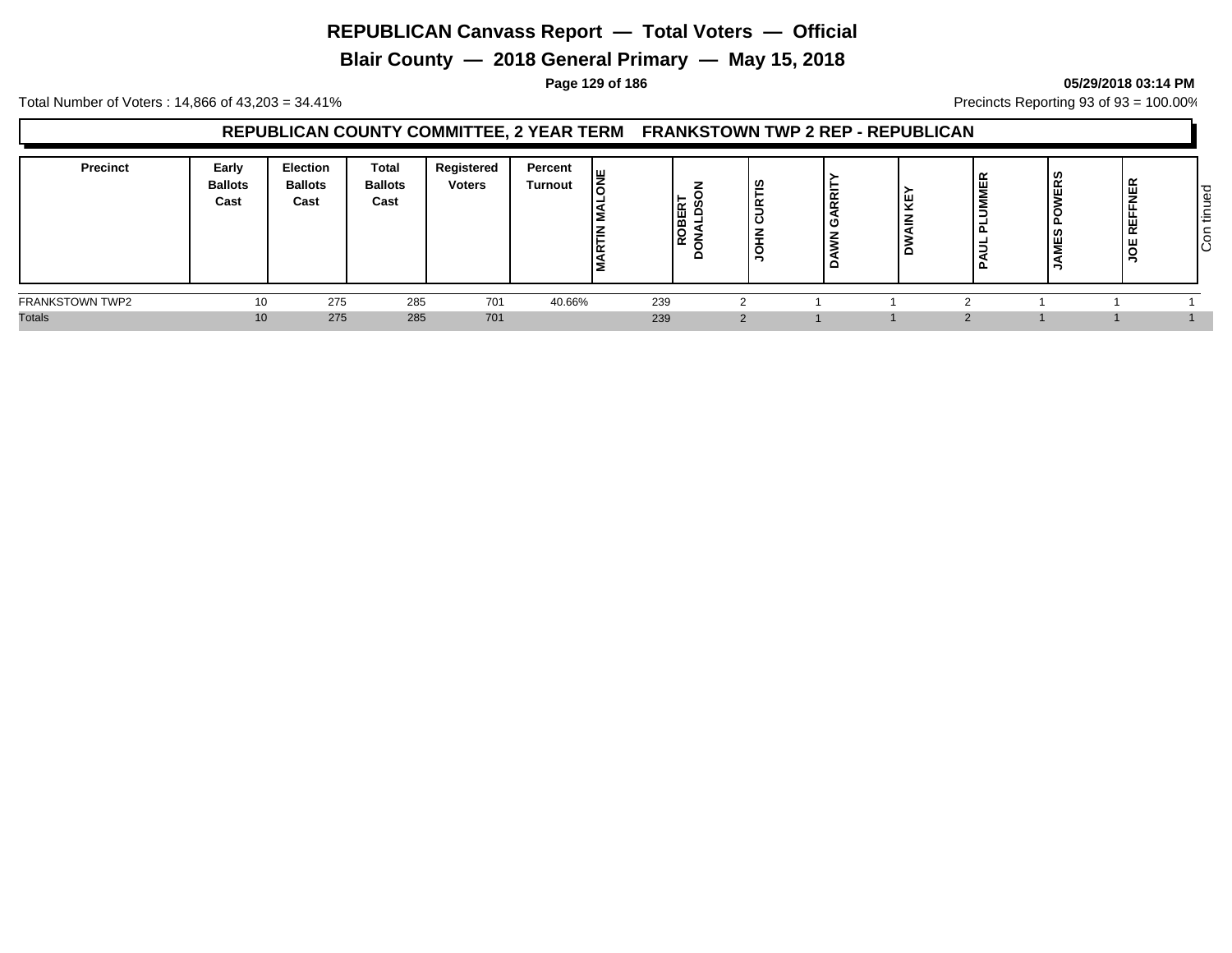# REPUBLICAN Canvass Report — Total Voters — Official

## Blair County — 2018 General Primary — May 15, 2018

Total Number of Voters : 14,866 of 43,203 = 34.41%

Precincts Reporting 93 of 93 = 100.00%

### REPUBLICAN COUNTY COMMITTEE, 2 YEAR TERM FRANKSTOWN TWP 2 REP - REPUBLICAN

| Precinct | Early Ballots Cast | Election Ballots Cast | Total Ballots Cast | Registered Voters | Percent Turnout | MARTIN MALONE | ROBERT DONALDSON | JOHN CURTIS | DAWN GARRITY | DWAIN KEY | PAUL PLUMMER | JAMES POWERS | JOE REFFNER |
|---|---|---|---|---|---|---|---|---|---|---|---|---|---|
| FRANKSTOWN TWP2 | 10 | 275 | 285 | 701 | 40.66% | 239 | 2 | 1 | 1 | 2 | 1 | 1 | 1 |
| Totals | 10 | 275 | 285 | 701 | | 239 | 2 | 1 | 1 | 2 | 1 | 1 | 1 |

Continued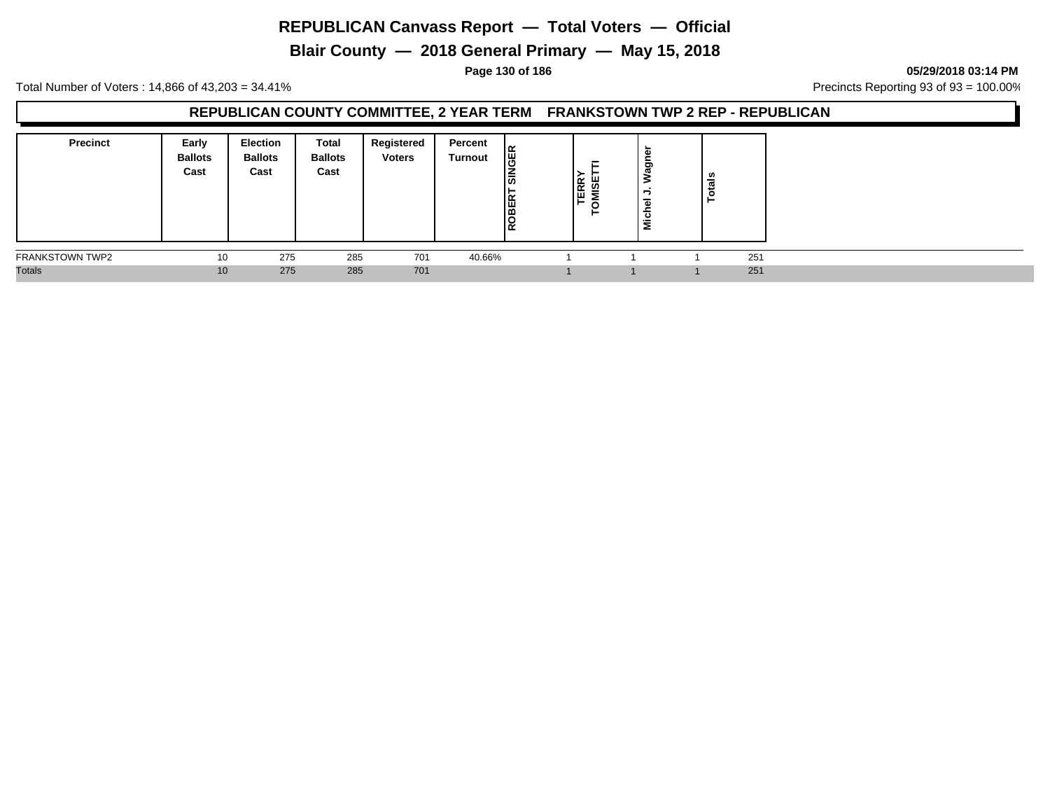# REPUBLICAN Canvass Report — Total Voters — Official

## Blair County — 2018 General Primary — May 15, 2018

05/29/2018 03:14 PM

Total Number of Voters : 14,866 of 43,203 = 34.41%

Precincts Reporting 93 of 93 = 100.00%

### REPUBLICAN COUNTY COMMITTEE, 2 YEAR TERM FRANKSTOWN TWP 2 REP - REPUBLICAN

| Precinct | Early Ballots Cast | Election Ballots Cast | Total Ballots Cast | Registered Voters | Percent Turnout | ROBERT SINGER | TERRY TOMISETTI | Michel J. Wagner | Totals |
|---|---|---|---|---|---|---|---|---|---|
| FRANKSTOWN TWP2 | 10 | 275 | 285 | 701 | 40.66% | 1 | 1 | 1 | 251 |
| Totals | 10 | 275 | 285 | 701 | | 1 | 1 | 1 | 251 |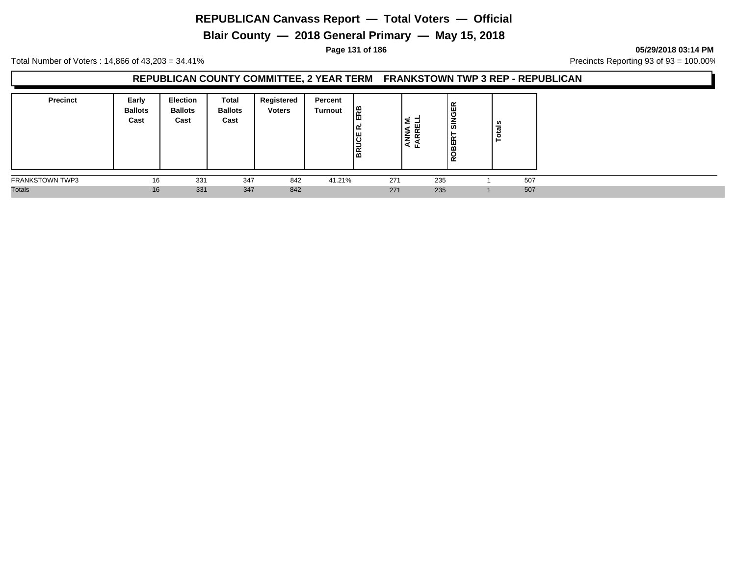# REPUBLICAN Canvass Report — Total Voters — Official

## Blair County — 2018 General Primary — May 15, 2018

05/29/2018 03:14 PM

Total Number of Voters : 14,866 of 43,203 = 34.41%

Precincts Reporting 93 of 93 = 100.00%

### REPUBLICAN COUNTY COMMITTEE, 2 YEAR TERM FRANKSTOWN TWP 3 REP - REPUBLICAN

| Precinct | Early Ballots Cast | Election Ballots Cast | Total Ballots Cast | Registered Voters | Percent Turnout | BRUCE R. ERB | ANNA M. FARRELL | ROBERT SINGER | Totals |
|---|---|---|---|---|---|---|---|---|---|
| FRANKSTOWN TWP3 | 16 | 331 | 347 | 842 | 41.21% | 271 | 235 | 1 | 507 |
| Totals | 16 | 331 | 347 | 842 | | 271 | 235 | 1 | 507 |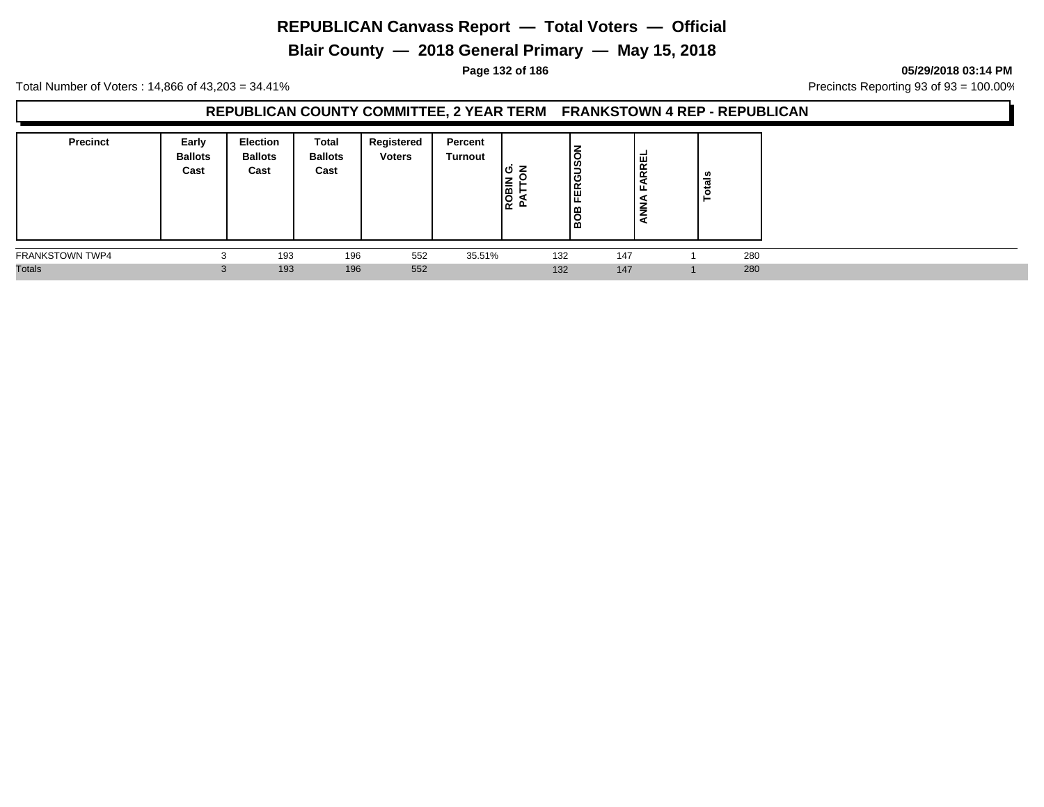# REPUBLICAN Canvass Report — Total Voters — Official

## Blair County — 2018 General Primary — May 15, 2018

05/29/2018 03:14 PM

Total Number of Voters : 14,866 of 43,203 = 34.41%

Precincts Reporting 93 of 93 = 100.00%

### REPUBLICAN COUNTY COMMITTEE, 2 YEAR TERM FRANKSTOWN 4 REP - REPUBLICAN

| Precinct | Early Ballots Cast | Election Ballots Cast | Total Ballots Cast | Registered Voters | Percent Turnout | ROBIN G. PATTON | BOB FERGUSON | ANNA FARREL | Totals |
|---|---|---|---|---|---|---|---|---|---|
| FRANKSTOWN TWP4 | 3 | 193 | 196 | 552 | 35.51% | 132 | 147 | 1 | 280 |
| Totals | 3 | 193 | 196 | 552 | | 132 | 147 | 1 | 280 |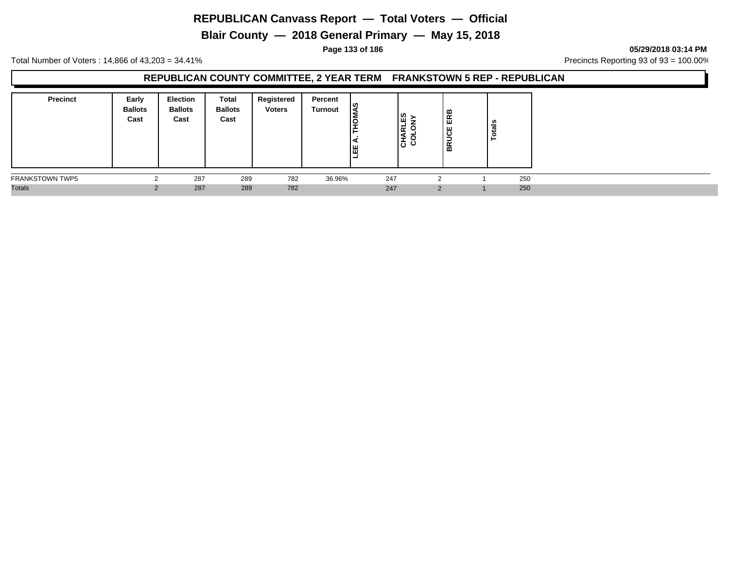# REPUBLICAN Canvass Report — Total Voters — Official

## Blair County — 2018 General Primary — May 15, 2018

05/29/2018 03:14 PM

Total Number of Voters : 14,866 of 43,203 = 34.41%

Precincts Reporting 93 of 93 = 100.00%

### REPUBLICAN COUNTY COMMITTEE, 2 YEAR TERM FRANKSTOWN 5 REP - REPUBLICAN

| Precinct | Early Ballots Cast | Election Ballots Cast | Total Ballots Cast | Registered Voters | Percent Turnout | LEE A. THOMAS | CHARLES COLONY | BRUCE ERB | Totals |
|---|---|---|---|---|---|---|---|---|---|
| FRANKSTOWN TWP5 | 2 | 287 | 289 | 782 | 36.96% | 247 | 2 | 1 | 250 |
| Totals | 2 | 287 | 289 | 782 | | 247 | 2 | 1 | 250 |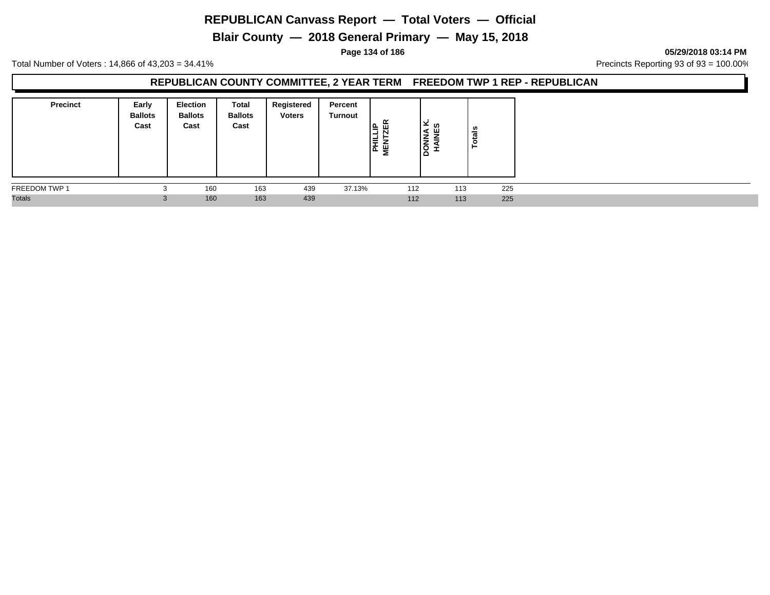# REPUBLICAN Canvass Report — Total Voters — Official

## Blair County — 2018 General Primary — May 15, 2018

**05/29/2018 03:14 PM**

Total Number of Voters : 14,866 of 43,203 = 34.41%

Precincts Reporting 93 of 93 = 100.00%

### REPUBLICAN COUNTY COMMITTEE, 2 YEAR TERM FREEDOM TWP 1 REP - REPUBLICAN

| Precinct | Early Ballots Cast | Election Ballots Cast | Total Ballots Cast | Registered Voters | Percent Turnout | PHILLIP MENTZER | DONNA K. HAINES | Totals |
|---|---|---|---|---|---|---|---|---|
| FREEDOM TWP 1 | 3 | 160 | 163 | 439 | 37.13% | 112 | 113 | 225 |
| Totals | 3 | 160 | 163 | 439 | | 112 | 113 | 225 |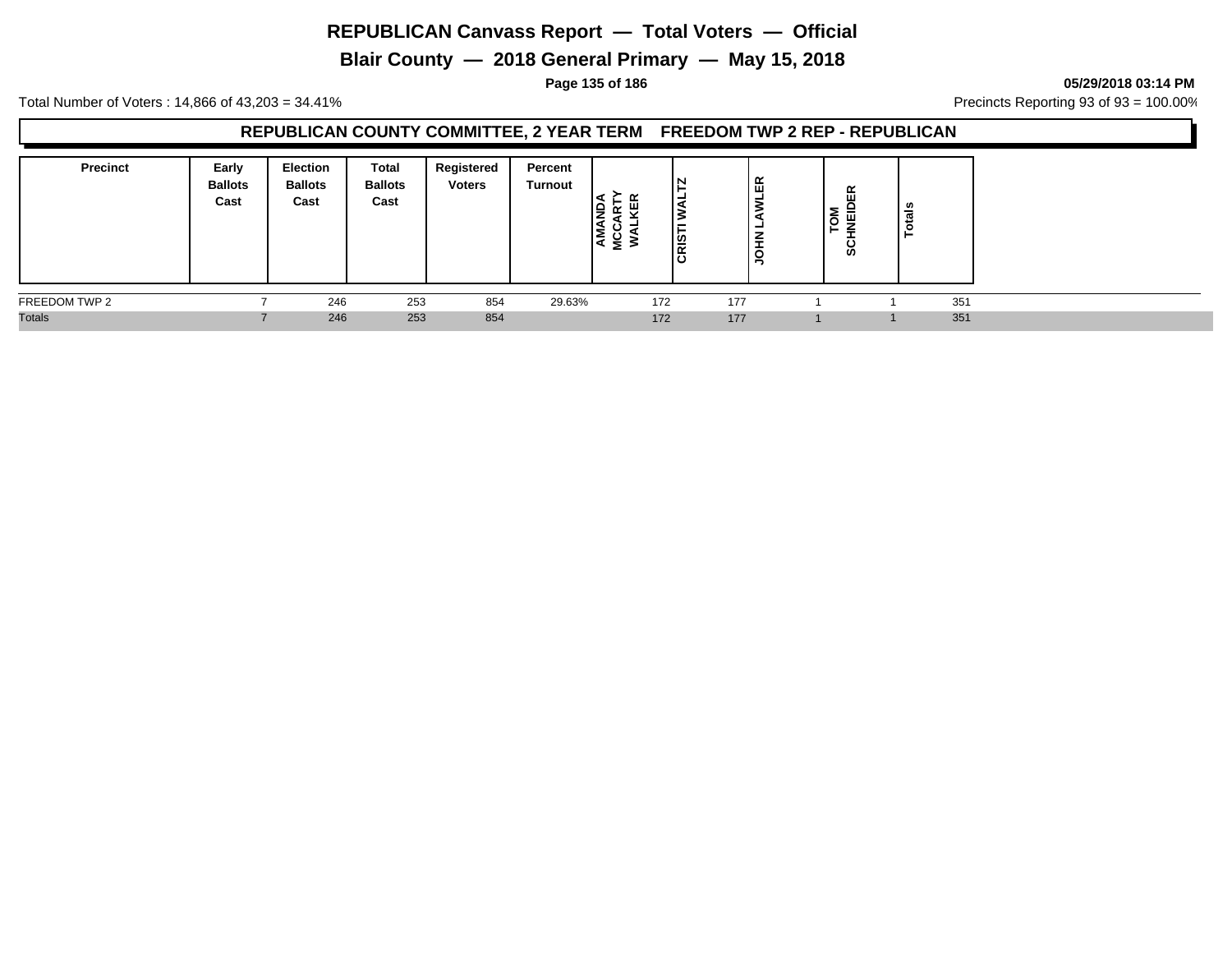# REPUBLICAN Canvass Report — Total Voters — Official

## Blair County — 2018 General Primary — May 15, 2018

05/29/2018 03:14 PM

Total Number of Voters : 14,866 of 43,203 = 34.41%

Precincts Reporting 93 of 93 = 100.00%

### REPUBLICAN COUNTY COMMITTEE, 2 YEAR TERM FREEDOM TWP 2 REP - REPUBLICAN

| Precinct | Early Ballots Cast | Election Ballots Cast | Total Ballots Cast | Registered Voters | Percent Turnout | AMANDA MCCARTY WALKER | CRISTI WALTZ | JOHN LAWLER | TOM SCHNEIDER | Totals |
|---|---|---|---|---|---|---|---|---|---|---|
| FREEDOM TWP 2 | 7 | 246 | 253 | 854 | 29.63% | 172 | 177 | 1 | 1 | 351 |
| Totals | 7 | 246 | 253 | 854 | | 172 | 177 | 1 | 1 | 351 |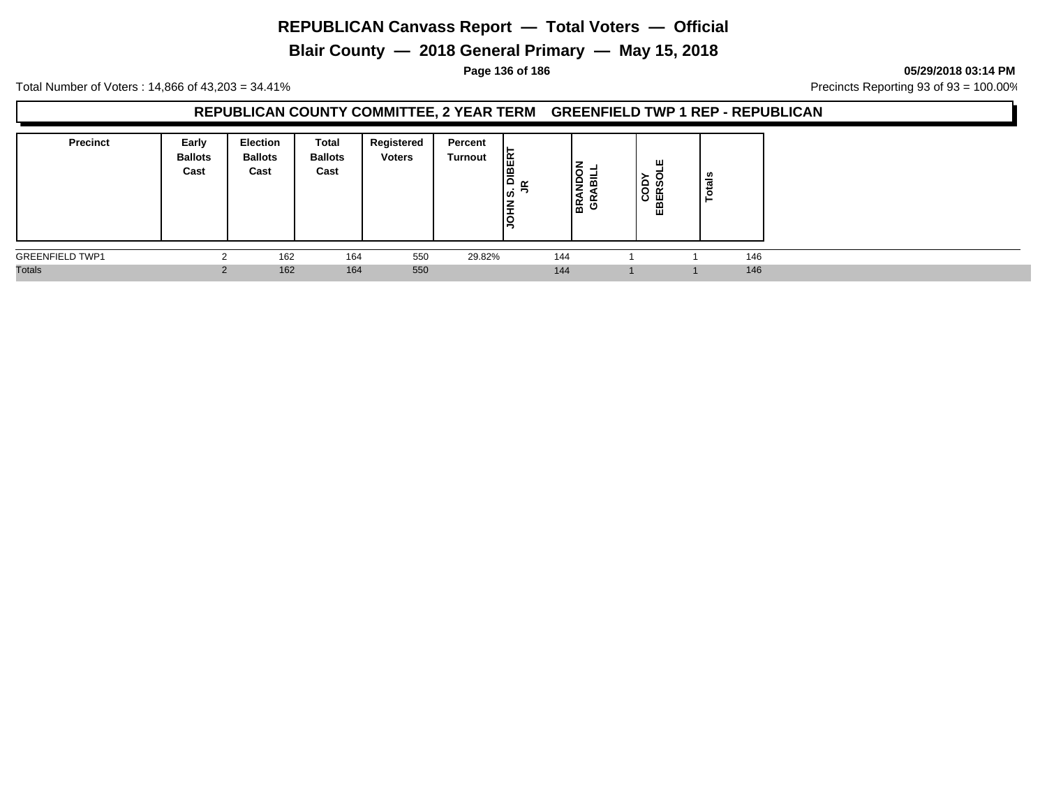# REPUBLICAN Canvass Report — Total Voters — Official

## Blair County — 2018 General Primary — May 15, 2018

**05/29/2018 03:14 PM**

Total Number of Voters : 14,866 of 43,203 = 34.41%

Precincts Reporting 93 of 93 = 100.00%

### REPUBLICAN COUNTY COMMITTEE, 2 YEAR TERM GREENFIELD TWP 1 REP - REPUBLICAN

| Precinct | Early Ballots Cast | Election Ballots Cast | Total Ballots Cast | Registered Voters | Percent Turnout | JOHN S. DIBERT JR | BRANDON GRABILL | CODY EBERSOLE | Totals |
|---|---|---|---|---|---|---|---|---|---|
| GREENFIELD TWP1 | 2 | 162 | 164 | 550 | 29.82% | 144 | 1 | 1 | 146 |
| Totals | 2 | 162 | 164 | 550 | | 144 | 1 | 1 | 146 |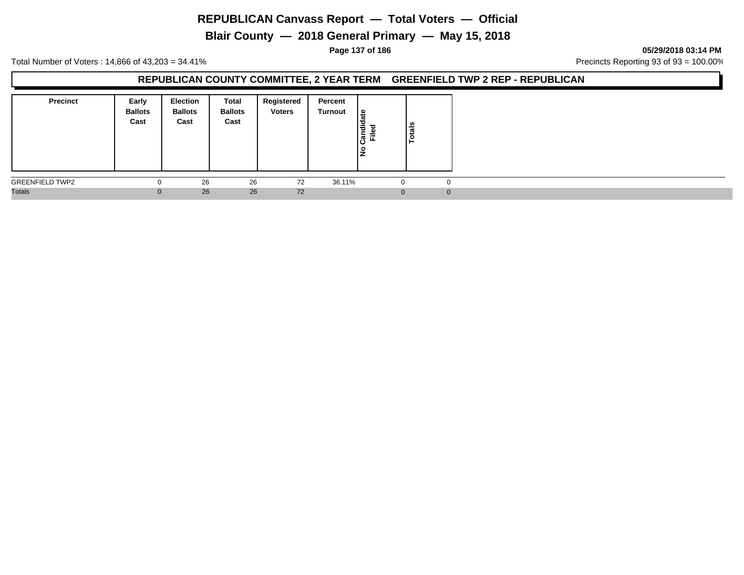# REPUBLICAN Canvass Report — Total Voters — Official

## Blair County — 2018 General Primary — May 15, 2018

05/29/2018 03:14 PM

Total Number of Voters : 14,866 of 43,203 = 34.41%

Precincts Reporting 93 of 93 = 100.00%

### REPUBLICAN COUNTY COMMITTEE, 2 YEAR TERM GREENFIELD TWP 2 REP - REPUBLICAN

| Precinct | Early Ballots Cast | Election Ballots Cast | Total Ballots Cast | Registered Voters | Percent Turnout | No Candidate Filed | Totals |
|---|---|---|---|---|---|---|---|
| GREENFIELD TWP2 | 0 | 26 | 26 | 72 | 36.11% | 0 | 0 |
| Totals | 0 | 26 | 26 | 72 | | 0 | 0 |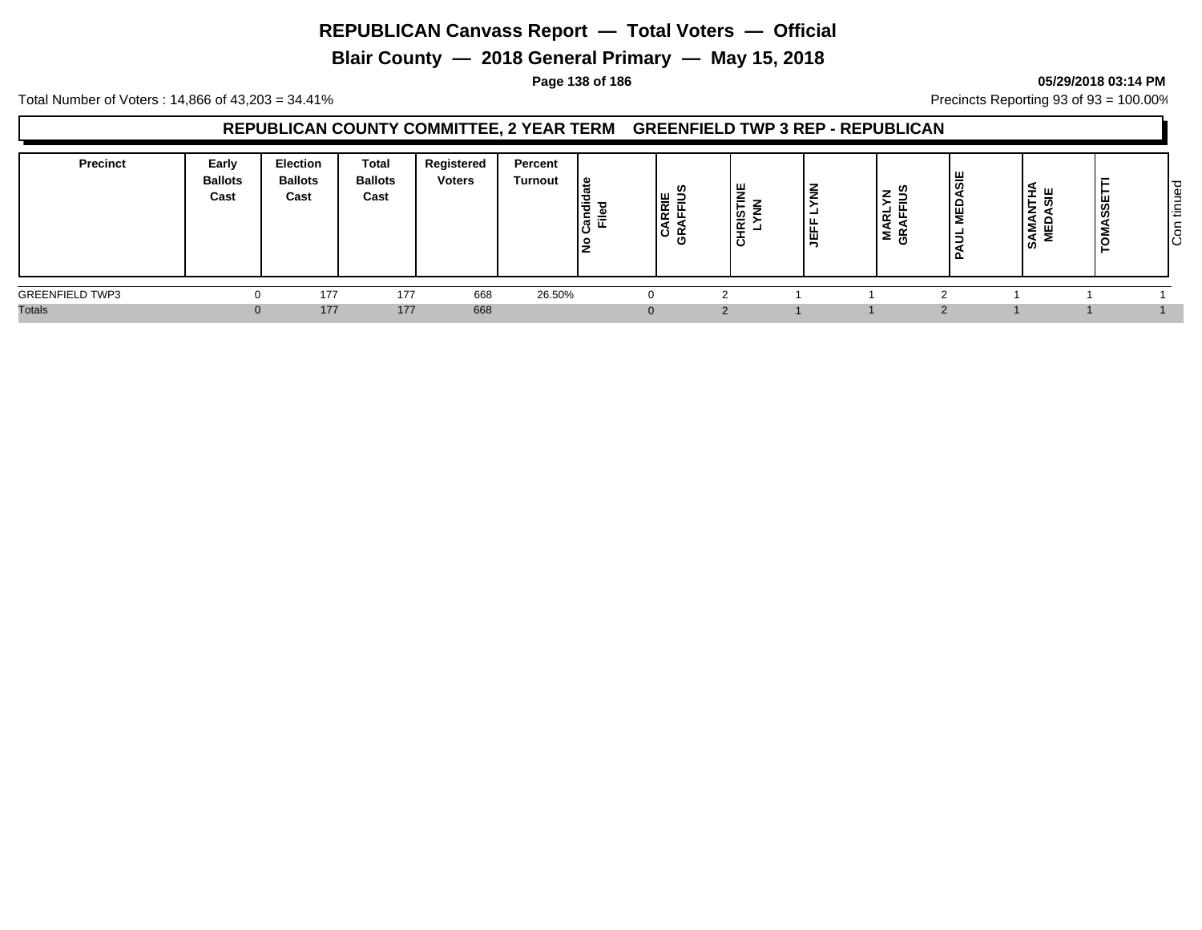# REPUBLICAN Canvass Report — Total Voters — Official

## Blair County — 2018 General Primary — May 15, 2018

**05/29/2018 03:14 PM**

Total Number of Voters : 14,866 of 43,203 = 34.41%

Precincts Reporting 93 of 93 = 100.00%

### REPUBLICAN COUNTY COMMITTEE, 2 YEAR TERM GREENFIELD TWP 3 REP - REPUBLICAN

| Precinct | Early Ballots Cast | Election Ballots Cast | Total Ballots Cast | Registered Voters | Percent Turnout | No Candidate Filed | CARRIE GRAFFIUS | CHRISTINE LYNN | JEFF LYNN | MARLYN GRAFFIUS | PAUL MEDASIE | SAMANTHA MEDASIE | TOMASSETTI |
|---|---|---|---|---|---|---|---|---|---|---|---|---|---|
| GREENFIELD TWP3 | 0 | 177 | 177 | 668 | 26.50% | 0 | 2 | 1 | 1 | 2 | 1 | 1 | 1 |
| Totals | 0 | 177 | 177 | 668 | | 0 | 2 | 1 | 1 | 2 | 1 | 1 | 1 |

Continued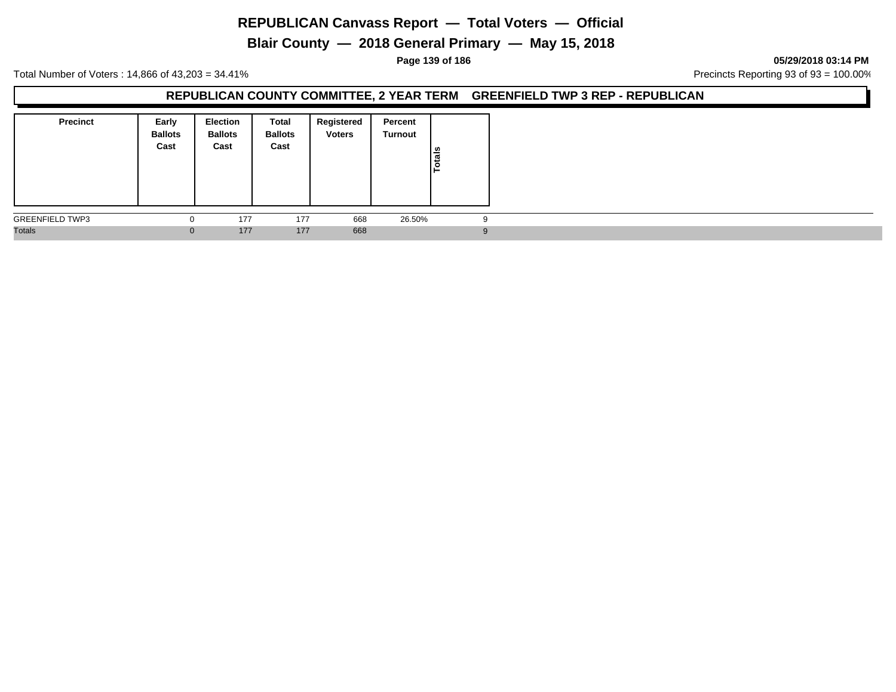# REPUBLICAN Canvass Report — Total Voters — Official

## Blair County — 2018 General Primary — May 15, 2018

**05/29/2018 03:14 PM**

Total Number of Voters : 14,866 of 43,203 = 34.41%

Precincts Reporting 93 of 93 = 100.00%

### REPUBLICAN COUNTY COMMITTEE, 2 YEAR TERM GREENFIELD TWP 3 REP - REPUBLICAN

| Precinct | Early Ballots Cast | Election Ballots Cast | Total Ballots Cast | Registered Voters | Percent Turnout | Totals |
|---|---|---|---|---|---|---|
| GREENFIELD TWP3 | 0 | 177 | 177 | 668 | 26.50% | 9 |
| Totals | 0 | 177 | 177 | 668 | | 9 |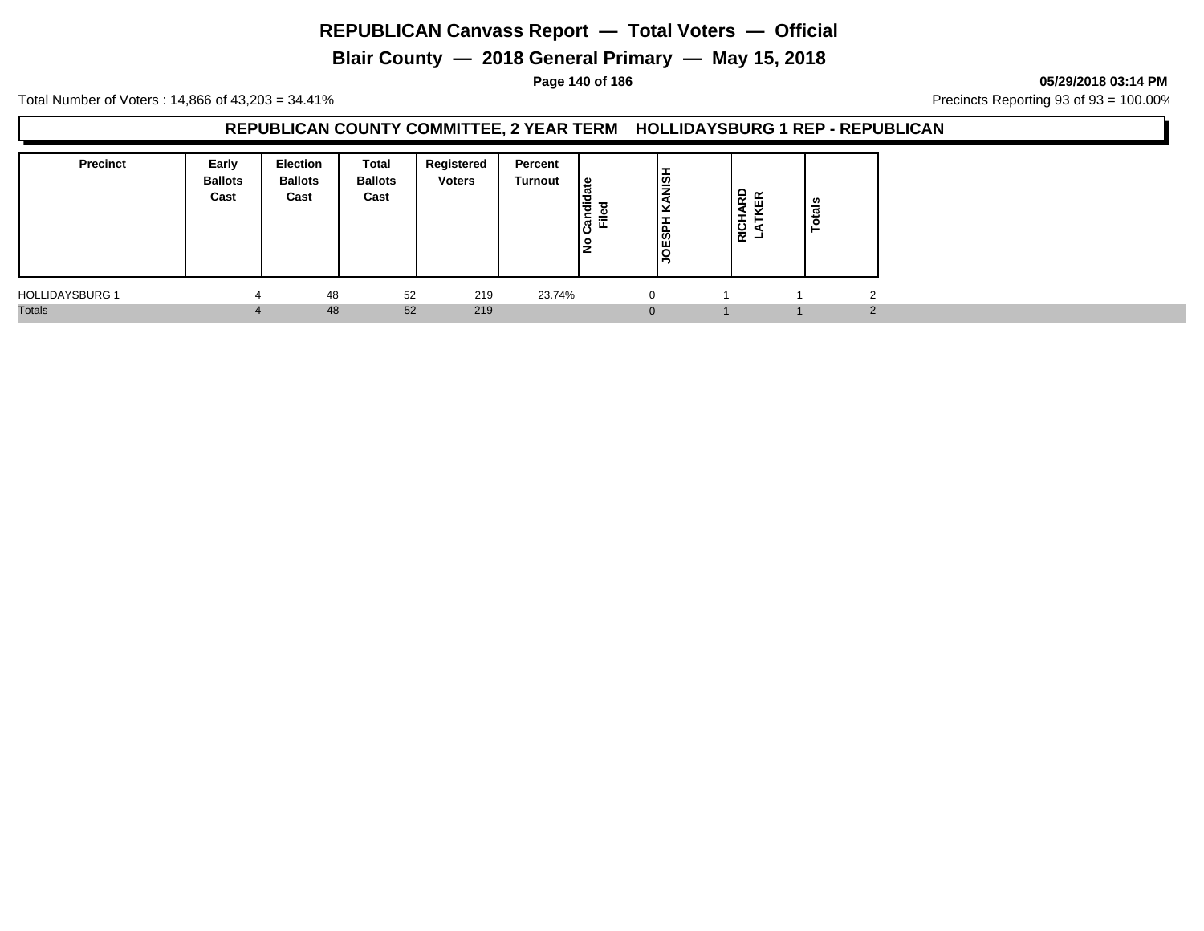# REPUBLICAN Canvass Report — Total Voters — Official

## Blair County — 2018 General Primary — May 15, 2018

05/29/2018 03:14 PM

Total Number of Voters : 14,866 of 43,203 = 34.41%

Precincts Reporting 93 of 93 = 100.00%

### REPUBLICAN COUNTY COMMITTEE, 2 YEAR TERM HOLLIDAYSBURG 1 REP - REPUBLICAN

| Precinct | Early Ballots Cast | Election Ballots Cast | Total Ballots Cast | Registered Voters | Percent Turnout | No Candidate Filed | JOESPH KANISH | RICHARD LATKER | Totals |
|---|---|---|---|---|---|---|---|---|---|
| HOLLIDAYSBURG 1 | 4 | 48 | 52 | 219 | 23.74% | 0 | 1 | 1 | 2 |
| Totals | 4 | 48 | 52 | 219 | | 0 | 1 | 1 | 2 |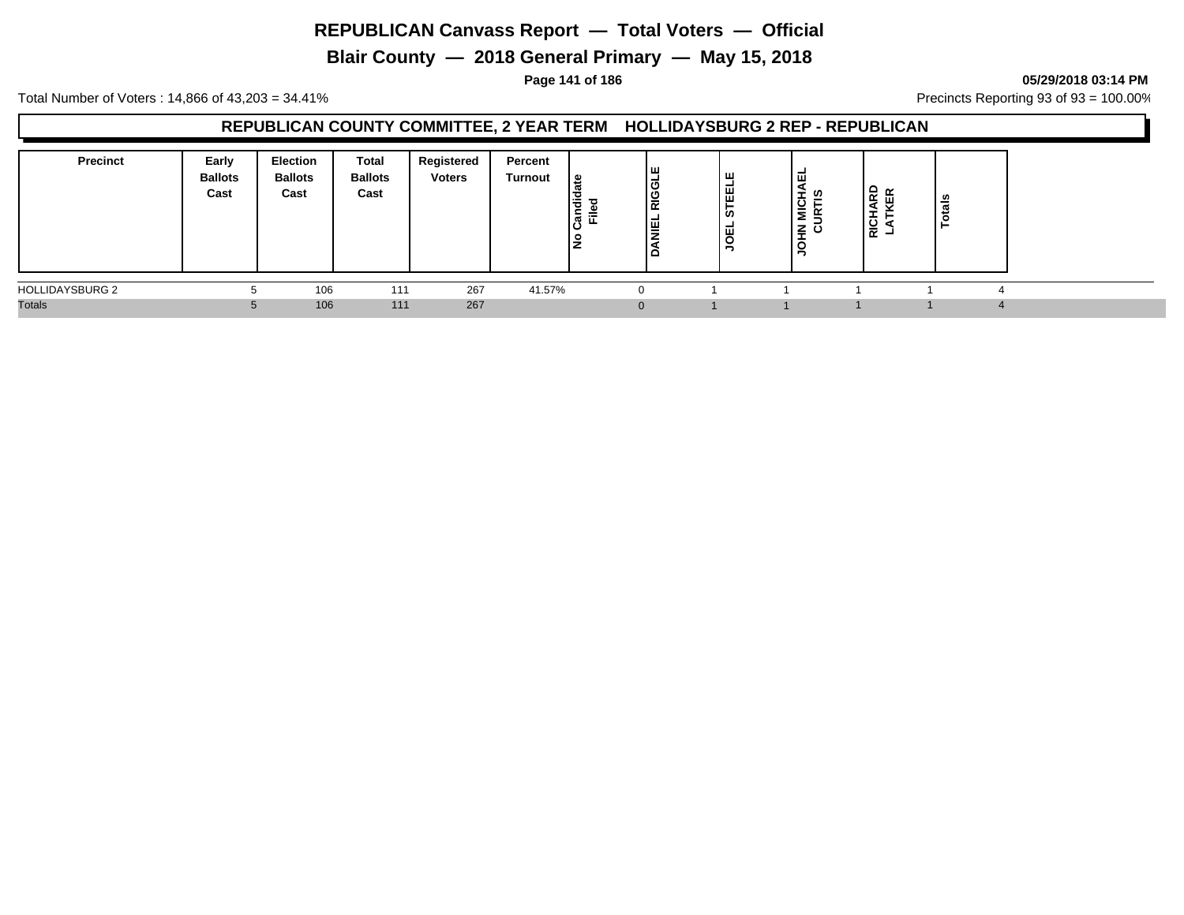# REPUBLICAN Canvass Report — Total Voters — Official

## Blair County — 2018 General Primary — May 15, 2018

**05/29/2018 03:14 PM**

Total Number of Voters : 14,866 of 43,203 = 34.41%

Precincts Reporting 93 of 93 = 100.00%

### REPUBLICAN COUNTY COMMITTEE, 2 YEAR TERM HOLLIDAYSBURG 2 REP - REPUBLICAN

| Precinct | Early Ballots Cast | Election Ballots Cast | Total Ballots Cast | Registered Voters | Percent Turnout | No Candidate Filed | DANIEL RIGGLE | JOEL STEELE | JOHN MICHAEL CURTIS | RICHARD LATKER | Totals |
|---|---|---|---|---|---|---|---|---|---|---|---|
| HOLLIDAYSBURG 2 | 5 | 106 | 111 | 267 | 41.57% | 0 | 1 | 1 | 1 | 1 | 4 |
| Totals | 5 | 106 | 111 | 267 | | 0 | 1 | 1 | 1 | 1 | 4 |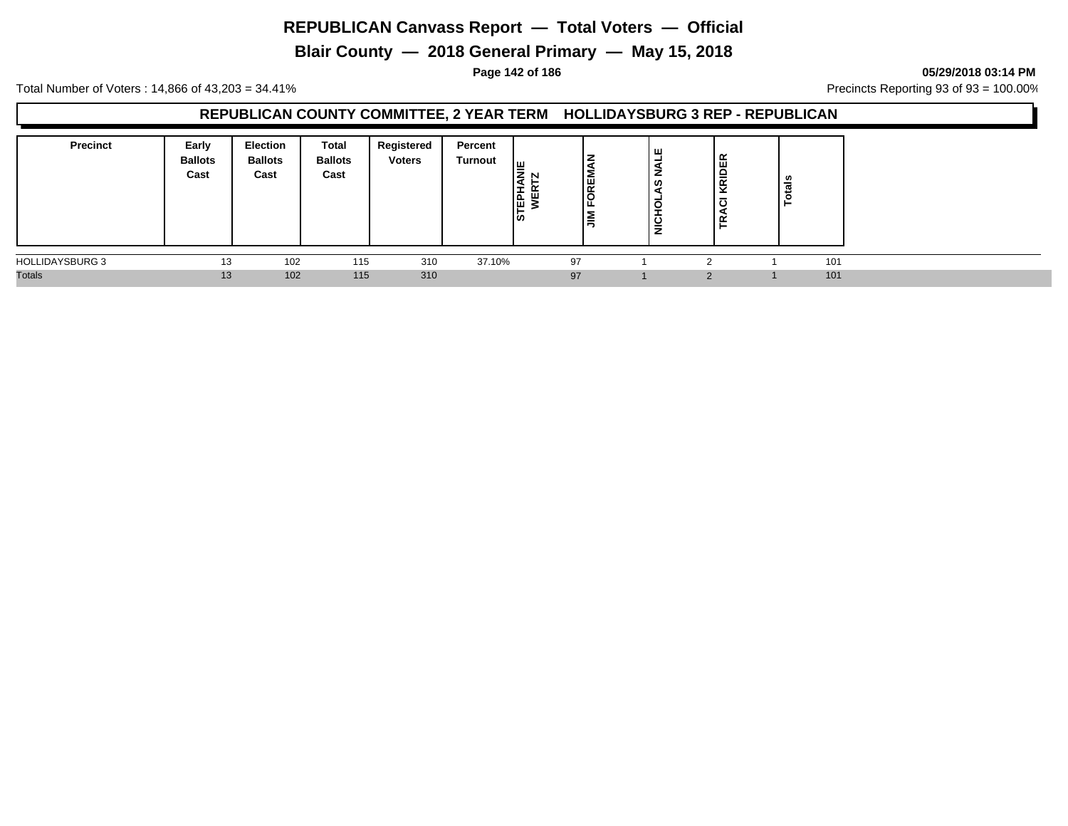# REPUBLICAN Canvass Report — Total Voters — Official

## Blair County — 2018 General Primary — May 15, 2018

05/29/2018 03:14 PM

Total Number of Voters : 14,866 of 43,203 = 34.41%

Precincts Reporting 93 of 93 = 100.00%

### REPUBLICAN COUNTY COMMITTEE, 2 YEAR TERM HOLLIDAYSBURG 3 REP - REPUBLICAN

| Precinct | Early Ballots Cast | Election Ballots Cast | Total Ballots Cast | Registered Voters | Percent Turnout | STEPHANIE WERTZ | JIM FOREMAN | NICHOLAS NALE | TRACI KRIDER | Totals |
|---|---|---|---|---|---|---|---|---|---|---|
| HOLLIDAYSBURG 3 | 13 | 102 | 115 | 310 | 37.10% | 97 | 1 | 2 | 1 | 101 |
| Totals | 13 | 102 | 115 | 310 | | 97 | 1 | 2 | 1 | 101 |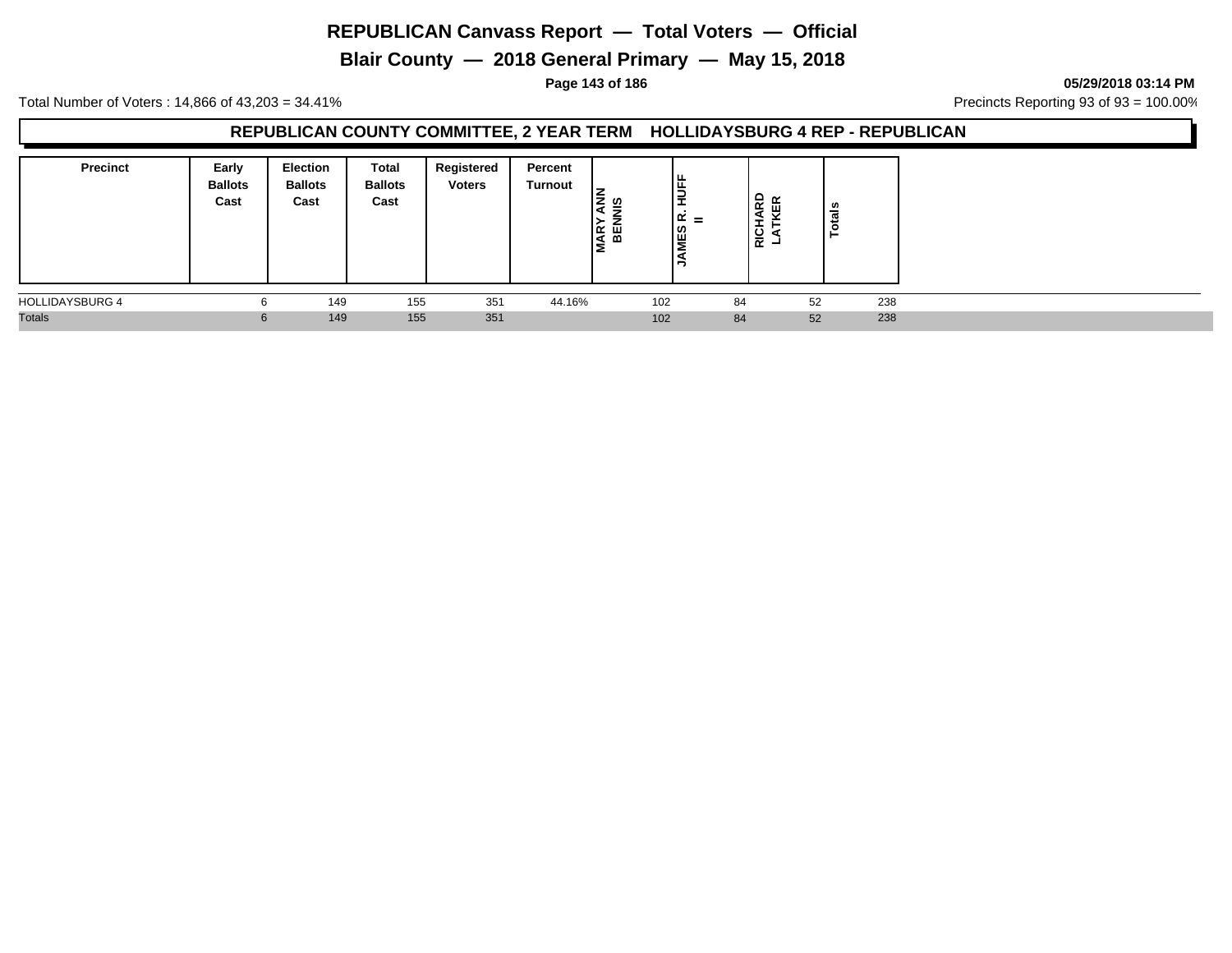# REPUBLICAN Canvass Report — Total Voters — Official

## Blair County — 2018 General Primary — May 15, 2018

05/29/2018 03:14 PM

Total Number of Voters : 14,866 of 43,203 = 34.41%

Precincts Reporting 93 of 93 = 100.00%

### REPUBLICAN COUNTY COMMITTEE, 2 YEAR TERM HOLLIDAYSBURG 4 REP - REPUBLICAN

| Precinct | Early Ballots Cast | Election Ballots Cast | Total Ballots Cast | Registered Voters | Percent Turnout | MARY ANN BENNIS | JAMES R. HUFF II | RICHARD LATKER | Totals |
|---|---|---|---|---|---|---|---|---|---|
| HOLLIDAYSBURG 4 | 6 | 149 | 155 | 351 | 44.16% | 102 | 84 | 52 | 238 |
| Totals | 6 | 149 | 155 | 351 | | 102 | 84 | 52 | 238 |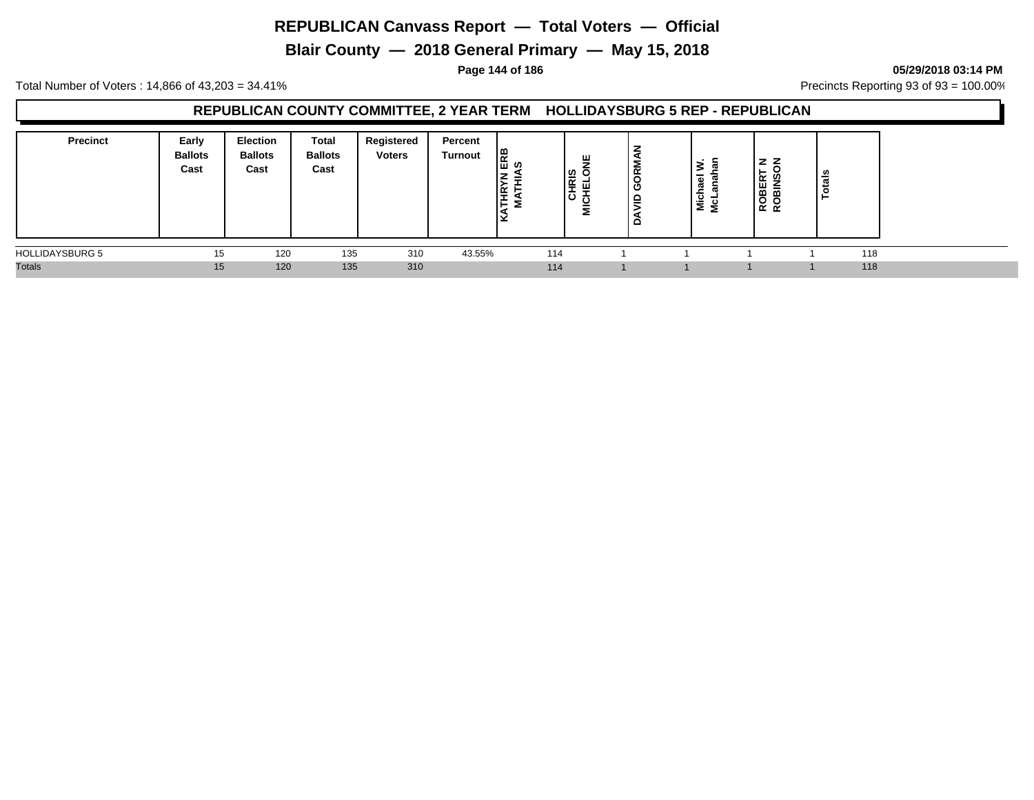# REPUBLICAN Canvass Report — Total Voters — Official

## Blair County — 2018 General Primary — May 15, 2018

**05/29/2018 03:14 PM**

Total Number of Voters : 14,866 of 43,203 = 34.41%

Precincts Reporting 93 of 93 = 100.00%

### REPUBLICAN COUNTY COMMITTEE, 2 YEAR TERM HOLLIDAYSBURG 5 REP - REPUBLICAN

| Precinct | Early Ballots Cast | Election Ballots Cast | Total Ballots Cast | Registered Voters | Percent Turnout | KATHRYN ERB MATHIAS | CHRIS MICHELONE | DAVID GORMAN | Michael W. McLanahan | ROBERT N ROBINSON | Totals |
|---|---|---|---|---|---|---|---|---|---|---|---|
| HOLLIDAYSBURG 5 | 15 | 120 | 135 | 310 | 43.55% | 114 | 1 | 1 | 1 | 1 | 118 |
| Totals | 15 | 120 | 135 | 310 | | 114 | 1 | 1 | 1 | 1 | 118 |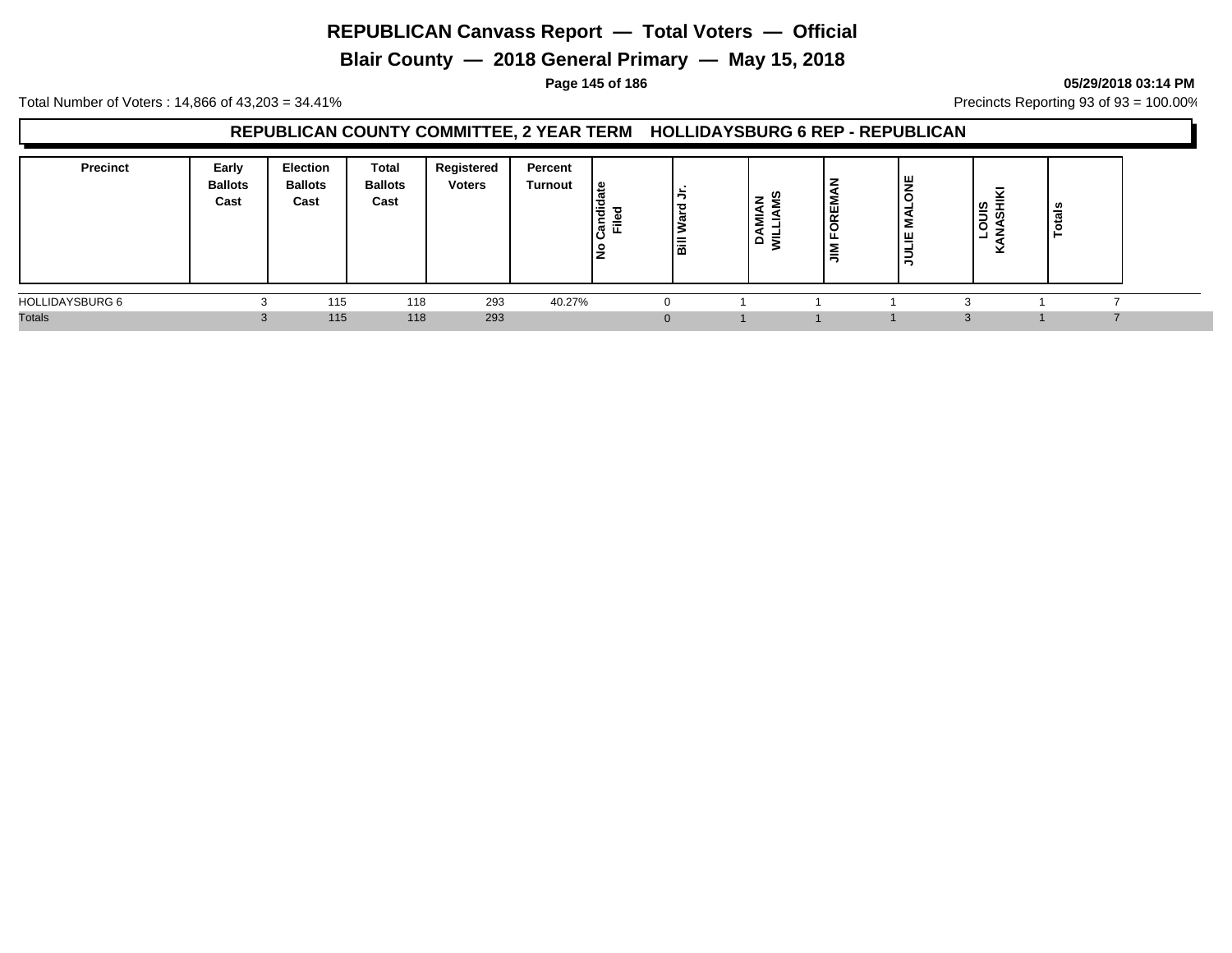# REPUBLICAN Canvass Report — Total Voters — Official

## Blair County — 2018 General Primary — May 15, 2018

05/29/2018 03:14 PM

Total Number of Voters : 14,866 of 43,203 = 34.41%

Precincts Reporting 93 of 93 = 100.00%

### REPUBLICAN COUNTY COMMITTEE, 2 YEAR TERM HOLLIDAYSBURG 6 REP - REPUBLICAN

| Precinct | Early Ballots Cast | Election Ballots Cast | Total Ballots Cast | Registered Voters | Percent Turnout | No Candidate Filed | Bill Ward Jr. | DAMIAN WILLIAMS | JIM FOREMAN | JULIE MALONE | LOUIS KANASHIKI | Totals |
|---|---|---|---|---|---|---|---|---|---|---|---|---|
| HOLLIDAYSBURG 6 | 3 | 115 | 118 | 293 | 40.27% | 0 | 1 | 1 | 1 | 3 | 1 | 7 |
| Totals | 3 | 115 | 118 | 293 | | 0 | 1 | 1 | 1 | 3 | 1 | 7 |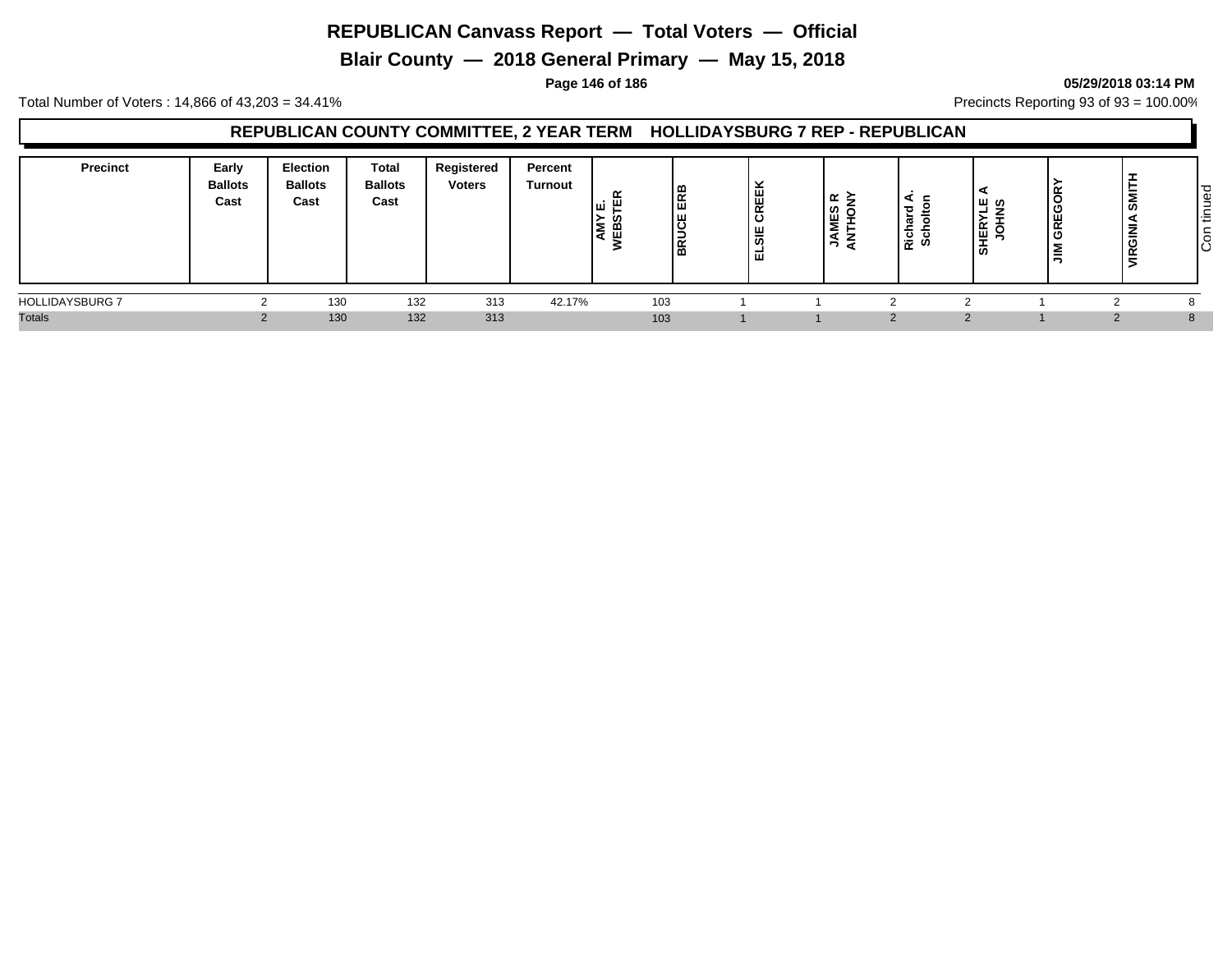# REPUBLICAN Canvass Report — Total Voters — Official

## Blair County — 2018 General Primary — May 15, 2018

**05/29/2018 03:14 PM**

Total Number of Voters : 14,866 of 43,203 = 34.41%

Precincts Reporting 93 of 93 = 100.00%

### REPUBLICAN COUNTY COMMITTEE, 2 YEAR TERM HOLLIDAYSBURG 7 REP - REPUBLICAN

| Precinct | Early Ballots Cast | Election Ballots Cast | Total Ballots Cast | Registered Voters | Percent Turnout | AMY E. WEBSTER | BRUCE ERB | ELSIE CREEK | JAMES R ANTHONY | Richard A. Scholton | SHERYLE A JOHNS | JIM GREGORY | VIRGINIA SMITH | Continued |
|---|---|---|---|---|---|---|---|---|---|---|---|---|---|---|
| HOLLIDAYSBURG 7 | 2 | 130 | 132 | 313 | 42.17% | 103 | 1 | 1 | 2 | 2 | 1 | 2 | 8 | |
| Totals | 2 | 130 | 132 | 313 | | 103 | 1 | 1 | 2 | 2 | 1 | 2 | 8 | |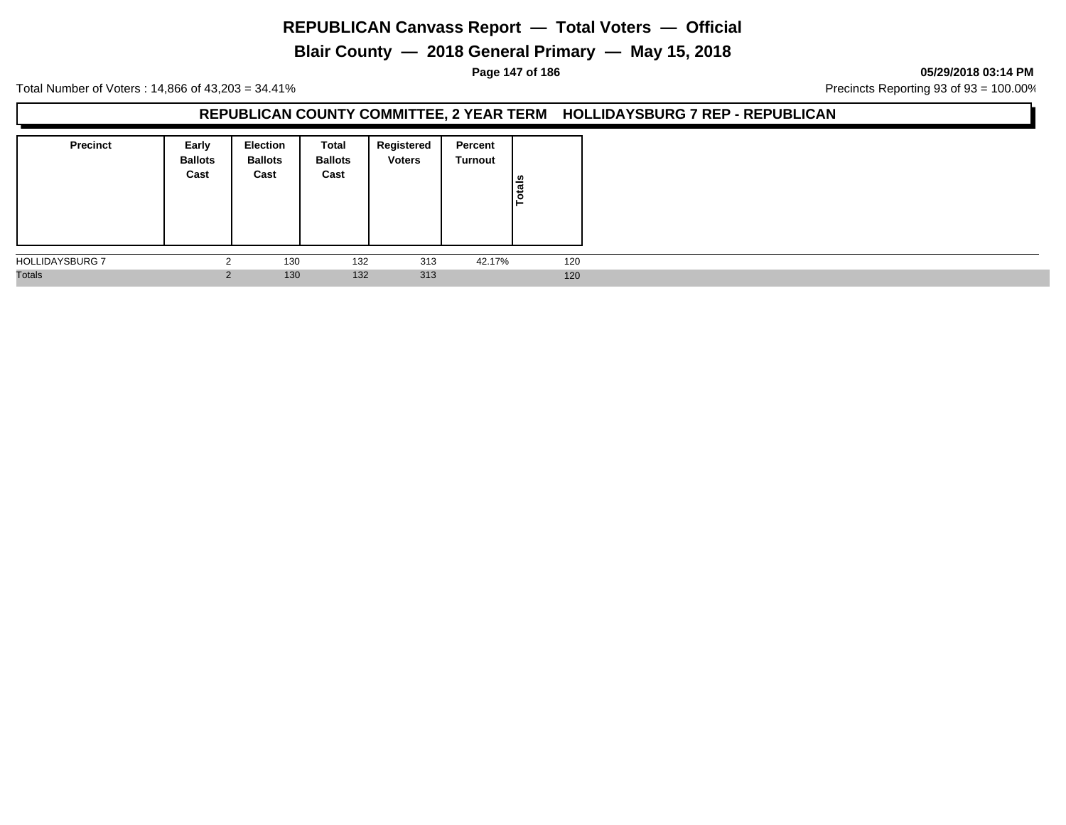# REPUBLICAN Canvass Report — Total Voters — Official

## Blair County — 2018 General Primary — May 15, 2018

**05/29/2018 03:14 PM**

Total Number of Voters : 14,866 of 43,203 = 34.41%

Precincts Reporting 93 of 93 = 100.00%

### REPUBLICAN COUNTY COMMITTEE, 2 YEAR TERM HOLLIDAYSBURG 7 REP - REPUBLICAN

| Precinct | Early Ballots Cast | Election Ballots Cast | Total Ballots Cast | Registered Voters | Percent Turnout | Totals |
|---|---|---|---|---|---|---|
| HOLLIDAYSBURG 7 | 2 | 130 | 132 | 313 | 42.17% | 120 |
| Totals | 2 | 130 | 132 | 313 | | 120 |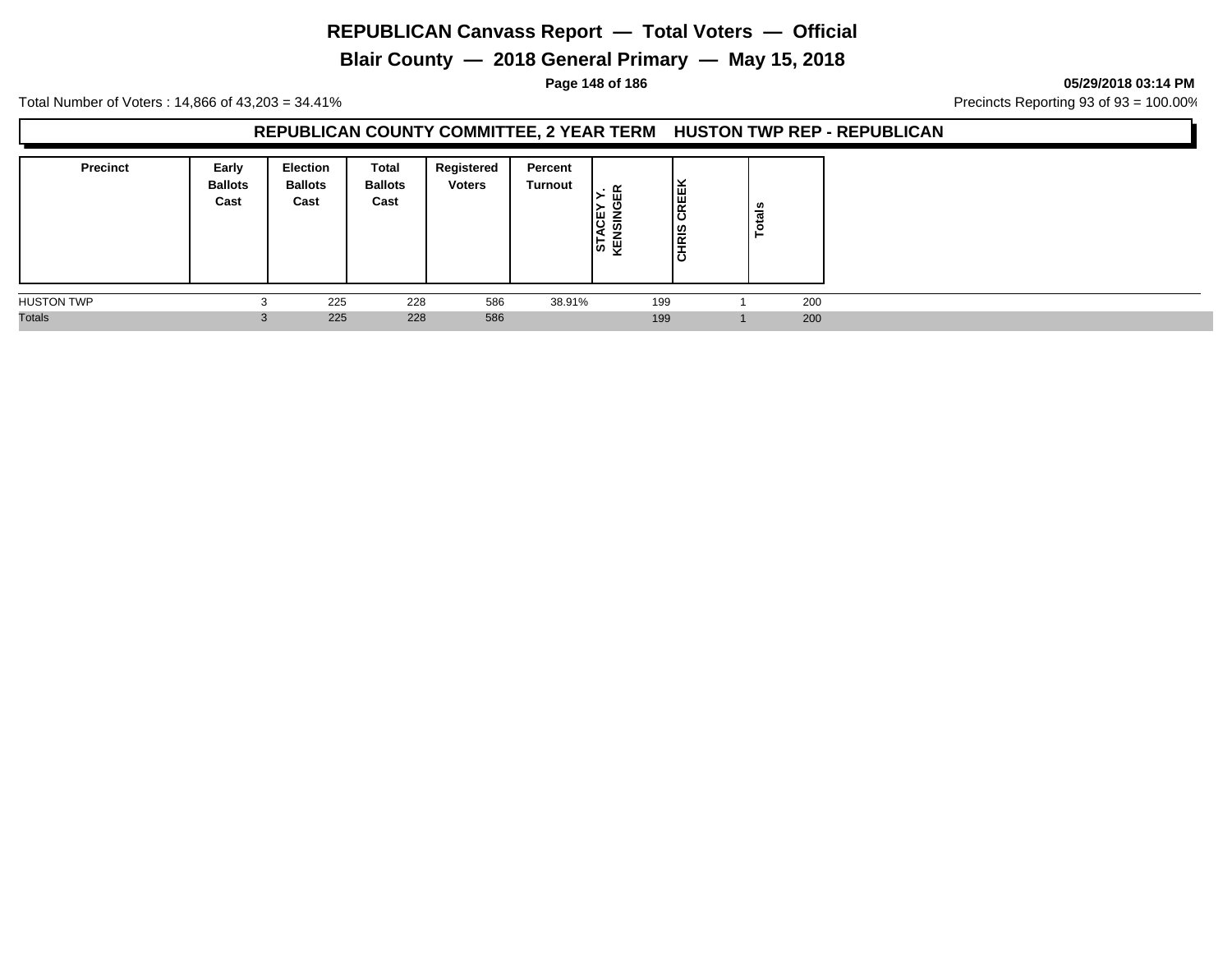# REPUBLICAN Canvass Report — Total Voters — Official

## Blair County — 2018 General Primary — May 15, 2018

**05/29/2018 03:14 PM**

Total Number of Voters : 14,866 of 43,203 = 34.41%

Precincts Reporting 93 of 93 = 100.00%

### REPUBLICAN COUNTY COMMITTEE, 2 YEAR TERM HUSTON TWP REP - REPUBLICAN

| Precinct | Early Ballots Cast | Election Ballots Cast | Total Ballots Cast | Registered Voters | Percent Turnout | STACEY Y. KENSINGER | CHRIS CREEK | Totals |
|---|---|---|---|---|---|---|---|---|
| HUSTON TWP | 3 | 225 | 228 | 586 | 38.91% | 199 | 1 | 200 |
| Totals | 3 | 225 | 228 | 586 | | 199 | 1 | 200 |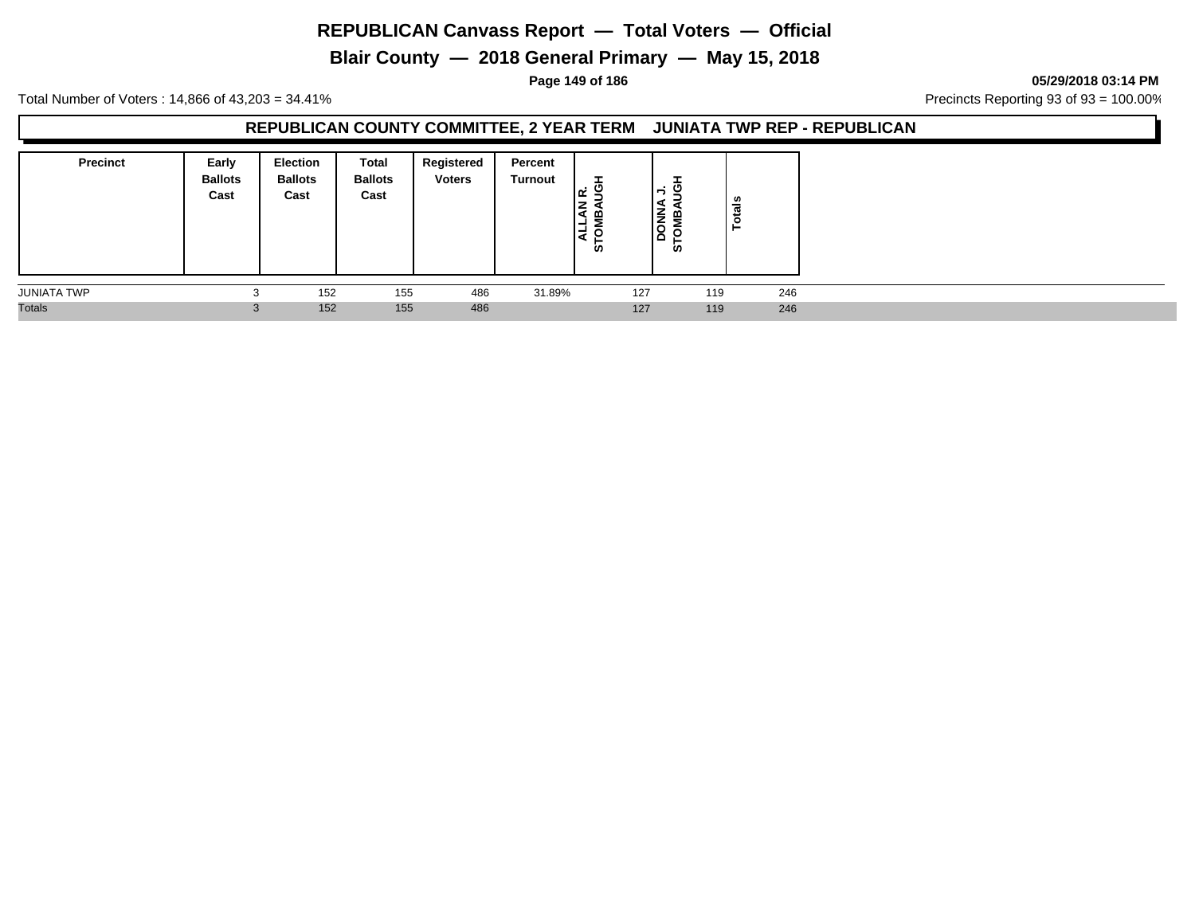# REPUBLICAN Canvass Report — Total Voters — Official

## Blair County — 2018 General Primary — May 15, 2018

Total Number of Voters : 14,866 of 43,203 = 34.41%

Precincts Reporting 93 of 93 = 100.00%

05/29/2018 03:14 PM

### REPUBLICAN COUNTY COMMITTEE, 2 YEAR TERM JUNIATA TWP REP - REPUBLICAN

| Precinct | Early Ballots Cast | Election Ballots Cast | Total Ballots Cast | Registered Voters | Percent Turnout | ALLAN R. STOMBAUGH | DONNA J. STOMBAUGH | Totals |
|---|---|---|---|---|---|---|---|---|
| JUNIATA TWP | 3 | 152 | 155 | 486 | 31.89% | 127 | 119 | 246 |
| Totals | 3 | 152 | 155 | 486 | | 127 | 119 | 246 |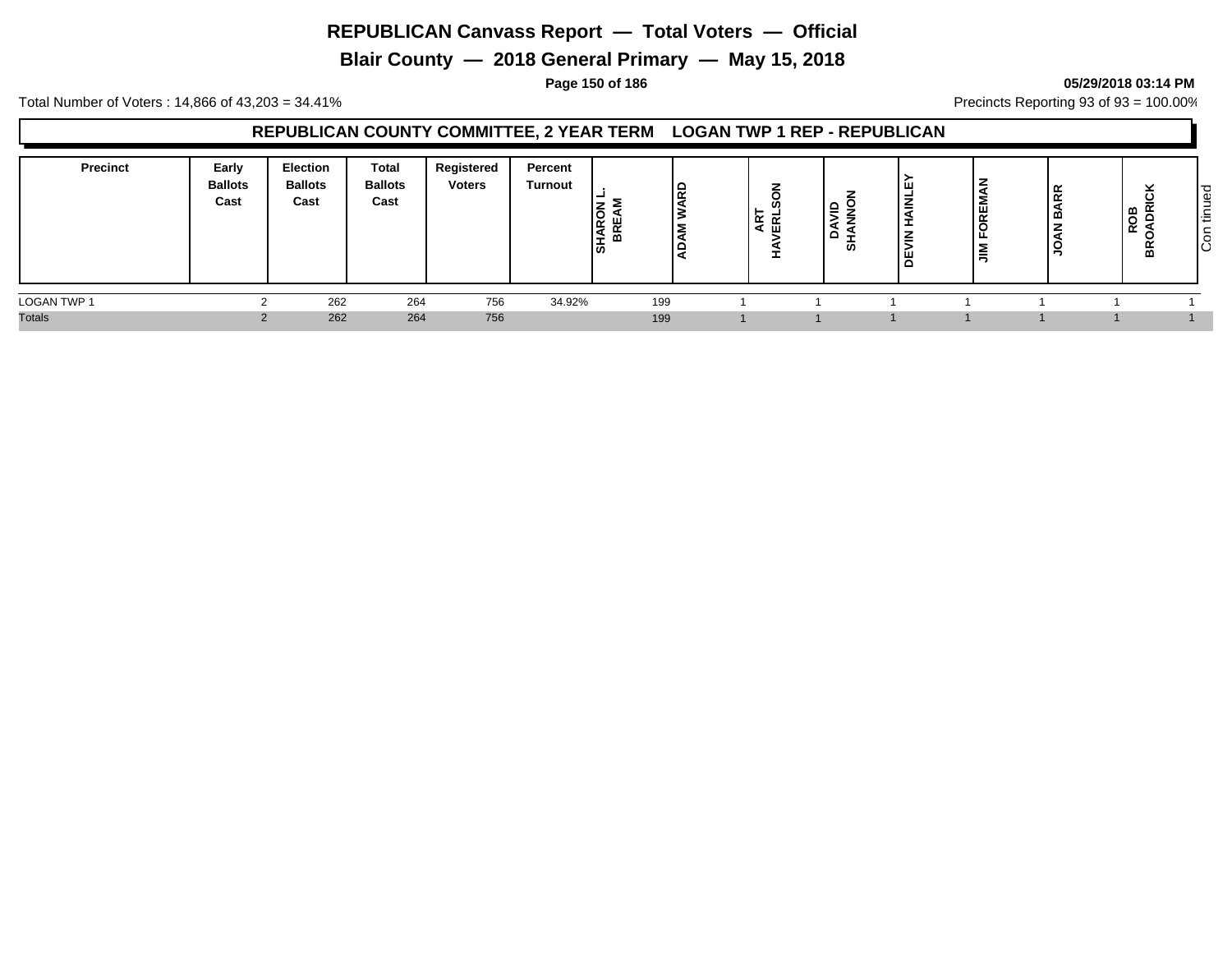# REPUBLICAN Canvass Report — Total Voters — Official

## Blair County — 2018 General Primary — May 15, 2018

05/29/2018 03:14 PM

Total Number of Voters : 14,866 of 43,203 = 34.41%

Precincts Reporting 93 of 93 = 100.00%

### REPUBLICAN COUNTY COMMITTEE, 2 YEAR TERM LOGAN TWP 1 REP - REPUBLICAN

| Precinct | Early Ballots Cast | Election Ballots Cast | Total Ballots Cast | Registered Voters | Percent Turnout | SHARON L. BREAM | ADAM WARD | ART HAVERLSON | DAVID SHANNON | DEVIN HAINLEY | JIM FOREMAN | JOAN BARR | ROB BROADRICK |
|---|---|---|---|---|---|---|---|---|---|---|---|---|---|
| LOGAN TWP 1 | 2 | 262 | 264 | 756 | 34.92% | 199 | 1 | 1 | 1 | 1 | 1 | 1 | 1 |
| Totals | 2 | 262 | 264 | 756 | | 199 | 1 | 1 | 1 | 1 | 1 | 1 | 1 |

Continued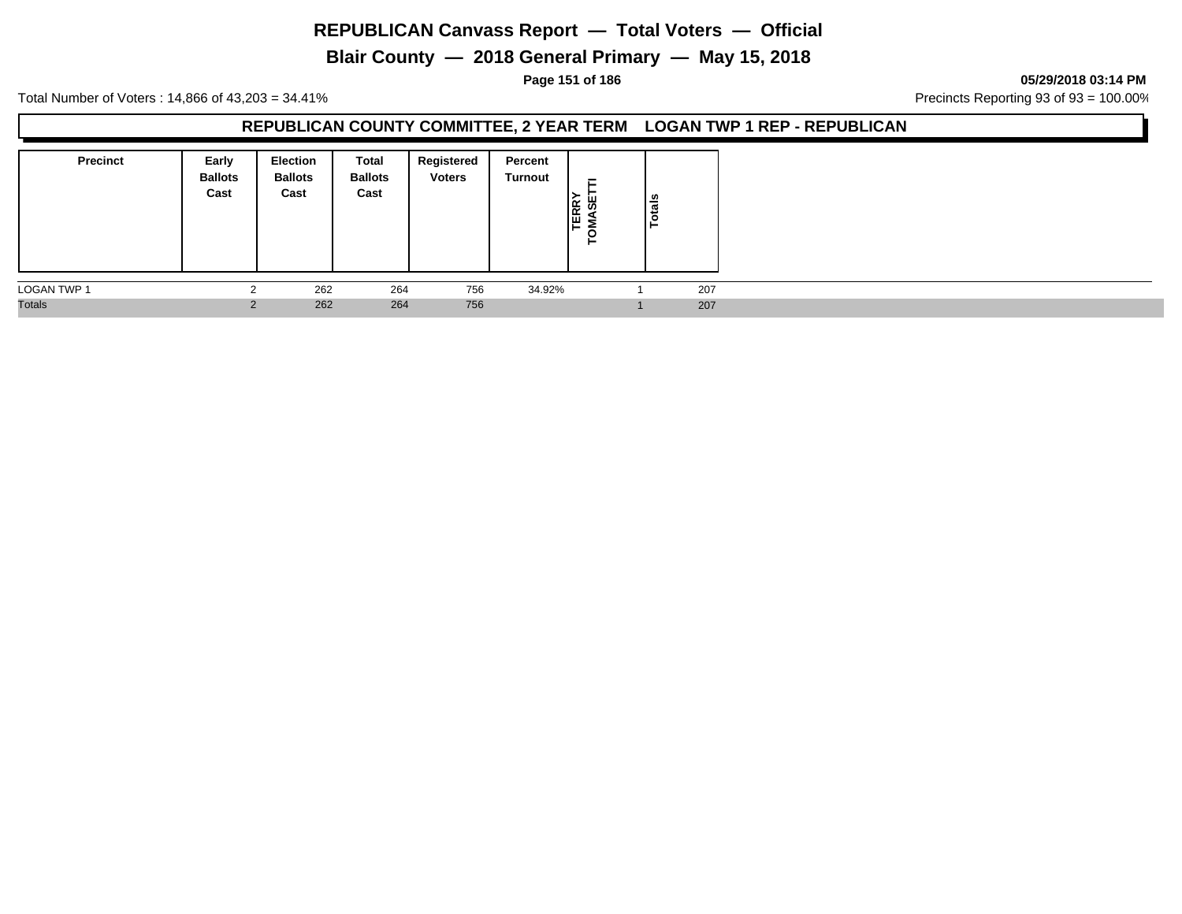# REPUBLICAN Canvass Report — Total Voters — Official

## Blair County — 2018 General Primary — May 15, 2018

05/29/2018 03:14 PM

Total Number of Voters : 14,866 of 43,203 = 34.41%

Precincts Reporting 93 of 93 = 100.00%

### REPUBLICAN COUNTY COMMITTEE, 2 YEAR TERM LOGAN TWP 1 REP - REPUBLICAN

| Precinct | Early Ballots Cast | Election Ballots Cast | Total Ballots Cast | Registered Voters | Percent Turnout | TERRY TOMASETTI | Totals |
|---|---|---|---|---|---|---|---|
| LOGAN TWP 1 | 2 | 262 | 264 | 756 | 34.92% | 1 | 207 |
| Totals | 2 | 262 | 264 | 756 | | 1 | 207 |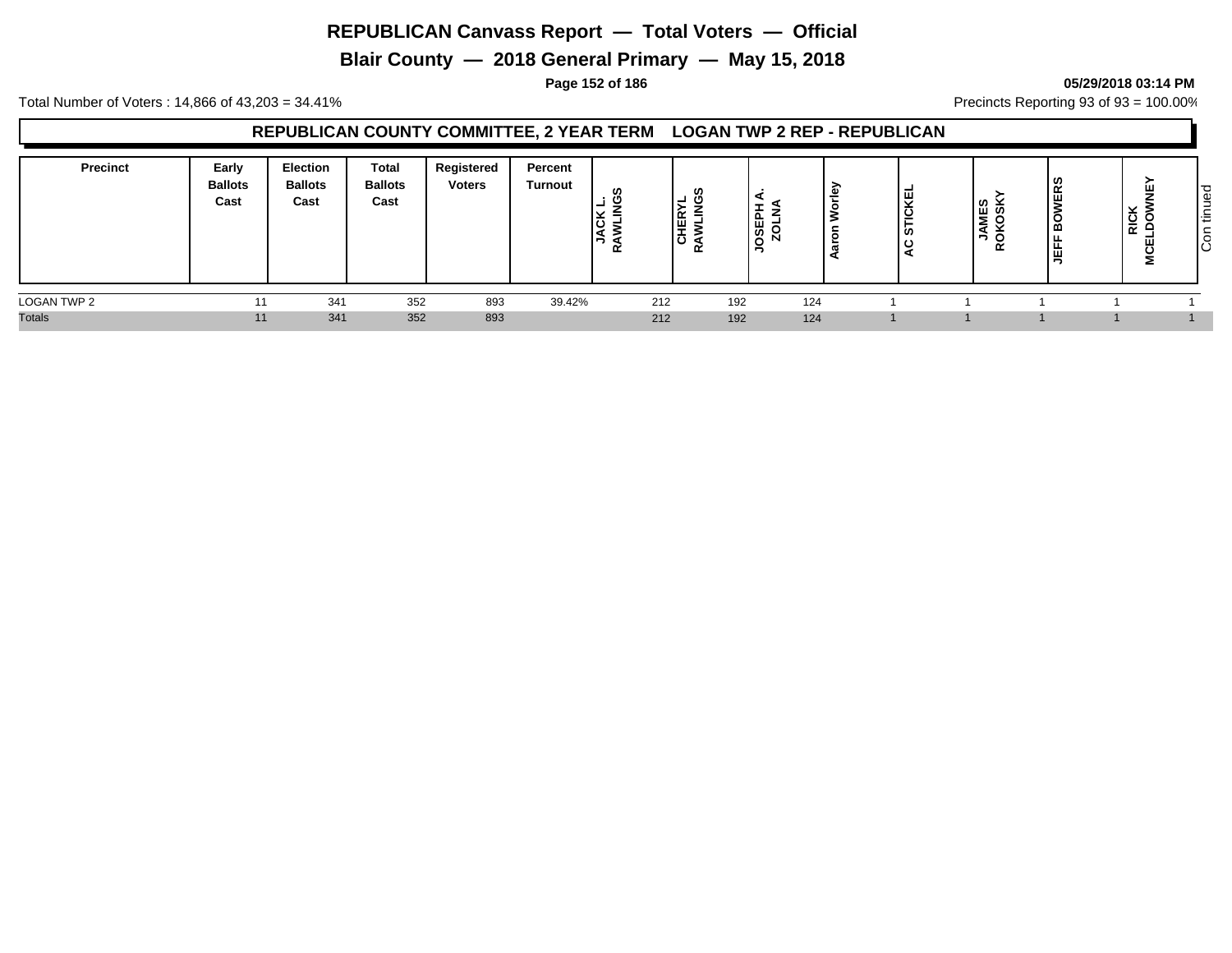# REPUBLICAN Canvass Report — Total Voters — Official

## Blair County — 2018 General Primary — May 15, 2018

Total Number of Voters : 14,866 of 43,203 = 34.41%

Precincts Reporting 93 of 93 = 100.00%

### REPUBLICAN COUNTY COMMITTEE, 2 YEAR TERM LOGAN TWP 2 REP - REPUBLICAN

| Precinct | Early Ballots Cast | Election Ballots Cast | Total Ballots Cast | Registered Voters | Percent Turnout | JACK L. RAWLINGS | CHERYL RAWLINGS | JOSEPH A. ZOLNA | Aaron Worley | AC STICKEL | JAMES ROKOSKY | JEFF BOWERS | RICK MCELDOWNEY |
|---|---|---|---|---|---|---|---|---|---|---|---|---|---|
| LOGAN TWP 2 | 11 | 341 | 352 | 893 | 39.42% | 212 | 192 | 124 | 1 | 1 | 1 | 1 | 1 |
| Totals | 11 | 341 | 352 | 893 | | 212 | 192 | 124 | 1 | 1 | 1 | 1 | 1 |

Continued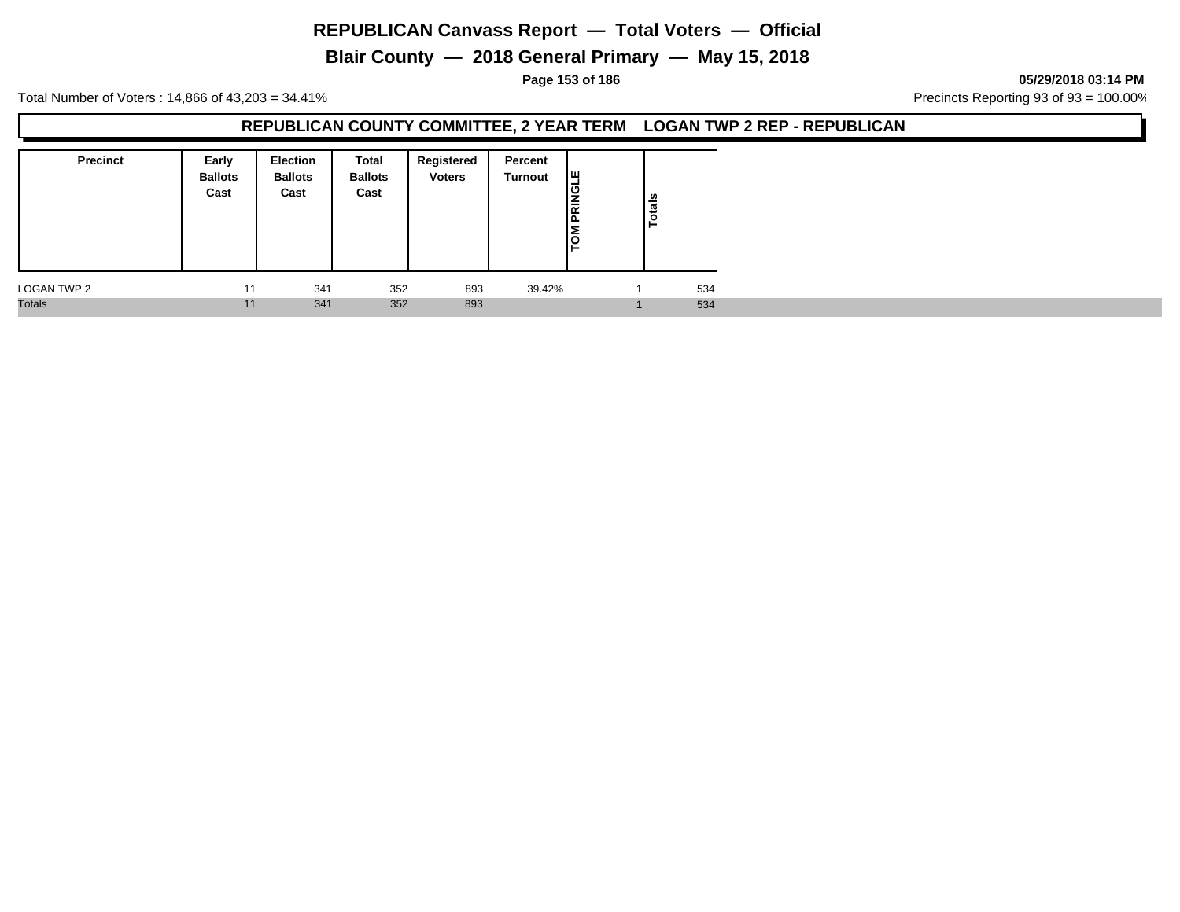# REPUBLICAN Canvass Report — Total Voters — Official

## Blair County — 2018 General Primary — May 15, 2018

05/29/2018 03:14 PM

Total Number of Voters : 14,866 of 43,203 = 34.41%

Precincts Reporting 93 of 93 = 100.00%

### REPUBLICAN COUNTY COMMITTEE, 2 YEAR TERM LOGAN TWP 2 REP - REPUBLICAN

| Precinct | Early Ballots Cast | Election Ballots Cast | Total Ballots Cast | Registered Voters | Percent Turnout | TOM PRINGLE | Totals |
|---|---|---|---|---|---|---|---|
| LOGAN TWP 2 | 11 | 341 | 352 | 893 | 39.42% | 1 | 534 |
| Totals | 11 | 341 | 352 | 893 | | 1 | 534 |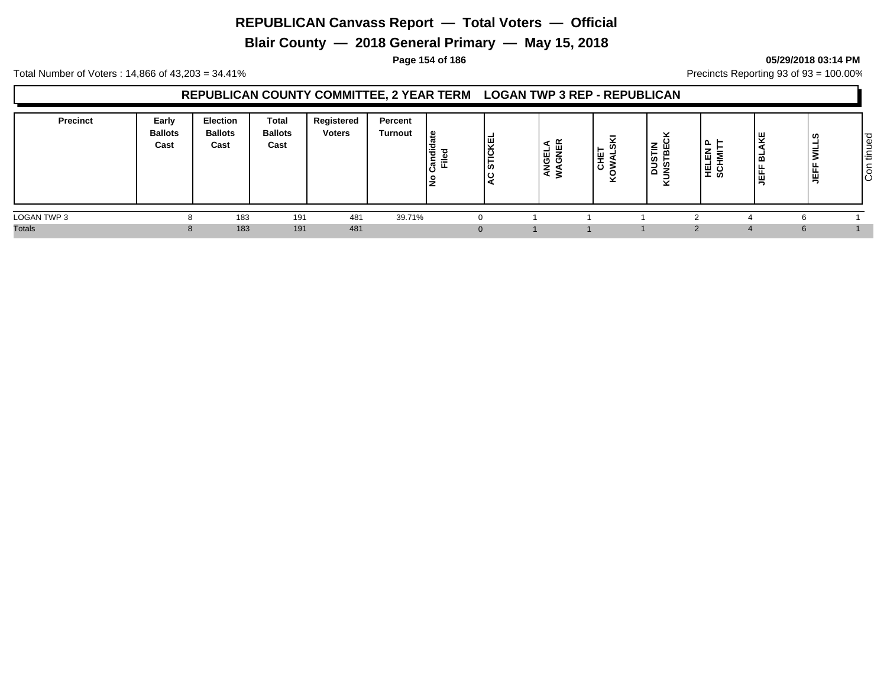# REPUBLICAN Canvass Report — Total Voters — Official

## Blair County — 2018 General Primary — May 15, 2018

Total Number of Voters : 14,866 of 43,203 = 34.41%

Precincts Reporting 93 of 93 = 100.00%

### REPUBLICAN COUNTY COMMITTEE, 2 YEAR TERM LOGAN TWP 3 REP - REPUBLICAN

| Precinct | Early Ballots Cast | Election Ballots Cast | Total Ballots Cast | Registered Voters | Percent Turnout | No Candidate Filed | AC STICKEL | ANGELA WAGNER | CHET KOWALSKI | DUSTIN KUNSTBECK | HELEN P SCHMITT | JEFF BLAKE | JEFF WILLS |
|---|---|---|---|---|---|---|---|---|---|---|---|---|---|
| LOGAN TWP 3 | 8 | 183 | 191 | 481 | 39.71% | 0 | 1 | 1 | 1 | 2 | 4 | 6 | 1 |
| Totals | 8 | 183 | 191 | 481 | | 0 | 1 | 1 | 1 | 2 | 4 | 6 | 1 |

Continued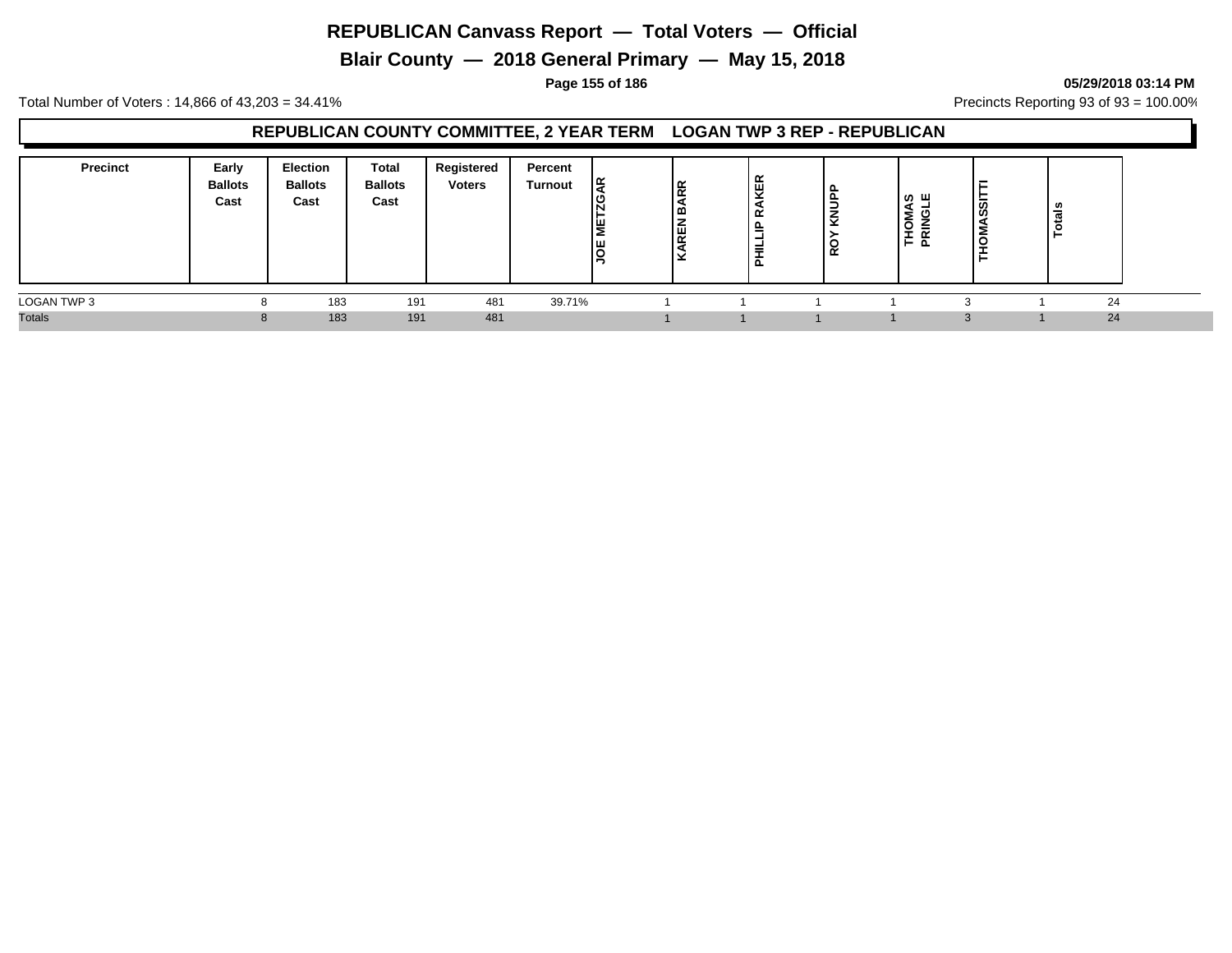# REPUBLICAN Canvass Report — Total Voters — Official

## Blair County — 2018 General Primary — May 15, 2018

**05/29/2018 03:14 PM**

Total Number of Voters : 14,866 of 43,203 = 34.41%

Precincts Reporting 93 of 93 = 100.00%

### REPUBLICAN COUNTY COMMITTEE, 2 YEAR TERM LOGAN TWP 3 REP - REPUBLICAN

| Precinct | Early Ballots Cast | Election Ballots Cast | Total Ballots Cast | Registered Voters | Percent Turnout | JOE METZGAR | KAREN BARR | PHILLIP RAKER | ROY KNUPP | THOMAS PRINGLE | THOMASSITTI | Totals |
|---|---|---|---|---|---|---|---|---|---|---|---|---|
| LOGAN TWP 3 | 8 | 183 | 191 | 481 | 39.71% | 1 | 1 | 1 | 1 | 3 | 1 | 24 |
| Totals | 8 | 183 | 191 | 481 | | 1 | 1 | 1 | 1 | 3 | 1 | 24 |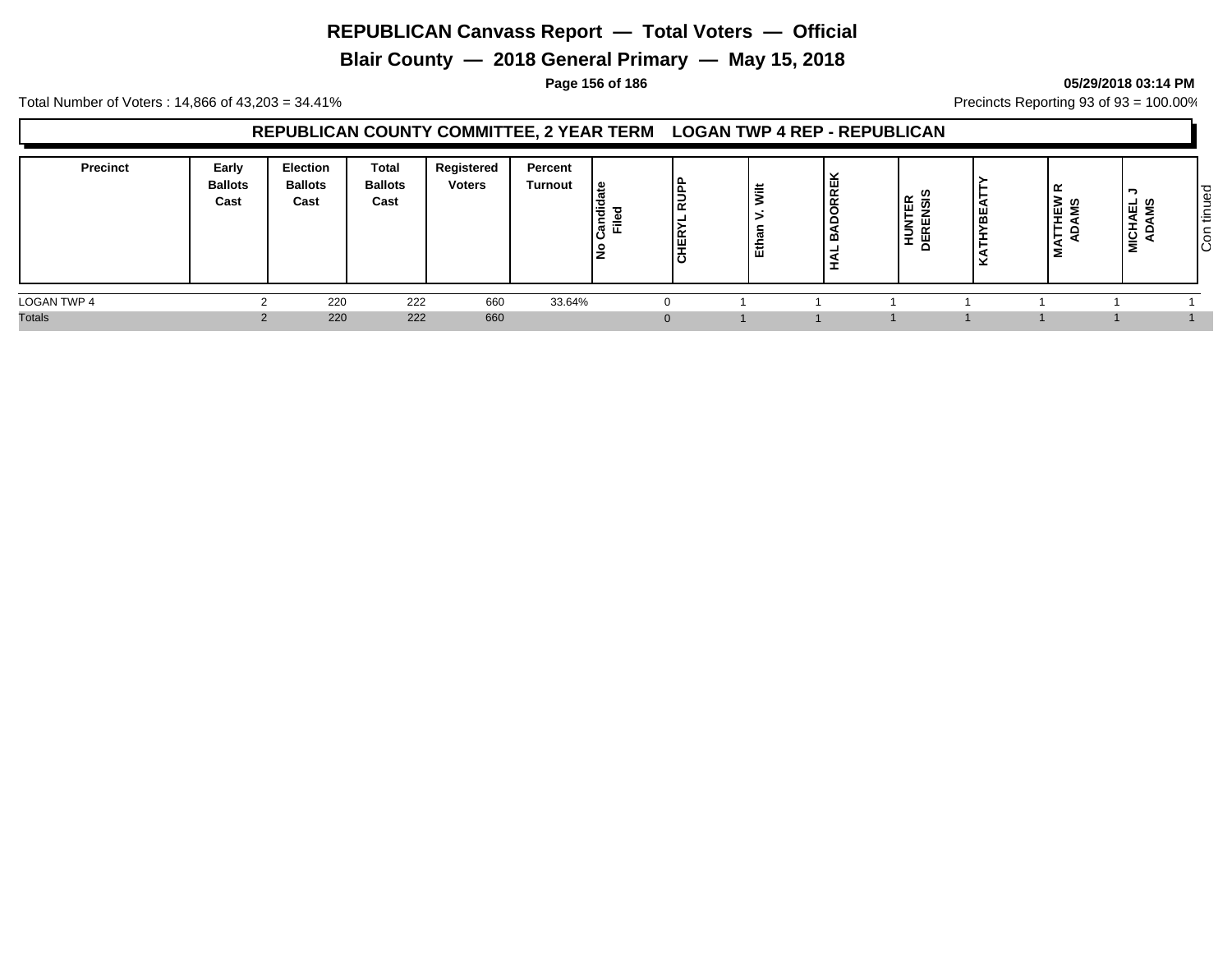# REPUBLICAN Canvass Report — Total Voters — Official

## Blair County — 2018 General Primary — May 15, 2018

**05/29/2018 03:14 PM**

Total Number of Voters : 14,866 of 43,203 = 34.41%

Precincts Reporting 93 of 93 = 100.00%

### REPUBLICAN COUNTY COMMITTEE, 2 YEAR TERM LOGAN TWP 4 REP - REPUBLICAN

| Precinct | Early Ballots Cast | Election Ballots Cast | Total Ballots Cast | Registered Voters | Percent Turnout | No Candidate Filed | CHERYL RUPP | Ethan V. Wilt | HAL BADORREK | HUNTER DERENSIS | KATHYBEATTY | MATTHEW R ADAMS | MICHAEL J ADAMS |
|---|---|---|---|---|---|---|---|---|---|---|---|---|---|
| LOGAN TWP 4 | 2 | 220 | 222 | 660 | 33.64% | 0 | 1 | 1 | 1 | 1 | 1 | 1 | 1 |
| Totals | 2 | 220 | 222 | 660 | | 0 | 1 | 1 | 1 | 1 | 1 | 1 | 1 |

Continued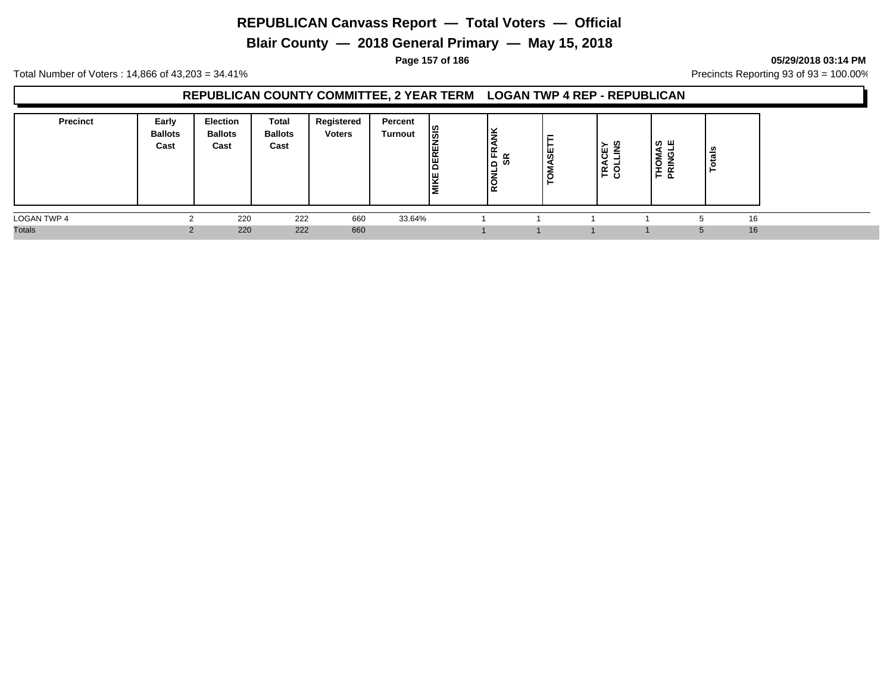# REPUBLICAN Canvass Report — Total Voters — Official

## Blair County — 2018 General Primary — May 15, 2018

**05/29/2018 03:14 PM**

Total Number of Voters : 14,866 of 43,203 = 34.41%

Precincts Reporting 93 of 93 = 100.00%

### REPUBLICAN COUNTY COMMITTEE, 2 YEAR TERM LOGAN TWP 4 REP - REPUBLICAN

| Precinct | Early Ballots Cast | Election Ballots Cast | Total Ballots Cast | Registered Voters | Percent Turnout | MIKE DERENSIS | RONLD FRANK SR | TOMASETTI | TRACEY COLLINS | THOMAS PRINGLE | Totals |
|---|---|---|---|---|---|---|---|---|---|---|---|
| LOGAN TWP 4 | 2 | 220 | 222 | 660 | 33.64% | 1 | 1 | 1 | 1 | 5 | 16 |
| Totals | 2 | 220 | 222 | 660 | | 1 | 1 | 1 | 1 | 5 | 16 |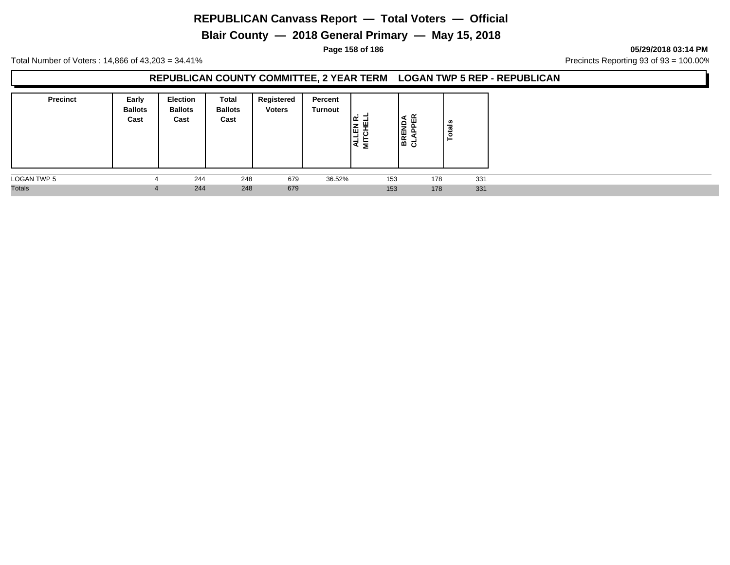# REPUBLICAN Canvass Report — Total Voters — Official

## Blair County — 2018 General Primary — May 15, 2018

05/29/2018 03:14 PM

Total Number of Voters : 14,866 of 43,203 = 34.41%

Precincts Reporting 93 of 93 = 100.00%

### REPUBLICAN COUNTY COMMITTEE, 2 YEAR TERM LOGAN TWP 5 REP - REPUBLICAN

| Precinct | Early Ballots Cast | Election Ballots Cast | Total Ballots Cast | Registered Voters | Percent Turnout | ALLEN R. MITCHELL | BRENDA CLAPPER | Totals |
|---|---|---|---|---|---|---|---|---|
| LOGAN TWP 5 | 4 | 244 | 248 | 679 | 36.52% | 153 | 178 | 331 |
| Totals | 4 | 244 | 248 | 679 | | 153 | 178 | 331 |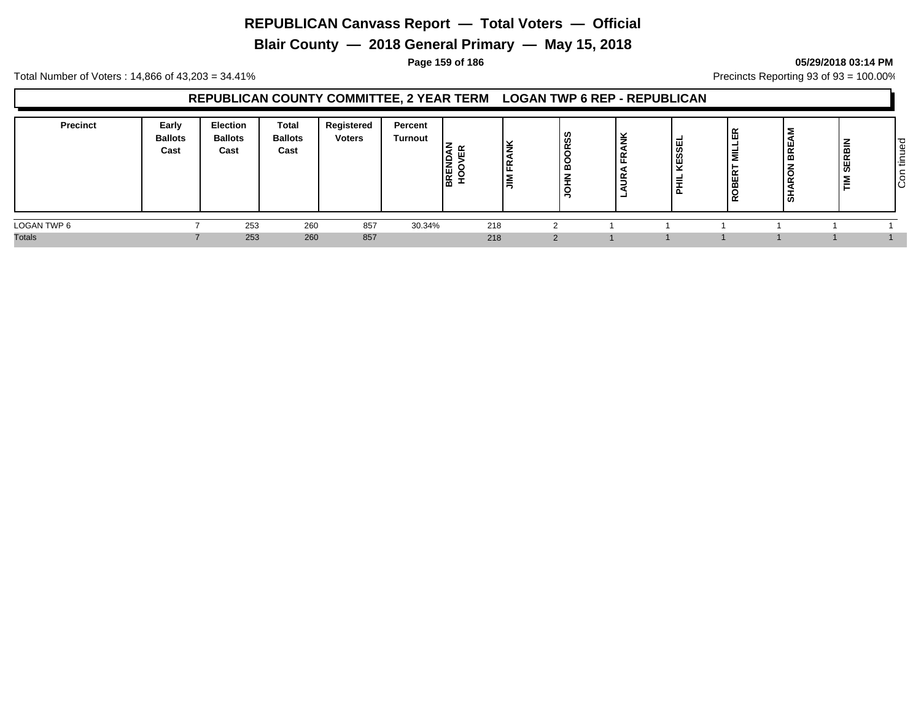# REPUBLICAN Canvass Report — Total Voters — Official

## Blair County — 2018 General Primary — May 15, 2018

Total Number of Voters : 14,866 of 43,203 = 34.41%

Precincts Reporting 93 of 93 = 100.00%

### REPUBLICAN COUNTY COMMITTEE, 2 YEAR TERM LOGAN TWP 6 REP - REPUBLICAN

| Precinct | Early Ballots Cast | Election Ballots Cast | Total Ballots Cast | Registered Voters | Percent Turnout | BRENDAN HOOVER | JIM FRANK | JOHN BOORSS | LAURA FRANK | PHIL KESSEL | ROBERT MILLER | SHARON BREAM | TIM SERBIN |
|---|---|---|---|---|---|---|---|---|---|---|---|---|---|
| LOGAN TWP 6 | 7 | 253 | 260 | 857 | 30.34% | 218 | 2 | 1 | 1 | 1 | 1 | 1 | 1 |
| Totals | 7 | 253 | 260 | 857 | | 218 | 2 | 1 | 1 | 1 | 1 | 1 | 1 |

Continued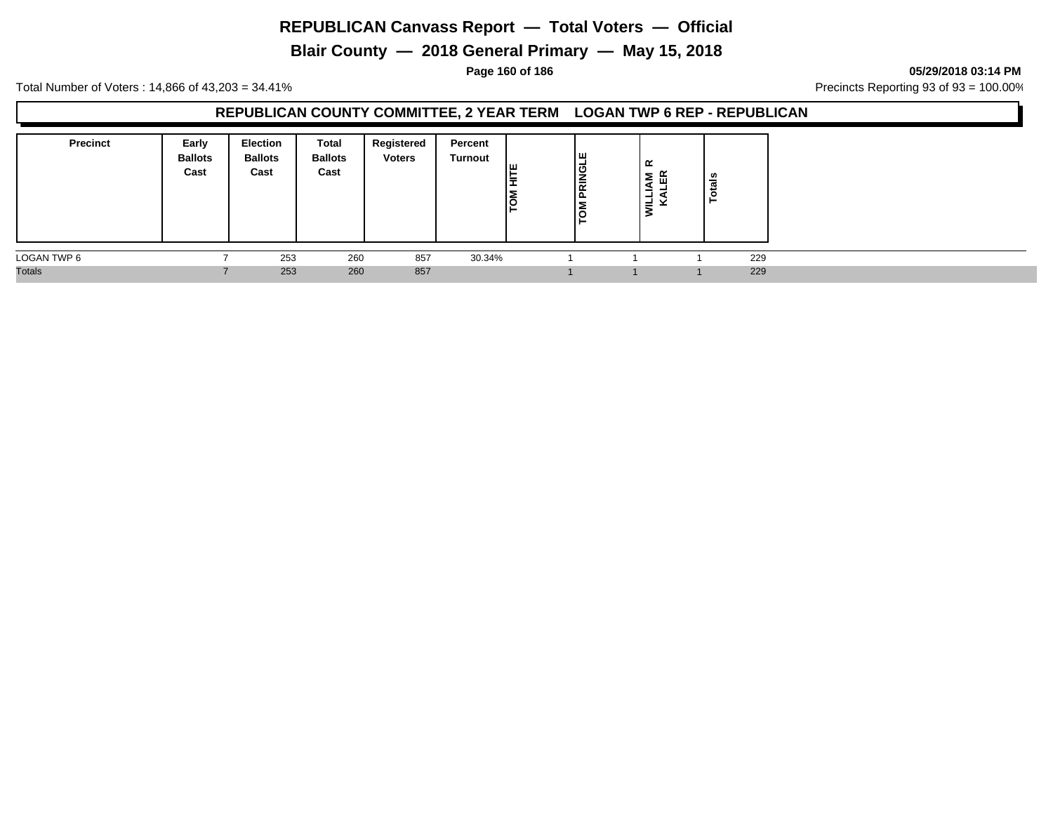# REPUBLICAN Canvass Report — Total Voters — Official

## Blair County — 2018 General Primary — May 15, 2018

05/29/2018 03:14 PM

Total Number of Voters : 14,866 of 43,203 = 34.41%

Precincts Reporting 93 of 93 = 100.00%

### REPUBLICAN COUNTY COMMITTEE, 2 YEAR TERM LOGAN TWP 6 REP - REPUBLICAN

| Precinct | Early Ballots Cast | Election Ballots Cast | Total Ballots Cast | Registered Voters | Percent Turnout | TOM HITE | TOM PRINGLE | WILLIAM R KALER | Totals |
|---|---|---|---|---|---|---|---|---|---|
| LOGAN TWP 6 | 7 | 253 | 260 | 857 | 30.34% | 1 | 1 | 1 | 229 |
| Totals | 7 | 253 | 260 | 857 | | 1 | 1 | 1 | 229 |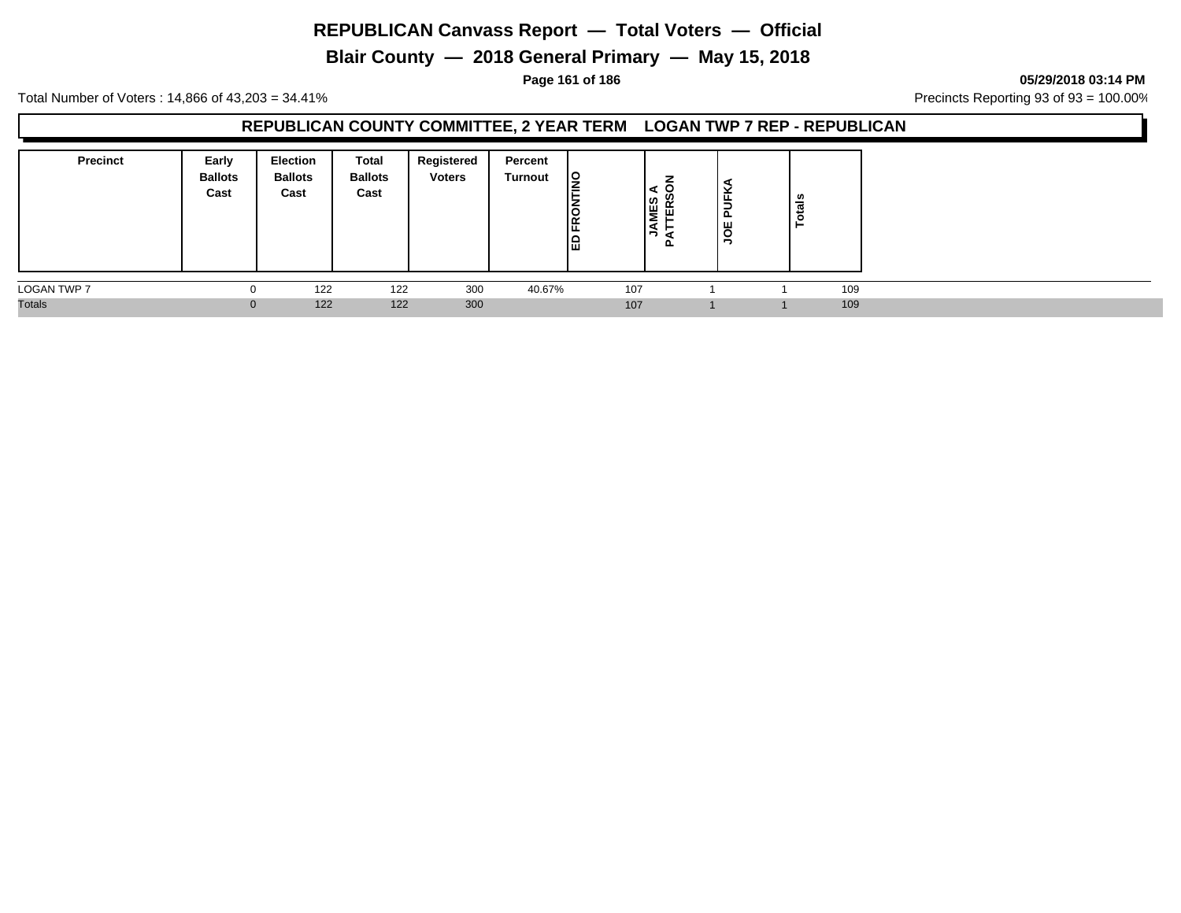# REPUBLICAN Canvass Report — Total Voters — Official

## Blair County — 2018 General Primary — May 15, 2018

**05/29/2018 03:14 PM**

Total Number of Voters : 14,866 of 43,203 = 34.41%

Precincts Reporting 93 of 93 = 100.00%

### REPUBLICAN COUNTY COMMITTEE, 2 YEAR TERM LOGAN TWP 7 REP - REPUBLICAN

| Precinct | Early Ballots Cast | Election Ballots Cast | Total Ballots Cast | Registered Voters | Percent Turnout | ED FRONTINO | JAMES A PATTERSON | JOE PUFKA | Totals |
|---|---|---|---|---|---|---|---|---|---|
| LOGAN TWP 7 | 0 | 122 | 122 | 300 | 40.67% | 107 | 1 | 1 | 109 |
| Totals | 0 | 122 | 122 | 300 | | 107 | 1 | 1 | 109 |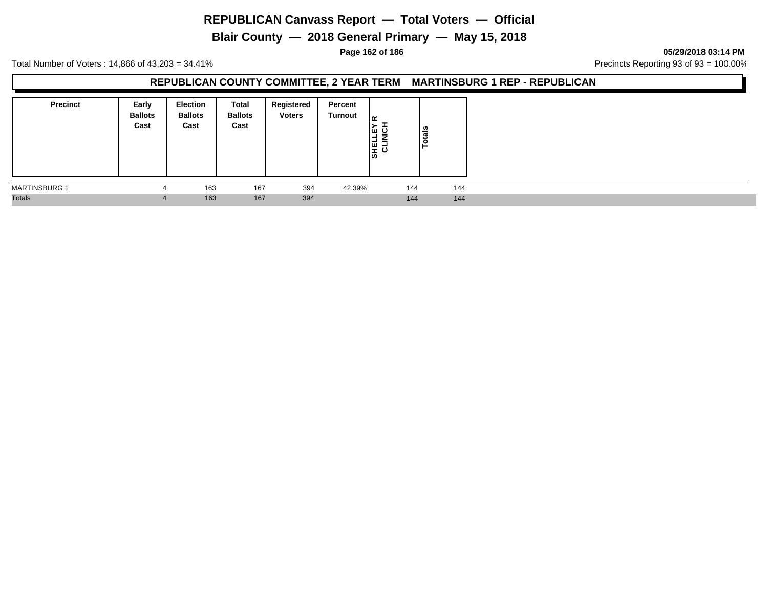# REPUBLICAN Canvass Report — Total Voters — Official

## Blair County — 2018 General Primary — May 15, 2018

**05/29/2018 03:14 PM**

Total Number of Voters : 14,866 of 43,203 = 34.41%

Precincts Reporting 93 of 93 = 100.00%

### REPUBLICAN COUNTY COMMITTEE, 2 YEAR TERM MARTINSBURG 1 REP - REPUBLICAN

| Precinct | Early Ballots Cast | Election Ballots Cast | Total Ballots Cast | Registered Voters | Percent Turnout | SHELLEY R CLINICH | Totals |
|---|---|---|---|---|---|---|---|
| MARTINSBURG 1 | 4 | 163 | 167 | 394 | 42.39% | 144 | 144 |
| Totals | 4 | 163 | 167 | 394 | | 144 | 144 |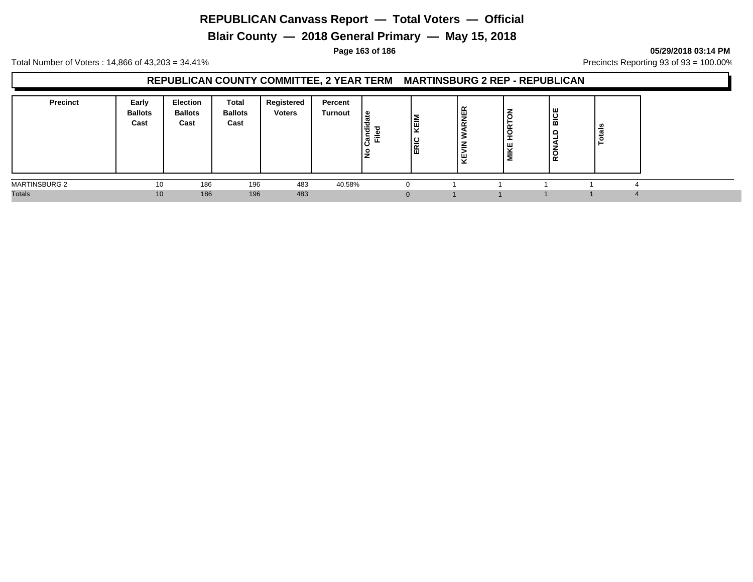# REPUBLICAN Canvass Report — Total Voters — Official

## Blair County — 2018 General Primary — May 15, 2018

**05/29/2018 03:14 PM**

Total Number of Voters : 14,866 of 43,203 = 34.41%

Precincts Reporting 93 of 93 = 100.00%

### REPUBLICAN COUNTY COMMITTEE, 2 YEAR TERM MARTINSBURG 2 REP - REPUBLICAN

| Precinct | Early Ballots Cast | Election Ballots Cast | Total Ballots Cast | Registered Voters | Percent Turnout | No Candidate Filed | ERIC KEIM | KEVIN WARNER | MIKE HORTON | RONALD BICE | Totals |
|---|---|---|---|---|---|---|---|---|---|---|---|
| MARTINSBURG 2 | 10 | 186 | 196 | 483 | 40.58% | 0 | 1 | 1 | 1 | 1 | 4 |
| Totals | 10 | 186 | 196 | 483 | | 0 | 1 | 1 | 1 | 1 | 4 |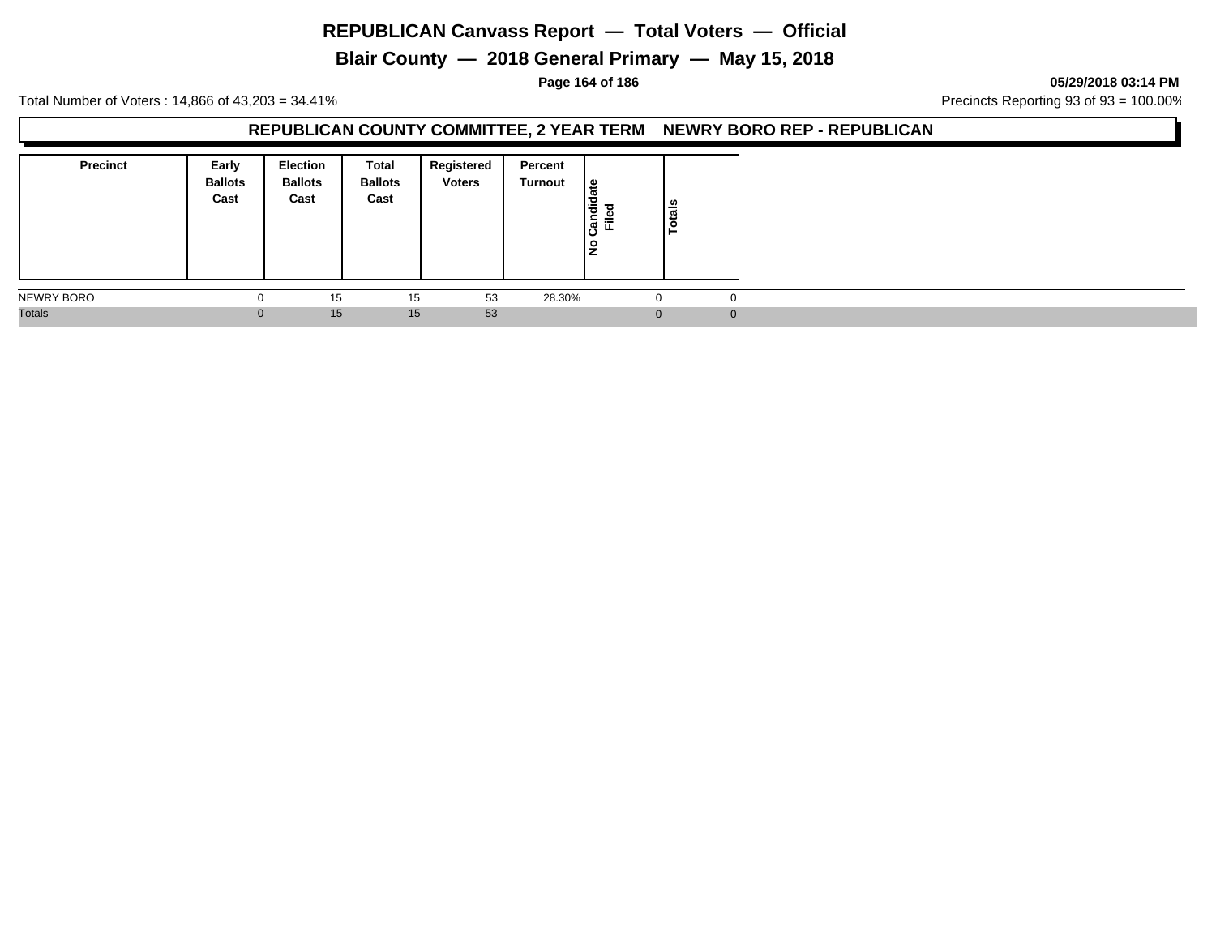# REPUBLICAN Canvass Report — Total Voters — Official

## Blair County — 2018 General Primary — May 15, 2018

**05/29/2018 03:14 PM**

Total Number of Voters : 14,866 of 43,203 = 34.41%

Precincts Reporting 93 of 93 = 100.00%

### REPUBLICAN COUNTY COMMITTEE, 2 YEAR TERM NEWRY BORO REP - REPUBLICAN

| Precinct | Early Ballots Cast | Election Ballots Cast | Total Ballots Cast | Registered Voters | Percent Turnout | No Candidate Filed | Totals |
|---|---|---|---|---|---|---|---|
| NEWRY BORO | 0 | 15 | 15 | 53 | 28.30% | 0 | 0 |
| Totals | 0 | 15 | 15 | 53 | | 0 | 0 |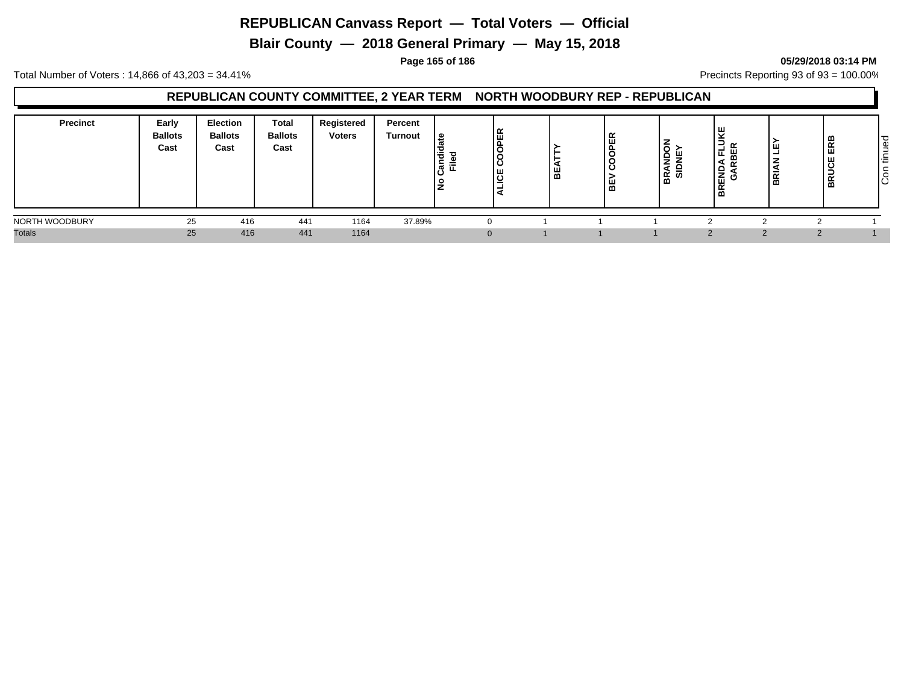# REPUBLICAN Canvass Report — Total Voters — Official

## Blair County — 2018 General Primary — May 15, 2018

**05/29/2018 03:14 PM**

Total Number of Voters : 14,866 of 43,203 = 34.41%

Precincts Reporting 93 of 93 = 100.00%

### REPUBLICAN COUNTY COMMITTEE, 2 YEAR TERM NORTH WOODBURY REP - REPUBLICAN

| Precinct | Early Ballots Cast | Election Ballots Cast | Total Ballots Cast | Registered Voters | Percent Turnout | No Candidate Filed | ALICE COOPER | BEATTY | BEV COOPER | BRANDON SIDNEY | BRENDA FLUKE GARBER | BRIAN LEY | BRUCE ERB | Continued |
|---|---|---|---|---|---|---|---|---|---|---|---|---|---|---|
| NORTH WOODBURY | 25 | 416 | 441 | 1164 | 37.89% | 0 | 1 | 1 | 1 | 2 | 2 | 2 | 1 | |
| Totals | 25 | 416 | 441 | 1164 | | 0 | 1 | 1 | 1 | 2 | 2 | 2 | 1 | |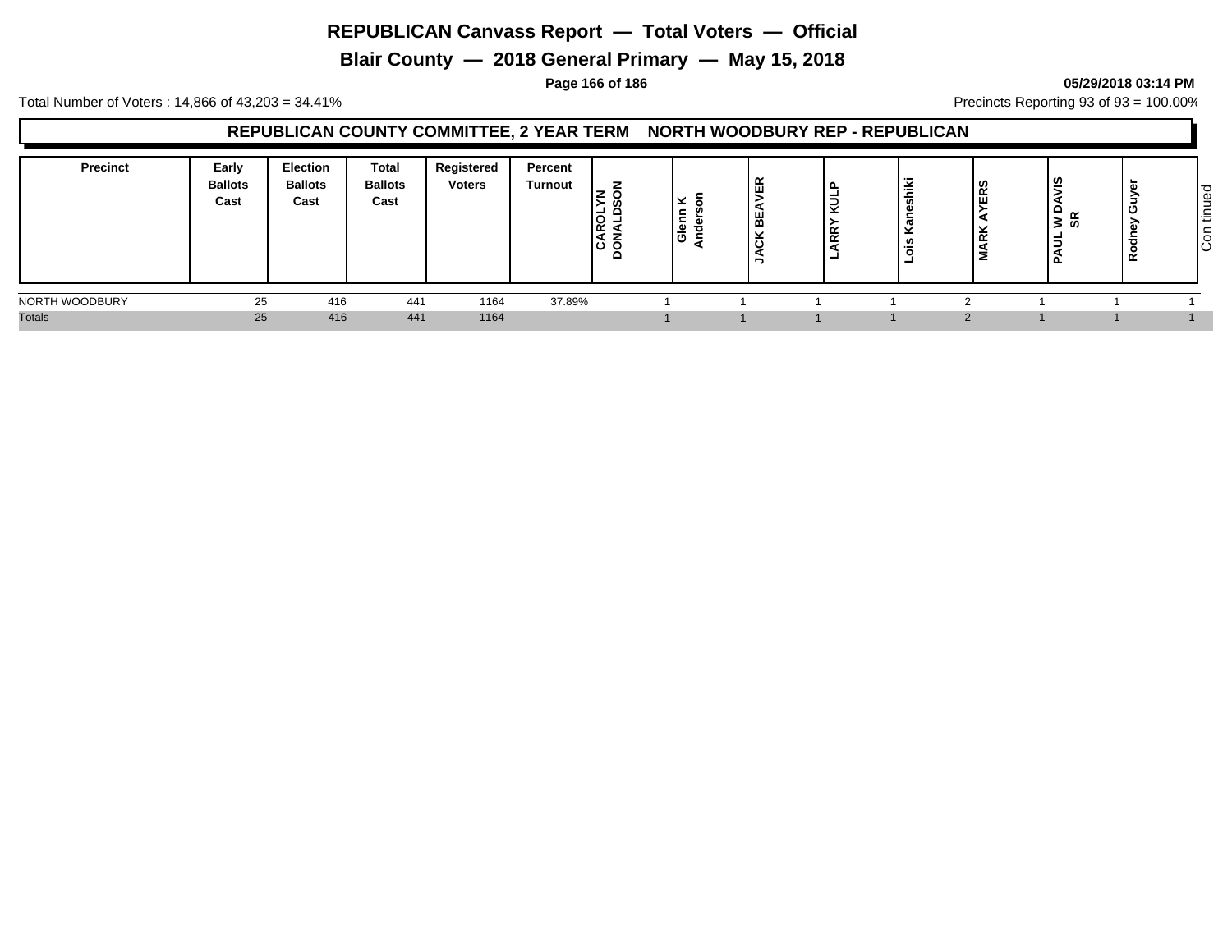# REPUBLICAN Canvass Report — Total Voters — Official

## Blair County — 2018 General Primary — May 15, 2018

**05/29/2018 03:14 PM**

Total Number of Voters : 14,866 of 43,203 = 34.41%

Precincts Reporting 93 of 93 = 100.00%

### REPUBLICAN COUNTY COMMITTEE, 2 YEAR TERM NORTH WOODBURY REP - REPUBLICAN

| Precinct | Early Ballots Cast | Election Ballots Cast | Total Ballots Cast | Registered Voters | Percent Turnout | CAROLYN DONALDSON | Glenn K Anderson | JACK BEAVER | LARRY KULP | Lois Kaneshiki | MARK AYERS | PAUL W DAVIS SR | Rodney Guyer |
|---|---|---|---|---|---|---|---|---|---|---|---|---|---|
| NORTH WOODBURY | 25 | 416 | 441 | 1164 | 37.89% | 1 | 1 | 1 | 1 | 2 | 1 | 1 | 1 |
| Totals | 25 | 416 | 441 | 1164 | | 1 | 1 | 1 | 1 | 2 | 1 | 1 | 1 |

Continued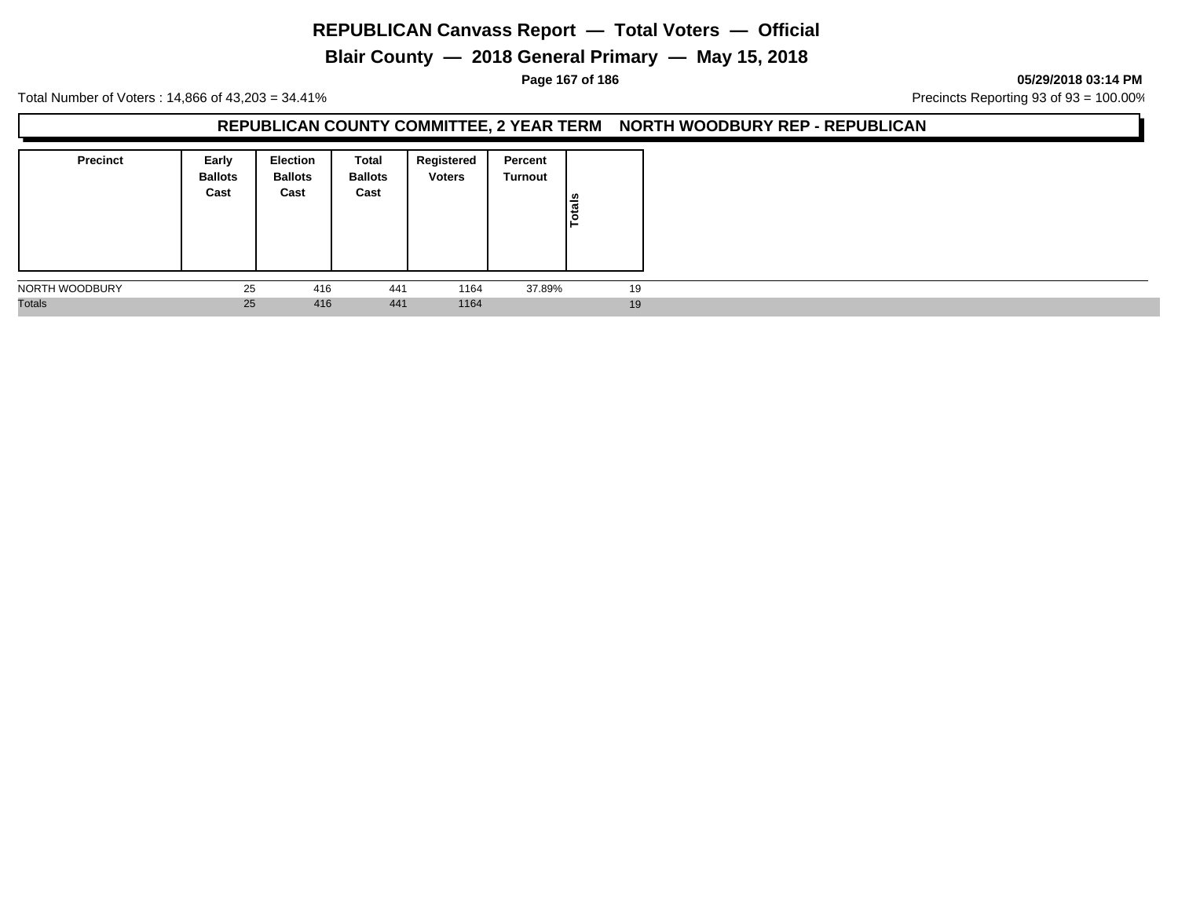# REPUBLICAN Canvass Report — Total Voters — Official

## Blair County — 2018 General Primary — May 15, 2018

**05/29/2018 03:14 PM**

Total Number of Voters : 14,866 of 43,203 = 34.41%

Precincts Reporting 93 of 93 = 100.00%

### REPUBLICAN COUNTY COMMITTEE, 2 YEAR TERM NORTH WOODBURY REP - REPUBLICAN

| Precinct | Early Ballots Cast | Election Ballots Cast | Total Ballots Cast | Registered Voters | Percent Turnout | Totals |
|---|---|---|---|---|---|---|
| NORTH WOODBURY | 25 | 416 | 441 | 1164 | 37.89% | 19 |
| Totals | 25 | 416 | 441 | 1164 | | 19 |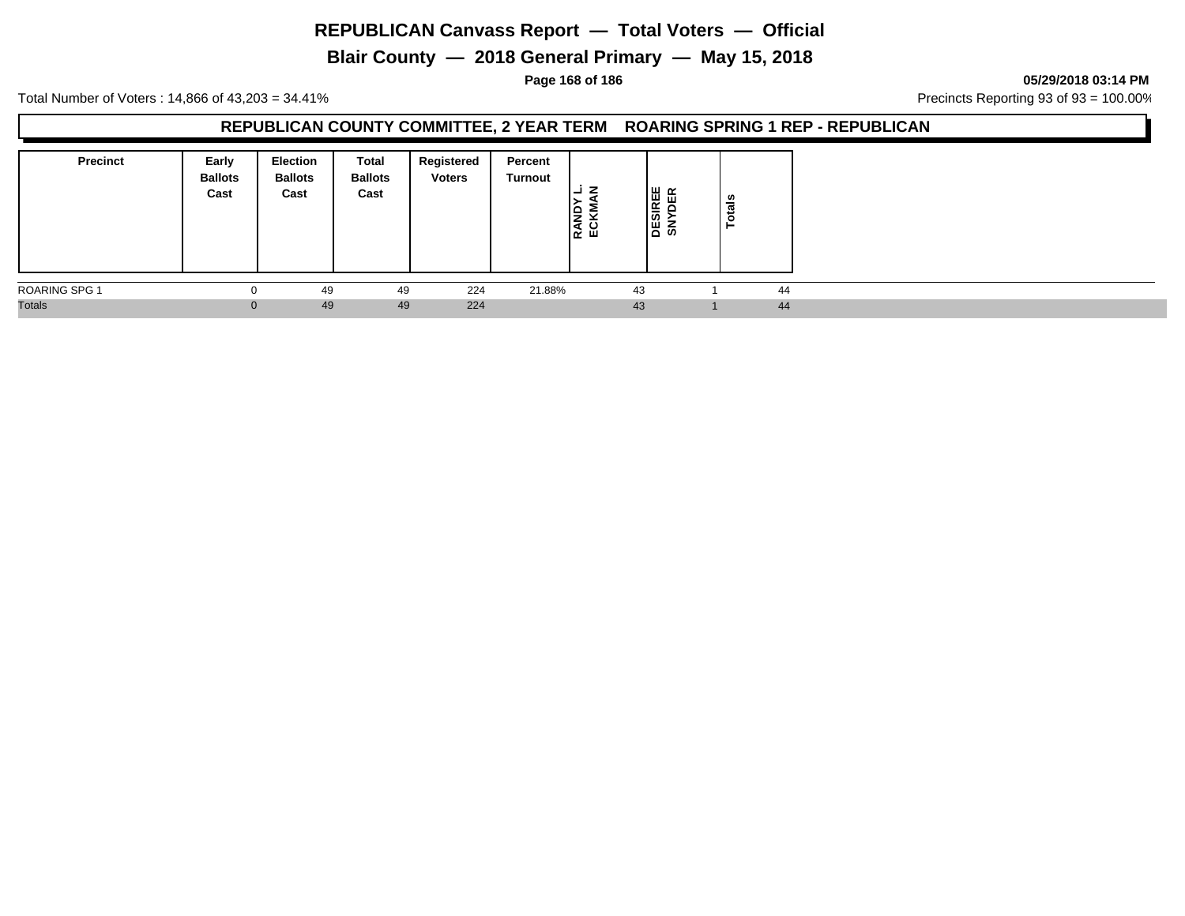# REPUBLICAN Canvass Report — Total Voters — Official

## Blair County — 2018 General Primary — May 15, 2018

Total Number of Voters : 14,866 of 43,203 = 34.41%

Precincts Reporting 93 of 93 = 100.00%

### REPUBLICAN COUNTY COMMITTEE, 2 YEAR TERM ROARING SPRING 1 REP - REPUBLICAN

| Precinct | Early Ballots Cast | Election Ballots Cast | Total Ballots Cast | Registered Voters | Percent Turnout | RANDY L. ECKMAN | DESIREE SNYDER | Totals |
|---|---|---|---|---|---|---|---|---|
| ROARING SPG 1 | 0 | 49 | 49 | 224 | 21.88% | 43 | 1 | 44 |
| Totals | 0 | 49 | 49 | 224 | | 43 | 1 | 44 |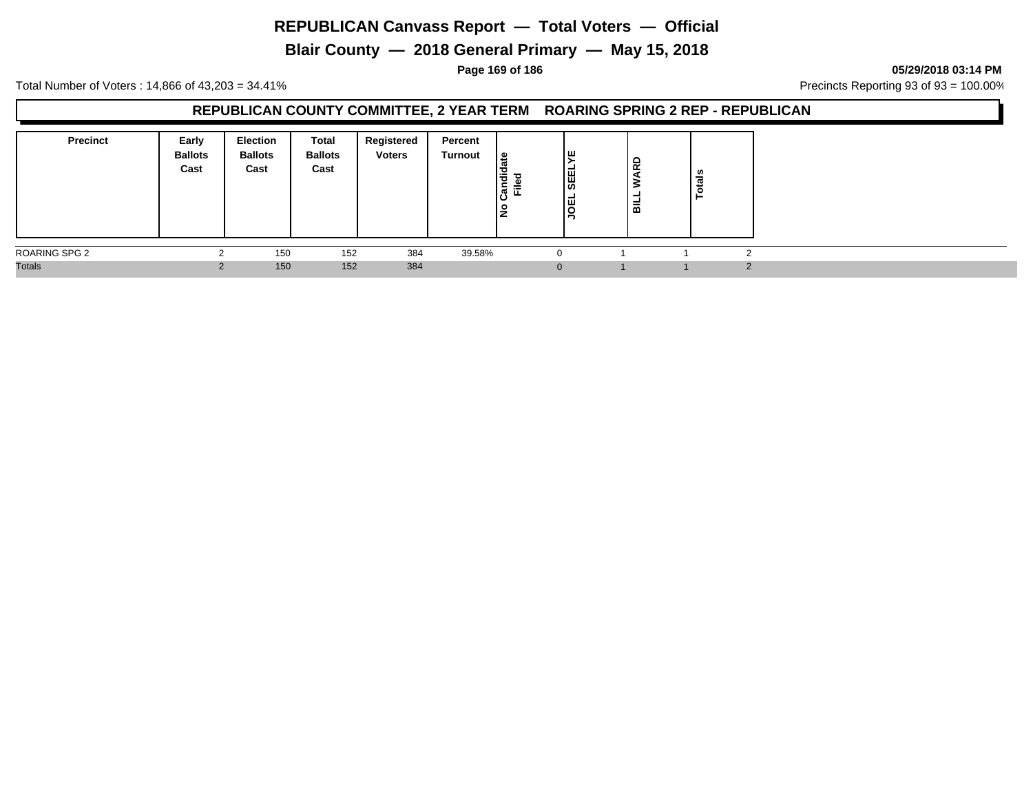# REPUBLICAN Canvass Report — Total Voters — Official

## Blair County — 2018 General Primary — May 15, 2018

05/29/2018 03:14 PM

Total Number of Voters : 14,866 of 43,203 = 34.41%

Precincts Reporting 93 of 93 = 100.00%

### REPUBLICAN COUNTY COMMITTEE, 2 YEAR TERM ROARING SPRING 2 REP - REPUBLICAN

| Precinct | Early Ballots Cast | Election Ballots Cast | Total Ballots Cast | Registered Voters | Percent Turnout | No Candidate Filed | JOEL SEELYE | BILL WARD | Totals |
|---|---|---|---|---|---|---|---|---|---|
| ROARING SPG 2 | 2 | 150 | 152 | 384 | 39.58% | 0 | 1 | 1 | 2 |
| Totals | 2 | 150 | 152 | 384 | | 0 | 1 | 1 | 2 |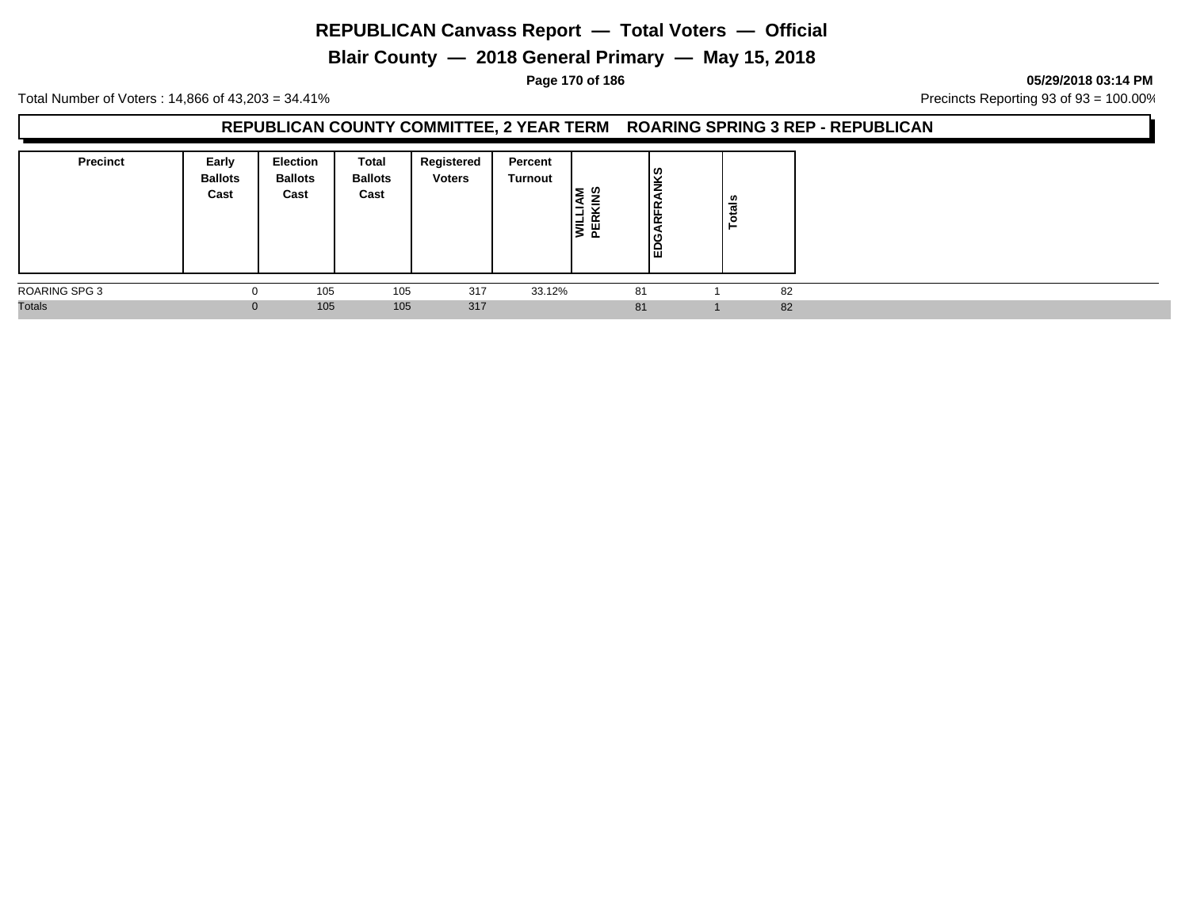# REPUBLICAN Canvass Report — Total Voters — Official

## Blair County — 2018 General Primary — May 15, 2018

05/29/2018 03:14 PM

Total Number of Voters : 14,866 of 43,203 = 34.41%

Precincts Reporting 93 of 93 = 100.00%

### REPUBLICAN COUNTY COMMITTEE, 2 YEAR TERM ROARING SPRING 3 REP - REPUBLICAN

| Precinct | Early Ballots Cast | Election Ballots Cast | Total Ballots Cast | Registered Voters | Percent Turnout | WILLIAM PERKINS | EDGARFRANKS | Totals |
|---|---|---|---|---|---|---|---|---|
| ROARING SPG 3 | 0 | 105 | 105 | 317 | 33.12% | 81 | 1 | 82 |
| Totals | 0 | 105 | 105 | 317 | | 81 | 1 | 82 |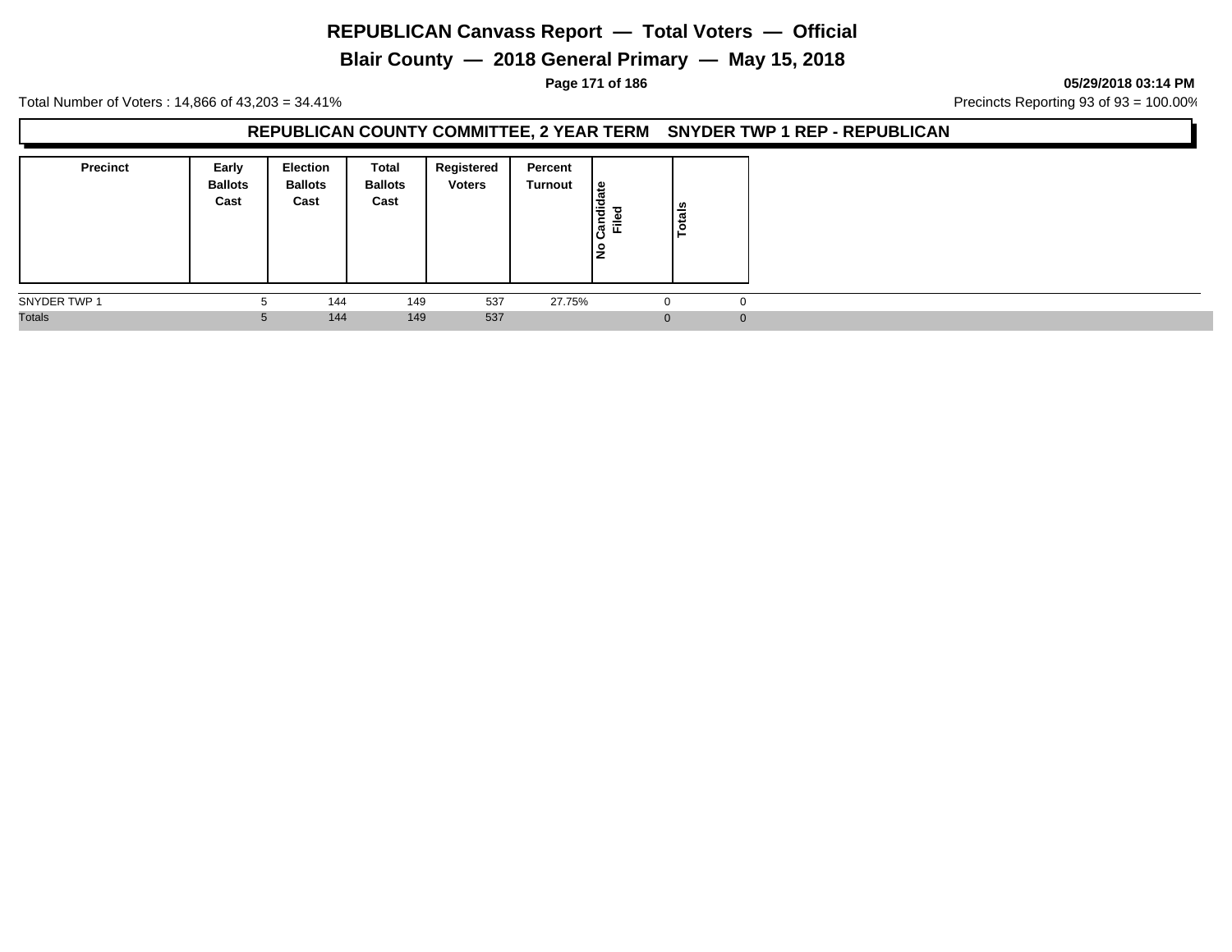# REPUBLICAN Canvass Report — Total Voters — Official

## Blair County — 2018 General Primary — May 15, 2018

05/29/2018 03:14 PM

Total Number of Voters : 14,866 of 43,203 = 34.41%

Precincts Reporting 93 of 93 = 100.00%

### REPUBLICAN COUNTY COMMITTEE, 2 YEAR TERM SNYDER TWP 1 REP - REPUBLICAN

| Precinct | Early Ballots Cast | Election Ballots Cast | Total Ballots Cast | Registered Voters | Percent Turnout | No Candidate Filed | Totals |
|---|---|---|---|---|---|---|---|
| SNYDER TWP 1 | 5 | 144 | 149 | 537 | 27.75% | 0 | 0 |
| Totals | 5 | 144 | 149 | 537 | | 0 | 0 |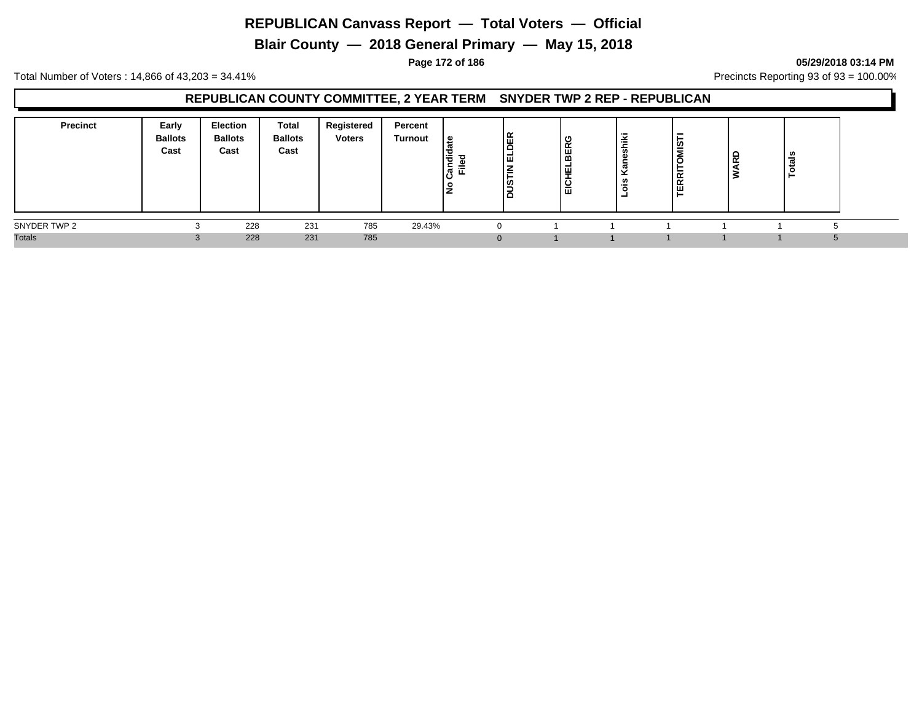# REPUBLICAN Canvass Report — Total Voters — Official

## Blair County — 2018 General Primary — May 15, 2018

05/29/2018 03:14 PM

Total Number of Voters : 14,866 of 43,203 = 34.41%

Precincts Reporting 93 of 93 = 100.00%

### REPUBLICAN COUNTY COMMITTEE, 2 YEAR TERM SNYDER TWP 2 REP - REPUBLICAN

| Precinct | Early Ballots Cast | Election Ballots Cast | Total Ballots Cast | Registered Voters | Percent Turnout | No Candidate Filed | DUSTIN ELDER | EICHELBERG | Lois Kaneshiki | TERRITOMISTI | WARD | Totals |
|---|---|---|---|---|---|---|---|---|---|---|---|---|
| SNYDER TWP 2 | 3 | 228 | 231 | 785 | 29.43% | 0 | 1 | 1 | 1 | 1 | 1 | 5 |
| Totals | 3 | 228 | 231 | 785 | | 0 | 1 | 1 | 1 | 1 | 1 | 5 |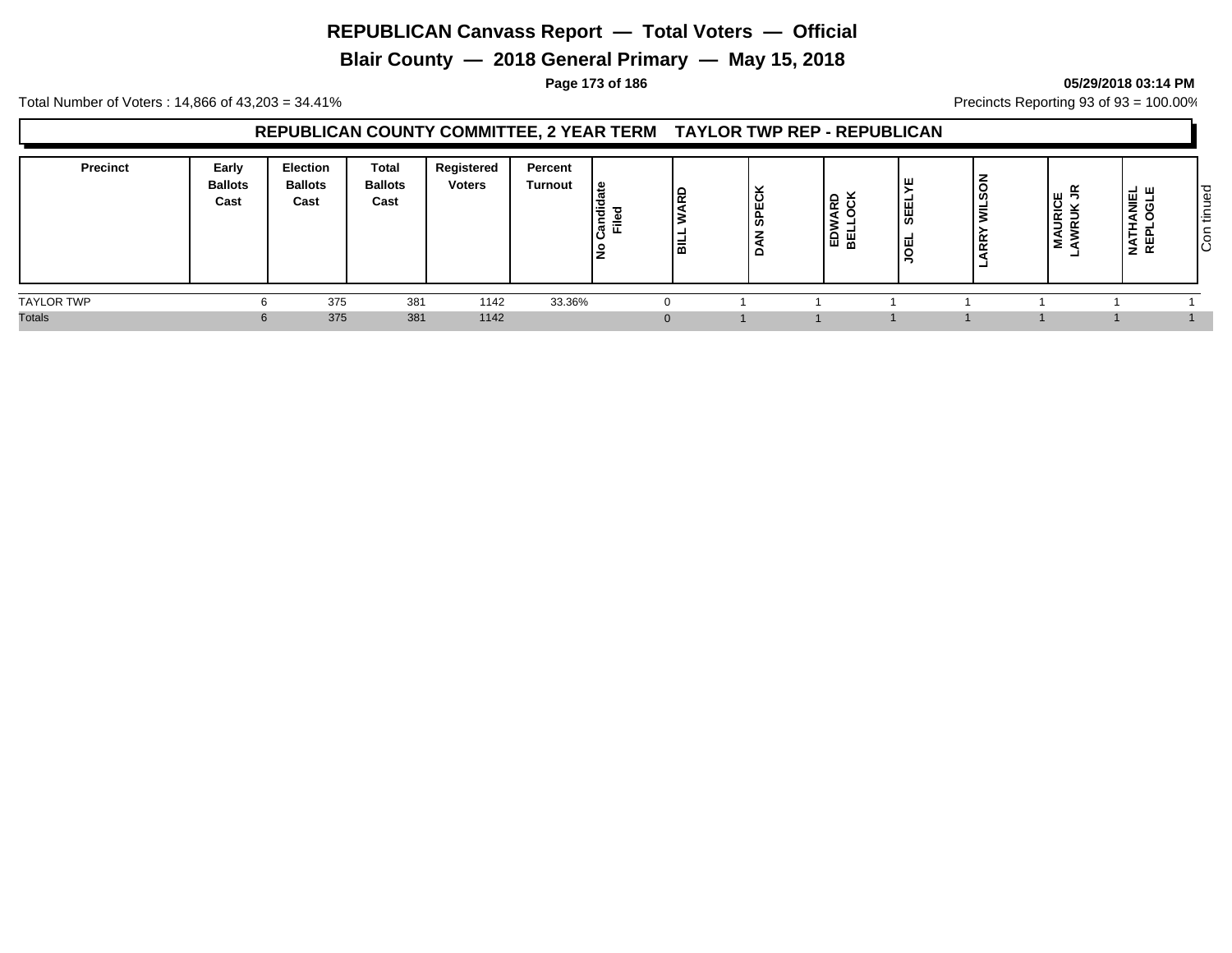# REPUBLICAN Canvass Report — Total Voters — Official

## Blair County — 2018 General Primary — May 15, 2018

05/29/2018 03:14 PM

Total Number of Voters : 14,866 of 43,203 = 34.41%

Precincts Reporting 93 of 93 = 100.00%

### REPUBLICAN COUNTY COMMITTEE, 2 YEAR TERM TAYLOR TWP REP - REPUBLICAN

| Precinct | Early Ballots Cast | Election Ballots Cast | Total Ballots Cast | Registered Voters | Percent Turnout | No Candidate Filed | BILL WARD | DAN SPECK | EDWARD BELLOCK | JOEL SEELYE | LARRY WILSON | MAURICE LAWRUK JR | NATHANIEL REPLOGLE | Continued |
|---|---|---|---|---|---|---|---|---|---|---|---|---|---|---|
| TAYLOR TWP | 6 | 375 | 381 | 1142 | 33.36% | 0 | 1 | 1 | 1 | 1 | 1 | 1 | 1 | |
| Totals | 6 | 375 | 381 | 1142 | | 0 | 1 | 1 | 1 | 1 | 1 | 1 | 1 | |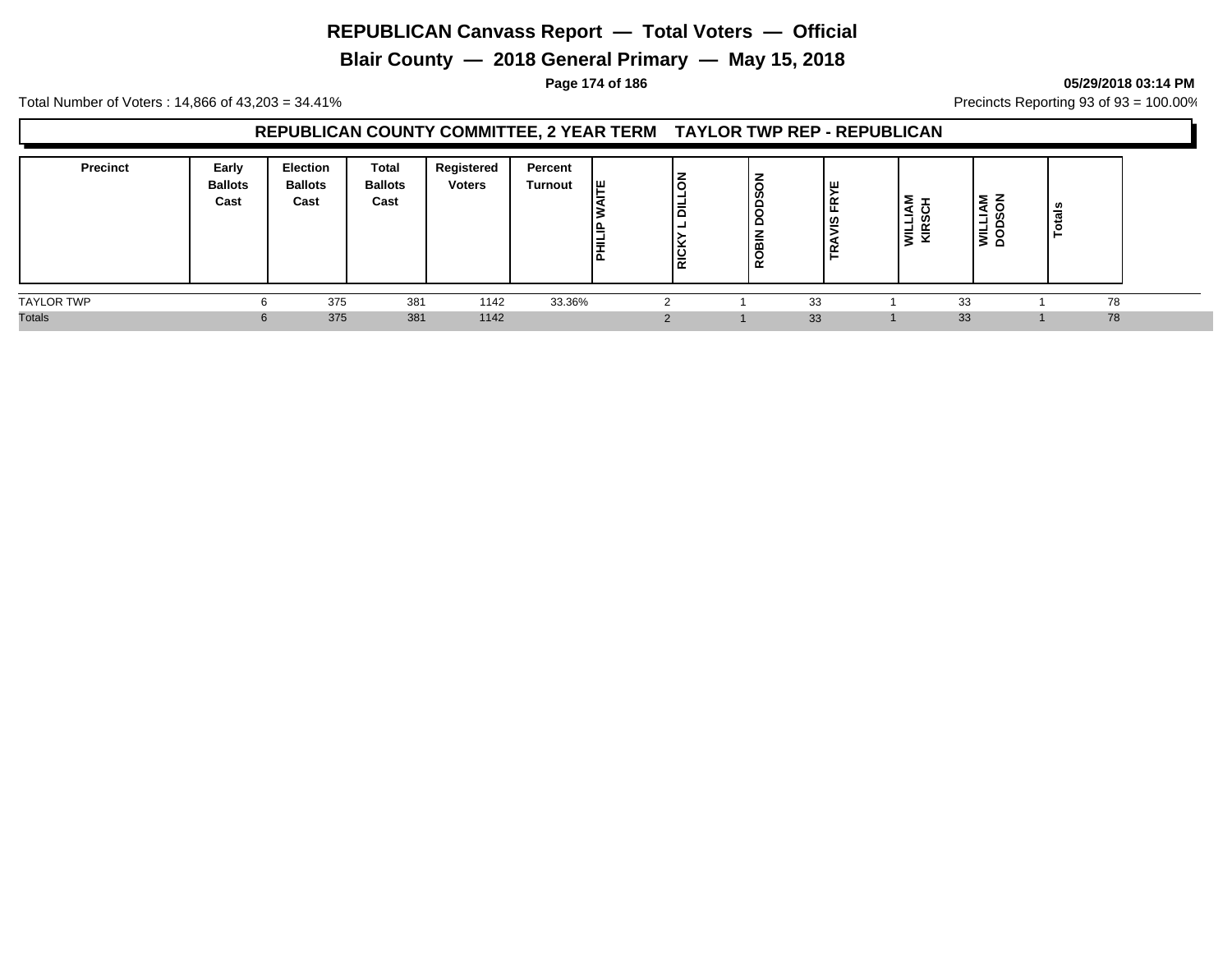# REPUBLICAN Canvass Report — Total Voters — Official

## Blair County — 2018 General Primary — May 15, 2018

**05/29/2018 03:14 PM**

Total Number of Voters : 14,866 of 43,203 = 34.41%

Precincts Reporting 93 of 93 = 100.00%

### REPUBLICAN COUNTY COMMITTEE, 2 YEAR TERM TAYLOR TWP REP - REPUBLICAN

| Precinct | Early Ballots Cast | Election Ballots Cast | Total Ballots Cast | Registered Voters | Percent Turnout | PHILIP WAITE | RICKY L DILLON | ROBIN DODSON | TRAVIS FRYE | WILLIAM KIRSCH | WILLIAM DODSON | Totals |
|---|---|---|---|---|---|---|---|---|---|---|---|---|
| TAYLOR TWP | 6 | 375 | 381 | 1142 | 33.36% | 2 | 1 | 33 | 1 | 33 | 1 | 78 |
| Totals | 6 | 375 | 381 | 1142 | | 2 | 1 | 33 | 1 | 33 | 1 | 78 |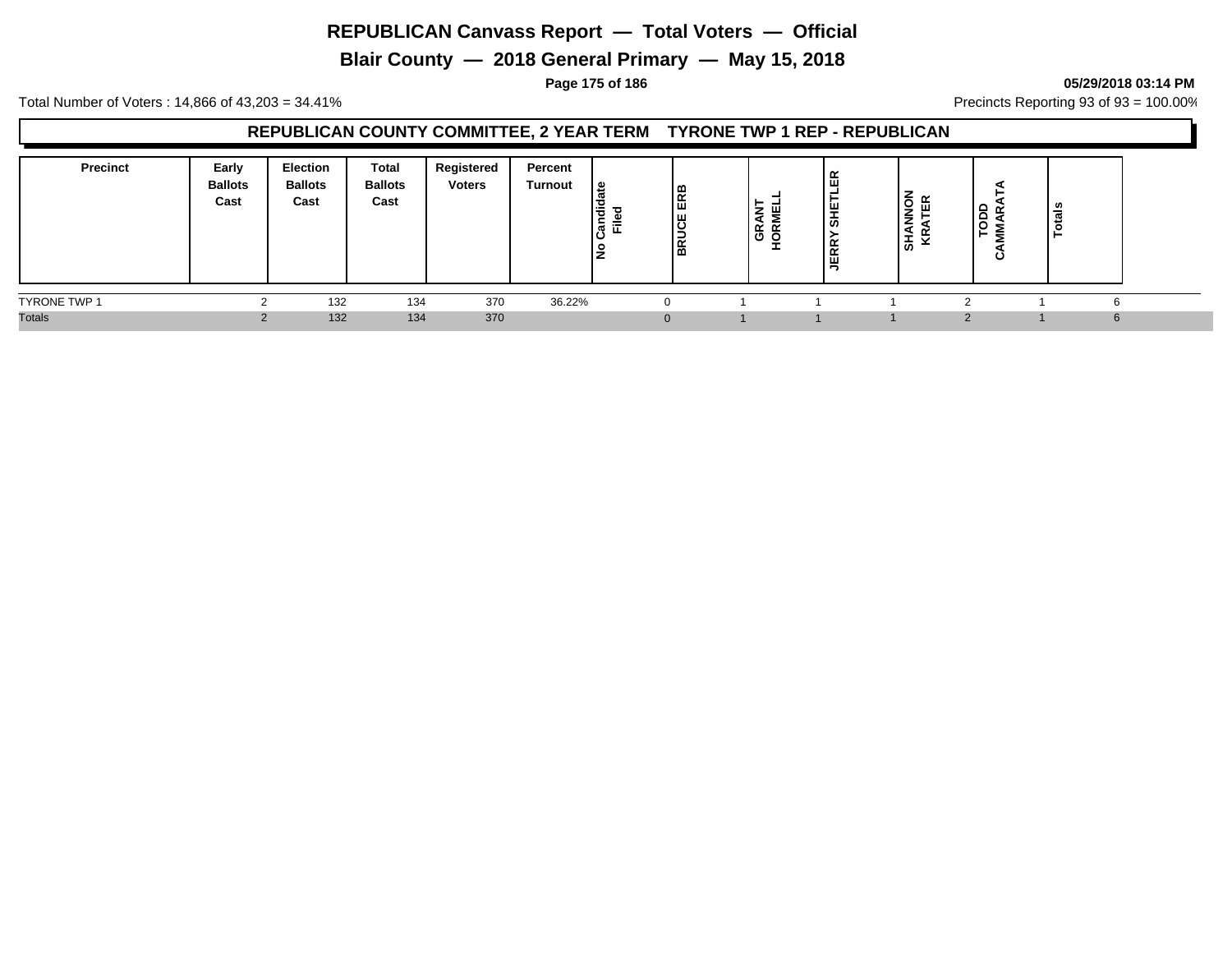# REPUBLICAN Canvass Report — Total Voters — Official

## Blair County — 2018 General Primary — May 15, 2018

**05/29/2018 03:14 PM**

Total Number of Voters : 14,866 of 43,203 = 34.41%

Precincts Reporting 93 of 93 = 100.00%

### REPUBLICAN COUNTY COMMITTEE, 2 YEAR TERM TYRONE TWP 1 REP - REPUBLICAN

| Precinct | Early Ballots Cast | Election Ballots Cast | Total Ballots Cast | Registered Voters | Percent Turnout | No Candidate Filed | BRUCE ERB | GRANT HORMELL | JERRY SHETLER | SHANNON KRATER | TODD CAMMARATA | Totals |
|---|---|---|---|---|---|---|---|---|---|---|---|---|
| TYRONE TWP 1 | 2 | 132 | 134 | 370 | 36.22% | 0 | 1 | 1 | 1 | 2 | 1 | 6 |
| Totals | 2 | 132 | 134 | 370 | | 0 | 1 | 1 | 1 | 2 | 1 | 6 |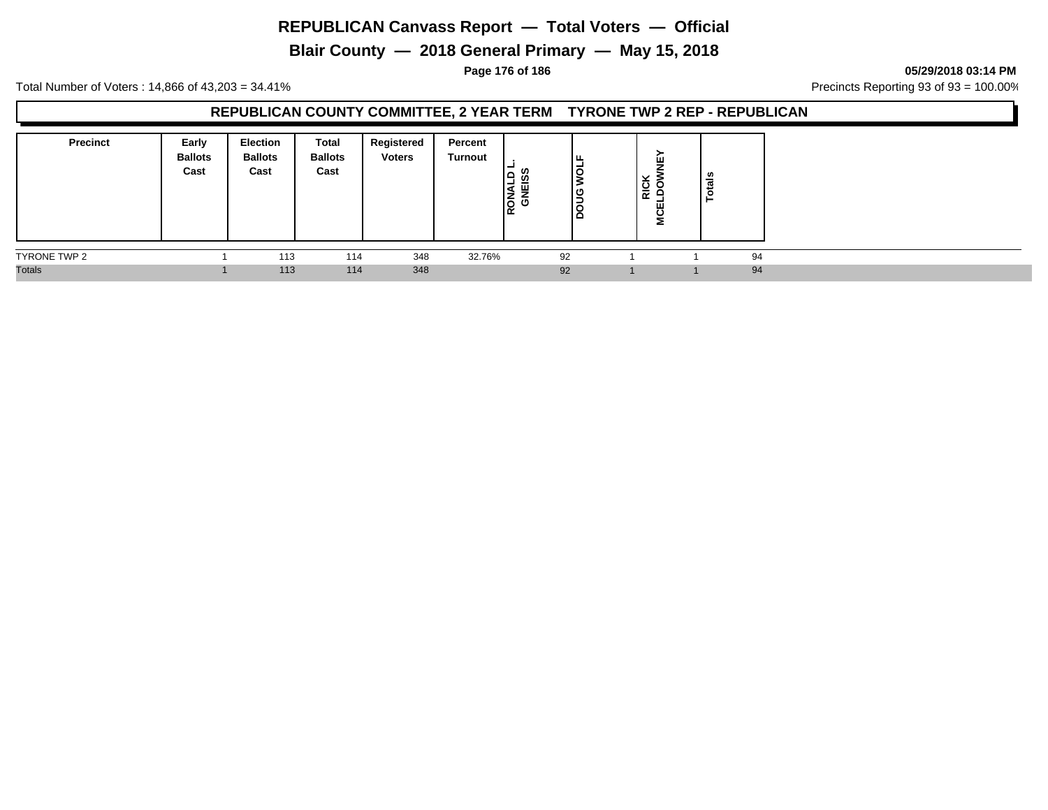# REPUBLICAN Canvass Report — Total Voters — Official

## Blair County — 2018 General Primary — May 15, 2018

05/29/2018 03:14 PM

Total Number of Voters : 14,866 of 43,203 = 34.41%

Precincts Reporting 93 of 93 = 100.00%

### REPUBLICAN COUNTY COMMITTEE, 2 YEAR TERM TYRONE TWP 2 REP - REPUBLICAN

| Precinct | Early Ballots Cast | Election Ballots Cast | Total Ballots Cast | Registered Voters | Percent Turnout | RONALD L. GNEISS | DOUG WOLF | RICK MCELDOWNEY | Totals |
|---|---|---|---|---|---|---|---|---|---|
| TYRONE TWP 2 | 1 | 113 | 114 | 348 | 32.76% | 92 | 1 | 1 | 94 |
| Totals | 1 | 113 | 114 | 348 | | 92 | 1 | 1 | 94 |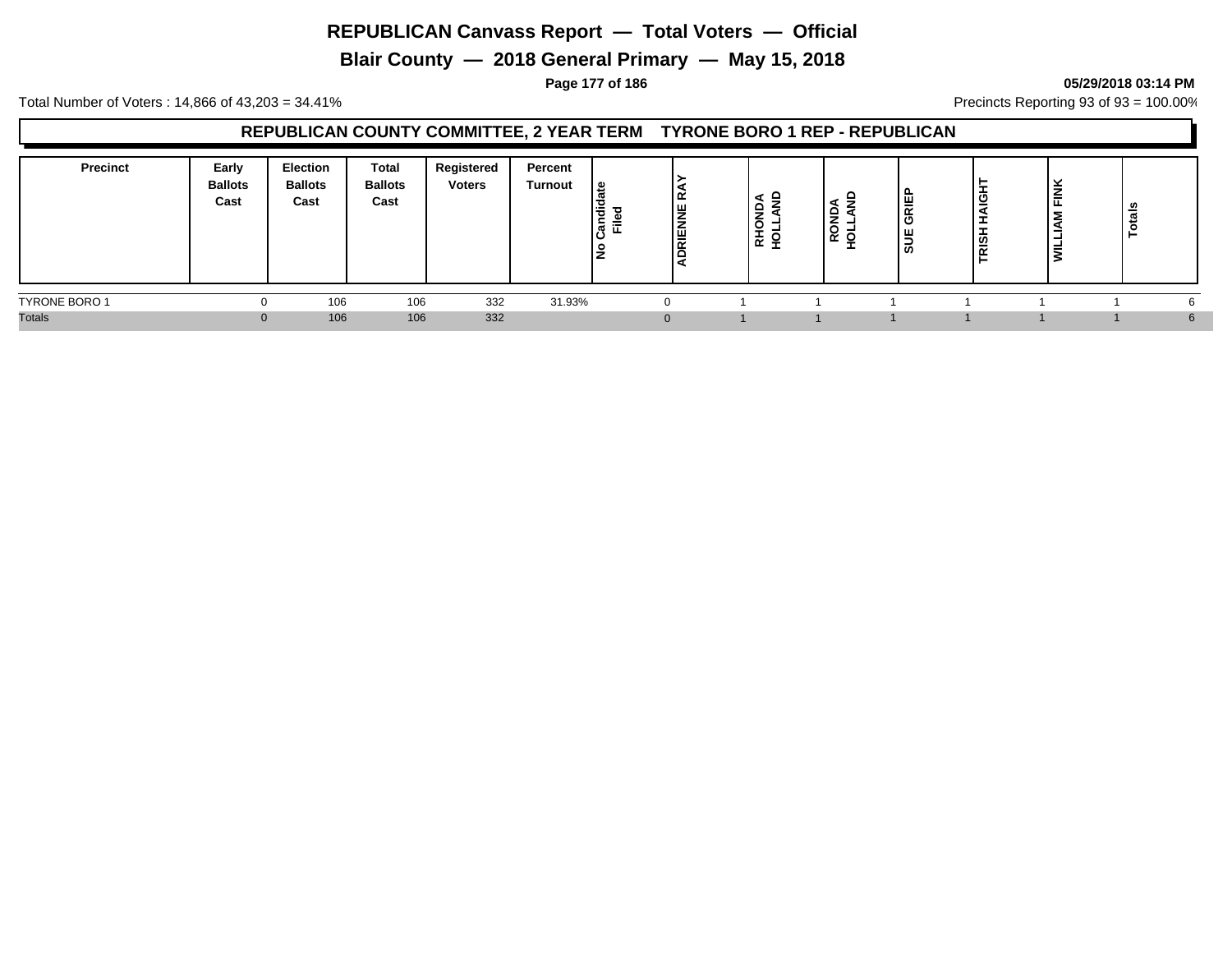# REPUBLICAN Canvass Report — Total Voters — Official

## Blair County — 2018 General Primary — May 15, 2018

Total Number of Voters : 14,866 of 43,203 = 34.41%

Precincts Reporting 93 of 93 = 100.00%

### REPUBLICAN COUNTY COMMITTEE, 2 YEAR TERM TYRONE BORO 1 REP - REPUBLICAN

| Precinct | Early Ballots Cast | Election Ballots Cast | Total Ballots Cast | Registered Voters | Percent Turnout | No Candidate Filed | ADRIENNE RAY | RHONDA HOLLAND | RONDA HOLLAND | SUE GRIEP | TRISH HAIGHT | WILLIAM FINK | Totals |
|---|---|---|---|---|---|---|---|---|---|---|---|---|---|
| TYRONE BORO 1 | 0 | 106 | 106 | 332 | 31.93% | 0 | 1 | 1 | 1 | 1 | 1 | 1 | 6 |
| Totals | 0 | 106 | 106 | 332 | | 0 | 1 | 1 | 1 | 1 | 1 | 1 | 6 |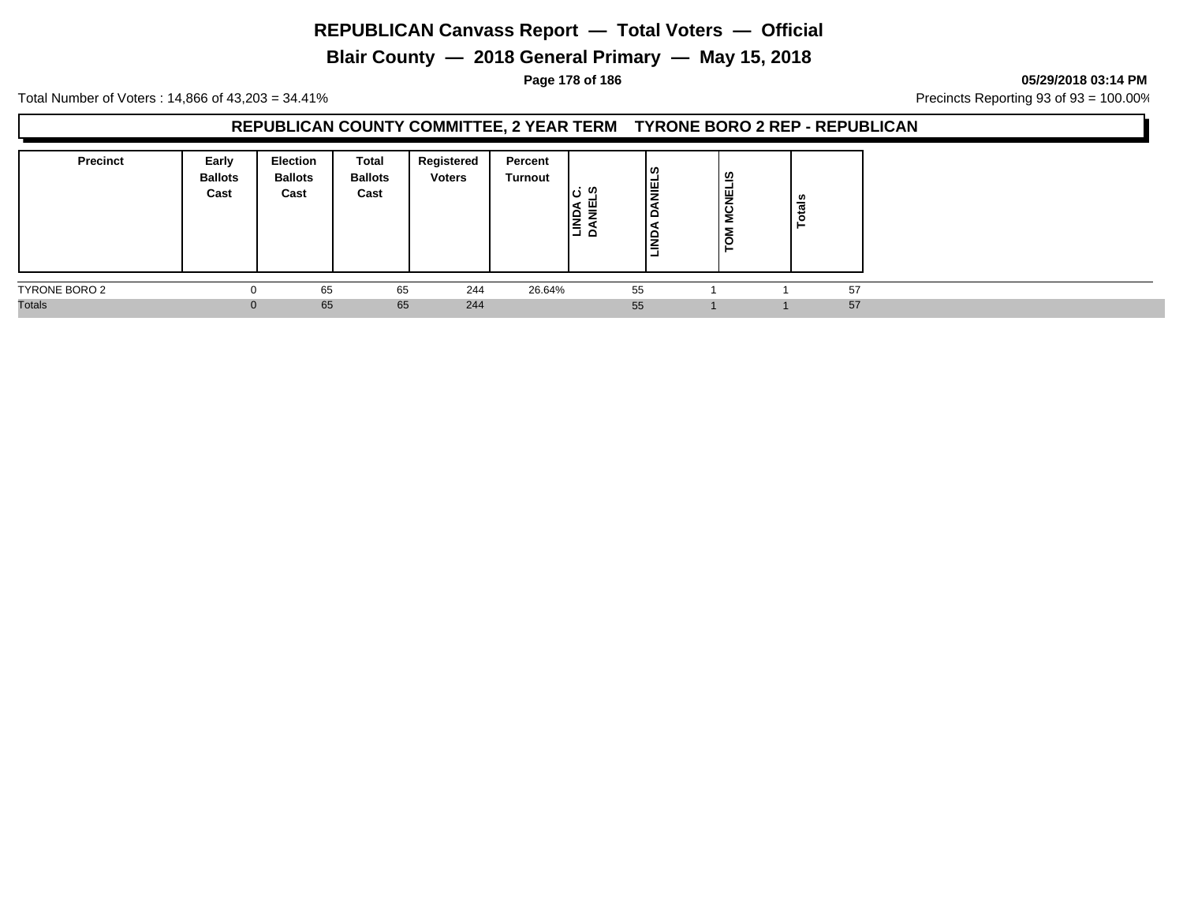# REPUBLICAN Canvass Report — Total Voters — Official

## Blair County — 2018 General Primary — May 15, 2018

05/29/2018 03:14 PM

Total Number of Voters : 14,866 of 43,203 = 34.41%

Precincts Reporting 93 of 93 = 100.00%

### REPUBLICAN COUNTY COMMITTEE, 2 YEAR TERM TYRONE BORO 2 REP - REPUBLICAN

| Precinct | Early Ballots Cast | Election Ballots Cast | Total Ballots Cast | Registered Voters | Percent Turnout | LINDA C. DANIELS | LINDA DANIELS | TOM MCNELIS | Totals |
|---|---|---|---|---|---|---|---|---|---|
| TYRONE BORO 2 | 0 | 65 | 65 | 244 | 26.64% | 55 | 1 | 1 | 57 |
| Totals | 0 | 65 | 65 | 244 | | 55 | 1 | 1 | 57 |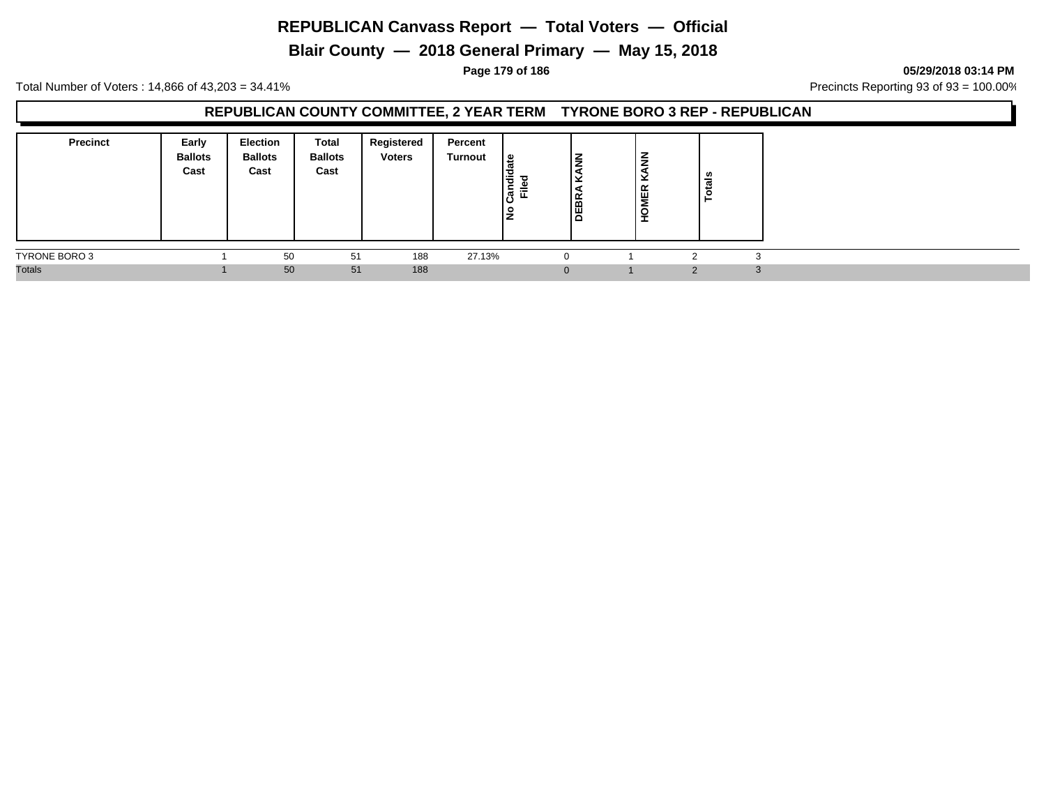# REPUBLICAN Canvass Report — Total Voters — Official

## Blair County — 2018 General Primary — May 15, 2018

**05/29/2018 03:14 PM**

Total Number of Voters : 14,866 of 43,203 = 34.41%

Precincts Reporting 93 of 93 = 100.00%

### REPUBLICAN COUNTY COMMITTEE, 2 YEAR TERM TYRONE BORO 3 REP - REPUBLICAN

| Precinct | Early Ballots Cast | Election Ballots Cast | Total Ballots Cast | Registered Voters | Percent Turnout | No Candidate Filed | DEBRA KANN | HOMER KANN | Totals |
|---|---|---|---|---|---|---|---|---|---|
| TYRONE BORO 3 | 1 | 50 | 51 | 188 | 27.13% | 0 | 1 | 2 | 3 |
| Totals | 1 | 50 | 51 | 188 | | 0 | 1 | 2 | 3 |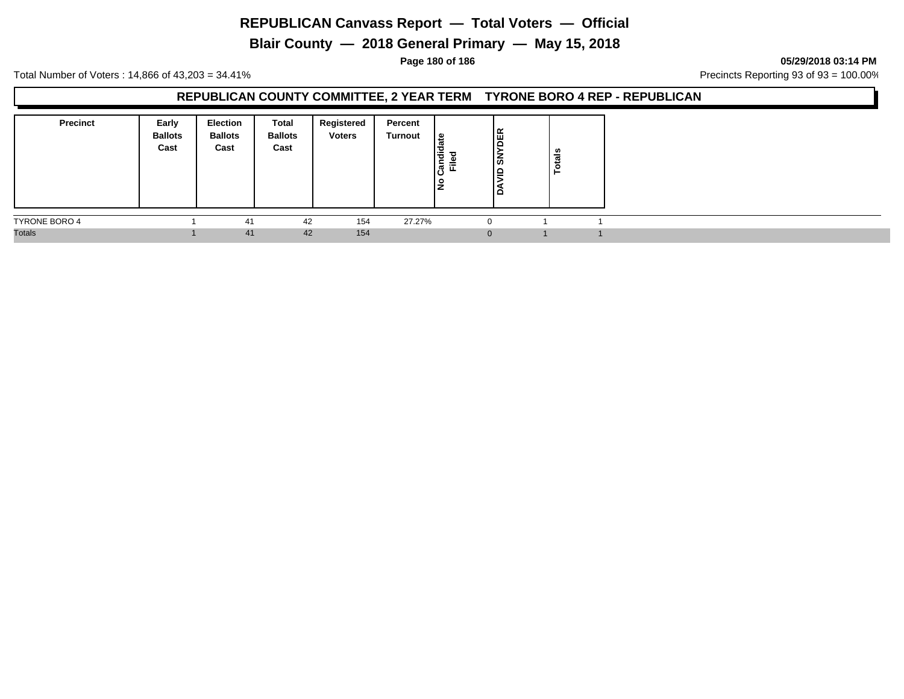# REPUBLICAN Canvass Report — Total Voters — Official

## Blair County — 2018 General Primary — May 15, 2018

05/29/2018 03:14 PM

Total Number of Voters : 14,866 of 43,203 = 34.41%

Precincts Reporting 93 of 93 = 100.00%

### REPUBLICAN COUNTY COMMITTEE, 2 YEAR TERM TYRONE BORO 4 REP - REPUBLICAN

| Precinct | Early Ballots Cast | Election Ballots Cast | Total Ballots Cast | Registered Voters | Percent Turnout | No Candidate Filed | DAVID SNYDER | Totals |
|---|---|---|---|---|---|---|---|---|
| TYRONE BORO 4 | 1 | 41 | 42 | 154 | 27.27% | 0 | 1 | 1 |
| Totals | 1 | 41 | 42 | 154 | | 0 | 1 | 1 |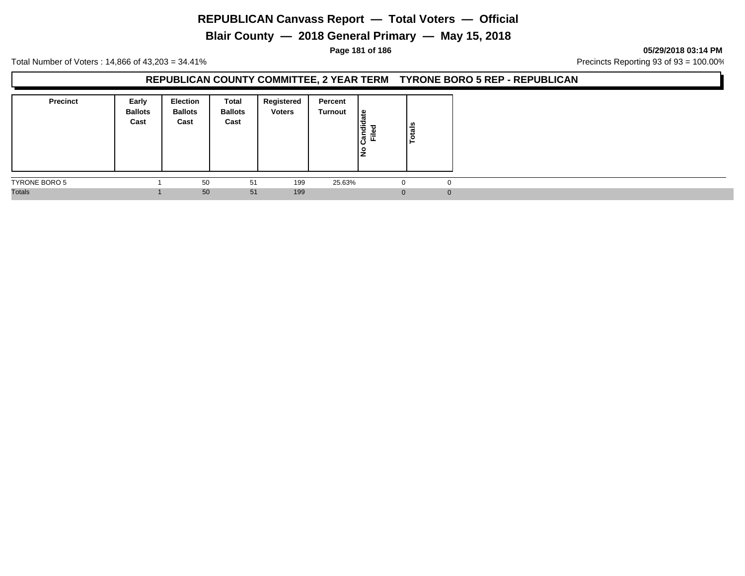# REPUBLICAN Canvass Report — Total Voters — Official

## Blair County — 2018 General Primary — May 15, 2018

05/29/2018 03:14 PM

Total Number of Voters : 14,866 of 43,203 = 34.41%

Precincts Reporting 93 of 93 = 100.00%

### REPUBLICAN COUNTY COMMITTEE, 2 YEAR TERM TYRONE BORO 5 REP - REPUBLICAN

| Precinct | Early Ballots Cast | Election Ballots Cast | Total Ballots Cast | Registered Voters | Percent Turnout | No Candidate Filed | Totals |
|---|---|---|---|---|---|---|---|
| TYRONE BORO 5 | 1 | 50 | 51 | 199 | 25.63% | 0 | 0 |
| Totals | 1 | 50 | 51 | 199 | | 0 | 0 |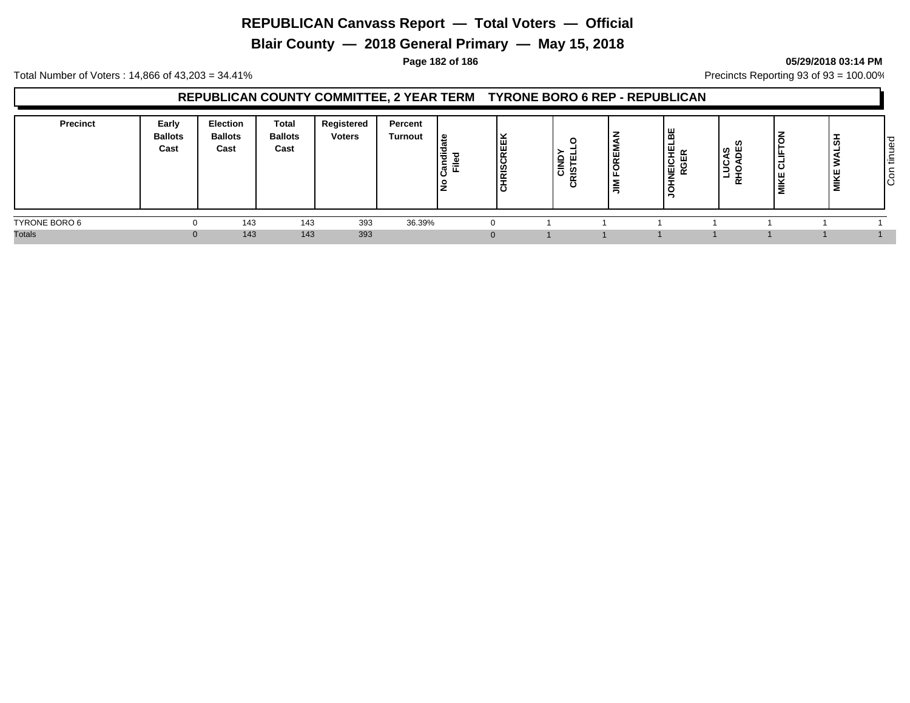# REPUBLICAN Canvass Report — Total Voters — Official

## Blair County — 2018 General Primary — May 15, 2018

05/29/2018 03:14 PM

Total Number of Voters : 14,866 of 43,203 = 34.41%

Precincts Reporting 93 of 93 = 100.00%

### REPUBLICAN COUNTY COMMITTEE, 2 YEAR TERM TYRONE BORO 6 REP - REPUBLICAN

| Precinct | Early Ballots Cast | Election Ballots Cast | Total Ballots Cast | Registered Voters | Percent Turnout | No Candidate Filed | CHRISCREEK | CINDY CRISTELLO | JIM FOREMAN | JOHNEICHELBERGER | LUCAS RHOADES | MIKE CLIFTON | MIKE WALSH |
|---|---|---|---|---|---|---|---|---|---|---|---|---|---|
| TYRONE BORO 6 | 0 | 143 | 143 | 393 | 36.39% | 0 | 1 | 1 | 1 | 1 | 1 | 1 | 1 |
| Totals | 0 | 143 | 143 | 393 | | 0 | 1 | 1 | 1 | 1 | 1 | 1 | 1 |

Continued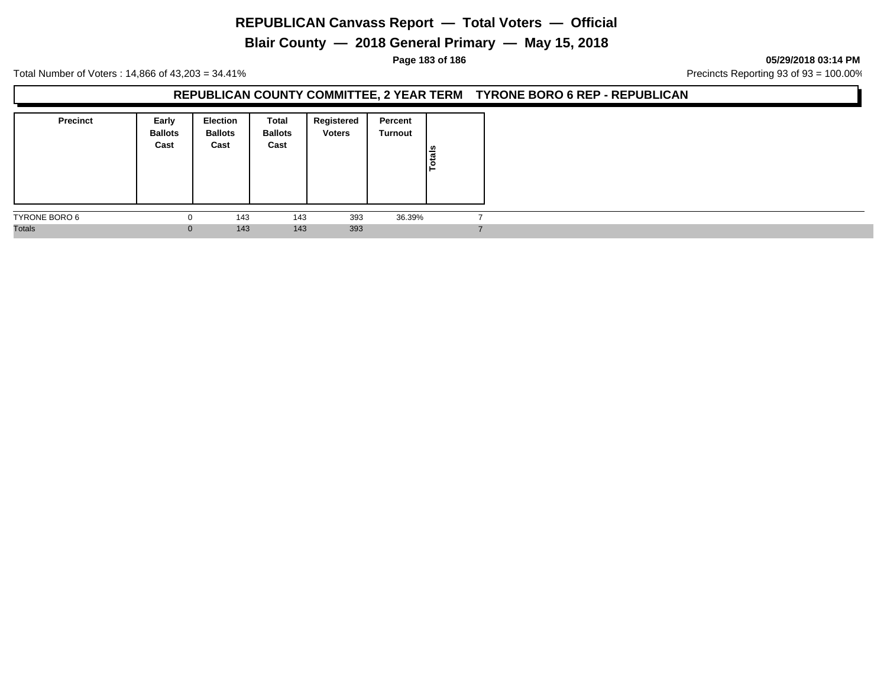# REPUBLICAN Canvass Report — Total Voters — Official

## Blair County — 2018 General Primary — May 15, 2018

05/29/2018 03:14 PM

Total Number of Voters : 14,866 of 43,203 = 34.41%

Precincts Reporting 93 of 93 = 100.00%

### REPUBLICAN COUNTY COMMITTEE, 2 YEAR TERM TYRONE BORO 6 REP - REPUBLICAN

| Precinct | Early Ballots Cast | Election Ballots Cast | Total Ballots Cast | Registered Voters | Percent Turnout | Totals |
|---|---|---|---|---|---|---|
| TYRONE BORO 6 | 0 | 143 | 143 | 393 | 36.39% | 7 |
| Totals | 0 | 143 | 143 | 393 | | 7 |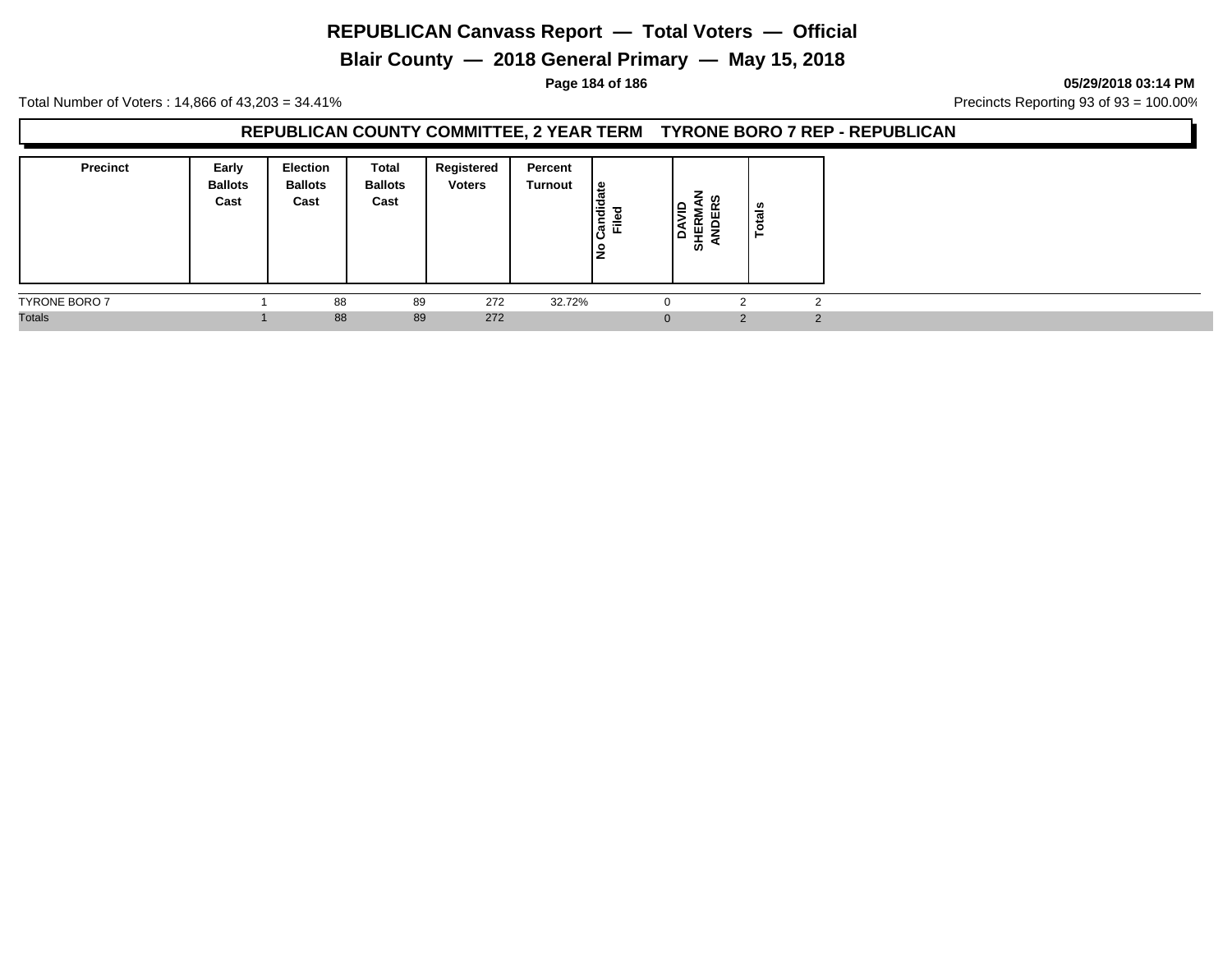# REPUBLICAN Canvass Report — Total Voters — Official

## Blair County — 2018 General Primary — May 15, 2018

**05/29/2018 03:14 PM**

Total Number of Voters : 14,866 of 43,203 = 34.41%

Precincts Reporting 93 of 93 = 100.00%

### REPUBLICAN COUNTY COMMITTEE, 2 YEAR TERM TYRONE BORO 7 REP - REPUBLICAN

| Precinct | Early Ballots Cast | Election Ballots Cast | Total Ballots Cast | Registered Voters | Percent Turnout | No Candidate Filed | DAVID SHERMAN ANDERS | Totals |
|---|---|---|---|---|---|---|---|---|
| TYRONE BORO 7 | 1 | 88 | 89 | 272 | 32.72% | 0 | 2 | 2 |
| Totals | 1 | 88 | 89 | 272 | | 0 | 2 | 2 |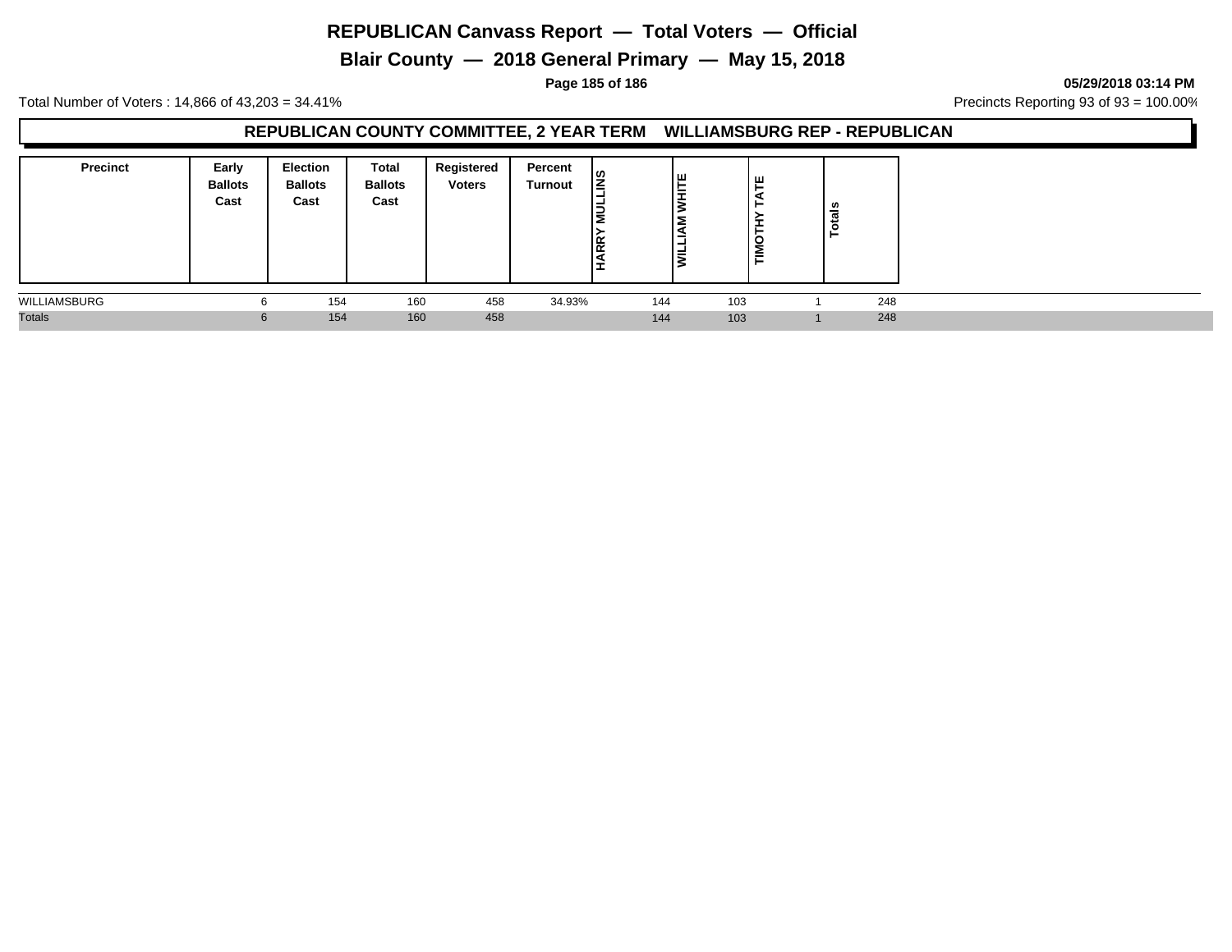# REPUBLICAN Canvass Report — Total Voters — Official

## Blair County — 2018 General Primary — May 15, 2018

05/29/2018 03:14 PM

Total Number of Voters : 14,866 of 43,203 = 34.41%

Precincts Reporting 93 of 93 = 100.00%

### REPUBLICAN COUNTY COMMITTEE, 2 YEAR TERM WILLIAMSBURG REP - REPUBLICAN

| Precinct | Early Ballots Cast | Election Ballots Cast | Total Ballots Cast | Registered Voters | Percent Turnout | HARRY MULLINS | WILLIAM WHITE | TIMOTHY TATE | Totals |
|---|---|---|---|---|---|---|---|---|---|
| WILLIAMSBURG | 6 | 154 | 160 | 458 | 34.93% | 144 | 103 | 1 | 248 |
| Totals | 6 | 154 | 160 | 458 | | 144 | 103 | 1 | 248 |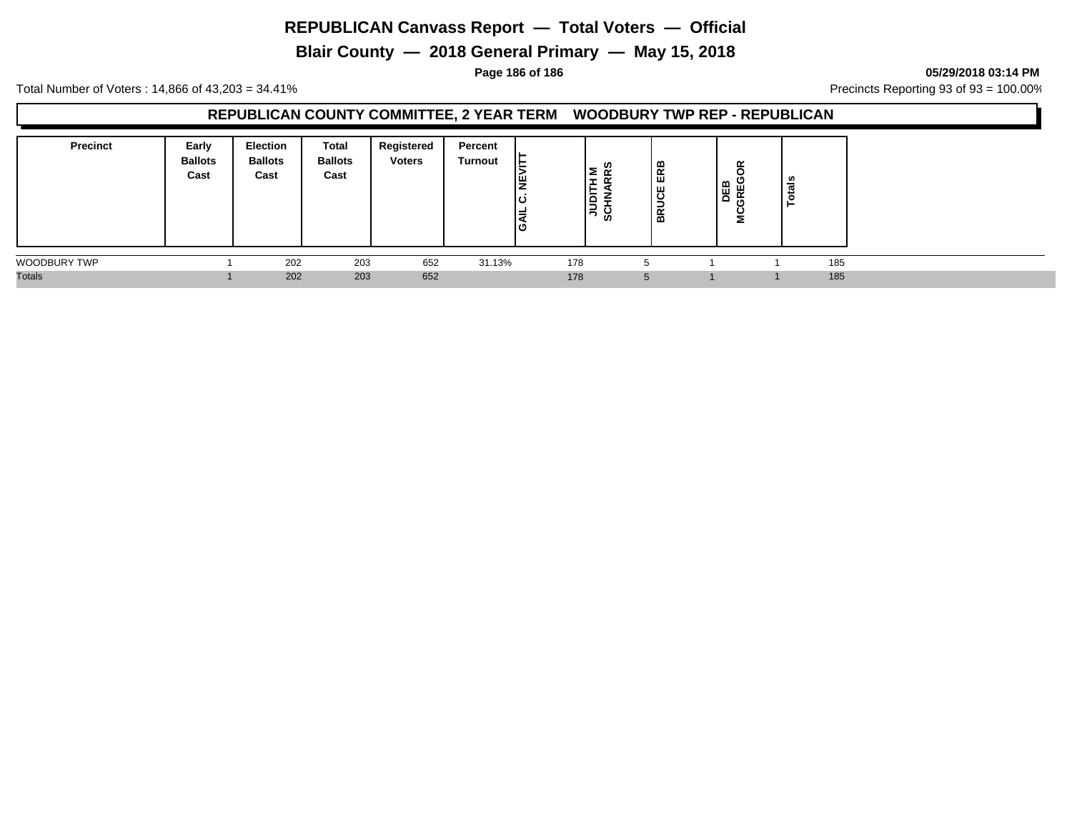# REPUBLICAN Canvass Report — Total Voters — Official

## Blair County — 2018 General Primary — May 15, 2018

**05/29/2018 03:14 PM**

Total Number of Voters : 14,866 of 43,203 = 34.41%

Precincts Reporting 93 of 93 = 100.00%

### REPUBLICAN COUNTY COMMITTEE, 2 YEAR TERM WOODBURY TWP REP - REPUBLICAN

| Precinct | Early Ballots Cast | Election Ballots Cast | Total Ballots Cast | Registered Voters | Percent Turnout | GAIL C. NEVITT | JUDITH M SCHNARRS | BRUCE ERB | DEB MCGREGOR | Totals |
|---|---|---|---|---|---|---|---|---|---|---|
| WOODBURY TWP | 1 | 202 | 203 | 652 | 31.13% | 178 | 5 | 1 | 1 | 185 |
| Totals | 1 | 202 | 203 | 652 | | 178 | 5 | 1 | 1 | 185 |